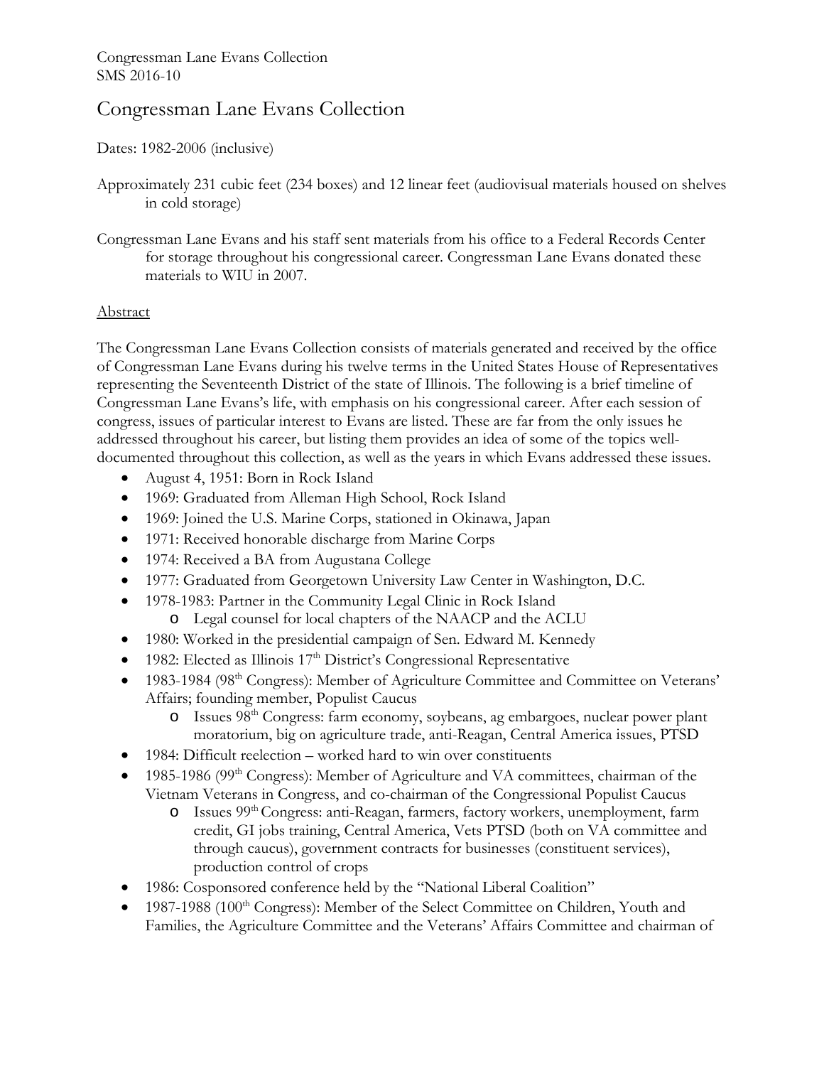Congressman Lane Evans Collection
SMS 2016-10

# Congressman Lane Evans Collection

Dates: 1982-2006 (inclusive)

Approximately 231 cubic feet (234 boxes) and 12 linear feet (audiovisual materials housed on shelves in cold storage)

Congressman Lane Evans and his staff sent materials from his office to a Federal Records Center for storage throughout his congressional career. Congressman Lane Evans donated these materials to WIU in 2007.

## Abstract

The Congressman Lane Evans Collection consists of materials generated and received by the office of Congressman Lane Evans during his twelve terms in the United States House of Representatives representing the Seventeenth District of the state of Illinois. The following is a brief timeline of Congressman Lane Evans's life, with emphasis on his congressional career. After each session of congress, issues of particular interest to Evans are listed. These are far from the only issues he addressed throughout his career, but listing them provides an idea of some of the topics well-documented throughout this collection, as well as the years in which Evans addressed these issues.

- August 4, 1951: Born in Rock Island
- 1969: Graduated from Alleman High School, Rock Island
- 1969: Joined the U.S. Marine Corps, stationed in Okinawa, Japan
- 1971: Received honorable discharge from Marine Corps
- 1974: Received a BA from Augustana College
- 1977: Graduated from Georgetown University Law Center in Washington, D.C.
- 1978-1983: Partner in the Community Legal Clinic in Rock Island
  - Legal counsel for local chapters of the NAACP and the ACLU
- 1980: Worked in the presidential campaign of Sen. Edward M. Kennedy
- 1982: Elected as Illinois 17th District's Congressional Representative
- 1983-1984 (98th Congress): Member of Agriculture Committee and Committee on Veterans' Affairs; founding member, Populist Caucus
  - Issues 98th Congress: farm economy, soybeans, ag embargoes, nuclear power plant moratorium, big on agriculture trade, anti-Reagan, Central America issues, PTSD
- 1984: Difficult reelection – worked hard to win over constituents
- 1985-1986 (99th Congress): Member of Agriculture and VA committees, chairman of the Vietnam Veterans in Congress, and co-chairman of the Congressional Populist Caucus
  - Issues 99th Congress: anti-Reagan, farmers, factory workers, unemployment, farm credit, GI jobs training, Central America, Vets PTSD (both on VA committee and through caucus), government contracts for businesses (constituent services), production control of crops
- 1986: Cosponsored conference held by the "National Liberal Coalition"
- 1987-1988 (100th Congress): Member of the Select Committee on Children, Youth and Families, the Agriculture Committee and the Veterans' Affairs Committee and chairman of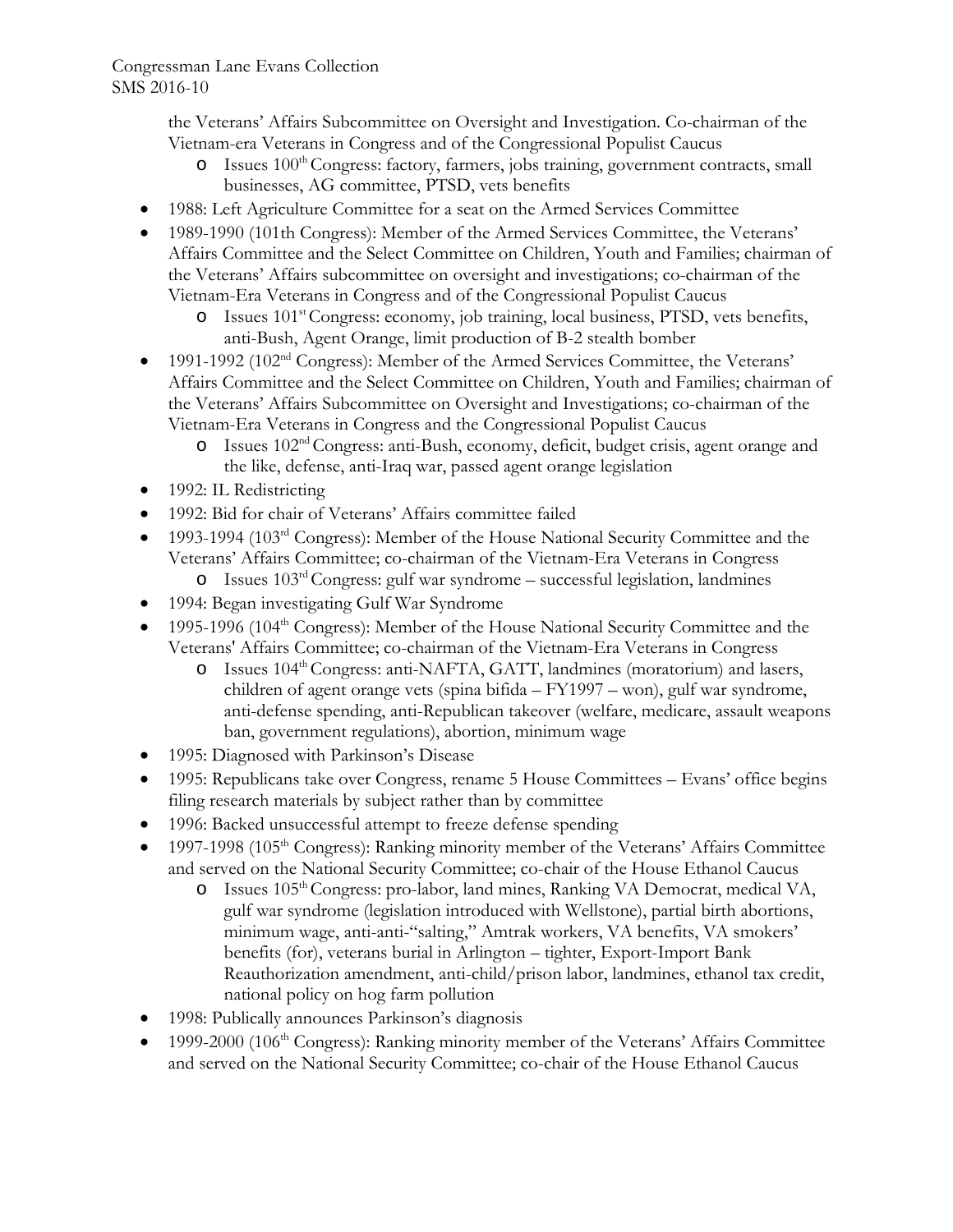the Veterans' Affairs Subcommittee on Oversight and Investigation. Co-chairman of the Vietnam-era Veterans in Congress and of the Congressional Populist Caucus
    - Issues 100th Congress: factory, farmers, jobs training, government contracts, small businesses, AG committee, PTSD, vets benefits
- 1988: Left Agriculture Committee for a seat on the Armed Services Committee
- 1989-1990 (101th Congress): Member of the Armed Services Committee, the Veterans' Affairs Committee and the Select Committee on Children, Youth and Families; chairman of the Veterans' Affairs subcommittee on oversight and investigations; co-chairman of the Vietnam-Era Veterans in Congress and of the Congressional Populist Caucus
    - Issues 101st Congress: economy, job training, local business, PTSD, vets benefits, anti-Bush, Agent Orange, limit production of B-2 stealth bomber
- 1991-1992 (102nd Congress): Member of the Armed Services Committee, the Veterans' Affairs Committee and the Select Committee on Children, Youth and Families; chairman of the Veterans' Affairs Subcommittee on Oversight and Investigations; co-chairman of the Vietnam-Era Veterans in Congress and the Congressional Populist Caucus
    - Issues 102nd Congress: anti-Bush, economy, deficit, budget crisis, agent orange and the like, defense, anti-Iraq war, passed agent orange legislation
- 1992: IL Redistricting
- 1992: Bid for chair of Veterans' Affairs committee failed
- 1993-1994 (103rd Congress): Member of the House National Security Committee and the Veterans' Affairs Committee; co-chairman of the Vietnam-Era Veterans in Congress
    - Issues 103rd Congress: gulf war syndrome – successful legislation, landmines
- 1994: Began investigating Gulf War Syndrome
- 1995-1996 (104th Congress): Member of the House National Security Committee and the Veterans' Affairs Committee; co-chairman of the Vietnam-Era Veterans in Congress
    - Issues 104th Congress: anti-NAFTA, GATT, landmines (moratorium) and lasers, children of agent orange vets (spina bifida – FY1997 – won), gulf war syndrome, anti-defense spending, anti-Republican takeover (welfare, medicare, assault weapons ban, government regulations), abortion, minimum wage
- 1995: Diagnosed with Parkinson's Disease
- 1995: Republicans take over Congress, rename 5 House Committees – Evans' office begins filing research materials by subject rather than by committee
- 1996: Backed unsuccessful attempt to freeze defense spending
- 1997-1998 (105th Congress): Ranking minority member of the Veterans' Affairs Committee and served on the National Security Committee; co-chair of the House Ethanol Caucus
    - Issues 105th Congress: pro-labor, land mines, Ranking VA Democrat, medical VA, gulf war syndrome (legislation introduced with Wellstone), partial birth abortions, minimum wage, anti-anti-"salting," Amtrak workers, VA benefits, VA smokers' benefits (for), veterans burial in Arlington – tighter, Export-Import Bank Reauthorization amendment, anti-child/prison labor, landmines, ethanol tax credit, national policy on hog farm pollution
- 1998: Publically announces Parkinson's diagnosis
- 1999-2000 (106th Congress): Ranking minority member of the Veterans' Affairs Committee and served on the National Security Committee; co-chair of the House Ethanol Caucus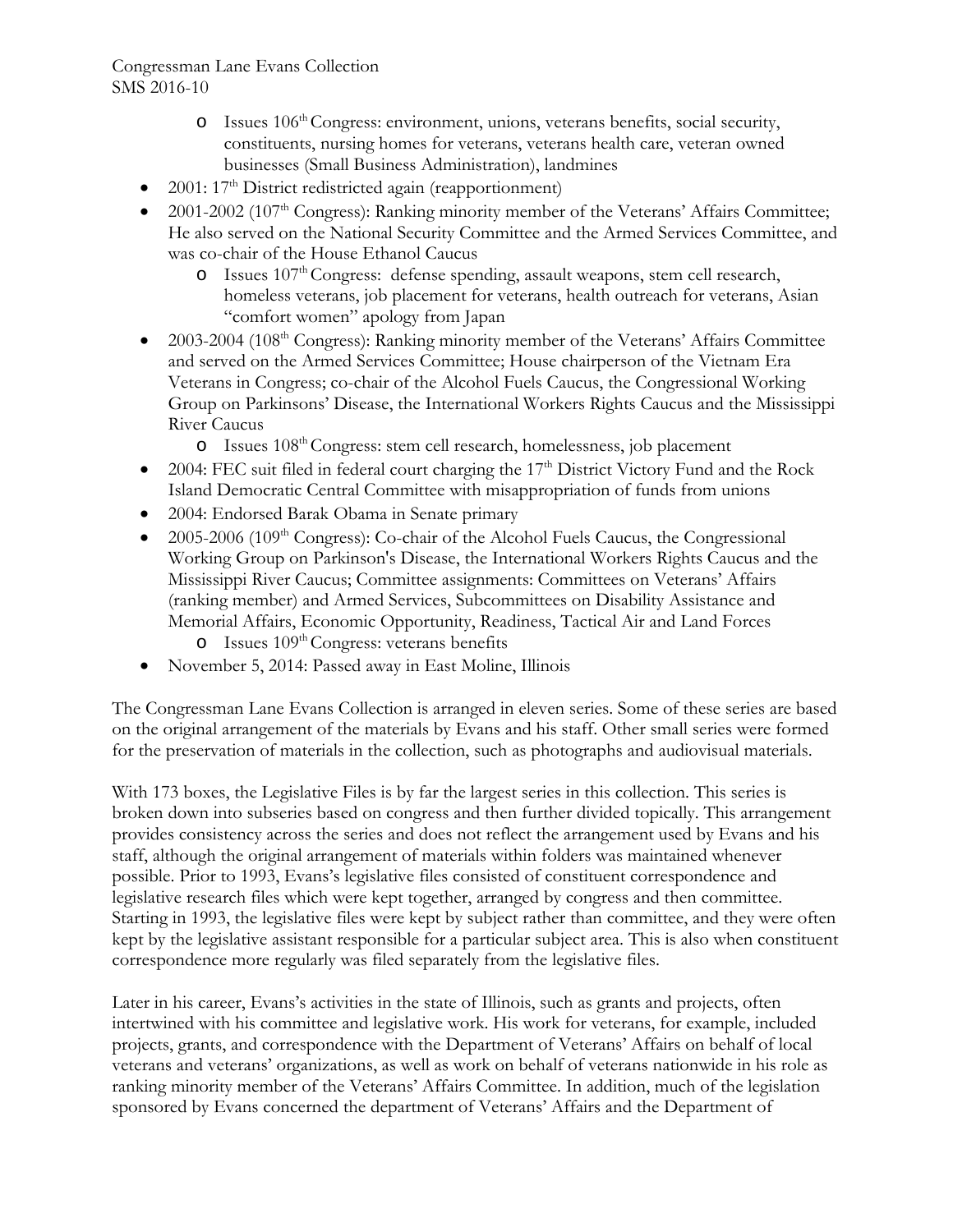- Issues 106th Congress: environment, unions, veterans benefits, social security, constituents, nursing homes for veterans, veterans health care, veteran owned businesses (Small Business Administration), landmines
- 2001: 17th District redistricted again (reapportionment)
- 2001-2002 (107th Congress): Ranking minority member of the Veterans' Affairs Committee; He also served on the National Security Committee and the Armed Services Committee, and was co-chair of the House Ethanol Caucus
    - Issues 107th Congress: defense spending, assault weapons, stem cell research, homeless veterans, job placement for veterans, health outreach for veterans, Asian "comfort women" apology from Japan
- 2003-2004 (108th Congress): Ranking minority member of the Veterans' Affairs Committee and served on the Armed Services Committee; House chairperson of the Vietnam Era Veterans in Congress; co-chair of the Alcohol Fuels Caucus, the Congressional Working Group on Parkinsons' Disease, the International Workers Rights Caucus and the Mississippi River Caucus
    - Issues 108th Congress: stem cell research, homelessness, job placement
- 2004: FEC suit filed in federal court charging the 17th District Victory Fund and the Rock Island Democratic Central Committee with misappropriation of funds from unions
- 2004: Endorsed Barak Obama in Senate primary
- 2005-2006 (109th Congress): Co-chair of the Alcohol Fuels Caucus, the Congressional Working Group on Parkinson's Disease, the International Workers Rights Caucus and the Mississippi River Caucus; Committee assignments: Committees on Veterans' Affairs (ranking member) and Armed Services, Subcommittees on Disability Assistance and Memorial Affairs, Economic Opportunity, Readiness, Tactical Air and Land Forces
    - Issues 109th Congress: veterans benefits
- November 5, 2014: Passed away in East Moline, Illinois

The Congressman Lane Evans Collection is arranged in eleven series. Some of these series are based on the original arrangement of the materials by Evans and his staff. Other small series were formed for the preservation of materials in the collection, such as photographs and audiovisual materials.

With 173 boxes, the Legislative Files is by far the largest series in this collection. This series is broken down into subseries based on congress and then further divided topically. This arrangement provides consistency across the series and does not reflect the arrangement used by Evans and his staff, although the original arrangement of materials within folders was maintained whenever possible. Prior to 1993, Evans's legislative files consisted of constituent correspondence and legislative research files which were kept together, arranged by congress and then committee. Starting in 1993, the legislative files were kept by subject rather than committee, and they were often kept by the legislative assistant responsible for a particular subject area. This is also when constituent correspondence more regularly was filed separately from the legislative files.

Later in his career, Evans's activities in the state of Illinois, such as grants and projects, often intertwined with his committee and legislative work. His work for veterans, for example, included projects, grants, and correspondence with the Department of Veterans' Affairs on behalf of local veterans and veterans' organizations, as well as work on behalf of veterans nationwide in his role as ranking minority member of the Veterans' Affairs Committee. In addition, much of the legislation sponsored by Evans concerned the department of Veterans' Affairs and the Department of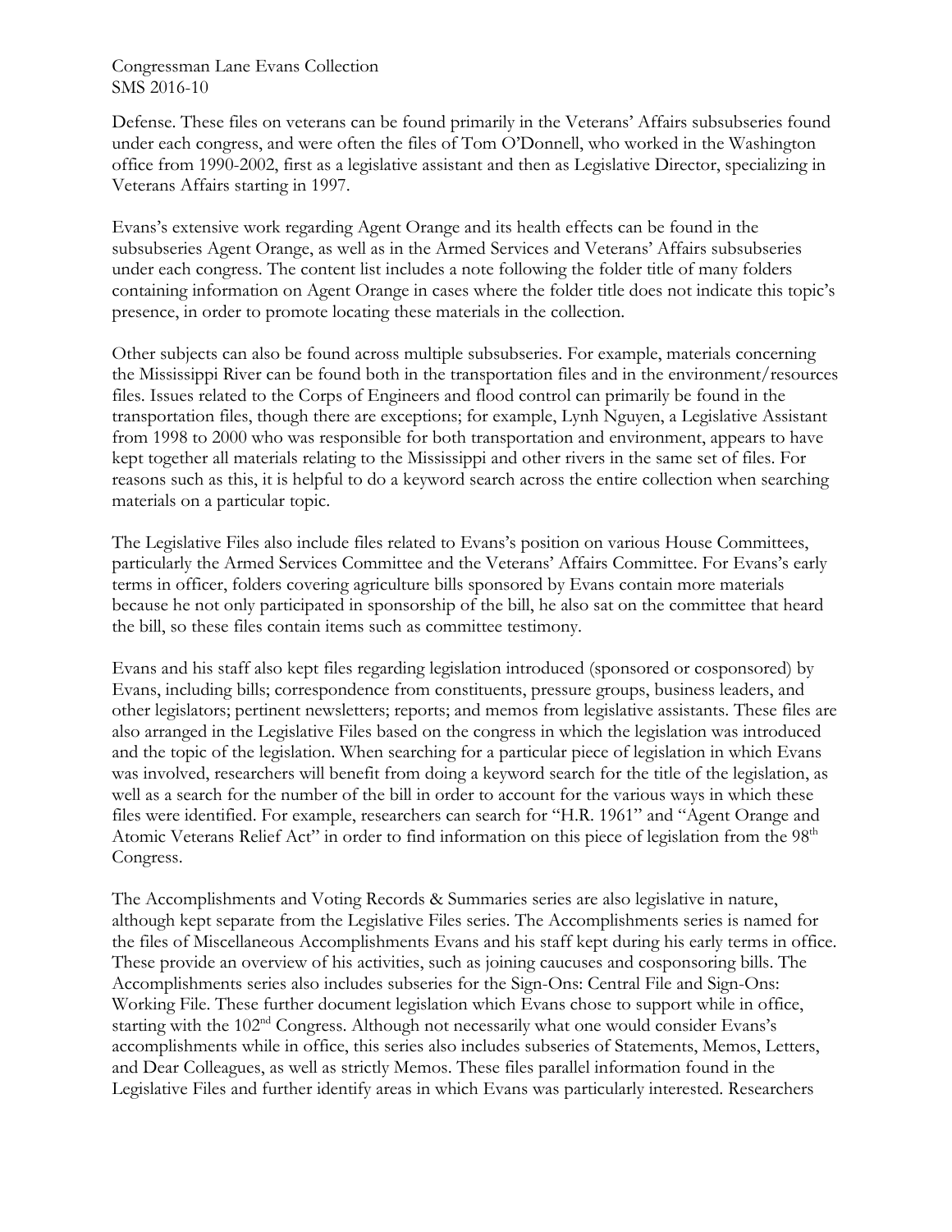Defense. These files on veterans can be found primarily in the Veterans' Affairs subsubseries found under each congress, and were often the files of Tom O'Donnell, who worked in the Washington office from 1990-2002, first as a legislative assistant and then as Legislative Director, specializing in Veterans Affairs starting in 1997.

Evans's extensive work regarding Agent Orange and its health effects can be found in the subsubseries Agent Orange, as well as in the Armed Services and Veterans' Affairs subsubseries under each congress. The content list includes a note following the folder title of many folders containing information on Agent Orange in cases where the folder title does not indicate this topic's presence, in order to promote locating these materials in the collection.

Other subjects can also be found across multiple subsubseries. For example, materials concerning the Mississippi River can be found both in the transportation files and in the environment/resources files. Issues related to the Corps of Engineers and flood control can primarily be found in the transportation files, though there are exceptions; for example, Lynh Nguyen, a Legislative Assistant from 1998 to 2000 who was responsible for both transportation and environment, appears to have kept together all materials relating to the Mississippi and other rivers in the same set of files. For reasons such as this, it is helpful to do a keyword search across the entire collection when searching materials on a particular topic.

The Legislative Files also include files related to Evans's position on various House Committees, particularly the Armed Services Committee and the Veterans' Affairs Committee. For Evans's early terms in officer, folders covering agriculture bills sponsored by Evans contain more materials because he not only participated in sponsorship of the bill, he also sat on the committee that heard the bill, so these files contain items such as committee testimony.

Evans and his staff also kept files regarding legislation introduced (sponsored or cosponsored) by Evans, including bills; correspondence from constituents, pressure groups, business leaders, and other legislators; pertinent newsletters; reports; and memos from legislative assistants. These files are also arranged in the Legislative Files based on the congress in which the legislation was introduced and the topic of the legislation. When searching for a particular piece of legislation in which Evans was involved, researchers will benefit from doing a keyword search for the title of the legislation, as well as a search for the number of the bill in order to account for the various ways in which these files were identified. For example, researchers can search for "H.R. 1961" and "Agent Orange and Atomic Veterans Relief Act" in order to find information on this piece of legislation from the 98th Congress.

The Accomplishments and Voting Records & Summaries series are also legislative in nature, although kept separate from the Legislative Files series. The Accomplishments series is named for the files of Miscellaneous Accomplishments Evans and his staff kept during his early terms in office. These provide an overview of his activities, such as joining caucuses and cosponsoring bills. The Accomplishments series also includes subseries for the Sign-Ons: Central File and Sign-Ons: Working File. These further document legislation which Evans chose to support while in office, starting with the 102nd Congress. Although not necessarily what one would consider Evans's accomplishments while in office, this series also includes subseries of Statements, Memos, Letters, and Dear Colleagues, as well as strictly Memos. These files parallel information found in the Legislative Files and further identify areas in which Evans was particularly interested. Researchers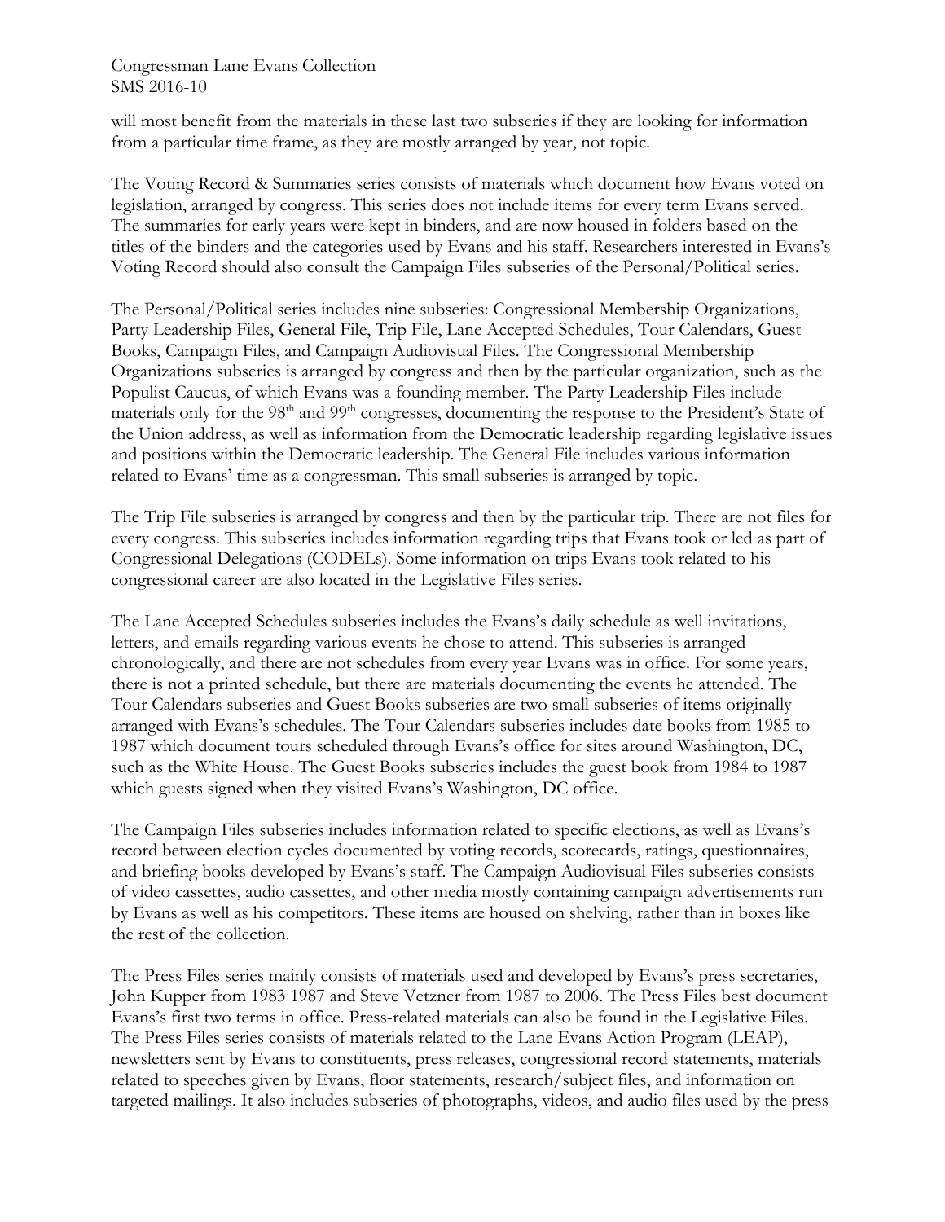will most benefit from the materials in these last two subseries if they are looking for information from a particular time frame, as they are mostly arranged by year, not topic.

The Voting Record & Summaries series consists of materials which document how Evans voted on legislation, arranged by congress. This series does not include items for every term Evans served. The summaries for early years were kept in binders, and are now housed in folders based on the titles of the binders and the categories used by Evans and his staff. Researchers interested in Evans's Voting Record should also consult the Campaign Files subseries of the Personal/Political series.

The Personal/Political series includes nine subseries: Congressional Membership Organizations, Party Leadership Files, General File, Trip File, Lane Accepted Schedules, Tour Calendars, Guest Books, Campaign Files, and Campaign Audiovisual Files. The Congressional Membership Organizations subseries is arranged by congress and then by the particular organization, such as the Populist Caucus, of which Evans was a founding member. The Party Leadership Files include materials only for the 98th and 99th congresses, documenting the response to the President's State of the Union address, as well as information from the Democratic leadership regarding legislative issues and positions within the Democratic leadership. The General File includes various information related to Evans' time as a congressman. This small subseries is arranged by topic.

The Trip File subseries is arranged by congress and then by the particular trip. There are not files for every congress. This subseries includes information regarding trips that Evans took or led as part of Congressional Delegations (CODELs). Some information on trips Evans took related to his congressional career are also located in the Legislative Files series.

The Lane Accepted Schedules subseries includes the Evans's daily schedule as well invitations, letters, and emails regarding various events he chose to attend. This subseries is arranged chronologically, and there are not schedules from every year Evans was in office. For some years, there is not a printed schedule, but there are materials documenting the events he attended. The Tour Calendars subseries and Guest Books subseries are two small subseries of items originally arranged with Evans's schedules. The Tour Calendars subseries includes date books from 1985 to 1987 which document tours scheduled through Evans's office for sites around Washington, DC, such as the White House. The Guest Books subseries includes the guest book from 1984 to 1987 which guests signed when they visited Evans's Washington, DC office.

The Campaign Files subseries includes information related to specific elections, as well as Evans's record between election cycles documented by voting records, scorecards, ratings, questionnaires, and briefing books developed by Evans's staff. The Campaign Audiovisual Files subseries consists of video cassettes, audio cassettes, and other media mostly containing campaign advertisements run by Evans as well as his competitors. These items are housed on shelving, rather than in boxes like the rest of the collection.

The Press Files series mainly consists of materials used and developed by Evans's press secretaries, John Kupper from 1983 1987 and Steve Vetzner from 1987 to 2006. The Press Files best document Evans's first two terms in office. Press-related materials can also be found in the Legislative Files. The Press Files series consists of materials related to the Lane Evans Action Program (LEAP), newsletters sent by Evans to constituents, press releases, congressional record statements, materials related to speeches given by Evans, floor statements, research/subject files, and information on targeted mailings. It also includes subseries of photographs, videos, and audio files used by the press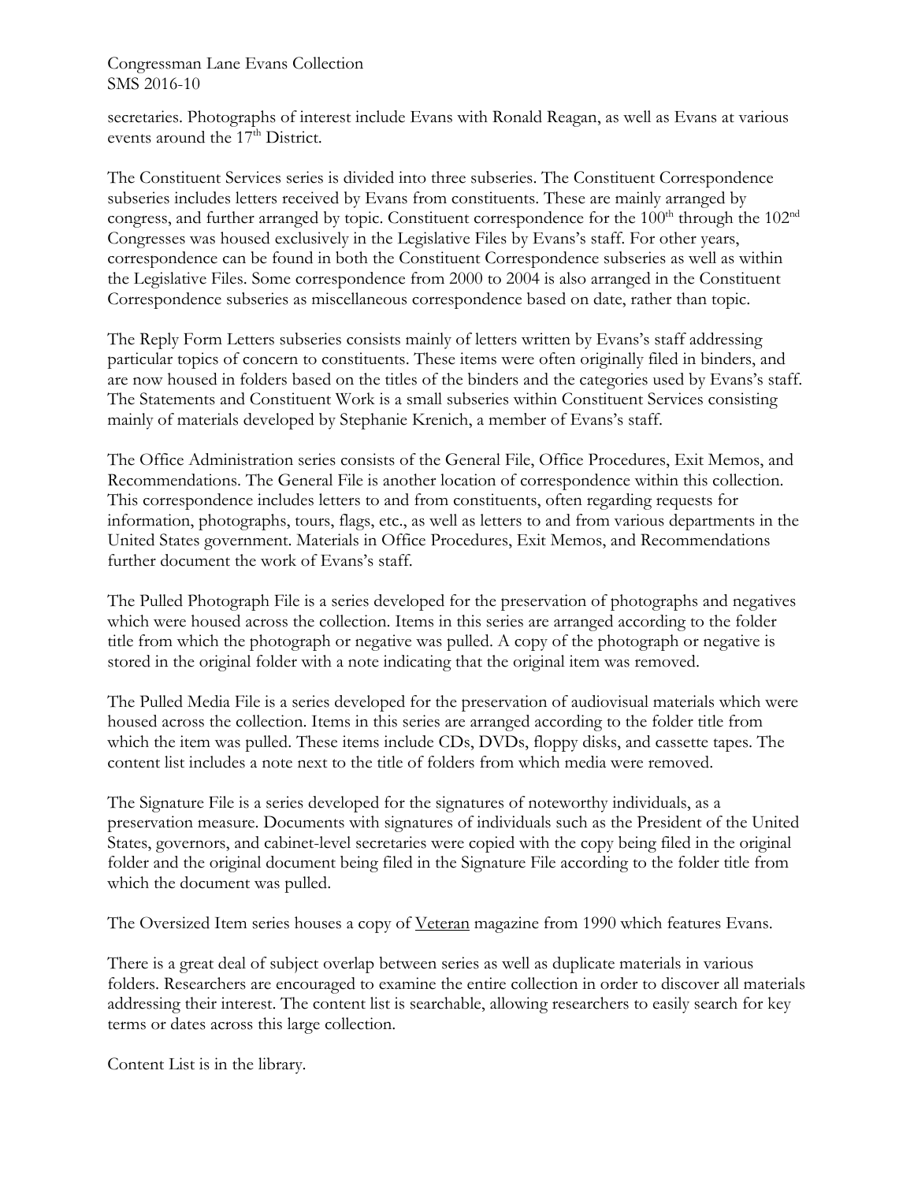secretaries. Photographs of interest include Evans with Ronald Reagan, as well as Evans at various events around the 17th District.

The Constituent Services series is divided into three subseries. The Constituent Correspondence subseries includes letters received by Evans from constituents. These are mainly arranged by congress, and further arranged by topic. Constituent correspondence for the 100th through the 102nd Congresses was housed exclusively in the Legislative Files by Evans's staff. For other years, correspondence can be found in both the Constituent Correspondence subseries as well as within the Legislative Files. Some correspondence from 2000 to 2004 is also arranged in the Constituent Correspondence subseries as miscellaneous correspondence based on date, rather than topic.

The Reply Form Letters subseries consists mainly of letters written by Evans's staff addressing particular topics of concern to constituents. These items were often originally filed in binders, and are now housed in folders based on the titles of the binders and the categories used by Evans's staff. The Statements and Constituent Work is a small subseries within Constituent Services consisting mainly of materials developed by Stephanie Krenich, a member of Evans's staff.

The Office Administration series consists of the General File, Office Procedures, Exit Memos, and Recommendations. The General File is another location of correspondence within this collection. This correspondence includes letters to and from constituents, often regarding requests for information, photographs, tours, flags, etc., as well as letters to and from various departments in the United States government. Materials in Office Procedures, Exit Memos, and Recommendations further document the work of Evans's staff.

The Pulled Photograph File is a series developed for the preservation of photographs and negatives which were housed across the collection. Items in this series are arranged according to the folder title from which the photograph or negative was pulled. A copy of the photograph or negative is stored in the original folder with a note indicating that the original item was removed.

The Pulled Media File is a series developed for the preservation of audiovisual materials which were housed across the collection. Items in this series are arranged according to the folder title from which the item was pulled. These items include CDs, DVDs, floppy disks, and cassette tapes. The content list includes a note next to the title of folders from which media were removed.

The Signature File is a series developed for the signatures of noteworthy individuals, as a preservation measure. Documents with signatures of individuals such as the President of the United States, governors, and cabinet-level secretaries were copied with the copy being filed in the original folder and the original document being filed in the Signature File according to the folder title from which the document was pulled.

The Oversized Item series houses a copy of Veteran magazine from 1990 which features Evans.

There is a great deal of subject overlap between series as well as duplicate materials in various folders. Researchers are encouraged to examine the entire collection in order to discover all materials addressing their interest. The content list is searchable, allowing researchers to easily search for key terms or dates across this large collection.

Content List is in the library.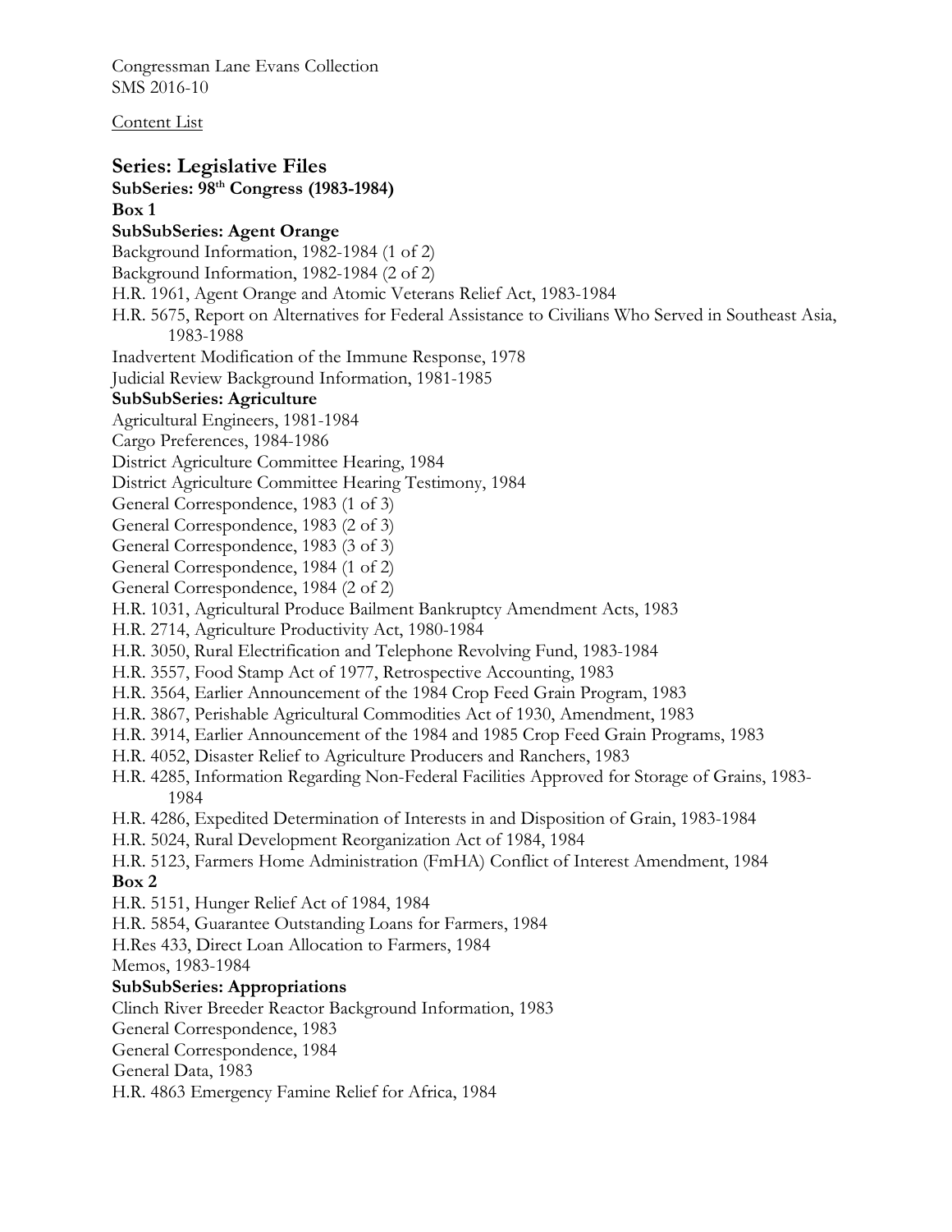Congressman Lane Evans Collection
SMS 2016-10

Content List

## Series: Legislative Files

### SubSeries: 98th Congress (1983-1984)

**Box 1**

#### SubSubSeries: Agent Orange

Background Information, 1982-1984 (1 of 2)
Background Information, 1982-1984 (2 of 2)
H.R. 1961, Agent Orange and Atomic Veterans Relief Act, 1983-1984
H.R. 5675, Report on Alternatives for Federal Assistance to Civilians Who Served in Southeast Asia, 1983-1988
Inadvertent Modification of the Immune Response, 1978
Judicial Review Background Information, 1981-1985

#### SubSubSeries: Agriculture

Agricultural Engineers, 1981-1984
Cargo Preferences, 1984-1986
District Agriculture Committee Hearing, 1984
District Agriculture Committee Hearing Testimony, 1984
General Correspondence, 1983 (1 of 3)
General Correspondence, 1983 (2 of 3)
General Correspondence, 1983 (3 of 3)
General Correspondence, 1984 (1 of 2)
General Correspondence, 1984 (2 of 2)
H.R. 1031, Agricultural Produce Bailment Bankruptcy Amendment Acts, 1983
H.R. 2714, Agriculture Productivity Act, 1980-1984
H.R. 3050, Rural Electrification and Telephone Revolving Fund, 1983-1984
H.R. 3557, Food Stamp Act of 1977, Retrospective Accounting, 1983
H.R. 3564, Earlier Announcement of the 1984 Crop Feed Grain Program, 1983
H.R. 3867, Perishable Agricultural Commodities Act of 1930, Amendment, 1983
H.R. 3914, Earlier Announcement of the 1984 and 1985 Crop Feed Grain Programs, 1983
H.R. 4052, Disaster Relief to Agriculture Producers and Ranchers, 1983
H.R. 4285, Information Regarding Non-Federal Facilities Approved for Storage of Grains, 1983-1984
H.R. 4286, Expedited Determination of Interests in and Disposition of Grain, 1983-1984
H.R. 5024, Rural Development Reorganization Act of 1984, 1984
H.R. 5123, Farmers Home Administration (FmHA) Conflict of Interest Amendment, 1984

**Box 2**

H.R. 5151, Hunger Relief Act of 1984, 1984
H.R. 5854, Guarantee Outstanding Loans for Farmers, 1984
H.Res 433, Direct Loan Allocation to Farmers, 1984
Memos, 1983-1984

#### SubSubSeries: Appropriations

Clinch River Breeder Reactor Background Information, 1983
General Correspondence, 1983
General Correspondence, 1984
General Data, 1983
H.R. 4863 Emergency Famine Relief for Africa, 1984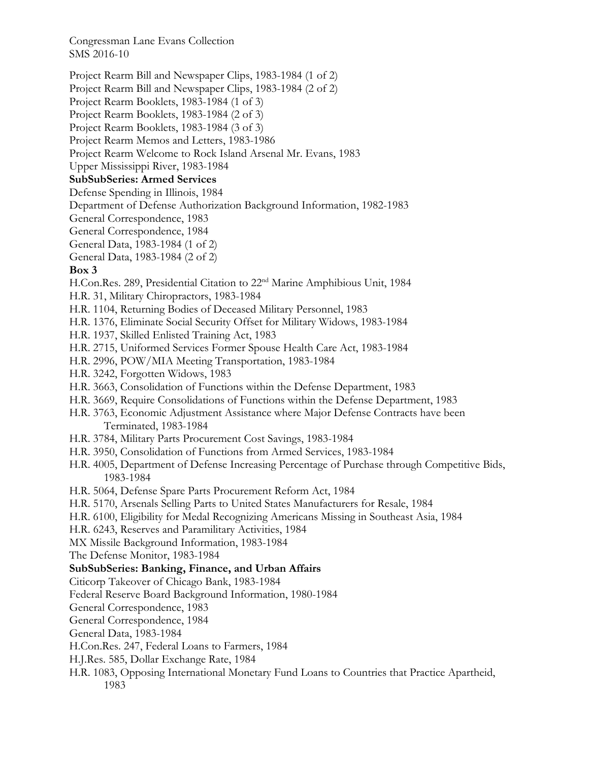Project Rearm Bill and Newspaper Clips, 1983-1984 (1 of 2)
Project Rearm Bill and Newspaper Clips, 1983-1984 (2 of 2)
Project Rearm Booklets, 1983-1984 (1 of 3)
Project Rearm Booklets, 1983-1984 (2 of 3)
Project Rearm Booklets, 1983-1984 (3 of 3)
Project Rearm Memos and Letters, 1983-1986
Project Rearm Welcome to Rock Island Arsenal Mr. Evans, 1983
Upper Mississippi River, 1983-1984

**SubSubSeries: Armed Services**

Defense Spending in Illinois, 1984
Department of Defense Authorization Background Information, 1982-1983
General Correspondence, 1983
General Correspondence, 1984
General Data, 1983-1984 (1 of 2)
General Data, 1983-1984 (2 of 2)

**Box 3**

H.Con.Res. 289, Presidential Citation to 22nd Marine Amphibious Unit, 1984
H.R. 31, Military Chiropractors, 1983-1984
H.R. 1104, Returning Bodies of Deceased Military Personnel, 1983
H.R. 1376, Eliminate Social Security Offset for Military Widows, 1983-1984
H.R. 1937, Skilled Enlisted Training Act, 1983
H.R. 2715, Uniformed Services Former Spouse Health Care Act, 1983-1984
H.R. 2996, POW/MIA Meeting Transportation, 1983-1984
H.R. 3242, Forgotten Widows, 1983
H.R. 3663, Consolidation of Functions within the Defense Department, 1983
H.R. 3669, Require Consolidations of Functions within the Defense Department, 1983
H.R. 3763, Economic Adjustment Assistance where Major Defense Contracts have been Terminated, 1983-1984
H.R. 3784, Military Parts Procurement Cost Savings, 1983-1984
H.R. 3950, Consolidation of Functions from Armed Services, 1983-1984
H.R. 4005, Department of Defense Increasing Percentage of Purchase through Competitive Bids, 1983-1984
H.R. 5064, Defense Spare Parts Procurement Reform Act, 1984
H.R. 5170, Arsenals Selling Parts to United States Manufacturers for Resale, 1984
H.R. 6100, Eligibility for Medal Recognizing Americans Missing in Southeast Asia, 1984
H.R. 6243, Reserves and Paramilitary Activities, 1984
MX Missile Background Information, 1983-1984
The Defense Monitor, 1983-1984

**SubSubSeries: Banking, Finance, and Urban Affairs**

Citicorp Takeover of Chicago Bank, 1983-1984
Federal Reserve Board Background Information, 1980-1984
General Correspondence, 1983
General Correspondence, 1984
General Data, 1983-1984
H.Con.Res. 247, Federal Loans to Farmers, 1984
H.J.Res. 585, Dollar Exchange Rate, 1984
H.R. 1083, Opposing International Monetary Fund Loans to Countries that Practice Apartheid, 1983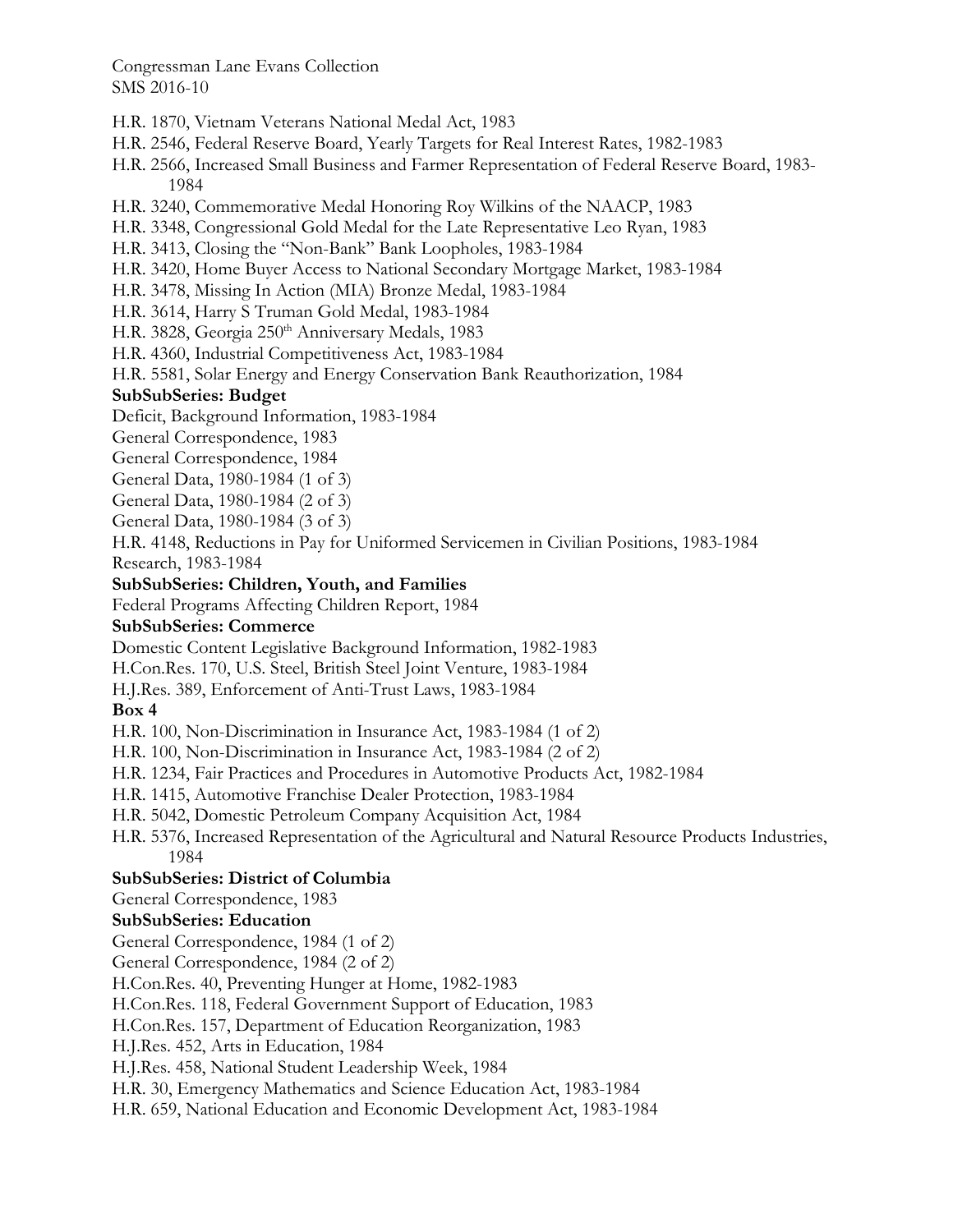H.R. 1870, Vietnam Veterans National Medal Act, 1983
H.R. 2546, Federal Reserve Board, Yearly Targets for Real Interest Rates, 1982-1983
H.R. 2566, Increased Small Business and Farmer Representation of Federal Reserve Board, 1983-1984
H.R. 3240, Commemorative Medal Honoring Roy Wilkins of the NAACP, 1983
H.R. 3348, Congressional Gold Medal for the Late Representative Leo Ryan, 1983
H.R. 3413, Closing the "Non-Bank" Bank Loopholes, 1983-1984
H.R. 3420, Home Buyer Access to National Secondary Mortgage Market, 1983-1984
H.R. 3478, Missing In Action (MIA) Bronze Medal, 1983-1984
H.R. 3614, Harry S Truman Gold Medal, 1983-1984
H.R. 3828, Georgia 250th Anniversary Medals, 1983
H.R. 4360, Industrial Competitiveness Act, 1983-1984
H.R. 5581, Solar Energy and Energy Conservation Bank Reauthorization, 1984

**SubSubSeries: Budget**

Deficit, Background Information, 1983-1984
General Correspondence, 1983
General Correspondence, 1984
General Data, 1980-1984 (1 of 3)
General Data, 1980-1984 (2 of 3)
General Data, 1980-1984 (3 of 3)
H.R. 4148, Reductions in Pay for Uniformed Servicemen in Civilian Positions, 1983-1984
Research, 1983-1984

**SubSubSeries: Children, Youth, and Families**

Federal Programs Affecting Children Report, 1984

**SubSubSeries: Commerce**

Domestic Content Legislative Background Information, 1982-1983
H.Con.Res. 170, U.S. Steel, British Steel Joint Venture, 1983-1984
H.J.Res. 389, Enforcement of Anti-Trust Laws, 1983-1984

**Box 4**

H.R. 100, Non-Discrimination in Insurance Act, 1983-1984 (1 of 2)
H.R. 100, Non-Discrimination in Insurance Act, 1983-1984 (2 of 2)
H.R. 1234, Fair Practices and Procedures in Automotive Products Act, 1982-1984
H.R. 1415, Automotive Franchise Dealer Protection, 1983-1984
H.R. 5042, Domestic Petroleum Company Acquisition Act, 1984
H.R. 5376, Increased Representation of the Agricultural and Natural Resource Products Industries, 1984

**SubSubSeries: District of Columbia**

General Correspondence, 1983

**SubSubSeries: Education**

General Correspondence, 1984 (1 of 2)
General Correspondence, 1984 (2 of 2)
H.Con.Res. 40, Preventing Hunger at Home, 1982-1983
H.Con.Res. 118, Federal Government Support of Education, 1983
H.Con.Res. 157, Department of Education Reorganization, 1983
H.J.Res. 452, Arts in Education, 1984
H.J.Res. 458, National Student Leadership Week, 1984
H.R. 30, Emergency Mathematics and Science Education Act, 1983-1984
H.R. 659, National Education and Economic Development Act, 1983-1984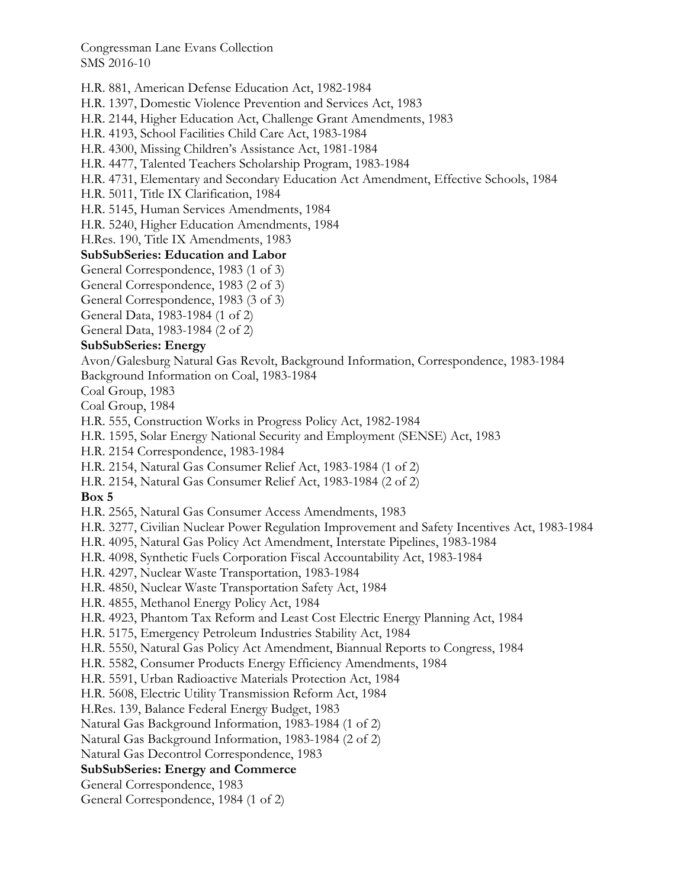H.R. 881, American Defense Education Act, 1982-1984
H.R. 1397, Domestic Violence Prevention and Services Act, 1983
H.R. 2144, Higher Education Act, Challenge Grant Amendments, 1983
H.R. 4193, School Facilities Child Care Act, 1983-1984
H.R. 4300, Missing Children's Assistance Act, 1981-1984
H.R. 4477, Talented Teachers Scholarship Program, 1983-1984
H.R. 4731, Elementary and Secondary Education Act Amendment, Effective Schools, 1984
H.R. 5011, Title IX Clarification, 1984
H.R. 5145, Human Services Amendments, 1984
H.R. 5240, Higher Education Amendments, 1984
H.Res. 190, Title IX Amendments, 1983

**SubSubSeries: Education and Labor**

General Correspondence, 1983 (1 of 3)
General Correspondence, 1983 (2 of 3)
General Correspondence, 1983 (3 of 3)
General Data, 1983-1984 (1 of 2)
General Data, 1983-1984 (2 of 2)

**SubSubSeries: Energy**

Avon/Galesburg Natural Gas Revolt, Background Information, Correspondence, 1983-1984
Background Information on Coal, 1983-1984
Coal Group, 1983
Coal Group, 1984
H.R. 555, Construction Works in Progress Policy Act, 1982-1984
H.R. 1595, Solar Energy National Security and Employment (SENSE) Act, 1983
H.R. 2154 Correspondence, 1983-1984
H.R. 2154, Natural Gas Consumer Relief Act, 1983-1984 (1 of 2)
H.R. 2154, Natural Gas Consumer Relief Act, 1983-1984 (2 of 2)

**Box 5**

H.R. 2565, Natural Gas Consumer Access Amendments, 1983
H.R. 3277, Civilian Nuclear Power Regulation Improvement and Safety Incentives Act, 1983-1984
H.R. 4095, Natural Gas Policy Act Amendment, Interstate Pipelines, 1983-1984
H.R. 4098, Synthetic Fuels Corporation Fiscal Accountability Act, 1983-1984
H.R. 4297, Nuclear Waste Transportation, 1983-1984
H.R. 4850, Nuclear Waste Transportation Safety Act, 1984
H.R. 4855, Methanol Energy Policy Act, 1984
H.R. 4923, Phantom Tax Reform and Least Cost Electric Energy Planning Act, 1984
H.R. 5175, Emergency Petroleum Industries Stability Act, 1984
H.R. 5550, Natural Gas Policy Act Amendment, Biannual Reports to Congress, 1984
H.R. 5582, Consumer Products Energy Efficiency Amendments, 1984
H.R. 5591, Urban Radioactive Materials Protection Act, 1984
H.R. 5608, Electric Utility Transmission Reform Act, 1984
H.Res. 139, Balance Federal Energy Budget, 1983
Natural Gas Background Information, 1983-1984 (1 of 2)
Natural Gas Background Information, 1983-1984 (2 of 2)
Natural Gas Decontrol Correspondence, 1983

**SubSubSeries: Energy and Commerce**

General Correspondence, 1983
General Correspondence, 1984 (1 of 2)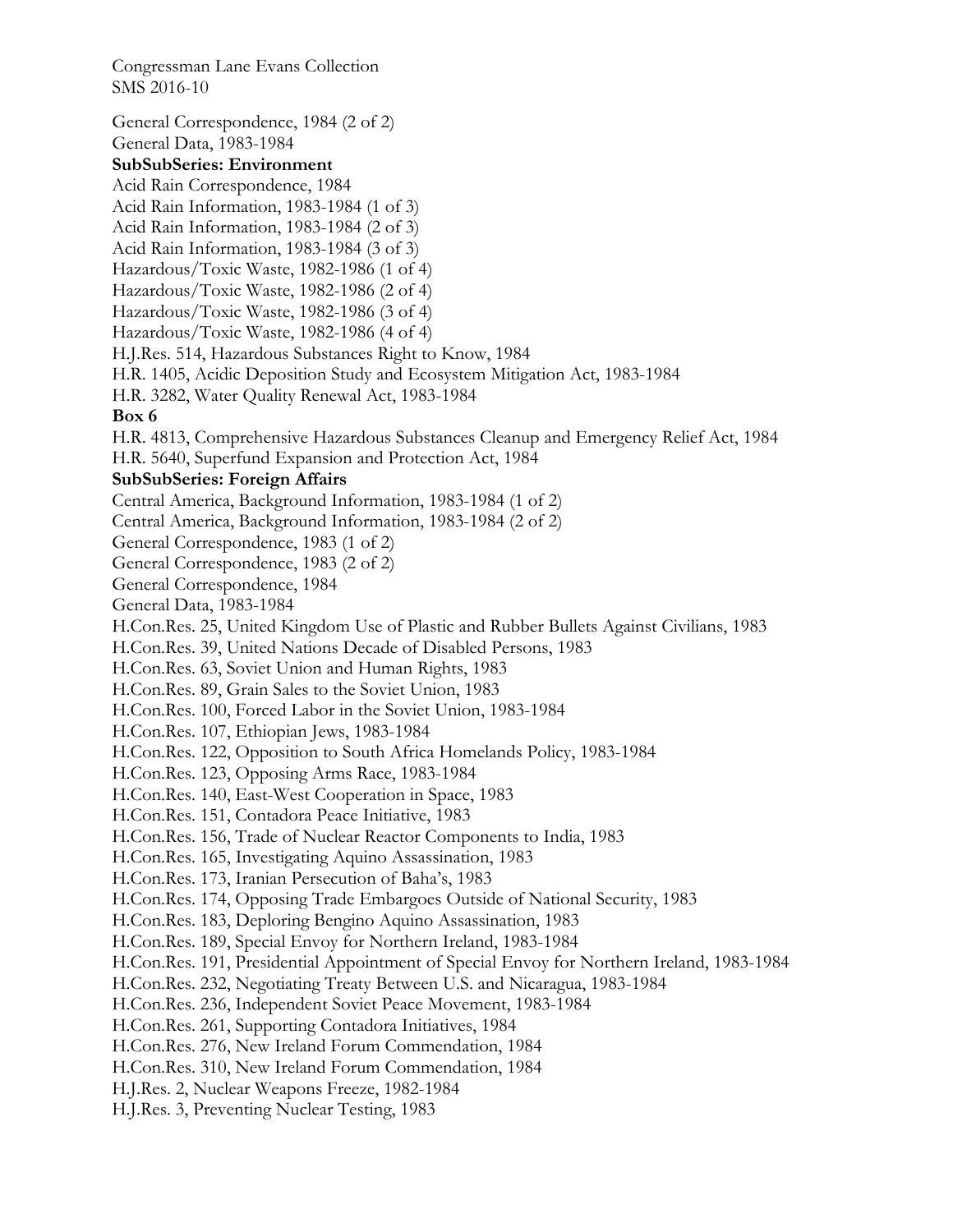General Correspondence, 1984 (2 of 2)
General Data, 1983-1984

**SubSubSeries: Environment**

Acid Rain Correspondence, 1984
Acid Rain Information, 1983-1984 (1 of 3)
Acid Rain Information, 1983-1984 (2 of 3)
Acid Rain Information, 1983-1984 (3 of 3)
Hazardous/Toxic Waste, 1982-1986 (1 of 4)
Hazardous/Toxic Waste, 1982-1986 (2 of 4)
Hazardous/Toxic Waste, 1982-1986 (3 of 4)
Hazardous/Toxic Waste, 1982-1986 (4 of 4)
H.J.Res. 514, Hazardous Substances Right to Know, 1984
H.R. 1405, Acidic Deposition Study and Ecosystem Mitigation Act, 1983-1984
H.R. 3282, Water Quality Renewal Act, 1983-1984

**Box 6**

H.R. 4813, Comprehensive Hazardous Substances Cleanup and Emergency Relief Act, 1984
H.R. 5640, Superfund Expansion and Protection Act, 1984

**SubSubSeries: Foreign Affairs**

Central America, Background Information, 1983-1984 (1 of 2)
Central America, Background Information, 1983-1984 (2 of 2)
General Correspondence, 1983 (1 of 2)
General Correspondence, 1983 (2 of 2)
General Correspondence, 1984
General Data, 1983-1984
H.Con.Res. 25, United Kingdom Use of Plastic and Rubber Bullets Against Civilians, 1983
H.Con.Res. 39, United Nations Decade of Disabled Persons, 1983
H.Con.Res. 63, Soviet Union and Human Rights, 1983
H.Con.Res. 89, Grain Sales to the Soviet Union, 1983
H.Con.Res. 100, Forced Labor in the Soviet Union, 1983-1984
H.Con.Res. 107, Ethiopian Jews, 1983-1984
H.Con.Res. 122, Opposition to South Africa Homelands Policy, 1983-1984
H.Con.Res. 123, Opposing Arms Race, 1983-1984
H.Con.Res. 140, East-West Cooperation in Space, 1983
H.Con.Res. 151, Contadora Peace Initiative, 1983
H.Con.Res. 156, Trade of Nuclear Reactor Components to India, 1983
H.Con.Res. 165, Investigating Aquino Assassination, 1983
H.Con.Res. 173, Iranian Persecution of Baha's, 1983
H.Con.Res. 174, Opposing Trade Embargoes Outside of National Security, 1983
H.Con.Res. 183, Deploring Bengino Aquino Assassination, 1983
H.Con.Res. 189, Special Envoy for Northern Ireland, 1983-1984
H.Con.Res. 191, Presidential Appointment of Special Envoy for Northern Ireland, 1983-1984
H.Con.Res. 232, Negotiating Treaty Between U.S. and Nicaragua, 1983-1984
H.Con.Res. 236, Independent Soviet Peace Movement, 1983-1984
H.Con.Res. 261, Supporting Contadora Initiatives, 1984
H.Con.Res. 276, New Ireland Forum Commendation, 1984
H.Con.Res. 310, New Ireland Forum Commendation, 1984
H.J.Res. 2, Nuclear Weapons Freeze, 1982-1984
H.J.Res. 3, Preventing Nuclear Testing, 1983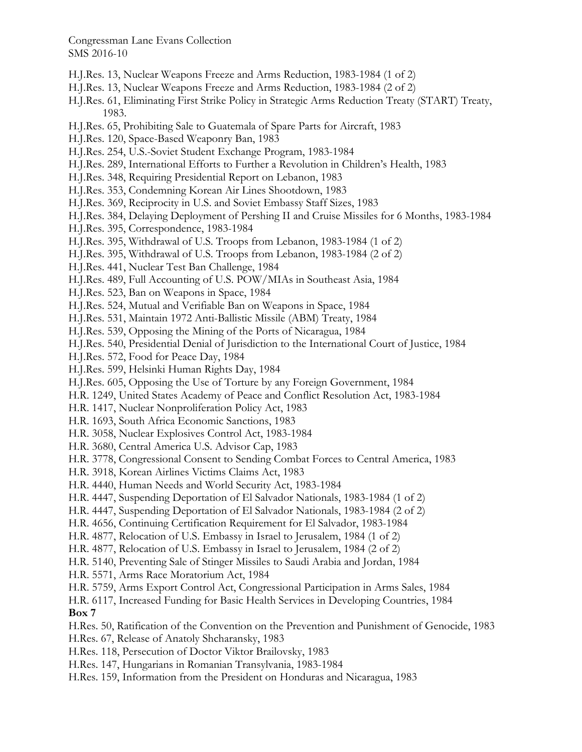H.J.Res. 13, Nuclear Weapons Freeze and Arms Reduction, 1983-1984 (1 of 2)
H.J.Res. 13, Nuclear Weapons Freeze and Arms Reduction, 1983-1984 (2 of 2)
H.J.Res. 61, Eliminating First Strike Policy in Strategic Arms Reduction Treaty (START) Treaty, 1983.
H.J.Res. 65, Prohibiting Sale to Guatemala of Spare Parts for Aircraft, 1983
H.J.Res. 120, Space-Based Weaponry Ban, 1983
H.J.Res. 254, U.S.-Soviet Student Exchange Program, 1983-1984
H.J.Res. 289, International Efforts to Further a Revolution in Children's Health, 1983
H.J.Res. 348, Requiring Presidential Report on Lebanon, 1983
H.J.Res. 353, Condemning Korean Air Lines Shootdown, 1983
H.J.Res. 369, Reciprocity in U.S. and Soviet Embassy Staff Sizes, 1983
H.J.Res. 384, Delaying Deployment of Pershing II and Cruise Missiles for 6 Months, 1983-1984
H.J.Res. 395, Correspondence, 1983-1984
H.J.Res. 395, Withdrawal of U.S. Troops from Lebanon, 1983-1984 (1 of 2)
H.J.Res. 395, Withdrawal of U.S. Troops from Lebanon, 1983-1984 (2 of 2)
H.J.Res. 441, Nuclear Test Ban Challenge, 1984
H.J.Res. 489, Full Accounting of U.S. POW/MIAs in Southeast Asia, 1984
H.J.Res. 523, Ban on Weapons in Space, 1984
H.J.Res. 524, Mutual and Verifiable Ban on Weapons in Space, 1984
H.J.Res. 531, Maintain 1972 Anti-Ballistic Missile (ABM) Treaty, 1984
H.J.Res. 539, Opposing the Mining of the Ports of Nicaragua, 1984
H.J.Res. 540, Presidential Denial of Jurisdiction to the International Court of Justice, 1984
H.J.Res. 572, Food for Peace Day, 1984
H.J.Res. 599, Helsinki Human Rights Day, 1984
H.J.Res. 605, Opposing the Use of Torture by any Foreign Government, 1984
H.R. 1249, United States Academy of Peace and Conflict Resolution Act, 1983-1984
H.R. 1417, Nuclear Nonproliferation Policy Act, 1983
H.R. 1693, South Africa Economic Sanctions, 1983
H.R. 3058, Nuclear Explosives Control Act, 1983-1984
H.R. 3680, Central America U.S. Advisor Cap, 1983
H.R. 3778, Congressional Consent to Sending Combat Forces to Central America, 1983
H.R. 3918, Korean Airlines Victims Claims Act, 1983
H.R. 4440, Human Needs and World Security Act, 1983-1984
H.R. 4447, Suspending Deportation of El Salvador Nationals, 1983-1984 (1 of 2)
H.R. 4447, Suspending Deportation of El Salvador Nationals, 1983-1984 (2 of 2)
H.R. 4656, Continuing Certification Requirement for El Salvador, 1983-1984
H.R. 4877, Relocation of U.S. Embassy in Israel to Jerusalem, 1984 (1 of 2)
H.R. 4877, Relocation of U.S. Embassy in Israel to Jerusalem, 1984 (2 of 2)
H.R. 5140, Preventing Sale of Stinger Missiles to Saudi Arabia and Jordan, 1984
H.R. 5571, Arms Race Moratorium Act, 1984
H.R. 5759, Arms Export Control Act, Congressional Participation in Arms Sales, 1984
H.R. 6117, Increased Funding for Basic Health Services in Developing Countries, 1984

**Box 7**

H.Res. 50, Ratification of the Convention on the Prevention and Punishment of Genocide, 1983
H.Res. 67, Release of Anatoly Shcharansky, 1983
H.Res. 118, Persecution of Doctor Viktor Brailovsky, 1983
H.Res. 147, Hungarians in Romanian Transylvania, 1983-1984
H.Res. 159, Information from the President on Honduras and Nicaragua, 1983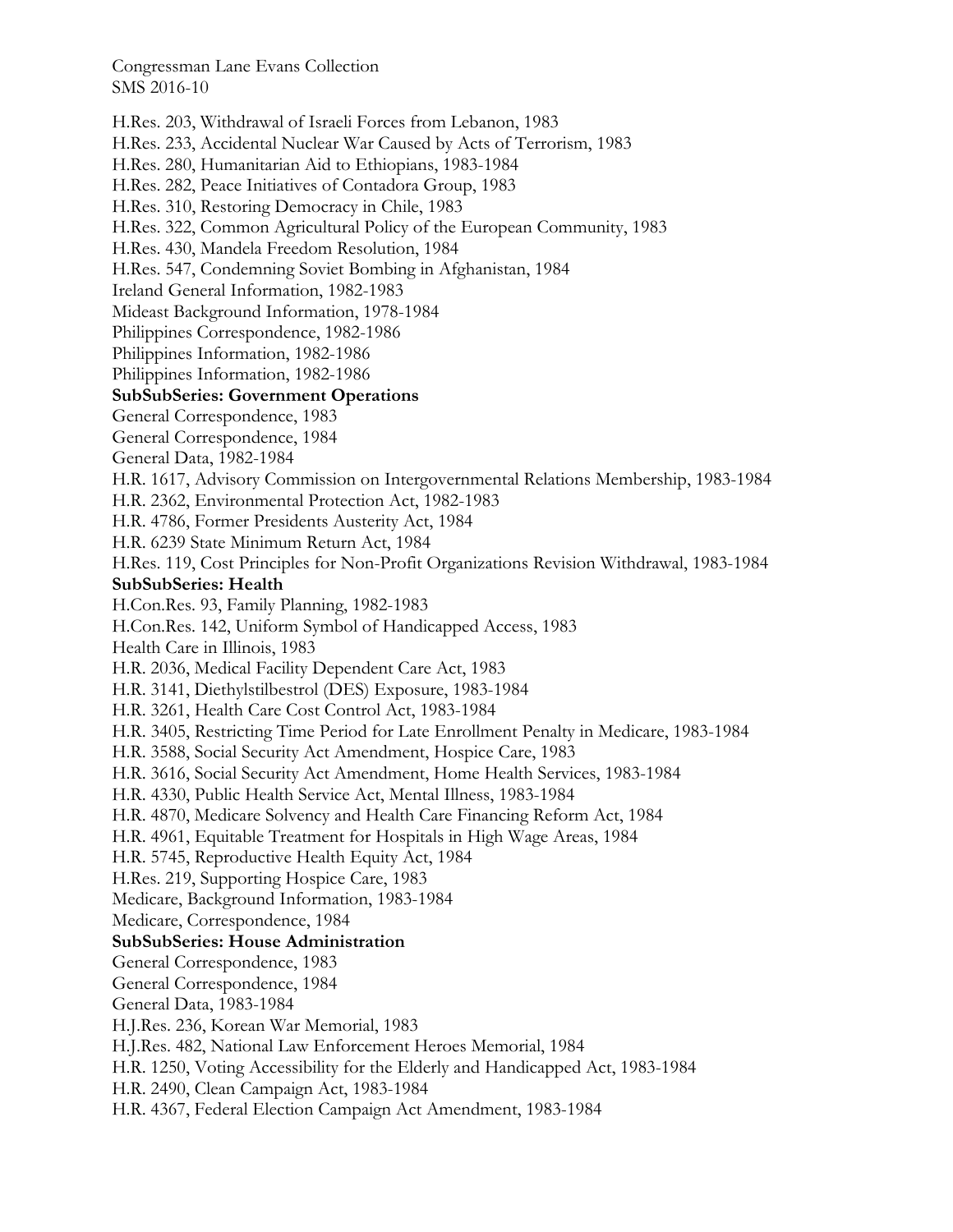H.Res. 203, Withdrawal of Israeli Forces from Lebanon, 1983
H.Res. 233, Accidental Nuclear War Caused by Acts of Terrorism, 1983
H.Res. 280, Humanitarian Aid to Ethiopians, 1983-1984
H.Res. 282, Peace Initiatives of Contadora Group, 1983
H.Res. 310, Restoring Democracy in Chile, 1983
H.Res. 322, Common Agricultural Policy of the European Community, 1983
H.Res. 430, Mandela Freedom Resolution, 1984
H.Res. 547, Condemning Soviet Bombing in Afghanistan, 1984
Ireland General Information, 1982-1983
Mideast Background Information, 1978-1984
Philippines Correspondence, 1982-1986
Philippines Information, 1982-1986
Philippines Information, 1982-1986

**SubSubSeries: Government Operations**

General Correspondence, 1983
General Correspondence, 1984
General Data, 1982-1984
H.R. 1617, Advisory Commission on Intergovernmental Relations Membership, 1983-1984
H.R. 2362, Environmental Protection Act, 1982-1983
H.R. 4786, Former Presidents Austerity Act, 1984
H.R. 6239 State Minimum Return Act, 1984
H.Res. 119, Cost Principles for Non-Profit Organizations Revision Withdrawal, 1983-1984

**SubSubSeries: Health**

H.Con.Res. 93, Family Planning, 1982-1983
H.Con.Res. 142, Uniform Symbol of Handicapped Access, 1983
Health Care in Illinois, 1983
H.R. 2036, Medical Facility Dependent Care Act, 1983
H.R. 3141, Diethylstilbestrol (DES) Exposure, 1983-1984
H.R. 3261, Health Care Cost Control Act, 1983-1984
H.R. 3405, Restricting Time Period for Late Enrollment Penalty in Medicare, 1983-1984
H.R. 3588, Social Security Act Amendment, Hospice Care, 1983
H.R. 3616, Social Security Act Amendment, Home Health Services, 1983-1984
H.R. 4330, Public Health Service Act, Mental Illness, 1983-1984
H.R. 4870, Medicare Solvency and Health Care Financing Reform Act, 1984
H.R. 4961, Equitable Treatment for Hospitals in High Wage Areas, 1984
H.R. 5745, Reproductive Health Equity Act, 1984
H.Res. 219, Supporting Hospice Care, 1983
Medicare, Background Information, 1983-1984
Medicare, Correspondence, 1984

**SubSubSeries: House Administration**

General Correspondence, 1983
General Correspondence, 1984
General Data, 1983-1984
H.J.Res. 236, Korean War Memorial, 1983
H.J.Res. 482, National Law Enforcement Heroes Memorial, 1984
H.R. 1250, Voting Accessibility for the Elderly and Handicapped Act, 1983-1984
H.R. 2490, Clean Campaign Act, 1983-1984
H.R. 4367, Federal Election Campaign Act Amendment, 1983-1984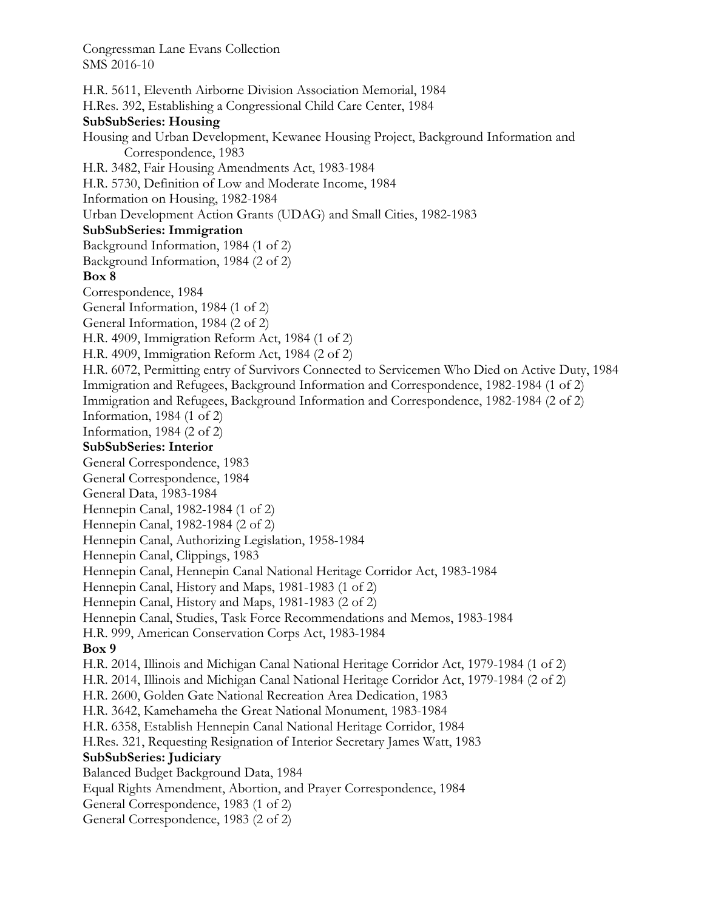H.R. 5611, Eleventh Airborne Division Association Memorial, 1984

H.Res. 392, Establishing a Congressional Child Care Center, 1984

**SubSubSeries: Housing**

Housing and Urban Development, Kewanee Housing Project, Background Information and Correspondence, 1983

H.R. 3482, Fair Housing Amendments Act, 1983-1984

H.R. 5730, Definition of Low and Moderate Income, 1984

Information on Housing, 1982-1984

Urban Development Action Grants (UDAG) and Small Cities, 1982-1983

**SubSubSeries: Immigration**

Background Information, 1984 (1 of 2)

Background Information, 1984 (2 of 2)

**Box 8**

Correspondence, 1984

General Information, 1984 (1 of 2)

General Information, 1984 (2 of 2)

H.R. 4909, Immigration Reform Act, 1984 (1 of 2)

H.R. 4909, Immigration Reform Act, 1984 (2 of 2)

H.R. 6072, Permitting entry of Survivors Connected to Servicemen Who Died on Active Duty, 1984

Immigration and Refugees, Background Information and Correspondence, 1982-1984 (1 of 2)

Immigration and Refugees, Background Information and Correspondence, 1982-1984 (2 of 2)

Information, 1984 (1 of 2)

Information, 1984 (2 of 2)

**SubSubSeries: Interior**

General Correspondence, 1983

General Correspondence, 1984

General Data, 1983-1984

Hennepin Canal, 1982-1984 (1 of 2)

Hennepin Canal, 1982-1984 (2 of 2)

Hennepin Canal, Authorizing Legislation, 1958-1984

Hennepin Canal, Clippings, 1983

Hennepin Canal, Hennepin Canal National Heritage Corridor Act, 1983-1984

Hennepin Canal, History and Maps, 1981-1983 (1 of 2)

Hennepin Canal, History and Maps, 1981-1983 (2 of 2)

Hennepin Canal, Studies, Task Force Recommendations and Memos, 1983-1984

H.R. 999, American Conservation Corps Act, 1983-1984

**Box 9**

H.R. 2014, Illinois and Michigan Canal National Heritage Corridor Act, 1979-1984 (1 of 2)

H.R. 2014, Illinois and Michigan Canal National Heritage Corridor Act, 1979-1984 (2 of 2)

H.R. 2600, Golden Gate National Recreation Area Dedication, 1983

H.R. 3642, Kamehameha the Great National Monument, 1983-1984

H.R. 6358, Establish Hennepin Canal National Heritage Corridor, 1984

H.Res. 321, Requesting Resignation of Interior Secretary James Watt, 1983

**SubSubSeries: Judiciary**

Balanced Budget Background Data, 1984

Equal Rights Amendment, Abortion, and Prayer Correspondence, 1984

General Correspondence, 1983 (1 of 2)

General Correspondence, 1983 (2 of 2)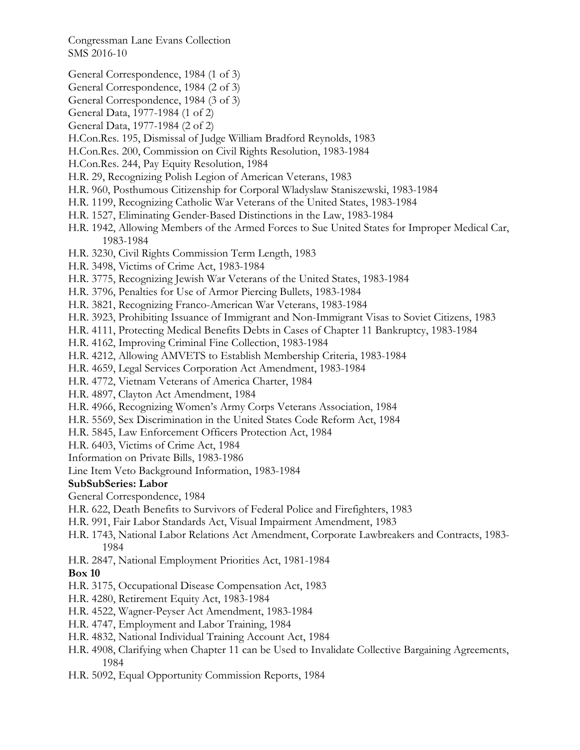General Correspondence, 1984 (1 of 3)
General Correspondence, 1984 (2 of 3)
General Correspondence, 1984 (3 of 3)
General Data, 1977-1984 (1 of 2)
General Data, 1977-1984 (2 of 2)
H.Con.Res. 195, Dismissal of Judge William Bradford Reynolds, 1983
H.Con.Res. 200, Commission on Civil Rights Resolution, 1983-1984
H.Con.Res. 244, Pay Equity Resolution, 1984
H.R. 29, Recognizing Polish Legion of American Veterans, 1983
H.R. 960, Posthumous Citizenship for Corporal Wladyslaw Staniszewski, 1983-1984
H.R. 1199, Recognizing Catholic War Veterans of the United States, 1983-1984
H.R. 1527, Eliminating Gender-Based Distinctions in the Law, 1983-1984
H.R. 1942, Allowing Members of the Armed Forces to Sue United States for Improper Medical Car, 1983-1984
H.R. 3230, Civil Rights Commission Term Length, 1983
H.R. 3498, Victims of Crime Act, 1983-1984
H.R. 3775, Recognizing Jewish War Veterans of the United States, 1983-1984
H.R. 3796, Penalties for Use of Armor Piercing Bullets, 1983-1984
H.R. 3821, Recognizing Franco-American War Veterans, 1983-1984
H.R. 3923, Prohibiting Issuance of Immigrant and Non-Immigrant Visas to Soviet Citizens, 1983
H.R. 4111, Protecting Medical Benefits Debts in Cases of Chapter 11 Bankruptcy, 1983-1984
H.R. 4162, Improving Criminal Fine Collection, 1983-1984
H.R. 4212, Allowing AMVETS to Establish Membership Criteria, 1983-1984
H.R. 4659, Legal Services Corporation Act Amendment, 1983-1984
H.R. 4772, Vietnam Veterans of America Charter, 1984
H.R. 4897, Clayton Act Amendment, 1984
H.R. 4966, Recognizing Women's Army Corps Veterans Association, 1984
H.R. 5569, Sex Discrimination in the United States Code Reform Act, 1984
H.R. 5845, Law Enforcement Officers Protection Act, 1984
H.R. 6403, Victims of Crime Act, 1984
Information on Private Bills, 1983-1986
Line Item Veto Background Information, 1983-1984

**SubSubSeries: Labor**

General Correspondence, 1984
H.R. 622, Death Benefits to Survivors of Federal Police and Firefighters, 1983
H.R. 991, Fair Labor Standards Act, Visual Impairment Amendment, 1983
H.R. 1743, National Labor Relations Act Amendment, Corporate Lawbreakers and Contracts, 1983-1984
H.R. 2847, National Employment Priorities Act, 1981-1984

**Box 10**

H.R. 3175, Occupational Disease Compensation Act, 1983
H.R. 4280, Retirement Equity Act, 1983-1984
H.R. 4522, Wagner-Peyser Act Amendment, 1983-1984
H.R. 4747, Employment and Labor Training, 1984
H.R. 4832, National Individual Training Account Act, 1984
H.R. 4908, Clarifying when Chapter 11 can be Used to Invalidate Collective Bargaining Agreements, 1984
H.R. 5092, Equal Opportunity Commission Reports, 1984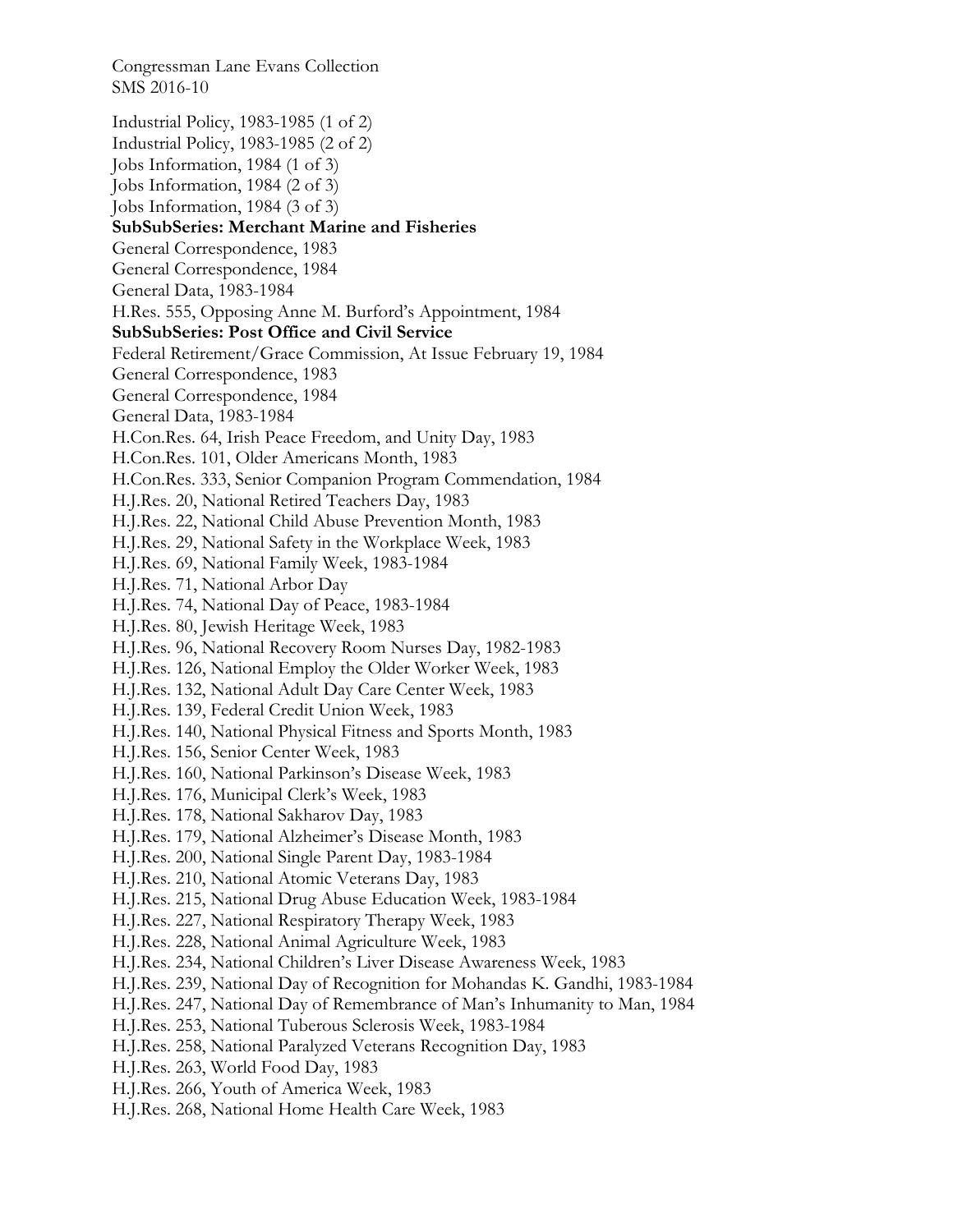Industrial Policy, 1983-1985 (1 of 2)
Industrial Policy, 1983-1985 (2 of 2)
Jobs Information, 1984 (1 of 3)
Jobs Information, 1984 (2 of 3)
Jobs Information, 1984 (3 of 3)

**SubSubSeries: Merchant Marine and Fisheries**

General Correspondence, 1983
General Correspondence, 1984
General Data, 1983-1984
H.Res. 555, Opposing Anne M. Burford's Appointment, 1984

**SubSubSeries: Post Office and Civil Service**

Federal Retirement/Grace Commission, At Issue February 19, 1984
General Correspondence, 1983
General Correspondence, 1984
General Data, 1983-1984
H.Con.Res. 64, Irish Peace Freedom, and Unity Day, 1983
H.Con.Res. 101, Older Americans Month, 1983
H.Con.Res. 333, Senior Companion Program Commendation, 1984
H.J.Res. 20, National Retired Teachers Day, 1983
H.J.Res. 22, National Child Abuse Prevention Month, 1983
H.J.Res. 29, National Safety in the Workplace Week, 1983
H.J.Res. 69, National Family Week, 1983-1984
H.J.Res. 71, National Arbor Day
H.J.Res. 74, National Day of Peace, 1983-1984
H.J.Res. 80, Jewish Heritage Week, 1983
H.J.Res. 96, National Recovery Room Nurses Day, 1982-1983
H.J.Res. 126, National Employ the Older Worker Week, 1983
H.J.Res. 132, National Adult Day Care Center Week, 1983
H.J.Res. 139, Federal Credit Union Week, 1983
H.J.Res. 140, National Physical Fitness and Sports Month, 1983
H.J.Res. 156, Senior Center Week, 1983
H.J.Res. 160, National Parkinson's Disease Week, 1983
H.J.Res. 176, Municipal Clerk's Week, 1983
H.J.Res. 178, National Sakharov Day, 1983
H.J.Res. 179, National Alzheimer's Disease Month, 1983
H.J.Res. 200, National Single Parent Day, 1983-1984
H.J.Res. 210, National Atomic Veterans Day, 1983
H.J.Res. 215, National Drug Abuse Education Week, 1983-1984
H.J.Res. 227, National Respiratory Therapy Week, 1983
H.J.Res. 228, National Animal Agriculture Week, 1983
H.J.Res. 234, National Children's Liver Disease Awareness Week, 1983
H.J.Res. 239, National Day of Recognition for Mohandas K. Gandhi, 1983-1984
H.J.Res. 247, National Day of Remembrance of Man's Inhumanity to Man, 1984
H.J.Res. 253, National Tuberous Sclerosis Week, 1983-1984
H.J.Res. 258, National Paralyzed Veterans Recognition Day, 1983
H.J.Res. 263, World Food Day, 1983
H.J.Res. 266, Youth of America Week, 1983
H.J.Res. 268, National Home Health Care Week, 1983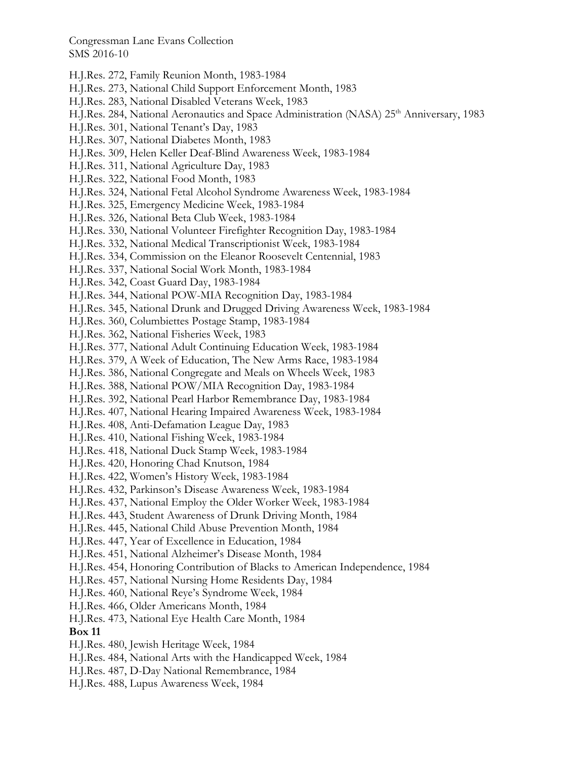H.J.Res. 272, Family Reunion Month, 1983-1984
H.J.Res. 273, National Child Support Enforcement Month, 1983
H.J.Res. 283, National Disabled Veterans Week, 1983
H.J.Res. 284, National Aeronautics and Space Administration (NASA) 25th Anniversary, 1983
H.J.Res. 301, National Tenant's Day, 1983
H.J.Res. 307, National Diabetes Month, 1983
H.J.Res. 309, Helen Keller Deaf-Blind Awareness Week, 1983-1984
H.J.Res. 311, National Agriculture Day, 1983
H.J.Res. 322, National Food Month, 1983
H.J.Res. 324, National Fetal Alcohol Syndrome Awareness Week, 1983-1984
H.J.Res. 325, Emergency Medicine Week, 1983-1984
H.J.Res. 326, National Beta Club Week, 1983-1984
H.J.Res. 330, National Volunteer Firefighter Recognition Day, 1983-1984
H.J.Res. 332, National Medical Transcriptionist Week, 1983-1984
H.J.Res. 334, Commission on the Eleanor Roosevelt Centennial, 1983
H.J.Res. 337, National Social Work Month, 1983-1984
H.J.Res. 342, Coast Guard Day, 1983-1984
H.J.Res. 344, National POW-MIA Recognition Day, 1983-1984
H.J.Res. 345, National Drunk and Drugged Driving Awareness Week, 1983-1984
H.J.Res. 360, Columbiettes Postage Stamp, 1983-1984
H.J.Res. 362, National Fisheries Week, 1983
H.J.Res. 377, National Adult Continuing Education Week, 1983-1984
H.J.Res. 379, A Week of Education, The New Arms Race, 1983-1984
H.J.Res. 386, National Congregate and Meals on Wheels Week, 1983
H.J.Res. 388, National POW/MIA Recognition Day, 1983-1984
H.J.Res. 392, National Pearl Harbor Remembrance Day, 1983-1984
H.J.Res. 407, National Hearing Impaired Awareness Week, 1983-1984
H.J.Res. 408, Anti-Defamation League Day, 1983
H.J.Res. 410, National Fishing Week, 1983-1984
H.J.Res. 418, National Duck Stamp Week, 1983-1984
H.J.Res. 420, Honoring Chad Knutson, 1984
H.J.Res. 422, Women's History Week, 1983-1984
H.J.Res. 432, Parkinson's Disease Awareness Week, 1983-1984
H.J.Res. 437, National Employ the Older Worker Week, 1983-1984
H.J.Res. 443, Student Awareness of Drunk Driving Month, 1984
H.J.Res. 445, National Child Abuse Prevention Month, 1984
H.J.Res. 447, Year of Excellence in Education, 1984
H.J.Res. 451, National Alzheimer's Disease Month, 1984
H.J.Res. 454, Honoring Contribution of Blacks to American Independence, 1984
H.J.Res. 457, National Nursing Home Residents Day, 1984
H.J.Res. 460, National Reye's Syndrome Week, 1984
H.J.Res. 466, Older Americans Month, 1984
H.J.Res. 473, National Eye Health Care Month, 1984

**Box 11**

H.J.Res. 480, Jewish Heritage Week, 1984
H.J.Res. 484, National Arts with the Handicapped Week, 1984
H.J.Res. 487, D-Day National Remembrance, 1984
H.J.Res. 488, Lupus Awareness Week, 1984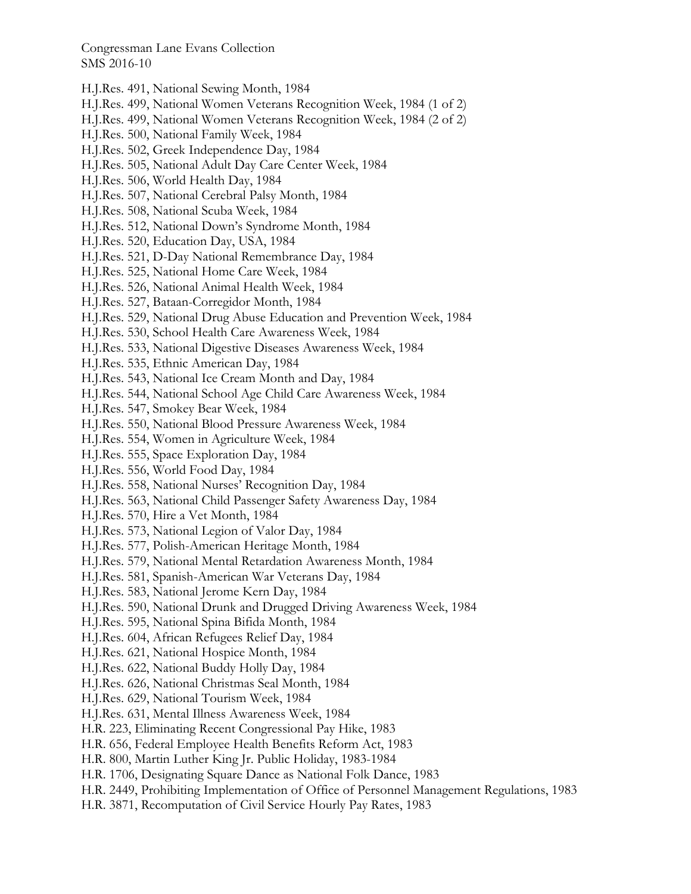H.J.Res. 491, National Sewing Month, 1984
H.J.Res. 499, National Women Veterans Recognition Week, 1984 (1 of 2)
H.J.Res. 499, National Women Veterans Recognition Week, 1984 (2 of 2)
H.J.Res. 500, National Family Week, 1984
H.J.Res. 502, Greek Independence Day, 1984
H.J.Res. 505, National Adult Day Care Center Week, 1984
H.J.Res. 506, World Health Day, 1984
H.J.Res. 507, National Cerebral Palsy Month, 1984
H.J.Res. 508, National Scuba Week, 1984
H.J.Res. 512, National Down's Syndrome Month, 1984
H.J.Res. 520, Education Day, USA, 1984
H.J.Res. 521, D-Day National Remembrance Day, 1984
H.J.Res. 525, National Home Care Week, 1984
H.J.Res. 526, National Animal Health Week, 1984
H.J.Res. 527, Bataan-Corregidor Month, 1984
H.J.Res. 529, National Drug Abuse Education and Prevention Week, 1984
H.J.Res. 530, School Health Care Awareness Week, 1984
H.J.Res. 533, National Digestive Diseases Awareness Week, 1984
H.J.Res. 535, Ethnic American Day, 1984
H.J.Res. 543, National Ice Cream Month and Day, 1984
H.J.Res. 544, National School Age Child Care Awareness Week, 1984
H.J.Res. 547, Smokey Bear Week, 1984
H.J.Res. 550, National Blood Pressure Awareness Week, 1984
H.J.Res. 554, Women in Agriculture Week, 1984
H.J.Res. 555, Space Exploration Day, 1984
H.J.Res. 556, World Food Day, 1984
H.J.Res. 558, National Nurses' Recognition Day, 1984
H.J.Res. 563, National Child Passenger Safety Awareness Day, 1984
H.J.Res. 570, Hire a Vet Month, 1984
H.J.Res. 573, National Legion of Valor Day, 1984
H.J.Res. 577, Polish-American Heritage Month, 1984
H.J.Res. 579, National Mental Retardation Awareness Month, 1984
H.J.Res. 581, Spanish-American War Veterans Day, 1984
H.J.Res. 583, National Jerome Kern Day, 1984
H.J.Res. 590, National Drunk and Drugged Driving Awareness Week, 1984
H.J.Res. 595, National Spina Bifida Month, 1984
H.J.Res. 604, African Refugees Relief Day, 1984
H.J.Res. 621, National Hospice Month, 1984
H.J.Res. 622, National Buddy Holly Day, 1984
H.J.Res. 626, National Christmas Seal Month, 1984
H.J.Res. 629, National Tourism Week, 1984
H.J.Res. 631, Mental Illness Awareness Week, 1984
H.R. 223, Eliminating Recent Congressional Pay Hike, 1983
H.R. 656, Federal Employee Health Benefits Reform Act, 1983
H.R. 800, Martin Luther King Jr. Public Holiday, 1983-1984
H.R. 1706, Designating Square Dance as National Folk Dance, 1983
H.R. 2449, Prohibiting Implementation of Office of Personnel Management Regulations, 1983
H.R. 3871, Recomputation of Civil Service Hourly Pay Rates, 1983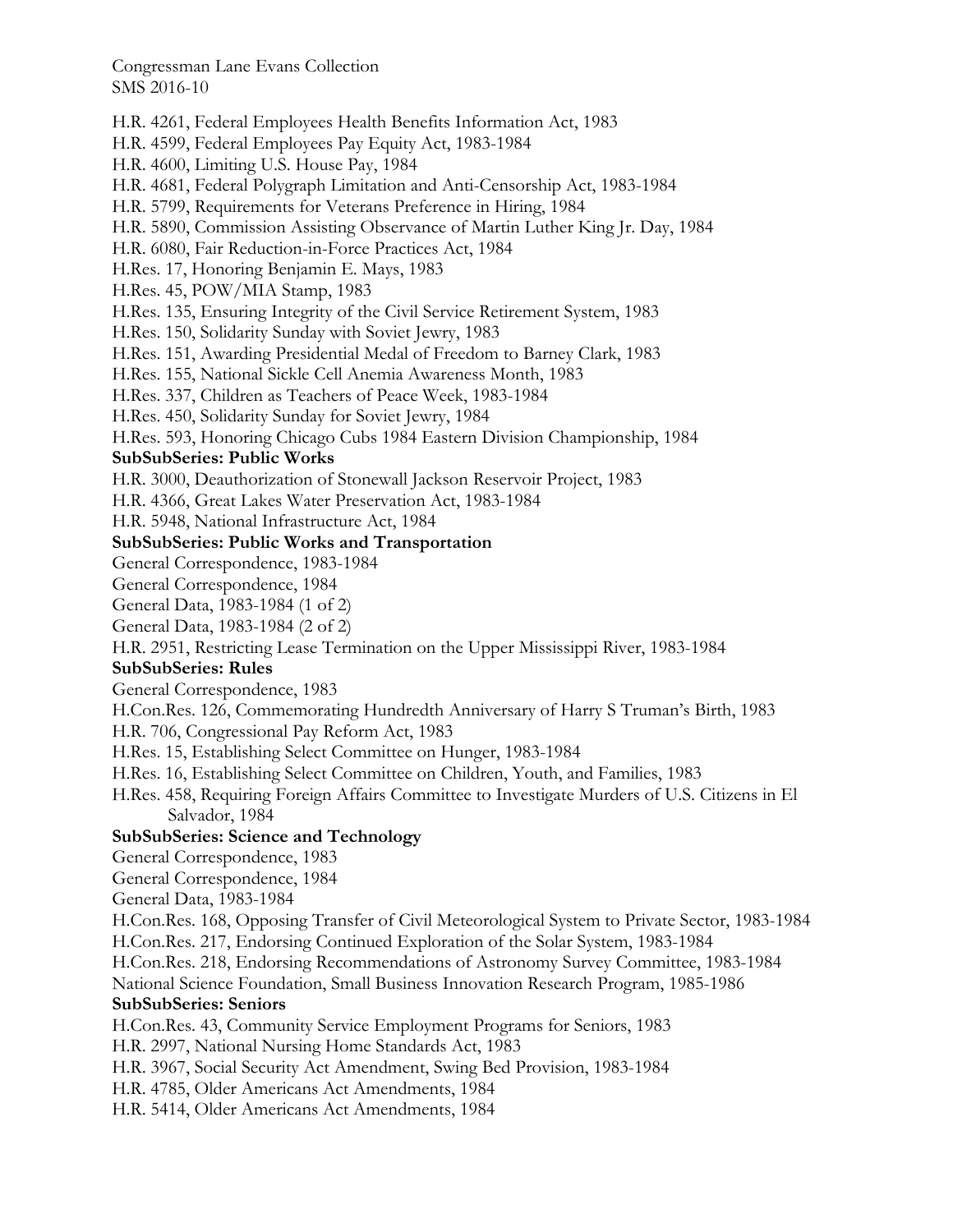H.R. 4261, Federal Employees Health Benefits Information Act, 1983
H.R. 4599, Federal Employees Pay Equity Act, 1983-1984
H.R. 4600, Limiting U.S. House Pay, 1984
H.R. 4681, Federal Polygraph Limitation and Anti-Censorship Act, 1983-1984
H.R. 5799, Requirements for Veterans Preference in Hiring, 1984
H.R. 5890, Commission Assisting Observance of Martin Luther King Jr. Day, 1984
H.R. 6080, Fair Reduction-in-Force Practices Act, 1984
H.Res. 17, Honoring Benjamin E. Mays, 1983
H.Res. 45, POW/MIA Stamp, 1983
H.Res. 135, Ensuring Integrity of the Civil Service Retirement System, 1983
H.Res. 150, Solidarity Sunday with Soviet Jewry, 1983
H.Res. 151, Awarding Presidential Medal of Freedom to Barney Clark, 1983
H.Res. 155, National Sickle Cell Anemia Awareness Month, 1983
H.Res. 337, Children as Teachers of Peace Week, 1983-1984
H.Res. 450, Solidarity Sunday for Soviet Jewry, 1984
H.Res. 593, Honoring Chicago Cubs 1984 Eastern Division Championship, 1984

**SubSubSeries: Public Works**

H.R. 3000, Deauthorization of Stonewall Jackson Reservoir Project, 1983
H.R. 4366, Great Lakes Water Preservation Act, 1983-1984
H.R. 5948, National Infrastructure Act, 1984

**SubSubSeries: Public Works and Transportation**

General Correspondence, 1983-1984
General Correspondence, 1984
General Data, 1983-1984 (1 of 2)
General Data, 1983-1984 (2 of 2)
H.R. 2951, Restricting Lease Termination on the Upper Mississippi River, 1983-1984

**SubSubSeries: Rules**

General Correspondence, 1983
H.Con.Res. 126, Commemorating Hundredth Anniversary of Harry S Truman's Birth, 1983
H.R. 706, Congressional Pay Reform Act, 1983
H.Res. 15, Establishing Select Committee on Hunger, 1983-1984
H.Res. 16, Establishing Select Committee on Children, Youth, and Families, 1983
H.Res. 458, Requiring Foreign Affairs Committee to Investigate Murders of U.S. Citizens in El Salvador, 1984

**SubSubSeries: Science and Technology**

General Correspondence, 1983
General Correspondence, 1984
General Data, 1983-1984
H.Con.Res. 168, Opposing Transfer of Civil Meteorological System to Private Sector, 1983-1984
H.Con.Res. 217, Endorsing Continued Exploration of the Solar System, 1983-1984
H.Con.Res. 218, Endorsing Recommendations of Astronomy Survey Committee, 1983-1984
National Science Foundation, Small Business Innovation Research Program, 1985-1986

**SubSubSeries: Seniors**

H.Con.Res. 43, Community Service Employment Programs for Seniors, 1983
H.R. 2997, National Nursing Home Standards Act, 1983
H.R. 3967, Social Security Act Amendment, Swing Bed Provision, 1983-1984
H.R. 4785, Older Americans Act Amendments, 1984
H.R. 5414, Older Americans Act Amendments, 1984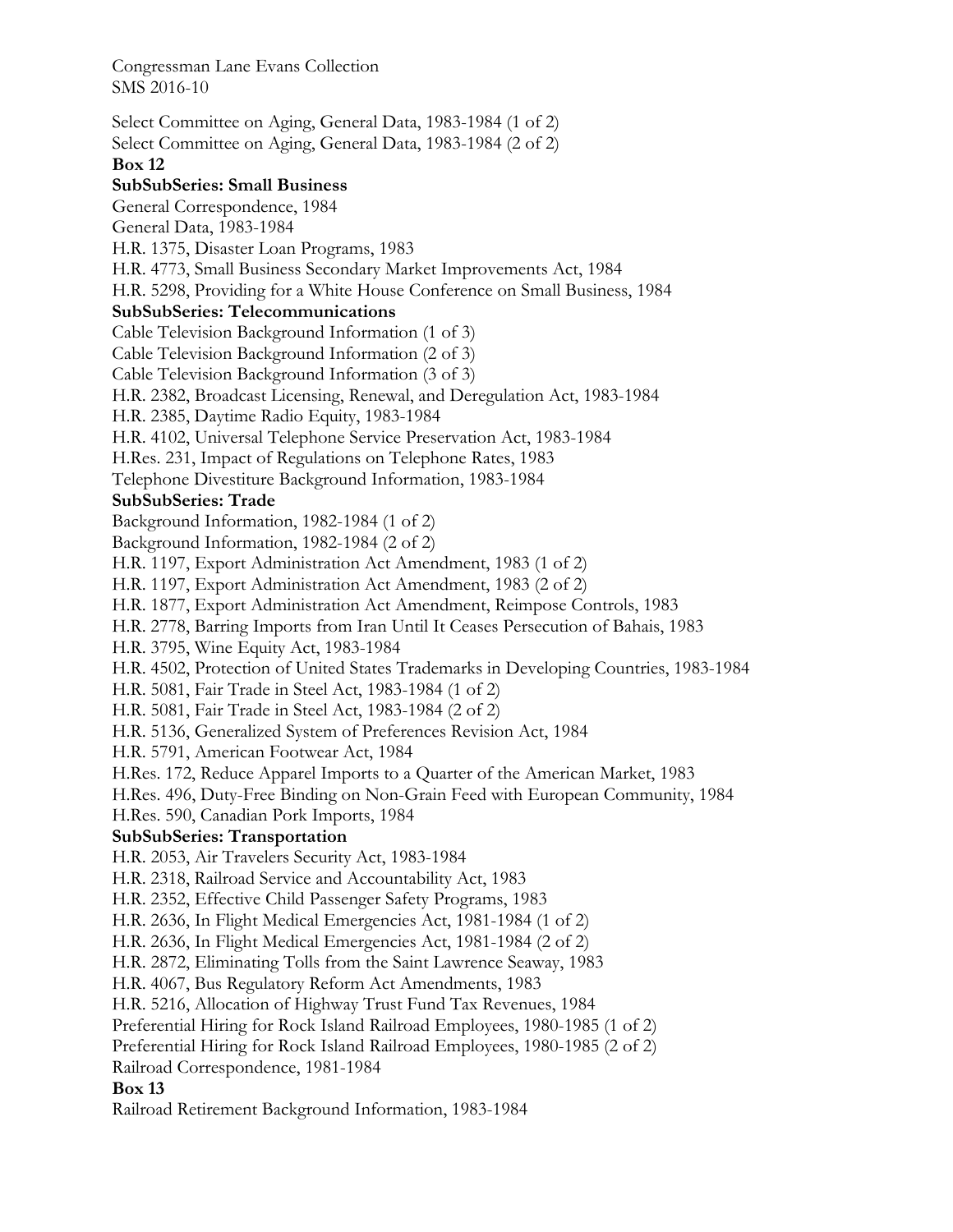Select Committee on Aging, General Data, 1983-1984 (1 of 2)
Select Committee on Aging, General Data, 1983-1984 (2 of 2)

**Box 12**

**SubSubSeries: Small Business**

General Correspondence, 1984
General Data, 1983-1984
H.R. 1375, Disaster Loan Programs, 1983
H.R. 4773, Small Business Secondary Market Improvements Act, 1984
H.R. 5298, Providing for a White House Conference on Small Business, 1984

**SubSubSeries: Telecommunications**

Cable Television Background Information (1 of 3)
Cable Television Background Information (2 of 3)
Cable Television Background Information (3 of 3)
H.R. 2382, Broadcast Licensing, Renewal, and Deregulation Act, 1983-1984
H.R. 2385, Daytime Radio Equity, 1983-1984
H.R. 4102, Universal Telephone Service Preservation Act, 1983-1984
H.Res. 231, Impact of Regulations on Telephone Rates, 1983
Telephone Divestiture Background Information, 1983-1984

**SubSubSeries: Trade**

Background Information, 1982-1984 (1 of 2)
Background Information, 1982-1984 (2 of 2)
H.R. 1197, Export Administration Act Amendment, 1983 (1 of 2)
H.R. 1197, Export Administration Act Amendment, 1983 (2 of 2)
H.R. 1877, Export Administration Act Amendment, Reimpose Controls, 1983
H.R. 2778, Barring Imports from Iran Until It Ceases Persecution of Bahais, 1983
H.R. 3795, Wine Equity Act, 1983-1984
H.R. 4502, Protection of United States Trademarks in Developing Countries, 1983-1984
H.R. 5081, Fair Trade in Steel Act, 1983-1984 (1 of 2)
H.R. 5081, Fair Trade in Steel Act, 1983-1984 (2 of 2)
H.R. 5136, Generalized System of Preferences Revision Act, 1984
H.R. 5791, American Footwear Act, 1984
H.Res. 172, Reduce Apparel Imports to a Quarter of the American Market, 1983
H.Res. 496, Duty-Free Binding on Non-Grain Feed with European Community, 1984
H.Res. 590, Canadian Pork Imports, 1984

**SubSubSeries: Transportation**

H.R. 2053, Air Travelers Security Act, 1983-1984
H.R. 2318, Railroad Service and Accountability Act, 1983
H.R. 2352, Effective Child Passenger Safety Programs, 1983
H.R. 2636, In Flight Medical Emergencies Act, 1981-1984 (1 of 2)
H.R. 2636, In Flight Medical Emergencies Act, 1981-1984 (2 of 2)
H.R. 2872, Eliminating Tolls from the Saint Lawrence Seaway, 1983
H.R. 4067, Bus Regulatory Reform Act Amendments, 1983
H.R. 5216, Allocation of Highway Trust Fund Tax Revenues, 1984
Preferential Hiring for Rock Island Railroad Employees, 1980-1985 (1 of 2)
Preferential Hiring for Rock Island Railroad Employees, 1980-1985 (2 of 2)
Railroad Correspondence, 1981-1984

**Box 13**

Railroad Retirement Background Information, 1983-1984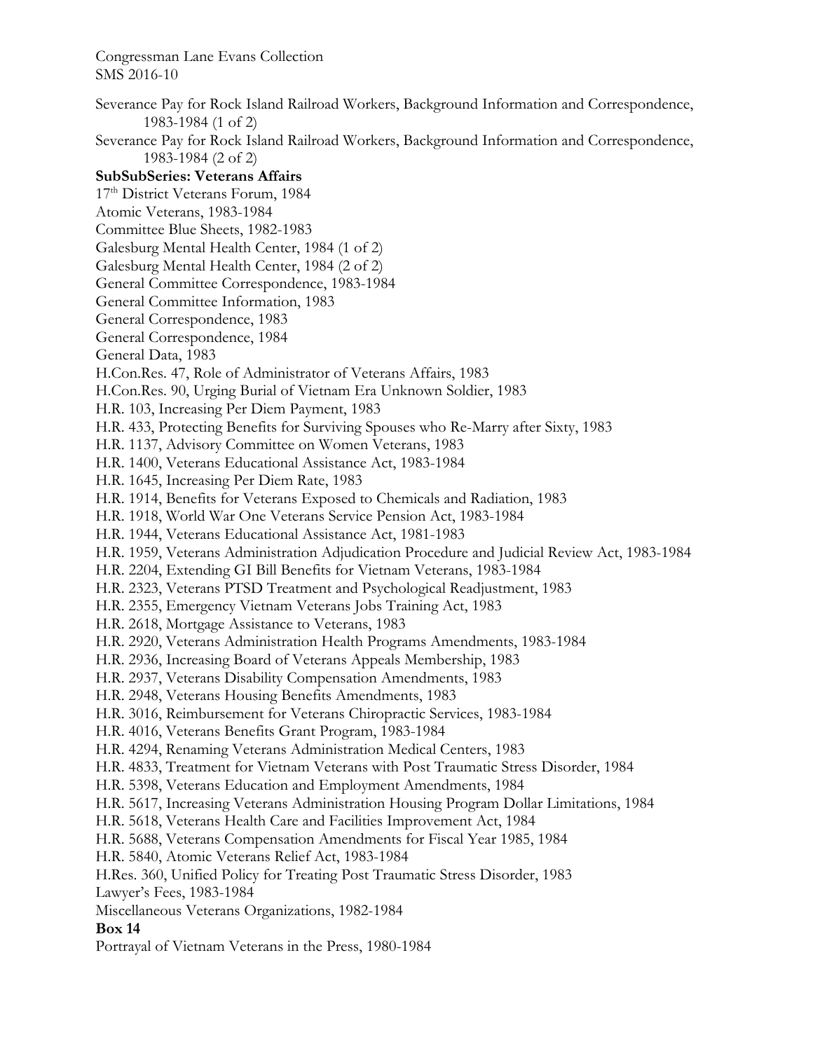Severance Pay for Rock Island Railroad Workers, Background Information and Correspondence, 1983-1984 (1 of 2)

Severance Pay for Rock Island Railroad Workers, Background Information and Correspondence, 1983-1984 (2 of 2)

**SubSubSeries: Veterans Affairs**

17th District Veterans Forum, 1984

Atomic Veterans, 1983-1984

Committee Blue Sheets, 1982-1983

Galesburg Mental Health Center, 1984 (1 of 2)

Galesburg Mental Health Center, 1984 (2 of 2)

General Committee Correspondence, 1983-1984

General Committee Information, 1983

General Correspondence, 1983

General Correspondence, 1984

General Data, 1983

H.Con.Res. 47, Role of Administrator of Veterans Affairs, 1983

H.Con.Res. 90, Urging Burial of Vietnam Era Unknown Soldier, 1983

H.R. 103, Increasing Per Diem Payment, 1983

H.R. 433, Protecting Benefits for Surviving Spouses who Re-Marry after Sixty, 1983

H.R. 1137, Advisory Committee on Women Veterans, 1983

H.R. 1400, Veterans Educational Assistance Act, 1983-1984

H.R. 1645, Increasing Per Diem Rate, 1983

H.R. 1914, Benefits for Veterans Exposed to Chemicals and Radiation, 1983

H.R. 1918, World War One Veterans Service Pension Act, 1983-1984

H.R. 1944, Veterans Educational Assistance Act, 1981-1983

H.R. 1959, Veterans Administration Adjudication Procedure and Judicial Review Act, 1983-1984

H.R. 2204, Extending GI Bill Benefits for Vietnam Veterans, 1983-1984

H.R. 2323, Veterans PTSD Treatment and Psychological Readjustment, 1983

H.R. 2355, Emergency Vietnam Veterans Jobs Training Act, 1983

H.R. 2618, Mortgage Assistance to Veterans, 1983

H.R. 2920, Veterans Administration Health Programs Amendments, 1983-1984

H.R. 2936, Increasing Board of Veterans Appeals Membership, 1983

H.R. 2937, Veterans Disability Compensation Amendments, 1983

H.R. 2948, Veterans Housing Benefits Amendments, 1983

H.R. 3016, Reimbursement for Veterans Chiropractic Services, 1983-1984

H.R. 4016, Veterans Benefits Grant Program, 1983-1984

H.R. 4294, Renaming Veterans Administration Medical Centers, 1983

H.R. 4833, Treatment for Vietnam Veterans with Post Traumatic Stress Disorder, 1984

H.R. 5398, Veterans Education and Employment Amendments, 1984

H.R. 5617, Increasing Veterans Administration Housing Program Dollar Limitations, 1984

H.R. 5618, Veterans Health Care and Facilities Improvement Act, 1984

H.R. 5688, Veterans Compensation Amendments for Fiscal Year 1985, 1984

H.R. 5840, Atomic Veterans Relief Act, 1983-1984

H.Res. 360, Unified Policy for Treating Post Traumatic Stress Disorder, 1983

Lawyer's Fees, 1983-1984

Miscellaneous Veterans Organizations, 1982-1984

**Box 14**

Portrayal of Vietnam Veterans in the Press, 1980-1984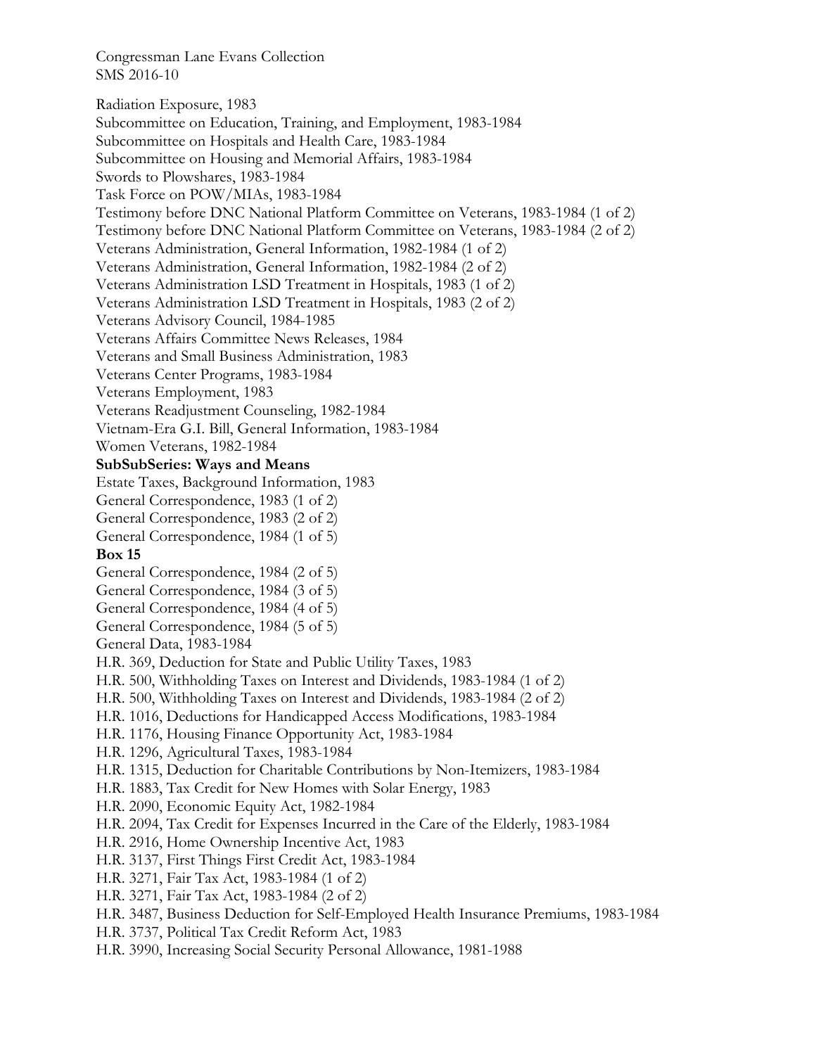Radiation Exposure, 1983
Subcommittee on Education, Training, and Employment, 1983-1984
Subcommittee on Hospitals and Health Care, 1983-1984
Subcommittee on Housing and Memorial Affairs, 1983-1984
Swords to Plowshares, 1983-1984
Task Force on POW/MIAs, 1983-1984
Testimony before DNC National Platform Committee on Veterans, 1983-1984 (1 of 2)
Testimony before DNC National Platform Committee on Veterans, 1983-1984 (2 of 2)
Veterans Administration, General Information, 1982-1984 (1 of 2)
Veterans Administration, General Information, 1982-1984 (2 of 2)
Veterans Administration LSD Treatment in Hospitals, 1983 (1 of 2)
Veterans Administration LSD Treatment in Hospitals, 1983 (2 of 2)
Veterans Advisory Council, 1984-1985
Veterans Affairs Committee News Releases, 1984
Veterans and Small Business Administration, 1983
Veterans Center Programs, 1983-1984
Veterans Employment, 1983
Veterans Readjustment Counseling, 1982-1984
Vietnam-Era G.I. Bill, General Information, 1983-1984
Women Veterans, 1982-1984

**SubSubSeries: Ways and Means**

Estate Taxes, Background Information, 1983
General Correspondence, 1983 (1 of 2)
General Correspondence, 1983 (2 of 2)
General Correspondence, 1984 (1 of 5)

**Box 15**

General Correspondence, 1984 (2 of 5)
General Correspondence, 1984 (3 of 5)
General Correspondence, 1984 (4 of 5)
General Correspondence, 1984 (5 of 5)
General Data, 1983-1984
H.R. 369, Deduction for State and Public Utility Taxes, 1983
H.R. 500, Withholding Taxes on Interest and Dividends, 1983-1984 (1 of 2)
H.R. 500, Withholding Taxes on Interest and Dividends, 1983-1984 (2 of 2)
H.R. 1016, Deductions for Handicapped Access Modifications, 1983-1984
H.R. 1176, Housing Finance Opportunity Act, 1983-1984
H.R. 1296, Agricultural Taxes, 1983-1984
H.R. 1315, Deduction for Charitable Contributions by Non-Itemizers, 1983-1984
H.R. 1883, Tax Credit for New Homes with Solar Energy, 1983
H.R. 2090, Economic Equity Act, 1982-1984
H.R. 2094, Tax Credit for Expenses Incurred in the Care of the Elderly, 1983-1984
H.R. 2916, Home Ownership Incentive Act, 1983
H.R. 3137, First Things First Credit Act, 1983-1984
H.R. 3271, Fair Tax Act, 1983-1984 (1 of 2)
H.R. 3271, Fair Tax Act, 1983-1984 (2 of 2)
H.R. 3487, Business Deduction for Self-Employed Health Insurance Premiums, 1983-1984
H.R. 3737, Political Tax Credit Reform Act, 1983
H.R. 3990, Increasing Social Security Personal Allowance, 1981-1988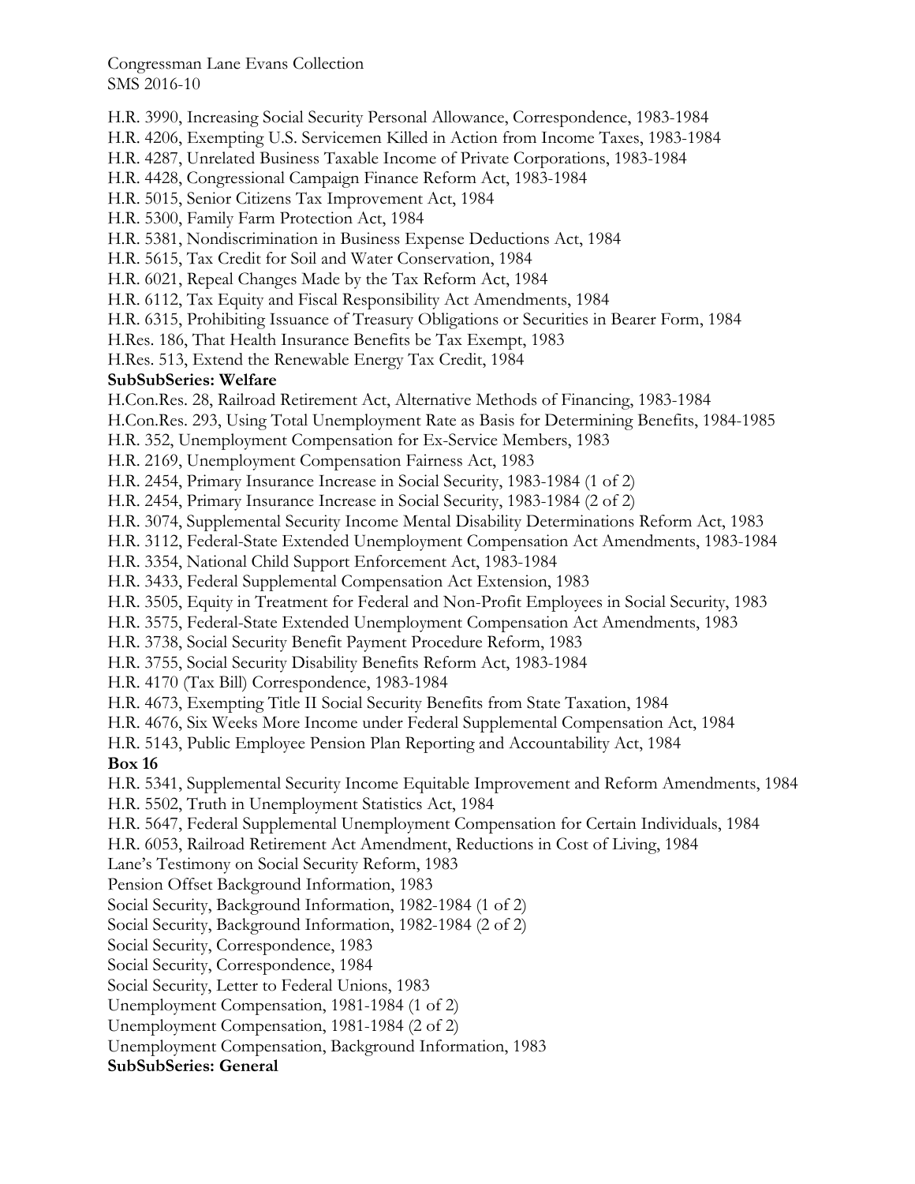H.R. 3990, Increasing Social Security Personal Allowance, Correspondence, 1983-1984
H.R. 4206, Exempting U.S. Servicemen Killed in Action from Income Taxes, 1983-1984
H.R. 4287, Unrelated Business Taxable Income of Private Corporations, 1983-1984
H.R. 4428, Congressional Campaign Finance Reform Act, 1983-1984
H.R. 5015, Senior Citizens Tax Improvement Act, 1984
H.R. 5300, Family Farm Protection Act, 1984
H.R. 5381, Nondiscrimination in Business Expense Deductions Act, 1984
H.R. 5615, Tax Credit for Soil and Water Conservation, 1984
H.R. 6021, Repeal Changes Made by the Tax Reform Act, 1984
H.R. 6112, Tax Equity and Fiscal Responsibility Act Amendments, 1984
H.R. 6315, Prohibiting Issuance of Treasury Obligations or Securities in Bearer Form, 1984
H.Res. 186, That Health Insurance Benefits be Tax Exempt, 1983
H.Res. 513, Extend the Renewable Energy Tax Credit, 1984

**SubSubSeries: Welfare**

H.Con.Res. 28, Railroad Retirement Act, Alternative Methods of Financing, 1983-1984
H.Con.Res. 293, Using Total Unemployment Rate as Basis for Determining Benefits, 1984-1985
H.R. 352, Unemployment Compensation for Ex-Service Members, 1983
H.R. 2169, Unemployment Compensation Fairness Act, 1983
H.R. 2454, Primary Insurance Increase in Social Security, 1983-1984 (1 of 2)
H.R. 2454, Primary Insurance Increase in Social Security, 1983-1984 (2 of 2)
H.R. 3074, Supplemental Security Income Mental Disability Determinations Reform Act, 1983
H.R. 3112, Federal-State Extended Unemployment Compensation Act Amendments, 1983-1984
H.R. 3354, National Child Support Enforcement Act, 1983-1984
H.R. 3433, Federal Supplemental Compensation Act Extension, 1983
H.R. 3505, Equity in Treatment for Federal and Non-Profit Employees in Social Security, 1983
H.R. 3575, Federal-State Extended Unemployment Compensation Act Amendments, 1983
H.R. 3738, Social Security Benefit Payment Procedure Reform, 1983
H.R. 3755, Social Security Disability Benefits Reform Act, 1983-1984
H.R. 4170 (Tax Bill) Correspondence, 1983-1984
H.R. 4673, Exempting Title II Social Security Benefits from State Taxation, 1984
H.R. 4676, Six Weeks More Income under Federal Supplemental Compensation Act, 1984
H.R. 5143, Public Employee Pension Plan Reporting and Accountability Act, 1984

**Box 16**

H.R. 5341, Supplemental Security Income Equitable Improvement and Reform Amendments, 1984
H.R. 5502, Truth in Unemployment Statistics Act, 1984
H.R. 5647, Federal Supplemental Unemployment Compensation for Certain Individuals, 1984
H.R. 6053, Railroad Retirement Act Amendment, Reductions in Cost of Living, 1984
Lane's Testimony on Social Security Reform, 1983
Pension Offset Background Information, 1983
Social Security, Background Information, 1982-1984 (1 of 2)
Social Security, Background Information, 1982-1984 (2 of 2)
Social Security, Correspondence, 1983
Social Security, Correspondence, 1984
Social Security, Letter to Federal Unions, 1983
Unemployment Compensation, 1981-1984 (1 of 2)
Unemployment Compensation, 1981-1984 (2 of 2)
Unemployment Compensation, Background Information, 1983

**SubSubSeries: General**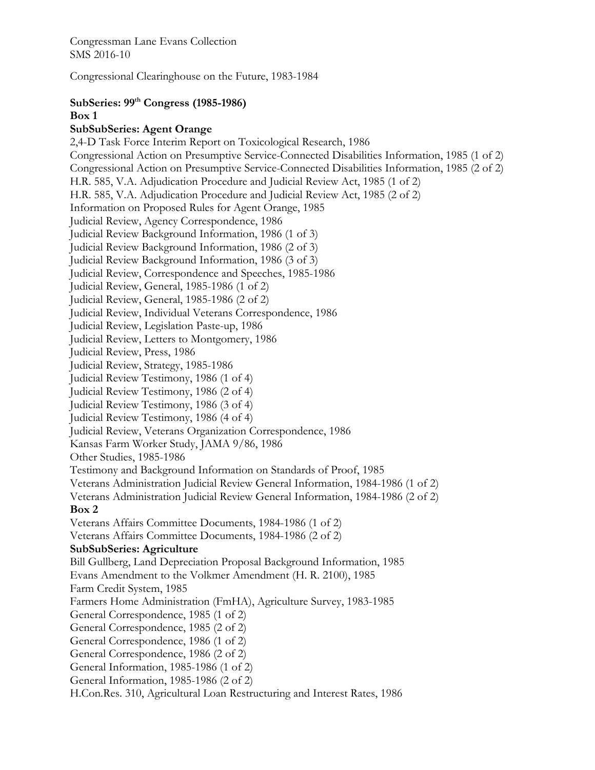Congressional Clearinghouse on the Future, 1983-1984

**SubSeries: 99th Congress (1985-1986)**

**Box 1**

**SubSubSeries: Agent Orange**

2,4-D Task Force Interim Report on Toxicological Research, 1986
Congressional Action on Presumptive Service-Connected Disabilities Information, 1985 (1 of 2)
Congressional Action on Presumptive Service-Connected Disabilities Information, 1985 (2 of 2)
H.R. 585, V.A. Adjudication Procedure and Judicial Review Act, 1985 (1 of 2)
H.R. 585, V.A. Adjudication Procedure and Judicial Review Act, 1985 (2 of 2)
Information on Proposed Rules for Agent Orange, 1985
Judicial Review, Agency Correspondence, 1986
Judicial Review Background Information, 1986 (1 of 3)
Judicial Review Background Information, 1986 (2 of 3)
Judicial Review Background Information, 1986 (3 of 3)
Judicial Review, Correspondence and Speeches, 1985-1986
Judicial Review, General, 1985-1986 (1 of 2)
Judicial Review, General, 1985-1986 (2 of 2)
Judicial Review, Individual Veterans Correspondence, 1986
Judicial Review, Legislation Paste-up, 1986
Judicial Review, Letters to Montgomery, 1986
Judicial Review, Press, 1986
Judicial Review, Strategy, 1985-1986
Judicial Review Testimony, 1986 (1 of 4)
Judicial Review Testimony, 1986 (2 of 4)
Judicial Review Testimony, 1986 (3 of 4)
Judicial Review Testimony, 1986 (4 of 4)
Judicial Review, Veterans Organization Correspondence, 1986
Kansas Farm Worker Study, JAMA 9/86, 1986
Other Studies, 1985-1986
Testimony and Background Information on Standards of Proof, 1985
Veterans Administration Judicial Review General Information, 1984-1986 (1 of 2)
Veterans Administration Judicial Review General Information, 1984-1986 (2 of 2)

**Box 2**

Veterans Affairs Committee Documents, 1984-1986 (1 of 2)
Veterans Affairs Committee Documents, 1984-1986 (2 of 2)

**SubSubSeries: Agriculture**

Bill Gullberg, Land Depreciation Proposal Background Information, 1985
Evans Amendment to the Volkmer Amendment (H. R. 2100), 1985
Farm Credit System, 1985
Farmers Home Administration (FmHA), Agriculture Survey, 1983-1985
General Correspondence, 1985 (1 of 2)
General Correspondence, 1985 (2 of 2)
General Correspondence, 1986 (1 of 2)
General Correspondence, 1986 (2 of 2)
General Information, 1985-1986 (1 of 2)
General Information, 1985-1986 (2 of 2)
H.Con.Res. 310, Agricultural Loan Restructuring and Interest Rates, 1986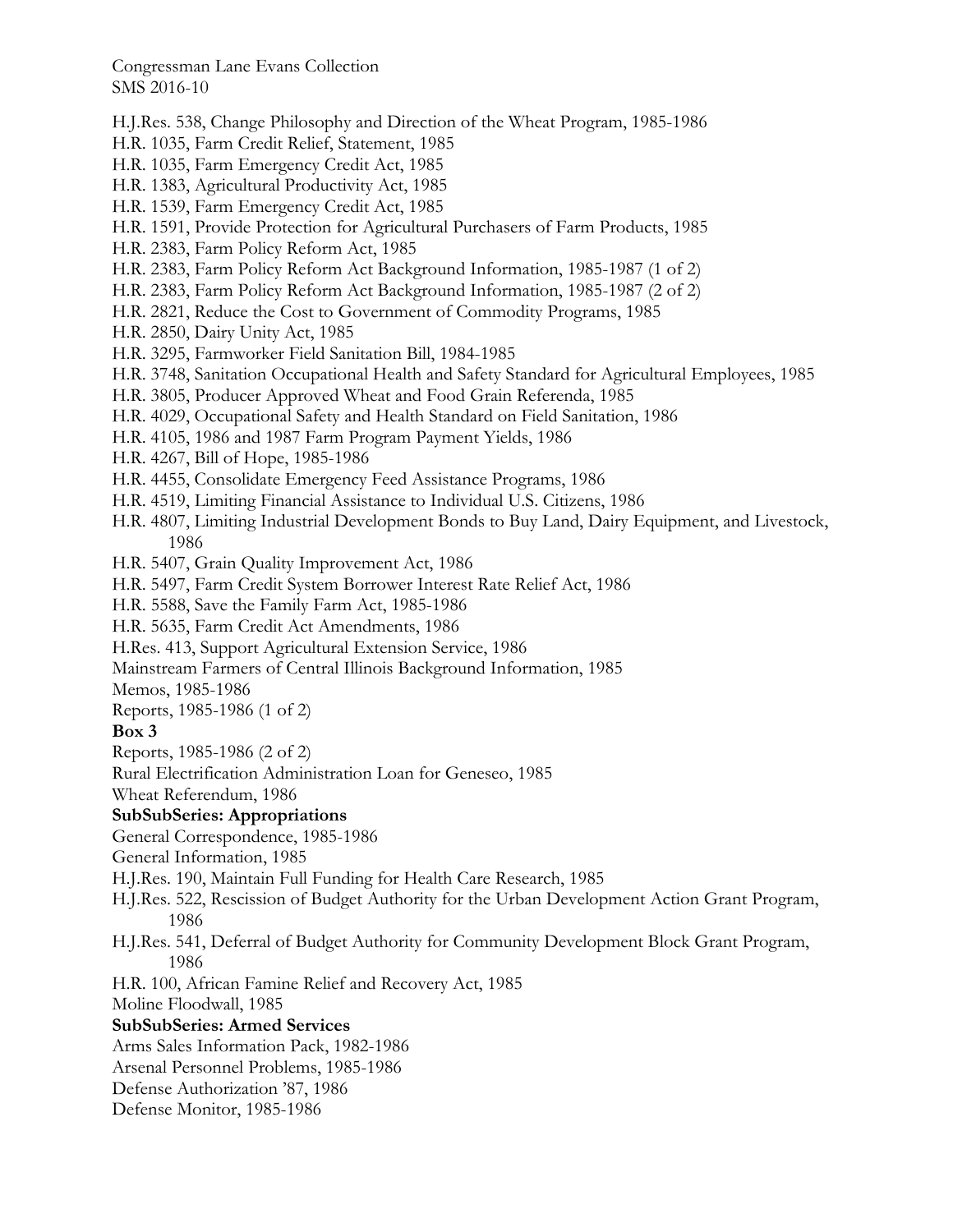H.J.Res. 538, Change Philosophy and Direction of the Wheat Program, 1985-1986
H.R. 1035, Farm Credit Relief, Statement, 1985
H.R. 1035, Farm Emergency Credit Act, 1985
H.R. 1383, Agricultural Productivity Act, 1985
H.R. 1539, Farm Emergency Credit Act, 1985
H.R. 1591, Provide Protection for Agricultural Purchasers of Farm Products, 1985
H.R. 2383, Farm Policy Reform Act, 1985
H.R. 2383, Farm Policy Reform Act Background Information, 1985-1987 (1 of 2)
H.R. 2383, Farm Policy Reform Act Background Information, 1985-1987 (2 of 2)
H.R. 2821, Reduce the Cost to Government of Commodity Programs, 1985
H.R. 2850, Dairy Unity Act, 1985
H.R. 3295, Farmworker Field Sanitation Bill, 1984-1985
H.R. 3748, Sanitation Occupational Health and Safety Standard for Agricultural Employees, 1985
H.R. 3805, Producer Approved Wheat and Food Grain Referenda, 1985
H.R. 4029, Occupational Safety and Health Standard on Field Sanitation, 1986
H.R. 4105, 1986 and 1987 Farm Program Payment Yields, 1986
H.R. 4267, Bill of Hope, 1985-1986
H.R. 4455, Consolidate Emergency Feed Assistance Programs, 1986
H.R. 4519, Limiting Financial Assistance to Individual U.S. Citizens, 1986
H.R. 4807, Limiting Industrial Development Bonds to Buy Land, Dairy Equipment, and Livestock, 1986
H.R. 5407, Grain Quality Improvement Act, 1986
H.R. 5497, Farm Credit System Borrower Interest Rate Relief Act, 1986
H.R. 5588, Save the Family Farm Act, 1985-1986
H.R. 5635, Farm Credit Act Amendments, 1986
H.Res. 413, Support Agricultural Extension Service, 1986
Mainstream Farmers of Central Illinois Background Information, 1985
Memos, 1985-1986
Reports, 1985-1986 (1 of 2)

**Box 3**

Reports, 1985-1986 (2 of 2)
Rural Electrification Administration Loan for Geneseo, 1985
Wheat Referendum, 1986

**SubSubSeries: Appropriations**

General Correspondence, 1985-1986
General Information, 1985
H.J.Res. 190, Maintain Full Funding for Health Care Research, 1985
H.J.Res. 522, Rescission of Budget Authority for the Urban Development Action Grant Program, 1986
H.J.Res. 541, Deferral of Budget Authority for Community Development Block Grant Program, 1986
H.R. 100, African Famine Relief and Recovery Act, 1985
Moline Floodwall, 1985

**SubSubSeries: Armed Services**

Arms Sales Information Pack, 1982-1986
Arsenal Personnel Problems, 1985-1986
Defense Authorization '87, 1986
Defense Monitor, 1985-1986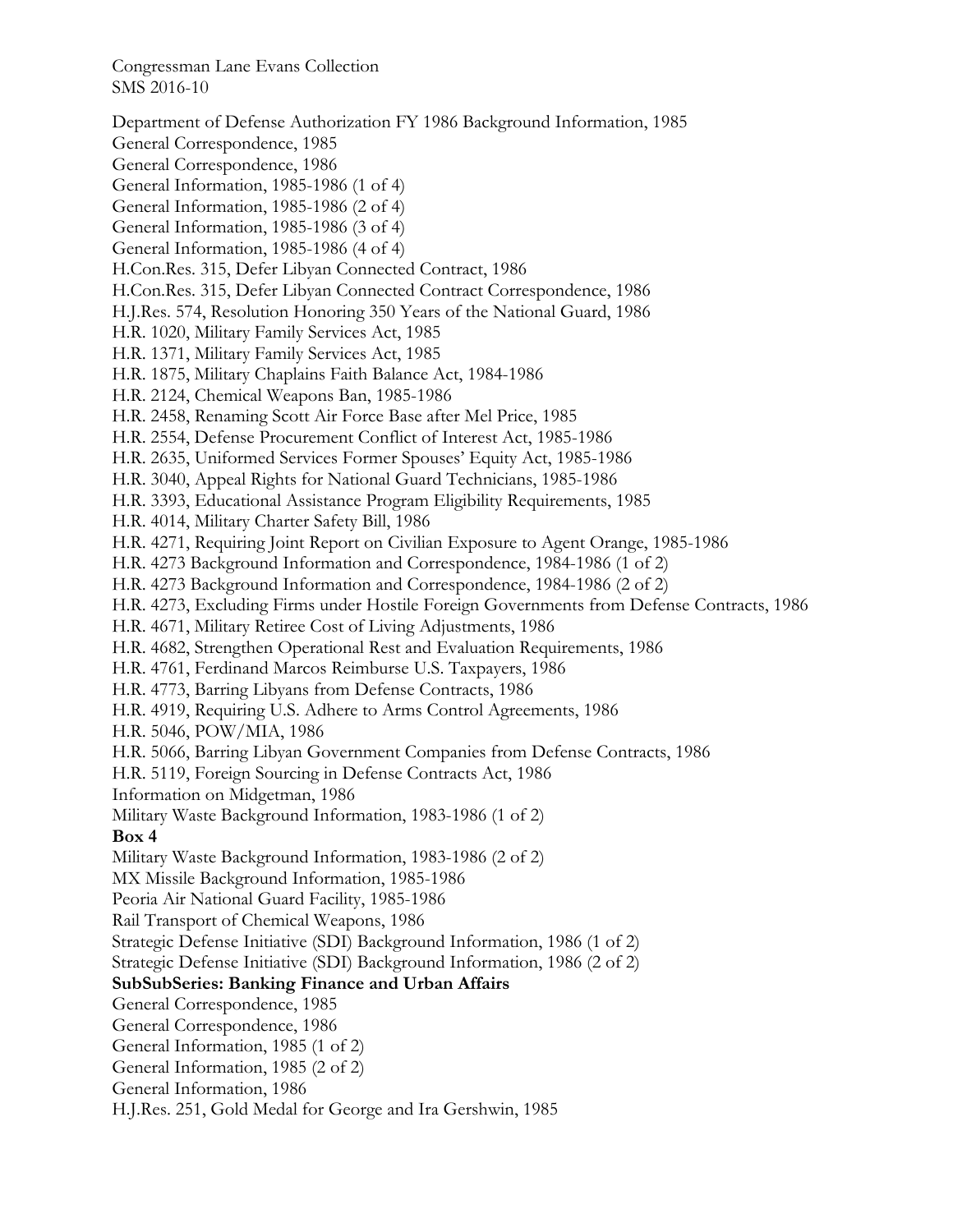Department of Defense Authorization FY 1986 Background Information, 1985
General Correspondence, 1985
General Correspondence, 1986
General Information, 1985-1986 (1 of 4)
General Information, 1985-1986 (2 of 4)
General Information, 1985-1986 (3 of 4)
General Information, 1985-1986 (4 of 4)
H.Con.Res. 315, Defer Libyan Connected Contract, 1986
H.Con.Res. 315, Defer Libyan Connected Contract Correspondence, 1986
H.J.Res. 574, Resolution Honoring 350 Years of the National Guard, 1986
H.R. 1020, Military Family Services Act, 1985
H.R. 1371, Military Family Services Act, 1985
H.R. 1875, Military Chaplains Faith Balance Act, 1984-1986
H.R. 2124, Chemical Weapons Ban, 1985-1986
H.R. 2458, Renaming Scott Air Force Base after Mel Price, 1985
H.R. 2554, Defense Procurement Conflict of Interest Act, 1985-1986
H.R. 2635, Uniformed Services Former Spouses' Equity Act, 1985-1986
H.R. 3040, Appeal Rights for National Guard Technicians, 1985-1986
H.R. 3393, Educational Assistance Program Eligibility Requirements, 1985
H.R. 4014, Military Charter Safety Bill, 1986
H.R. 4271, Requiring Joint Report on Civilian Exposure to Agent Orange, 1985-1986
H.R. 4273 Background Information and Correspondence, 1984-1986 (1 of 2)
H.R. 4273 Background Information and Correspondence, 1984-1986 (2 of 2)
H.R. 4273, Excluding Firms under Hostile Foreign Governments from Defense Contracts, 1986
H.R. 4671, Military Retiree Cost of Living Adjustments, 1986
H.R. 4682, Strengthen Operational Rest and Evaluation Requirements, 1986
H.R. 4761, Ferdinand Marcos Reimburse U.S. Taxpayers, 1986
H.R. 4773, Barring Libyans from Defense Contracts, 1986
H.R. 4919, Requiring U.S. Adhere to Arms Control Agreements, 1986
H.R. 5046, POW/MIA, 1986
H.R. 5066, Barring Libyan Government Companies from Defense Contracts, 1986
H.R. 5119, Foreign Sourcing in Defense Contracts Act, 1986
Information on Midgetman, 1986
Military Waste Background Information, 1983-1986 (1 of 2)

**Box 4**

Military Waste Background Information, 1983-1986 (2 of 2)
MX Missile Background Information, 1985-1986
Peoria Air National Guard Facility, 1985-1986
Rail Transport of Chemical Weapons, 1986
Strategic Defense Initiative (SDI) Background Information, 1986 (1 of 2)
Strategic Defense Initiative (SDI) Background Information, 1986 (2 of 2)

**SubSubSeries: Banking Finance and Urban Affairs**

General Correspondence, 1985
General Correspondence, 1986
General Information, 1985 (1 of 2)
General Information, 1985 (2 of 2)
General Information, 1986
H.J.Res. 251, Gold Medal for George and Ira Gershwin, 1985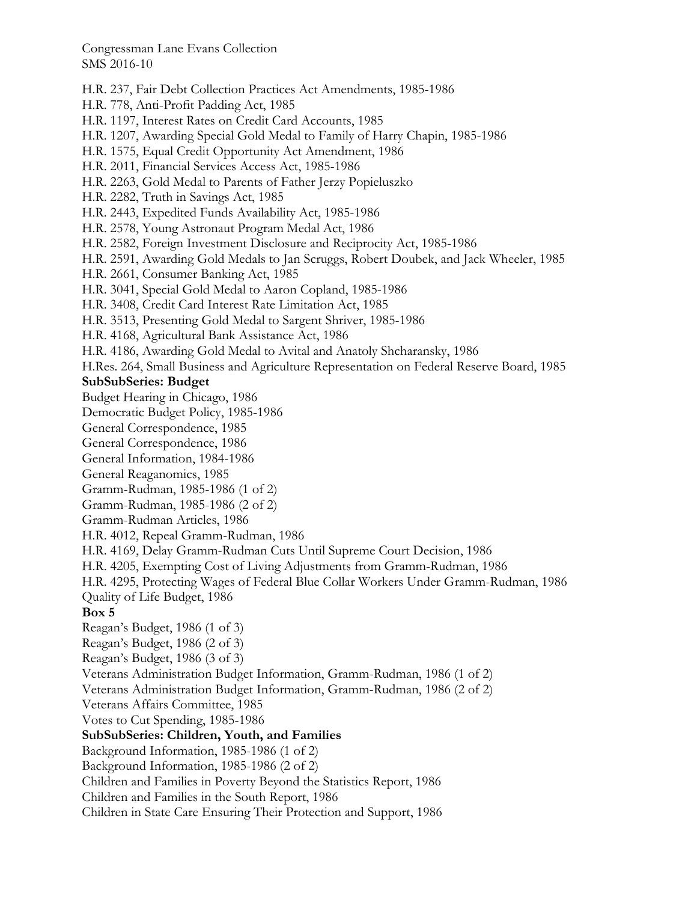H.R. 237, Fair Debt Collection Practices Act Amendments, 1985-1986
H.R. 778, Anti-Profit Padding Act, 1985
H.R. 1197, Interest Rates on Credit Card Accounts, 1985
H.R. 1207, Awarding Special Gold Medal to Family of Harry Chapin, 1985-1986
H.R. 1575, Equal Credit Opportunity Act Amendment, 1986
H.R. 2011, Financial Services Access Act, 1985-1986
H.R. 2263, Gold Medal to Parents of Father Jerzy Popieluszko
H.R. 2282, Truth in Savings Act, 1985
H.R. 2443, Expedited Funds Availability Act, 1985-1986
H.R. 2578, Young Astronaut Program Medal Act, 1986
H.R. 2582, Foreign Investment Disclosure and Reciprocity Act, 1985-1986
H.R. 2591, Awarding Gold Medals to Jan Scruggs, Robert Doubek, and Jack Wheeler, 1985
H.R. 2661, Consumer Banking Act, 1985
H.R. 3041, Special Gold Medal to Aaron Copland, 1985-1986
H.R. 3408, Credit Card Interest Rate Limitation Act, 1985
H.R. 3513, Presenting Gold Medal to Sargent Shriver, 1985-1986
H.R. 4168, Agricultural Bank Assistance Act, 1986
H.R. 4186, Awarding Gold Medal to Avital and Anatoly Shcharansky, 1986
H.Res. 264, Small Business and Agriculture Representation on Federal Reserve Board, 1985

**SubSubSeries: Budget**

Budget Hearing in Chicago, 1986
Democratic Budget Policy, 1985-1986
General Correspondence, 1985
General Correspondence, 1986
General Information, 1984-1986
General Reaganomics, 1985
Gramm-Rudman, 1985-1986 (1 of 2)
Gramm-Rudman, 1985-1986 (2 of 2)
Gramm-Rudman Articles, 1986
H.R. 4012, Repeal Gramm-Rudman, 1986
H.R. 4169, Delay Gramm-Rudman Cuts Until Supreme Court Decision, 1986
H.R. 4205, Exempting Cost of Living Adjustments from Gramm-Rudman, 1986
H.R. 4295, Protecting Wages of Federal Blue Collar Workers Under Gramm-Rudman, 1986
Quality of Life Budget, 1986

**Box 5**

Reagan's Budget, 1986 (1 of 3)
Reagan's Budget, 1986 (2 of 3)
Reagan's Budget, 1986 (3 of 3)
Veterans Administration Budget Information, Gramm-Rudman, 1986 (1 of 2)
Veterans Administration Budget Information, Gramm-Rudman, 1986 (2 of 2)
Veterans Affairs Committee, 1985
Votes to Cut Spending, 1985-1986

**SubSubSeries: Children, Youth, and Families**

Background Information, 1985-1986 (1 of 2)
Background Information, 1985-1986 (2 of 2)
Children and Families in Poverty Beyond the Statistics Report, 1986
Children and Families in the South Report, 1986
Children in State Care Ensuring Their Protection and Support, 1986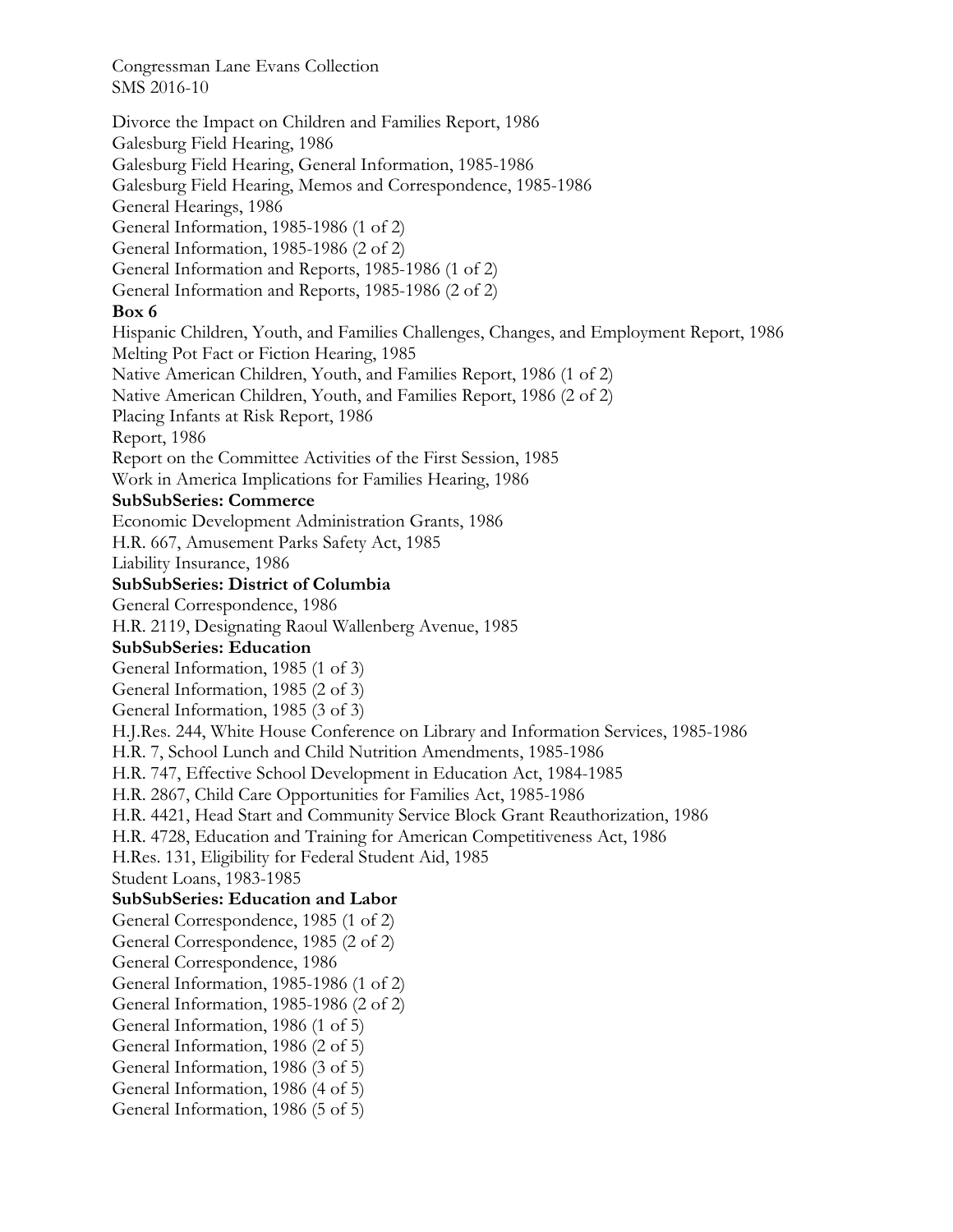Divorce the Impact on Children and Families Report, 1986
Galesburg Field Hearing, 1986
Galesburg Field Hearing, General Information, 1985-1986
Galesburg Field Hearing, Memos and Correspondence, 1985-1986
General Hearings, 1986
General Information, 1985-1986 (1 of 2)
General Information, 1985-1986 (2 of 2)
General Information and Reports, 1985-1986 (1 of 2)
General Information and Reports, 1985-1986 (2 of 2)

**Box 6**

Hispanic Children, Youth, and Families Challenges, Changes, and Employment Report, 1986
Melting Pot Fact or Fiction Hearing, 1985
Native American Children, Youth, and Families Report, 1986 (1 of 2)
Native American Children, Youth, and Families Report, 1986 (2 of 2)
Placing Infants at Risk Report, 1986
Report, 1986
Report on the Committee Activities of the First Session, 1985
Work in America Implications for Families Hearing, 1986

**SubSubSeries: Commerce**

Economic Development Administration Grants, 1986
H.R. 667, Amusement Parks Safety Act, 1985
Liability Insurance, 1986

**SubSubSeries: District of Columbia**

General Correspondence, 1986
H.R. 2119, Designating Raoul Wallenberg Avenue, 1985

**SubSubSeries: Education**

General Information, 1985 (1 of 3)
General Information, 1985 (2 of 3)
General Information, 1985 (3 of 3)
H.J.Res. 244, White House Conference on Library and Information Services, 1985-1986
H.R. 7, School Lunch and Child Nutrition Amendments, 1985-1986
H.R. 747, Effective School Development in Education Act, 1984-1985
H.R. 2867, Child Care Opportunities for Families Act, 1985-1986
H.R. 4421, Head Start and Community Service Block Grant Reauthorization, 1986
H.R. 4728, Education and Training for American Competitiveness Act, 1986
H.Res. 131, Eligibility for Federal Student Aid, 1985
Student Loans, 1983-1985

**SubSubSeries: Education and Labor**

General Correspondence, 1985 (1 of 2)
General Correspondence, 1985 (2 of 2)
General Correspondence, 1986
General Information, 1985-1986 (1 of 2)
General Information, 1985-1986 (2 of 2)
General Information, 1986 (1 of 5)
General Information, 1986 (2 of 5)
General Information, 1986 (3 of 5)
General Information, 1986 (4 of 5)
General Information, 1986 (5 of 5)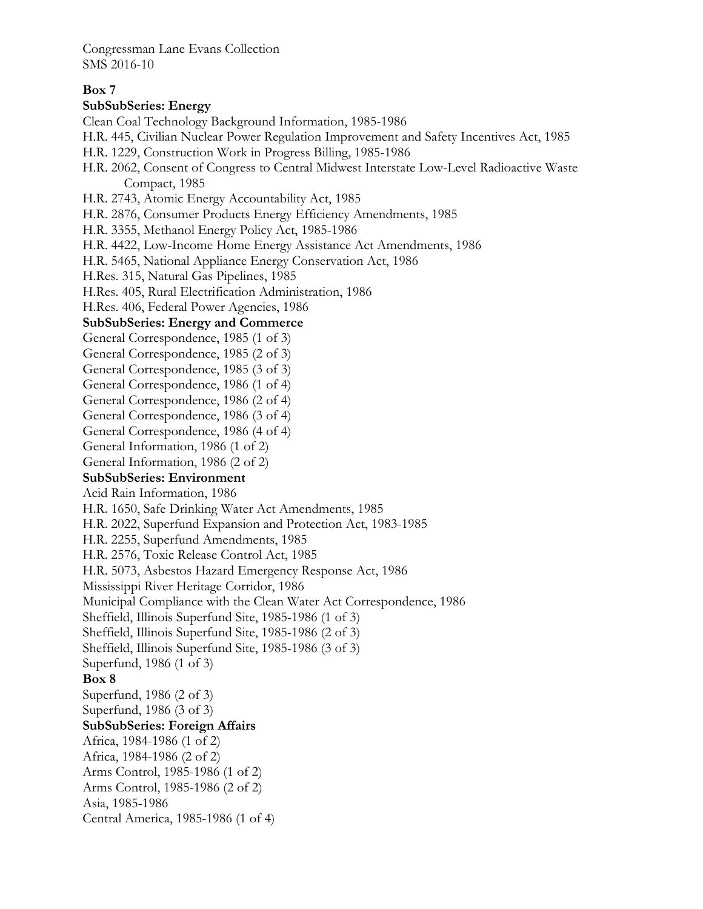Congressman Lane Evans Collection
SMS 2016-10

**Box 7**

**SubSubSeries: Energy**

Clean Coal Technology Background Information, 1985-1986
H.R. 445, Civilian Nuclear Power Regulation Improvement and Safety Incentives Act, 1985
H.R. 1229, Construction Work in Progress Billing, 1985-1986
H.R. 2062, Consent of Congress to Central Midwest Interstate Low-Level Radioactive Waste Compact, 1985
H.R. 2743, Atomic Energy Accountability Act, 1985
H.R. 2876, Consumer Products Energy Efficiency Amendments, 1985
H.R. 3355, Methanol Energy Policy Act, 1985-1986
H.R. 4422, Low-Income Home Energy Assistance Act Amendments, 1986
H.R. 5465, National Appliance Energy Conservation Act, 1986
H.Res. 315, Natural Gas Pipelines, 1985
H.Res. 405, Rural Electrification Administration, 1986
H.Res. 406, Federal Power Agencies, 1986

**SubSubSeries: Energy and Commerce**

General Correspondence, 1985 (1 of 3)
General Correspondence, 1985 (2 of 3)
General Correspondence, 1985 (3 of 3)
General Correspondence, 1986 (1 of 4)
General Correspondence, 1986 (2 of 4)
General Correspondence, 1986 (3 of 4)
General Correspondence, 1986 (4 of 4)
General Information, 1986 (1 of 2)
General Information, 1986 (2 of 2)

**SubSubSeries: Environment**

Acid Rain Information, 1986
H.R. 1650, Safe Drinking Water Act Amendments, 1985
H.R. 2022, Superfund Expansion and Protection Act, 1983-1985
H.R. 2255, Superfund Amendments, 1985
H.R. 2576, Toxic Release Control Act, 1985
H.R. 5073, Asbestos Hazard Emergency Response Act, 1986
Mississippi River Heritage Corridor, 1986
Municipal Compliance with the Clean Water Act Correspondence, 1986
Sheffield, Illinois Superfund Site, 1985-1986 (1 of 3)
Sheffield, Illinois Superfund Site, 1985-1986 (2 of 3)
Sheffield, Illinois Superfund Site, 1985-1986 (3 of 3)
Superfund, 1986 (1 of 3)

**Box 8**

Superfund, 1986 (2 of 3)
Superfund, 1986 (3 of 3)

**SubSubSeries: Foreign Affairs**

Africa, 1984-1986 (1 of 2)
Africa, 1984-1986 (2 of 2)
Arms Control, 1985-1986 (1 of 2)
Arms Control, 1985-1986 (2 of 2)
Asia, 1985-1986
Central America, 1985-1986 (1 of 4)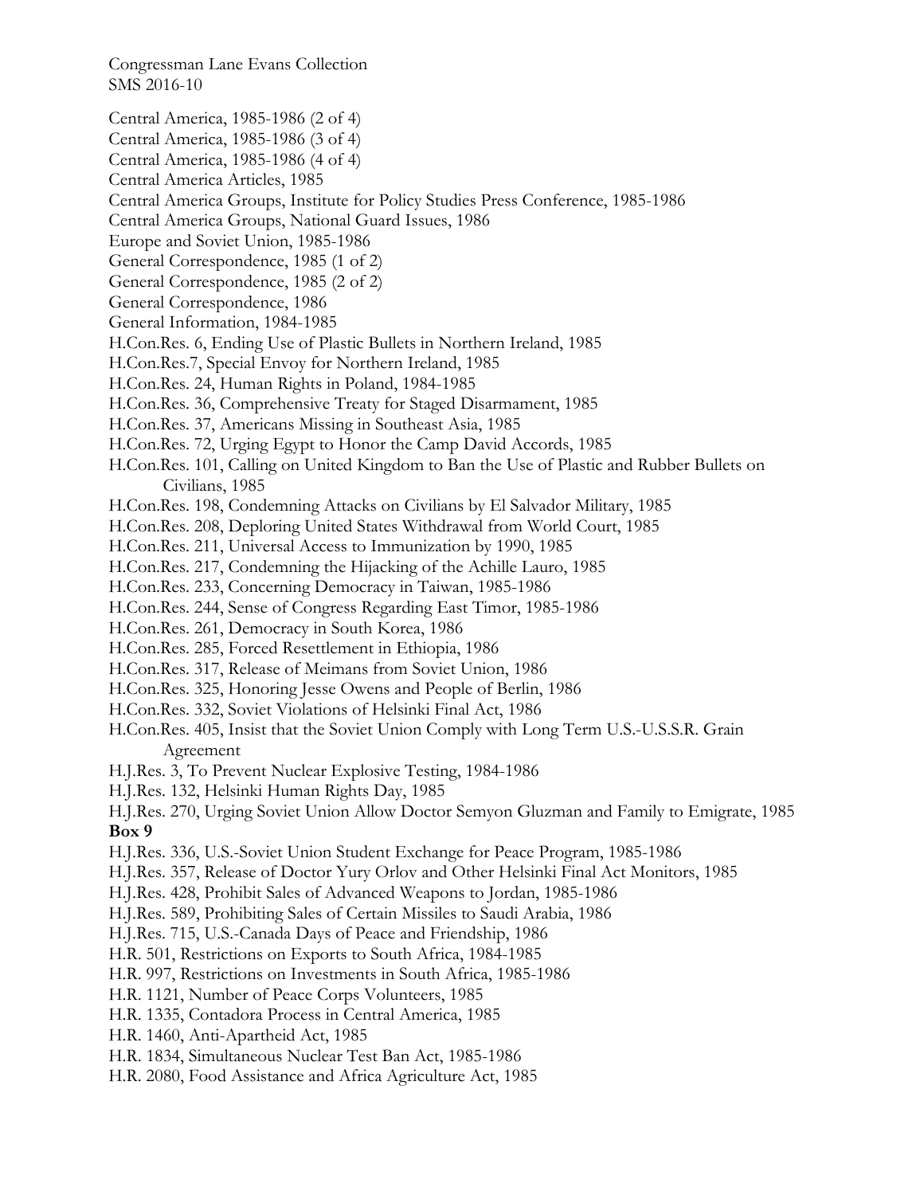Central America, 1985-1986 (2 of 4)
Central America, 1985-1986 (3 of 4)
Central America, 1985-1986 (4 of 4)
Central America Articles, 1985
Central America Groups, Institute for Policy Studies Press Conference, 1985-1986
Central America Groups, National Guard Issues, 1986
Europe and Soviet Union, 1985-1986
General Correspondence, 1985 (1 of 2)
General Correspondence, 1985 (2 of 2)
General Correspondence, 1986
General Information, 1984-1985
H.Con.Res. 6, Ending Use of Plastic Bullets in Northern Ireland, 1985
H.Con.Res.7, Special Envoy for Northern Ireland, 1985
H.Con.Res. 24, Human Rights in Poland, 1984-1985
H.Con.Res. 36, Comprehensive Treaty for Staged Disarmament, 1985
H.Con.Res. 37, Americans Missing in Southeast Asia, 1985
H.Con.Res. 72, Urging Egypt to Honor the Camp David Accords, 1985
H.Con.Res. 101, Calling on United Kingdom to Ban the Use of Plastic and Rubber Bullets on Civilians, 1985
H.Con.Res. 198, Condemning Attacks on Civilians by El Salvador Military, 1985
H.Con.Res. 208, Deploring United States Withdrawal from World Court, 1985
H.Con.Res. 211, Universal Access to Immunization by 1990, 1985
H.Con.Res. 217, Condemning the Hijacking of the Achille Lauro, 1985
H.Con.Res. 233, Concerning Democracy in Taiwan, 1985-1986
H.Con.Res. 244, Sense of Congress Regarding East Timor, 1985-1986
H.Con.Res. 261, Democracy in South Korea, 1986
H.Con.Res. 285, Forced Resettlement in Ethiopia, 1986
H.Con.Res. 317, Release of Meimans from Soviet Union, 1986
H.Con.Res. 325, Honoring Jesse Owens and People of Berlin, 1986
H.Con.Res. 332, Soviet Violations of Helsinki Final Act, 1986
H.Con.Res. 405, Insist that the Soviet Union Comply with Long Term U.S.-U.S.S.R. Grain Agreement
H.J.Res. 3, To Prevent Nuclear Explosive Testing, 1984-1986
H.J.Res. 132, Helsinki Human Rights Day, 1985
H.J.Res. 270, Urging Soviet Union Allow Doctor Semyon Gluzman and Family to Emigrate, 1985

**Box 9**

H.J.Res. 336, U.S.-Soviet Union Student Exchange for Peace Program, 1985-1986
H.J.Res. 357, Release of Doctor Yury Orlov and Other Helsinki Final Act Monitors, 1985
H.J.Res. 428, Prohibit Sales of Advanced Weapons to Jordan, 1985-1986
H.J.Res. 589, Prohibiting Sales of Certain Missiles to Saudi Arabia, 1986
H.J.Res. 715, U.S.-Canada Days of Peace and Friendship, 1986
H.R. 501, Restrictions on Exports to South Africa, 1984-1985
H.R. 997, Restrictions on Investments in South Africa, 1985-1986
H.R. 1121, Number of Peace Corps Volunteers, 1985
H.R. 1335, Contadora Process in Central America, 1985
H.R. 1460, Anti-Apartheid Act, 1985
H.R. 1834, Simultaneous Nuclear Test Ban Act, 1985-1986
H.R. 2080, Food Assistance and Africa Agriculture Act, 1985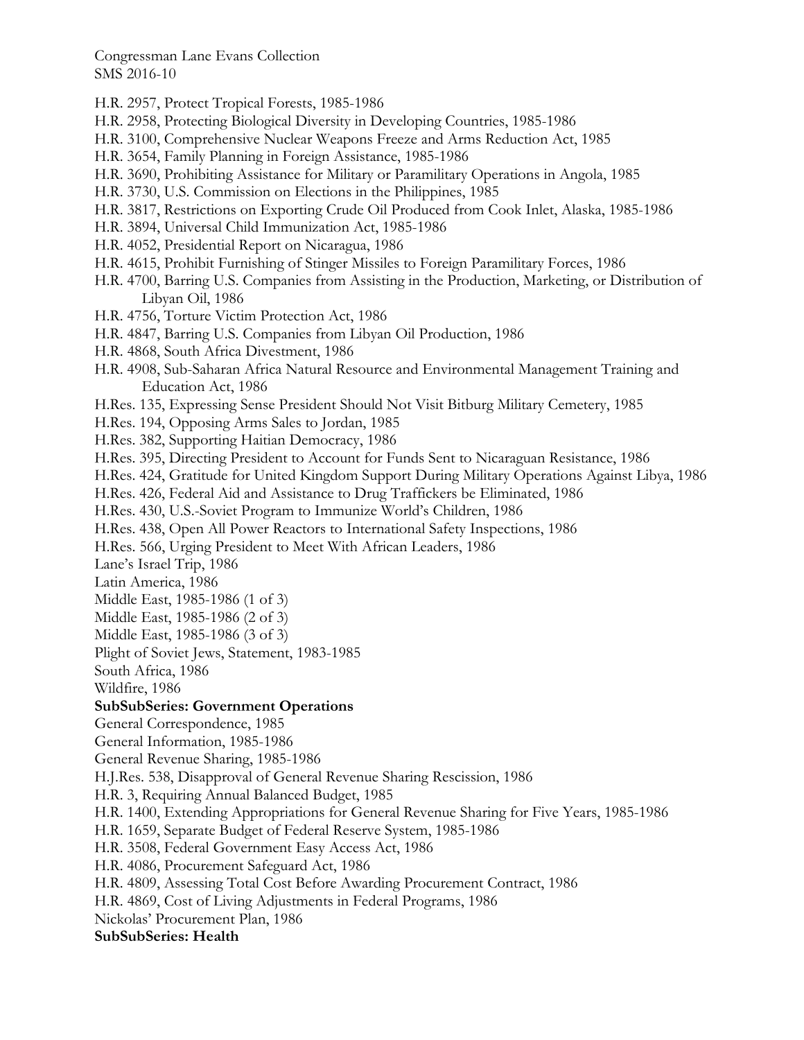H.R. 2957, Protect Tropical Forests, 1985-1986
H.R. 2958, Protecting Biological Diversity in Developing Countries, 1985-1986
H.R. 3100, Comprehensive Nuclear Weapons Freeze and Arms Reduction Act, 1985
H.R. 3654, Family Planning in Foreign Assistance, 1985-1986
H.R. 3690, Prohibiting Assistance for Military or Paramilitary Operations in Angola, 1985
H.R. 3730, U.S. Commission on Elections in the Philippines, 1985
H.R. 3817, Restrictions on Exporting Crude Oil Produced from Cook Inlet, Alaska, 1985-1986
H.R. 3894, Universal Child Immunization Act, 1985-1986
H.R. 4052, Presidential Report on Nicaragua, 1986
H.R. 4615, Prohibit Furnishing of Stinger Missiles to Foreign Paramilitary Forces, 1986
H.R. 4700, Barring U.S. Companies from Assisting in the Production, Marketing, or Distribution of Libyan Oil, 1986
H.R. 4756, Torture Victim Protection Act, 1986
H.R. 4847, Barring U.S. Companies from Libyan Oil Production, 1986
H.R. 4868, South Africa Divestment, 1986
H.R. 4908, Sub-Saharan Africa Natural Resource and Environmental Management Training and Education Act, 1986
H.Res. 135, Expressing Sense President Should Not Visit Bitburg Military Cemetery, 1985
H.Res. 194, Opposing Arms Sales to Jordan, 1985
H.Res. 382, Supporting Haitian Democracy, 1986
H.Res. 395, Directing President to Account for Funds Sent to Nicaraguan Resistance, 1986
H.Res. 424, Gratitude for United Kingdom Support During Military Operations Against Libya, 1986
H.Res. 426, Federal Aid and Assistance to Drug Traffickers be Eliminated, 1986
H.Res. 430, U.S.-Soviet Program to Immunize World's Children, 1986
H.Res. 438, Open All Power Reactors to International Safety Inspections, 1986
H.Res. 566, Urging President to Meet With African Leaders, 1986
Lane's Israel Trip, 1986
Latin America, 1986
Middle East, 1985-1986 (1 of 3)
Middle East, 1985-1986 (2 of 3)
Middle East, 1985-1986 (3 of 3)
Plight of Soviet Jews, Statement, 1983-1985
South Africa, 1986
Wildfire, 1986

**SubSubSeries: Government Operations**

General Correspondence, 1985
General Information, 1985-1986
General Revenue Sharing, 1985-1986
H.J.Res. 538, Disapproval of General Revenue Sharing Rescission, 1986
H.R. 3, Requiring Annual Balanced Budget, 1985
H.R. 1400, Extending Appropriations for General Revenue Sharing for Five Years, 1985-1986
H.R. 1659, Separate Budget of Federal Reserve System, 1985-1986
H.R. 3508, Federal Government Easy Access Act, 1986
H.R. 4086, Procurement Safeguard Act, 1986
H.R. 4809, Assessing Total Cost Before Awarding Procurement Contract, 1986
H.R. 4869, Cost of Living Adjustments in Federal Programs, 1986
Nickolas' Procurement Plan, 1986

**SubSubSeries: Health**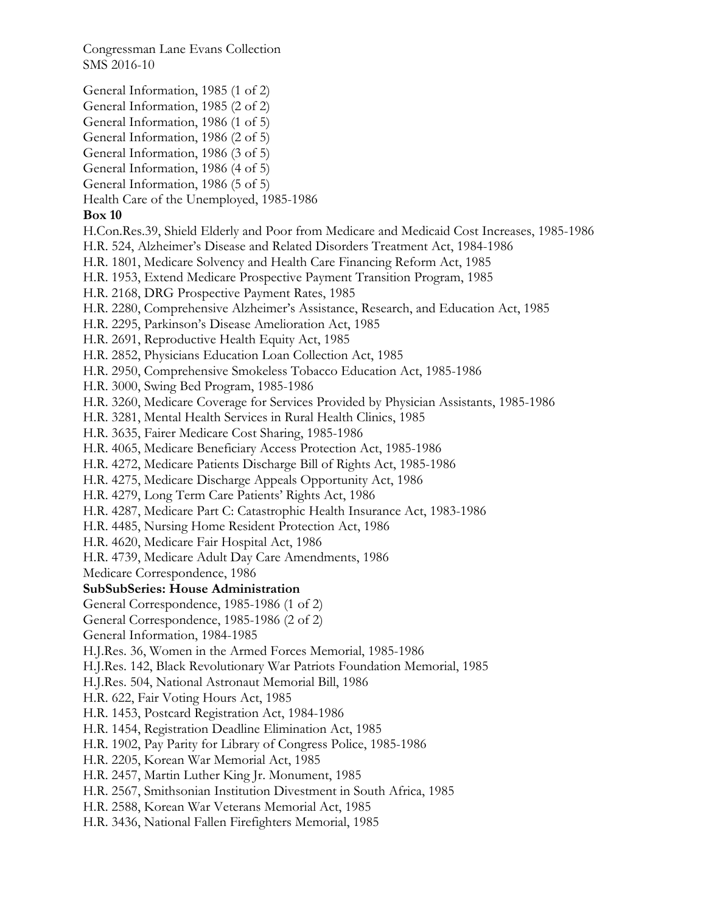General Information, 1985 (1 of 2)
General Information, 1985 (2 of 2)
General Information, 1986 (1 of 5)
General Information, 1986 (2 of 5)
General Information, 1986 (3 of 5)
General Information, 1986 (4 of 5)
General Information, 1986 (5 of 5)
Health Care of the Unemployed, 1985-1986

**Box 10**

H.Con.Res.39, Shield Elderly and Poor from Medicare and Medicaid Cost Increases, 1985-1986
H.R. 524, Alzheimer's Disease and Related Disorders Treatment Act, 1984-1986
H.R. 1801, Medicare Solvency and Health Care Financing Reform Act, 1985
H.R. 1953, Extend Medicare Prospective Payment Transition Program, 1985
H.R. 2168, DRG Prospective Payment Rates, 1985
H.R. 2280, Comprehensive Alzheimer's Assistance, Research, and Education Act, 1985
H.R. 2295, Parkinson's Disease Amelioration Act, 1985
H.R. 2691, Reproductive Health Equity Act, 1985
H.R. 2852, Physicians Education Loan Collection Act, 1985
H.R. 2950, Comprehensive Smokeless Tobacco Education Act, 1985-1986
H.R. 3000, Swing Bed Program, 1985-1986
H.R. 3260, Medicare Coverage for Services Provided by Physician Assistants, 1985-1986
H.R. 3281, Mental Health Services in Rural Health Clinics, 1985
H.R. 3635, Fairer Medicare Cost Sharing, 1985-1986
H.R. 4065, Medicare Beneficiary Access Protection Act, 1985-1986
H.R. 4272, Medicare Patients Discharge Bill of Rights Act, 1985-1986
H.R. 4275, Medicare Discharge Appeals Opportunity Act, 1986
H.R. 4279, Long Term Care Patients' Rights Act, 1986
H.R. 4287, Medicare Part C: Catastrophic Health Insurance Act, 1983-1986
H.R. 4485, Nursing Home Resident Protection Act, 1986
H.R. 4620, Medicare Fair Hospital Act, 1986
H.R. 4739, Medicare Adult Day Care Amendments, 1986
Medicare Correspondence, 1986

**SubSubSeries: House Administration**

General Correspondence, 1985-1986 (1 of 2)
General Correspondence, 1985-1986 (2 of 2)
General Information, 1984-1985
H.J.Res. 36, Women in the Armed Forces Memorial, 1985-1986
H.J.Res. 142, Black Revolutionary War Patriots Foundation Memorial, 1985
H.J.Res. 504, National Astronaut Memorial Bill, 1986
H.R. 622, Fair Voting Hours Act, 1985
H.R. 1453, Postcard Registration Act, 1984-1986
H.R. 1454, Registration Deadline Elimination Act, 1985
H.R. 1902, Pay Parity for Library of Congress Police, 1985-1986
H.R. 2205, Korean War Memorial Act, 1985
H.R. 2457, Martin Luther King Jr. Monument, 1985
H.R. 2567, Smithsonian Institution Divestment in South Africa, 1985
H.R. 2588, Korean War Veterans Memorial Act, 1985
H.R. 3436, National Fallen Firefighters Memorial, 1985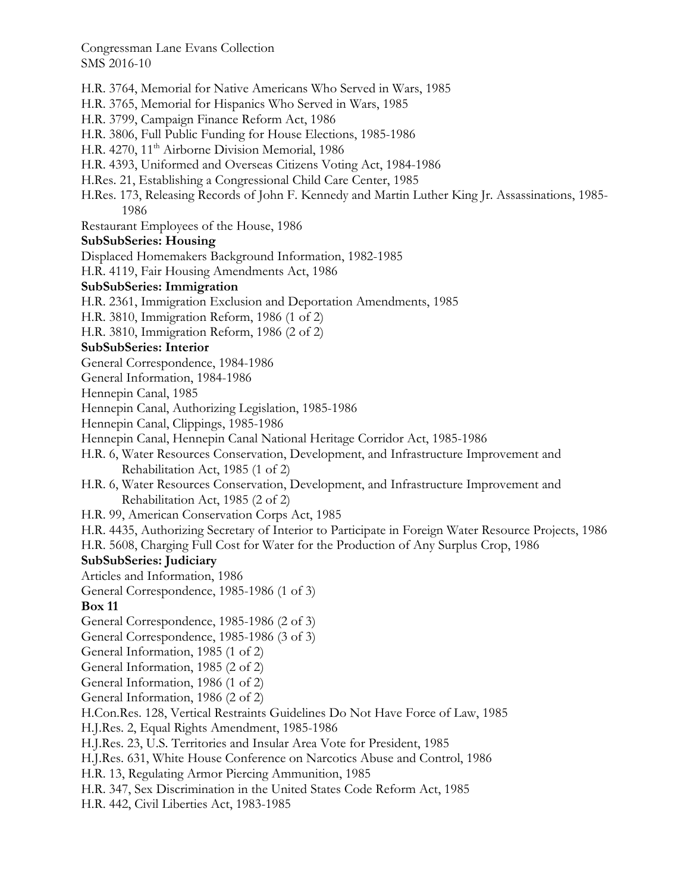H.R. 3764, Memorial for Native Americans Who Served in Wars, 1985
H.R. 3765, Memorial for Hispanics Who Served in Wars, 1985
H.R. 3799, Campaign Finance Reform Act, 1986
H.R. 3806, Full Public Funding for House Elections, 1985-1986
H.R. 4270, 11th Airborne Division Memorial, 1986
H.R. 4393, Uniformed and Overseas Citizens Voting Act, 1984-1986
H.Res. 21, Establishing a Congressional Child Care Center, 1985
H.Res. 173, Releasing Records of John F. Kennedy and Martin Luther King Jr. Assassinations, 1985-1986
Restaurant Employees of the House, 1986

**SubSubSeries: Housing**

Displaced Homemakers Background Information, 1982-1985
H.R. 4119, Fair Housing Amendments Act, 1986

**SubSubSeries: Immigration**

H.R. 2361, Immigration Exclusion and Deportation Amendments, 1985
H.R. 3810, Immigration Reform, 1986 (1 of 2)
H.R. 3810, Immigration Reform, 1986 (2 of 2)

**SubSubSeries: Interior**

General Correspondence, 1984-1986
General Information, 1984-1986
Hennepin Canal, 1985
Hennepin Canal, Authorizing Legislation, 1985-1986
Hennepin Canal, Clippings, 1985-1986
Hennepin Canal, Hennepin Canal National Heritage Corridor Act, 1985-1986
H.R. 6, Water Resources Conservation, Development, and Infrastructure Improvement and Rehabilitation Act, 1985 (1 of 2)
H.R. 6, Water Resources Conservation, Development, and Infrastructure Improvement and Rehabilitation Act, 1985 (2 of 2)
H.R. 99, American Conservation Corps Act, 1985
H.R. 4435, Authorizing Secretary of Interior to Participate in Foreign Water Resource Projects, 1986
H.R. 5608, Charging Full Cost for Water for the Production of Any Surplus Crop, 1986

**SubSubSeries: Judiciary**

Articles and Information, 1986
General Correspondence, 1985-1986 (1 of 3)

**Box 11**

General Correspondence, 1985-1986 (2 of 3)
General Correspondence, 1985-1986 (3 of 3)
General Information, 1985 (1 of 2)
General Information, 1985 (2 of 2)
General Information, 1986 (1 of 2)
General Information, 1986 (2 of 2)
H.Con.Res. 128, Vertical Restraints Guidelines Do Not Have Force of Law, 1985
H.J.Res. 2, Equal Rights Amendment, 1985-1986
H.J.Res. 23, U.S. Territories and Insular Area Vote for President, 1985
H.J.Res. 631, White House Conference on Narcotics Abuse and Control, 1986
H.R. 13, Regulating Armor Piercing Ammunition, 1985
H.R. 347, Sex Discrimination in the United States Code Reform Act, 1985
H.R. 442, Civil Liberties Act, 1983-1985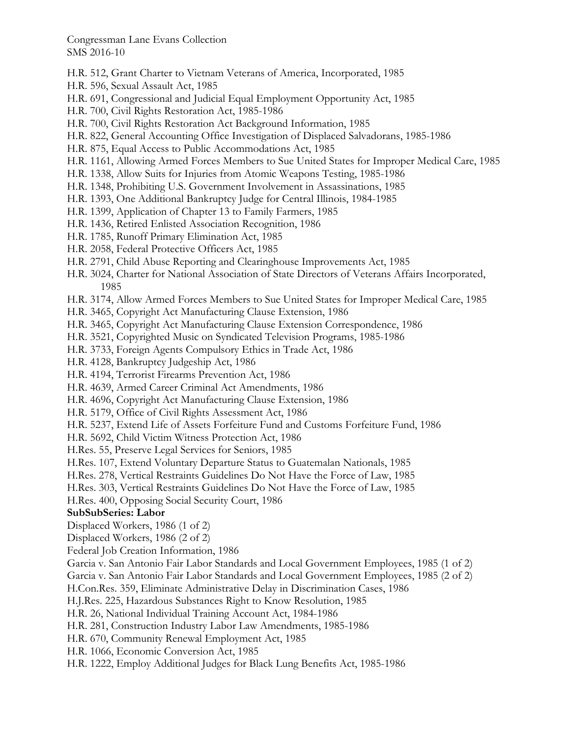H.R. 512, Grant Charter to Vietnam Veterans of America, Incorporated, 1985
H.R. 596, Sexual Assault Act, 1985
H.R. 691, Congressional and Judicial Equal Employment Opportunity Act, 1985
H.R. 700, Civil Rights Restoration Act, 1985-1986
H.R. 700, Civil Rights Restoration Act Background Information, 1985
H.R. 822, General Accounting Office Investigation of Displaced Salvadorans, 1985-1986
H.R. 875, Equal Access to Public Accommodations Act, 1985
H.R. 1161, Allowing Armed Forces Members to Sue United States for Improper Medical Care, 1985
H.R. 1338, Allow Suits for Injuries from Atomic Weapons Testing, 1985-1986
H.R. 1348, Prohibiting U.S. Government Involvement in Assassinations, 1985
H.R. 1393, One Additional Bankruptcy Judge for Central Illinois, 1984-1985
H.R. 1399, Application of Chapter 13 to Family Farmers, 1985
H.R. 1436, Retired Enlisted Association Recognition, 1986
H.R. 1785, Runoff Primary Elimination Act, 1985
H.R. 2058, Federal Protective Officers Act, 1985
H.R. 2791, Child Abuse Reporting and Clearinghouse Improvements Act, 1985
H.R. 3024, Charter for National Association of State Directors of Veterans Affairs Incorporated, 1985
H.R. 3174, Allow Armed Forces Members to Sue United States for Improper Medical Care, 1985
H.R. 3465, Copyright Act Manufacturing Clause Extension, 1986
H.R. 3465, Copyright Act Manufacturing Clause Extension Correspondence, 1986
H.R. 3521, Copyrighted Music on Syndicated Television Programs, 1985-1986
H.R. 3733, Foreign Agents Compulsory Ethics in Trade Act, 1986
H.R. 4128, Bankruptcy Judgeship Act, 1986
H.R. 4194, Terrorist Firearms Prevention Act, 1986
H.R. 4639, Armed Career Criminal Act Amendments, 1986
H.R. 4696, Copyright Act Manufacturing Clause Extension, 1986
H.R. 5179, Office of Civil Rights Assessment Act, 1986
H.R. 5237, Extend Life of Assets Forfeiture Fund and Customs Forfeiture Fund, 1986
H.R. 5692, Child Victim Witness Protection Act, 1986
H.Res. 55, Preserve Legal Services for Seniors, 1985
H.Res. 107, Extend Voluntary Departure Status to Guatemalan Nationals, 1985
H.Res. 278, Vertical Restraints Guidelines Do Not Have the Force of Law, 1985
H.Res. 303, Vertical Restraints Guidelines Do Not Have the Force of Law, 1985
H.Res. 400, Opposing Social Security Court, 1986

**SubSubSeries: Labor**

Displaced Workers, 1986 (1 of 2)
Displaced Workers, 1986 (2 of 2)
Federal Job Creation Information, 1986
Garcia v. San Antonio Fair Labor Standards and Local Government Employees, 1985 (1 of 2)
Garcia v. San Antonio Fair Labor Standards and Local Government Employees, 1985 (2 of 2)
H.Con.Res. 359, Eliminate Administrative Delay in Discrimination Cases, 1986
H.J.Res. 225, Hazardous Substances Right to Know Resolution, 1985
H.R. 26, National Individual Training Account Act, 1984-1986
H.R. 281, Construction Industry Labor Law Amendments, 1985-1986
H.R. 670, Community Renewal Employment Act, 1985
H.R. 1066, Economic Conversion Act, 1985
H.R. 1222, Employ Additional Judges for Black Lung Benefits Act, 1985-1986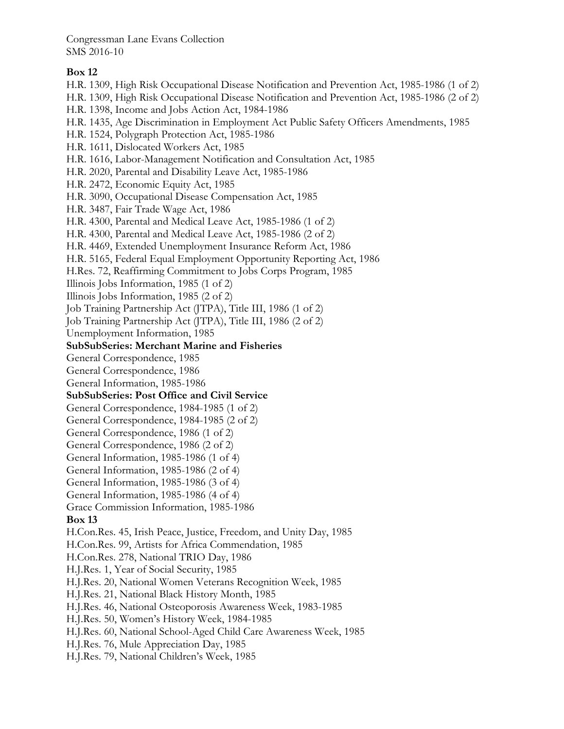Congressman Lane Evans Collection
SMS 2016-10

**Box 12**

H.R. 1309, High Risk Occupational Disease Notification and Prevention Act, 1985-1986 (1 of 2)
H.R. 1309, High Risk Occupational Disease Notification and Prevention Act, 1985-1986 (2 of 2)
H.R. 1398, Income and Jobs Action Act, 1984-1986
H.R. 1435, Age Discrimination in Employment Act Public Safety Officers Amendments, 1985
H.R. 1524, Polygraph Protection Act, 1985-1986
H.R. 1611, Dislocated Workers Act, 1985
H.R. 1616, Labor-Management Notification and Consultation Act, 1985
H.R. 2020, Parental and Disability Leave Act, 1985-1986
H.R. 2472, Economic Equity Act, 1985
H.R. 3090, Occupational Disease Compensation Act, 1985
H.R. 3487, Fair Trade Wage Act, 1986
H.R. 4300, Parental and Medical Leave Act, 1985-1986 (1 of 2)
H.R. 4300, Parental and Medical Leave Act, 1985-1986 (2 of 2)
H.R. 4469, Extended Unemployment Insurance Reform Act, 1986
H.R. 5165, Federal Equal Employment Opportunity Reporting Act, 1986
H.Res. 72, Reaffirming Commitment to Jobs Corps Program, 1985
Illinois Jobs Information, 1985 (1 of 2)
Illinois Jobs Information, 1985 (2 of 2)
Job Training Partnership Act (JTPA), Title III, 1986 (1 of 2)
Job Training Partnership Act (JTPA), Title III, 1986 (2 of 2)
Unemployment Information, 1985

**SubSubSeries: Merchant Marine and Fisheries**

General Correspondence, 1985
General Correspondence, 1986
General Information, 1985-1986

**SubSubSeries: Post Office and Civil Service**

General Correspondence, 1984-1985 (1 of 2)
General Correspondence, 1984-1985 (2 of 2)
General Correspondence, 1986 (1 of 2)
General Correspondence, 1986 (2 of 2)
General Information, 1985-1986 (1 of 4)
General Information, 1985-1986 (2 of 4)
General Information, 1985-1986 (3 of 4)
General Information, 1985-1986 (4 of 4)
Grace Commission Information, 1985-1986

**Box 13**

H.Con.Res. 45, Irish Peace, Justice, Freedom, and Unity Day, 1985
H.Con.Res. 99, Artists for Africa Commendation, 1985
H.Con.Res. 278, National TRIO Day, 1986
H.J.Res. 1, Year of Social Security, 1985
H.J.Res. 20, National Women Veterans Recognition Week, 1985
H.J.Res. 21, National Black History Month, 1985
H.J.Res. 46, National Osteoporosis Awareness Week, 1983-1985
H.J.Res. 50, Women's History Week, 1984-1985
H.J.Res. 60, National School-Aged Child Care Awareness Week, 1985
H.J.Res. 76, Mule Appreciation Day, 1985
H.J.Res. 79, National Children's Week, 1985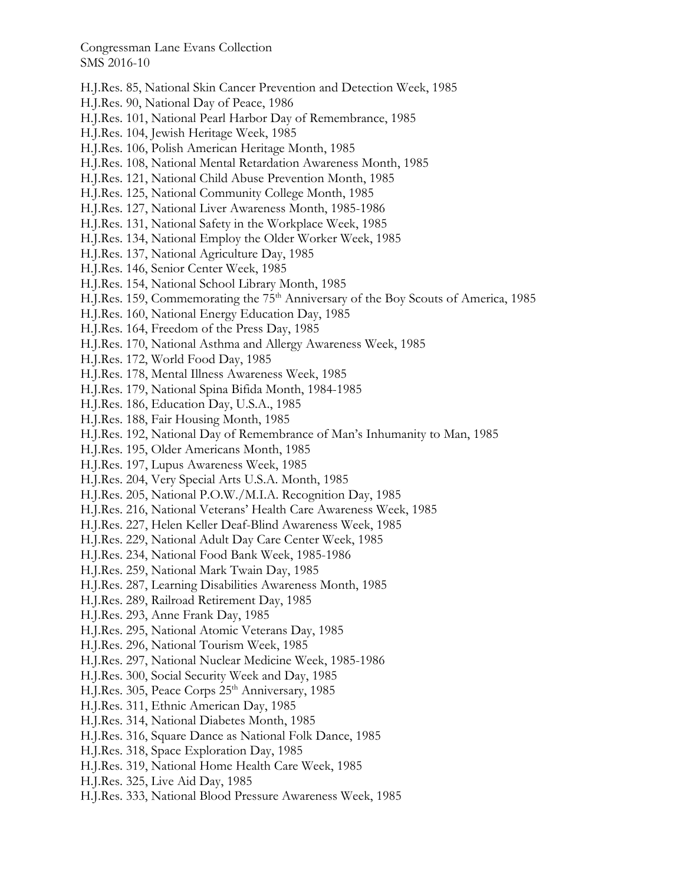H.J.Res. 85, National Skin Cancer Prevention and Detection Week, 1985
H.J.Res. 90, National Day of Peace, 1986
H.J.Res. 101, National Pearl Harbor Day of Remembrance, 1985
H.J.Res. 104, Jewish Heritage Week, 1985
H.J.Res. 106, Polish American Heritage Month, 1985
H.J.Res. 108, National Mental Retardation Awareness Month, 1985
H.J.Res. 121, National Child Abuse Prevention Month, 1985
H.J.Res. 125, National Community College Month, 1985
H.J.Res. 127, National Liver Awareness Month, 1985-1986
H.J.Res. 131, National Safety in the Workplace Week, 1985
H.J.Res. 134, National Employ the Older Worker Week, 1985
H.J.Res. 137, National Agriculture Day, 1985
H.J.Res. 146, Senior Center Week, 1985
H.J.Res. 154, National School Library Month, 1985
H.J.Res. 159, Commemorating the 75th Anniversary of the Boy Scouts of America, 1985
H.J.Res. 160, National Energy Education Day, 1985
H.J.Res. 164, Freedom of the Press Day, 1985
H.J.Res. 170, National Asthma and Allergy Awareness Week, 1985
H.J.Res. 172, World Food Day, 1985
H.J.Res. 178, Mental Illness Awareness Week, 1985
H.J.Res. 179, National Spina Bifida Month, 1984-1985
H.J.Res. 186, Education Day, U.S.A., 1985
H.J.Res. 188, Fair Housing Month, 1985
H.J.Res. 192, National Day of Remembrance of Man's Inhumanity to Man, 1985
H.J.Res. 195, Older Americans Month, 1985
H.J.Res. 197, Lupus Awareness Week, 1985
H.J.Res. 204, Very Special Arts U.S.A. Month, 1985
H.J.Res. 205, National P.O.W./M.I.A. Recognition Day, 1985
H.J.Res. 216, National Veterans' Health Care Awareness Week, 1985
H.J.Res. 227, Helen Keller Deaf-Blind Awareness Week, 1985
H.J.Res. 229, National Adult Day Care Center Week, 1985
H.J.Res. 234, National Food Bank Week, 1985-1986
H.J.Res. 259, National Mark Twain Day, 1985
H.J.Res. 287, Learning Disabilities Awareness Month, 1985
H.J.Res. 289, Railroad Retirement Day, 1985
H.J.Res. 293, Anne Frank Day, 1985
H.J.Res. 295, National Atomic Veterans Day, 1985
H.J.Res. 296, National Tourism Week, 1985
H.J.Res. 297, National Nuclear Medicine Week, 1985-1986
H.J.Res. 300, Social Security Week and Day, 1985
H.J.Res. 305, Peace Corps 25th Anniversary, 1985
H.J.Res. 311, Ethnic American Day, 1985
H.J.Res. 314, National Diabetes Month, 1985
H.J.Res. 316, Square Dance as National Folk Dance, 1985
H.J.Res. 318, Space Exploration Day, 1985
H.J.Res. 319, National Home Health Care Week, 1985
H.J.Res. 325, Live Aid Day, 1985
H.J.Res. 333, National Blood Pressure Awareness Week, 1985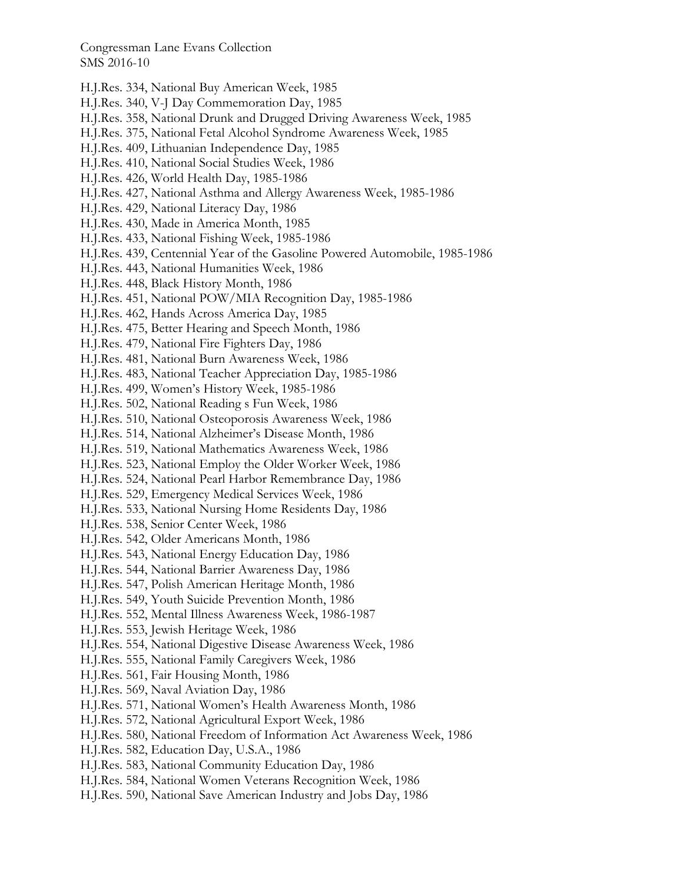H.J.Res. 334, National Buy American Week, 1985
H.J.Res. 340, V-J Day Commemoration Day, 1985
H.J.Res. 358, National Drunk and Drugged Driving Awareness Week, 1985
H.J.Res. 375, National Fetal Alcohol Syndrome Awareness Week, 1985
H.J.Res. 409, Lithuanian Independence Day, 1985
H.J.Res. 410, National Social Studies Week, 1986
H.J.Res. 426, World Health Day, 1985-1986
H.J.Res. 427, National Asthma and Allergy Awareness Week, 1985-1986
H.J.Res. 429, National Literacy Day, 1986
H.J.Res. 430, Made in America Month, 1985
H.J.Res. 433, National Fishing Week, 1985-1986
H.J.Res. 439, Centennial Year of the Gasoline Powered Automobile, 1985-1986
H.J.Res. 443, National Humanities Week, 1986
H.J.Res. 448, Black History Month, 1986
H.J.Res. 451, National POW/MIA Recognition Day, 1985-1986
H.J.Res. 462, Hands Across America Day, 1985
H.J.Res. 475, Better Hearing and Speech Month, 1986
H.J.Res. 479, National Fire Fighters Day, 1986
H.J.Res. 481, National Burn Awareness Week, 1986
H.J.Res. 483, National Teacher Appreciation Day, 1985-1986
H.J.Res. 499, Women's History Week, 1985-1986
H.J.Res. 502, National Reading s Fun Week, 1986
H.J.Res. 510, National Osteoporosis Awareness Week, 1986
H.J.Res. 514, National Alzheimer's Disease Month, 1986
H.J.Res. 519, National Mathematics Awareness Week, 1986
H.J.Res. 523, National Employ the Older Worker Week, 1986
H.J.Res. 524, National Pearl Harbor Remembrance Day, 1986
H.J.Res. 529, Emergency Medical Services Week, 1986
H.J.Res. 533, National Nursing Home Residents Day, 1986
H.J.Res. 538, Senior Center Week, 1986
H.J.Res. 542, Older Americans Month, 1986
H.J.Res. 543, National Energy Education Day, 1986
H.J.Res. 544, National Barrier Awareness Day, 1986
H.J.Res. 547, Polish American Heritage Month, 1986
H.J.Res. 549, Youth Suicide Prevention Month, 1986
H.J.Res. 552, Mental Illness Awareness Week, 1986-1987
H.J.Res. 553, Jewish Heritage Week, 1986
H.J.Res. 554, National Digestive Disease Awareness Week, 1986
H.J.Res. 555, National Family Caregivers Week, 1986
H.J.Res. 561, Fair Housing Month, 1986
H.J.Res. 569, Naval Aviation Day, 1986
H.J.Res. 571, National Women's Health Awareness Month, 1986
H.J.Res. 572, National Agricultural Export Week, 1986
H.J.Res. 580, National Freedom of Information Act Awareness Week, 1986
H.J.Res. 582, Education Day, U.S.A., 1986
H.J.Res. 583, National Community Education Day, 1986
H.J.Res. 584, National Women Veterans Recognition Week, 1986
H.J.Res. 590, National Save American Industry and Jobs Day, 1986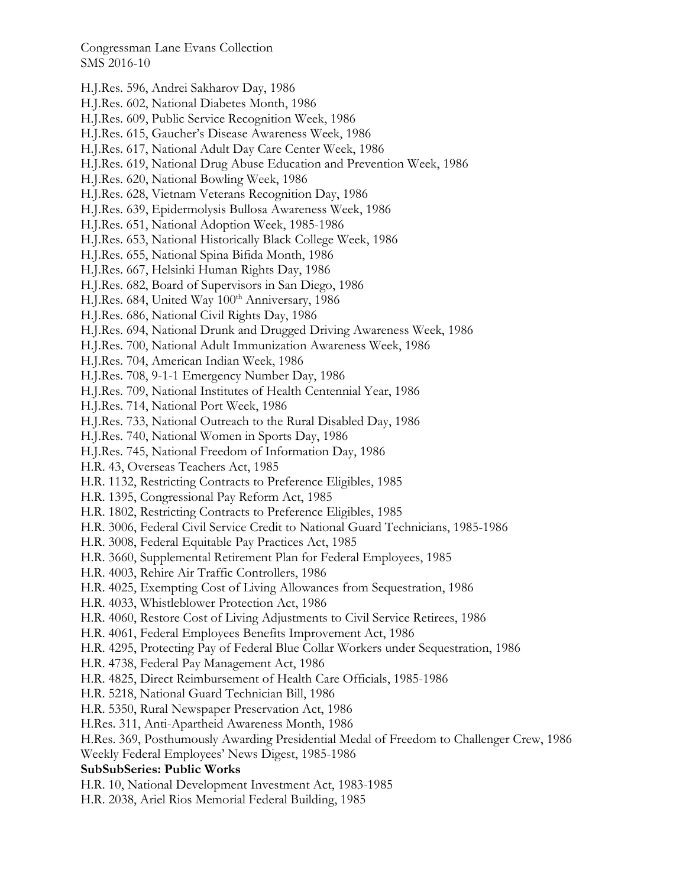H.J.Res. 596, Andrei Sakharov Day, 1986
H.J.Res. 602, National Diabetes Month, 1986
H.J.Res. 609, Public Service Recognition Week, 1986
H.J.Res. 615, Gaucher's Disease Awareness Week, 1986
H.J.Res. 617, National Adult Day Care Center Week, 1986
H.J.Res. 619, National Drug Abuse Education and Prevention Week, 1986
H.J.Res. 620, National Bowling Week, 1986
H.J.Res. 628, Vietnam Veterans Recognition Day, 1986
H.J.Res. 639, Epidermolysis Bullosa Awareness Week, 1986
H.J.Res. 651, National Adoption Week, 1985-1986
H.J.Res. 653, National Historically Black College Week, 1986
H.J.Res. 655, National Spina Bifida Month, 1986
H.J.Res. 667, Helsinki Human Rights Day, 1986
H.J.Res. 682, Board of Supervisors in San Diego, 1986
H.J.Res. 684, United Way 100th Anniversary, 1986
H.J.Res. 686, National Civil Rights Day, 1986
H.J.Res. 694, National Drunk and Drugged Driving Awareness Week, 1986
H.J.Res. 700, National Adult Immunization Awareness Week, 1986
H.J.Res. 704, American Indian Week, 1986
H.J.Res. 708, 9-1-1 Emergency Number Day, 1986
H.J.Res. 709, National Institutes of Health Centennial Year, 1986
H.J.Res. 714, National Port Week, 1986
H.J.Res. 733, National Outreach to the Rural Disabled Day, 1986
H.J.Res. 740, National Women in Sports Day, 1986
H.J.Res. 745, National Freedom of Information Day, 1986
H.R. 43, Overseas Teachers Act, 1985
H.R. 1132, Restricting Contracts to Preference Eligibles, 1985
H.R. 1395, Congressional Pay Reform Act, 1985
H.R. 1802, Restricting Contracts to Preference Eligibles, 1985
H.R. 3006, Federal Civil Service Credit to National Guard Technicians, 1985-1986
H.R. 3008, Federal Equitable Pay Practices Act, 1985
H.R. 3660, Supplemental Retirement Plan for Federal Employees, 1985
H.R. 4003, Rehire Air Traffic Controllers, 1986
H.R. 4025, Exempting Cost of Living Allowances from Sequestration, 1986
H.R. 4033, Whistleblower Protection Act, 1986
H.R. 4060, Restore Cost of Living Adjustments to Civil Service Retirees, 1986
H.R. 4061, Federal Employees Benefits Improvement Act, 1986
H.R. 4295, Protecting Pay of Federal Blue Collar Workers under Sequestration, 1986
H.R. 4738, Federal Pay Management Act, 1986
H.R. 4825, Direct Reimbursement of Health Care Officials, 1985-1986
H.R. 5218, National Guard Technician Bill, 1986
H.R. 5350, Rural Newspaper Preservation Act, 1986
H.Res. 311, Anti-Apartheid Awareness Month, 1986
H.Res. 369, Posthumously Awarding Presidential Medal of Freedom to Challenger Crew, 1986
Weekly Federal Employees' News Digest, 1985-1986

**SubSubSeries: Public Works**

H.R. 10, National Development Investment Act, 1983-1985
H.R. 2038, Ariel Rios Memorial Federal Building, 1985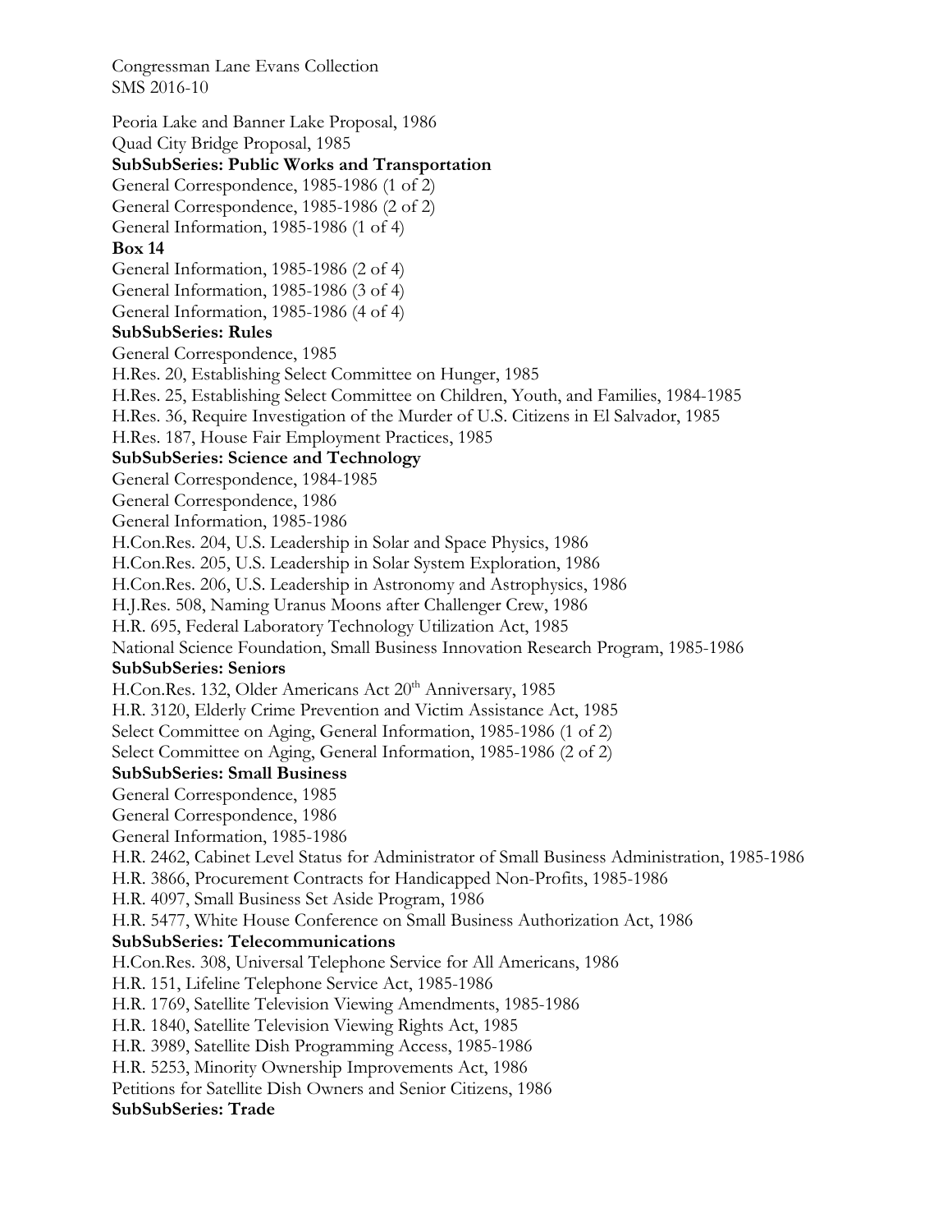Peoria Lake and Banner Lake Proposal, 1986
Quad City Bridge Proposal, 1985

**SubSubSeries: Public Works and Transportation**

General Correspondence, 1985-1986 (1 of 2)
General Correspondence, 1985-1986 (2 of 2)
General Information, 1985-1986 (1 of 4)

**Box 14**

General Information, 1985-1986 (2 of 4)
General Information, 1985-1986 (3 of 4)
General Information, 1985-1986 (4 of 4)

**SubSubSeries: Rules**

General Correspondence, 1985
H.Res. 20, Establishing Select Committee on Hunger, 1985
H.Res. 25, Establishing Select Committee on Children, Youth, and Families, 1984-1985
H.Res. 36, Require Investigation of the Murder of U.S. Citizens in El Salvador, 1985
H.Res. 187, House Fair Employment Practices, 1985

**SubSubSeries: Science and Technology**

General Correspondence, 1984-1985
General Correspondence, 1986
General Information, 1985-1986
H.Con.Res. 204, U.S. Leadership in Solar and Space Physics, 1986
H.Con.Res. 205, U.S. Leadership in Solar System Exploration, 1986
H.Con.Res. 206, U.S. Leadership in Astronomy and Astrophysics, 1986
H.J.Res. 508, Naming Uranus Moons after Challenger Crew, 1986
H.R. 695, Federal Laboratory Technology Utilization Act, 1985
National Science Foundation, Small Business Innovation Research Program, 1985-1986

**SubSubSeries: Seniors**

H.Con.Res. 132, Older Americans Act 20th Anniversary, 1985
H.R. 3120, Elderly Crime Prevention and Victim Assistance Act, 1985
Select Committee on Aging, General Information, 1985-1986 (1 of 2)
Select Committee on Aging, General Information, 1985-1986 (2 of 2)

**SubSubSeries: Small Business**

General Correspondence, 1985
General Correspondence, 1986
General Information, 1985-1986
H.R. 2462, Cabinet Level Status for Administrator of Small Business Administration, 1985-1986
H.R. 3866, Procurement Contracts for Handicapped Non-Profits, 1985-1986
H.R. 4097, Small Business Set Aside Program, 1986
H.R. 5477, White House Conference on Small Business Authorization Act, 1986

**SubSubSeries: Telecommunications**

H.Con.Res. 308, Universal Telephone Service for All Americans, 1986
H.R. 151, Lifeline Telephone Service Act, 1985-1986
H.R. 1769, Satellite Television Viewing Amendments, 1985-1986
H.R. 1840, Satellite Television Viewing Rights Act, 1985
H.R. 3989, Satellite Dish Programming Access, 1985-1986
H.R. 5253, Minority Ownership Improvements Act, 1986
Petitions for Satellite Dish Owners and Senior Citizens, 1986

**SubSubSeries: Trade**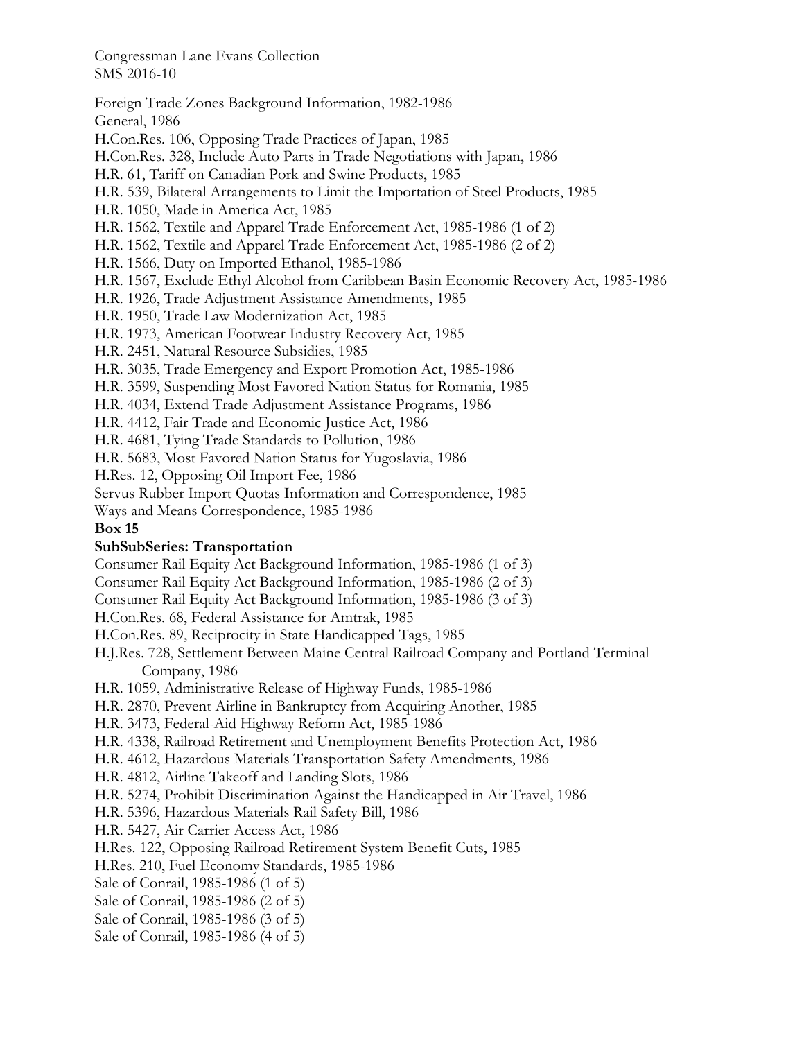Foreign Trade Zones Background Information, 1982-1986
General, 1986
H.Con.Res. 106, Opposing Trade Practices of Japan, 1985
H.Con.Res. 328, Include Auto Parts in Trade Negotiations with Japan, 1986
H.R. 61, Tariff on Canadian Pork and Swine Products, 1985
H.R. 539, Bilateral Arrangements to Limit the Importation of Steel Products, 1985
H.R. 1050, Made in America Act, 1985
H.R. 1562, Textile and Apparel Trade Enforcement Act, 1985-1986 (1 of 2)
H.R. 1562, Textile and Apparel Trade Enforcement Act, 1985-1986 (2 of 2)
H.R. 1566, Duty on Imported Ethanol, 1985-1986
H.R. 1567, Exclude Ethyl Alcohol from Caribbean Basin Economic Recovery Act, 1985-1986
H.R. 1926, Trade Adjustment Assistance Amendments, 1985
H.R. 1950, Trade Law Modernization Act, 1985
H.R. 1973, American Footwear Industry Recovery Act, 1985
H.R. 2451, Natural Resource Subsidies, 1985
H.R. 3035, Trade Emergency and Export Promotion Act, 1985-1986
H.R. 3599, Suspending Most Favored Nation Status for Romania, 1985
H.R. 4034, Extend Trade Adjustment Assistance Programs, 1986
H.R. 4412, Fair Trade and Economic Justice Act, 1986
H.R. 4681, Tying Trade Standards to Pollution, 1986
H.R. 5683, Most Favored Nation Status for Yugoslavia, 1986
H.Res. 12, Opposing Oil Import Fee, 1986
Servus Rubber Import Quotas Information and Correspondence, 1985
Ways and Means Correspondence, 1985-1986

**Box 15**

**SubSubSeries: Transportation**

Consumer Rail Equity Act Background Information, 1985-1986 (1 of 3)
Consumer Rail Equity Act Background Information, 1985-1986 (2 of 3)
Consumer Rail Equity Act Background Information, 1985-1986 (3 of 3)
H.Con.Res. 68, Federal Assistance for Amtrak, 1985
H.Con.Res. 89, Reciprocity in State Handicapped Tags, 1985
H.J.Res. 728, Settlement Between Maine Central Railroad Company and Portland Terminal Company, 1986
H.R. 1059, Administrative Release of Highway Funds, 1985-1986
H.R. 2870, Prevent Airline in Bankruptcy from Acquiring Another, 1985
H.R. 3473, Federal-Aid Highway Reform Act, 1985-1986
H.R. 4338, Railroad Retirement and Unemployment Benefits Protection Act, 1986
H.R. 4612, Hazardous Materials Transportation Safety Amendments, 1986
H.R. 4812, Airline Takeoff and Landing Slots, 1986
H.R. 5274, Prohibit Discrimination Against the Handicapped in Air Travel, 1986
H.R. 5396, Hazardous Materials Rail Safety Bill, 1986
H.R. 5427, Air Carrier Access Act, 1986
H.Res. 122, Opposing Railroad Retirement System Benefit Cuts, 1985
H.Res. 210, Fuel Economy Standards, 1985-1986
Sale of Conrail, 1985-1986 (1 of 5)
Sale of Conrail, 1985-1986 (2 of 5)
Sale of Conrail, 1985-1986 (3 of 5)
Sale of Conrail, 1985-1986 (4 of 5)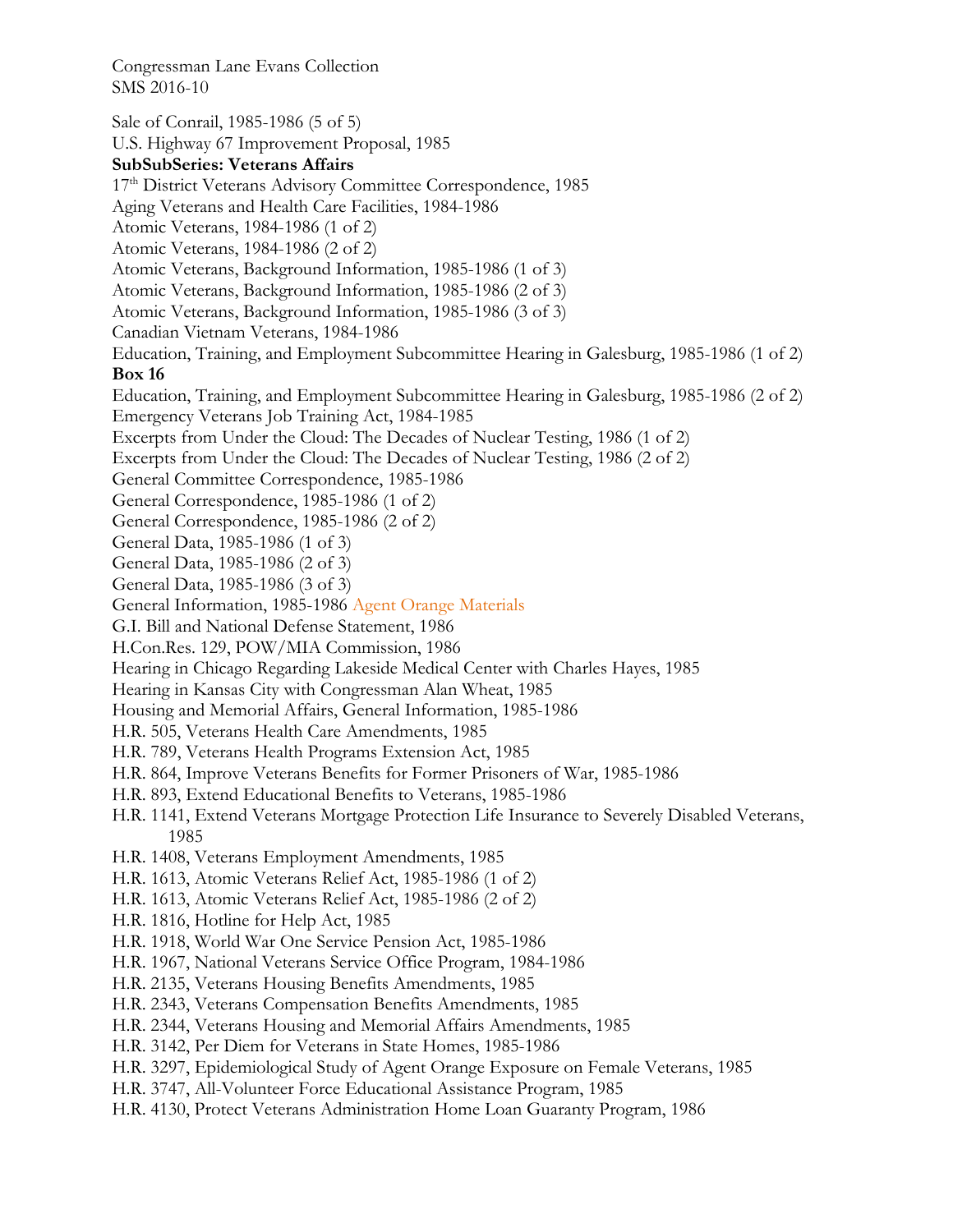Sale of Conrail, 1985-1986 (5 of 5)

U.S. Highway 67 Improvement Proposal, 1985

**SubSubSeries: Veterans Affairs**

17th District Veterans Advisory Committee Correspondence, 1985

Aging Veterans and Health Care Facilities, 1984-1986

Atomic Veterans, 1984-1986 (1 of 2)

Atomic Veterans, 1984-1986 (2 of 2)

Atomic Veterans, Background Information, 1985-1986 (1 of 3)

Atomic Veterans, Background Information, 1985-1986 (2 of 3)

Atomic Veterans, Background Information, 1985-1986 (3 of 3)

Canadian Vietnam Veterans, 1984-1986

Education, Training, and Employment Subcommittee Hearing in Galesburg, 1985-1986 (1 of 2)

**Box 16**

Education, Training, and Employment Subcommittee Hearing in Galesburg, 1985-1986 (2 of 2)

Emergency Veterans Job Training Act, 1984-1985

Excerpts from Under the Cloud: The Decades of Nuclear Testing, 1986 (1 of 2)

Excerpts from Under the Cloud: The Decades of Nuclear Testing, 1986 (2 of 2)

General Committee Correspondence, 1985-1986

General Correspondence, 1985-1986 (1 of 2)

General Correspondence, 1985-1986 (2 of 2)

General Data, 1985-1986 (1 of 3)

General Data, 1985-1986 (2 of 3)

General Data, 1985-1986 (3 of 3)

General Information, 1985-1986 Agent Orange Materials

G.I. Bill and National Defense Statement, 1986

H.Con.Res. 129, POW/MIA Commission, 1986

Hearing in Chicago Regarding Lakeside Medical Center with Charles Hayes, 1985

Hearing in Kansas City with Congressman Alan Wheat, 1985

Housing and Memorial Affairs, General Information, 1985-1986

H.R. 505, Veterans Health Care Amendments, 1985

H.R. 789, Veterans Health Programs Extension Act, 1985

H.R. 864, Improve Veterans Benefits for Former Prisoners of War, 1985-1986

H.R. 893, Extend Educational Benefits to Veterans, 1985-1986

H.R. 1141, Extend Veterans Mortgage Protection Life Insurance to Severely Disabled Veterans, 1985

H.R. 1408, Veterans Employment Amendments, 1985

H.R. 1613, Atomic Veterans Relief Act, 1985-1986 (1 of 2)

H.R. 1613, Atomic Veterans Relief Act, 1985-1986 (2 of 2)

H.R. 1816, Hotline for Help Act, 1985

H.R. 1918, World War One Service Pension Act, 1985-1986

H.R. 1967, National Veterans Service Office Program, 1984-1986

H.R. 2135, Veterans Housing Benefits Amendments, 1985

H.R. 2343, Veterans Compensation Benefits Amendments, 1985

H.R. 2344, Veterans Housing and Memorial Affairs Amendments, 1985

H.R. 3142, Per Diem for Veterans in State Homes, 1985-1986

H.R. 3297, Epidemiological Study of Agent Orange Exposure on Female Veterans, 1985

H.R. 3747, All-Volunteer Force Educational Assistance Program, 1985

H.R. 4130, Protect Veterans Administration Home Loan Guaranty Program, 1986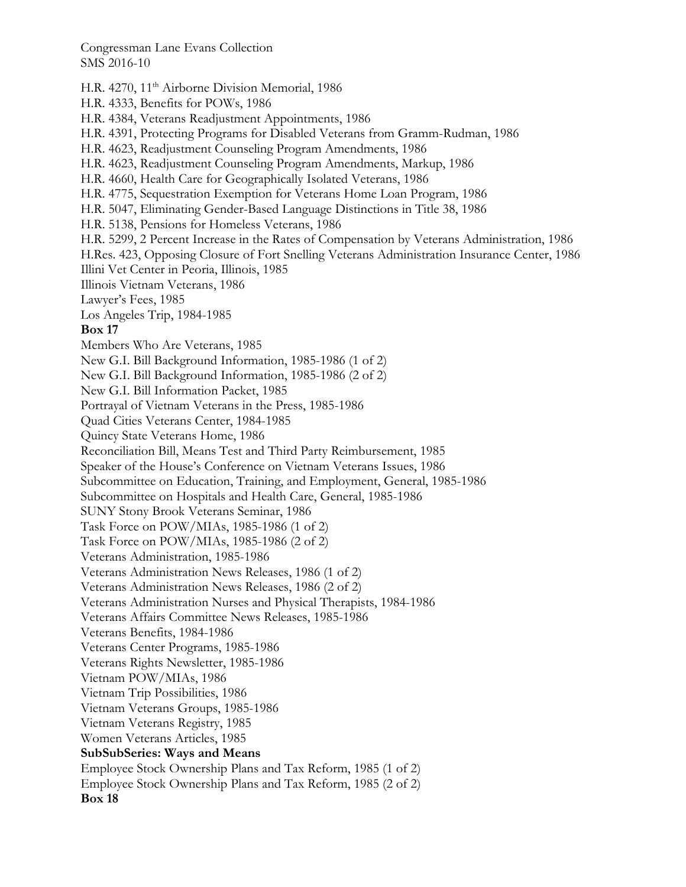H.R. 4270, 11th Airborne Division Memorial, 1986
H.R. 4333, Benefits for POWs, 1986
H.R. 4384, Veterans Readjustment Appointments, 1986
H.R. 4391, Protecting Programs for Disabled Veterans from Gramm-Rudman, 1986
H.R. 4623, Readjustment Counseling Program Amendments, 1986
H.R. 4623, Readjustment Counseling Program Amendments, Markup, 1986
H.R. 4660, Health Care for Geographically Isolated Veterans, 1986
H.R. 4775, Sequestration Exemption for Veterans Home Loan Program, 1986
H.R. 5047, Eliminating Gender-Based Language Distinctions in Title 38, 1986
H.R. 5138, Pensions for Homeless Veterans, 1986
H.R. 5299, 2 Percent Increase in the Rates of Compensation by Veterans Administration, 1986
H.Res. 423, Opposing Closure of Fort Snelling Veterans Administration Insurance Center, 1986
Illini Vet Center in Peoria, Illinois, 1985
Illinois Vietnam Veterans, 1986
Lawyer's Fees, 1985
Los Angeles Trip, 1984-1985

**Box 17**

Members Who Are Veterans, 1985
New G.I. Bill Background Information, 1985-1986 (1 of 2)
New G.I. Bill Background Information, 1985-1986 (2 of 2)
New G.I. Bill Information Packet, 1985
Portrayal of Vietnam Veterans in the Press, 1985-1986
Quad Cities Veterans Center, 1984-1985
Quincy State Veterans Home, 1986
Reconciliation Bill, Means Test and Third Party Reimbursement, 1985
Speaker of the House's Conference on Vietnam Veterans Issues, 1986
Subcommittee on Education, Training, and Employment, General, 1985-1986
Subcommittee on Hospitals and Health Care, General, 1985-1986
SUNY Stony Brook Veterans Seminar, 1986
Task Force on POW/MIAs, 1985-1986 (1 of 2)
Task Force on POW/MIAs, 1985-1986 (2 of 2)
Veterans Administration, 1985-1986
Veterans Administration News Releases, 1986 (1 of 2)
Veterans Administration News Releases, 1986 (2 of 2)
Veterans Administration Nurses and Physical Therapists, 1984-1986
Veterans Affairs Committee News Releases, 1985-1986
Veterans Benefits, 1984-1986
Veterans Center Programs, 1985-1986
Veterans Rights Newsletter, 1985-1986
Vietnam POW/MIAs, 1986
Vietnam Trip Possibilities, 1986
Vietnam Veterans Groups, 1985-1986
Vietnam Veterans Registry, 1985
Women Veterans Articles, 1985

**SubSubSeries: Ways and Means**

Employee Stock Ownership Plans and Tax Reform, 1985 (1 of 2)
Employee Stock Ownership Plans and Tax Reform, 1985 (2 of 2)

**Box 18**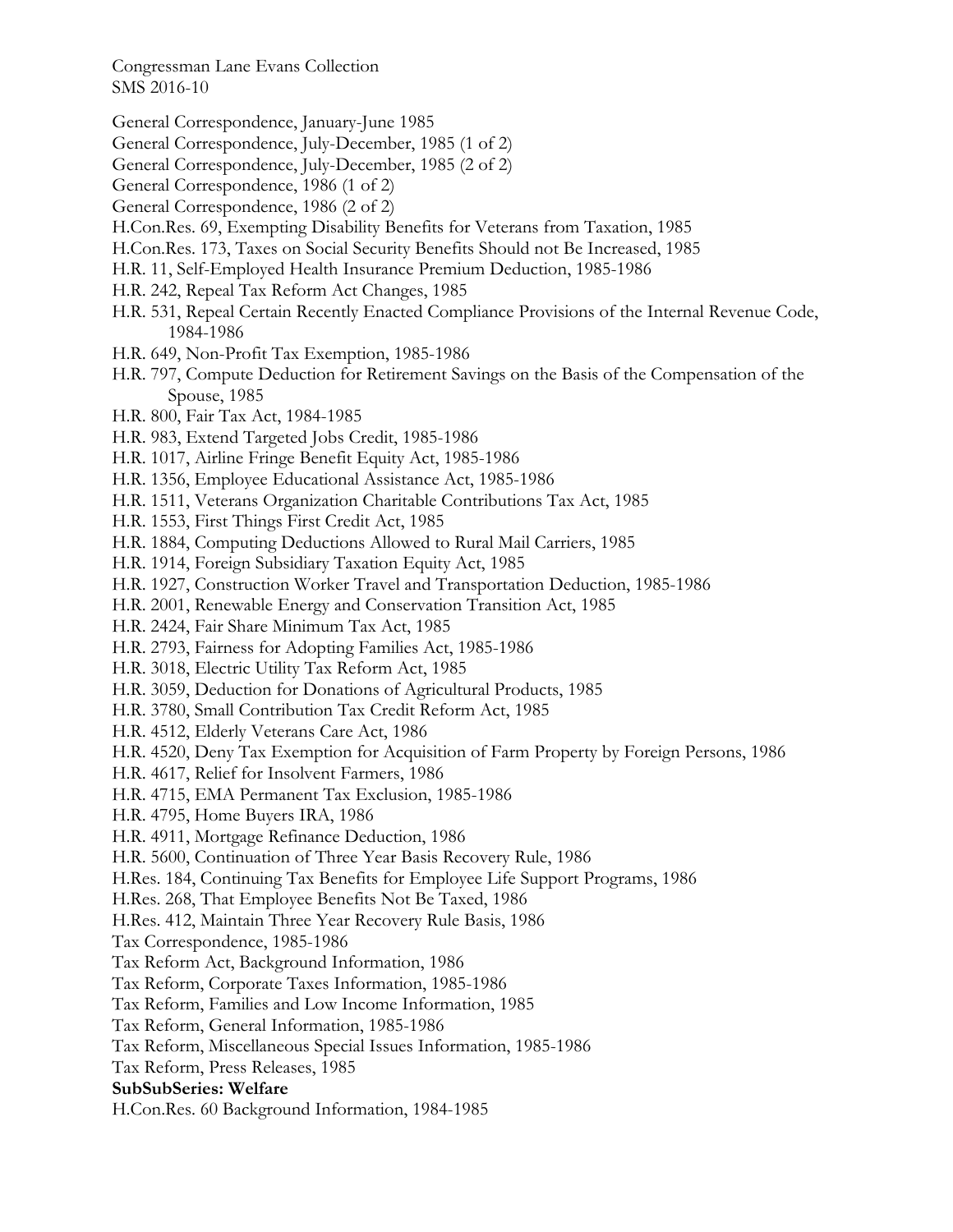General Correspondence, January-June 1985
General Correspondence, July-December, 1985 (1 of 2)
General Correspondence, July-December, 1985 (2 of 2)
General Correspondence, 1986 (1 of 2)
General Correspondence, 1986 (2 of 2)
H.Con.Res. 69, Exempting Disability Benefits for Veterans from Taxation, 1985
H.Con.Res. 173, Taxes on Social Security Benefits Should not Be Increased, 1985
H.R. 11, Self-Employed Health Insurance Premium Deduction, 1985-1986
H.R. 242, Repeal Tax Reform Act Changes, 1985
H.R. 531, Repeal Certain Recently Enacted Compliance Provisions of the Internal Revenue Code, 1984-1986
H.R. 649, Non-Profit Tax Exemption, 1985-1986
H.R. 797, Compute Deduction for Retirement Savings on the Basis of the Compensation of the Spouse, 1985
H.R. 800, Fair Tax Act, 1984-1985
H.R. 983, Extend Targeted Jobs Credit, 1985-1986
H.R. 1017, Airline Fringe Benefit Equity Act, 1985-1986
H.R. 1356, Employee Educational Assistance Act, 1985-1986
H.R. 1511, Veterans Organization Charitable Contributions Tax Act, 1985
H.R. 1553, First Things First Credit Act, 1985
H.R. 1884, Computing Deductions Allowed to Rural Mail Carriers, 1985
H.R. 1914, Foreign Subsidiary Taxation Equity Act, 1985
H.R. 1927, Construction Worker Travel and Transportation Deduction, 1985-1986
H.R. 2001, Renewable Energy and Conservation Transition Act, 1985
H.R. 2424, Fair Share Minimum Tax Act, 1985
H.R. 2793, Fairness for Adopting Families Act, 1985-1986
H.R. 3018, Electric Utility Tax Reform Act, 1985
H.R. 3059, Deduction for Donations of Agricultural Products, 1985
H.R. 3780, Small Contribution Tax Credit Reform Act, 1985
H.R. 4512, Elderly Veterans Care Act, 1986
H.R. 4520, Deny Tax Exemption for Acquisition of Farm Property by Foreign Persons, 1986
H.R. 4617, Relief for Insolvent Farmers, 1986
H.R. 4715, EMA Permanent Tax Exclusion, 1985-1986
H.R. 4795, Home Buyers IRA, 1986
H.R. 4911, Mortgage Refinance Deduction, 1986
H.R. 5600, Continuation of Three Year Basis Recovery Rule, 1986
H.Res. 184, Continuing Tax Benefits for Employee Life Support Programs, 1986
H.Res. 268, That Employee Benefits Not Be Taxed, 1986
H.Res. 412, Maintain Three Year Recovery Rule Basis, 1986
Tax Correspondence, 1985-1986
Tax Reform Act, Background Information, 1986
Tax Reform, Corporate Taxes Information, 1985-1986
Tax Reform, Families and Low Income Information, 1985
Tax Reform, General Information, 1985-1986
Tax Reform, Miscellaneous Special Issues Information, 1985-1986
Tax Reform, Press Releases, 1985

**SubSubSeries: Welfare**

H.Con.Res. 60 Background Information, 1984-1985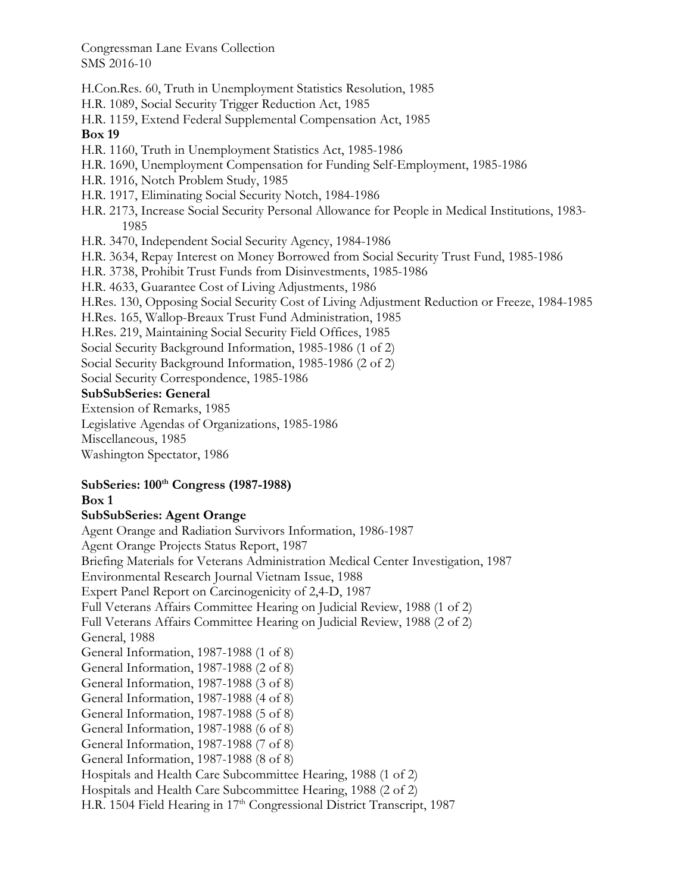H.Con.Res. 60, Truth in Unemployment Statistics Resolution, 1985
H.R. 1089, Social Security Trigger Reduction Act, 1985
H.R. 1159, Extend Federal Supplemental Compensation Act, 1985

**Box 19**

H.R. 1160, Truth in Unemployment Statistics Act, 1985-1986
H.R. 1690, Unemployment Compensation for Funding Self-Employment, 1985-1986
H.R. 1916, Notch Problem Study, 1985
H.R. 1917, Eliminating Social Security Notch, 1984-1986
H.R. 2173, Increase Social Security Personal Allowance for People in Medical Institutions, 1983-1985
H.R. 3470, Independent Social Security Agency, 1984-1986
H.R. 3634, Repay Interest on Money Borrowed from Social Security Trust Fund, 1985-1986
H.R. 3738, Prohibit Trust Funds from Disinvestments, 1985-1986
H.R. 4633, Guarantee Cost of Living Adjustments, 1986
H.Res. 130, Opposing Social Security Cost of Living Adjustment Reduction or Freeze, 1984-1985
H.Res. 165, Wallop-Breaux Trust Fund Administration, 1985
H.Res. 219, Maintaining Social Security Field Offices, 1985
Social Security Background Information, 1985-1986 (1 of 2)
Social Security Background Information, 1985-1986 (2 of 2)
Social Security Correspondence, 1985-1986

**SubSubSeries: General**

Extension of Remarks, 1985
Legislative Agendas of Organizations, 1985-1986
Miscellaneous, 1985
Washington Spectator, 1986

**SubSeries: 100th Congress (1987-1988)**

**Box 1**

**SubSubSeries: Agent Orange**

Agent Orange and Radiation Survivors Information, 1986-1987
Agent Orange Projects Status Report, 1987
Briefing Materials for Veterans Administration Medical Center Investigation, 1987
Environmental Research Journal Vietnam Issue, 1988
Expert Panel Report on Carcinogenicity of 2,4-D, 1987
Full Veterans Affairs Committee Hearing on Judicial Review, 1988 (1 of 2)
Full Veterans Affairs Committee Hearing on Judicial Review, 1988 (2 of 2)
General, 1988
General Information, 1987-1988 (1 of 8)
General Information, 1987-1988 (2 of 8)
General Information, 1987-1988 (3 of 8)
General Information, 1987-1988 (4 of 8)
General Information, 1987-1988 (5 of 8)
General Information, 1987-1988 (6 of 8)
General Information, 1987-1988 (7 of 8)
General Information, 1987-1988 (8 of 8)
Hospitals and Health Care Subcommittee Hearing, 1988 (1 of 2)
Hospitals and Health Care Subcommittee Hearing, 1988 (2 of 2)
H.R. 1504 Field Hearing in 17th Congressional District Transcript, 1987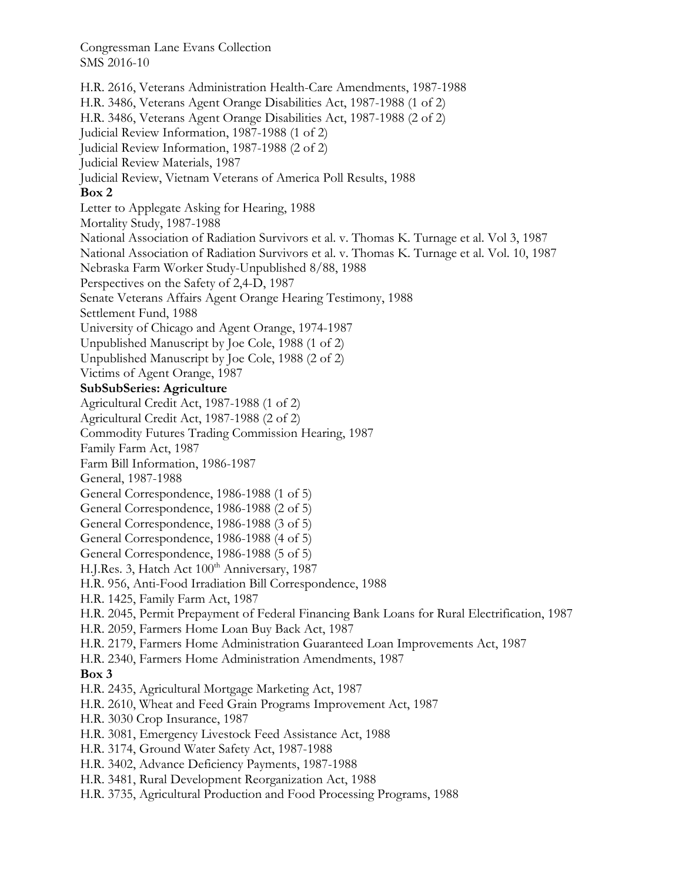H.R. 2616, Veterans Administration Health-Care Amendments, 1987-1988
H.R. 3486, Veterans Agent Orange Disabilities Act, 1987-1988 (1 of 2)
H.R. 3486, Veterans Agent Orange Disabilities Act, 1987-1988 (2 of 2)
Judicial Review Information, 1987-1988 (1 of 2)
Judicial Review Information, 1987-1988 (2 of 2)
Judicial Review Materials, 1987
Judicial Review, Vietnam Veterans of America Poll Results, 1988

**Box 2**

Letter to Applegate Asking for Hearing, 1988
Mortality Study, 1987-1988
National Association of Radiation Survivors et al. v. Thomas K. Turnage et al. Vol 3, 1987
National Association of Radiation Survivors et al. v. Thomas K. Turnage et al. Vol. 10, 1987
Nebraska Farm Worker Study-Unpublished 8/88, 1988
Perspectives on the Safety of 2,4-D, 1987
Senate Veterans Affairs Agent Orange Hearing Testimony, 1988
Settlement Fund, 1988
University of Chicago and Agent Orange, 1974-1987
Unpublished Manuscript by Joe Cole, 1988 (1 of 2)
Unpublished Manuscript by Joe Cole, 1988 (2 of 2)
Victims of Agent Orange, 1987

**SubSubSeries: Agriculture**

Agricultural Credit Act, 1987-1988 (1 of 2)
Agricultural Credit Act, 1987-1988 (2 of 2)
Commodity Futures Trading Commission Hearing, 1987
Family Farm Act, 1987
Farm Bill Information, 1986-1987
General, 1987-1988
General Correspondence, 1986-1988 (1 of 5)
General Correspondence, 1986-1988 (2 of 5)
General Correspondence, 1986-1988 (3 of 5)
General Correspondence, 1986-1988 (4 of 5)
General Correspondence, 1986-1988 (5 of 5)
H.J.Res. 3, Hatch Act 100th Anniversary, 1987
H.R. 956, Anti-Food Irradiation Bill Correspondence, 1988
H.R. 1425, Family Farm Act, 1987
H.R. 2045, Permit Prepayment of Federal Financing Bank Loans for Rural Electrification, 1987
H.R. 2059, Farmers Home Loan Buy Back Act, 1987
H.R. 2179, Farmers Home Administration Guaranteed Loan Improvements Act, 1987
H.R. 2340, Farmers Home Administration Amendments, 1987

**Box 3**

H.R. 2435, Agricultural Mortgage Marketing Act, 1987
H.R. 2610, Wheat and Feed Grain Programs Improvement Act, 1987
H.R. 3030 Crop Insurance, 1987
H.R. 3081, Emergency Livestock Feed Assistance Act, 1988
H.R. 3174, Ground Water Safety Act, 1987-1988
H.R. 3402, Advance Deficiency Payments, 1987-1988
H.R. 3481, Rural Development Reorganization Act, 1988
H.R. 3735, Agricultural Production and Food Processing Programs, 1988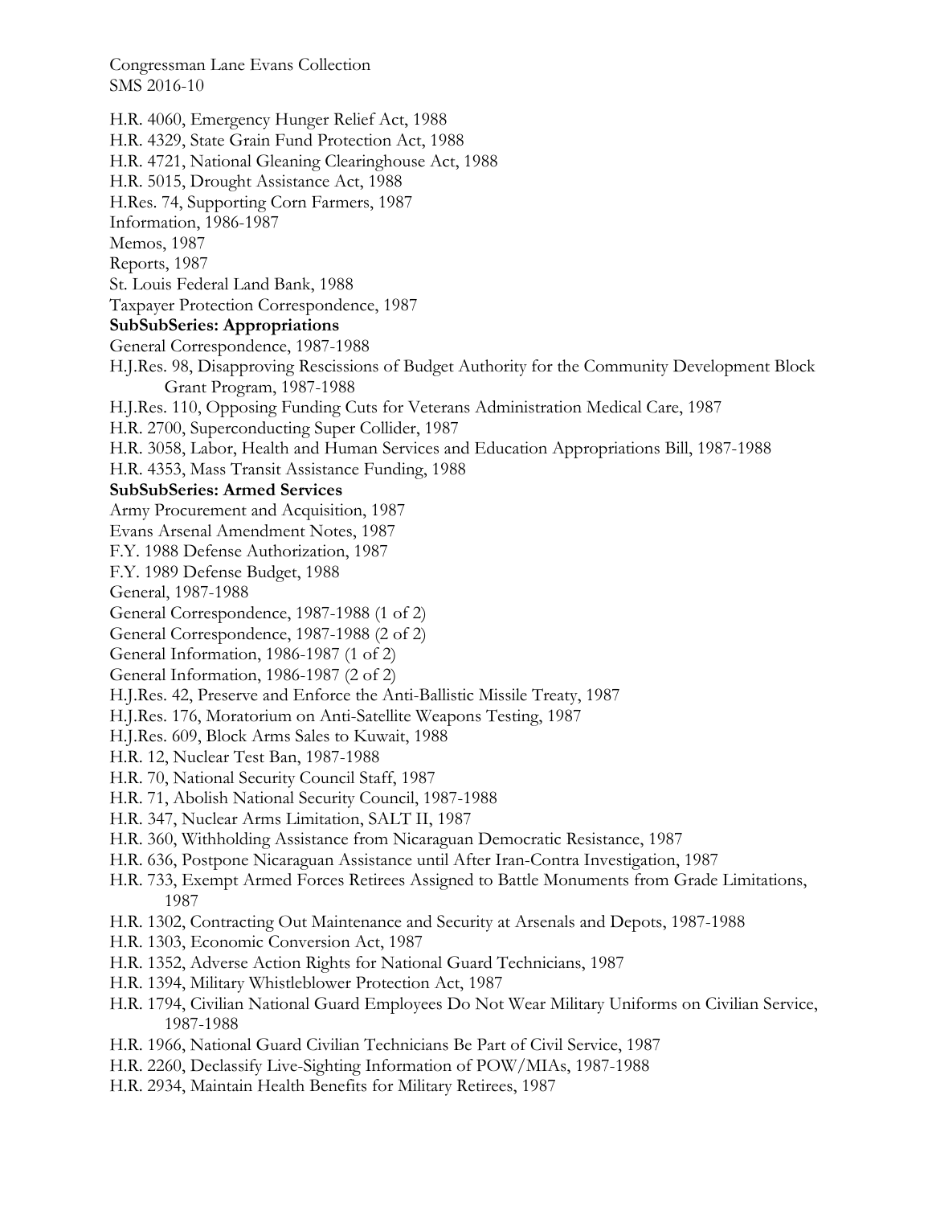H.R. 4060, Emergency Hunger Relief Act, 1988

H.R. 4329, State Grain Fund Protection Act, 1988

H.R. 4721, National Gleaning Clearinghouse Act, 1988

H.R. 5015, Drought Assistance Act, 1988

H.Res. 74, Supporting Corn Farmers, 1987

Information, 1986-1987

Memos, 1987

Reports, 1987

St. Louis Federal Land Bank, 1988

Taxpayer Protection Correspondence, 1987

**SubSubSeries: Appropriations**

General Correspondence, 1987-1988

H.J.Res. 98, Disapproving Rescissions of Budget Authority for the Community Development Block Grant Program, 1987-1988

H.J.Res. 110, Opposing Funding Cuts for Veterans Administration Medical Care, 1987

H.R. 2700, Superconducting Super Collider, 1987

H.R. 3058, Labor, Health and Human Services and Education Appropriations Bill, 1987-1988

H.R. 4353, Mass Transit Assistance Funding, 1988

**SubSubSeries: Armed Services**

Army Procurement and Acquisition, 1987

Evans Arsenal Amendment Notes, 1987

F.Y. 1988 Defense Authorization, 1987

F.Y. 1989 Defense Budget, 1988

General, 1987-1988

General Correspondence, 1987-1988 (1 of 2)

General Correspondence, 1987-1988 (2 of 2)

General Information, 1986-1987 (1 of 2)

General Information, 1986-1987 (2 of 2)

H.J.Res. 42, Preserve and Enforce the Anti-Ballistic Missile Treaty, 1987

H.J.Res. 176, Moratorium on Anti-Satellite Weapons Testing, 1987

H.J.Res. 609, Block Arms Sales to Kuwait, 1988

H.R. 12, Nuclear Test Ban, 1987-1988

H.R. 70, National Security Council Staff, 1987

H.R. 71, Abolish National Security Council, 1987-1988

H.R. 347, Nuclear Arms Limitation, SALT II, 1987

H.R. 360, Withholding Assistance from Nicaraguan Democratic Resistance, 1987

H.R. 636, Postpone Nicaraguan Assistance until After Iran-Contra Investigation, 1987

H.R. 733, Exempt Armed Forces Retirees Assigned to Battle Monuments from Grade Limitations, 1987

H.R. 1302, Contracting Out Maintenance and Security at Arsenals and Depots, 1987-1988

H.R. 1303, Economic Conversion Act, 1987

H.R. 1352, Adverse Action Rights for National Guard Technicians, 1987

H.R. 1394, Military Whistleblower Protection Act, 1987

H.R. 1794, Civilian National Guard Employees Do Not Wear Military Uniforms on Civilian Service, 1987-1988

H.R. 1966, National Guard Civilian Technicians Be Part of Civil Service, 1987

H.R. 2260, Declassify Live-Sighting Information of POW/MIAs, 1987-1988

H.R. 2934, Maintain Health Benefits for Military Retirees, 1987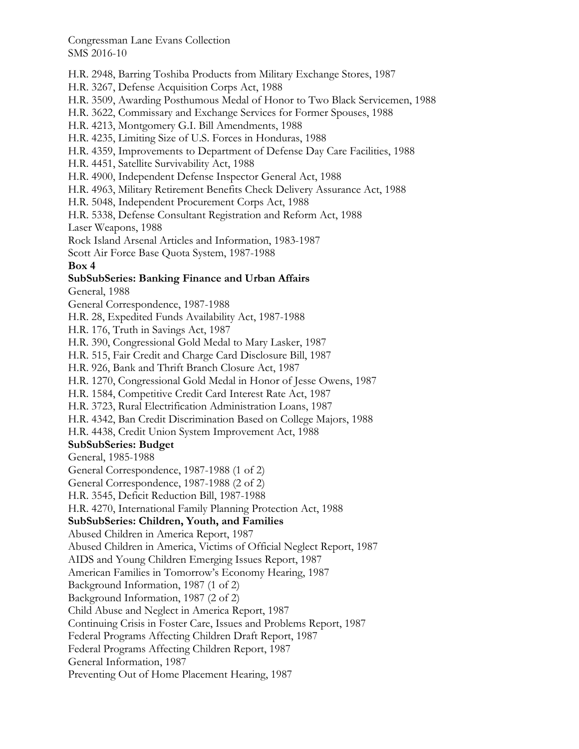H.R. 2948, Barring Toshiba Products from Military Exchange Stores, 1987
H.R. 3267, Defense Acquisition Corps Act, 1988
H.R. 3509, Awarding Posthumous Medal of Honor to Two Black Servicemen, 1988
H.R. 3622, Commissary and Exchange Services for Former Spouses, 1988
H.R. 4213, Montgomery G.I. Bill Amendments, 1988
H.R. 4235, Limiting Size of U.S. Forces in Honduras, 1988
H.R. 4359, Improvements to Department of Defense Day Care Facilities, 1988
H.R. 4451, Satellite Survivability Act, 1988
H.R. 4900, Independent Defense Inspector General Act, 1988
H.R. 4963, Military Retirement Benefits Check Delivery Assurance Act, 1988
H.R. 5048, Independent Procurement Corps Act, 1988
H.R. 5338, Defense Consultant Registration and Reform Act, 1988
Laser Weapons, 1988
Rock Island Arsenal Articles and Information, 1983-1987
Scott Air Force Base Quota System, 1987-1988

**Box 4**

**SubSubSeries: Banking Finance and Urban Affairs**

General, 1988
General Correspondence, 1987-1988
H.R. 28, Expedited Funds Availability Act, 1987-1988
H.R. 176, Truth in Savings Act, 1987
H.R. 390, Congressional Gold Medal to Mary Lasker, 1987
H.R. 515, Fair Credit and Charge Card Disclosure Bill, 1987
H.R. 926, Bank and Thrift Branch Closure Act, 1987
H.R. 1270, Congressional Gold Medal in Honor of Jesse Owens, 1987
H.R. 1584, Competitive Credit Card Interest Rate Act, 1987
H.R. 3723, Rural Electrification Administration Loans, 1987
H.R. 4342, Ban Credit Discrimination Based on College Majors, 1988
H.R. 4438, Credit Union System Improvement Act, 1988

**SubSubSeries: Budget**

General, 1985-1988
General Correspondence, 1987-1988 (1 of 2)
General Correspondence, 1987-1988 (2 of 2)
H.R. 3545, Deficit Reduction Bill, 1987-1988
H.R. 4270, International Family Planning Protection Act, 1988

**SubSubSeries: Children, Youth, and Families**

Abused Children in America Report, 1987
Abused Children in America, Victims of Official Neglect Report, 1987
AIDS and Young Children Emerging Issues Report, 1987
American Families in Tomorrow's Economy Hearing, 1987
Background Information, 1987 (1 of 2)
Background Information, 1987 (2 of 2)
Child Abuse and Neglect in America Report, 1987
Continuing Crisis in Foster Care, Issues and Problems Report, 1987
Federal Programs Affecting Children Draft Report, 1987
Federal Programs Affecting Children Report, 1987
General Information, 1987
Preventing Out of Home Placement Hearing, 1987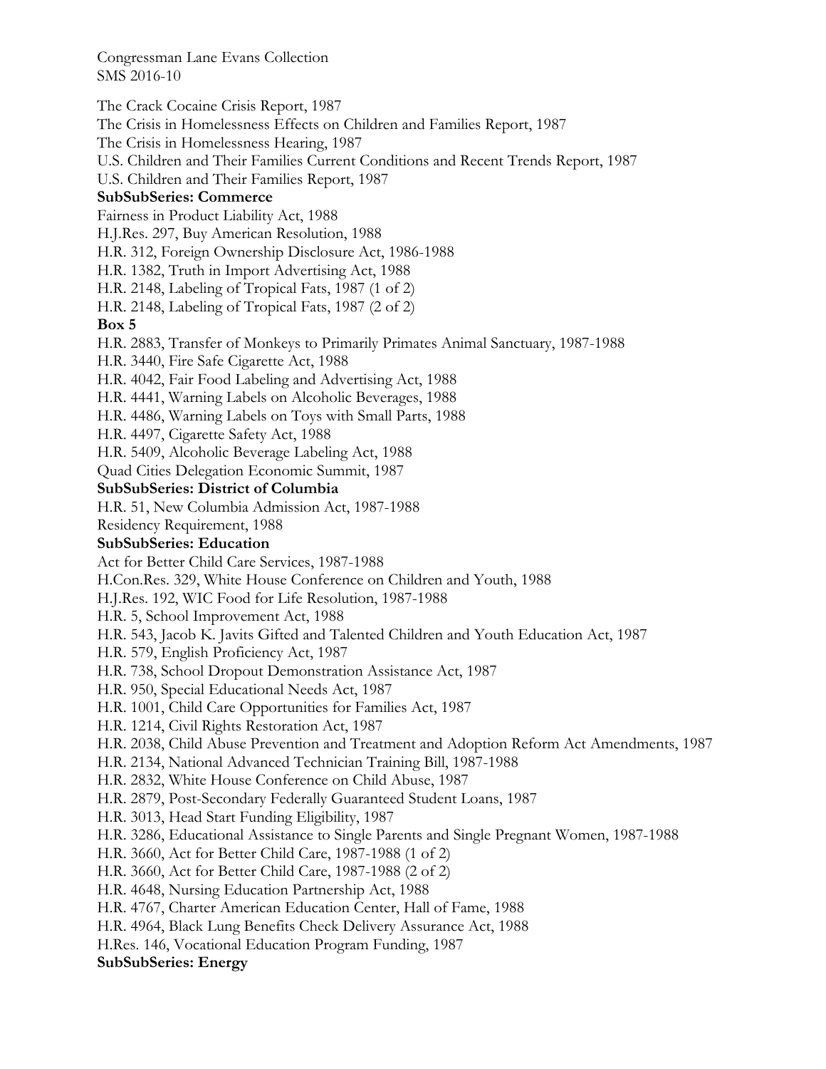The Crack Cocaine Crisis Report, 1987

The Crisis in Homelessness Effects on Children and Families Report, 1987

The Crisis in Homelessness Hearing, 1987

U.S. Children and Their Families Current Conditions and Recent Trends Report, 1987

U.S. Children and Their Families Report, 1987

**SubSubSeries: Commerce**

Fairness in Product Liability Act, 1988

H.J.Res. 297, Buy American Resolution, 1988

H.R. 312, Foreign Ownership Disclosure Act, 1986-1988

H.R. 1382, Truth in Import Advertising Act, 1988

H.R. 2148, Labeling of Tropical Fats, 1987 (1 of 2)

H.R. 2148, Labeling of Tropical Fats, 1987 (2 of 2)

**Box 5**

H.R. 2883, Transfer of Monkeys to Primarily Primates Animal Sanctuary, 1987-1988

H.R. 3440, Fire Safe Cigarette Act, 1988

H.R. 4042, Fair Food Labeling and Advertising Act, 1988

H.R. 4441, Warning Labels on Alcoholic Beverages, 1988

H.R. 4486, Warning Labels on Toys with Small Parts, 1988

H.R. 4497, Cigarette Safety Act, 1988

H.R. 5409, Alcoholic Beverage Labeling Act, 1988

Quad Cities Delegation Economic Summit, 1987

**SubSubSeries: District of Columbia**

H.R. 51, New Columbia Admission Act, 1987-1988

Residency Requirement, 1988

**SubSubSeries: Education**

Act for Better Child Care Services, 1987-1988

H.Con.Res. 329, White House Conference on Children and Youth, 1988

H.J.Res. 192, WIC Food for Life Resolution, 1987-1988

H.R. 5, School Improvement Act, 1988

H.R. 543, Jacob K. Javits Gifted and Talented Children and Youth Education Act, 1987

H.R. 579, English Proficiency Act, 1987

H.R. 738, School Dropout Demonstration Assistance Act, 1987

H.R. 950, Special Educational Needs Act, 1987

H.R. 1001, Child Care Opportunities for Families Act, 1987

H.R. 1214, Civil Rights Restoration Act, 1987

H.R. 2038, Child Abuse Prevention and Treatment and Adoption Reform Act Amendments, 1987

H.R. 2134, National Advanced Technician Training Bill, 1987-1988

H.R. 2832, White House Conference on Child Abuse, 1987

H.R. 2879, Post-Secondary Federally Guaranteed Student Loans, 1987

H.R. 3013, Head Start Funding Eligibility, 1987

H.R. 3286, Educational Assistance to Single Parents and Single Pregnant Women, 1987-1988

H.R. 3660, Act for Better Child Care, 1987-1988 (1 of 2)

H.R. 3660, Act for Better Child Care, 1987-1988 (2 of 2)

H.R. 4648, Nursing Education Partnership Act, 1988

H.R. 4767, Charter American Education Center, Hall of Fame, 1988

H.R. 4964, Black Lung Benefits Check Delivery Assurance Act, 1988

H.Res. 146, Vocational Education Program Funding, 1987

**SubSubSeries: Energy**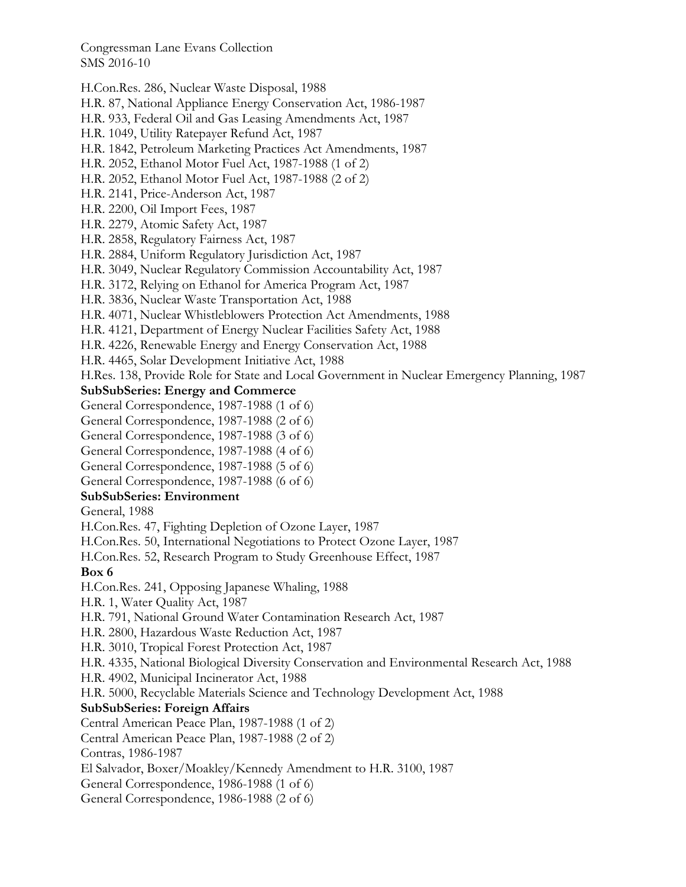H.Con.Res. 286, Nuclear Waste Disposal, 1988
H.R. 87, National Appliance Energy Conservation Act, 1986-1987
H.R. 933, Federal Oil and Gas Leasing Amendments Act, 1987
H.R. 1049, Utility Ratepayer Refund Act, 1987
H.R. 1842, Petroleum Marketing Practices Act Amendments, 1987
H.R. 2052, Ethanol Motor Fuel Act, 1987-1988 (1 of 2)
H.R. 2052, Ethanol Motor Fuel Act, 1987-1988 (2 of 2)
H.R. 2141, Price-Anderson Act, 1987
H.R. 2200, Oil Import Fees, 1987
H.R. 2279, Atomic Safety Act, 1987
H.R. 2858, Regulatory Fairness Act, 1987
H.R. 2884, Uniform Regulatory Jurisdiction Act, 1987
H.R. 3049, Nuclear Regulatory Commission Accountability Act, 1987
H.R. 3172, Relying on Ethanol for America Program Act, 1987
H.R. 3836, Nuclear Waste Transportation Act, 1988
H.R. 4071, Nuclear Whistleblowers Protection Act Amendments, 1988
H.R. 4121, Department of Energy Nuclear Facilities Safety Act, 1988
H.R. 4226, Renewable Energy and Energy Conservation Act, 1988
H.R. 4465, Solar Development Initiative Act, 1988
H.Res. 138, Provide Role for State and Local Government in Nuclear Emergency Planning, 1987

**SubSubSeries: Energy and Commerce**

General Correspondence, 1987-1988 (1 of 6)
General Correspondence, 1987-1988 (2 of 6)
General Correspondence, 1987-1988 (3 of 6)
General Correspondence, 1987-1988 (4 of 6)
General Correspondence, 1987-1988 (5 of 6)
General Correspondence, 1987-1988 (6 of 6)

**SubSubSeries: Environment**

General, 1988
H.Con.Res. 47, Fighting Depletion of Ozone Layer, 1987
H.Con.Res. 50, International Negotiations to Protect Ozone Layer, 1987
H.Con.Res. 52, Research Program to Study Greenhouse Effect, 1987

**Box 6**

H.Con.Res. 241, Opposing Japanese Whaling, 1988
H.R. 1, Water Quality Act, 1987
H.R. 791, National Ground Water Contamination Research Act, 1987
H.R. 2800, Hazardous Waste Reduction Act, 1987
H.R. 3010, Tropical Forest Protection Act, 1987
H.R. 4335, National Biological Diversity Conservation and Environmental Research Act, 1988
H.R. 4902, Municipal Incinerator Act, 1988
H.R. 5000, Recyclable Materials Science and Technology Development Act, 1988

**SubSubSeries: Foreign Affairs**

Central American Peace Plan, 1987-1988 (1 of 2)
Central American Peace Plan, 1987-1988 (2 of 2)
Contras, 1986-1987
El Salvador, Boxer/Moakley/Kennedy Amendment to H.R. 3100, 1987
General Correspondence, 1986-1988 (1 of 6)
General Correspondence, 1986-1988 (2 of 6)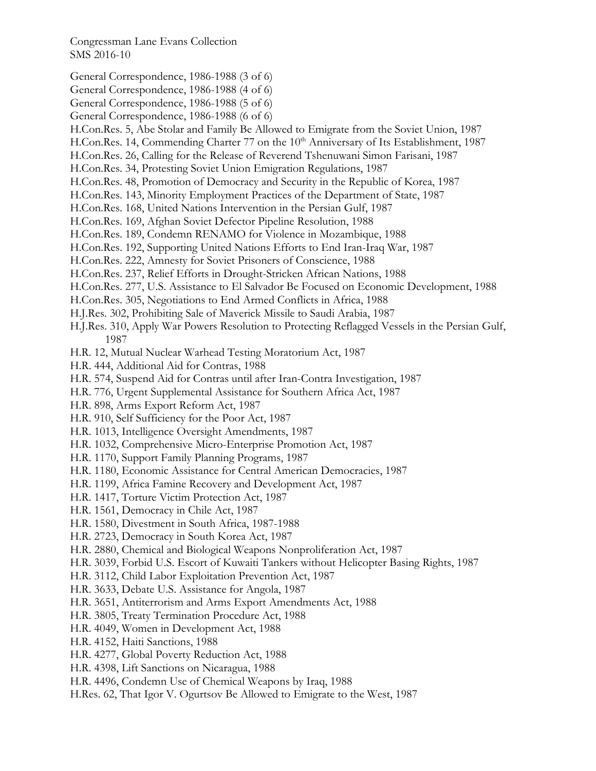General Correspondence, 1986-1988 (3 of 6)
General Correspondence, 1986-1988 (4 of 6)
General Correspondence, 1986-1988 (5 of 6)
General Correspondence, 1986-1988 (6 of 6)
H.Con.Res. 5, Abe Stolar and Family Be Allowed to Emigrate from the Soviet Union, 1987
H.Con.Res. 14, Commending Charter 77 on the 10th Anniversary of Its Establishment, 1987
H.Con.Res. 26, Calling for the Release of Reverend Tshenuwani Simon Farisani, 1987
H.Con.Res. 34, Protesting Soviet Union Emigration Regulations, 1987
H.Con.Res. 48, Promotion of Democracy and Security in the Republic of Korea, 1987
H.Con.Res. 143, Minority Employment Practices of the Department of State, 1987
H.Con.Res. 168, United Nations Intervention in the Persian Gulf, 1987
H.Con.Res. 169, Afghan Soviet Defector Pipeline Resolution, 1988
H.Con.Res. 189, Condemn RENAMO for Violence in Mozambique, 1988
H.Con.Res. 192, Supporting United Nations Efforts to End Iran-Iraq War, 1987
H.Con.Res. 222, Amnesty for Soviet Prisoners of Conscience, 1988
H.Con.Res. 237, Relief Efforts in Drought-Stricken African Nations, 1988
H.Con.Res. 277, U.S. Assistance to El Salvador Be Focused on Economic Development, 1988
H.Con.Res. 305, Negotiations to End Armed Conflicts in Africa, 1988
H.J.Res. 302, Prohibiting Sale of Maverick Missile to Saudi Arabia, 1987
H.J.Res. 310, Apply War Powers Resolution to Protecting Reflagged Vessels in the Persian Gulf, 1987
H.R. 12, Mutual Nuclear Warhead Testing Moratorium Act, 1987
H.R. 444, Additional Aid for Contras, 1988
H.R. 574, Suspend Aid for Contras until after Iran-Contra Investigation, 1987
H.R. 776, Urgent Supplemental Assistance for Southern Africa Act, 1987
H.R. 898, Arms Export Reform Act, 1987
H.R. 910, Self Sufficiency for the Poor Act, 1987
H.R. 1013, Intelligence Oversight Amendments, 1987
H.R. 1032, Comprehensive Micro-Enterprise Promotion Act, 1987
H.R. 1170, Support Family Planning Programs, 1987
H.R. 1180, Economic Assistance for Central American Democracies, 1987
H.R. 1199, Africa Famine Recovery and Development Act, 1987
H.R. 1417, Torture Victim Protection Act, 1987
H.R. 1561, Democracy in Chile Act, 1987
H.R. 1580, Divestment in South Africa, 1987-1988
H.R. 2723, Democracy in South Korea Act, 1987
H.R. 2880, Chemical and Biological Weapons Nonproliferation Act, 1987
H.R. 3039, Forbid U.S. Escort of Kuwaiti Tankers without Helicopter Basing Rights, 1987
H.R. 3112, Child Labor Exploitation Prevention Act, 1987
H.R. 3633, Debate U.S. Assistance for Angola, 1987
H.R. 3651, Antiterrorism and Arms Export Amendments Act, 1988
H.R. 3805, Treaty Termination Procedure Act, 1988
H.R. 4049, Women in Development Act, 1988
H.R. 4152, Haiti Sanctions, 1988
H.R. 4277, Global Poverty Reduction Act, 1988
H.R. 4398, Lift Sanctions on Nicaragua, 1988
H.R. 4496, Condemn Use of Chemical Weapons by Iraq, 1988
H.Res. 62, That Igor V. Ogurtsov Be Allowed to Emigrate to the West, 1987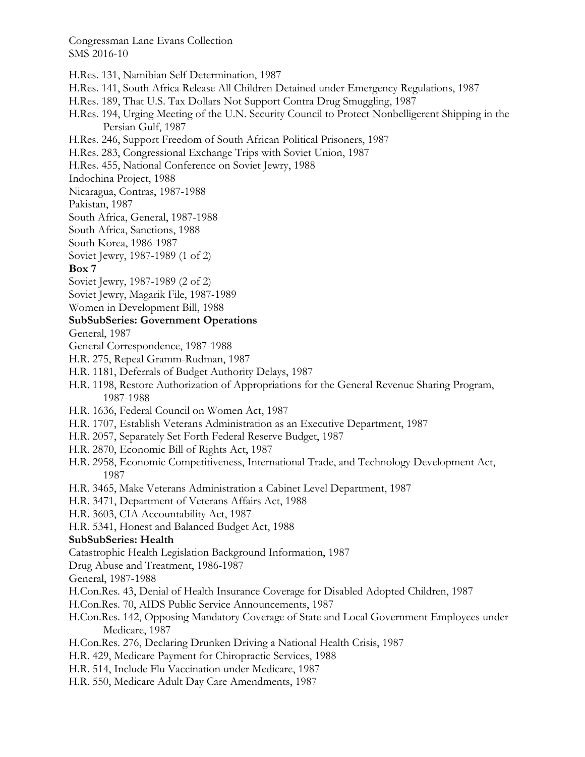H.Res. 131, Namibian Self Determination, 1987

H.Res. 141, South Africa Release All Children Detained under Emergency Regulations, 1987

H.Res. 189, That U.S. Tax Dollars Not Support Contra Drug Smuggling, 1987

H.Res. 194, Urging Meeting of the U.N. Security Council to Protect Nonbelligerent Shipping in the Persian Gulf, 1987

H.Res. 246, Support Freedom of South African Political Prisoners, 1987

H.Res. 283, Congressional Exchange Trips with Soviet Union, 1987

H.Res. 455, National Conference on Soviet Jewry, 1988

Indochina Project, 1988

Nicaragua, Contras, 1987-1988

Pakistan, 1987

South Africa, General, 1987-1988

South Africa, Sanctions, 1988

South Korea, 1986-1987

Soviet Jewry, 1987-1989 (1 of 2)

**Box 7**

Soviet Jewry, 1987-1989 (2 of 2)

Soviet Jewry, Magarik File, 1987-1989

Women in Development Bill, 1988

**SubSubSeries: Government Operations**

General, 1987

General Correspondence, 1987-1988

H.R. 275, Repeal Gramm-Rudman, 1987

H.R. 1181, Deferrals of Budget Authority Delays, 1987

H.R. 1198, Restore Authorization of Appropriations for the General Revenue Sharing Program, 1987-1988

H.R. 1636, Federal Council on Women Act, 1987

H.R. 1707, Establish Veterans Administration as an Executive Department, 1987

H.R. 2057, Separately Set Forth Federal Reserve Budget, 1987

H.R. 2870, Economic Bill of Rights Act, 1987

H.R. 2958, Economic Competitiveness, International Trade, and Technology Development Act, 1987

H.R. 3465, Make Veterans Administration a Cabinet Level Department, 1987

H.R. 3471, Department of Veterans Affairs Act, 1988

H.R. 3603, CIA Accountability Act, 1987

H.R. 5341, Honest and Balanced Budget Act, 1988

**SubSubSeries: Health**

Catastrophic Health Legislation Background Information, 1987

Drug Abuse and Treatment, 1986-1987

General, 1987-1988

H.Con.Res. 43, Denial of Health Insurance Coverage for Disabled Adopted Children, 1987

H.Con.Res. 70, AIDS Public Service Announcements, 1987

H.Con.Res. 142, Opposing Mandatory Coverage of State and Local Government Employees under Medicare, 1987

H.Con.Res. 276, Declaring Drunken Driving a National Health Crisis, 1987

H.R. 429, Medicare Payment for Chiropractic Services, 1988

H.R. 514, Include Flu Vaccination under Medicare, 1987

H.R. 550, Medicare Adult Day Care Amendments, 1987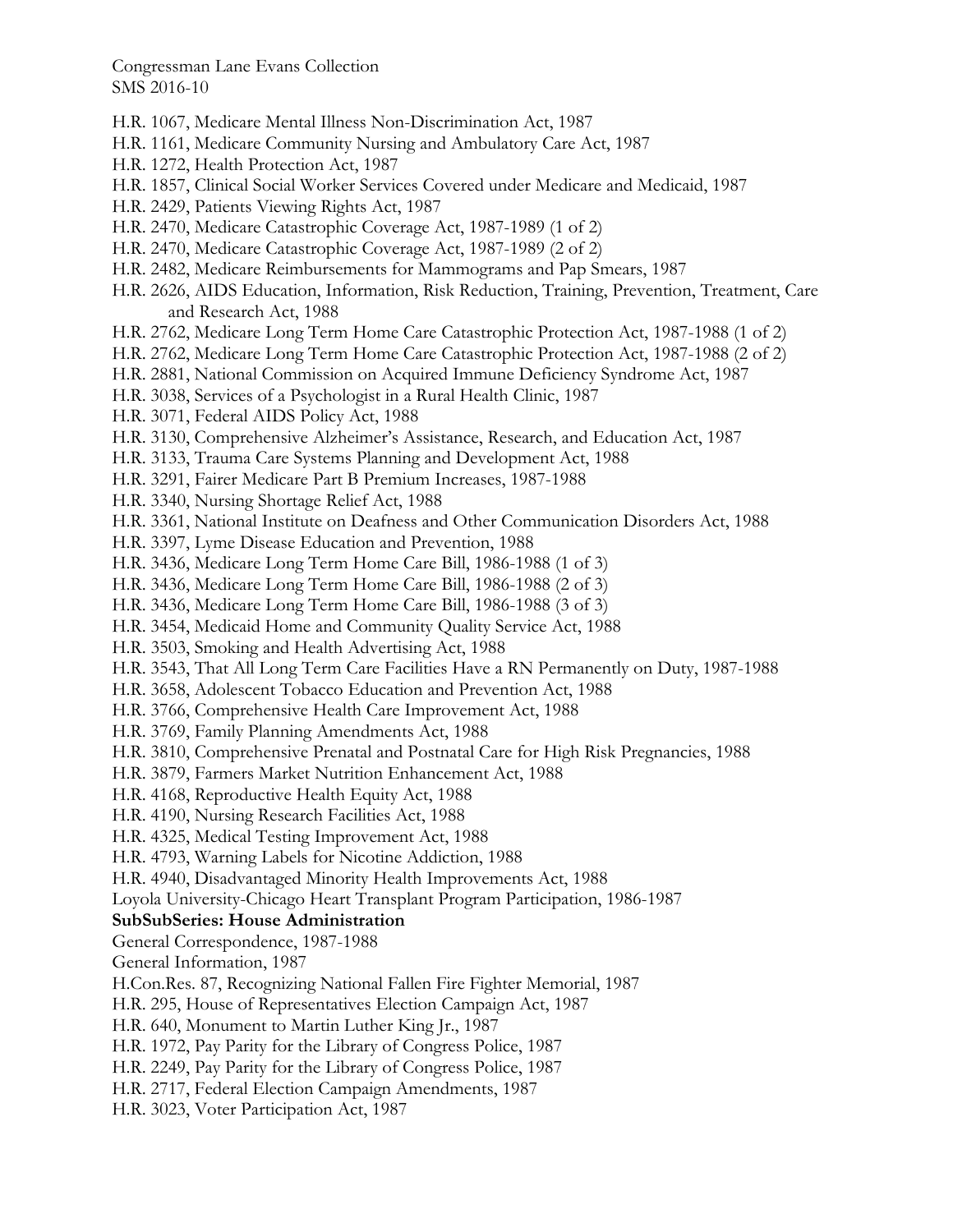H.R. 1067, Medicare Mental Illness Non-Discrimination Act, 1987
H.R. 1161, Medicare Community Nursing and Ambulatory Care Act, 1987
H.R. 1272, Health Protection Act, 1987
H.R. 1857, Clinical Social Worker Services Covered under Medicare and Medicaid, 1987
H.R. 2429, Patients Viewing Rights Act, 1987
H.R. 2470, Medicare Catastrophic Coverage Act, 1987-1989 (1 of 2)
H.R. 2470, Medicare Catastrophic Coverage Act, 1987-1989 (2 of 2)
H.R. 2482, Medicare Reimbursements for Mammograms and Pap Smears, 1987
H.R. 2626, AIDS Education, Information, Risk Reduction, Training, Prevention, Treatment, Care and Research Act, 1988
H.R. 2762, Medicare Long Term Home Care Catastrophic Protection Act, 1987-1988 (1 of 2)
H.R. 2762, Medicare Long Term Home Care Catastrophic Protection Act, 1987-1988 (2 of 2)
H.R. 2881, National Commission on Acquired Immune Deficiency Syndrome Act, 1987
H.R. 3038, Services of a Psychologist in a Rural Health Clinic, 1987
H.R. 3071, Federal AIDS Policy Act, 1988
H.R. 3130, Comprehensive Alzheimer's Assistance, Research, and Education Act, 1987
H.R. 3133, Trauma Care Systems Planning and Development Act, 1988
H.R. 3291, Fairer Medicare Part B Premium Increases, 1987-1988
H.R. 3340, Nursing Shortage Relief Act, 1988
H.R. 3361, National Institute on Deafness and Other Communication Disorders Act, 1988
H.R. 3397, Lyme Disease Education and Prevention, 1988
H.R. 3436, Medicare Long Term Home Care Bill, 1986-1988 (1 of 3)
H.R. 3436, Medicare Long Term Home Care Bill, 1986-1988 (2 of 3)
H.R. 3436, Medicare Long Term Home Care Bill, 1986-1988 (3 of 3)
H.R. 3454, Medicaid Home and Community Quality Service Act, 1988
H.R. 3503, Smoking and Health Advertising Act, 1988
H.R. 3543, That All Long Term Care Facilities Have a RN Permanently on Duty, 1987-1988
H.R. 3658, Adolescent Tobacco Education and Prevention Act, 1988
H.R. 3766, Comprehensive Health Care Improvement Act, 1988
H.R. 3769, Family Planning Amendments Act, 1988
H.R. 3810, Comprehensive Prenatal and Postnatal Care for High Risk Pregnancies, 1988
H.R. 3879, Farmers Market Nutrition Enhancement Act, 1988
H.R. 4168, Reproductive Health Equity Act, 1988
H.R. 4190, Nursing Research Facilities Act, 1988
H.R. 4325, Medical Testing Improvement Act, 1988
H.R. 4793, Warning Labels for Nicotine Addiction, 1988
H.R. 4940, Disadvantaged Minority Health Improvements Act, 1988
Loyola University-Chicago Heart Transplant Program Participation, 1986-1987

**SubSubSeries: House Administration**

General Correspondence, 1987-1988
General Information, 1987
H.Con.Res. 87, Recognizing National Fallen Fire Fighter Memorial, 1987
H.R. 295, House of Representatives Election Campaign Act, 1987
H.R. 640, Monument to Martin Luther King Jr., 1987
H.R. 1972, Pay Parity for the Library of Congress Police, 1987
H.R. 2249, Pay Parity for the Library of Congress Police, 1987
H.R. 2717, Federal Election Campaign Amendments, 1987
H.R. 3023, Voter Participation Act, 1987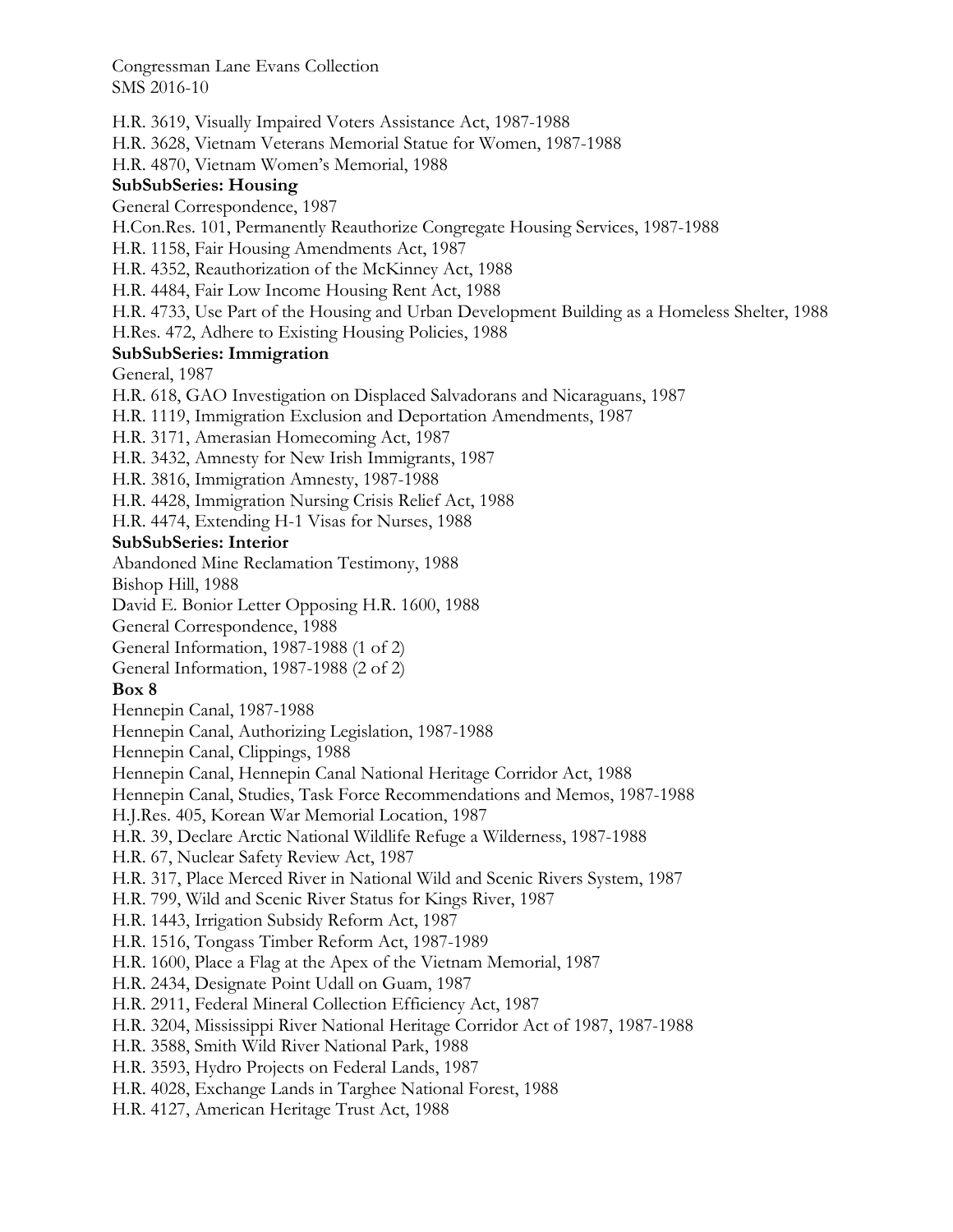H.R. 3619, Visually Impaired Voters Assistance Act, 1987-1988
H.R. 3628, Vietnam Veterans Memorial Statue for Women, 1987-1988
H.R. 4870, Vietnam Women's Memorial, 1988

**SubSubSeries: Housing**

General Correspondence, 1987
H.Con.Res. 101, Permanently Reauthorize Congregate Housing Services, 1987-1988
H.R. 1158, Fair Housing Amendments Act, 1987
H.R. 4352, Reauthorization of the McKinney Act, 1988
H.R. 4484, Fair Low Income Housing Rent Act, 1988
H.R. 4733, Use Part of the Housing and Urban Development Building as a Homeless Shelter, 1988
H.Res. 472, Adhere to Existing Housing Policies, 1988

**SubSubSeries: Immigration**

General, 1987
H.R. 618, GAO Investigation on Displaced Salvadorans and Nicaraguans, 1987
H.R. 1119, Immigration Exclusion and Deportation Amendments, 1987
H.R. 3171, Amerasian Homecoming Act, 1987
H.R. 3432, Amnesty for New Irish Immigrants, 1987
H.R. 3816, Immigration Amnesty, 1987-1988
H.R. 4428, Immigration Nursing Crisis Relief Act, 1988
H.R. 4474, Extending H-1 Visas for Nurses, 1988

**SubSubSeries: Interior**

Abandoned Mine Reclamation Testimony, 1988
Bishop Hill, 1988
David E. Bonior Letter Opposing H.R. 1600, 1988
General Correspondence, 1988
General Information, 1987-1988 (1 of 2)
General Information, 1987-1988 (2 of 2)

**Box 8**

Hennepin Canal, 1987-1988
Hennepin Canal, Authorizing Legislation, 1987-1988
Hennepin Canal, Clippings, 1988
Hennepin Canal, Hennepin Canal National Heritage Corridor Act, 1988
Hennepin Canal, Studies, Task Force Recommendations and Memos, 1987-1988
H.J.Res. 405, Korean War Memorial Location, 1987
H.R. 39, Declare Arctic National Wildlife Refuge a Wilderness, 1987-1988
H.R. 67, Nuclear Safety Review Act, 1987
H.R. 317, Place Merced River in National Wild and Scenic Rivers System, 1987
H.R. 799, Wild and Scenic River Status for Kings River, 1987
H.R. 1443, Irrigation Subsidy Reform Act, 1987
H.R. 1516, Tongass Timber Reform Act, 1987-1989
H.R. 1600, Place a Flag at the Apex of the Vietnam Memorial, 1987
H.R. 2434, Designate Point Udall on Guam, 1987
H.R. 2911, Federal Mineral Collection Efficiency Act, 1987
H.R. 3204, Mississippi River National Heritage Corridor Act of 1987, 1987-1988
H.R. 3588, Smith Wild River National Park, 1988
H.R. 3593, Hydro Projects on Federal Lands, 1987
H.R. 4028, Exchange Lands in Targhee National Forest, 1988
H.R. 4127, American Heritage Trust Act, 1988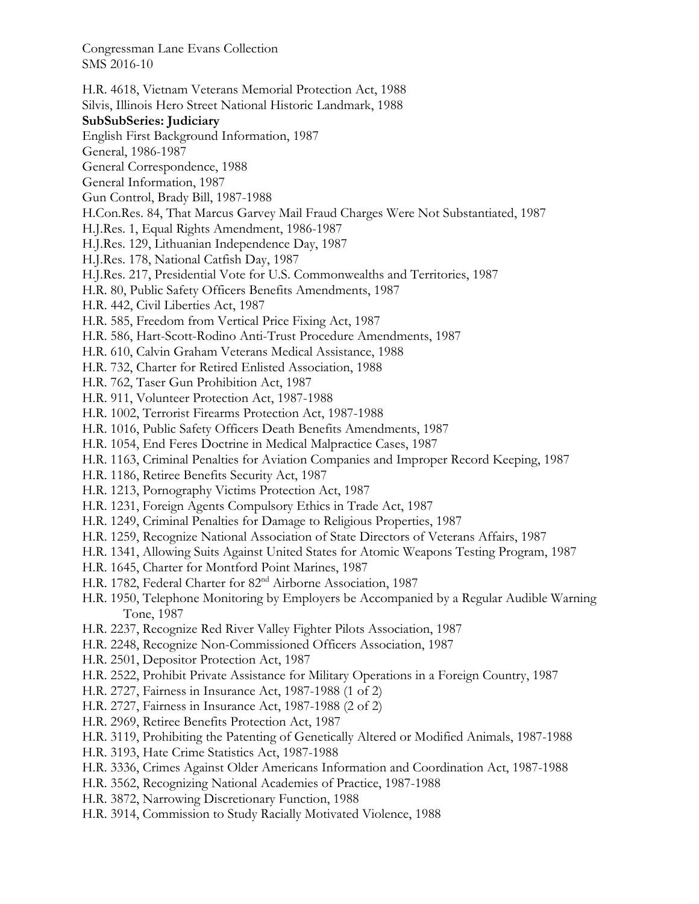H.R. 4618, Vietnam Veterans Memorial Protection Act, 1988

Silvis, Illinois Hero Street National Historic Landmark, 1988

**SubSubSeries: Judiciary**

English First Background Information, 1987

General, 1986-1987

General Correspondence, 1988

General Information, 1987

Gun Control, Brady Bill, 1987-1988

H.Con.Res. 84, That Marcus Garvey Mail Fraud Charges Were Not Substantiated, 1987

H.J.Res. 1, Equal Rights Amendment, 1986-1987

H.J.Res. 129, Lithuanian Independence Day, 1987

H.J.Res. 178, National Catfish Day, 1987

H.J.Res. 217, Presidential Vote for U.S. Commonwealths and Territories, 1987

H.R. 80, Public Safety Officers Benefits Amendments, 1987

H.R. 442, Civil Liberties Act, 1987

H.R. 585, Freedom from Vertical Price Fixing Act, 1987

H.R. 586, Hart-Scott-Rodino Anti-Trust Procedure Amendments, 1987

H.R. 610, Calvin Graham Veterans Medical Assistance, 1988

H.R. 732, Charter for Retired Enlisted Association, 1988

H.R. 762, Taser Gun Prohibition Act, 1987

H.R. 911, Volunteer Protection Act, 1987-1988

H.R. 1002, Terrorist Firearms Protection Act, 1987-1988

H.R. 1016, Public Safety Officers Death Benefits Amendments, 1987

H.R. 1054, End Feres Doctrine in Medical Malpractice Cases, 1987

H.R. 1163, Criminal Penalties for Aviation Companies and Improper Record Keeping, 1987

H.R. 1186, Retiree Benefits Security Act, 1987

H.R. 1213, Pornography Victims Protection Act, 1987

H.R. 1231, Foreign Agents Compulsory Ethics in Trade Act, 1987

H.R. 1249, Criminal Penalties for Damage to Religious Properties, 1987

H.R. 1259, Recognize National Association of State Directors of Veterans Affairs, 1987

H.R. 1341, Allowing Suits Against United States for Atomic Weapons Testing Program, 1987

H.R. 1645, Charter for Montford Point Marines, 1987

H.R. 1782, Federal Charter for 82nd Airborne Association, 1987

H.R. 1950, Telephone Monitoring by Employers be Accompanied by a Regular Audible Warning Tone, 1987

H.R. 2237, Recognize Red River Valley Fighter Pilots Association, 1987

H.R. 2248, Recognize Non-Commissioned Officers Association, 1987

H.R. 2501, Depositor Protection Act, 1987

H.R. 2522, Prohibit Private Assistance for Military Operations in a Foreign Country, 1987

H.R. 2727, Fairness in Insurance Act, 1987-1988 (1 of 2)

H.R. 2727, Fairness in Insurance Act, 1987-1988 (2 of 2)

H.R. 2969, Retiree Benefits Protection Act, 1987

H.R. 3119, Prohibiting the Patenting of Genetically Altered or Modified Animals, 1987-1988

H.R. 3193, Hate Crime Statistics Act, 1987-1988

H.R. 3336, Crimes Against Older Americans Information and Coordination Act, 1987-1988

H.R. 3562, Recognizing National Academies of Practice, 1987-1988

H.R. 3872, Narrowing Discretionary Function, 1988

H.R. 3914, Commission to Study Racially Motivated Violence, 1988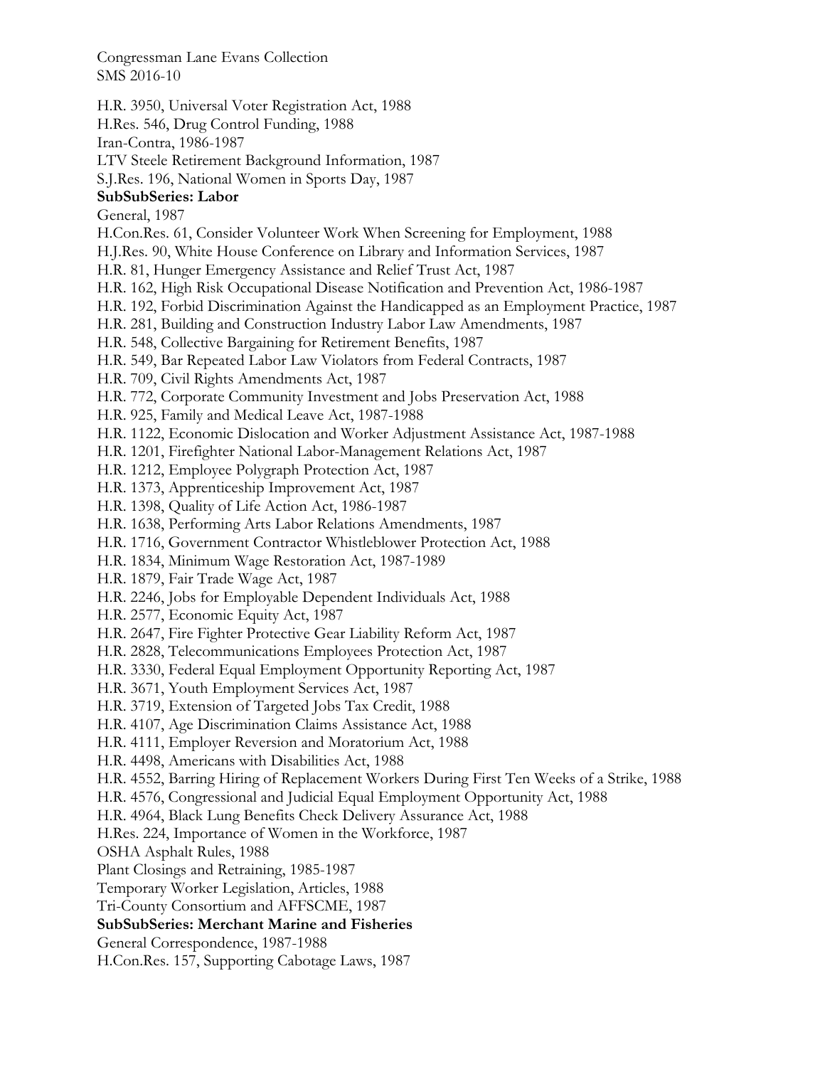H.R. 3950, Universal Voter Registration Act, 1988
H.Res. 546, Drug Control Funding, 1988
Iran-Contra, 1986-1987
LTV Steele Retirement Background Information, 1987
S.J.Res. 196, National Women in Sports Day, 1987

**SubSubSeries: Labor**

General, 1987
H.Con.Res. 61, Consider Volunteer Work When Screening for Employment, 1988
H.J.Res. 90, White House Conference on Library and Information Services, 1987
H.R. 81, Hunger Emergency Assistance and Relief Trust Act, 1987
H.R. 162, High Risk Occupational Disease Notification and Prevention Act, 1986-1987
H.R. 192, Forbid Discrimination Against the Handicapped as an Employment Practice, 1987
H.R. 281, Building and Construction Industry Labor Law Amendments, 1987
H.R. 548, Collective Bargaining for Retirement Benefits, 1987
H.R. 549, Bar Repeated Labor Law Violators from Federal Contracts, 1987
H.R. 709, Civil Rights Amendments Act, 1987
H.R. 772, Corporate Community Investment and Jobs Preservation Act, 1988
H.R. 925, Family and Medical Leave Act, 1987-1988
H.R. 1122, Economic Dislocation and Worker Adjustment Assistance Act, 1987-1988
H.R. 1201, Firefighter National Labor-Management Relations Act, 1987
H.R. 1212, Employee Polygraph Protection Act, 1987
H.R. 1373, Apprenticeship Improvement Act, 1987
H.R. 1398, Quality of Life Action Act, 1986-1987
H.R. 1638, Performing Arts Labor Relations Amendments, 1987
H.R. 1716, Government Contractor Whistleblower Protection Act, 1988
H.R. 1834, Minimum Wage Restoration Act, 1987-1989
H.R. 1879, Fair Trade Wage Act, 1987
H.R. 2246, Jobs for Employable Dependent Individuals Act, 1988
H.R. 2577, Economic Equity Act, 1987
H.R. 2647, Fire Fighter Protective Gear Liability Reform Act, 1987
H.R. 2828, Telecommunications Employees Protection Act, 1987
H.R. 3330, Federal Equal Employment Opportunity Reporting Act, 1987
H.R. 3671, Youth Employment Services Act, 1987
H.R. 3719, Extension of Targeted Jobs Tax Credit, 1988
H.R. 4107, Age Discrimination Claims Assistance Act, 1988
H.R. 4111, Employer Reversion and Moratorium Act, 1988
H.R. 4498, Americans with Disabilities Act, 1988
H.R. 4552, Barring Hiring of Replacement Workers During First Ten Weeks of a Strike, 1988
H.R. 4576, Congressional and Judicial Equal Employment Opportunity Act, 1988
H.R. 4964, Black Lung Benefits Check Delivery Assurance Act, 1988
H.Res. 224, Importance of Women in the Workforce, 1987
OSHA Asphalt Rules, 1988
Plant Closings and Retraining, 1985-1987
Temporary Worker Legislation, Articles, 1988
Tri-County Consortium and AFFSCME, 1987

**SubSubSeries: Merchant Marine and Fisheries**

General Correspondence, 1987-1988
H.Con.Res. 157, Supporting Cabotage Laws, 1987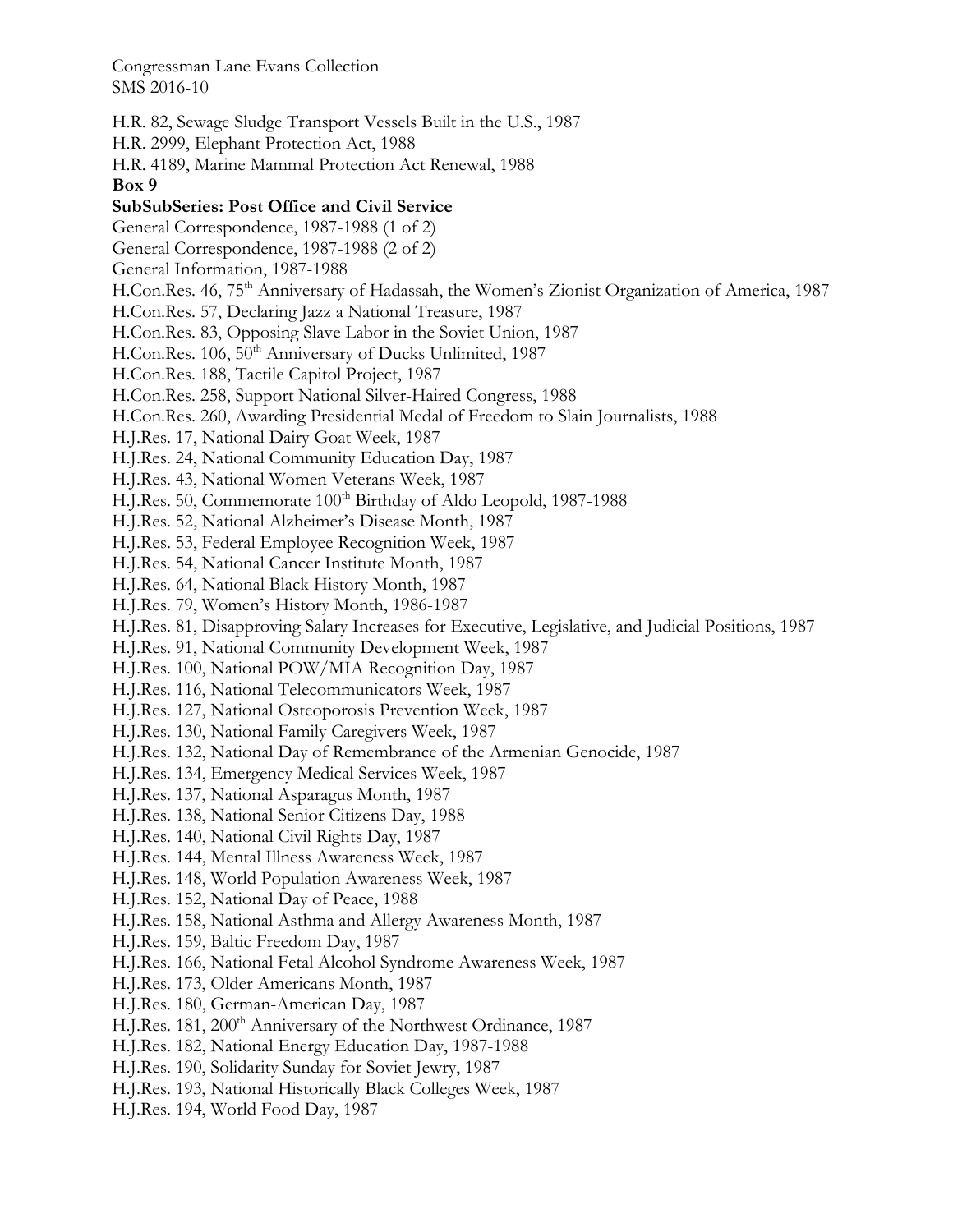H.R. 82, Sewage Sludge Transport Vessels Built in the U.S., 1987
H.R. 2999, Elephant Protection Act, 1988
H.R. 4189, Marine Mammal Protection Act Renewal, 1988

**Box 9**

**SubSubSeries: Post Office and Civil Service**

General Correspondence, 1987-1988 (1 of 2)
General Correspondence, 1987-1988 (2 of 2)
General Information, 1987-1988
H.Con.Res. 46, 75th Anniversary of Hadassah, the Women's Zionist Organization of America, 1987
H.Con.Res. 57, Declaring Jazz a National Treasure, 1987
H.Con.Res. 83, Opposing Slave Labor in the Soviet Union, 1987
H.Con.Res. 106, 50th Anniversary of Ducks Unlimited, 1987
H.Con.Res. 188, Tactile Capitol Project, 1987
H.Con.Res. 258, Support National Silver-Haired Congress, 1988
H.Con.Res. 260, Awarding Presidential Medal of Freedom to Slain Journalists, 1988
H.J.Res. 17, National Dairy Goat Week, 1987
H.J.Res. 24, National Community Education Day, 1987
H.J.Res. 43, National Women Veterans Week, 1987
H.J.Res. 50, Commemorate 100th Birthday of Aldo Leopold, 1987-1988
H.J.Res. 52, National Alzheimer's Disease Month, 1987
H.J.Res. 53, Federal Employee Recognition Week, 1987
H.J.Res. 54, National Cancer Institute Month, 1987
H.J.Res. 64, National Black History Month, 1987
H.J.Res. 79, Women's History Month, 1986-1987
H.J.Res. 81, Disapproving Salary Increases for Executive, Legislative, and Judicial Positions, 1987
H.J.Res. 91, National Community Development Week, 1987
H.J.Res. 100, National POW/MIA Recognition Day, 1987
H.J.Res. 116, National Telecommunicators Week, 1987
H.J.Res. 127, National Osteoporosis Prevention Week, 1987
H.J.Res. 130, National Family Caregivers Week, 1987
H.J.Res. 132, National Day of Remembrance of the Armenian Genocide, 1987
H.J.Res. 134, Emergency Medical Services Week, 1987
H.J.Res. 137, National Asparagus Month, 1987
H.J.Res. 138, National Senior Citizens Day, 1988
H.J.Res. 140, National Civil Rights Day, 1987
H.J.Res. 144, Mental Illness Awareness Week, 1987
H.J.Res. 148, World Population Awareness Week, 1987
H.J.Res. 152, National Day of Peace, 1988
H.J.Res. 158, National Asthma and Allergy Awareness Month, 1987
H.J.Res. 159, Baltic Freedom Day, 1987
H.J.Res. 166, National Fetal Alcohol Syndrome Awareness Week, 1987
H.J.Res. 173, Older Americans Month, 1987
H.J.Res. 180, German-American Day, 1987
H.J.Res. 181, 200th Anniversary of the Northwest Ordinance, 1987
H.J.Res. 182, National Energy Education Day, 1987-1988
H.J.Res. 190, Solidarity Sunday for Soviet Jewry, 1987
H.J.Res. 193, National Historically Black Colleges Week, 1987
H.J.Res. 194, World Food Day, 1987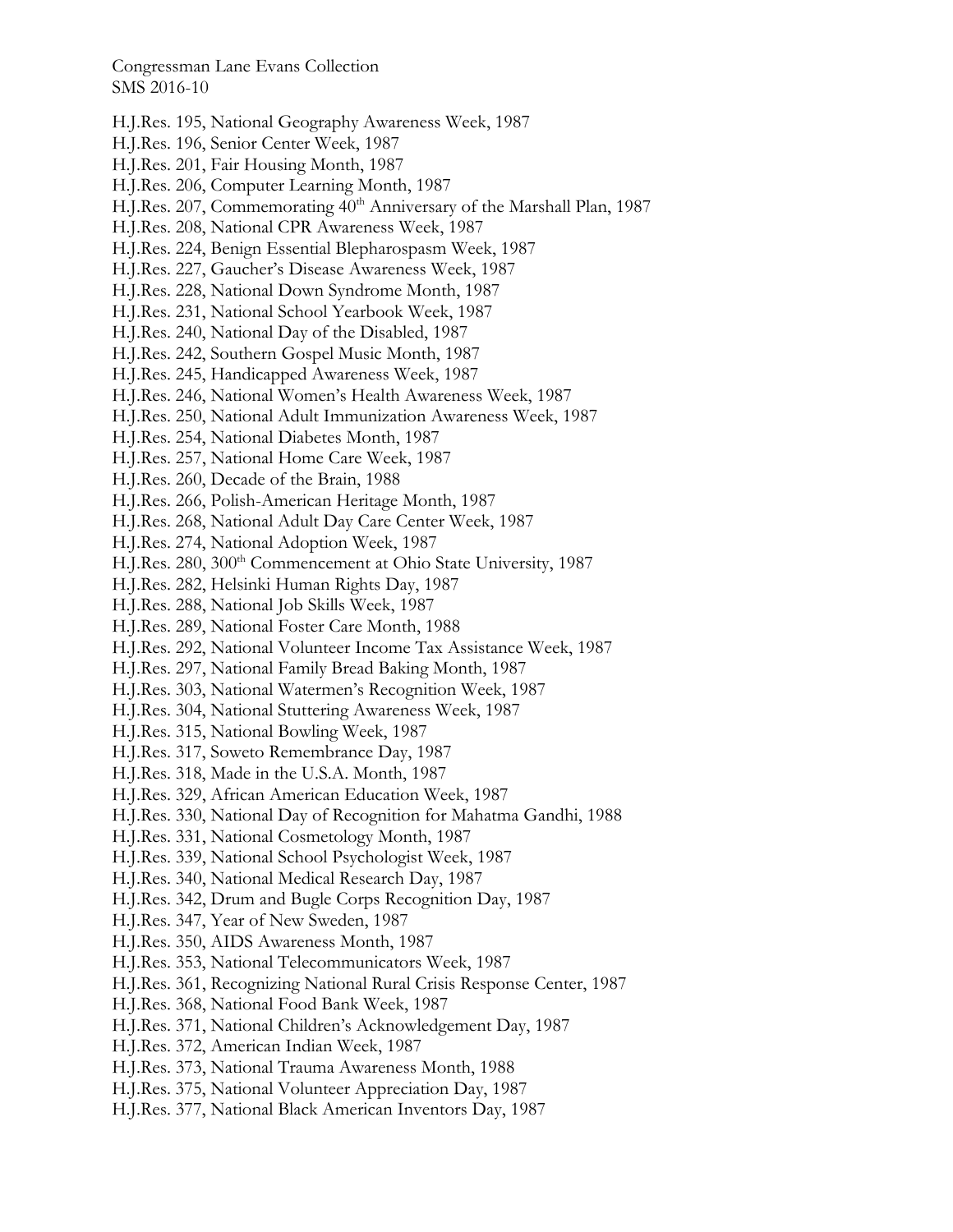H.J.Res. 195, National Geography Awareness Week, 1987
H.J.Res. 196, Senior Center Week, 1987
H.J.Res. 201, Fair Housing Month, 1987
H.J.Res. 206, Computer Learning Month, 1987
H.J.Res. 207, Commemorating 40th Anniversary of the Marshall Plan, 1987
H.J.Res. 208, National CPR Awareness Week, 1987
H.J.Res. 224, Benign Essential Blepharospasm Week, 1987
H.J.Res. 227, Gaucher's Disease Awareness Week, 1987
H.J.Res. 228, National Down Syndrome Month, 1987
H.J.Res. 231, National School Yearbook Week, 1987
H.J.Res. 240, National Day of the Disabled, 1987
H.J.Res. 242, Southern Gospel Music Month, 1987
H.J.Res. 245, Handicapped Awareness Week, 1987
H.J.Res. 246, National Women's Health Awareness Week, 1987
H.J.Res. 250, National Adult Immunization Awareness Week, 1987
H.J.Res. 254, National Diabetes Month, 1987
H.J.Res. 257, National Home Care Week, 1987
H.J.Res. 260, Decade of the Brain, 1988
H.J.Res. 266, Polish-American Heritage Month, 1987
H.J.Res. 268, National Adult Day Care Center Week, 1987
H.J.Res. 274, National Adoption Week, 1987
H.J.Res. 280, 300th Commencement at Ohio State University, 1987
H.J.Res. 282, Helsinki Human Rights Day, 1987
H.J.Res. 288, National Job Skills Week, 1987
H.J.Res. 289, National Foster Care Month, 1988
H.J.Res. 292, National Volunteer Income Tax Assistance Week, 1987
H.J.Res. 297, National Family Bread Baking Month, 1987
H.J.Res. 303, National Watermen's Recognition Week, 1987
H.J.Res. 304, National Stuttering Awareness Week, 1987
H.J.Res. 315, National Bowling Week, 1987
H.J.Res. 317, Soweto Remembrance Day, 1987
H.J.Res. 318, Made in the U.S.A. Month, 1987
H.J.Res. 329, African American Education Week, 1987
H.J.Res. 330, National Day of Recognition for Mahatma Gandhi, 1988
H.J.Res. 331, National Cosmetology Month, 1987
H.J.Res. 339, National School Psychologist Week, 1987
H.J.Res. 340, National Medical Research Day, 1987
H.J.Res. 342, Drum and Bugle Corps Recognition Day, 1987
H.J.Res. 347, Year of New Sweden, 1987
H.J.Res. 350, AIDS Awareness Month, 1987
H.J.Res. 353, National Telecommunicators Week, 1987
H.J.Res. 361, Recognizing National Rural Crisis Response Center, 1987
H.J.Res. 368, National Food Bank Week, 1987
H.J.Res. 371, National Children's Acknowledgement Day, 1987
H.J.Res. 372, American Indian Week, 1987
H.J.Res. 373, National Trauma Awareness Month, 1988
H.J.Res. 375, National Volunteer Appreciation Day, 1987
H.J.Res. 377, National Black American Inventors Day, 1987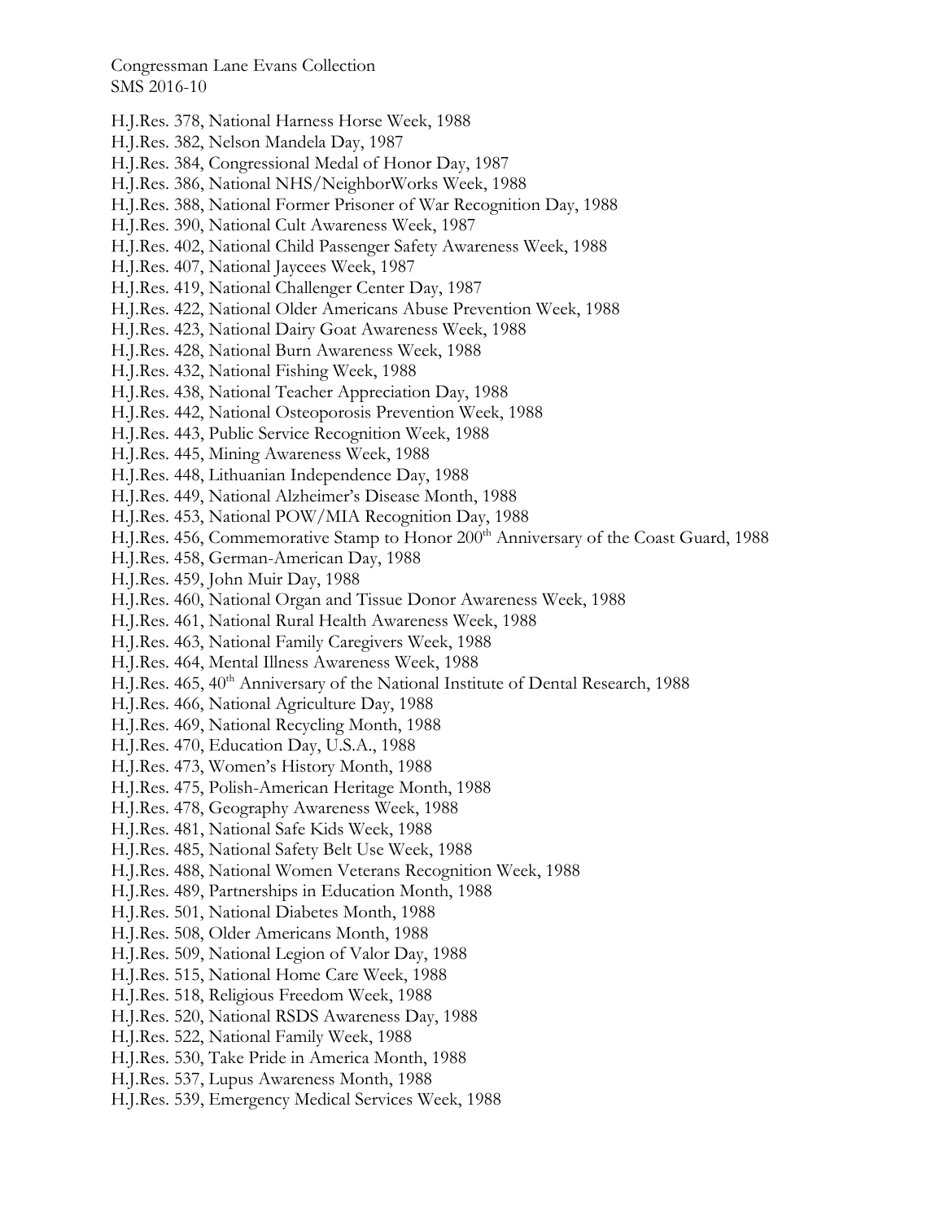H.J.Res. 378, National Harness Horse Week, 1988
H.J.Res. 382, Nelson Mandela Day, 1987
H.J.Res. 384, Congressional Medal of Honor Day, 1987
H.J.Res. 386, National NHS/NeighborWorks Week, 1988
H.J.Res. 388, National Former Prisoner of War Recognition Day, 1988
H.J.Res. 390, National Cult Awareness Week, 1987
H.J.Res. 402, National Child Passenger Safety Awareness Week, 1988
H.J.Res. 407, National Jaycees Week, 1987
H.J.Res. 419, National Challenger Center Day, 1987
H.J.Res. 422, National Older Americans Abuse Prevention Week, 1988
H.J.Res. 423, National Dairy Goat Awareness Week, 1988
H.J.Res. 428, National Burn Awareness Week, 1988
H.J.Res. 432, National Fishing Week, 1988
H.J.Res. 438, National Teacher Appreciation Day, 1988
H.J.Res. 442, National Osteoporosis Prevention Week, 1988
H.J.Res. 443, Public Service Recognition Week, 1988
H.J.Res. 445, Mining Awareness Week, 1988
H.J.Res. 448, Lithuanian Independence Day, 1988
H.J.Res. 449, National Alzheimer's Disease Month, 1988
H.J.Res. 453, National POW/MIA Recognition Day, 1988
H.J.Res. 456, Commemorative Stamp to Honor 200th Anniversary of the Coast Guard, 1988
H.J.Res. 458, German-American Day, 1988
H.J.Res. 459, John Muir Day, 1988
H.J.Res. 460, National Organ and Tissue Donor Awareness Week, 1988
H.J.Res. 461, National Rural Health Awareness Week, 1988
H.J.Res. 463, National Family Caregivers Week, 1988
H.J.Res. 464, Mental Illness Awareness Week, 1988
H.J.Res. 465, 40th Anniversary of the National Institute of Dental Research, 1988
H.J.Res. 466, National Agriculture Day, 1988
H.J.Res. 469, National Recycling Month, 1988
H.J.Res. 470, Education Day, U.S.A., 1988
H.J.Res. 473, Women's History Month, 1988
H.J.Res. 475, Polish-American Heritage Month, 1988
H.J.Res. 478, Geography Awareness Week, 1988
H.J.Res. 481, National Safe Kids Week, 1988
H.J.Res. 485, National Safety Belt Use Week, 1988
H.J.Res. 488, National Women Veterans Recognition Week, 1988
H.J.Res. 489, Partnerships in Education Month, 1988
H.J.Res. 501, National Diabetes Month, 1988
H.J.Res. 508, Older Americans Month, 1988
H.J.Res. 509, National Legion of Valor Day, 1988
H.J.Res. 515, National Home Care Week, 1988
H.J.Res. 518, Religious Freedom Week, 1988
H.J.Res. 520, National RSDS Awareness Day, 1988
H.J.Res. 522, National Family Week, 1988
H.J.Res. 530, Take Pride in America Month, 1988
H.J.Res. 537, Lupus Awareness Month, 1988
H.J.Res. 539, Emergency Medical Services Week, 1988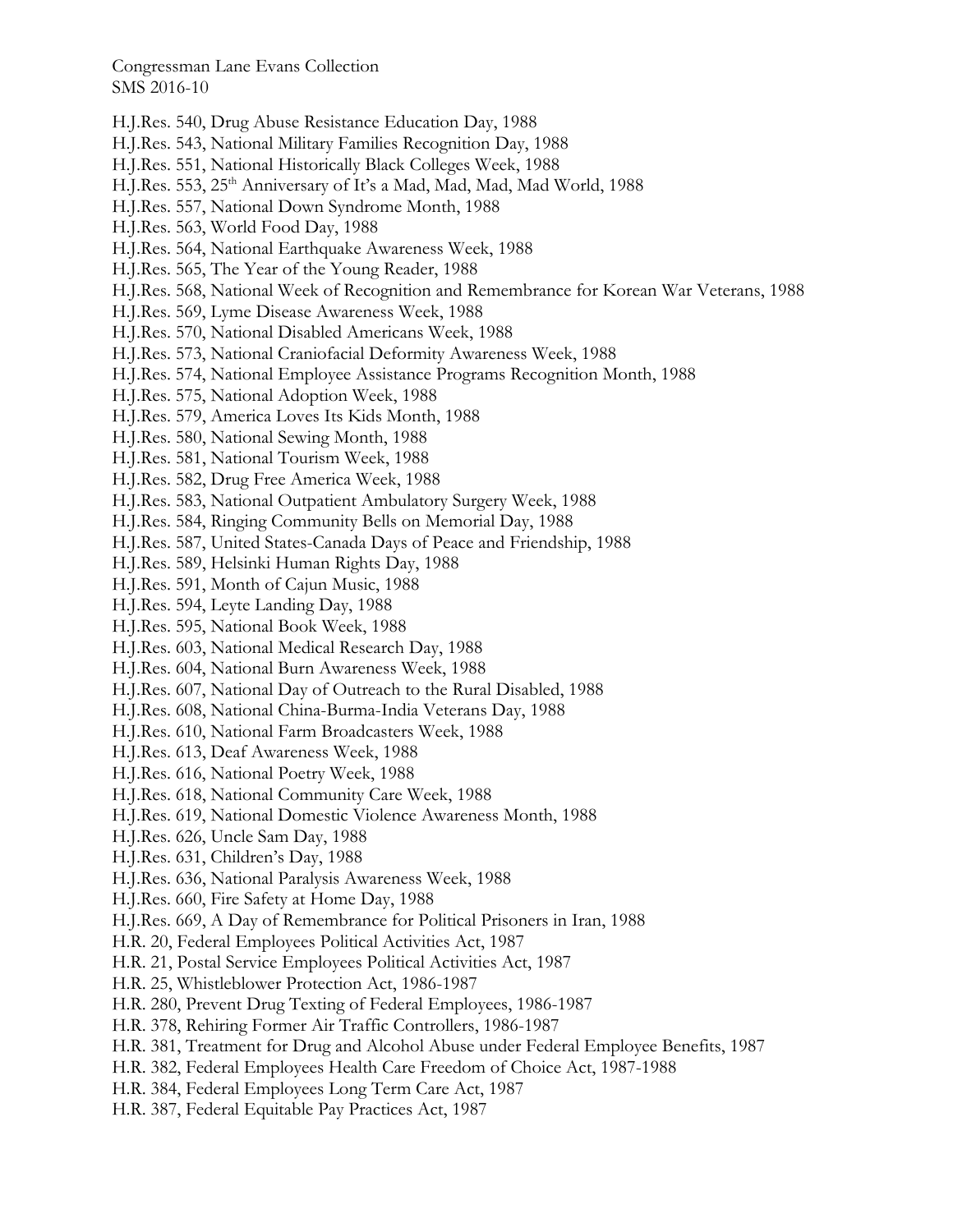H.J.Res. 540, Drug Abuse Resistance Education Day, 1988
H.J.Res. 543, National Military Families Recognition Day, 1988
H.J.Res. 551, National Historically Black Colleges Week, 1988
H.J.Res. 553, 25th Anniversary of It's a Mad, Mad, Mad, Mad World, 1988
H.J.Res. 557, National Down Syndrome Month, 1988
H.J.Res. 563, World Food Day, 1988
H.J.Res. 564, National Earthquake Awareness Week, 1988
H.J.Res. 565, The Year of the Young Reader, 1988
H.J.Res. 568, National Week of Recognition and Remembrance for Korean War Veterans, 1988
H.J.Res. 569, Lyme Disease Awareness Week, 1988
H.J.Res. 570, National Disabled Americans Week, 1988
H.J.Res. 573, National Craniofacial Deformity Awareness Week, 1988
H.J.Res. 574, National Employee Assistance Programs Recognition Month, 1988
H.J.Res. 575, National Adoption Week, 1988
H.J.Res. 579, America Loves Its Kids Month, 1988
H.J.Res. 580, National Sewing Month, 1988
H.J.Res. 581, National Tourism Week, 1988
H.J.Res. 582, Drug Free America Week, 1988
H.J.Res. 583, National Outpatient Ambulatory Surgery Week, 1988
H.J.Res. 584, Ringing Community Bells on Memorial Day, 1988
H.J.Res. 587, United States-Canada Days of Peace and Friendship, 1988
H.J.Res. 589, Helsinki Human Rights Day, 1988
H.J.Res. 591, Month of Cajun Music, 1988
H.J.Res. 594, Leyte Landing Day, 1988
H.J.Res. 595, National Book Week, 1988
H.J.Res. 603, National Medical Research Day, 1988
H.J.Res. 604, National Burn Awareness Week, 1988
H.J.Res. 607, National Day of Outreach to the Rural Disabled, 1988
H.J.Res. 608, National China-Burma-India Veterans Day, 1988
H.J.Res. 610, National Farm Broadcasters Week, 1988
H.J.Res. 613, Deaf Awareness Week, 1988
H.J.Res. 616, National Poetry Week, 1988
H.J.Res. 618, National Community Care Week, 1988
H.J.Res. 619, National Domestic Violence Awareness Month, 1988
H.J.Res. 626, Uncle Sam Day, 1988
H.J.Res. 631, Children's Day, 1988
H.J.Res. 636, National Paralysis Awareness Week, 1988
H.J.Res. 660, Fire Safety at Home Day, 1988
H.J.Res. 669, A Day of Remembrance for Political Prisoners in Iran, 1988
H.R. 20, Federal Employees Political Activities Act, 1987
H.R. 21, Postal Service Employees Political Activities Act, 1987
H.R. 25, Whistleblower Protection Act, 1986-1987
H.R. 280, Prevent Drug Texting of Federal Employees, 1986-1987
H.R. 378, Rehiring Former Air Traffic Controllers, 1986-1987
H.R. 381, Treatment for Drug and Alcohol Abuse under Federal Employee Benefits, 1987
H.R. 382, Federal Employees Health Care Freedom of Choice Act, 1987-1988
H.R. 384, Federal Employees Long Term Care Act, 1987
H.R. 387, Federal Equitable Pay Practices Act, 1987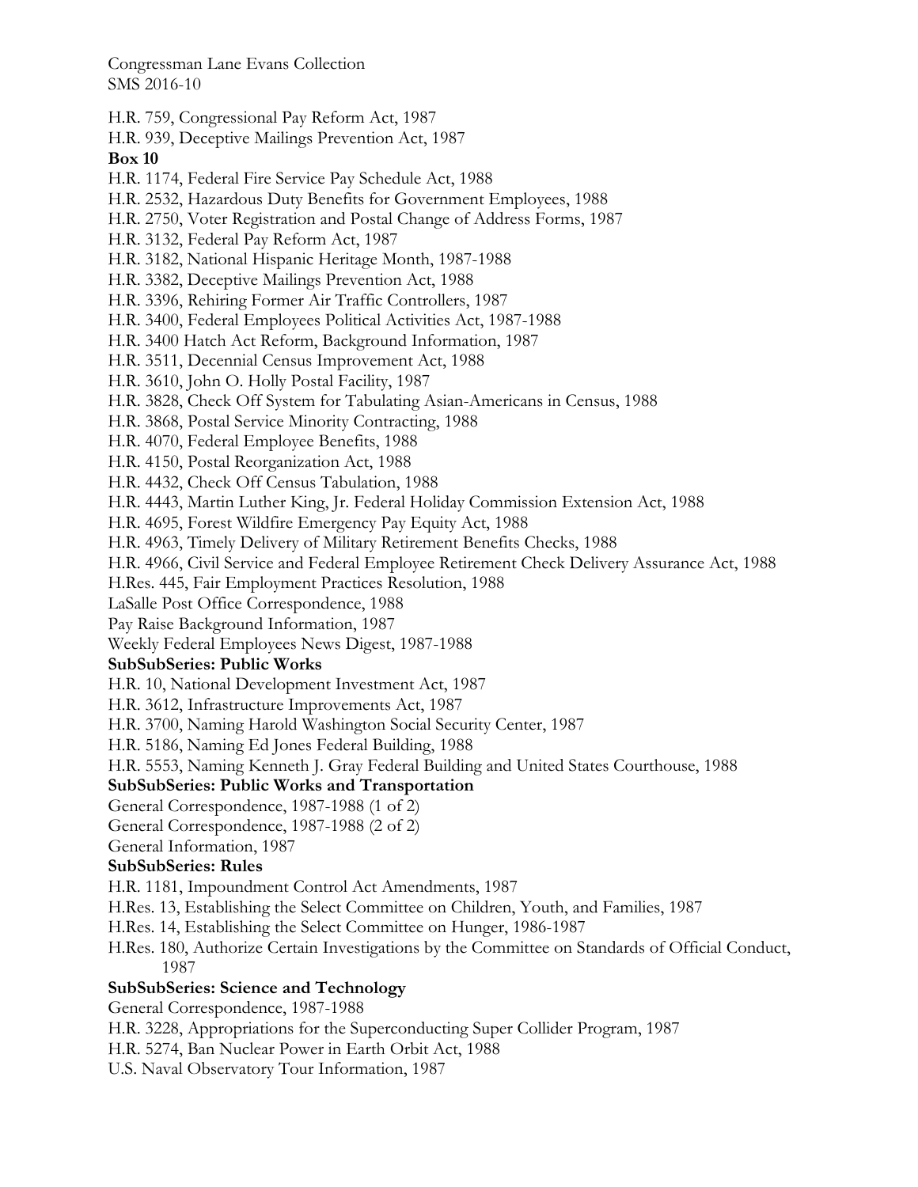H.R. 759, Congressional Pay Reform Act, 1987

H.R. 939, Deceptive Mailings Prevention Act, 1987

**Box 10**

H.R. 1174, Federal Fire Service Pay Schedule Act, 1988

H.R. 2532, Hazardous Duty Benefits for Government Employees, 1988

H.R. 2750, Voter Registration and Postal Change of Address Forms, 1987

H.R. 3132, Federal Pay Reform Act, 1987

H.R. 3182, National Hispanic Heritage Month, 1987-1988

H.R. 3382, Deceptive Mailings Prevention Act, 1988

H.R. 3396, Rehiring Former Air Traffic Controllers, 1987

H.R. 3400, Federal Employees Political Activities Act, 1987-1988

H.R. 3400 Hatch Act Reform, Background Information, 1987

H.R. 3511, Decennial Census Improvement Act, 1988

H.R. 3610, John O. Holly Postal Facility, 1987

H.R. 3828, Check Off System for Tabulating Asian-Americans in Census, 1988

H.R. 3868, Postal Service Minority Contracting, 1988

H.R. 4070, Federal Employee Benefits, 1988

H.R. 4150, Postal Reorganization Act, 1988

H.R. 4432, Check Off Census Tabulation, 1988

H.R. 4443, Martin Luther King, Jr. Federal Holiday Commission Extension Act, 1988

H.R. 4695, Forest Wildfire Emergency Pay Equity Act, 1988

H.R. 4963, Timely Delivery of Military Retirement Benefits Checks, 1988

H.R. 4966, Civil Service and Federal Employee Retirement Check Delivery Assurance Act, 1988

H.Res. 445, Fair Employment Practices Resolution, 1988

LaSalle Post Office Correspondence, 1988

Pay Raise Background Information, 1987

Weekly Federal Employees News Digest, 1987-1988

**SubSubSeries: Public Works**

H.R. 10, National Development Investment Act, 1987

H.R. 3612, Infrastructure Improvements Act, 1987

H.R. 3700, Naming Harold Washington Social Security Center, 1987

H.R. 5186, Naming Ed Jones Federal Building, 1988

H.R. 5553, Naming Kenneth J. Gray Federal Building and United States Courthouse, 1988

**SubSubSeries: Public Works and Transportation**

General Correspondence, 1987-1988 (1 of 2)

General Correspondence, 1987-1988 (2 of 2)

General Information, 1987

**SubSubSeries: Rules**

H.R. 1181, Impoundment Control Act Amendments, 1987

H.Res. 13, Establishing the Select Committee on Children, Youth, and Families, 1987

H.Res. 14, Establishing the Select Committee on Hunger, 1986-1987

H.Res. 180, Authorize Certain Investigations by the Committee on Standards of Official Conduct, 1987

**SubSubSeries: Science and Technology**

General Correspondence, 1987-1988

H.R. 3228, Appropriations for the Superconducting Super Collider Program, 1987

H.R. 5274, Ban Nuclear Power in Earth Orbit Act, 1988

U.S. Naval Observatory Tour Information, 1987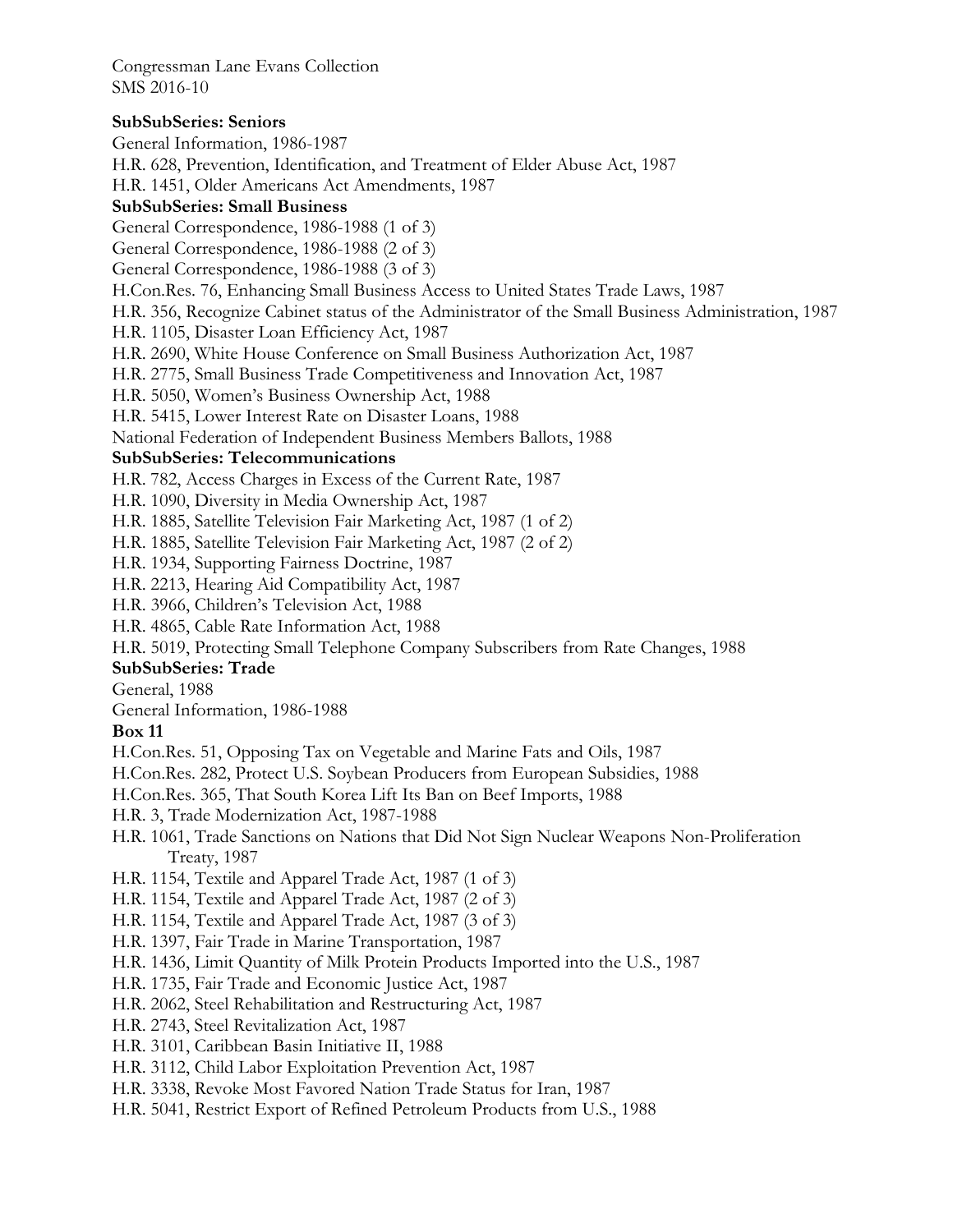**SubSubSeries: Seniors**

General Information, 1986-1987

H.R. 628, Prevention, Identification, and Treatment of Elder Abuse Act, 1987

H.R. 1451, Older Americans Act Amendments, 1987

**SubSubSeries: Small Business**

General Correspondence, 1986-1988 (1 of 3)

General Correspondence, 1986-1988 (2 of 3)

General Correspondence, 1986-1988 (3 of 3)

H.Con.Res. 76, Enhancing Small Business Access to United States Trade Laws, 1987

H.R. 356, Recognize Cabinet status of the Administrator of the Small Business Administration, 1987

H.R. 1105, Disaster Loan Efficiency Act, 1987

H.R. 2690, White House Conference on Small Business Authorization Act, 1987

H.R. 2775, Small Business Trade Competitiveness and Innovation Act, 1987

H.R. 5050, Women's Business Ownership Act, 1988

H.R. 5415, Lower Interest Rate on Disaster Loans, 1988

National Federation of Independent Business Members Ballots, 1988

**SubSubSeries: Telecommunications**

H.R. 782, Access Charges in Excess of the Current Rate, 1987

H.R. 1090, Diversity in Media Ownership Act, 1987

H.R. 1885, Satellite Television Fair Marketing Act, 1987 (1 of 2)

H.R. 1885, Satellite Television Fair Marketing Act, 1987 (2 of 2)

H.R. 1934, Supporting Fairness Doctrine, 1987

H.R. 2213, Hearing Aid Compatibility Act, 1987

H.R. 3966, Children's Television Act, 1988

H.R. 4865, Cable Rate Information Act, 1988

H.R. 5019, Protecting Small Telephone Company Subscribers from Rate Changes, 1988

**SubSubSeries: Trade**

General, 1988

General Information, 1986-1988

**Box 11**

H.Con.Res. 51, Opposing Tax on Vegetable and Marine Fats and Oils, 1987

H.Con.Res. 282, Protect U.S. Soybean Producers from European Subsidies, 1988

H.Con.Res. 365, That South Korea Lift Its Ban on Beef Imports, 1988

H.R. 3, Trade Modernization Act, 1987-1988

H.R. 1061, Trade Sanctions on Nations that Did Not Sign Nuclear Weapons Non-Proliferation Treaty, 1987

H.R. 1154, Textile and Apparel Trade Act, 1987 (1 of 3)

H.R. 1154, Textile and Apparel Trade Act, 1987 (2 of 3)

H.R. 1154, Textile and Apparel Trade Act, 1987 (3 of 3)

H.R. 1397, Fair Trade in Marine Transportation, 1987

H.R. 1436, Limit Quantity of Milk Protein Products Imported into the U.S., 1987

H.R. 1735, Fair Trade and Economic Justice Act, 1987

H.R. 2062, Steel Rehabilitation and Restructuring Act, 1987

H.R. 2743, Steel Revitalization Act, 1987

H.R. 3101, Caribbean Basin Initiative II, 1988

H.R. 3112, Child Labor Exploitation Prevention Act, 1987

H.R. 3338, Revoke Most Favored Nation Trade Status for Iran, 1987

H.R. 5041, Restrict Export of Refined Petroleum Products from U.S., 1988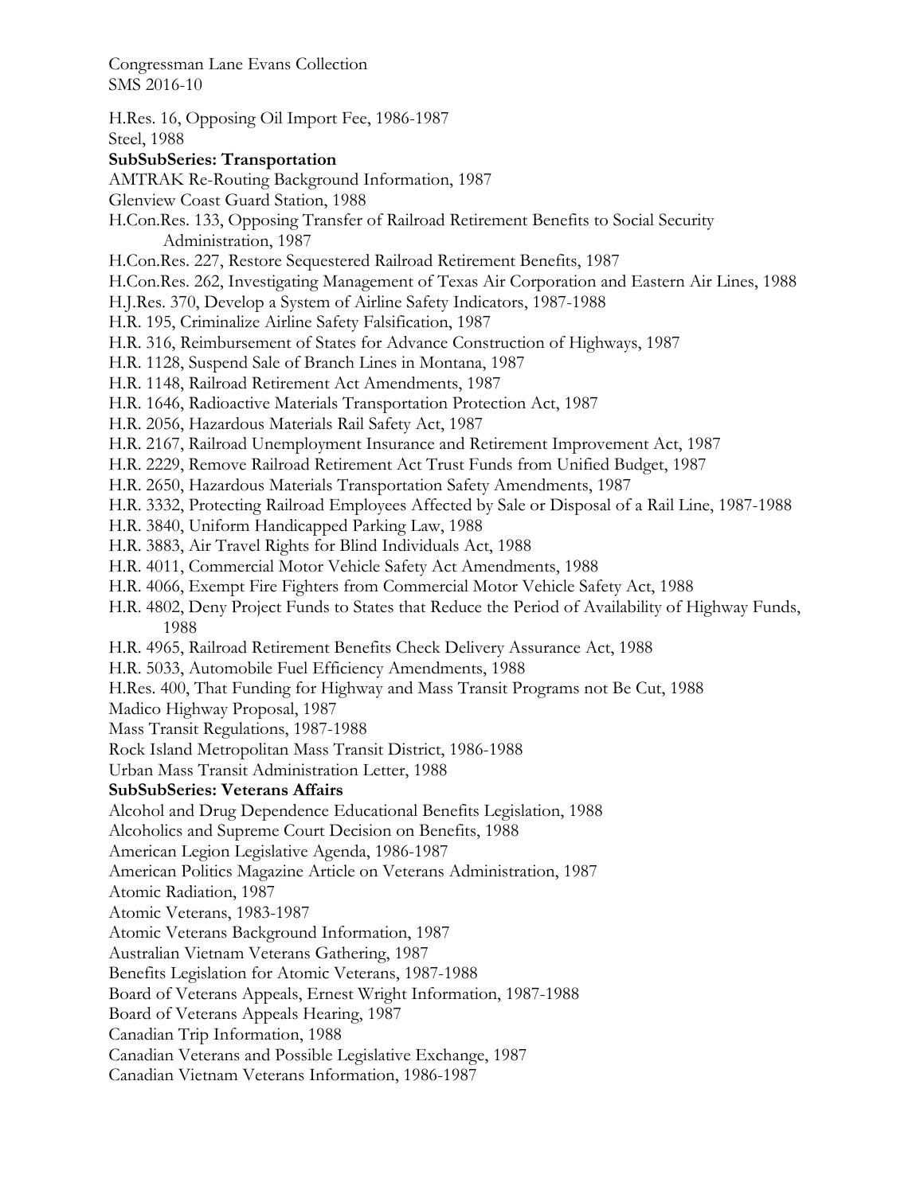H.Res. 16, Opposing Oil Import Fee, 1986-1987
Steel, 1988

**SubSubSeries: Transportation**

AMTRAK Re-Routing Background Information, 1987
Glenview Coast Guard Station, 1988
H.Con.Res. 133, Opposing Transfer of Railroad Retirement Benefits to Social Security Administration, 1987
H.Con.Res. 227, Restore Sequestered Railroad Retirement Benefits, 1987
H.Con.Res. 262, Investigating Management of Texas Air Corporation and Eastern Air Lines, 1988
H.J.Res. 370, Develop a System of Airline Safety Indicators, 1987-1988
H.R. 195, Criminalize Airline Safety Falsification, 1987
H.R. 316, Reimbursement of States for Advance Construction of Highways, 1987
H.R. 1128, Suspend Sale of Branch Lines in Montana, 1987
H.R. 1148, Railroad Retirement Act Amendments, 1987
H.R. 1646, Radioactive Materials Transportation Protection Act, 1987
H.R. 2056, Hazardous Materials Rail Safety Act, 1987
H.R. 2167, Railroad Unemployment Insurance and Retirement Improvement Act, 1987
H.R. 2229, Remove Railroad Retirement Act Trust Funds from Unified Budget, 1987
H.R. 2650, Hazardous Materials Transportation Safety Amendments, 1987
H.R. 3332, Protecting Railroad Employees Affected by Sale or Disposal of a Rail Line, 1987-1988
H.R. 3840, Uniform Handicapped Parking Law, 1988
H.R. 3883, Air Travel Rights for Blind Individuals Act, 1988
H.R. 4011, Commercial Motor Vehicle Safety Act Amendments, 1988
H.R. 4066, Exempt Fire Fighters from Commercial Motor Vehicle Safety Act, 1988
H.R. 4802, Deny Project Funds to States that Reduce the Period of Availability of Highway Funds, 1988
H.R. 4965, Railroad Retirement Benefits Check Delivery Assurance Act, 1988
H.R. 5033, Automobile Fuel Efficiency Amendments, 1988
H.Res. 400, That Funding for Highway and Mass Transit Programs not Be Cut, 1988
Madico Highway Proposal, 1987
Mass Transit Regulations, 1987-1988
Rock Island Metropolitan Mass Transit District, 1986-1988
Urban Mass Transit Administration Letter, 1988

**SubSubSeries: Veterans Affairs**

Alcohol and Drug Dependence Educational Benefits Legislation, 1988
Alcoholics and Supreme Court Decision on Benefits, 1988
American Legion Legislative Agenda, 1986-1987
American Politics Magazine Article on Veterans Administration, 1987
Atomic Radiation, 1987
Atomic Veterans, 1983-1987
Atomic Veterans Background Information, 1987
Australian Vietnam Veterans Gathering, 1987
Benefits Legislation for Atomic Veterans, 1987-1988
Board of Veterans Appeals, Ernest Wright Information, 1987-1988
Board of Veterans Appeals Hearing, 1987
Canadian Trip Information, 1988
Canadian Veterans and Possible Legislative Exchange, 1987
Canadian Vietnam Veterans Information, 1986-1987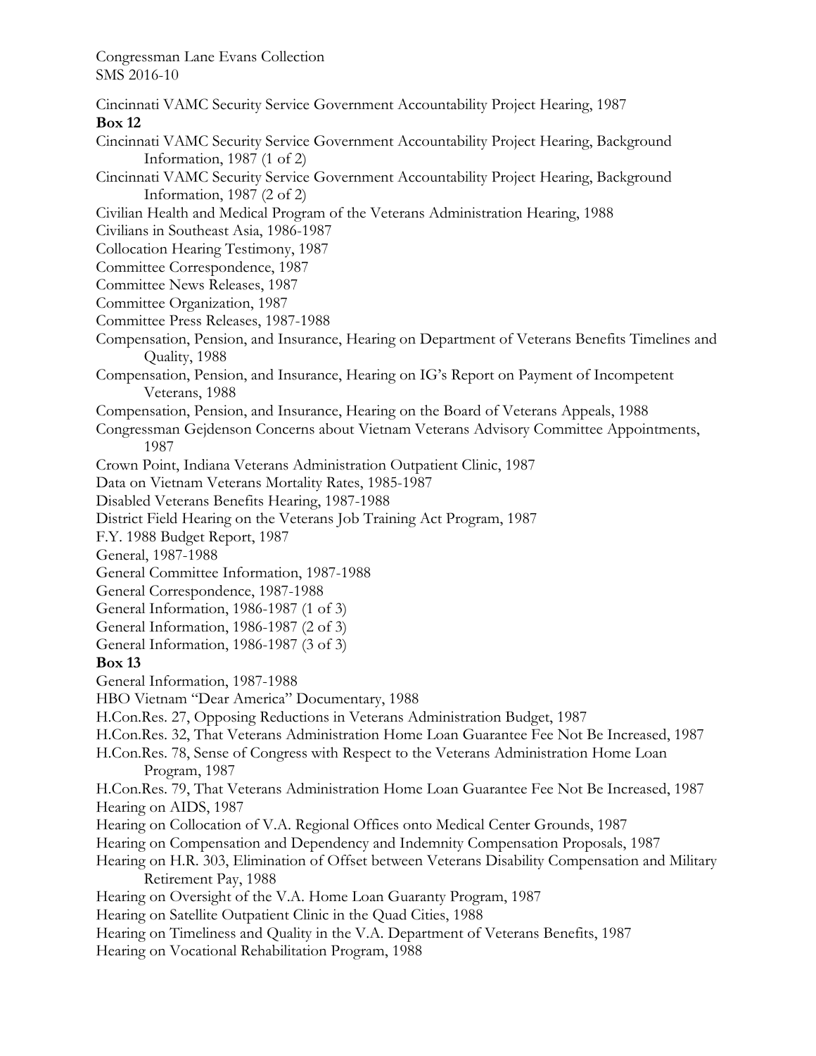Cincinnati VAMC Security Service Government Accountability Project Hearing, 1987

**Box 12**

Cincinnati VAMC Security Service Government Accountability Project Hearing, Background Information, 1987 (1 of 2)

Cincinnati VAMC Security Service Government Accountability Project Hearing, Background Information, 1987 (2 of 2)

Civilian Health and Medical Program of the Veterans Administration Hearing, 1988

Civilians in Southeast Asia, 1986-1987

Collocation Hearing Testimony, 1987

Committee Correspondence, 1987

Committee News Releases, 1987

Committee Organization, 1987

Committee Press Releases, 1987-1988

Compensation, Pension, and Insurance, Hearing on Department of Veterans Benefits Timelines and Quality, 1988

Compensation, Pension, and Insurance, Hearing on IG's Report on Payment of Incompetent Veterans, 1988

Compensation, Pension, and Insurance, Hearing on the Board of Veterans Appeals, 1988

Congressman Gejdenson Concerns about Vietnam Veterans Advisory Committee Appointments, 1987

Crown Point, Indiana Veterans Administration Outpatient Clinic, 1987

Data on Vietnam Veterans Mortality Rates, 1985-1987

Disabled Veterans Benefits Hearing, 1987-1988

District Field Hearing on the Veterans Job Training Act Program, 1987

F.Y. 1988 Budget Report, 1987

General, 1987-1988

General Committee Information, 1987-1988

General Correspondence, 1987-1988

General Information, 1986-1987 (1 of 3)

General Information, 1986-1987 (2 of 3)

General Information, 1986-1987 (3 of 3)

**Box 13**

General Information, 1987-1988

HBO Vietnam "Dear America" Documentary, 1988

H.Con.Res. 27, Opposing Reductions in Veterans Administration Budget, 1987

H.Con.Res. 32, That Veterans Administration Home Loan Guarantee Fee Not Be Increased, 1987

H.Con.Res. 78, Sense of Congress with Respect to the Veterans Administration Home Loan Program, 1987

H.Con.Res. 79, That Veterans Administration Home Loan Guarantee Fee Not Be Increased, 1987

Hearing on AIDS, 1987

Hearing on Collocation of V.A. Regional Offices onto Medical Center Grounds, 1987

Hearing on Compensation and Dependency and Indemnity Compensation Proposals, 1987

Hearing on H.R. 303, Elimination of Offset between Veterans Disability Compensation and Military Retirement Pay, 1988

Hearing on Oversight of the V.A. Home Loan Guaranty Program, 1987

Hearing on Satellite Outpatient Clinic in the Quad Cities, 1988

Hearing on Timeliness and Quality in the V.A. Department of Veterans Benefits, 1987

Hearing on Vocational Rehabilitation Program, 1988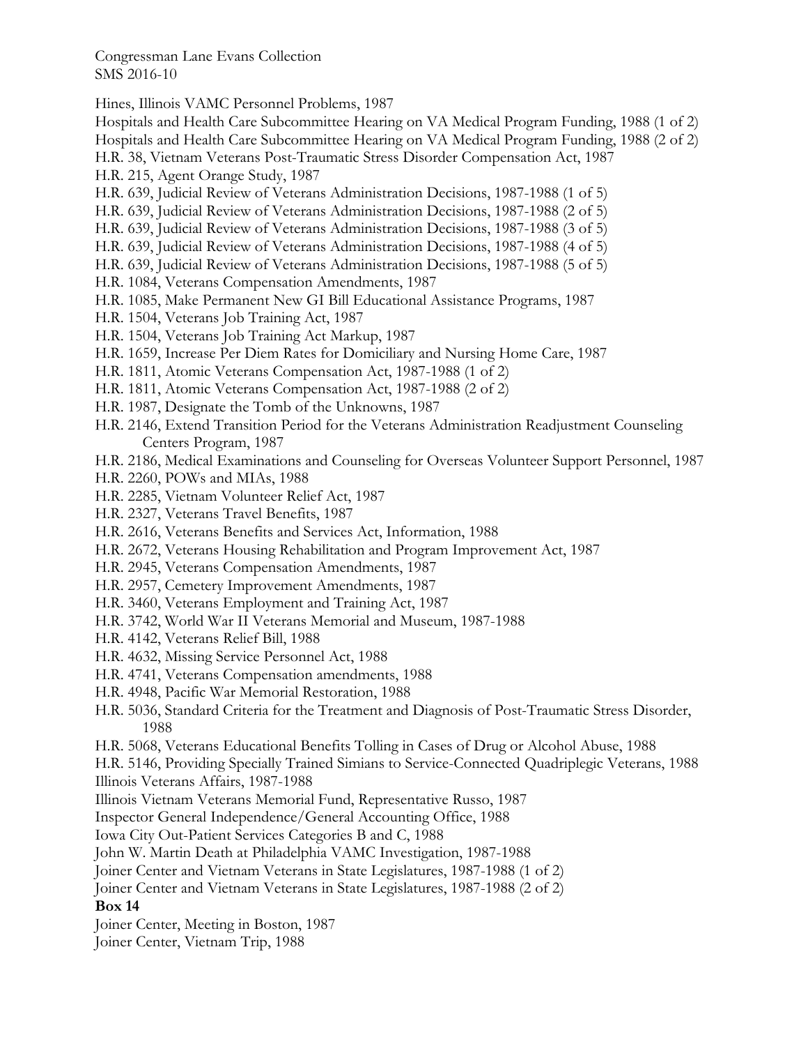Hines, Illinois VAMC Personnel Problems, 1987

Hospitals and Health Care Subcommittee Hearing on VA Medical Program Funding, 1988 (1 of 2)

Hospitals and Health Care Subcommittee Hearing on VA Medical Program Funding, 1988 (2 of 2)

H.R. 38, Vietnam Veterans Post-Traumatic Stress Disorder Compensation Act, 1987

H.R. 215, Agent Orange Study, 1987

H.R. 639, Judicial Review of Veterans Administration Decisions, 1987-1988 (1 of 5)

H.R. 639, Judicial Review of Veterans Administration Decisions, 1987-1988 (2 of 5)

H.R. 639, Judicial Review of Veterans Administration Decisions, 1987-1988 (3 of 5)

H.R. 639, Judicial Review of Veterans Administration Decisions, 1987-1988 (4 of 5)

H.R. 639, Judicial Review of Veterans Administration Decisions, 1987-1988 (5 of 5)

H.R. 1084, Veterans Compensation Amendments, 1987

H.R. 1085, Make Permanent New GI Bill Educational Assistance Programs, 1987

H.R. 1504, Veterans Job Training Act, 1987

H.R. 1504, Veterans Job Training Act Markup, 1987

H.R. 1659, Increase Per Diem Rates for Domiciliary and Nursing Home Care, 1987

H.R. 1811, Atomic Veterans Compensation Act, 1987-1988 (1 of 2)

H.R. 1811, Atomic Veterans Compensation Act, 1987-1988 (2 of 2)

H.R. 1987, Designate the Tomb of the Unknowns, 1987

H.R. 2146, Extend Transition Period for the Veterans Administration Readjustment Counseling Centers Program, 1987

H.R. 2186, Medical Examinations and Counseling for Overseas Volunteer Support Personnel, 1987

H.R. 2260, POWs and MIAs, 1988

H.R. 2285, Vietnam Volunteer Relief Act, 1987

H.R. 2327, Veterans Travel Benefits, 1987

H.R. 2616, Veterans Benefits and Services Act, Information, 1988

H.R. 2672, Veterans Housing Rehabilitation and Program Improvement Act, 1987

H.R. 2945, Veterans Compensation Amendments, 1987

H.R. 2957, Cemetery Improvement Amendments, 1987

H.R. 3460, Veterans Employment and Training Act, 1987

H.R. 3742, World War II Veterans Memorial and Museum, 1987-1988

H.R. 4142, Veterans Relief Bill, 1988

H.R. 4632, Missing Service Personnel Act, 1988

H.R. 4741, Veterans Compensation amendments, 1988

H.R. 4948, Pacific War Memorial Restoration, 1988

H.R. 5036, Standard Criteria for the Treatment and Diagnosis of Post-Traumatic Stress Disorder, 1988

H.R. 5068, Veterans Educational Benefits Tolling in Cases of Drug or Alcohol Abuse, 1988

H.R. 5146, Providing Specially Trained Simians to Service-Connected Quadriplegic Veterans, 1988

Illinois Veterans Affairs, 1987-1988

Illinois Vietnam Veterans Memorial Fund, Representative Russo, 1987

Inspector General Independence/General Accounting Office, 1988

Iowa City Out-Patient Services Categories B and C, 1988

John W. Martin Death at Philadelphia VAMC Investigation, 1987-1988

Joiner Center and Vietnam Veterans in State Legislatures, 1987-1988 (1 of 2)

Joiner Center and Vietnam Veterans in State Legislatures, 1987-1988 (2 of 2)

**Box 14**

Joiner Center, Meeting in Boston, 1987

Joiner Center, Vietnam Trip, 1988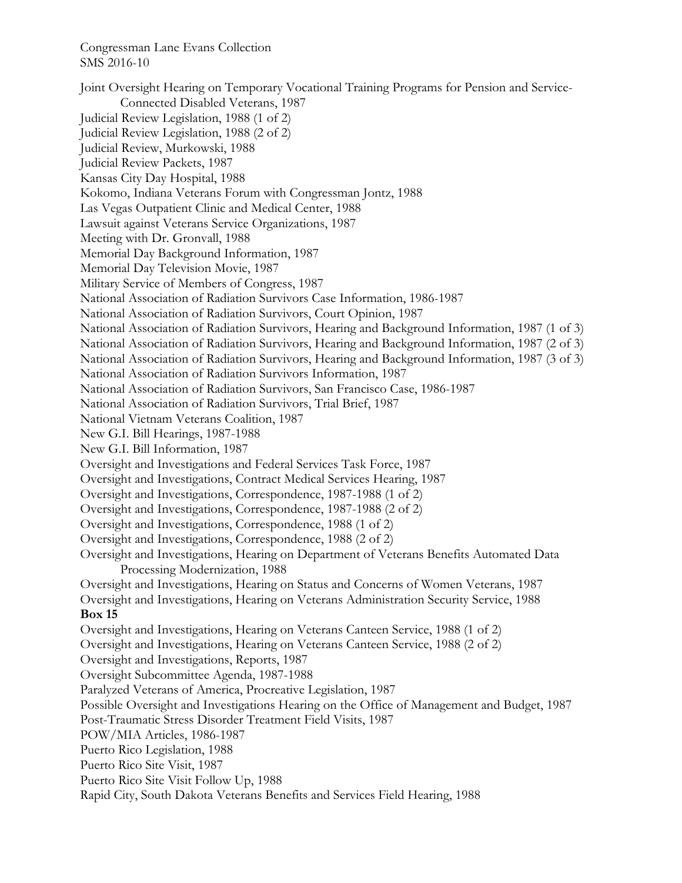Joint Oversight Hearing on Temporary Vocational Training Programs for Pension and Service-Connected Disabled Veterans, 1987
Judicial Review Legislation, 1988 (1 of 2)
Judicial Review Legislation, 1988 (2 of 2)
Judicial Review, Murkowski, 1988
Judicial Review Packets, 1987
Kansas City Day Hospital, 1988
Kokomo, Indiana Veterans Forum with Congressman Jontz, 1988
Las Vegas Outpatient Clinic and Medical Center, 1988
Lawsuit against Veterans Service Organizations, 1987
Meeting with Dr. Gronvall, 1988
Memorial Day Background Information, 1987
Memorial Day Television Movie, 1987
Military Service of Members of Congress, 1987
National Association of Radiation Survivors Case Information, 1986-1987
National Association of Radiation Survivors, Court Opinion, 1987
National Association of Radiation Survivors, Hearing and Background Information, 1987 (1 of 3)
National Association of Radiation Survivors, Hearing and Background Information, 1987 (2 of 3)
National Association of Radiation Survivors, Hearing and Background Information, 1987 (3 of 3)
National Association of Radiation Survivors Information, 1987
National Association of Radiation Survivors, San Francisco Case, 1986-1987
National Association of Radiation Survivors, Trial Brief, 1987
National Vietnam Veterans Coalition, 1987
New G.I. Bill Hearings, 1987-1988
New G.I. Bill Information, 1987
Oversight and Investigations and Federal Services Task Force, 1987
Oversight and Investigations, Contract Medical Services Hearing, 1987
Oversight and Investigations, Correspondence, 1987-1988 (1 of 2)
Oversight and Investigations, Correspondence, 1987-1988 (2 of 2)
Oversight and Investigations, Correspondence, 1988 (1 of 2)
Oversight and Investigations, Correspondence, 1988 (2 of 2)
Oversight and Investigations, Hearing on Department of Veterans Benefits Automated Data Processing Modernization, 1988
Oversight and Investigations, Hearing on Status and Concerns of Women Veterans, 1987
Oversight and Investigations, Hearing on Veterans Administration Security Service, 1988

**Box 15**

Oversight and Investigations, Hearing on Veterans Canteen Service, 1988 (1 of 2)
Oversight and Investigations, Hearing on Veterans Canteen Service, 1988 (2 of 2)
Oversight and Investigations, Reports, 1987
Oversight Subcommittee Agenda, 1987-1988
Paralyzed Veterans of America, Procreative Legislation, 1987
Possible Oversight and Investigations Hearing on the Office of Management and Budget, 1987
Post-Traumatic Stress Disorder Treatment Field Visits, 1987
POW/MIA Articles, 1986-1987
Puerto Rico Legislation, 1988
Puerto Rico Site Visit, 1987
Puerto Rico Site Visit Follow Up, 1988
Rapid City, South Dakota Veterans Benefits and Services Field Hearing, 1988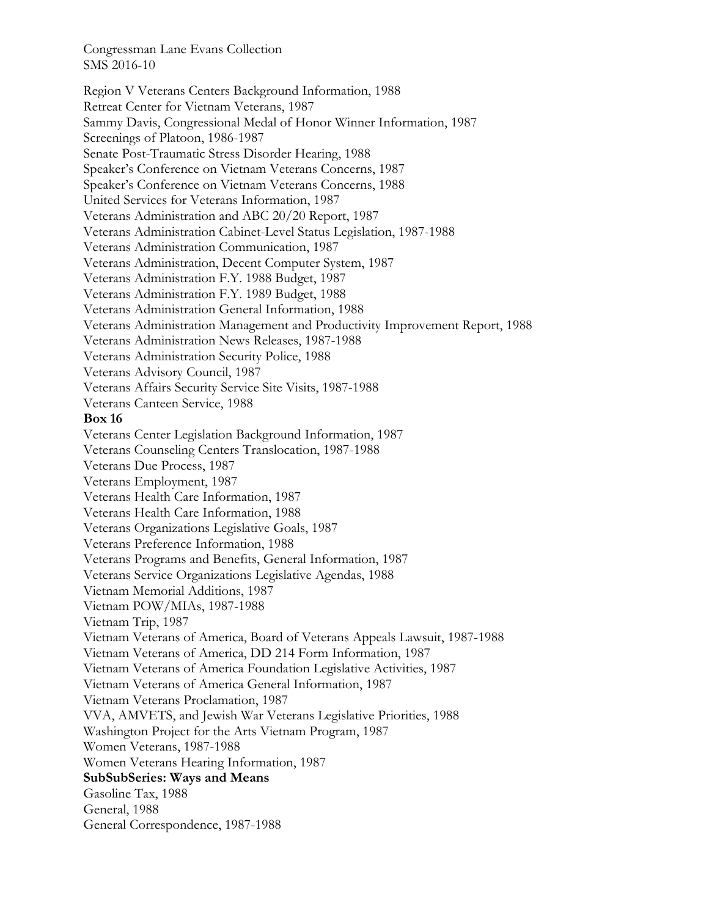Region V Veterans Centers Background Information, 1988
Retreat Center for Vietnam Veterans, 1987
Sammy Davis, Congressional Medal of Honor Winner Information, 1987
Screenings of Platoon, 1986-1987
Senate Post-Traumatic Stress Disorder Hearing, 1988
Speaker's Conference on Vietnam Veterans Concerns, 1987
Speaker's Conference on Vietnam Veterans Concerns, 1988
United Services for Veterans Information, 1987
Veterans Administration and ABC 20/20 Report, 1987
Veterans Administration Cabinet-Level Status Legislation, 1987-1988
Veterans Administration Communication, 1987
Veterans Administration, Decent Computer System, 1987
Veterans Administration F.Y. 1988 Budget, 1987
Veterans Administration F.Y. 1989 Budget, 1988
Veterans Administration General Information, 1988
Veterans Administration Management and Productivity Improvement Report, 1988
Veterans Administration News Releases, 1987-1988
Veterans Administration Security Police, 1988
Veterans Advisory Council, 1987
Veterans Affairs Security Service Site Visits, 1987-1988
Veterans Canteen Service, 1988

**Box 16**

Veterans Center Legislation Background Information, 1987
Veterans Counseling Centers Translocation, 1987-1988
Veterans Due Process, 1987
Veterans Employment, 1987
Veterans Health Care Information, 1987
Veterans Health Care Information, 1988
Veterans Organizations Legislative Goals, 1987
Veterans Preference Information, 1988
Veterans Programs and Benefits, General Information, 1987
Veterans Service Organizations Legislative Agendas, 1988
Vietnam Memorial Additions, 1987
Vietnam POW/MIAs, 1987-1988
Vietnam Trip, 1987
Vietnam Veterans of America, Board of Veterans Appeals Lawsuit, 1987-1988
Vietnam Veterans of America, DD 214 Form Information, 1987
Vietnam Veterans of America Foundation Legislative Activities, 1987
Vietnam Veterans of America General Information, 1987
Vietnam Veterans Proclamation, 1987
VVA, AMVETS, and Jewish War Veterans Legislative Priorities, 1988
Washington Project for the Arts Vietnam Program, 1987
Women Veterans, 1987-1988
Women Veterans Hearing Information, 1987

**SubSubSeries: Ways and Means**

Gasoline Tax, 1988
General, 1988
General Correspondence, 1987-1988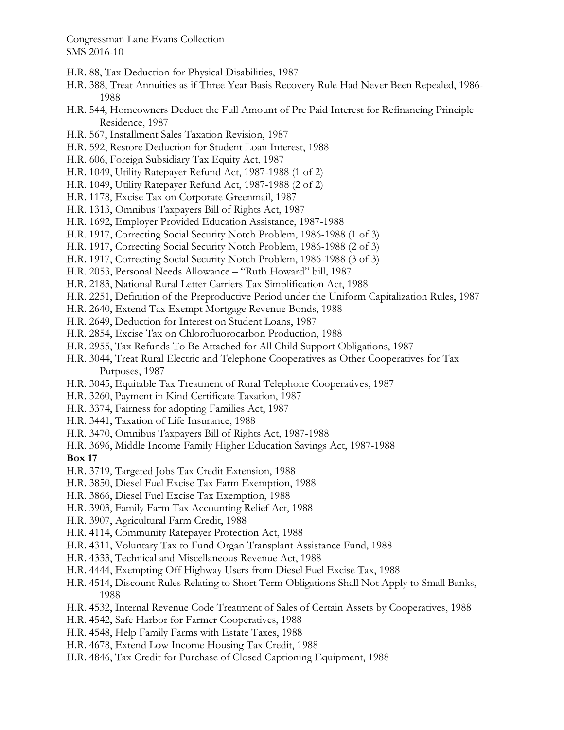H.R. 88, Tax Deduction for Physical Disabilities, 1987

H.R. 388, Treat Annuities as if Three Year Basis Recovery Rule Had Never Been Repealed, 1986-1988

H.R. 544, Homeowners Deduct the Full Amount of Pre Paid Interest for Refinancing Principle Residence, 1987

H.R. 567, Installment Sales Taxation Revision, 1987

H.R. 592, Restore Deduction for Student Loan Interest, 1988

H.R. 606, Foreign Subsidiary Tax Equity Act, 1987

H.R. 1049, Utility Ratepayer Refund Act, 1987-1988 (1 of 2)

H.R. 1049, Utility Ratepayer Refund Act, 1987-1988 (2 of 2)

H.R. 1178, Excise Tax on Corporate Greenmail, 1987

H.R. 1313, Omnibus Taxpayers Bill of Rights Act, 1987

H.R. 1692, Employer Provided Education Assistance, 1987-1988

H.R. 1917, Correcting Social Security Notch Problem, 1986-1988 (1 of 3)

H.R. 1917, Correcting Social Security Notch Problem, 1986-1988 (2 of 3)

H.R. 1917, Correcting Social Security Notch Problem, 1986-1988 (3 of 3)

H.R. 2053, Personal Needs Allowance – "Ruth Howard" bill, 1987

H.R. 2183, National Rural Letter Carriers Tax Simplification Act, 1988

H.R. 2251, Definition of the Preproductive Period under the Uniform Capitalization Rules, 1987

H.R. 2640, Extend Tax Exempt Mortgage Revenue Bonds, 1988

H.R. 2649, Deduction for Interest on Student Loans, 1987

H.R. 2854, Excise Tax on Chlorofluorocarbon Production, 1988

H.R. 2955, Tax Refunds To Be Attached for All Child Support Obligations, 1987

H.R. 3044, Treat Rural Electric and Telephone Cooperatives as Other Cooperatives for Tax Purposes, 1987

H.R. 3045, Equitable Tax Treatment of Rural Telephone Cooperatives, 1987

H.R. 3260, Payment in Kind Certificate Taxation, 1987

H.R. 3374, Fairness for adopting Families Act, 1987

H.R. 3441, Taxation of Life Insurance, 1988

H.R. 3470, Omnibus Taxpayers Bill of Rights Act, 1987-1988

H.R. 3696, Middle Income Family Higher Education Savings Act, 1987-1988

**Box 17**

H.R. 3719, Targeted Jobs Tax Credit Extension, 1988

H.R. 3850, Diesel Fuel Excise Tax Farm Exemption, 1988

H.R. 3866, Diesel Fuel Excise Tax Exemption, 1988

H.R. 3903, Family Farm Tax Accounting Relief Act, 1988

H.R. 3907, Agricultural Farm Credit, 1988

H.R. 4114, Community Ratepayer Protection Act, 1988

H.R. 4311, Voluntary Tax to Fund Organ Transplant Assistance Fund, 1988

H.R. 4333, Technical and Miscellaneous Revenue Act, 1988

H.R. 4444, Exempting Off Highway Users from Diesel Fuel Excise Tax, 1988

H.R. 4514, Discount Rules Relating to Short Term Obligations Shall Not Apply to Small Banks, 1988

H.R. 4532, Internal Revenue Code Treatment of Sales of Certain Assets by Cooperatives, 1988

H.R. 4542, Safe Harbor for Farmer Cooperatives, 1988

H.R. 4548, Help Family Farms with Estate Taxes, 1988

H.R. 4678, Extend Low Income Housing Tax Credit, 1988

H.R. 4846, Tax Credit for Purchase of Closed Captioning Equipment, 1988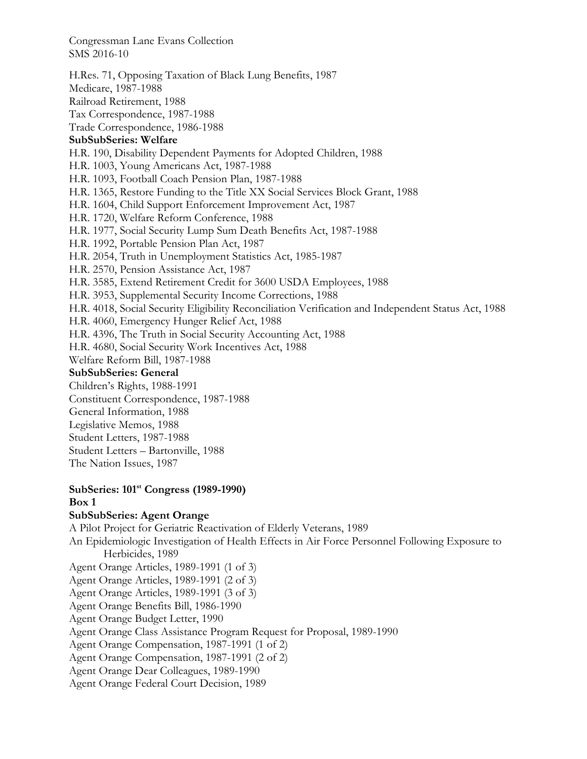H.Res. 71, Opposing Taxation of Black Lung Benefits, 1987
Medicare, 1987-1988
Railroad Retirement, 1988
Tax Correspondence, 1987-1988
Trade Correspondence, 1986-1988

**SubSubSeries: Welfare**

H.R. 190, Disability Dependent Payments for Adopted Children, 1988
H.R. 1003, Young Americans Act, 1987-1988
H.R. 1093, Football Coach Pension Plan, 1987-1988
H.R. 1365, Restore Funding to the Title XX Social Services Block Grant, 1988
H.R. 1604, Child Support Enforcement Improvement Act, 1987
H.R. 1720, Welfare Reform Conference, 1988
H.R. 1977, Social Security Lump Sum Death Benefits Act, 1987-1988
H.R. 1992, Portable Pension Plan Act, 1987
H.R. 2054, Truth in Unemployment Statistics Act, 1985-1987
H.R. 2570, Pension Assistance Act, 1987
H.R. 3585, Extend Retirement Credit for 3600 USDA Employees, 1988
H.R. 3953, Supplemental Security Income Corrections, 1988
H.R. 4018, Social Security Eligibility Reconciliation Verification and Independent Status Act, 1988
H.R. 4060, Emergency Hunger Relief Act, 1988
H.R. 4396, The Truth in Social Security Accounting Act, 1988
H.R. 4680, Social Security Work Incentives Act, 1988
Welfare Reform Bill, 1987-1988

**SubSubSeries: General**

Children's Rights, 1988-1991
Constituent Correspondence, 1987-1988
General Information, 1988
Legislative Memos, 1988
Student Letters, 1987-1988
Student Letters – Bartonville, 1988
The Nation Issues, 1987

**SubSeries: 101st Congress (1989-1990)**

**Box 1**

**SubSubSeries: Agent Orange**

A Pilot Project for Geriatric Reactivation of Elderly Veterans, 1989
An Epidemiologic Investigation of Health Effects in Air Force Personnel Following Exposure to Herbicides, 1989
Agent Orange Articles, 1989-1991 (1 of 3)
Agent Orange Articles, 1989-1991 (2 of 3)
Agent Orange Articles, 1989-1991 (3 of 3)
Agent Orange Benefits Bill, 1986-1990
Agent Orange Budget Letter, 1990
Agent Orange Class Assistance Program Request for Proposal, 1989-1990
Agent Orange Compensation, 1987-1991 (1 of 2)
Agent Orange Compensation, 1987-1991 (2 of 2)
Agent Orange Dear Colleagues, 1989-1990
Agent Orange Federal Court Decision, 1989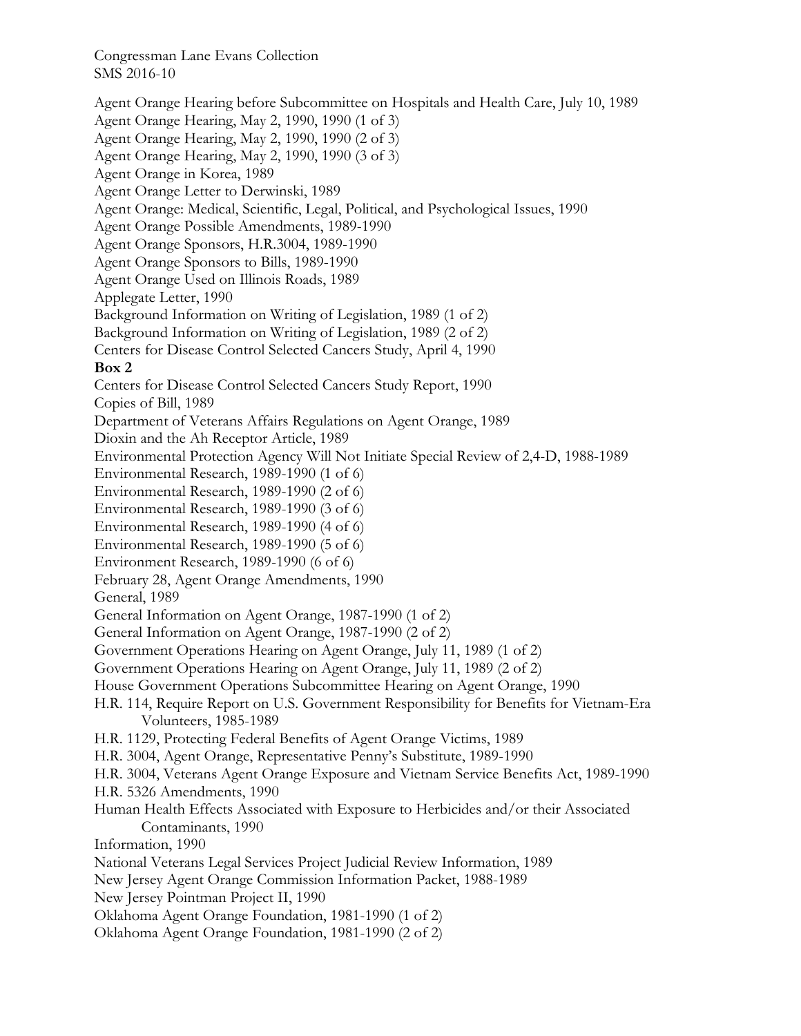Agent Orange Hearing before Subcommittee on Hospitals and Health Care, July 10, 1989
Agent Orange Hearing, May 2, 1990, 1990 (1 of 3)
Agent Orange Hearing, May 2, 1990, 1990 (2 of 3)
Agent Orange Hearing, May 2, 1990, 1990 (3 of 3)
Agent Orange in Korea, 1989
Agent Orange Letter to Derwinski, 1989
Agent Orange: Medical, Scientific, Legal, Political, and Psychological Issues, 1990
Agent Orange Possible Amendments, 1989-1990
Agent Orange Sponsors, H.R.3004, 1989-1990
Agent Orange Sponsors to Bills, 1989-1990
Agent Orange Used on Illinois Roads, 1989
Applegate Letter, 1990
Background Information on Writing of Legislation, 1989 (1 of 2)
Background Information on Writing of Legislation, 1989 (2 of 2)
Centers for Disease Control Selected Cancers Study, April 4, 1990

**Box 2**

Centers for Disease Control Selected Cancers Study Report, 1990
Copies of Bill, 1989
Department of Veterans Affairs Regulations on Agent Orange, 1989
Dioxin and the Ah Receptor Article, 1989
Environmental Protection Agency Will Not Initiate Special Review of 2,4-D, 1988-1989
Environmental Research, 1989-1990 (1 of 6)
Environmental Research, 1989-1990 (2 of 6)
Environmental Research, 1989-1990 (3 of 6)
Environmental Research, 1989-1990 (4 of 6)
Environmental Research, 1989-1990 (5 of 6)
Environment Research, 1989-1990 (6 of 6)
February 28, Agent Orange Amendments, 1990
General, 1989
General Information on Agent Orange, 1987-1990 (1 of 2)
General Information on Agent Orange, 1987-1990 (2 of 2)
Government Operations Hearing on Agent Orange, July 11, 1989 (1 of 2)
Government Operations Hearing on Agent Orange, July 11, 1989 (2 of 2)
House Government Operations Subcommittee Hearing on Agent Orange, 1990
H.R. 114, Require Report on U.S. Government Responsibility for Benefits for Vietnam-Era Volunteers, 1985-1989
H.R. 1129, Protecting Federal Benefits of Agent Orange Victims, 1989
H.R. 3004, Agent Orange, Representative Penny's Substitute, 1989-1990
H.R. 3004, Veterans Agent Orange Exposure and Vietnam Service Benefits Act, 1989-1990
H.R. 5326 Amendments, 1990
Human Health Effects Associated with Exposure to Herbicides and/or their Associated Contaminants, 1990
Information, 1990
National Veterans Legal Services Project Judicial Review Information, 1989
New Jersey Agent Orange Commission Information Packet, 1988-1989
New Jersey Pointman Project II, 1990
Oklahoma Agent Orange Foundation, 1981-1990 (1 of 2)
Oklahoma Agent Orange Foundation, 1981-1990 (2 of 2)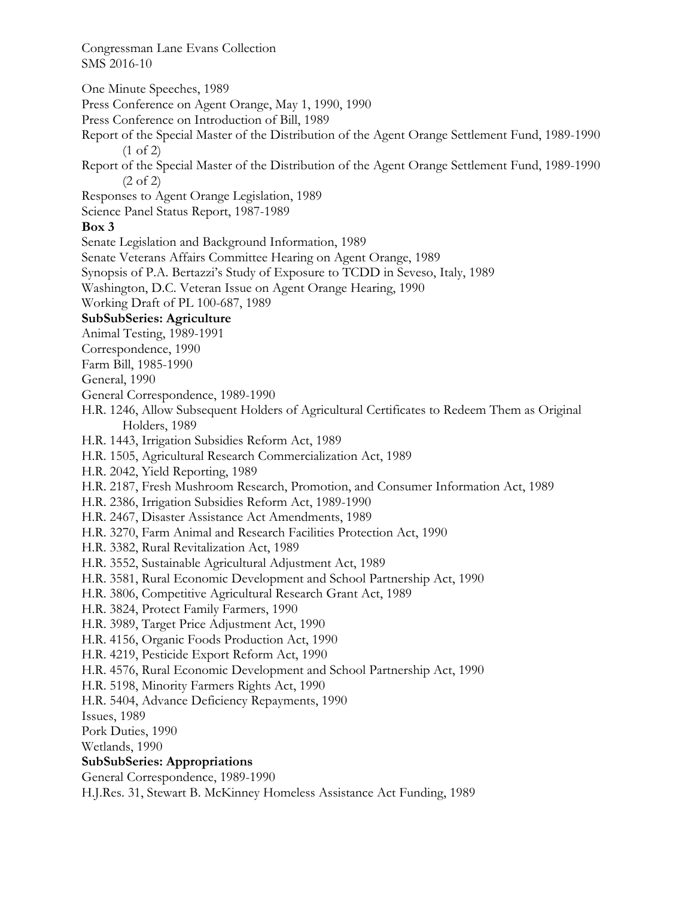One Minute Speeches, 1989

Press Conference on Agent Orange, May 1, 1990, 1990

Press Conference on Introduction of Bill, 1989

Report of the Special Master of the Distribution of the Agent Orange Settlement Fund, 1989-1990 (1 of 2)

Report of the Special Master of the Distribution of the Agent Orange Settlement Fund, 1989-1990 (2 of 2)

Responses to Agent Orange Legislation, 1989

Science Panel Status Report, 1987-1989

**Box 3**

Senate Legislation and Background Information, 1989

Senate Veterans Affairs Committee Hearing on Agent Orange, 1989

Synopsis of P.A. Bertazzi's Study of Exposure to TCDD in Seveso, Italy, 1989

Washington, D.C. Veteran Issue on Agent Orange Hearing, 1990

Working Draft of PL 100-687, 1989

**SubSubSeries: Agriculture**

Animal Testing, 1989-1991

Correspondence, 1990

Farm Bill, 1985-1990

General, 1990

General Correspondence, 1989-1990

H.R. 1246, Allow Subsequent Holders of Agricultural Certificates to Redeem Them as Original Holders, 1989

H.R. 1443, Irrigation Subsidies Reform Act, 1989

H.R. 1505, Agricultural Research Commercialization Act, 1989

H.R. 2042, Yield Reporting, 1989

H.R. 2187, Fresh Mushroom Research, Promotion, and Consumer Information Act, 1989

H.R. 2386, Irrigation Subsidies Reform Act, 1989-1990

H.R. 2467, Disaster Assistance Act Amendments, 1989

H.R. 3270, Farm Animal and Research Facilities Protection Act, 1990

H.R. 3382, Rural Revitalization Act, 1989

H.R. 3552, Sustainable Agricultural Adjustment Act, 1989

H.R. 3581, Rural Economic Development and School Partnership Act, 1990

H.R. 3806, Competitive Agricultural Research Grant Act, 1989

H.R. 3824, Protect Family Farmers, 1990

H.R. 3989, Target Price Adjustment Act, 1990

H.R. 4156, Organic Foods Production Act, 1990

H.R. 4219, Pesticide Export Reform Act, 1990

H.R. 4576, Rural Economic Development and School Partnership Act, 1990

H.R. 5198, Minority Farmers Rights Act, 1990

H.R. 5404, Advance Deficiency Repayments, 1990

Issues, 1989

Pork Duties, 1990

Wetlands, 1990

**SubSubSeries: Appropriations**

General Correspondence, 1989-1990

H.J.Res. 31, Stewart B. McKinney Homeless Assistance Act Funding, 1989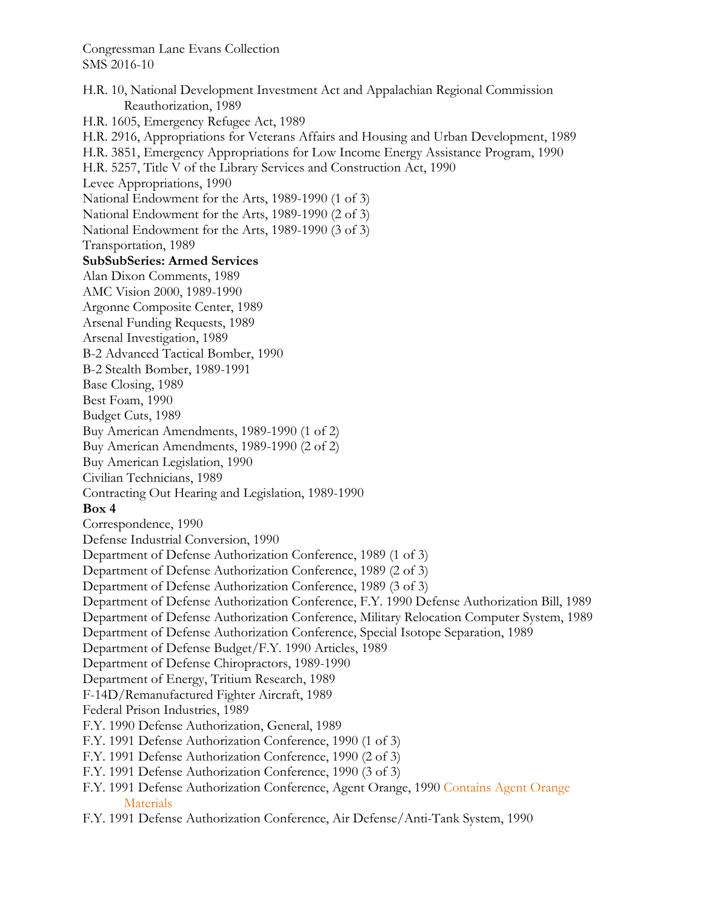H.R. 10, National Development Investment Act and Appalachian Regional Commission Reauthorization, 1989
H.R. 1605, Emergency Refugee Act, 1989
H.R. 2916, Appropriations for Veterans Affairs and Housing and Urban Development, 1989
H.R. 3851, Emergency Appropriations for Low Income Energy Assistance Program, 1990
H.R. 5257, Title V of the Library Services and Construction Act, 1990
Levee Appropriations, 1990
National Endowment for the Arts, 1989-1990 (1 of 3)
National Endowment for the Arts, 1989-1990 (2 of 3)
National Endowment for the Arts, 1989-1990 (3 of 3)
Transportation, 1989

**SubSubSeries: Armed Services**

Alan Dixon Comments, 1989
AMC Vision 2000, 1989-1990
Argonne Composite Center, 1989
Arsenal Funding Requests, 1989
Arsenal Investigation, 1989
B-2 Advanced Tactical Bomber, 1990
B-2 Stealth Bomber, 1989-1991
Base Closing, 1989
Best Foam, 1990
Budget Cuts, 1989
Buy American Amendments, 1989-1990 (1 of 2)
Buy American Amendments, 1989-1990 (2 of 2)
Buy American Legislation, 1990
Civilian Technicians, 1989
Contracting Out Hearing and Legislation, 1989-1990

**Box 4**

Correspondence, 1990
Defense Industrial Conversion, 1990
Department of Defense Authorization Conference, 1989 (1 of 3)
Department of Defense Authorization Conference, 1989 (2 of 3)
Department of Defense Authorization Conference, 1989 (3 of 3)
Department of Defense Authorization Conference, F.Y. 1990 Defense Authorization Bill, 1989
Department of Defense Authorization Conference, Military Relocation Computer System, 1989
Department of Defense Authorization Conference, Special Isotope Separation, 1989
Department of Defense Budget/F.Y. 1990 Articles, 1989
Department of Defense Chiropractors, 1989-1990
Department of Energy, Tritium Research, 1989
F-14D/Remanufactured Fighter Aircraft, 1989
Federal Prison Industries, 1989
F.Y. 1990 Defense Authorization, General, 1989
F.Y. 1991 Defense Authorization Conference, 1990 (1 of 3)
F.Y. 1991 Defense Authorization Conference, 1990 (2 of 3)
F.Y. 1991 Defense Authorization Conference, 1990 (3 of 3)
F.Y. 1991 Defense Authorization Conference, Agent Orange, 1990 Contains Agent Orange Materials
F.Y. 1991 Defense Authorization Conference, Air Defense/Anti-Tank System, 1990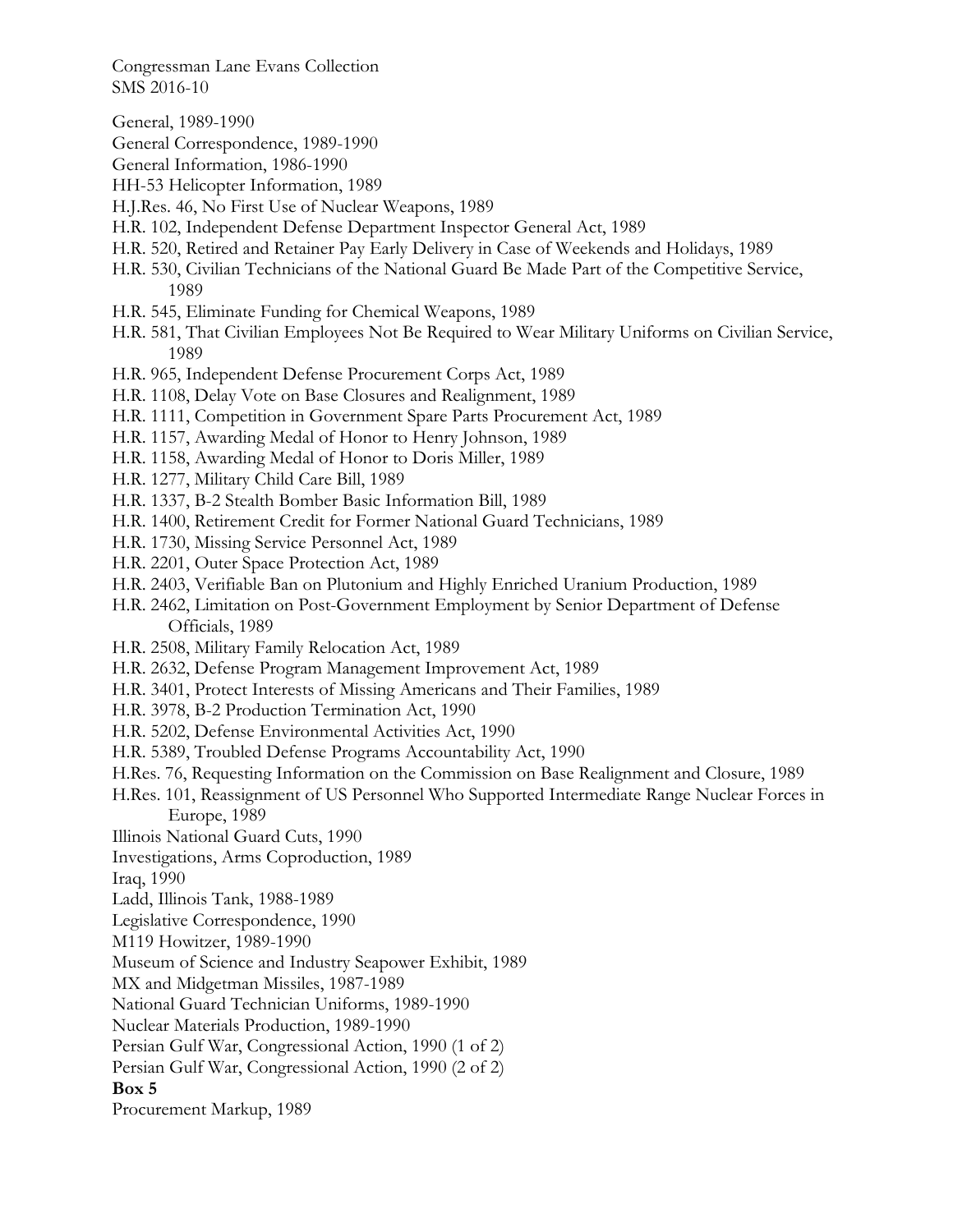General, 1989-1990

General Correspondence, 1989-1990

General Information, 1986-1990

HH-53 Helicopter Information, 1989

H.J.Res. 46, No First Use of Nuclear Weapons, 1989

H.R. 102, Independent Defense Department Inspector General Act, 1989

H.R. 520, Retired and Retainer Pay Early Delivery in Case of Weekends and Holidays, 1989

H.R. 530, Civilian Technicians of the National Guard Be Made Part of the Competitive Service, 1989

H.R. 545, Eliminate Funding for Chemical Weapons, 1989

H.R. 581, That Civilian Employees Not Be Required to Wear Military Uniforms on Civilian Service, 1989

H.R. 965, Independent Defense Procurement Corps Act, 1989

H.R. 1108, Delay Vote on Base Closures and Realignment, 1989

H.R. 1111, Competition in Government Spare Parts Procurement Act, 1989

H.R. 1157, Awarding Medal of Honor to Henry Johnson, 1989

H.R. 1158, Awarding Medal of Honor to Doris Miller, 1989

H.R. 1277, Military Child Care Bill, 1989

H.R. 1337, B-2 Stealth Bomber Basic Information Bill, 1989

H.R. 1400, Retirement Credit for Former National Guard Technicians, 1989

H.R. 1730, Missing Service Personnel Act, 1989

H.R. 2201, Outer Space Protection Act, 1989

H.R. 2403, Verifiable Ban on Plutonium and Highly Enriched Uranium Production, 1989

H.R. 2462, Limitation on Post-Government Employment by Senior Department of Defense Officials, 1989

H.R. 2508, Military Family Relocation Act, 1989

H.R. 2632, Defense Program Management Improvement Act, 1989

H.R. 3401, Protect Interests of Missing Americans and Their Families, 1989

H.R. 3978, B-2 Production Termination Act, 1990

H.R. 5202, Defense Environmental Activities Act, 1990

H.R. 5389, Troubled Defense Programs Accountability Act, 1990

H.Res. 76, Requesting Information on the Commission on Base Realignment and Closure, 1989

H.Res. 101, Reassignment of US Personnel Who Supported Intermediate Range Nuclear Forces in Europe, 1989

Illinois National Guard Cuts, 1990

Investigations, Arms Coproduction, 1989

Iraq, 1990

Ladd, Illinois Tank, 1988-1989

Legislative Correspondence, 1990

M119 Howitzer, 1989-1990

Museum of Science and Industry Seapower Exhibit, 1989

MX and Midgetman Missiles, 1987-1989

National Guard Technician Uniforms, 1989-1990

Nuclear Materials Production, 1989-1990

Persian Gulf War, Congressional Action, 1990 (1 of 2)

Persian Gulf War, Congressional Action, 1990 (2 of 2)

**Box 5**

Procurement Markup, 1989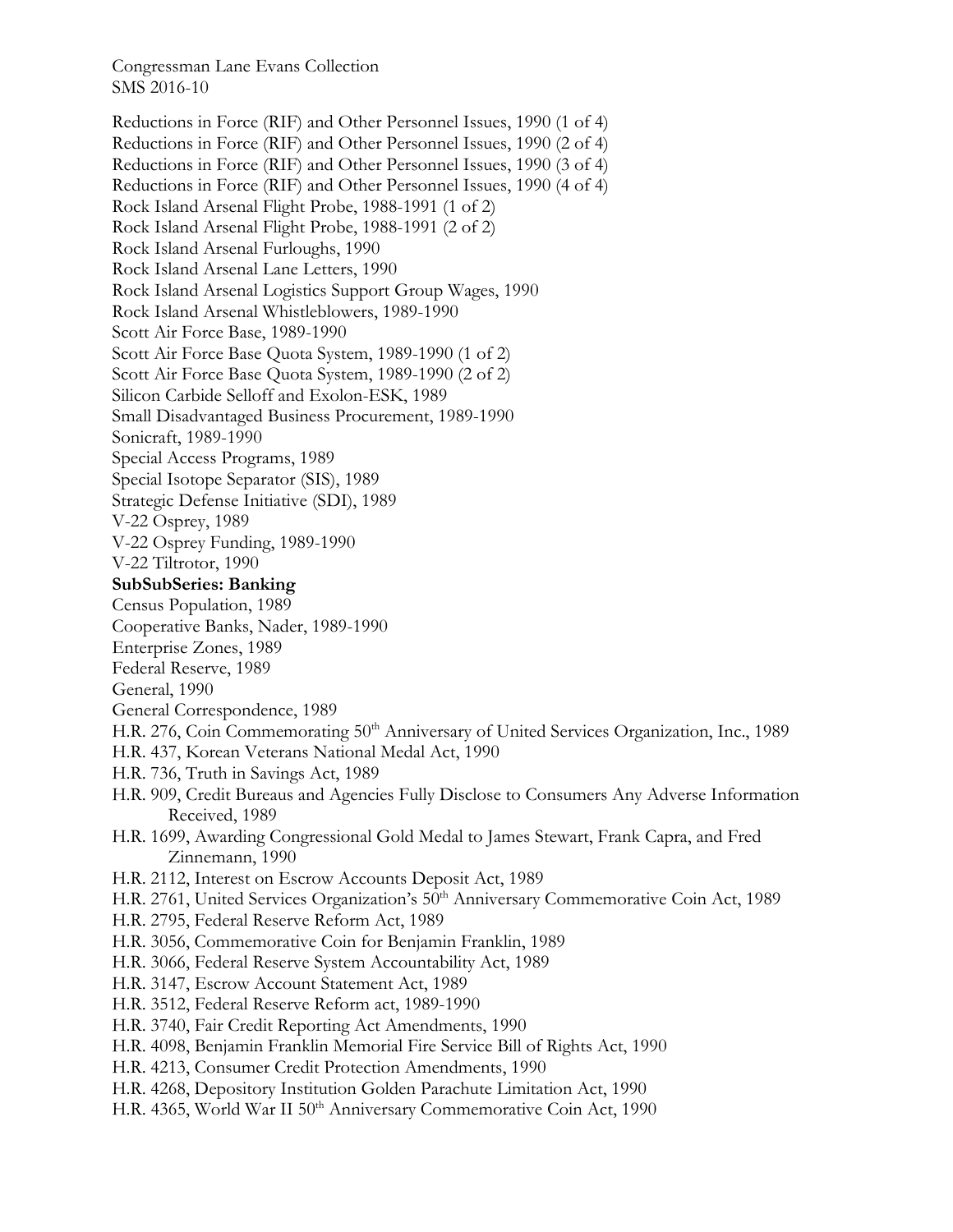Reductions in Force (RIF) and Other Personnel Issues, 1990 (1 of 4)
Reductions in Force (RIF) and Other Personnel Issues, 1990 (2 of 4)
Reductions in Force (RIF) and Other Personnel Issues, 1990 (3 of 4)
Reductions in Force (RIF) and Other Personnel Issues, 1990 (4 of 4)
Rock Island Arsenal Flight Probe, 1988-1991 (1 of 2)
Rock Island Arsenal Flight Probe, 1988-1991 (2 of 2)
Rock Island Arsenal Furloughs, 1990
Rock Island Arsenal Lane Letters, 1990
Rock Island Arsenal Logistics Support Group Wages, 1990
Rock Island Arsenal Whistleblowers, 1989-1990
Scott Air Force Base, 1989-1990
Scott Air Force Base Quota System, 1989-1990 (1 of 2)
Scott Air Force Base Quota System, 1989-1990 (2 of 2)
Silicon Carbide Selloff and Exolon-ESK, 1989
Small Disadvantaged Business Procurement, 1989-1990
Sonicraft, 1989-1990
Special Access Programs, 1989
Special Isotope Separator (SIS), 1989
Strategic Defense Initiative (SDI), 1989
V-22 Osprey, 1989
V-22 Osprey Funding, 1989-1990
V-22 Tiltrotor, 1990

**SubSubSeries: Banking**

Census Population, 1989
Cooperative Banks, Nader, 1989-1990
Enterprise Zones, 1989
Federal Reserve, 1989
General, 1990
General Correspondence, 1989
H.R. 276, Coin Commemorating 50th Anniversary of United Services Organization, Inc., 1989
H.R. 437, Korean Veterans National Medal Act, 1990
H.R. 736, Truth in Savings Act, 1989
H.R. 909, Credit Bureaus and Agencies Fully Disclose to Consumers Any Adverse Information Received, 1989
H.R. 1699, Awarding Congressional Gold Medal to James Stewart, Frank Capra, and Fred Zinnemann, 1990
H.R. 2112, Interest on Escrow Accounts Deposit Act, 1989
H.R. 2761, United Services Organization's 50th Anniversary Commemorative Coin Act, 1989
H.R. 2795, Federal Reserve Reform Act, 1989
H.R. 3056, Commemorative Coin for Benjamin Franklin, 1989
H.R. 3066, Federal Reserve System Accountability Act, 1989
H.R. 3147, Escrow Account Statement Act, 1989
H.R. 3512, Federal Reserve Reform act, 1989-1990
H.R. 3740, Fair Credit Reporting Act Amendments, 1990
H.R. 4098, Benjamin Franklin Memorial Fire Service Bill of Rights Act, 1990
H.R. 4213, Consumer Credit Protection Amendments, 1990
H.R. 4268, Depository Institution Golden Parachute Limitation Act, 1990
H.R. 4365, World War II 50th Anniversary Commemorative Coin Act, 1990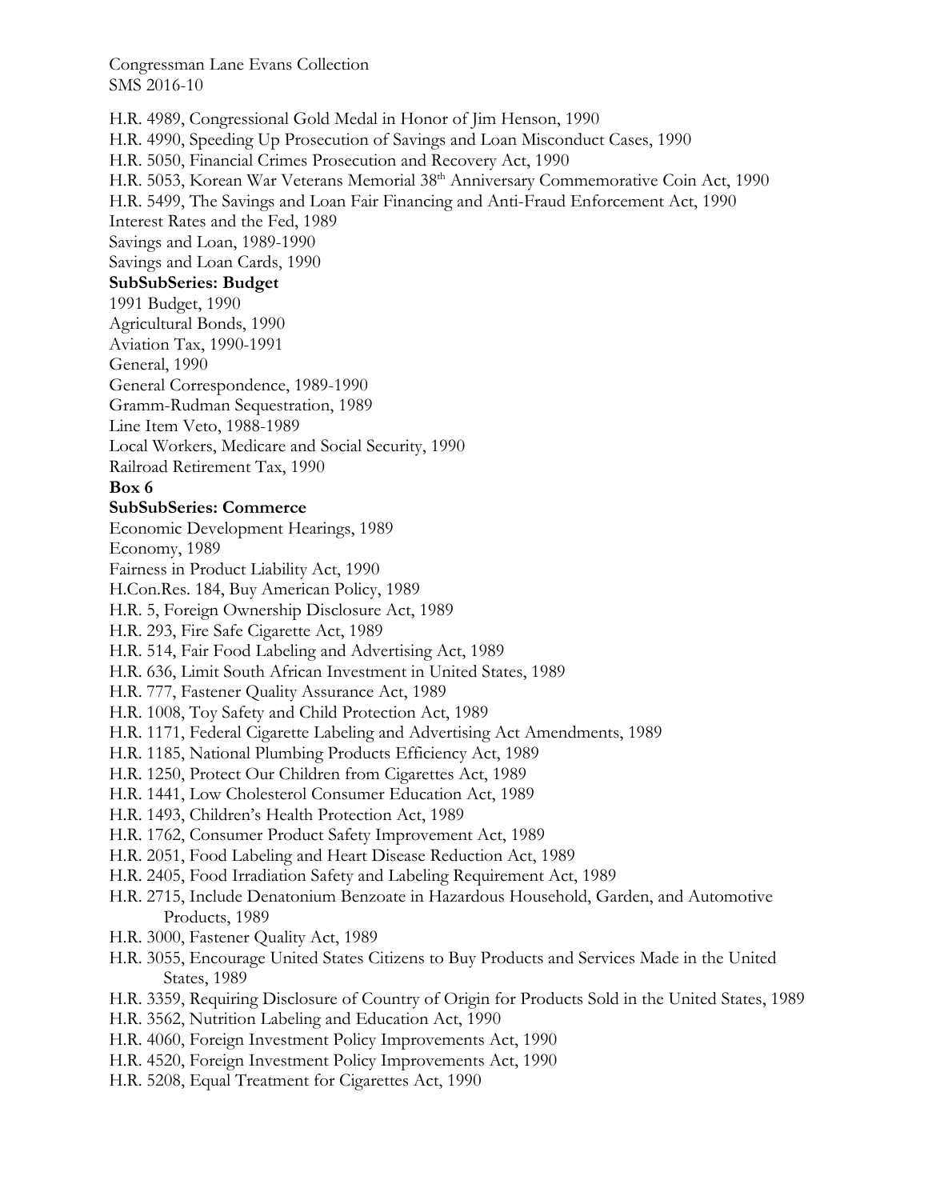H.R. 4989, Congressional Gold Medal in Honor of Jim Henson, 1990

H.R. 4990, Speeding Up Prosecution of Savings and Loan Misconduct Cases, 1990

H.R. 5050, Financial Crimes Prosecution and Recovery Act, 1990

H.R. 5053, Korean War Veterans Memorial 38th Anniversary Commemorative Coin Act, 1990

H.R. 5499, The Savings and Loan Fair Financing and Anti-Fraud Enforcement Act, 1990

Interest Rates and the Fed, 1989

Savings and Loan, 1989-1990

Savings and Loan Cards, 1990

**SubSubSeries: Budget**

1991 Budget, 1990

Agricultural Bonds, 1990

Aviation Tax, 1990-1991

General, 1990

General Correspondence, 1989-1990

Gramm-Rudman Sequestration, 1989

Line Item Veto, 1988-1989

Local Workers, Medicare and Social Security, 1990

Railroad Retirement Tax, 1990

**Box 6**

**SubSubSeries: Commerce**

Economic Development Hearings, 1989

Economy, 1989

Fairness in Product Liability Act, 1990

H.Con.Res. 184, Buy American Policy, 1989

H.R. 5, Foreign Ownership Disclosure Act, 1989

H.R. 293, Fire Safe Cigarette Act, 1989

H.R. 514, Fair Food Labeling and Advertising Act, 1989

H.R. 636, Limit South African Investment in United States, 1989

H.R. 777, Fastener Quality Assurance Act, 1989

H.R. 1008, Toy Safety and Child Protection Act, 1989

H.R. 1171, Federal Cigarette Labeling and Advertising Act Amendments, 1989

H.R. 1185, National Plumbing Products Efficiency Act, 1989

H.R. 1250, Protect Our Children from Cigarettes Act, 1989

H.R. 1441, Low Cholesterol Consumer Education Act, 1989

H.R. 1493, Children's Health Protection Act, 1989

H.R. 1762, Consumer Product Safety Improvement Act, 1989

H.R. 2051, Food Labeling and Heart Disease Reduction Act, 1989

H.R. 2405, Food Irradiation Safety and Labeling Requirement Act, 1989

H.R. 2715, Include Denatonium Benzoate in Hazardous Household, Garden, and Automotive Products, 1989

H.R. 3000, Fastener Quality Act, 1989

H.R. 3055, Encourage United States Citizens to Buy Products and Services Made in the United States, 1989

H.R. 3359, Requiring Disclosure of Country of Origin for Products Sold in the United States, 1989

H.R. 3562, Nutrition Labeling and Education Act, 1990

H.R. 4060, Foreign Investment Policy Improvements Act, 1990

H.R. 4520, Foreign Investment Policy Improvements Act, 1990

H.R. 5208, Equal Treatment for Cigarettes Act, 1990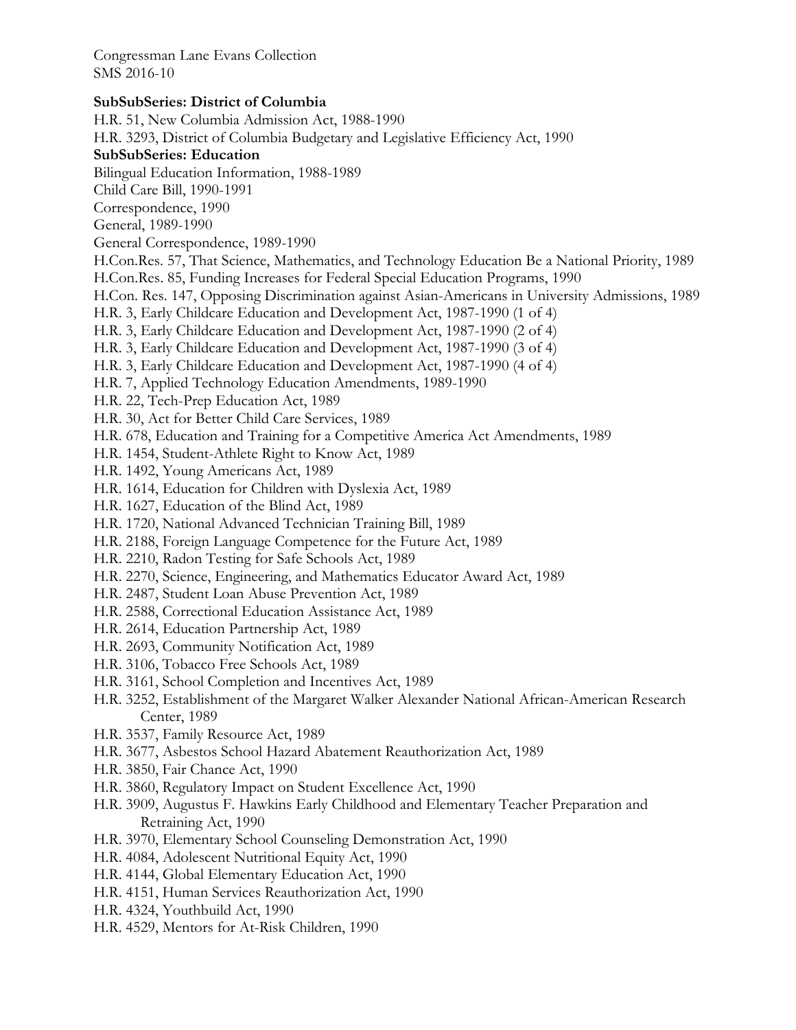**SubSubSeries: District of Columbia**

H.R. 51, New Columbia Admission Act, 1988-1990

H.R. 3293, District of Columbia Budgetary and Legislative Efficiency Act, 1990

**SubSubSeries: Education**

Bilingual Education Information, 1988-1989

Child Care Bill, 1990-1991

Correspondence, 1990

General, 1989-1990

General Correspondence, 1989-1990

H.Con.Res. 57, That Science, Mathematics, and Technology Education Be a National Priority, 1989

H.Con.Res. 85, Funding Increases for Federal Special Education Programs, 1990

H.Con. Res. 147, Opposing Discrimination against Asian-Americans in University Admissions, 1989

H.R. 3, Early Childcare Education and Development Act, 1987-1990 (1 of 4)

H.R. 3, Early Childcare Education and Development Act, 1987-1990 (2 of 4)

H.R. 3, Early Childcare Education and Development Act, 1987-1990 (3 of 4)

H.R. 3, Early Childcare Education and Development Act, 1987-1990 (4 of 4)

H.R. 7, Applied Technology Education Amendments, 1989-1990

H.R. 22, Tech-Prep Education Act, 1989

H.R. 30, Act for Better Child Care Services, 1989

H.R. 678, Education and Training for a Competitive America Act Amendments, 1989

H.R. 1454, Student-Athlete Right to Know Act, 1989

H.R. 1492, Young Americans Act, 1989

H.R. 1614, Education for Children with Dyslexia Act, 1989

H.R. 1627, Education of the Blind Act, 1989

H.R. 1720, National Advanced Technician Training Bill, 1989

H.R. 2188, Foreign Language Competence for the Future Act, 1989

H.R. 2210, Radon Testing for Safe Schools Act, 1989

H.R. 2270, Science, Engineering, and Mathematics Educator Award Act, 1989

H.R. 2487, Student Loan Abuse Prevention Act, 1989

H.R. 2588, Correctional Education Assistance Act, 1989

H.R. 2614, Education Partnership Act, 1989

H.R. 2693, Community Notification Act, 1989

H.R. 3106, Tobacco Free Schools Act, 1989

H.R. 3161, School Completion and Incentives Act, 1989

H.R. 3252, Establishment of the Margaret Walker Alexander National African-American Research Center, 1989

H.R. 3537, Family Resource Act, 1989

H.R. 3677, Asbestos School Hazard Abatement Reauthorization Act, 1989

H.R. 3850, Fair Chance Act, 1990

H.R. 3860, Regulatory Impact on Student Excellence Act, 1990

H.R. 3909, Augustus F. Hawkins Early Childhood and Elementary Teacher Preparation and Retraining Act, 1990

H.R. 3970, Elementary School Counseling Demonstration Act, 1990

H.R. 4084, Adolescent Nutritional Equity Act, 1990

H.R. 4144, Global Elementary Education Act, 1990

H.R. 4151, Human Services Reauthorization Act, 1990

H.R. 4324, Youthbuild Act, 1990

H.R. 4529, Mentors for At-Risk Children, 1990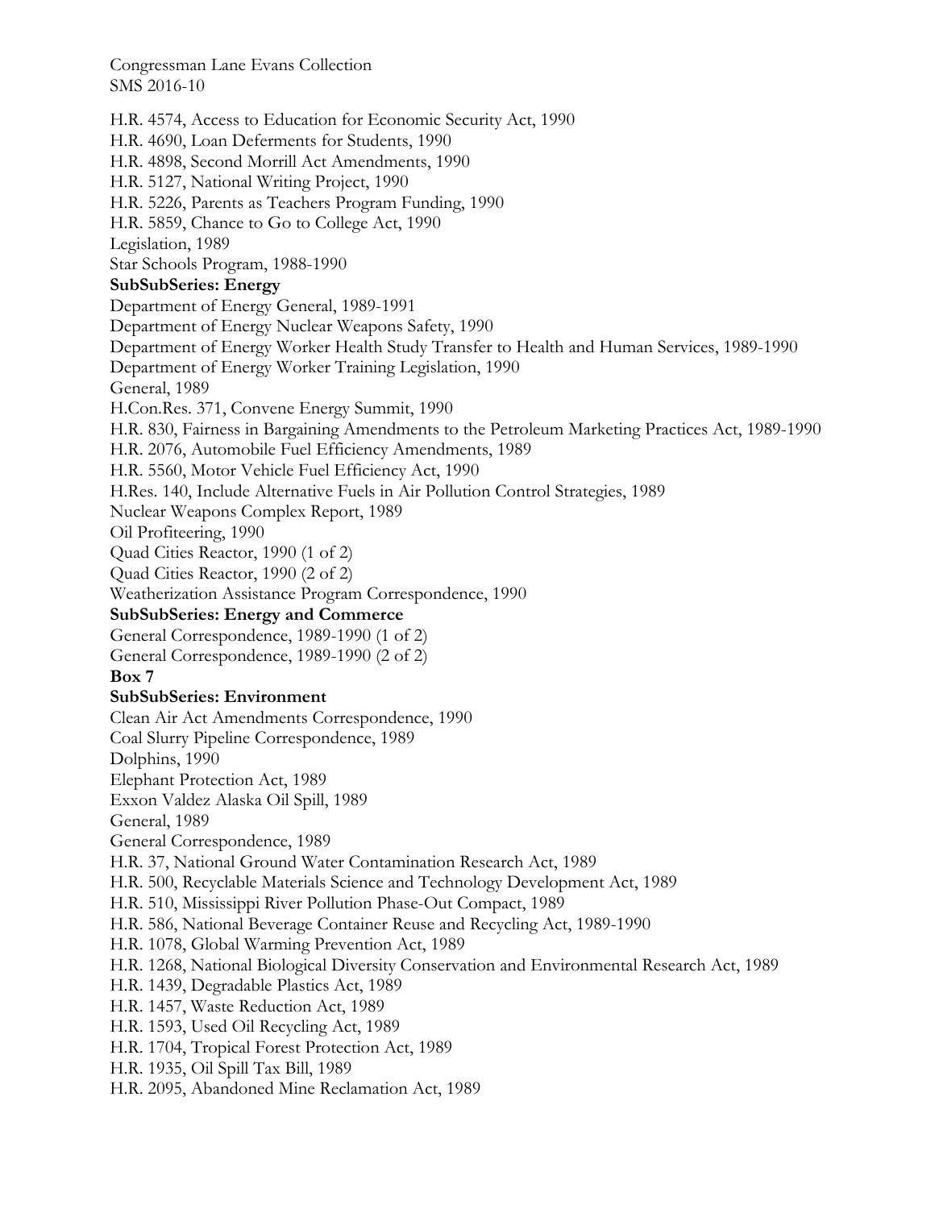H.R. 4574, Access to Education for Economic Security Act, 1990
H.R. 4690, Loan Deferments for Students, 1990
H.R. 4898, Second Morrill Act Amendments, 1990
H.R. 5127, National Writing Project, 1990
H.R. 5226, Parents as Teachers Program Funding, 1990
H.R. 5859, Chance to Go to College Act, 1990
Legislation, 1989
Star Schools Program, 1988-1990

**SubSubSeries: Energy**

Department of Energy General, 1989-1991
Department of Energy Nuclear Weapons Safety, 1990
Department of Energy Worker Health Study Transfer to Health and Human Services, 1989-1990
Department of Energy Worker Training Legislation, 1990
General, 1989
H.Con.Res. 371, Convene Energy Summit, 1990
H.R. 830, Fairness in Bargaining Amendments to the Petroleum Marketing Practices Act, 1989-1990
H.R. 2076, Automobile Fuel Efficiency Amendments, 1989
H.R. 5560, Motor Vehicle Fuel Efficiency Act, 1990
H.Res. 140, Include Alternative Fuels in Air Pollution Control Strategies, 1989
Nuclear Weapons Complex Report, 1989
Oil Profiteering, 1990
Quad Cities Reactor, 1990 (1 of 2)
Quad Cities Reactor, 1990 (2 of 2)
Weatherization Assistance Program Correspondence, 1990

**SubSubSeries: Energy and Commerce**

General Correspondence, 1989-1990 (1 of 2)
General Correspondence, 1989-1990 (2 of 2)

**Box 7**

**SubSubSeries: Environment**

Clean Air Act Amendments Correspondence, 1990
Coal Slurry Pipeline Correspondence, 1989
Dolphins, 1990
Elephant Protection Act, 1989
Exxon Valdez Alaska Oil Spill, 1989
General, 1989
General Correspondence, 1989
H.R. 37, National Ground Water Contamination Research Act, 1989
H.R. 500, Recyclable Materials Science and Technology Development Act, 1989
H.R. 510, Mississippi River Pollution Phase-Out Compact, 1989
H.R. 586, National Beverage Container Reuse and Recycling Act, 1989-1990
H.R. 1078, Global Warming Prevention Act, 1989
H.R. 1268, National Biological Diversity Conservation and Environmental Research Act, 1989
H.R. 1439, Degradable Plastics Act, 1989
H.R. 1457, Waste Reduction Act, 1989
H.R. 1593, Used Oil Recycling Act, 1989
H.R. 1704, Tropical Forest Protection Act, 1989
H.R. 1935, Oil Spill Tax Bill, 1989
H.R. 2095, Abandoned Mine Reclamation Act, 1989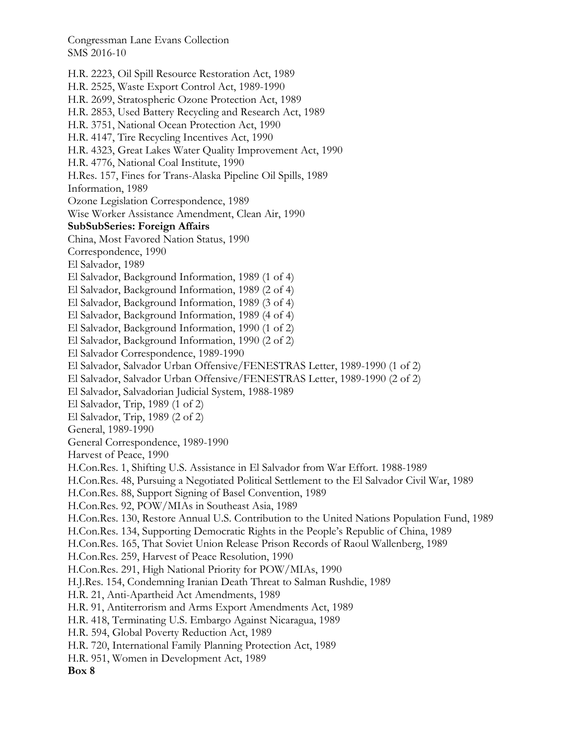H.R. 2223, Oil Spill Resource Restoration Act, 1989
H.R. 2525, Waste Export Control Act, 1989-1990
H.R. 2699, Stratospheric Ozone Protection Act, 1989
H.R. 2853, Used Battery Recycling and Research Act, 1989
H.R. 3751, National Ocean Protection Act, 1990
H.R. 4147, Tire Recycling Incentives Act, 1990
H.R. 4323, Great Lakes Water Quality Improvement Act, 1990
H.R. 4776, National Coal Institute, 1990
H.Res. 157, Fines for Trans-Alaska Pipeline Oil Spills, 1989
Information, 1989
Ozone Legislation Correspondence, 1989
Wise Worker Assistance Amendment, Clean Air, 1990

**SubSubSeries: Foreign Affairs**

China, Most Favored Nation Status, 1990
Correspondence, 1990
El Salvador, 1989
El Salvador, Background Information, 1989 (1 of 4)
El Salvador, Background Information, 1989 (2 of 4)
El Salvador, Background Information, 1989 (3 of 4)
El Salvador, Background Information, 1989 (4 of 4)
El Salvador, Background Information, 1990 (1 of 2)
El Salvador, Background Information, 1990 (2 of 2)
El Salvador Correspondence, 1989-1990
El Salvador, Salvador Urban Offensive/FENESTRAS Letter, 1989-1990 (1 of 2)
El Salvador, Salvador Urban Offensive/FENESTRAS Letter, 1989-1990 (2 of 2)
El Salvador, Salvadorian Judicial System, 1988-1989
El Salvador, Trip, 1989 (1 of 2)
El Salvador, Trip, 1989 (2 of 2)
General, 1989-1990
General Correspondence, 1989-1990
Harvest of Peace, 1990
H.Con.Res. 1, Shifting U.S. Assistance in El Salvador from War Effort. 1988-1989
H.Con.Res. 48, Pursuing a Negotiated Political Settlement to the El Salvador Civil War, 1989
H.Con.Res. 88, Support Signing of Basel Convention, 1989
H.Con.Res. 92, POW/MIAs in Southeast Asia, 1989
H.Con.Res. 130, Restore Annual U.S. Contribution to the United Nations Population Fund, 1989
H.Con.Res. 134, Supporting Democratic Rights in the People's Republic of China, 1989
H.Con.Res. 165, That Soviet Union Release Prison Records of Raoul Wallenberg, 1989
H.Con.Res. 259, Harvest of Peace Resolution, 1990
H.Con.Res. 291, High National Priority for POW/MIAs, 1990
H.J.Res. 154, Condemning Iranian Death Threat to Salman Rushdie, 1989
H.R. 21, Anti-Apartheid Act Amendments, 1989
H.R. 91, Antiterrorism and Arms Export Amendments Act, 1989
H.R. 418, Terminating U.S. Embargo Against Nicaragua, 1989
H.R. 594, Global Poverty Reduction Act, 1989
H.R. 720, International Family Planning Protection Act, 1989
H.R. 951, Women in Development Act, 1989

**Box 8**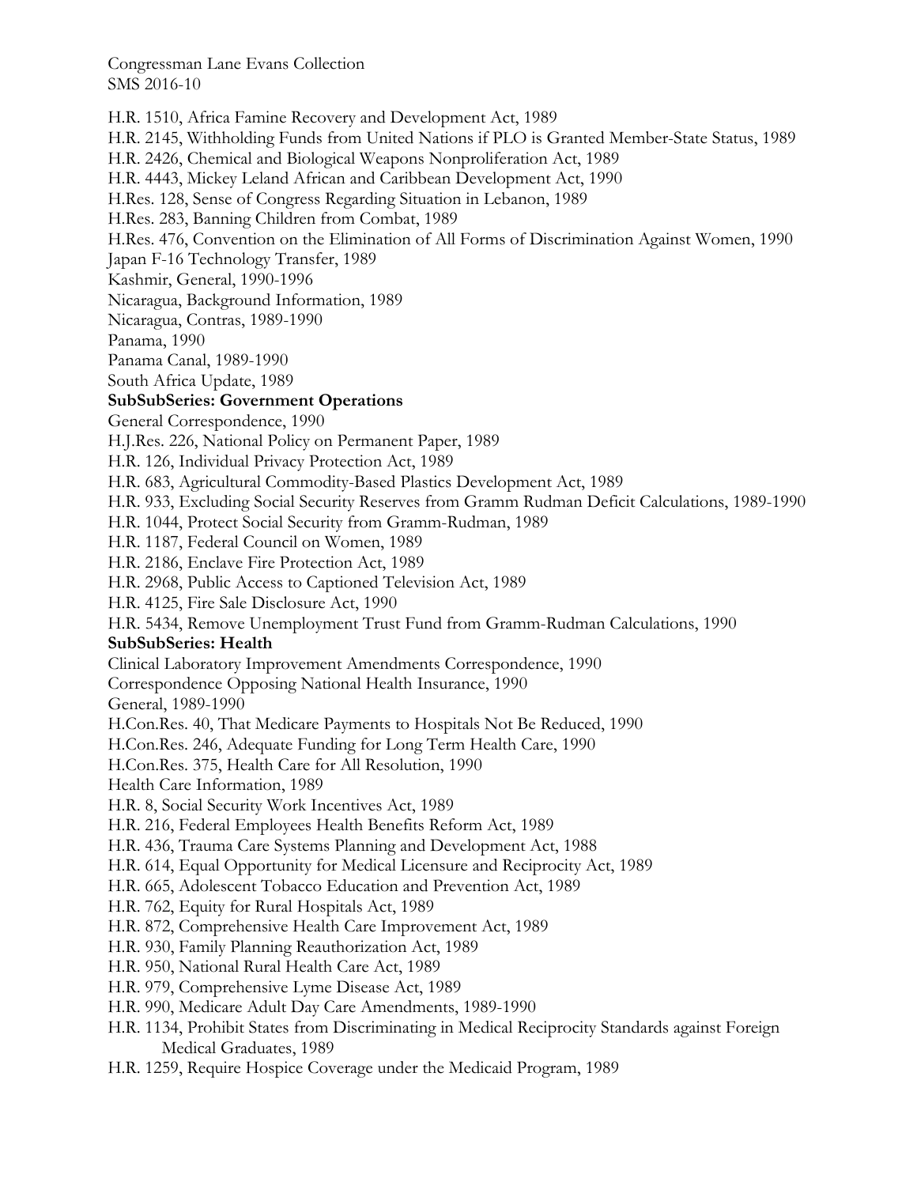H.R. 1510, Africa Famine Recovery and Development Act, 1989
H.R. 2145, Withholding Funds from United Nations if PLO is Granted Member-State Status, 1989
H.R. 2426, Chemical and Biological Weapons Nonproliferation Act, 1989
H.R. 4443, Mickey Leland African and Caribbean Development Act, 1990
H.Res. 128, Sense of Congress Regarding Situation in Lebanon, 1989
H.Res. 283, Banning Children from Combat, 1989
H.Res. 476, Convention on the Elimination of All Forms of Discrimination Against Women, 1990
Japan F-16 Technology Transfer, 1989
Kashmir, General, 1990-1996
Nicaragua, Background Information, 1989
Nicaragua, Contras, 1989-1990
Panama, 1990
Panama Canal, 1989-1990
South Africa Update, 1989

**SubSubSeries: Government Operations**

General Correspondence, 1990
H.J.Res. 226, National Policy on Permanent Paper, 1989
H.R. 126, Individual Privacy Protection Act, 1989
H.R. 683, Agricultural Commodity-Based Plastics Development Act, 1989
H.R. 933, Excluding Social Security Reserves from Gramm Rudman Deficit Calculations, 1989-1990
H.R. 1044, Protect Social Security from Gramm-Rudman, 1989
H.R. 1187, Federal Council on Women, 1989
H.R. 2186, Enclave Fire Protection Act, 1989
H.R. 2968, Public Access to Captioned Television Act, 1989
H.R. 4125, Fire Sale Disclosure Act, 1990
H.R. 5434, Remove Unemployment Trust Fund from Gramm-Rudman Calculations, 1990

**SubSubSeries: Health**

Clinical Laboratory Improvement Amendments Correspondence, 1990
Correspondence Opposing National Health Insurance, 1990
General, 1989-1990
H.Con.Res. 40, That Medicare Payments to Hospitals Not Be Reduced, 1990
H.Con.Res. 246, Adequate Funding for Long Term Health Care, 1990
H.Con.Res. 375, Health Care for All Resolution, 1990
Health Care Information, 1989
H.R. 8, Social Security Work Incentives Act, 1989
H.R. 216, Federal Employees Health Benefits Reform Act, 1989
H.R. 436, Trauma Care Systems Planning and Development Act, 1988
H.R. 614, Equal Opportunity for Medical Licensure and Reciprocity Act, 1989
H.R. 665, Adolescent Tobacco Education and Prevention Act, 1989
H.R. 762, Equity for Rural Hospitals Act, 1989
H.R. 872, Comprehensive Health Care Improvement Act, 1989
H.R. 930, Family Planning Reauthorization Act, 1989
H.R. 950, National Rural Health Care Act, 1989
H.R. 979, Comprehensive Lyme Disease Act, 1989
H.R. 990, Medicare Adult Day Care Amendments, 1989-1990
H.R. 1134, Prohibit States from Discriminating in Medical Reciprocity Standards against Foreign Medical Graduates, 1989
H.R. 1259, Require Hospice Coverage under the Medicaid Program, 1989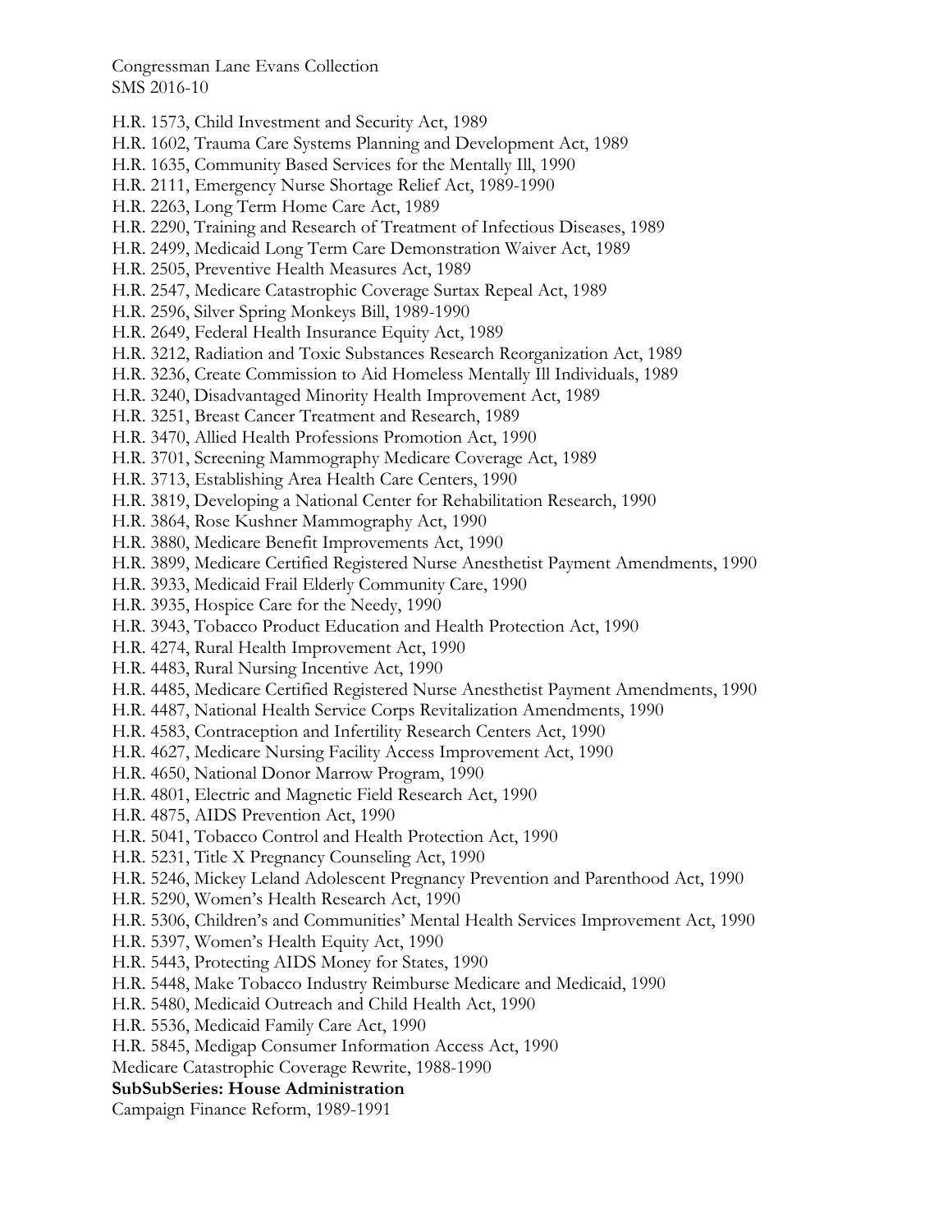H.R. 1573, Child Investment and Security Act, 1989
H.R. 1602, Trauma Care Systems Planning and Development Act, 1989
H.R. 1635, Community Based Services for the Mentally Ill, 1990
H.R. 2111, Emergency Nurse Shortage Relief Act, 1989-1990
H.R. 2263, Long Term Home Care Act, 1989
H.R. 2290, Training and Research of Treatment of Infectious Diseases, 1989
H.R. 2499, Medicaid Long Term Care Demonstration Waiver Act, 1989
H.R. 2505, Preventive Health Measures Act, 1989
H.R. 2547, Medicare Catastrophic Coverage Surtax Repeal Act, 1989
H.R. 2596, Silver Spring Monkeys Bill, 1989-1990
H.R. 2649, Federal Health Insurance Equity Act, 1989
H.R. 3212, Radiation and Toxic Substances Research Reorganization Act, 1989
H.R. 3236, Create Commission to Aid Homeless Mentally Ill Individuals, 1989
H.R. 3240, Disadvantaged Minority Health Improvement Act, 1989
H.R. 3251, Breast Cancer Treatment and Research, 1989
H.R. 3470, Allied Health Professions Promotion Act, 1990
H.R. 3701, Screening Mammography Medicare Coverage Act, 1989
H.R. 3713, Establishing Area Health Care Centers, 1990
H.R. 3819, Developing a National Center for Rehabilitation Research, 1990
H.R. 3864, Rose Kushner Mammography Act, 1990
H.R. 3880, Medicare Benefit Improvements Act, 1990
H.R. 3899, Medicare Certified Registered Nurse Anesthetist Payment Amendments, 1990
H.R. 3933, Medicaid Frail Elderly Community Care, 1990
H.R. 3935, Hospice Care for the Needy, 1990
H.R. 3943, Tobacco Product Education and Health Protection Act, 1990
H.R. 4274, Rural Health Improvement Act, 1990
H.R. 4483, Rural Nursing Incentive Act, 1990
H.R. 4485, Medicare Certified Registered Nurse Anesthetist Payment Amendments, 1990
H.R. 4487, National Health Service Corps Revitalization Amendments, 1990
H.R. 4583, Contraception and Infertility Research Centers Act, 1990
H.R. 4627, Medicare Nursing Facility Access Improvement Act, 1990
H.R. 4650, National Donor Marrow Program, 1990
H.R. 4801, Electric and Magnetic Field Research Act, 1990
H.R. 4875, AIDS Prevention Act, 1990
H.R. 5041, Tobacco Control and Health Protection Act, 1990
H.R. 5231, Title X Pregnancy Counseling Act, 1990
H.R. 5246, Mickey Leland Adolescent Pregnancy Prevention and Parenthood Act, 1990
H.R. 5290, Women's Health Research Act, 1990
H.R. 5306, Children's and Communities' Mental Health Services Improvement Act, 1990
H.R. 5397, Women's Health Equity Act, 1990
H.R. 5443, Protecting AIDS Money for States, 1990
H.R. 5448, Make Tobacco Industry Reimburse Medicare and Medicaid, 1990
H.R. 5480, Medicaid Outreach and Child Health Act, 1990
H.R. 5536, Medicaid Family Care Act, 1990
H.R. 5845, Medigap Consumer Information Access Act, 1990
Medicare Catastrophic Coverage Rewrite, 1988-1990

**SubSubSeries: House Administration**

Campaign Finance Reform, 1989-1991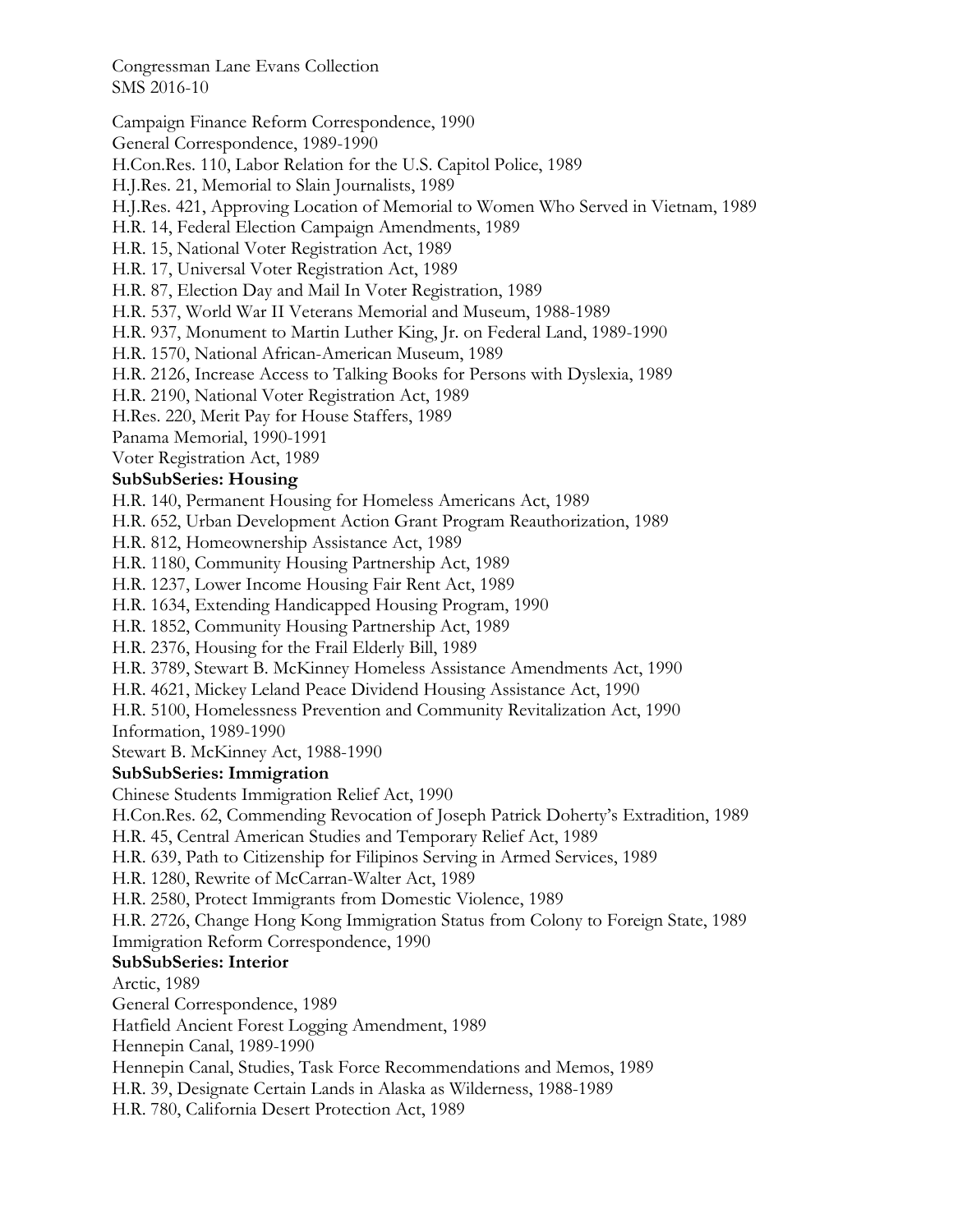Campaign Finance Reform Correspondence, 1990
General Correspondence, 1989-1990
H.Con.Res. 110, Labor Relation for the U.S. Capitol Police, 1989
H.J.Res. 21, Memorial to Slain Journalists, 1989
H.J.Res. 421, Approving Location of Memorial to Women Who Served in Vietnam, 1989
H.R. 14, Federal Election Campaign Amendments, 1989
H.R. 15, National Voter Registration Act, 1989
H.R. 17, Universal Voter Registration Act, 1989
H.R. 87, Election Day and Mail In Voter Registration, 1989
H.R. 537, World War II Veterans Memorial and Museum, 1988-1989
H.R. 937, Monument to Martin Luther King, Jr. on Federal Land, 1989-1990
H.R. 1570, National African-American Museum, 1989
H.R. 2126, Increase Access to Talking Books for Persons with Dyslexia, 1989
H.R. 2190, National Voter Registration Act, 1989
H.Res. 220, Merit Pay for House Staffers, 1989
Panama Memorial, 1990-1991
Voter Registration Act, 1989

**SubSubSeries: Housing**

H.R. 140, Permanent Housing for Homeless Americans Act, 1989
H.R. 652, Urban Development Action Grant Program Reauthorization, 1989
H.R. 812, Homeownership Assistance Act, 1989
H.R. 1180, Community Housing Partnership Act, 1989
H.R. 1237, Lower Income Housing Fair Rent Act, 1989
H.R. 1634, Extending Handicapped Housing Program, 1990
H.R. 1852, Community Housing Partnership Act, 1989
H.R. 2376, Housing for the Frail Elderly Bill, 1989
H.R. 3789, Stewart B. McKinney Homeless Assistance Amendments Act, 1990
H.R. 4621, Mickey Leland Peace Dividend Housing Assistance Act, 1990
H.R. 5100, Homelessness Prevention and Community Revitalization Act, 1990
Information, 1989-1990
Stewart B. McKinney Act, 1988-1990

**SubSubSeries: Immigration**

Chinese Students Immigration Relief Act, 1990
H.Con.Res. 62, Commending Revocation of Joseph Patrick Doherty's Extradition, 1989
H.R. 45, Central American Studies and Temporary Relief Act, 1989
H.R. 639, Path to Citizenship for Filipinos Serving in Armed Services, 1989
H.R. 1280, Rewrite of McCarran-Walter Act, 1989
H.R. 2580, Protect Immigrants from Domestic Violence, 1989
H.R. 2726, Change Hong Kong Immigration Status from Colony to Foreign State, 1989
Immigration Reform Correspondence, 1990

**SubSubSeries: Interior**

Arctic, 1989
General Correspondence, 1989
Hatfield Ancient Forest Logging Amendment, 1989
Hennepin Canal, 1989-1990
Hennepin Canal, Studies, Task Force Recommendations and Memos, 1989
H.R. 39, Designate Certain Lands in Alaska as Wilderness, 1988-1989
H.R. 780, California Desert Protection Act, 1989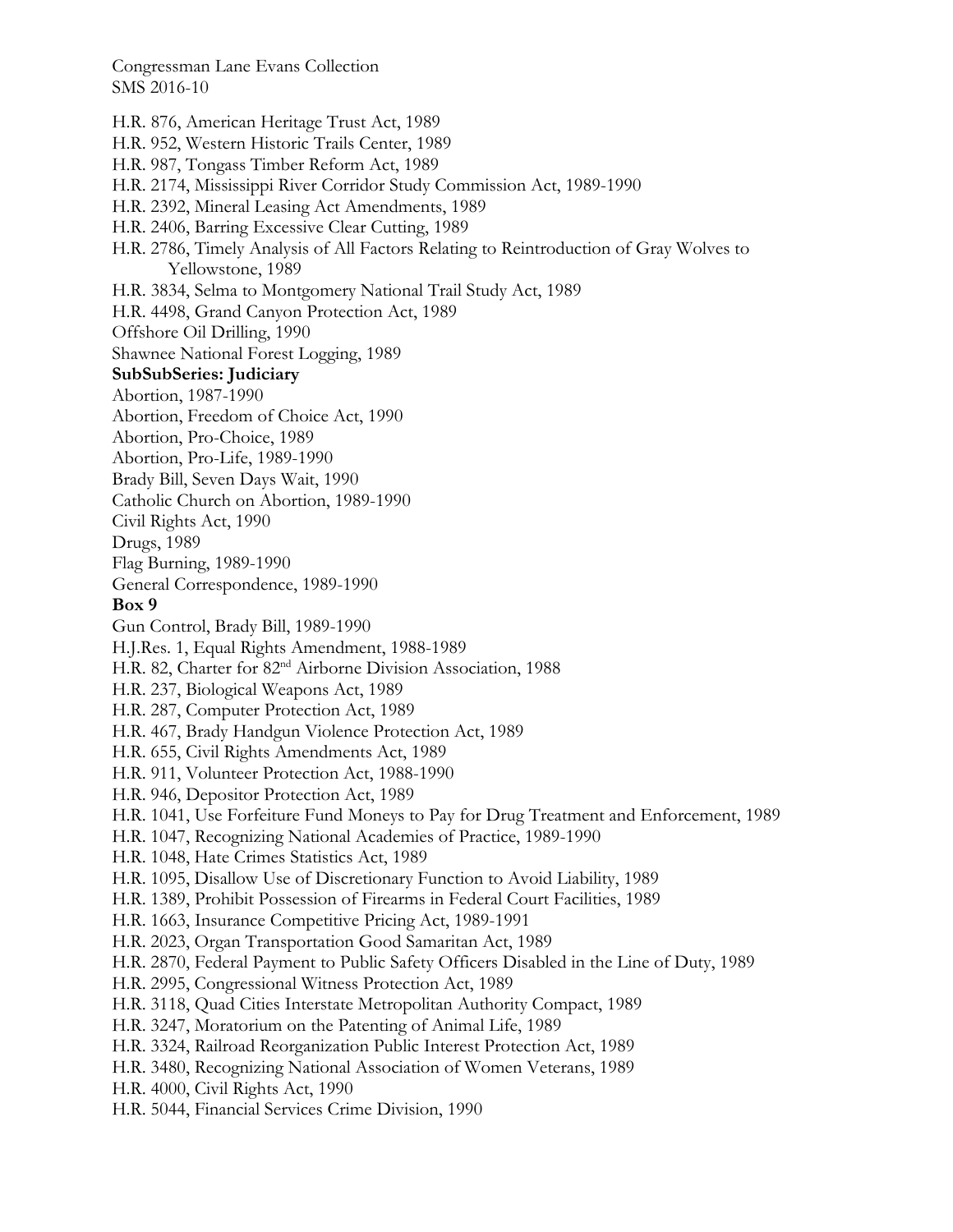H.R. 876, American Heritage Trust Act, 1989
H.R. 952, Western Historic Trails Center, 1989
H.R. 987, Tongass Timber Reform Act, 1989
H.R. 2174, Mississippi River Corridor Study Commission Act, 1989-1990
H.R. 2392, Mineral Leasing Act Amendments, 1989
H.R. 2406, Barring Excessive Clear Cutting, 1989
H.R. 2786, Timely Analysis of All Factors Relating to Reintroduction of Gray Wolves to Yellowstone, 1989
H.R. 3834, Selma to Montgomery National Trail Study Act, 1989
H.R. 4498, Grand Canyon Protection Act, 1989
Offshore Oil Drilling, 1990
Shawnee National Forest Logging, 1989

**SubSubSeries: Judiciary**

Abortion, 1987-1990
Abortion, Freedom of Choice Act, 1990
Abortion, Pro-Choice, 1989
Abortion, Pro-Life, 1989-1990
Brady Bill, Seven Days Wait, 1990
Catholic Church on Abortion, 1989-1990
Civil Rights Act, 1990
Drugs, 1989
Flag Burning, 1989-1990
General Correspondence, 1989-1990

**Box 9**

Gun Control, Brady Bill, 1989-1990
H.J.Res. 1, Equal Rights Amendment, 1988-1989
H.R. 82, Charter for 82nd Airborne Division Association, 1988
H.R. 237, Biological Weapons Act, 1989
H.R. 287, Computer Protection Act, 1989
H.R. 467, Brady Handgun Violence Protection Act, 1989
H.R. 655, Civil Rights Amendments Act, 1989
H.R. 911, Volunteer Protection Act, 1988-1990
H.R. 946, Depositor Protection Act, 1989
H.R. 1041, Use Forfeiture Fund Moneys to Pay for Drug Treatment and Enforcement, 1989
H.R. 1047, Recognizing National Academies of Practice, 1989-1990
H.R. 1048, Hate Crimes Statistics Act, 1989
H.R. 1095, Disallow Use of Discretionary Function to Avoid Liability, 1989
H.R. 1389, Prohibit Possession of Firearms in Federal Court Facilities, 1989
H.R. 1663, Insurance Competitive Pricing Act, 1989-1991
H.R. 2023, Organ Transportation Good Samaritan Act, 1989
H.R. 2870, Federal Payment to Public Safety Officers Disabled in the Line of Duty, 1989
H.R. 2995, Congressional Witness Protection Act, 1989
H.R. 3118, Quad Cities Interstate Metropolitan Authority Compact, 1989
H.R. 3247, Moratorium on the Patenting of Animal Life, 1989
H.R. 3324, Railroad Reorganization Public Interest Protection Act, 1989
H.R. 3480, Recognizing National Association of Women Veterans, 1989
H.R. 4000, Civil Rights Act, 1990
H.R. 5044, Financial Services Crime Division, 1990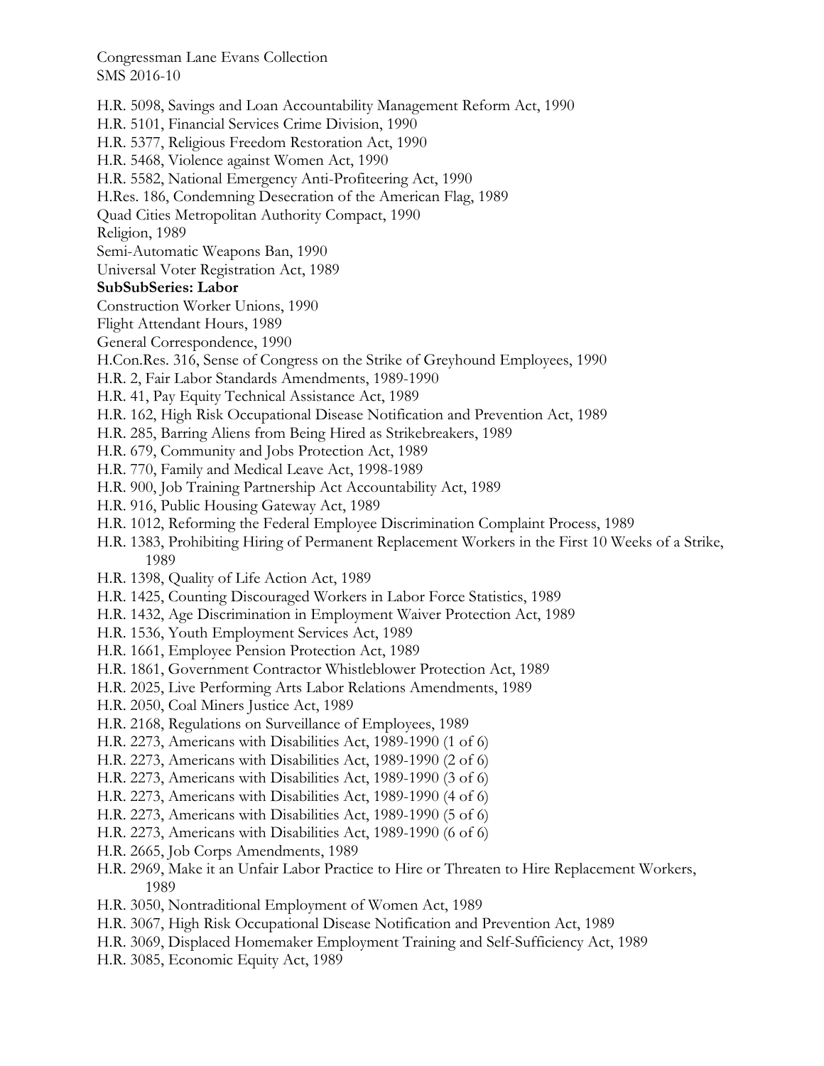H.R. 5098, Savings and Loan Accountability Management Reform Act, 1990

H.R. 5101, Financial Services Crime Division, 1990

H.R. 5377, Religious Freedom Restoration Act, 1990

H.R. 5468, Violence against Women Act, 1990

H.R. 5582, National Emergency Anti-Profiteering Act, 1990

H.Res. 186, Condemning Desecration of the American Flag, 1989

Quad Cities Metropolitan Authority Compact, 1990

Religion, 1989

Semi-Automatic Weapons Ban, 1990

Universal Voter Registration Act, 1989

**SubSubSeries: Labor**

Construction Worker Unions, 1990

Flight Attendant Hours, 1989

General Correspondence, 1990

H.Con.Res. 316, Sense of Congress on the Strike of Greyhound Employees, 1990

H.R. 2, Fair Labor Standards Amendments, 1989-1990

H.R. 41, Pay Equity Technical Assistance Act, 1989

H.R. 162, High Risk Occupational Disease Notification and Prevention Act, 1989

H.R. 285, Barring Aliens from Being Hired as Strikebreakers, 1989

H.R. 679, Community and Jobs Protection Act, 1989

H.R. 770, Family and Medical Leave Act, 1998-1989

H.R. 900, Job Training Partnership Act Accountability Act, 1989

H.R. 916, Public Housing Gateway Act, 1989

H.R. 1012, Reforming the Federal Employee Discrimination Complaint Process, 1989

H.R. 1383, Prohibiting Hiring of Permanent Replacement Workers in the First 10 Weeks of a Strike, 1989

H.R. 1398, Quality of Life Action Act, 1989

H.R. 1425, Counting Discouraged Workers in Labor Force Statistics, 1989

H.R. 1432, Age Discrimination in Employment Waiver Protection Act, 1989

H.R. 1536, Youth Employment Services Act, 1989

H.R. 1661, Employee Pension Protection Act, 1989

H.R. 1861, Government Contractor Whistleblower Protection Act, 1989

H.R. 2025, Live Performing Arts Labor Relations Amendments, 1989

H.R. 2050, Coal Miners Justice Act, 1989

H.R. 2168, Regulations on Surveillance of Employees, 1989

H.R. 2273, Americans with Disabilities Act, 1989-1990 (1 of 6)

H.R. 2273, Americans with Disabilities Act, 1989-1990 (2 of 6)

H.R. 2273, Americans with Disabilities Act, 1989-1990 (3 of 6)

H.R. 2273, Americans with Disabilities Act, 1989-1990 (4 of 6)

H.R. 2273, Americans with Disabilities Act, 1989-1990 (5 of 6)

H.R. 2273, Americans with Disabilities Act, 1989-1990 (6 of 6)

H.R. 2665, Job Corps Amendments, 1989

H.R. 2969, Make it an Unfair Labor Practice to Hire or Threaten to Hire Replacement Workers, 1989

H.R. 3050, Nontraditional Employment of Women Act, 1989

H.R. 3067, High Risk Occupational Disease Notification and Prevention Act, 1989

H.R. 3069, Displaced Homemaker Employment Training and Self-Sufficiency Act, 1989

H.R. 3085, Economic Equity Act, 1989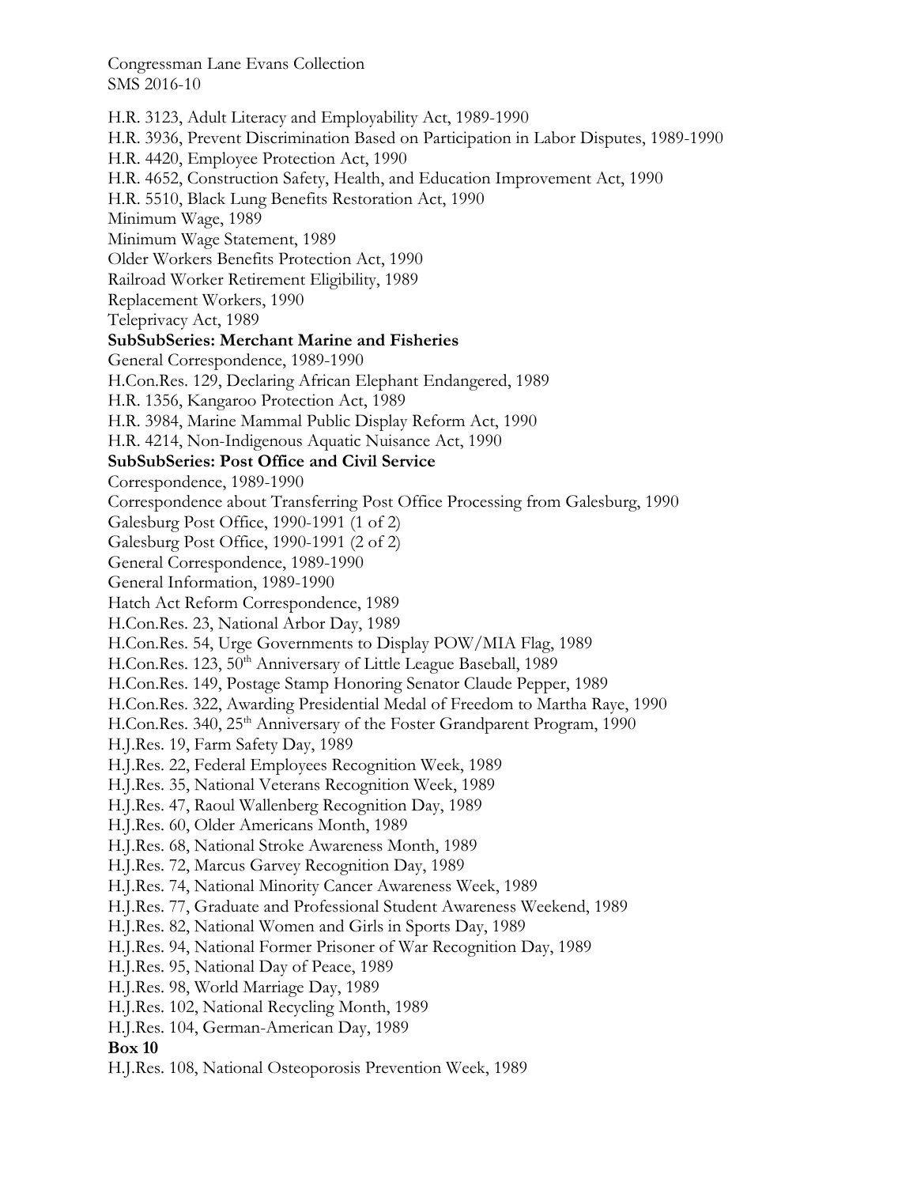H.R. 3123, Adult Literacy and Employability Act, 1989-1990

H.R. 3936, Prevent Discrimination Based on Participation in Labor Disputes, 1989-1990

H.R. 4420, Employee Protection Act, 1990

H.R. 4652, Construction Safety, Health, and Education Improvement Act, 1990

H.R. 5510, Black Lung Benefits Restoration Act, 1990

Minimum Wage, 1989

Minimum Wage Statement, 1989

Older Workers Benefits Protection Act, 1990

Railroad Worker Retirement Eligibility, 1989

Replacement Workers, 1990

Teleprivacy Act, 1989

**SubSubSeries: Merchant Marine and Fisheries**

General Correspondence, 1989-1990

H.Con.Res. 129, Declaring African Elephant Endangered, 1989

H.R. 1356, Kangaroo Protection Act, 1989

H.R. 3984, Marine Mammal Public Display Reform Act, 1990

H.R. 4214, Non-Indigenous Aquatic Nuisance Act, 1990

**SubSubSeries: Post Office and Civil Service**

Correspondence, 1989-1990

Correspondence about Transferring Post Office Processing from Galesburg, 1990

Galesburg Post Office, 1990-1991 (1 of 2)

Galesburg Post Office, 1990-1991 (2 of 2)

General Correspondence, 1989-1990

General Information, 1989-1990

Hatch Act Reform Correspondence, 1989

H.Con.Res. 23, National Arbor Day, 1989

H.Con.Res. 54, Urge Governments to Display POW/MIA Flag, 1989

H.Con.Res. 123, 50th Anniversary of Little League Baseball, 1989

H.Con.Res. 149, Postage Stamp Honoring Senator Claude Pepper, 1989

H.Con.Res. 322, Awarding Presidential Medal of Freedom to Martha Raye, 1990

H.Con.Res. 340, 25th Anniversary of the Foster Grandparent Program, 1990

H.J.Res. 19, Farm Safety Day, 1989

H.J.Res. 22, Federal Employees Recognition Week, 1989

H.J.Res. 35, National Veterans Recognition Week, 1989

H.J.Res. 47, Raoul Wallenberg Recognition Day, 1989

H.J.Res. 60, Older Americans Month, 1989

H.J.Res. 68, National Stroke Awareness Month, 1989

H.J.Res. 72, Marcus Garvey Recognition Day, 1989

H.J.Res. 74, National Minority Cancer Awareness Week, 1989

H.J.Res. 77, Graduate and Professional Student Awareness Weekend, 1989

H.J.Res. 82, National Women and Girls in Sports Day, 1989

H.J.Res. 94, National Former Prisoner of War Recognition Day, 1989

H.J.Res. 95, National Day of Peace, 1989

H.J.Res. 98, World Marriage Day, 1989

H.J.Res. 102, National Recycling Month, 1989

H.J.Res. 104, German-American Day, 1989

**Box 10**

H.J.Res. 108, National Osteoporosis Prevention Week, 1989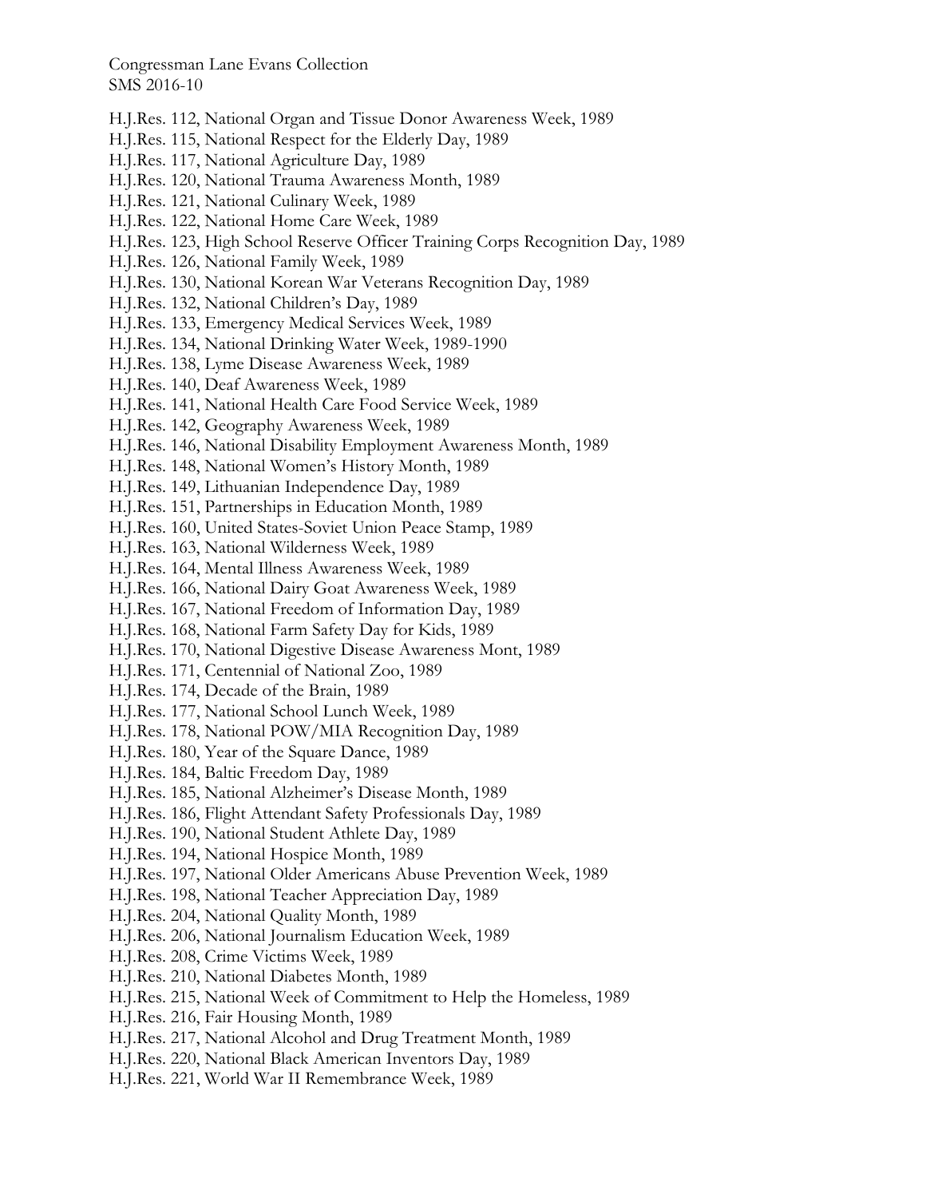H.J.Res. 112, National Organ and Tissue Donor Awareness Week, 1989
H.J.Res. 115, National Respect for the Elderly Day, 1989
H.J.Res. 117, National Agriculture Day, 1989
H.J.Res. 120, National Trauma Awareness Month, 1989
H.J.Res. 121, National Culinary Week, 1989
H.J.Res. 122, National Home Care Week, 1989
H.J.Res. 123, High School Reserve Officer Training Corps Recognition Day, 1989
H.J.Res. 126, National Family Week, 1989
H.J.Res. 130, National Korean War Veterans Recognition Day, 1989
H.J.Res. 132, National Children's Day, 1989
H.J.Res. 133, Emergency Medical Services Week, 1989
H.J.Res. 134, National Drinking Water Week, 1989-1990
H.J.Res. 138, Lyme Disease Awareness Week, 1989
H.J.Res. 140, Deaf Awareness Week, 1989
H.J.Res. 141, National Health Care Food Service Week, 1989
H.J.Res. 142, Geography Awareness Week, 1989
H.J.Res. 146, National Disability Employment Awareness Month, 1989
H.J.Res. 148, National Women's History Month, 1989
H.J.Res. 149, Lithuanian Independence Day, 1989
H.J.Res. 151, Partnerships in Education Month, 1989
H.J.Res. 160, United States-Soviet Union Peace Stamp, 1989
H.J.Res. 163, National Wilderness Week, 1989
H.J.Res. 164, Mental Illness Awareness Week, 1989
H.J.Res. 166, National Dairy Goat Awareness Week, 1989
H.J.Res. 167, National Freedom of Information Day, 1989
H.J.Res. 168, National Farm Safety Day for Kids, 1989
H.J.Res. 170, National Digestive Disease Awareness Mont, 1989
H.J.Res. 171, Centennial of National Zoo, 1989
H.J.Res. 174, Decade of the Brain, 1989
H.J.Res. 177, National School Lunch Week, 1989
H.J.Res. 178, National POW/MIA Recognition Day, 1989
H.J.Res. 180, Year of the Square Dance, 1989
H.J.Res. 184, Baltic Freedom Day, 1989
H.J.Res. 185, National Alzheimer's Disease Month, 1989
H.J.Res. 186, Flight Attendant Safety Professionals Day, 1989
H.J.Res. 190, National Student Athlete Day, 1989
H.J.Res. 194, National Hospice Month, 1989
H.J.Res. 197, National Older Americans Abuse Prevention Week, 1989
H.J.Res. 198, National Teacher Appreciation Day, 1989
H.J.Res. 204, National Quality Month, 1989
H.J.Res. 206, National Journalism Education Week, 1989
H.J.Res. 208, Crime Victims Week, 1989
H.J.Res. 210, National Diabetes Month, 1989
H.J.Res. 215, National Week of Commitment to Help the Homeless, 1989
H.J.Res. 216, Fair Housing Month, 1989
H.J.Res. 217, National Alcohol and Drug Treatment Month, 1989
H.J.Res. 220, National Black American Inventors Day, 1989
H.J.Res. 221, World War II Remembrance Week, 1989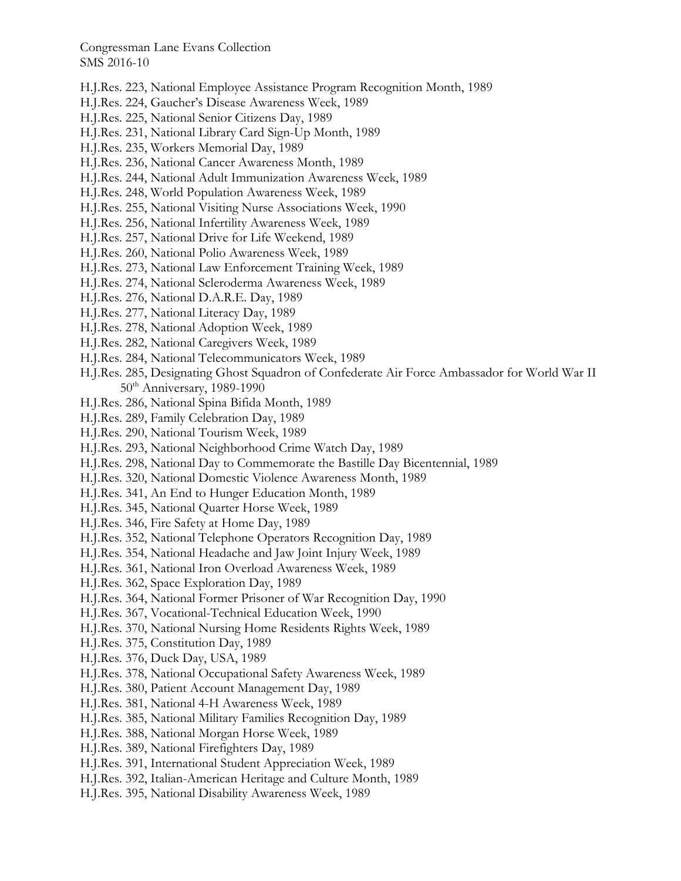H.J.Res. 223, National Employee Assistance Program Recognition Month, 1989
H.J.Res. 224, Gaucher's Disease Awareness Week, 1989
H.J.Res. 225, National Senior Citizens Day, 1989
H.J.Res. 231, National Library Card Sign-Up Month, 1989
H.J.Res. 235, Workers Memorial Day, 1989
H.J.Res. 236, National Cancer Awareness Month, 1989
H.J.Res. 244, National Adult Immunization Awareness Week, 1989
H.J.Res. 248, World Population Awareness Week, 1989
H.J.Res. 255, National Visiting Nurse Associations Week, 1990
H.J.Res. 256, National Infertility Awareness Week, 1989
H.J.Res. 257, National Drive for Life Weekend, 1989
H.J.Res. 260, National Polio Awareness Week, 1989
H.J.Res. 273, National Law Enforcement Training Week, 1989
H.J.Res. 274, National Scleroderma Awareness Week, 1989
H.J.Res. 276, National D.A.R.E. Day, 1989
H.J.Res. 277, National Literacy Day, 1989
H.J.Res. 278, National Adoption Week, 1989
H.J.Res. 282, National Caregivers Week, 1989
H.J.Res. 284, National Telecommunicators Week, 1989
H.J.Res. 285, Designating Ghost Squadron of Confederate Air Force Ambassador for World War II 50th Anniversary, 1989-1990
H.J.Res. 286, National Spina Bifida Month, 1989
H.J.Res. 289, Family Celebration Day, 1989
H.J.Res. 290, National Tourism Week, 1989
H.J.Res. 293, National Neighborhood Crime Watch Day, 1989
H.J.Res. 298, National Day to Commemorate the Bastille Day Bicentennial, 1989
H.J.Res. 320, National Domestic Violence Awareness Month, 1989
H.J.Res. 341, An End to Hunger Education Month, 1989
H.J.Res. 345, National Quarter Horse Week, 1989
H.J.Res. 346, Fire Safety at Home Day, 1989
H.J.Res. 352, National Telephone Operators Recognition Day, 1989
H.J.Res. 354, National Headache and Jaw Joint Injury Week, 1989
H.J.Res. 361, National Iron Overload Awareness Week, 1989
H.J.Res. 362, Space Exploration Day, 1989
H.J.Res. 364, National Former Prisoner of War Recognition Day, 1990
H.J.Res. 367, Vocational-Technical Education Week, 1990
H.J.Res. 370, National Nursing Home Residents Rights Week, 1989
H.J.Res. 375, Constitution Day, 1989
H.J.Res. 376, Duck Day, USA, 1989
H.J.Res. 378, National Occupational Safety Awareness Week, 1989
H.J.Res. 380, Patient Account Management Day, 1989
H.J.Res. 381, National 4-H Awareness Week, 1989
H.J.Res. 385, National Military Families Recognition Day, 1989
H.J.Res. 388, National Morgan Horse Week, 1989
H.J.Res. 389, National Firefighters Day, 1989
H.J.Res. 391, International Student Appreciation Week, 1989
H.J.Res. 392, Italian-American Heritage and Culture Month, 1989
H.J.Res. 395, National Disability Awareness Week, 1989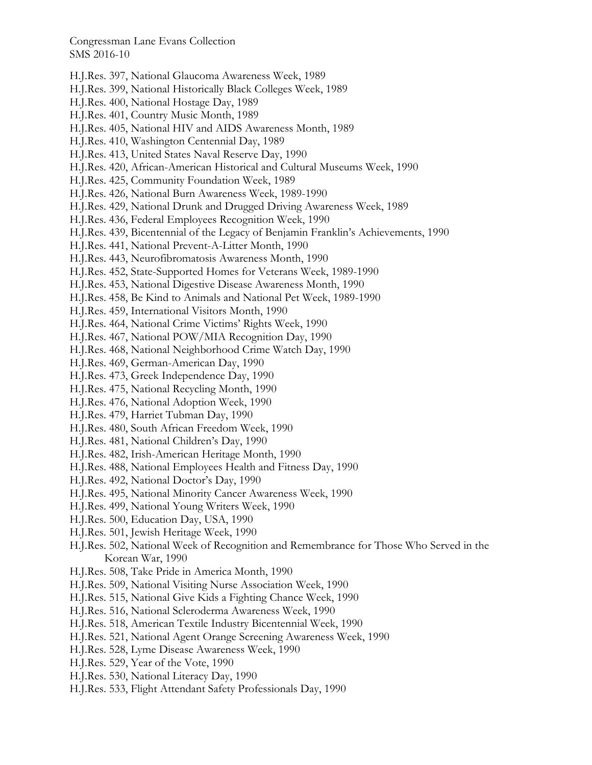H.J.Res. 397, National Glaucoma Awareness Week, 1989
H.J.Res. 399, National Historically Black Colleges Week, 1989
H.J.Res. 400, National Hostage Day, 1989
H.J.Res. 401, Country Music Month, 1989
H.J.Res. 405, National HIV and AIDS Awareness Month, 1989
H.J.Res. 410, Washington Centennial Day, 1989
H.J.Res. 413, United States Naval Reserve Day, 1990
H.J.Res. 420, African-American Historical and Cultural Museums Week, 1990
H.J.Res. 425, Community Foundation Week, 1989
H.J.Res. 426, National Burn Awareness Week, 1989-1990
H.J.Res. 429, National Drunk and Drugged Driving Awareness Week, 1989
H.J.Res. 436, Federal Employees Recognition Week, 1990
H.J.Res. 439, Bicentennial of the Legacy of Benjamin Franklin's Achievements, 1990
H.J.Res. 441, National Prevent-A-Litter Month, 1990
H.J.Res. 443, Neurofibromatosis Awareness Month, 1990
H.J.Res. 452, State-Supported Homes for Veterans Week, 1989-1990
H.J.Res. 453, National Digestive Disease Awareness Month, 1990
H.J.Res. 458, Be Kind to Animals and National Pet Week, 1989-1990
H.J.Res. 459, International Visitors Month, 1990
H.J.Res. 464, National Crime Victims' Rights Week, 1990
H.J.Res. 467, National POW/MIA Recognition Day, 1990
H.J.Res. 468, National Neighborhood Crime Watch Day, 1990
H.J.Res. 469, German-American Day, 1990
H.J.Res. 473, Greek Independence Day, 1990
H.J.Res. 475, National Recycling Month, 1990
H.J.Res. 476, National Adoption Week, 1990
H.J.Res. 479, Harriet Tubman Day, 1990
H.J.Res. 480, South African Freedom Week, 1990
H.J.Res. 481, National Children's Day, 1990
H.J.Res. 482, Irish-American Heritage Month, 1990
H.J.Res. 488, National Employees Health and Fitness Day, 1990
H.J.Res. 492, National Doctor's Day, 1990
H.J.Res. 495, National Minority Cancer Awareness Week, 1990
H.J.Res. 499, National Young Writers Week, 1990
H.J.Res. 500, Education Day, USA, 1990
H.J.Res. 501, Jewish Heritage Week, 1990
H.J.Res. 502, National Week of Recognition and Remembrance for Those Who Served in the Korean War, 1990
H.J.Res. 508, Take Pride in America Month, 1990
H.J.Res. 509, National Visiting Nurse Association Week, 1990
H.J.Res. 515, National Give Kids a Fighting Chance Week, 1990
H.J.Res. 516, National Scleroderma Awareness Week, 1990
H.J.Res. 518, American Textile Industry Bicentennial Week, 1990
H.J.Res. 521, National Agent Orange Screening Awareness Week, 1990
H.J.Res. 528, Lyme Disease Awareness Week, 1990
H.J.Res. 529, Year of the Vote, 1990
H.J.Res. 530, National Literacy Day, 1990
H.J.Res. 533, Flight Attendant Safety Professionals Day, 1990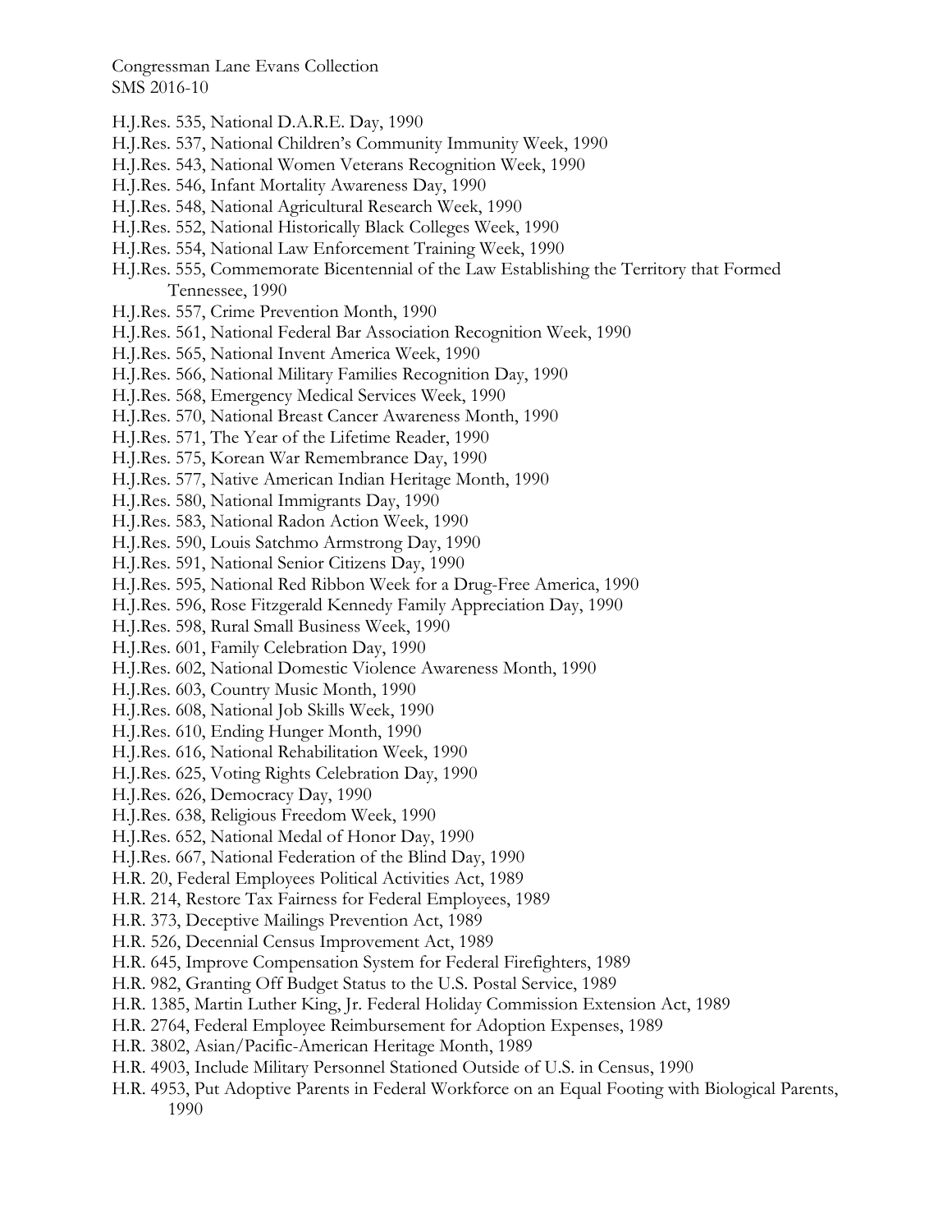H.J.Res. 535, National D.A.R.E. Day, 1990
H.J.Res. 537, National Children's Community Immunity Week, 1990
H.J.Res. 543, National Women Veterans Recognition Week, 1990
H.J.Res. 546, Infant Mortality Awareness Day, 1990
H.J.Res. 548, National Agricultural Research Week, 1990
H.J.Res. 552, National Historically Black Colleges Week, 1990
H.J.Res. 554, National Law Enforcement Training Week, 1990
H.J.Res. 555, Commemorate Bicentennial of the Law Establishing the Territory that Formed Tennessee, 1990
H.J.Res. 557, Crime Prevention Month, 1990
H.J.Res. 561, National Federal Bar Association Recognition Week, 1990
H.J.Res. 565, National Invent America Week, 1990
H.J.Res. 566, National Military Families Recognition Day, 1990
H.J.Res. 568, Emergency Medical Services Week, 1990
H.J.Res. 570, National Breast Cancer Awareness Month, 1990
H.J.Res. 571, The Year of the Lifetime Reader, 1990
H.J.Res. 575, Korean War Remembrance Day, 1990
H.J.Res. 577, Native American Indian Heritage Month, 1990
H.J.Res. 580, National Immigrants Day, 1990
H.J.Res. 583, National Radon Action Week, 1990
H.J.Res. 590, Louis Satchmo Armstrong Day, 1990
H.J.Res. 591, National Senior Citizens Day, 1990
H.J.Res. 595, National Red Ribbon Week for a Drug-Free America, 1990
H.J.Res. 596, Rose Fitzgerald Kennedy Family Appreciation Day, 1990
H.J.Res. 598, Rural Small Business Week, 1990
H.J.Res. 601, Family Celebration Day, 1990
H.J.Res. 602, National Domestic Violence Awareness Month, 1990
H.J.Res. 603, Country Music Month, 1990
H.J.Res. 608, National Job Skills Week, 1990
H.J.Res. 610, Ending Hunger Month, 1990
H.J.Res. 616, National Rehabilitation Week, 1990
H.J.Res. 625, Voting Rights Celebration Day, 1990
H.J.Res. 626, Democracy Day, 1990
H.J.Res. 638, Religious Freedom Week, 1990
H.J.Res. 652, National Medal of Honor Day, 1990
H.J.Res. 667, National Federation of the Blind Day, 1990
H.R. 20, Federal Employees Political Activities Act, 1989
H.R. 214, Restore Tax Fairness for Federal Employees, 1989
H.R. 373, Deceptive Mailings Prevention Act, 1989
H.R. 526, Decennial Census Improvement Act, 1989
H.R. 645, Improve Compensation System for Federal Firefighters, 1989
H.R. 982, Granting Off Budget Status to the U.S. Postal Service, 1989
H.R. 1385, Martin Luther King, Jr. Federal Holiday Commission Extension Act, 1989
H.R. 2764, Federal Employee Reimbursement for Adoption Expenses, 1989
H.R. 3802, Asian/Pacific-American Heritage Month, 1989
H.R. 4903, Include Military Personnel Stationed Outside of U.S. in Census, 1990
H.R. 4953, Put Adoptive Parents in Federal Workforce on an Equal Footing with Biological Parents, 1990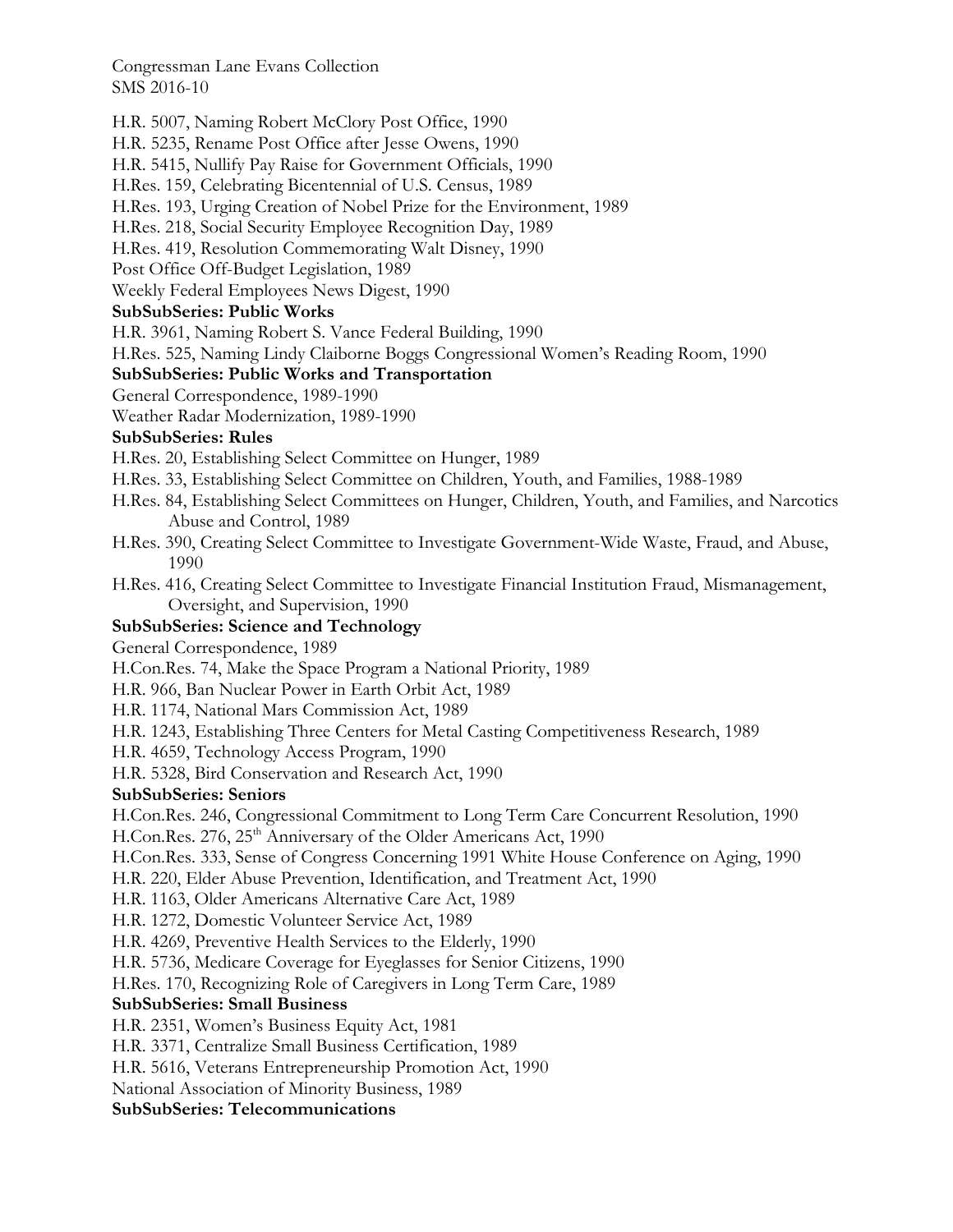H.R. 5007, Naming Robert McClory Post Office, 1990

H.R. 5235, Rename Post Office after Jesse Owens, 1990

H.R. 5415, Nullify Pay Raise for Government Officials, 1990

H.Res. 159, Celebrating Bicentennial of U.S. Census, 1989

H.Res. 193, Urging Creation of Nobel Prize for the Environment, 1989

H.Res. 218, Social Security Employee Recognition Day, 1989

H.Res. 419, Resolution Commemorating Walt Disney, 1990

Post Office Off-Budget Legislation, 1989

Weekly Federal Employees News Digest, 1990

**SubSubSeries: Public Works**

H.R. 3961, Naming Robert S. Vance Federal Building, 1990

H.Res. 525, Naming Lindy Claiborne Boggs Congressional Women's Reading Room, 1990

**SubSubSeries: Public Works and Transportation**

General Correspondence, 1989-1990

Weather Radar Modernization, 1989-1990

**SubSubSeries: Rules**

H.Res. 20, Establishing Select Committee on Hunger, 1989

H.Res. 33, Establishing Select Committee on Children, Youth, and Families, 1988-1989

H.Res. 84, Establishing Select Committees on Hunger, Children, Youth, and Families, and Narcotics Abuse and Control, 1989

H.Res. 390, Creating Select Committee to Investigate Government-Wide Waste, Fraud, and Abuse, 1990

H.Res. 416, Creating Select Committee to Investigate Financial Institution Fraud, Mismanagement, Oversight, and Supervision, 1990

**SubSubSeries: Science and Technology**

General Correspondence, 1989

H.Con.Res. 74, Make the Space Program a National Priority, 1989

H.R. 966, Ban Nuclear Power in Earth Orbit Act, 1989

H.R. 1174, National Mars Commission Act, 1989

H.R. 1243, Establishing Three Centers for Metal Casting Competitiveness Research, 1989

H.R. 4659, Technology Access Program, 1990

H.R. 5328, Bird Conservation and Research Act, 1990

**SubSubSeries: Seniors**

H.Con.Res. 246, Congressional Commitment to Long Term Care Concurrent Resolution, 1990

H.Con.Res. 276, 25th Anniversary of the Older Americans Act, 1990

H.Con.Res. 333, Sense of Congress Concerning 1991 White House Conference on Aging, 1990

H.R. 220, Elder Abuse Prevention, Identification, and Treatment Act, 1990

H.R. 1163, Older Americans Alternative Care Act, 1989

H.R. 1272, Domestic Volunteer Service Act, 1989

H.R. 4269, Preventive Health Services to the Elderly, 1990

H.R. 5736, Medicare Coverage for Eyeglasses for Senior Citizens, 1990

H.Res. 170, Recognizing Role of Caregivers in Long Term Care, 1989

**SubSubSeries: Small Business**

H.R. 2351, Women's Business Equity Act, 1981

H.R. 3371, Centralize Small Business Certification, 1989

H.R. 5616, Veterans Entrepreneurship Promotion Act, 1990

National Association of Minority Business, 1989

**SubSubSeries: Telecommunications**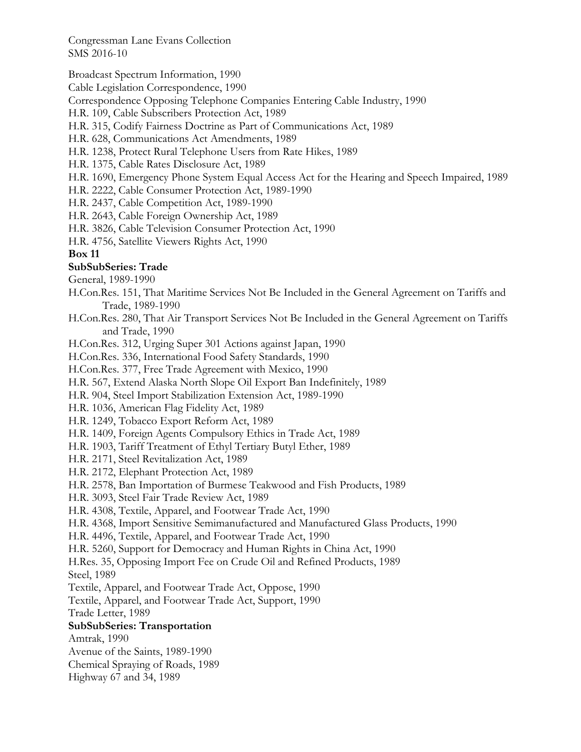Broadcast Spectrum Information, 1990
Cable Legislation Correspondence, 1990
Correspondence Opposing Telephone Companies Entering Cable Industry, 1990
H.R. 109, Cable Subscribers Protection Act, 1989
H.R. 315, Codify Fairness Doctrine as Part of Communications Act, 1989
H.R. 628, Communications Act Amendments, 1989
H.R. 1238, Protect Rural Telephone Users from Rate Hikes, 1989
H.R. 1375, Cable Rates Disclosure Act, 1989
H.R. 1690, Emergency Phone System Equal Access Act for the Hearing and Speech Impaired, 1989
H.R. 2222, Cable Consumer Protection Act, 1989-1990
H.R. 2437, Cable Competition Act, 1989-1990
H.R. 2643, Cable Foreign Ownership Act, 1989
H.R. 3826, Cable Television Consumer Protection Act, 1990
H.R. 4756, Satellite Viewers Rights Act, 1990

**Box 11**

**SubSubSeries: Trade**

General, 1989-1990
H.Con.Res. 151, That Maritime Services Not Be Included in the General Agreement on Tariffs and Trade, 1989-1990
H.Con.Res. 280, That Air Transport Services Not Be Included in the General Agreement on Tariffs and Trade, 1990
H.Con.Res. 312, Urging Super 301 Actions against Japan, 1990
H.Con.Res. 336, International Food Safety Standards, 1990
H.Con.Res. 377, Free Trade Agreement with Mexico, 1990
H.R. 567, Extend Alaska North Slope Oil Export Ban Indefinitely, 1989
H.R. 904, Steel Import Stabilization Extension Act, 1989-1990
H.R. 1036, American Flag Fidelity Act, 1989
H.R. 1249, Tobacco Export Reform Act, 1989
H.R. 1409, Foreign Agents Compulsory Ethics in Trade Act, 1989
H.R. 1903, Tariff Treatment of Ethyl Tertiary Butyl Ether, 1989
H.R. 2171, Steel Revitalization Act, 1989
H.R. 2172, Elephant Protection Act, 1989
H.R. 2578, Ban Importation of Burmese Teakwood and Fish Products, 1989
H.R. 3093, Steel Fair Trade Review Act, 1989
H.R. 4308, Textile, Apparel, and Footwear Trade Act, 1990
H.R. 4368, Import Sensitive Semimanufactured and Manufactured Glass Products, 1990
H.R. 4496, Textile, Apparel, and Footwear Trade Act, 1990
H.R. 5260, Support for Democracy and Human Rights in China Act, 1990
H.Res. 35, Opposing Import Fee on Crude Oil and Refined Products, 1989
Steel, 1989
Textile, Apparel, and Footwear Trade Act, Oppose, 1990
Textile, Apparel, and Footwear Trade Act, Support, 1990
Trade Letter, 1989

**SubSubSeries: Transportation**

Amtrak, 1990
Avenue of the Saints, 1989-1990
Chemical Spraying of Roads, 1989
Highway 67 and 34, 1989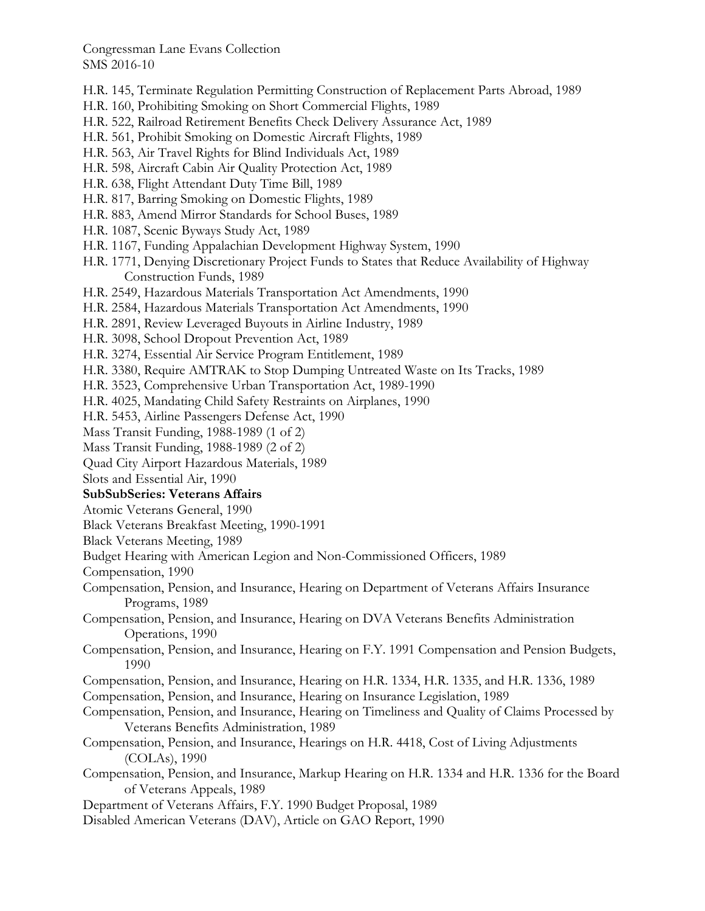H.R. 145, Terminate Regulation Permitting Construction of Replacement Parts Abroad, 1989
H.R. 160, Prohibiting Smoking on Short Commercial Flights, 1989
H.R. 522, Railroad Retirement Benefits Check Delivery Assurance Act, 1989
H.R. 561, Prohibit Smoking on Domestic Aircraft Flights, 1989
H.R. 563, Air Travel Rights for Blind Individuals Act, 1989
H.R. 598, Aircraft Cabin Air Quality Protection Act, 1989
H.R. 638, Flight Attendant Duty Time Bill, 1989
H.R. 817, Barring Smoking on Domestic Flights, 1989
H.R. 883, Amend Mirror Standards for School Buses, 1989
H.R. 1087, Scenic Byways Study Act, 1989
H.R. 1167, Funding Appalachian Development Highway System, 1990
H.R. 1771, Denying Discretionary Project Funds to States that Reduce Availability of Highway Construction Funds, 1989
H.R. 2549, Hazardous Materials Transportation Act Amendments, 1990
H.R. 2584, Hazardous Materials Transportation Act Amendments, 1990
H.R. 2891, Review Leveraged Buyouts in Airline Industry, 1989
H.R. 3098, School Dropout Prevention Act, 1989
H.R. 3274, Essential Air Service Program Entitlement, 1989
H.R. 3380, Require AMTRAK to Stop Dumping Untreated Waste on Its Tracks, 1989
H.R. 3523, Comprehensive Urban Transportation Act, 1989-1990
H.R. 4025, Mandating Child Safety Restraints on Airplanes, 1990
H.R. 5453, Airline Passengers Defense Act, 1990
Mass Transit Funding, 1988-1989 (1 of 2)
Mass Transit Funding, 1988-1989 (2 of 2)
Quad City Airport Hazardous Materials, 1989
Slots and Essential Air, 1990

**SubSubSeries: Veterans Affairs**

Atomic Veterans General, 1990
Black Veterans Breakfast Meeting, 1990-1991
Black Veterans Meeting, 1989
Budget Hearing with American Legion and Non-Commissioned Officers, 1989
Compensation, 1990
Compensation, Pension, and Insurance, Hearing on Department of Veterans Affairs Insurance Programs, 1989
Compensation, Pension, and Insurance, Hearing on DVA Veterans Benefits Administration Operations, 1990
Compensation, Pension, and Insurance, Hearing on F.Y. 1991 Compensation and Pension Budgets, 1990
Compensation, Pension, and Insurance, Hearing on H.R. 1334, H.R. 1335, and H.R. 1336, 1989
Compensation, Pension, and Insurance, Hearing on Insurance Legislation, 1989
Compensation, Pension, and Insurance, Hearing on Timeliness and Quality of Claims Processed by Veterans Benefits Administration, 1989
Compensation, Pension, and Insurance, Hearings on H.R. 4418, Cost of Living Adjustments (COLAs), 1990
Compensation, Pension, and Insurance, Markup Hearing on H.R. 1334 and H.R. 1336 for the Board of Veterans Appeals, 1989
Department of Veterans Affairs, F.Y. 1990 Budget Proposal, 1989
Disabled American Veterans (DAV), Article on GAO Report, 1990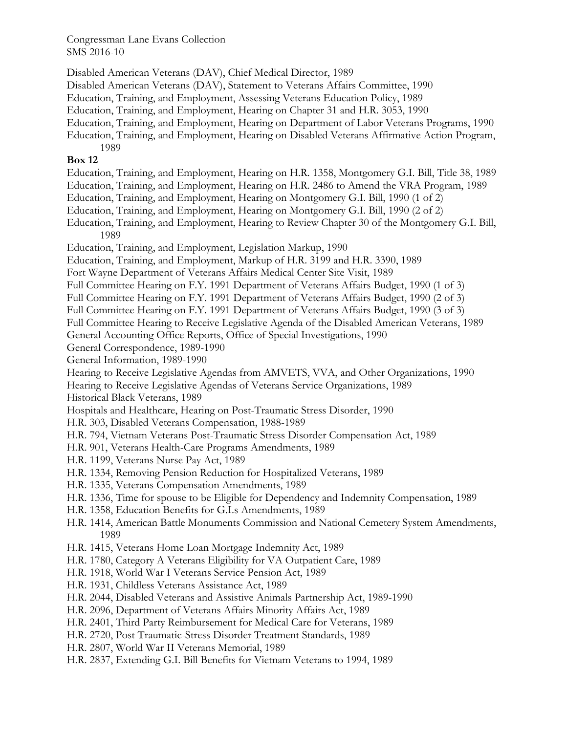Disabled American Veterans (DAV), Chief Medical Director, 1989
Disabled American Veterans (DAV), Statement to Veterans Affairs Committee, 1990
Education, Training, and Employment, Assessing Veterans Education Policy, 1989
Education, Training, and Employment, Hearing on Chapter 31 and H.R. 3053, 1990
Education, Training, and Employment, Hearing on Department of Labor Veterans Programs, 1990
Education, Training, and Employment, Hearing on Disabled Veterans Affirmative Action Program, 1989

**Box 12**

Education, Training, and Employment, Hearing on H.R. 1358, Montgomery G.I. Bill, Title 38, 1989
Education, Training, and Employment, Hearing on H.R. 2486 to Amend the VRA Program, 1989
Education, Training, and Employment, Hearing on Montgomery G.I. Bill, 1990 (1 of 2)
Education, Training, and Employment, Hearing on Montgomery G.I. Bill, 1990 (2 of 2)
Education, Training, and Employment, Hearing to Review Chapter 30 of the Montgomery G.I. Bill, 1989
Education, Training, and Employment, Legislation Markup, 1990
Education, Training, and Employment, Markup of H.R. 3199 and H.R. 3390, 1989
Fort Wayne Department of Veterans Affairs Medical Center Site Visit, 1989
Full Committee Hearing on F.Y. 1991 Department of Veterans Affairs Budget, 1990 (1 of 3)
Full Committee Hearing on F.Y. 1991 Department of Veterans Affairs Budget, 1990 (2 of 3)
Full Committee Hearing on F.Y. 1991 Department of Veterans Affairs Budget, 1990 (3 of 3)
Full Committee Hearing to Receive Legislative Agenda of the Disabled American Veterans, 1989
General Accounting Office Reports, Office of Special Investigations, 1990
General Correspondence, 1989-1990
General Information, 1989-1990
Hearing to Receive Legislative Agendas from AMVETS, VVA, and Other Organizations, 1990
Hearing to Receive Legislative Agendas of Veterans Service Organizations, 1989
Historical Black Veterans, 1989
Hospitals and Healthcare, Hearing on Post-Traumatic Stress Disorder, 1990
H.R. 303, Disabled Veterans Compensation, 1988-1989
H.R. 794, Vietnam Veterans Post-Traumatic Stress Disorder Compensation Act, 1989
H.R. 901, Veterans Health-Care Programs Amendments, 1989
H.R. 1199, Veterans Nurse Pay Act, 1989
H.R. 1334, Removing Pension Reduction for Hospitalized Veterans, 1989
H.R. 1335, Veterans Compensation Amendments, 1989
H.R. 1336, Time for spouse to be Eligible for Dependency and Indemnity Compensation, 1989
H.R. 1358, Education Benefits for G.I.s Amendments, 1989
H.R. 1414, American Battle Monuments Commission and National Cemetery System Amendments, 1989
H.R. 1415, Veterans Home Loan Mortgage Indemnity Act, 1989
H.R. 1780, Category A Veterans Eligibility for VA Outpatient Care, 1989
H.R. 1918, World War I Veterans Service Pension Act, 1989
H.R. 1931, Childless Veterans Assistance Act, 1989
H.R. 2044, Disabled Veterans and Assistive Animals Partnership Act, 1989-1990
H.R. 2096, Department of Veterans Affairs Minority Affairs Act, 1989
H.R. 2401, Third Party Reimbursement for Medical Care for Veterans, 1989
H.R. 2720, Post Traumatic-Stress Disorder Treatment Standards, 1989
H.R. 2807, World War II Veterans Memorial, 1989
H.R. 2837, Extending G.I. Bill Benefits for Vietnam Veterans to 1994, 1989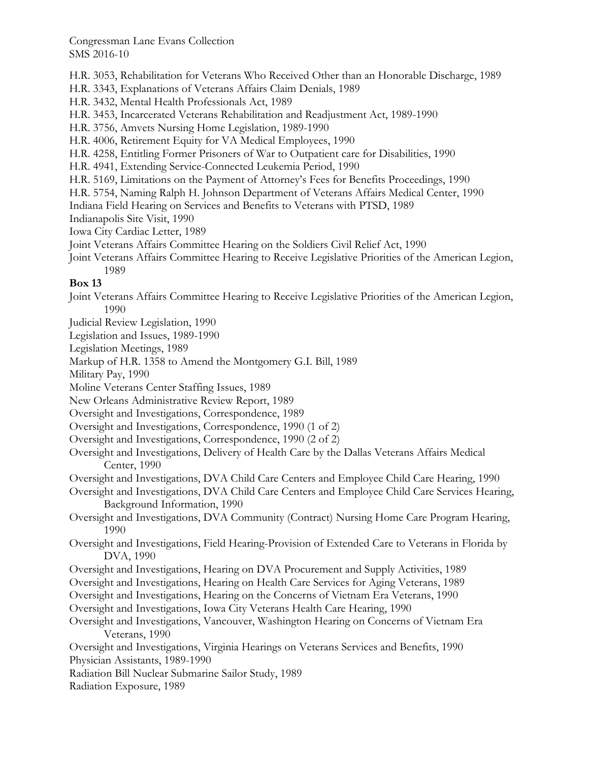H.R. 3053, Rehabilitation for Veterans Who Received Other than an Honorable Discharge, 1989
H.R. 3343, Explanations of Veterans Affairs Claim Denials, 1989
H.R. 3432, Mental Health Professionals Act, 1989
H.R. 3453, Incarcerated Veterans Rehabilitation and Readjustment Act, 1989-1990
H.R. 3756, Amvets Nursing Home Legislation, 1989-1990
H.R. 4006, Retirement Equity for VA Medical Employees, 1990
H.R. 4258, Entitling Former Prisoners of War to Outpatient care for Disabilities, 1990
H.R. 4941, Extending Service-Connected Leukemia Period, 1990
H.R. 5169, Limitations on the Payment of Attorney's Fees for Benefits Proceedings, 1990
H.R. 5754, Naming Ralph H. Johnson Department of Veterans Affairs Medical Center, 1990
Indiana Field Hearing on Services and Benefits to Veterans with PTSD, 1989
Indianapolis Site Visit, 1990
Iowa City Cardiac Letter, 1989
Joint Veterans Affairs Committee Hearing on the Soldiers Civil Relief Act, 1990
Joint Veterans Affairs Committee Hearing to Receive Legislative Priorities of the American Legion, 1989

**Box 13**

Joint Veterans Affairs Committee Hearing to Receive Legislative Priorities of the American Legion, 1990
Judicial Review Legislation, 1990
Legislation and Issues, 1989-1990
Legislation Meetings, 1989
Markup of H.R. 1358 to Amend the Montgomery G.I. Bill, 1989
Military Pay, 1990
Moline Veterans Center Staffing Issues, 1989
New Orleans Administrative Review Report, 1989
Oversight and Investigations, Correspondence, 1989
Oversight and Investigations, Correspondence, 1990 (1 of 2)
Oversight and Investigations, Correspondence, 1990 (2 of 2)
Oversight and Investigations, Delivery of Health Care by the Dallas Veterans Affairs Medical Center, 1990
Oversight and Investigations, DVA Child Care Centers and Employee Child Care Hearing, 1990
Oversight and Investigations, DVA Child Care Centers and Employee Child Care Services Hearing, Background Information, 1990
Oversight and Investigations, DVA Community (Contract) Nursing Home Care Program Hearing, 1990
Oversight and Investigations, Field Hearing-Provision of Extended Care to Veterans in Florida by DVA, 1990
Oversight and Investigations, Hearing on DVA Procurement and Supply Activities, 1989
Oversight and Investigations, Hearing on Health Care Services for Aging Veterans, 1989
Oversight and Investigations, Hearing on the Concerns of Vietnam Era Veterans, 1990
Oversight and Investigations, Iowa City Veterans Health Care Hearing, 1990
Oversight and Investigations, Vancouver, Washington Hearing on Concerns of Vietnam Era Veterans, 1990
Oversight and Investigations, Virginia Hearings on Veterans Services and Benefits, 1990
Physician Assistants, 1989-1990
Radiation Bill Nuclear Submarine Sailor Study, 1989
Radiation Exposure, 1989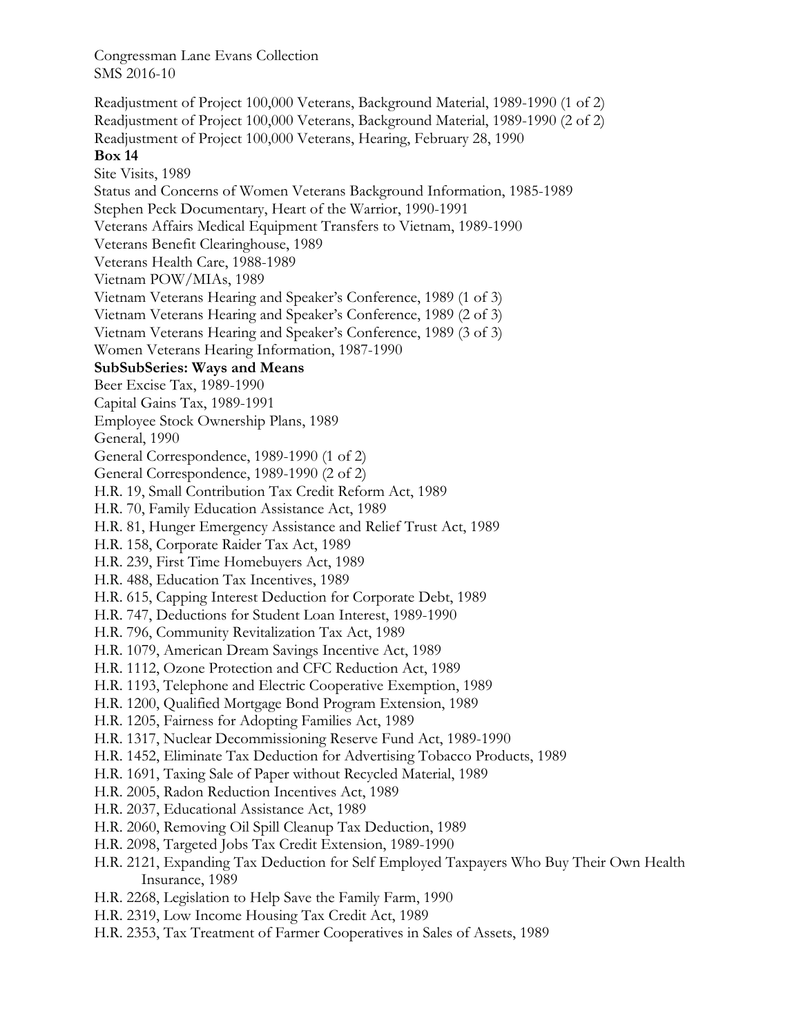Readjustment of Project 100,000 Veterans, Background Material, 1989-1990 (1 of 2)
Readjustment of Project 100,000 Veterans, Background Material, 1989-1990 (2 of 2)
Readjustment of Project 100,000 Veterans, Hearing, February 28, 1990

**Box 14**

Site Visits, 1989
Status and Concerns of Women Veterans Background Information, 1985-1989
Stephen Peck Documentary, Heart of the Warrior, 1990-1991
Veterans Affairs Medical Equipment Transfers to Vietnam, 1989-1990
Veterans Benefit Clearinghouse, 1989
Veterans Health Care, 1988-1989
Vietnam POW/MIAs, 1989
Vietnam Veterans Hearing and Speaker's Conference, 1989 (1 of 3)
Vietnam Veterans Hearing and Speaker's Conference, 1989 (2 of 3)
Vietnam Veterans Hearing and Speaker's Conference, 1989 (3 of 3)
Women Veterans Hearing Information, 1987-1990

**SubSubSeries: Ways and Means**

Beer Excise Tax, 1989-1990
Capital Gains Tax, 1989-1991
Employee Stock Ownership Plans, 1989
General, 1990
General Correspondence, 1989-1990 (1 of 2)
General Correspondence, 1989-1990 (2 of 2)
H.R. 19, Small Contribution Tax Credit Reform Act, 1989
H.R. 70, Family Education Assistance Act, 1989
H.R. 81, Hunger Emergency Assistance and Relief Trust Act, 1989
H.R. 158, Corporate Raider Tax Act, 1989
H.R. 239, First Time Homebuyers Act, 1989
H.R. 488, Education Tax Incentives, 1989
H.R. 615, Capping Interest Deduction for Corporate Debt, 1989
H.R. 747, Deductions for Student Loan Interest, 1989-1990
H.R. 796, Community Revitalization Tax Act, 1989
H.R. 1079, American Dream Savings Incentive Act, 1989
H.R. 1112, Ozone Protection and CFC Reduction Act, 1989
H.R. 1193, Telephone and Electric Cooperative Exemption, 1989
H.R. 1200, Qualified Mortgage Bond Program Extension, 1989
H.R. 1205, Fairness for Adopting Families Act, 1989
H.R. 1317, Nuclear Decommissioning Reserve Fund Act, 1989-1990
H.R. 1452, Eliminate Tax Deduction for Advertising Tobacco Products, 1989
H.R. 1691, Taxing Sale of Paper without Recycled Material, 1989
H.R. 2005, Radon Reduction Incentives Act, 1989
H.R. 2037, Educational Assistance Act, 1989
H.R. 2060, Removing Oil Spill Cleanup Tax Deduction, 1989
H.R. 2098, Targeted Jobs Tax Credit Extension, 1989-1990
H.R. 2121, Expanding Tax Deduction for Self Employed Taxpayers Who Buy Their Own Health Insurance, 1989
H.R. 2268, Legislation to Help Save the Family Farm, 1990
H.R. 2319, Low Income Housing Tax Credit Act, 1989
H.R. 2353, Tax Treatment of Farmer Cooperatives in Sales of Assets, 1989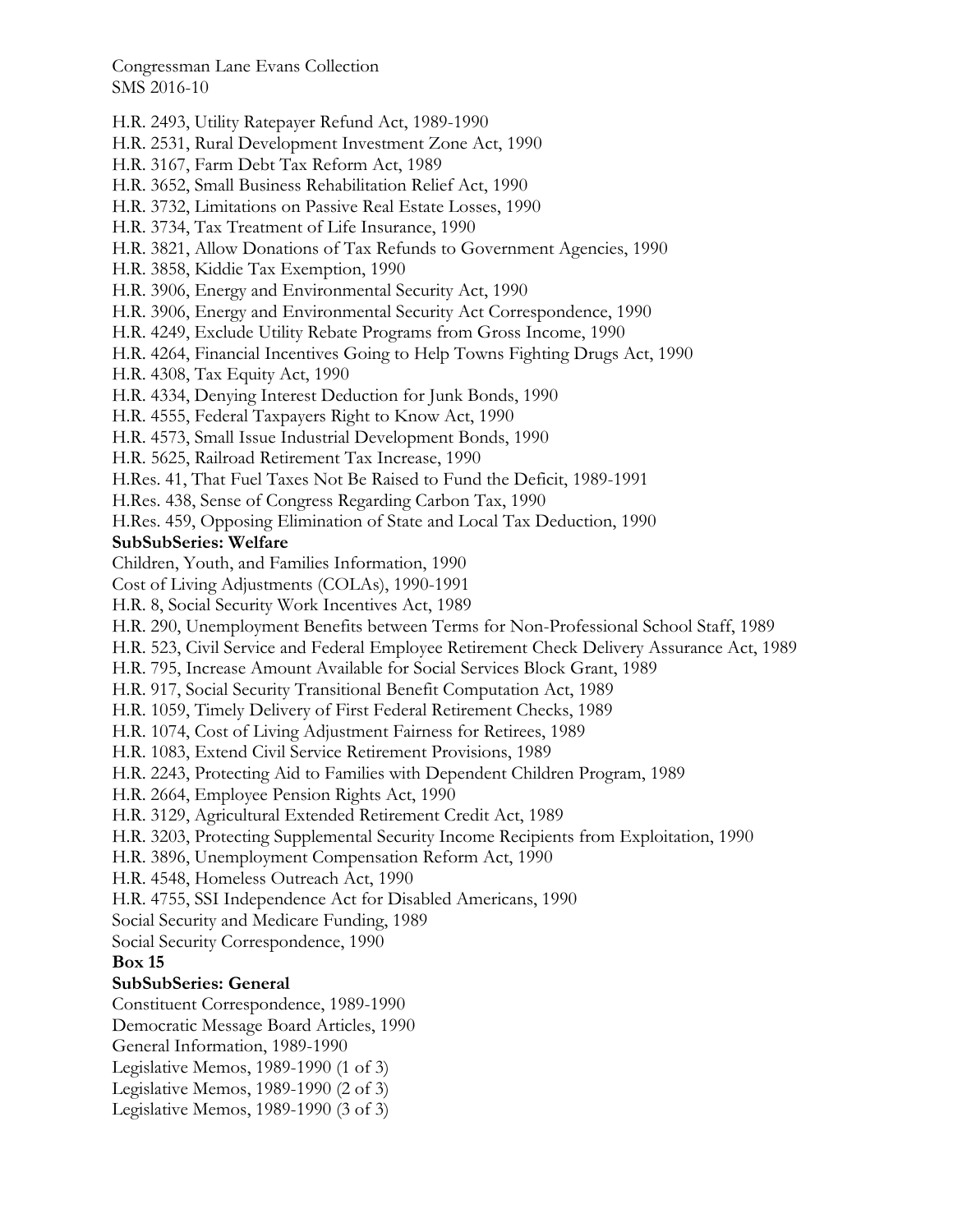H.R. 2493, Utility Ratepayer Refund Act, 1989-1990
H.R. 2531, Rural Development Investment Zone Act, 1990
H.R. 3167, Farm Debt Tax Reform Act, 1989
H.R. 3652, Small Business Rehabilitation Relief Act, 1990
H.R. 3732, Limitations on Passive Real Estate Losses, 1990
H.R. 3734, Tax Treatment of Life Insurance, 1990
H.R. 3821, Allow Donations of Tax Refunds to Government Agencies, 1990
H.R. 3858, Kiddie Tax Exemption, 1990
H.R. 3906, Energy and Environmental Security Act, 1990
H.R. 3906, Energy and Environmental Security Act Correspondence, 1990
H.R. 4249, Exclude Utility Rebate Programs from Gross Income, 1990
H.R. 4264, Financial Incentives Going to Help Towns Fighting Drugs Act, 1990
H.R. 4308, Tax Equity Act, 1990
H.R. 4334, Denying Interest Deduction for Junk Bonds, 1990
H.R. 4555, Federal Taxpayers Right to Know Act, 1990
H.R. 4573, Small Issue Industrial Development Bonds, 1990
H.R. 5625, Railroad Retirement Tax Increase, 1990
H.Res. 41, That Fuel Taxes Not Be Raised to Fund the Deficit, 1989-1991
H.Res. 438, Sense of Congress Regarding Carbon Tax, 1990
H.Res. 459, Opposing Elimination of State and Local Tax Deduction, 1990

**SubSubSeries: Welfare**

Children, Youth, and Families Information, 1990
Cost of Living Adjustments (COLAs), 1990-1991
H.R. 8, Social Security Work Incentives Act, 1989
H.R. 290, Unemployment Benefits between Terms for Non-Professional School Staff, 1989
H.R. 523, Civil Service and Federal Employee Retirement Check Delivery Assurance Act, 1989
H.R. 795, Increase Amount Available for Social Services Block Grant, 1989
H.R. 917, Social Security Transitional Benefit Computation Act, 1989
H.R. 1059, Timely Delivery of First Federal Retirement Checks, 1989
H.R. 1074, Cost of Living Adjustment Fairness for Retirees, 1989
H.R. 1083, Extend Civil Service Retirement Provisions, 1989
H.R. 2243, Protecting Aid to Families with Dependent Children Program, 1989
H.R. 2664, Employee Pension Rights Act, 1990
H.R. 3129, Agricultural Extended Retirement Credit Act, 1989
H.R. 3203, Protecting Supplemental Security Income Recipients from Exploitation, 1990
H.R. 3896, Unemployment Compensation Reform Act, 1990
H.R. 4548, Homeless Outreach Act, 1990
H.R. 4755, SSI Independence Act for Disabled Americans, 1990
Social Security and Medicare Funding, 1989
Social Security Correspondence, 1990

**Box 15**

**SubSubSeries: General**

Constituent Correspondence, 1989-1990
Democratic Message Board Articles, 1990
General Information, 1989-1990
Legislative Memos, 1989-1990 (1 of 3)
Legislative Memos, 1989-1990 (2 of 3)
Legislative Memos, 1989-1990 (3 of 3)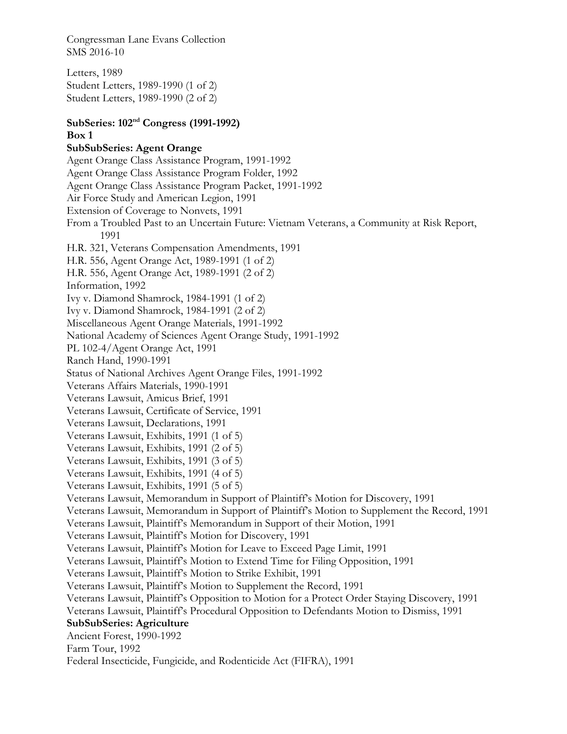Letters, 1989
Student Letters, 1989-1990 (1 of 2)
Student Letters, 1989-1990 (2 of 2)

**SubSeries: 102nd Congress (1991-1992)**

**Box 1**

**SubSubSeries: Agent Orange**

Agent Orange Class Assistance Program, 1991-1992
Agent Orange Class Assistance Program Folder, 1992
Agent Orange Class Assistance Program Packet, 1991-1992
Air Force Study and American Legion, 1991
Extension of Coverage to Nonvets, 1991
From a Troubled Past to an Uncertain Future: Vietnam Veterans, a Community at Risk Report, 1991
H.R. 321, Veterans Compensation Amendments, 1991
H.R. 556, Agent Orange Act, 1989-1991 (1 of 2)
H.R. 556, Agent Orange Act, 1989-1991 (2 of 2)
Information, 1992
Ivy v. Diamond Shamrock, 1984-1991 (1 of 2)
Ivy v. Diamond Shamrock, 1984-1991 (2 of 2)
Miscellaneous Agent Orange Materials, 1991-1992
National Academy of Sciences Agent Orange Study, 1991-1992
PL 102-4/Agent Orange Act, 1991
Ranch Hand, 1990-1991
Status of National Archives Agent Orange Files, 1991-1992
Veterans Affairs Materials, 1990-1991
Veterans Lawsuit, Amicus Brief, 1991
Veterans Lawsuit, Certificate of Service, 1991
Veterans Lawsuit, Declarations, 1991
Veterans Lawsuit, Exhibits, 1991 (1 of 5)
Veterans Lawsuit, Exhibits, 1991 (2 of 5)
Veterans Lawsuit, Exhibits, 1991 (3 of 5)
Veterans Lawsuit, Exhibits, 1991 (4 of 5)
Veterans Lawsuit, Exhibits, 1991 (5 of 5)
Veterans Lawsuit, Memorandum in Support of Plaintiff's Motion for Discovery, 1991
Veterans Lawsuit, Memorandum in Support of Plaintiff's Motion to Supplement the Record, 1991
Veterans Lawsuit, Plaintiff's Memorandum in Support of their Motion, 1991
Veterans Lawsuit, Plaintiff's Motion for Discovery, 1991
Veterans Lawsuit, Plaintiff's Motion for Leave to Exceed Page Limit, 1991
Veterans Lawsuit, Plaintiff's Motion to Extend Time for Filing Opposition, 1991
Veterans Lawsuit, Plaintiff's Motion to Strike Exhibit, 1991
Veterans Lawsuit, Plaintiff's Motion to Supplement the Record, 1991
Veterans Lawsuit, Plaintiff's Opposition to Motion for a Protect Order Staying Discovery, 1991
Veterans Lawsuit, Plaintiff's Procedural Opposition to Defendants Motion to Dismiss, 1991

**SubSubSeries: Agriculture**

Ancient Forest, 1990-1992
Farm Tour, 1992
Federal Insecticide, Fungicide, and Rodenticide Act (FIFRA), 1991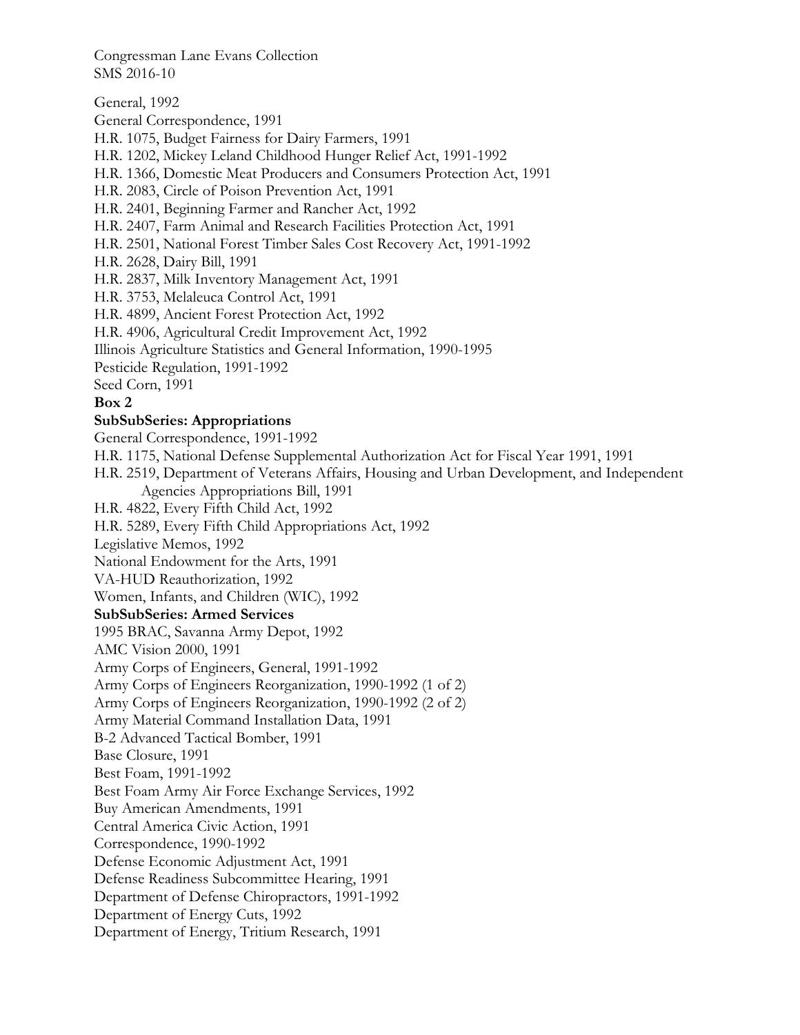General, 1992

General Correspondence, 1991

H.R. 1075, Budget Fairness for Dairy Farmers, 1991

H.R. 1202, Mickey Leland Childhood Hunger Relief Act, 1991-1992

H.R. 1366, Domestic Meat Producers and Consumers Protection Act, 1991

H.R. 2083, Circle of Poison Prevention Act, 1991

H.R. 2401, Beginning Farmer and Rancher Act, 1992

H.R. 2407, Farm Animal and Research Facilities Protection Act, 1991

H.R. 2501, National Forest Timber Sales Cost Recovery Act, 1991-1992

H.R. 2628, Dairy Bill, 1991

H.R. 2837, Milk Inventory Management Act, 1991

H.R. 3753, Melaleuca Control Act, 1991

H.R. 4899, Ancient Forest Protection Act, 1992

H.R. 4906, Agricultural Credit Improvement Act, 1992

Illinois Agriculture Statistics and General Information, 1990-1995

Pesticide Regulation, 1991-1992

Seed Corn, 1991

**Box 2**

**SubSubSeries: Appropriations**

General Correspondence, 1991-1992

H.R. 1175, National Defense Supplemental Authorization Act for Fiscal Year 1991, 1991

H.R. 2519, Department of Veterans Affairs, Housing and Urban Development, and Independent Agencies Appropriations Bill, 1991

H.R. 4822, Every Fifth Child Act, 1992

H.R. 5289, Every Fifth Child Appropriations Act, 1992

Legislative Memos, 1992

National Endowment for the Arts, 1991

VA-HUD Reauthorization, 1992

Women, Infants, and Children (WIC), 1992

**SubSubSeries: Armed Services**

1995 BRAC, Savanna Army Depot, 1992

AMC Vision 2000, 1991

Army Corps of Engineers, General, 1991-1992

Army Corps of Engineers Reorganization, 1990-1992 (1 of 2)

Army Corps of Engineers Reorganization, 1990-1992 (2 of 2)

Army Material Command Installation Data, 1991

B-2 Advanced Tactical Bomber, 1991

Base Closure, 1991

Best Foam, 1991-1992

Best Foam Army Air Force Exchange Services, 1992

Buy American Amendments, 1991

Central America Civic Action, 1991

Correspondence, 1990-1992

Defense Economic Adjustment Act, 1991

Defense Readiness Subcommittee Hearing, 1991

Department of Defense Chiropractors, 1991-1992

Department of Energy Cuts, 1992

Department of Energy, Tritium Research, 1991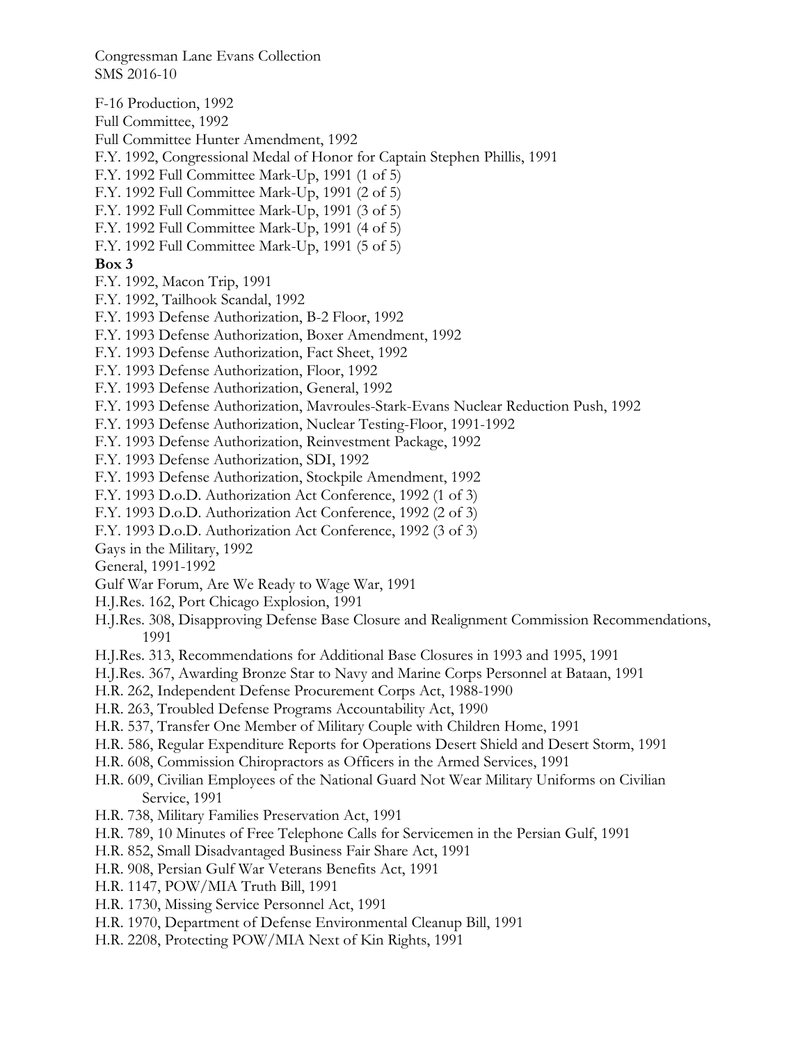F-16 Production, 1992
Full Committee, 1992
Full Committee Hunter Amendment, 1992
F.Y. 1992, Congressional Medal of Honor for Captain Stephen Phillis, 1991
F.Y. 1992 Full Committee Mark-Up, 1991 (1 of 5)
F.Y. 1992 Full Committee Mark-Up, 1991 (2 of 5)
F.Y. 1992 Full Committee Mark-Up, 1991 (3 of 5)
F.Y. 1992 Full Committee Mark-Up, 1991 (4 of 5)
F.Y. 1992 Full Committee Mark-Up, 1991 (5 of 5)

**Box 3**

F.Y. 1992, Macon Trip, 1991
F.Y. 1992, Tailhook Scandal, 1992
F.Y. 1993 Defense Authorization, B-2 Floor, 1992
F.Y. 1993 Defense Authorization, Boxer Amendment, 1992
F.Y. 1993 Defense Authorization, Fact Sheet, 1992
F.Y. 1993 Defense Authorization, Floor, 1992
F.Y. 1993 Defense Authorization, General, 1992
F.Y. 1993 Defense Authorization, Mavroules-Stark-Evans Nuclear Reduction Push, 1992
F.Y. 1993 Defense Authorization, Nuclear Testing-Floor, 1991-1992
F.Y. 1993 Defense Authorization, Reinvestment Package, 1992
F.Y. 1993 Defense Authorization, SDI, 1992
F.Y. 1993 Defense Authorization, Stockpile Amendment, 1992
F.Y. 1993 D.o.D. Authorization Act Conference, 1992 (1 of 3)
F.Y. 1993 D.o.D. Authorization Act Conference, 1992 (2 of 3)
F.Y. 1993 D.o.D. Authorization Act Conference, 1992 (3 of 3)
Gays in the Military, 1992
General, 1991-1992
Gulf War Forum, Are We Ready to Wage War, 1991
H.J.Res. 162, Port Chicago Explosion, 1991
H.J.Res. 308, Disapproving Defense Base Closure and Realignment Commission Recommendations, 1991
H.J.Res. 313, Recommendations for Additional Base Closures in 1993 and 1995, 1991
H.J.Res. 367, Awarding Bronze Star to Navy and Marine Corps Personnel at Bataan, 1991
H.R. 262, Independent Defense Procurement Corps Act, 1988-1990
H.R. 263, Troubled Defense Programs Accountability Act, 1990
H.R. 537, Transfer One Member of Military Couple with Children Home, 1991
H.R. 586, Regular Expenditure Reports for Operations Desert Shield and Desert Storm, 1991
H.R. 608, Commission Chiropractors as Officers in the Armed Services, 1991
H.R. 609, Civilian Employees of the National Guard Not Wear Military Uniforms on Civilian Service, 1991
H.R. 738, Military Families Preservation Act, 1991
H.R. 789, 10 Minutes of Free Telephone Calls for Servicemen in the Persian Gulf, 1991
H.R. 852, Small Disadvantaged Business Fair Share Act, 1991
H.R. 908, Persian Gulf War Veterans Benefits Act, 1991
H.R. 1147, POW/MIA Truth Bill, 1991
H.R. 1730, Missing Service Personnel Act, 1991
H.R. 1970, Department of Defense Environmental Cleanup Bill, 1991
H.R. 2208, Protecting POW/MIA Next of Kin Rights, 1991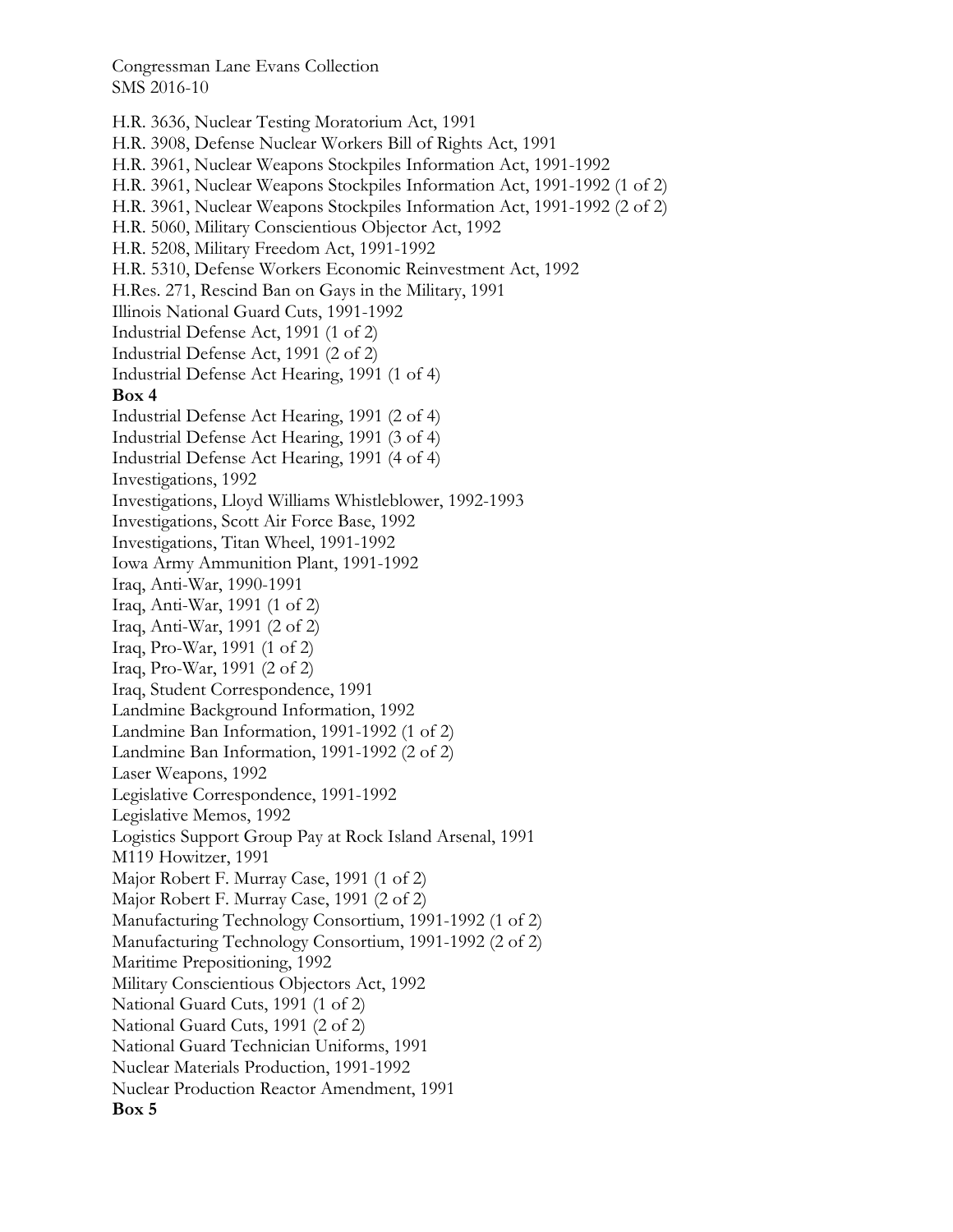H.R. 3636, Nuclear Testing Moratorium Act, 1991
H.R. 3908, Defense Nuclear Workers Bill of Rights Act, 1991
H.R. 3961, Nuclear Weapons Stockpiles Information Act, 1991-1992
H.R. 3961, Nuclear Weapons Stockpiles Information Act, 1991-1992 (1 of 2)
H.R. 3961, Nuclear Weapons Stockpiles Information Act, 1991-1992 (2 of 2)
H.R. 5060, Military Conscientious Objector Act, 1992
H.R. 5208, Military Freedom Act, 1991-1992
H.R. 5310, Defense Workers Economic Reinvestment Act, 1992
H.Res. 271, Rescind Ban on Gays in the Military, 1991
Illinois National Guard Cuts, 1991-1992
Industrial Defense Act, 1991 (1 of 2)
Industrial Defense Act, 1991 (2 of 2)
Industrial Defense Act Hearing, 1991 (1 of 4)

**Box 4**

Industrial Defense Act Hearing, 1991 (2 of 4)
Industrial Defense Act Hearing, 1991 (3 of 4)
Industrial Defense Act Hearing, 1991 (4 of 4)
Investigations, 1992
Investigations, Lloyd Williams Whistleblower, 1992-1993
Investigations, Scott Air Force Base, 1992
Investigations, Titan Wheel, 1991-1992
Iowa Army Ammunition Plant, 1991-1992
Iraq, Anti-War, 1990-1991
Iraq, Anti-War, 1991 (1 of 2)
Iraq, Anti-War, 1991 (2 of 2)
Iraq, Pro-War, 1991 (1 of 2)
Iraq, Pro-War, 1991 (2 of 2)
Iraq, Student Correspondence, 1991
Landmine Background Information, 1992
Landmine Ban Information, 1991-1992 (1 of 2)
Landmine Ban Information, 1991-1992 (2 of 2)
Laser Weapons, 1992
Legislative Correspondence, 1991-1992
Legislative Memos, 1992
Logistics Support Group Pay at Rock Island Arsenal, 1991
M119 Howitzer, 1991
Major Robert F. Murray Case, 1991 (1 of 2)
Major Robert F. Murray Case, 1991 (2 of 2)
Manufacturing Technology Consortium, 1991-1992 (1 of 2)
Manufacturing Technology Consortium, 1991-1992 (2 of 2)
Maritime Prepositioning, 1992
Military Conscientious Objectors Act, 1992
National Guard Cuts, 1991 (1 of 2)
National Guard Cuts, 1991 (2 of 2)
National Guard Technician Uniforms, 1991
Nuclear Materials Production, 1991-1992
Nuclear Production Reactor Amendment, 1991

**Box 5**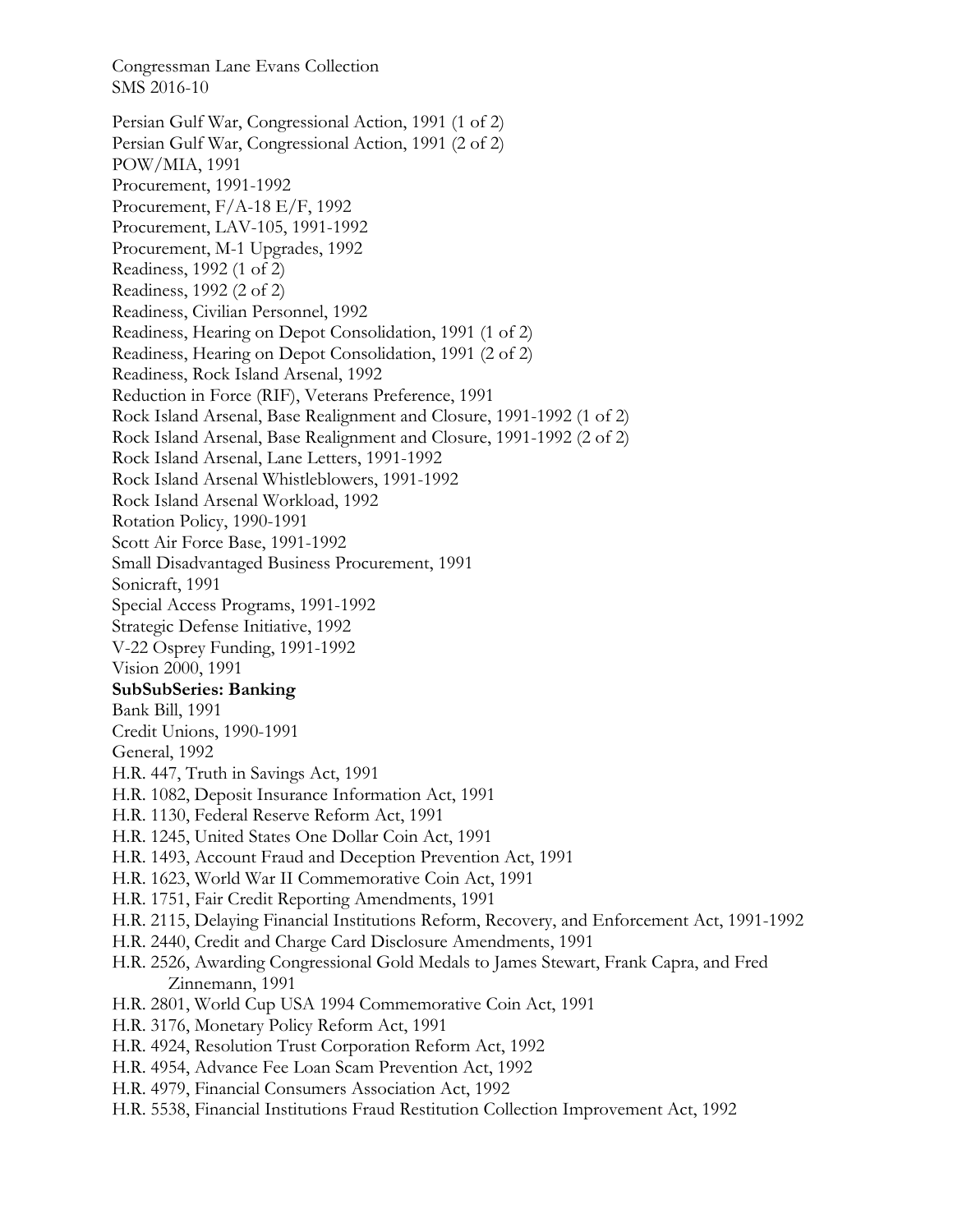Persian Gulf War, Congressional Action, 1991 (1 of 2)
Persian Gulf War, Congressional Action, 1991 (2 of 2)
POW/MIA, 1991
Procurement, 1991-1992
Procurement, F/A-18 E/F, 1992
Procurement, LAV-105, 1991-1992
Procurement, M-1 Upgrades, 1992
Readiness, 1992 (1 of 2)
Readiness, 1992 (2 of 2)
Readiness, Civilian Personnel, 1992
Readiness, Hearing on Depot Consolidation, 1991 (1 of 2)
Readiness, Hearing on Depot Consolidation, 1991 (2 of 2)
Readiness, Rock Island Arsenal, 1992
Reduction in Force (RIF), Veterans Preference, 1991
Rock Island Arsenal, Base Realignment and Closure, 1991-1992 (1 of 2)
Rock Island Arsenal, Base Realignment and Closure, 1991-1992 (2 of 2)
Rock Island Arsenal, Lane Letters, 1991-1992
Rock Island Arsenal Whistleblowers, 1991-1992
Rock Island Arsenal Workload, 1992
Rotation Policy, 1990-1991
Scott Air Force Base, 1991-1992
Small Disadvantaged Business Procurement, 1991
Sonicraft, 1991
Special Access Programs, 1991-1992
Strategic Defense Initiative, 1992
V-22 Osprey Funding, 1991-1992
Vision 2000, 1991

**SubSubSeries: Banking**

Bank Bill, 1991
Credit Unions, 1990-1991
General, 1992
H.R. 447, Truth in Savings Act, 1991
H.R. 1082, Deposit Insurance Information Act, 1991
H.R. 1130, Federal Reserve Reform Act, 1991
H.R. 1245, United States One Dollar Coin Act, 1991
H.R. 1493, Account Fraud and Deception Prevention Act, 1991
H.R. 1623, World War II Commemorative Coin Act, 1991
H.R. 1751, Fair Credit Reporting Amendments, 1991
H.R. 2115, Delaying Financial Institutions Reform, Recovery, and Enforcement Act, 1991-1992
H.R. 2440, Credit and Charge Card Disclosure Amendments, 1991
H.R. 2526, Awarding Congressional Gold Medals to James Stewart, Frank Capra, and Fred Zinnemann, 1991
H.R. 2801, World Cup USA 1994 Commemorative Coin Act, 1991
H.R. 3176, Monetary Policy Reform Act, 1991
H.R. 4924, Resolution Trust Corporation Reform Act, 1992
H.R. 4954, Advance Fee Loan Scam Prevention Act, 1992
H.R. 4979, Financial Consumers Association Act, 1992
H.R. 5538, Financial Institutions Fraud Restitution Collection Improvement Act, 1992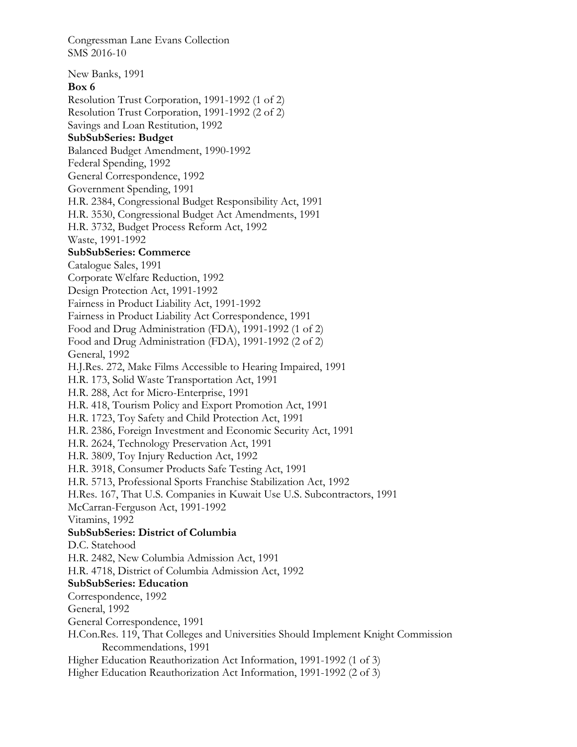New Banks, 1991

**Box 6**

Resolution Trust Corporation, 1991-1992 (1 of 2)
Resolution Trust Corporation, 1991-1992 (2 of 2)
Savings and Loan Restitution, 1992

**SubSubSeries: Budget**

Balanced Budget Amendment, 1990-1992
Federal Spending, 1992
General Correspondence, 1992
Government Spending, 1991
H.R. 2384, Congressional Budget Responsibility Act, 1991
H.R. 3530, Congressional Budget Act Amendments, 1991
H.R. 3732, Budget Process Reform Act, 1992
Waste, 1991-1992

**SubSubSeries: Commerce**

Catalogue Sales, 1991
Corporate Welfare Reduction, 1992
Design Protection Act, 1991-1992
Fairness in Product Liability Act, 1991-1992
Fairness in Product Liability Act Correspondence, 1991
Food and Drug Administration (FDA), 1991-1992 (1 of 2)
Food and Drug Administration (FDA), 1991-1992 (2 of 2)
General, 1992
H.J.Res. 272, Make Films Accessible to Hearing Impaired, 1991
H.R. 173, Solid Waste Transportation Act, 1991
H.R. 288, Act for Micro-Enterprise, 1991
H.R. 418, Tourism Policy and Export Promotion Act, 1991
H.R. 1723, Toy Safety and Child Protection Act, 1991
H.R. 2386, Foreign Investment and Economic Security Act, 1991
H.R. 2624, Technology Preservation Act, 1991
H.R. 3809, Toy Injury Reduction Act, 1992
H.R. 3918, Consumer Products Safe Testing Act, 1991
H.R. 5713, Professional Sports Franchise Stabilization Act, 1992
H.Res. 167, That U.S. Companies in Kuwait Use U.S. Subcontractors, 1991
McCarran-Ferguson Act, 1991-1992
Vitamins, 1992

**SubSubSeries: District of Columbia**

D.C. Statehood
H.R. 2482, New Columbia Admission Act, 1991
H.R. 4718, District of Columbia Admission Act, 1992

**SubSubSeries: Education**

Correspondence, 1992
General, 1992
General Correspondence, 1991
H.Con.Res. 119, That Colleges and Universities Should Implement Knight Commission Recommendations, 1991
Higher Education Reauthorization Act Information, 1991-1992 (1 of 3)
Higher Education Reauthorization Act Information, 1991-1992 (2 of 3)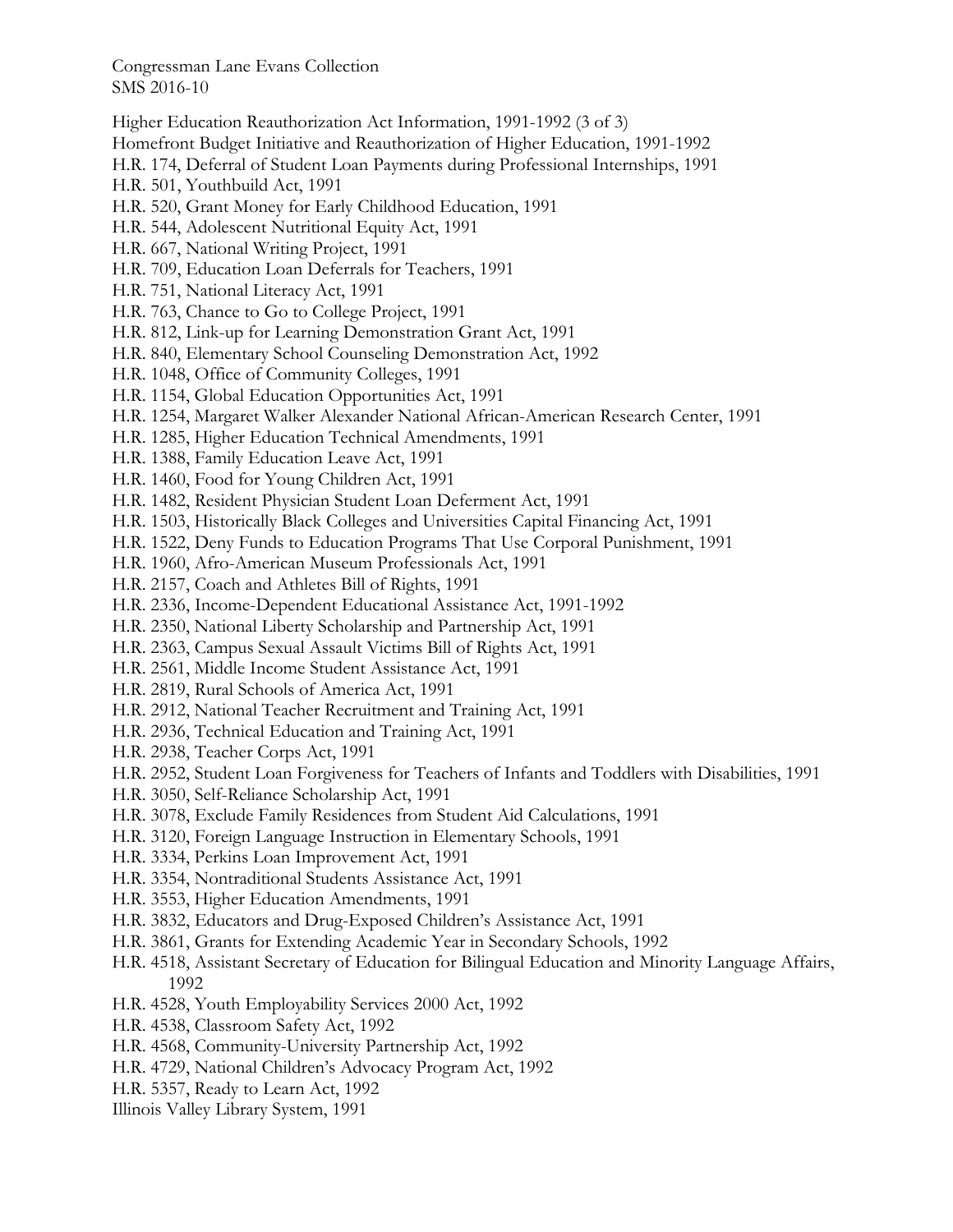Higher Education Reauthorization Act Information, 1991-1992 (3 of 3)
Homefront Budget Initiative and Reauthorization of Higher Education, 1991-1992
H.R. 174, Deferral of Student Loan Payments during Professional Internships, 1991
H.R. 501, Youthbuild Act, 1991
H.R. 520, Grant Money for Early Childhood Education, 1991
H.R. 544, Adolescent Nutritional Equity Act, 1991
H.R. 667, National Writing Project, 1991
H.R. 709, Education Loan Deferrals for Teachers, 1991
H.R. 751, National Literacy Act, 1991
H.R. 763, Chance to Go to College Project, 1991
H.R. 812, Link-up for Learning Demonstration Grant Act, 1991
H.R. 840, Elementary School Counseling Demonstration Act, 1992
H.R. 1048, Office of Community Colleges, 1991
H.R. 1154, Global Education Opportunities Act, 1991
H.R. 1254, Margaret Walker Alexander National African-American Research Center, 1991
H.R. 1285, Higher Education Technical Amendments, 1991
H.R. 1388, Family Education Leave Act, 1991
H.R. 1460, Food for Young Children Act, 1991
H.R. 1482, Resident Physician Student Loan Deferment Act, 1991
H.R. 1503, Historically Black Colleges and Universities Capital Financing Act, 1991
H.R. 1522, Deny Funds to Education Programs That Use Corporal Punishment, 1991
H.R. 1960, Afro-American Museum Professionals Act, 1991
H.R. 2157, Coach and Athletes Bill of Rights, 1991
H.R. 2336, Income-Dependent Educational Assistance Act, 1991-1992
H.R. 2350, National Liberty Scholarship and Partnership Act, 1991
H.R. 2363, Campus Sexual Assault Victims Bill of Rights Act, 1991
H.R. 2561, Middle Income Student Assistance Act, 1991
H.R. 2819, Rural Schools of America Act, 1991
H.R. 2912, National Teacher Recruitment and Training Act, 1991
H.R. 2936, Technical Education and Training Act, 1991
H.R. 2938, Teacher Corps Act, 1991
H.R. 2952, Student Loan Forgiveness for Teachers of Infants and Toddlers with Disabilities, 1991
H.R. 3050, Self-Reliance Scholarship Act, 1991
H.R. 3078, Exclude Family Residences from Student Aid Calculations, 1991
H.R. 3120, Foreign Language Instruction in Elementary Schools, 1991
H.R. 3334, Perkins Loan Improvement Act, 1991
H.R. 3354, Nontraditional Students Assistance Act, 1991
H.R. 3553, Higher Education Amendments, 1991
H.R. 3832, Educators and Drug-Exposed Children's Assistance Act, 1991
H.R. 3861, Grants for Extending Academic Year in Secondary Schools, 1992
H.R. 4518, Assistant Secretary of Education for Bilingual Education and Minority Language Affairs, 1992
H.R. 4528, Youth Employability Services 2000 Act, 1992
H.R. 4538, Classroom Safety Act, 1992
H.R. 4568, Community-University Partnership Act, 1992
H.R. 4729, National Children's Advocacy Program Act, 1992
H.R. 5357, Ready to Learn Act, 1992
Illinois Valley Library System, 1991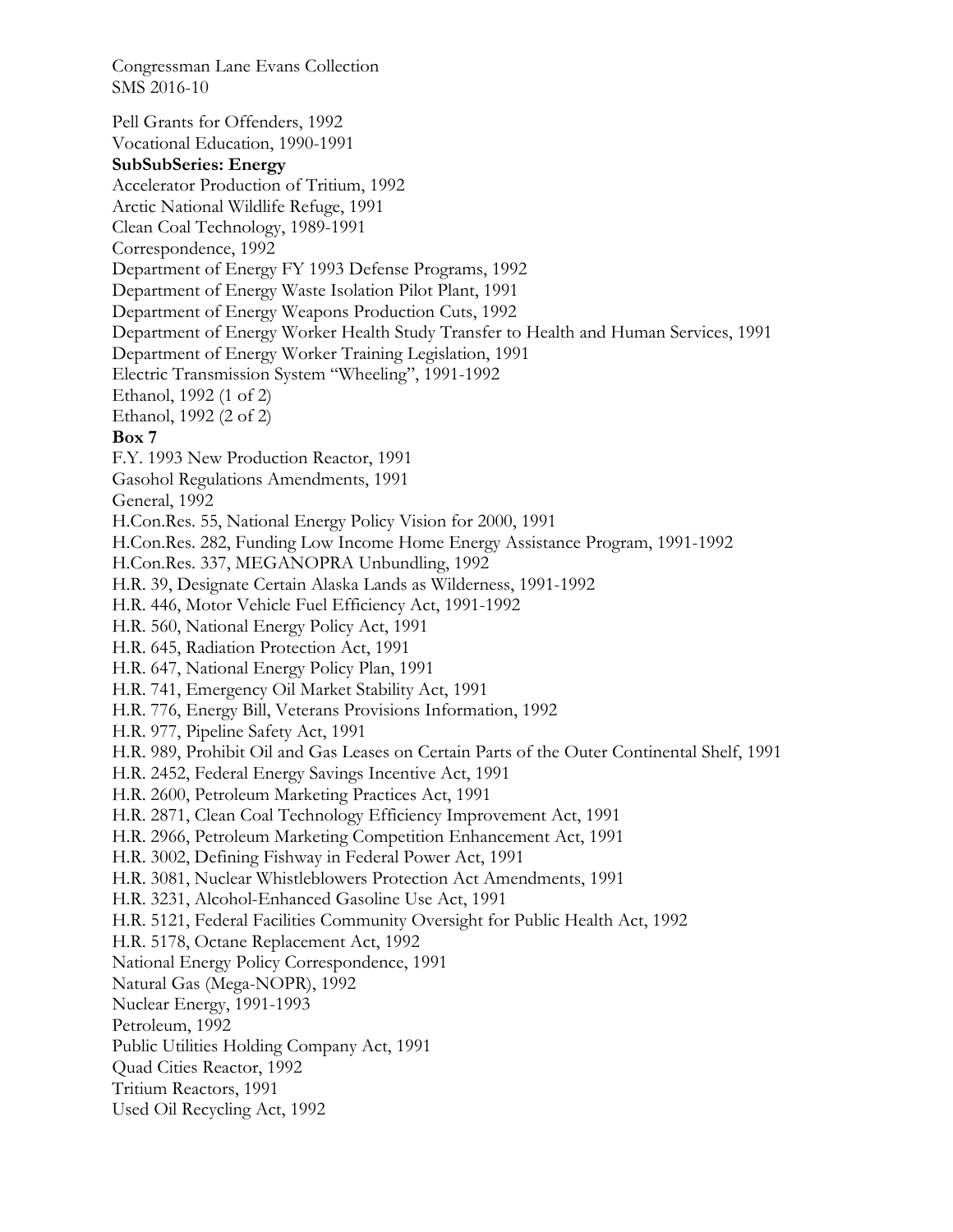Pell Grants for Offenders, 1992
Vocational Education, 1990-1991

**SubSubSeries: Energy**

Accelerator Production of Tritium, 1992
Arctic National Wildlife Refuge, 1991
Clean Coal Technology, 1989-1991
Correspondence, 1992
Department of Energy FY 1993 Defense Programs, 1992
Department of Energy Waste Isolation Pilot Plant, 1991
Department of Energy Weapons Production Cuts, 1992
Department of Energy Worker Health Study Transfer to Health and Human Services, 1991
Department of Energy Worker Training Legislation, 1991
Electric Transmission System "Wheeling", 1991-1992
Ethanol, 1992 (1 of 2)
Ethanol, 1992 (2 of 2)

**Box 7**

F.Y. 1993 New Production Reactor, 1991
Gasohol Regulations Amendments, 1991
General, 1992
H.Con.Res. 55, National Energy Policy Vision for 2000, 1991
H.Con.Res. 282, Funding Low Income Home Energy Assistance Program, 1991-1992
H.Con.Res. 337, MEGANOPRA Unbundling, 1992
H.R. 39, Designate Certain Alaska Lands as Wilderness, 1991-1992
H.R. 446, Motor Vehicle Fuel Efficiency Act, 1991-1992
H.R. 560, National Energy Policy Act, 1991
H.R. 645, Radiation Protection Act, 1991
H.R. 647, National Energy Policy Plan, 1991
H.R. 741, Emergency Oil Market Stability Act, 1991
H.R. 776, Energy Bill, Veterans Provisions Information, 1992
H.R. 977, Pipeline Safety Act, 1991
H.R. 989, Prohibit Oil and Gas Leases on Certain Parts of the Outer Continental Shelf, 1991
H.R. 2452, Federal Energy Savings Incentive Act, 1991
H.R. 2600, Petroleum Marketing Practices Act, 1991
H.R. 2871, Clean Coal Technology Efficiency Improvement Act, 1991
H.R. 2966, Petroleum Marketing Competition Enhancement Act, 1991
H.R. 3002, Defining Fishway in Federal Power Act, 1991
H.R. 3081, Nuclear Whistleblowers Protection Act Amendments, 1991
H.R. 3231, Alcohol-Enhanced Gasoline Use Act, 1991
H.R. 5121, Federal Facilities Community Oversight for Public Health Act, 1992
H.R. 5178, Octane Replacement Act, 1992
National Energy Policy Correspondence, 1991
Natural Gas (Mega-NOPR), 1992
Nuclear Energy, 1991-1993
Petroleum, 1992
Public Utilities Holding Company Act, 1991
Quad Cities Reactor, 1992
Tritium Reactors, 1991
Used Oil Recycling Act, 1992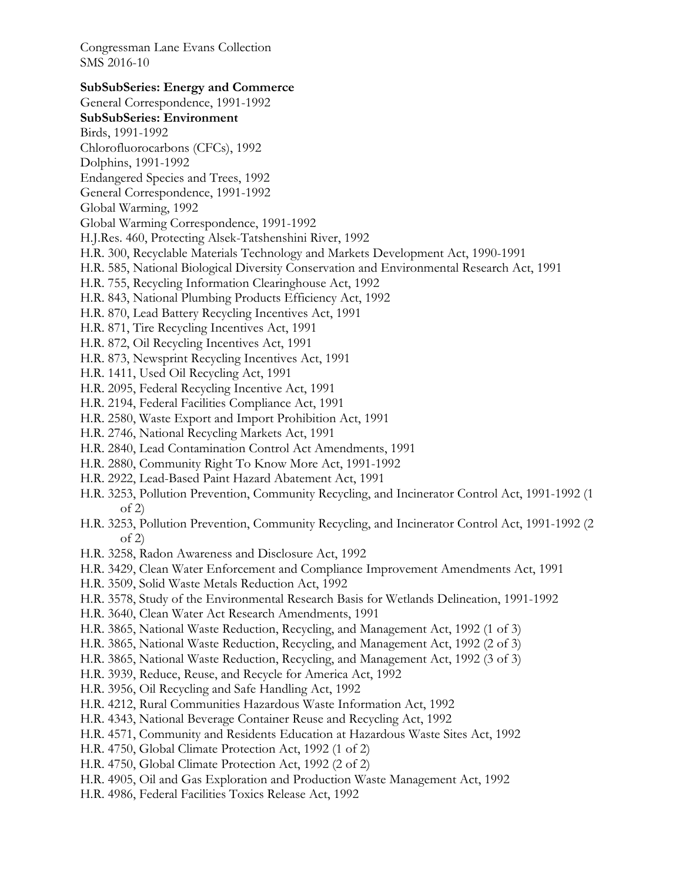Congressman Lane Evans Collection
SMS 2016-10

**SubSubSeries: Energy and Commerce**

General Correspondence, 1991-1992

**SubSubSeries: Environment**

Birds, 1991-1992

Chlorofluorocarbons (CFCs), 1992

Dolphins, 1991-1992

Endangered Species and Trees, 1992

General Correspondence, 1991-1992

Global Warming, 1992

Global Warming Correspondence, 1991-1992

H.J.Res. 460, Protecting Alsek-Tatshenshini River, 1992

H.R. 300, Recyclable Materials Technology and Markets Development Act, 1990-1991

H.R. 585, National Biological Diversity Conservation and Environmental Research Act, 1991

H.R. 755, Recycling Information Clearinghouse Act, 1992

H.R. 843, National Plumbing Products Efficiency Act, 1992

H.R. 870, Lead Battery Recycling Incentives Act, 1991

H.R. 871, Tire Recycling Incentives Act, 1991

H.R. 872, Oil Recycling Incentives Act, 1991

H.R. 873, Newsprint Recycling Incentives Act, 1991

H.R. 1411, Used Oil Recycling Act, 1991

H.R. 2095, Federal Recycling Incentive Act, 1991

H.R. 2194, Federal Facilities Compliance Act, 1991

H.R. 2580, Waste Export and Import Prohibition Act, 1991

H.R. 2746, National Recycling Markets Act, 1991

H.R. 2840, Lead Contamination Control Act Amendments, 1991

H.R. 2880, Community Right To Know More Act, 1991-1992

H.R. 2922, Lead-Based Paint Hazard Abatement Act, 1991

H.R. 3253, Pollution Prevention, Community Recycling, and Incinerator Control Act, 1991-1992 (1 of 2)

H.R. 3253, Pollution Prevention, Community Recycling, and Incinerator Control Act, 1991-1992 (2 of 2)

H.R. 3258, Radon Awareness and Disclosure Act, 1992

H.R. 3429, Clean Water Enforcement and Compliance Improvement Amendments Act, 1991

H.R. 3509, Solid Waste Metals Reduction Act, 1992

H.R. 3578, Study of the Environmental Research Basis for Wetlands Delineation, 1991-1992

H.R. 3640, Clean Water Act Research Amendments, 1991

H.R. 3865, National Waste Reduction, Recycling, and Management Act, 1992 (1 of 3)

H.R. 3865, National Waste Reduction, Recycling, and Management Act, 1992 (2 of 3)

H.R. 3865, National Waste Reduction, Recycling, and Management Act, 1992 (3 of 3)

H.R. 3939, Reduce, Reuse, and Recycle for America Act, 1992

H.R. 3956, Oil Recycling and Safe Handling Act, 1992

H.R. 4212, Rural Communities Hazardous Waste Information Act, 1992

H.R. 4343, National Beverage Container Reuse and Recycling Act, 1992

H.R. 4571, Community and Residents Education at Hazardous Waste Sites Act, 1992

H.R. 4750, Global Climate Protection Act, 1992 (1 of 2)

H.R. 4750, Global Climate Protection Act, 1992 (2 of 2)

H.R. 4905, Oil and Gas Exploration and Production Waste Management Act, 1992

H.R. 4986, Federal Facilities Toxics Release Act, 1992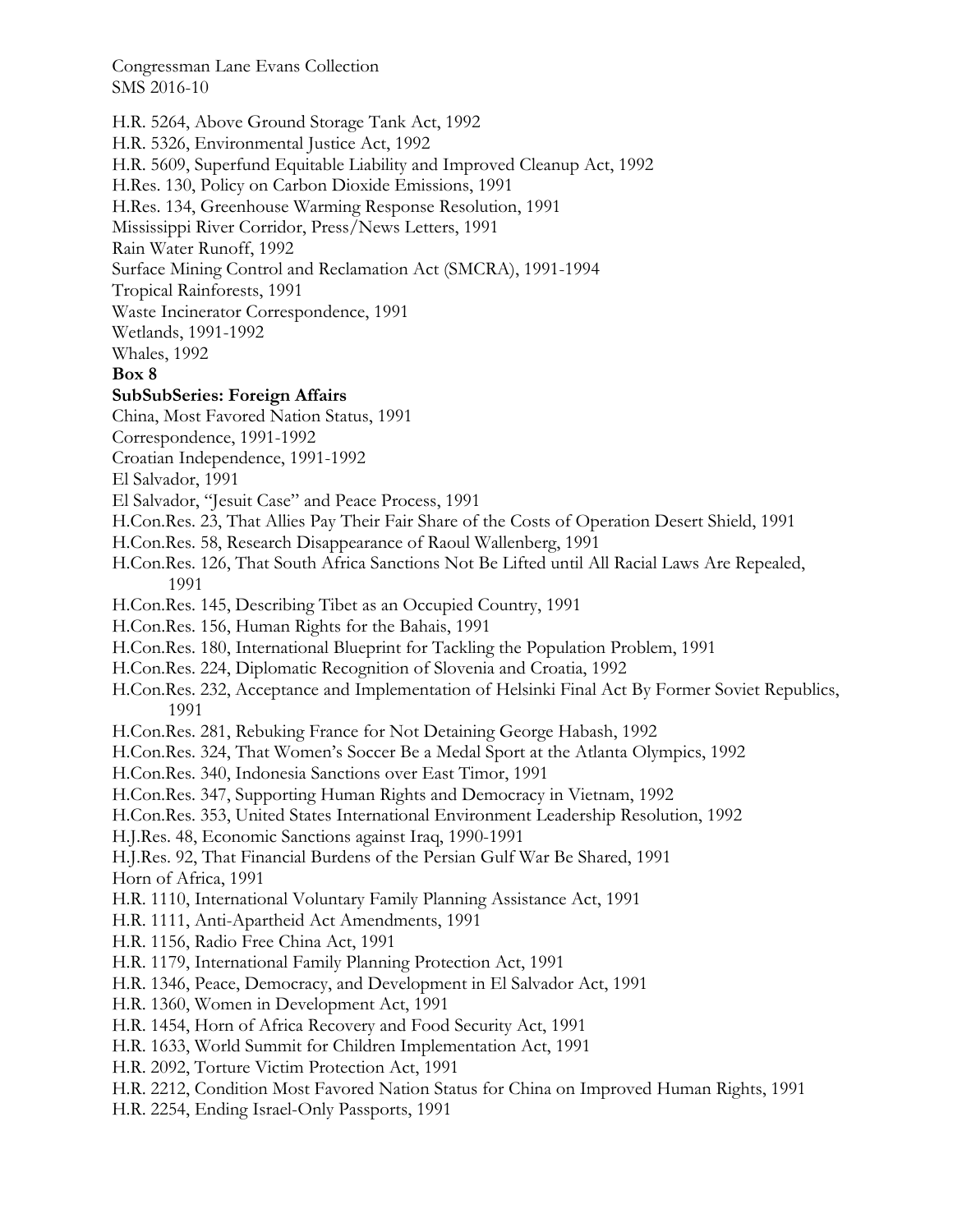H.R. 5264, Above Ground Storage Tank Act, 1992
H.R. 5326, Environmental Justice Act, 1992
H.R. 5609, Superfund Equitable Liability and Improved Cleanup Act, 1992
H.Res. 130, Policy on Carbon Dioxide Emissions, 1991
H.Res. 134, Greenhouse Warming Response Resolution, 1991
Mississippi River Corridor, Press/News Letters, 1991
Rain Water Runoff, 1992
Surface Mining Control and Reclamation Act (SMCRA), 1991-1994
Tropical Rainforests, 1991
Waste Incinerator Correspondence, 1991
Wetlands, 1991-1992
Whales, 1992

**Box 8**

**SubSubSeries: Foreign Affairs**

China, Most Favored Nation Status, 1991
Correspondence, 1991-1992
Croatian Independence, 1991-1992
El Salvador, 1991
El Salvador, "Jesuit Case" and Peace Process, 1991
H.Con.Res. 23, That Allies Pay Their Fair Share of the Costs of Operation Desert Shield, 1991
H.Con.Res. 58, Research Disappearance of Raoul Wallenberg, 1991
H.Con.Res. 126, That South Africa Sanctions Not Be Lifted until All Racial Laws Are Repealed, 1991
H.Con.Res. 145, Describing Tibet as an Occupied Country, 1991
H.Con.Res. 156, Human Rights for the Bahais, 1991
H.Con.Res. 180, International Blueprint for Tackling the Population Problem, 1991
H.Con.Res. 224, Diplomatic Recognition of Slovenia and Croatia, 1992
H.Con.Res. 232, Acceptance and Implementation of Helsinki Final Act By Former Soviet Republics, 1991
H.Con.Res. 281, Rebuking France for Not Detaining George Habash, 1992
H.Con.Res. 324, That Women's Soccer Be a Medal Sport at the Atlanta Olympics, 1992
H.Con.Res. 340, Indonesia Sanctions over East Timor, 1991
H.Con.Res. 347, Supporting Human Rights and Democracy in Vietnam, 1992
H.Con.Res. 353, United States International Environment Leadership Resolution, 1992
H.J.Res. 48, Economic Sanctions against Iraq, 1990-1991
H.J.Res. 92, That Financial Burdens of the Persian Gulf War Be Shared, 1991
Horn of Africa, 1991
H.R. 1110, International Voluntary Family Planning Assistance Act, 1991
H.R. 1111, Anti-Apartheid Act Amendments, 1991
H.R. 1156, Radio Free China Act, 1991
H.R. 1179, International Family Planning Protection Act, 1991
H.R. 1346, Peace, Democracy, and Development in El Salvador Act, 1991
H.R. 1360, Women in Development Act, 1991
H.R. 1454, Horn of Africa Recovery and Food Security Act, 1991
H.R. 1633, World Summit for Children Implementation Act, 1991
H.R. 2092, Torture Victim Protection Act, 1991
H.R. 2212, Condition Most Favored Nation Status for China on Improved Human Rights, 1991
H.R. 2254, Ending Israel-Only Passports, 1991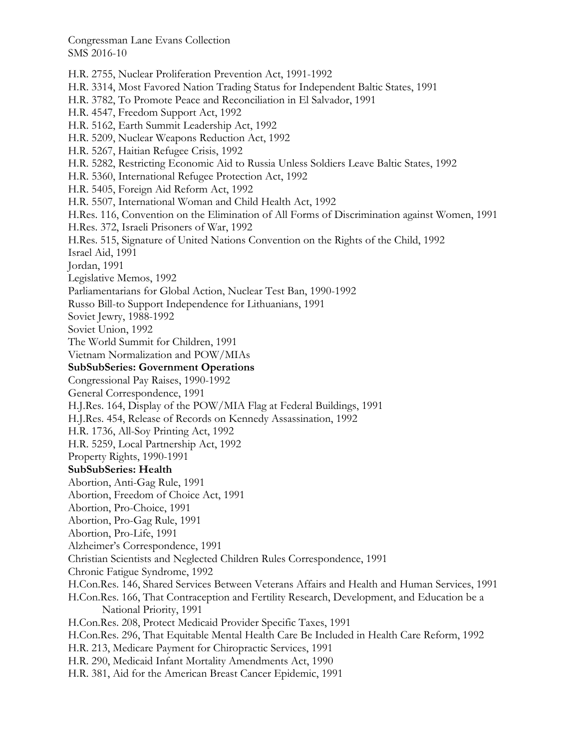H.R. 2755, Nuclear Proliferation Prevention Act, 1991-1992
H.R. 3314, Most Favored Nation Trading Status for Independent Baltic States, 1991
H.R. 3782, To Promote Peace and Reconciliation in El Salvador, 1991
H.R. 4547, Freedom Support Act, 1992
H.R. 5162, Earth Summit Leadership Act, 1992
H.R. 5209, Nuclear Weapons Reduction Act, 1992
H.R. 5267, Haitian Refugee Crisis, 1992
H.R. 5282, Restricting Economic Aid to Russia Unless Soldiers Leave Baltic States, 1992
H.R. 5360, International Refugee Protection Act, 1992
H.R. 5405, Foreign Aid Reform Act, 1992
H.R. 5507, International Woman and Child Health Act, 1992
H.Res. 116, Convention on the Elimination of All Forms of Discrimination against Women, 1991
H.Res. 372, Israeli Prisoners of War, 1992
H.Res. 515, Signature of United Nations Convention on the Rights of the Child, 1992
Israel Aid, 1991
Jordan, 1991
Legislative Memos, 1992
Parliamentarians for Global Action, Nuclear Test Ban, 1990-1992
Russo Bill-to Support Independence for Lithuanians, 1991
Soviet Jewry, 1988-1992
Soviet Union, 1992
The World Summit for Children, 1991
Vietnam Normalization and POW/MIAs

**SubSubSeries: Government Operations**

Congressional Pay Raises, 1990-1992
General Correspondence, 1991
H.J.Res. 164, Display of the POW/MIA Flag at Federal Buildings, 1991
H.J.Res. 454, Release of Records on Kennedy Assassination, 1992
H.R. 1736, All-Soy Printing Act, 1992
H.R. 5259, Local Partnership Act, 1992
Property Rights, 1990-1991

**SubSubSeries: Health**

Abortion, Anti-Gag Rule, 1991
Abortion, Freedom of Choice Act, 1991
Abortion, Pro-Choice, 1991
Abortion, Pro-Gag Rule, 1991
Abortion, Pro-Life, 1991
Alzheimer's Correspondence, 1991
Christian Scientists and Neglected Children Rules Correspondence, 1991
Chronic Fatigue Syndrome, 1992
H.Con.Res. 146, Shared Services Between Veterans Affairs and Health and Human Services, 1991
H.Con.Res. 166, That Contraception and Fertility Research, Development, and Education be a National Priority, 1991
H.Con.Res. 208, Protect Medicaid Provider Specific Taxes, 1991
H.Con.Res. 296, That Equitable Mental Health Care Be Included in Health Care Reform, 1992
H.R. 213, Medicare Payment for Chiropractic Services, 1991
H.R. 290, Medicaid Infant Mortality Amendments Act, 1990
H.R. 381, Aid for the American Breast Cancer Epidemic, 1991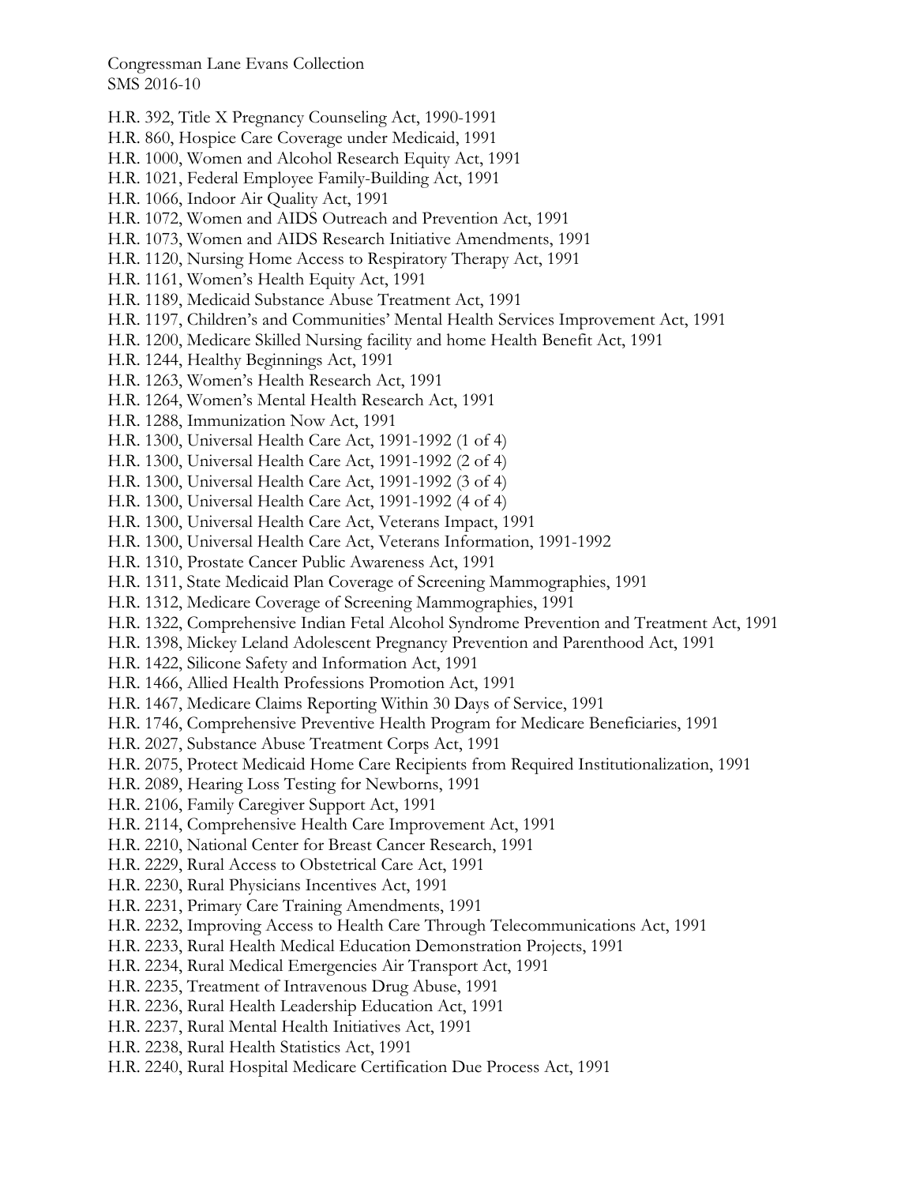H.R. 392, Title X Pregnancy Counseling Act, 1990-1991
H.R. 860, Hospice Care Coverage under Medicaid, 1991
H.R. 1000, Women and Alcohol Research Equity Act, 1991
H.R. 1021, Federal Employee Family-Building Act, 1991
H.R. 1066, Indoor Air Quality Act, 1991
H.R. 1072, Women and AIDS Outreach and Prevention Act, 1991
H.R. 1073, Women and AIDS Research Initiative Amendments, 1991
H.R. 1120, Nursing Home Access to Respiratory Therapy Act, 1991
H.R. 1161, Women's Health Equity Act, 1991
H.R. 1189, Medicaid Substance Abuse Treatment Act, 1991
H.R. 1197, Children's and Communities' Mental Health Services Improvement Act, 1991
H.R. 1200, Medicare Skilled Nursing facility and home Health Benefit Act, 1991
H.R. 1244, Healthy Beginnings Act, 1991
H.R. 1263, Women's Health Research Act, 1991
H.R. 1264, Women's Mental Health Research Act, 1991
H.R. 1288, Immunization Now Act, 1991
H.R. 1300, Universal Health Care Act, 1991-1992 (1 of 4)
H.R. 1300, Universal Health Care Act, 1991-1992 (2 of 4)
H.R. 1300, Universal Health Care Act, 1991-1992 (3 of 4)
H.R. 1300, Universal Health Care Act, 1991-1992 (4 of 4)
H.R. 1300, Universal Health Care Act, Veterans Impact, 1991
H.R. 1300, Universal Health Care Act, Veterans Information, 1991-1992
H.R. 1310, Prostate Cancer Public Awareness Act, 1991
H.R. 1311, State Medicaid Plan Coverage of Screening Mammographies, 1991
H.R. 1312, Medicare Coverage of Screening Mammographies, 1991
H.R. 1322, Comprehensive Indian Fetal Alcohol Syndrome Prevention and Treatment Act, 1991
H.R. 1398, Mickey Leland Adolescent Pregnancy Prevention and Parenthood Act, 1991
H.R. 1422, Silicone Safety and Information Act, 1991
H.R. 1466, Allied Health Professions Promotion Act, 1991
H.R. 1467, Medicare Claims Reporting Within 30 Days of Service, 1991
H.R. 1746, Comprehensive Preventive Health Program for Medicare Beneficiaries, 1991
H.R. 2027, Substance Abuse Treatment Corps Act, 1991
H.R. 2075, Protect Medicaid Home Care Recipients from Required Institutionalization, 1991
H.R. 2089, Hearing Loss Testing for Newborns, 1991
H.R. 2106, Family Caregiver Support Act, 1991
H.R. 2114, Comprehensive Health Care Improvement Act, 1991
H.R. 2210, National Center for Breast Cancer Research, 1991
H.R. 2229, Rural Access to Obstetrical Care Act, 1991
H.R. 2230, Rural Physicians Incentives Act, 1991
H.R. 2231, Primary Care Training Amendments, 1991
H.R. 2232, Improving Access to Health Care Through Telecommunications Act, 1991
H.R. 2233, Rural Health Medical Education Demonstration Projects, 1991
H.R. 2234, Rural Medical Emergencies Air Transport Act, 1991
H.R. 2235, Treatment of Intravenous Drug Abuse, 1991
H.R. 2236, Rural Health Leadership Education Act, 1991
H.R. 2237, Rural Mental Health Initiatives Act, 1991
H.R. 2238, Rural Health Statistics Act, 1991
H.R. 2240, Rural Hospital Medicare Certification Due Process Act, 1991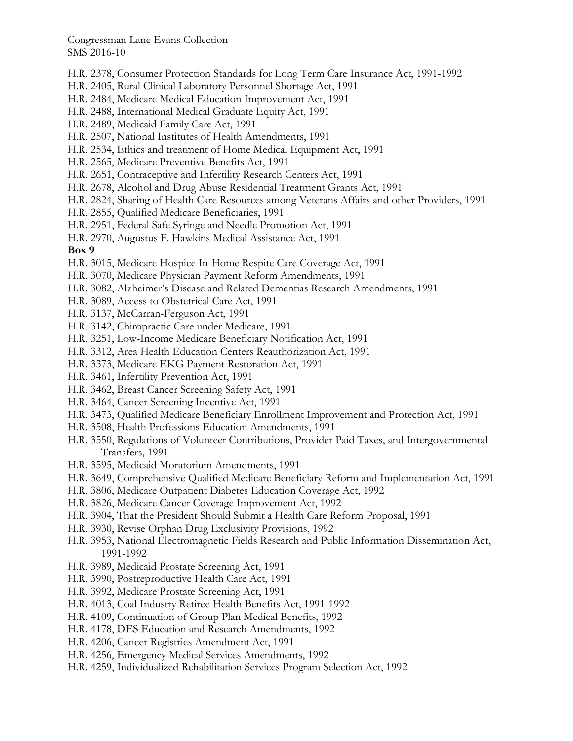H.R. 2378, Consumer Protection Standards for Long Term Care Insurance Act, 1991-1992
H.R. 2405, Rural Clinical Laboratory Personnel Shortage Act, 1991
H.R. 2484, Medicare Medical Education Improvement Act, 1991
H.R. 2488, International Medical Graduate Equity Act, 1991
H.R. 2489, Medicaid Family Care Act, 1991
H.R. 2507, National Institutes of Health Amendments, 1991
H.R. 2534, Ethics and treatment of Home Medical Equipment Act, 1991
H.R. 2565, Medicare Preventive Benefits Act, 1991
H.R. 2651, Contraceptive and Infertility Research Centers Act, 1991
H.R. 2678, Alcohol and Drug Abuse Residential Treatment Grants Act, 1991
H.R. 2824, Sharing of Health Care Resources among Veterans Affairs and other Providers, 1991
H.R. 2855, Qualified Medicare Beneficiaries, 1991
H.R. 2951, Federal Safe Syringe and Needle Promotion Act, 1991
H.R. 2970, Augustus F. Hawkins Medical Assistance Act, 1991

**Box 9**

H.R. 3015, Medicare Hospice In-Home Respite Care Coverage Act, 1991
H.R. 3070, Medicare Physician Payment Reform Amendments, 1991
H.R. 3082, Alzheimer's Disease and Related Dementias Research Amendments, 1991
H.R. 3089, Access to Obstetrical Care Act, 1991
H.R. 3137, McCarran-Ferguson Act, 1991
H.R. 3142, Chiropractic Care under Medicare, 1991
H.R. 3251, Low-Income Medicare Beneficiary Notification Act, 1991
H.R. 3312, Area Health Education Centers Reauthorization Act, 1991
H.R. 3373, Medicare EKG Payment Restoration Act, 1991
H.R. 3461, Infertility Prevention Act, 1991
H.R. 3462, Breast Cancer Screening Safety Act, 1991
H.R. 3464, Cancer Screening Incentive Act, 1991
H.R. 3473, Qualified Medicare Beneficiary Enrollment Improvement and Protection Act, 1991
H.R. 3508, Health Professions Education Amendments, 1991
H.R. 3550, Regulations of Volunteer Contributions, Provider Paid Taxes, and Intergovernmental Transfers, 1991
H.R. 3595, Medicaid Moratorium Amendments, 1991
H.R. 3649, Comprehensive Qualified Medicare Beneficiary Reform and Implementation Act, 1991
H.R. 3806, Medicare Outpatient Diabetes Education Coverage Act, 1992
H.R. 3826, Medicare Cancer Coverage Improvement Act, 1992
H.R. 3904, That the President Should Submit a Health Care Reform Proposal, 1991
H.R. 3930, Revise Orphan Drug Exclusivity Provisions, 1992
H.R. 3953, National Electromagnetic Fields Research and Public Information Dissemination Act, 1991-1992
H.R. 3989, Medicaid Prostate Screening Act, 1991
H.R. 3990, Postreproductive Health Care Act, 1991
H.R. 3992, Medicare Prostate Screening Act, 1991
H.R. 4013, Coal Industry Retiree Health Benefits Act, 1991-1992
H.R. 4109, Continuation of Group Plan Medical Benefits, 1992
H.R. 4178, DES Education and Research Amendments, 1992
H.R. 4206, Cancer Registries Amendment Act, 1991
H.R. 4256, Emergency Medical Services Amendments, 1992
H.R. 4259, Individualized Rehabilitation Services Program Selection Act, 1992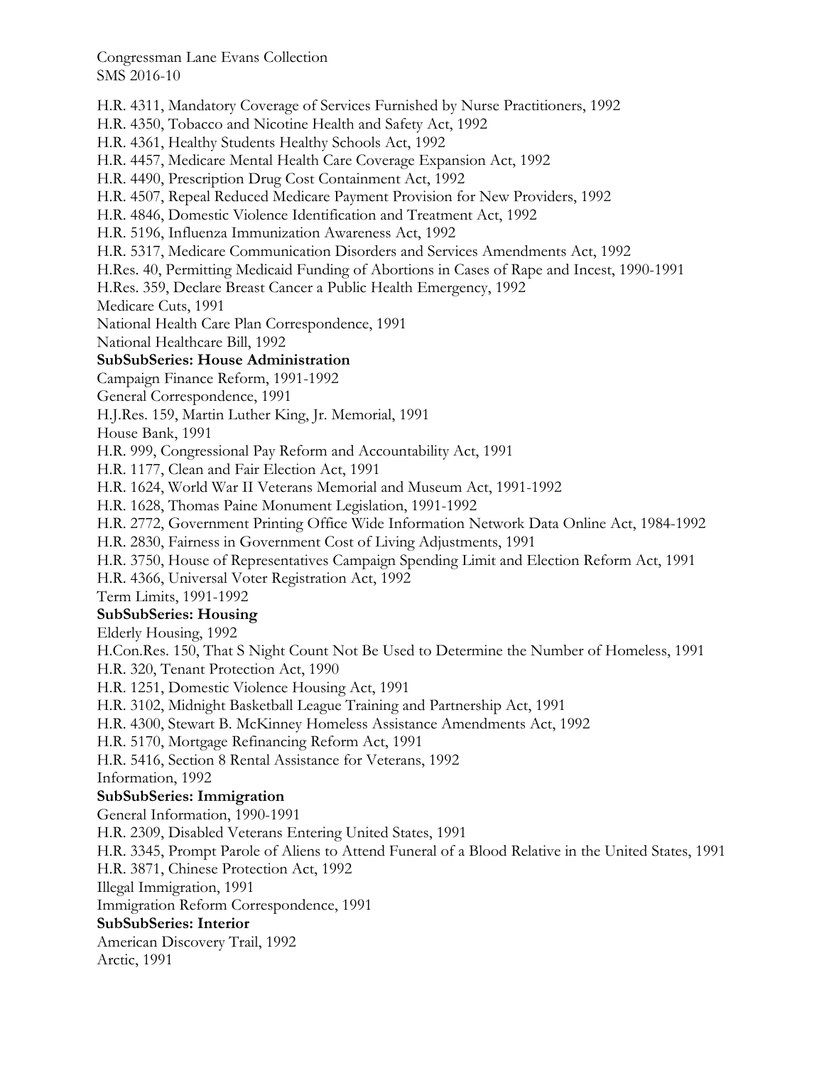H.R. 4311, Mandatory Coverage of Services Furnished by Nurse Practitioners, 1992
H.R. 4350, Tobacco and Nicotine Health and Safety Act, 1992
H.R. 4361, Healthy Students Healthy Schools Act, 1992
H.R. 4457, Medicare Mental Health Care Coverage Expansion Act, 1992
H.R. 4490, Prescription Drug Cost Containment Act, 1992
H.R. 4507, Repeal Reduced Medicare Payment Provision for New Providers, 1992
H.R. 4846, Domestic Violence Identification and Treatment Act, 1992
H.R. 5196, Influenza Immunization Awareness Act, 1992
H.R. 5317, Medicare Communication Disorders and Services Amendments Act, 1992
H.Res. 40, Permitting Medicaid Funding of Abortions in Cases of Rape and Incest, 1990-1991
H.Res. 359, Declare Breast Cancer a Public Health Emergency, 1992
Medicare Cuts, 1991
National Health Care Plan Correspondence, 1991
National Healthcare Bill, 1992

**SubSubSeries: House Administration**

Campaign Finance Reform, 1991-1992
General Correspondence, 1991
H.J.Res. 159, Martin Luther King, Jr. Memorial, 1991
House Bank, 1991
H.R. 999, Congressional Pay Reform and Accountability Act, 1991
H.R. 1177, Clean and Fair Election Act, 1991
H.R. 1624, World War II Veterans Memorial and Museum Act, 1991-1992
H.R. 1628, Thomas Paine Monument Legislation, 1991-1992
H.R. 2772, Government Printing Office Wide Information Network Data Online Act, 1984-1992
H.R. 2830, Fairness in Government Cost of Living Adjustments, 1991
H.R. 3750, House of Representatives Campaign Spending Limit and Election Reform Act, 1991
H.R. 4366, Universal Voter Registration Act, 1992
Term Limits, 1991-1992

**SubSubSeries: Housing**

Elderly Housing, 1992
H.Con.Res. 150, That S Night Count Not Be Used to Determine the Number of Homeless, 1991
H.R. 320, Tenant Protection Act, 1990
H.R. 1251, Domestic Violence Housing Act, 1991
H.R. 3102, Midnight Basketball League Training and Partnership Act, 1991
H.R. 4300, Stewart B. McKinney Homeless Assistance Amendments Act, 1992
H.R. 5170, Mortgage Refinancing Reform Act, 1991
H.R. 5416, Section 8 Rental Assistance for Veterans, 1992
Information, 1992

**SubSubSeries: Immigration**

General Information, 1990-1991
H.R. 2309, Disabled Veterans Entering United States, 1991
H.R. 3345, Prompt Parole of Aliens to Attend Funeral of a Blood Relative in the United States, 1991
H.R. 3871, Chinese Protection Act, 1992
Illegal Immigration, 1991
Immigration Reform Correspondence, 1991

**SubSubSeries: Interior**

American Discovery Trail, 1992
Arctic, 1991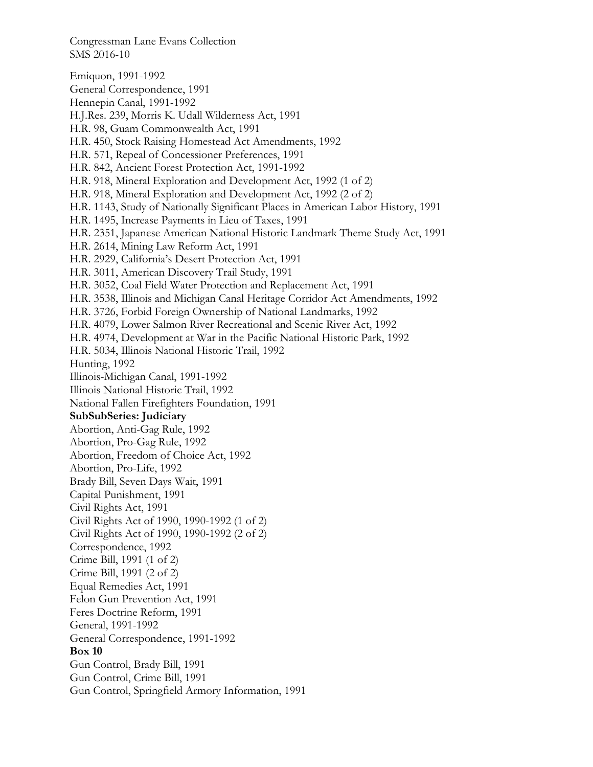Emiquon, 1991-1992
General Correspondence, 1991
Hennepin Canal, 1991-1992
H.J.Res. 239, Morris K. Udall Wilderness Act, 1991
H.R. 98, Guam Commonwealth Act, 1991
H.R. 450, Stock Raising Homestead Act Amendments, 1992
H.R. 571, Repeal of Concessioner Preferences, 1991
H.R. 842, Ancient Forest Protection Act, 1991-1992
H.R. 918, Mineral Exploration and Development Act, 1992 (1 of 2)
H.R. 918, Mineral Exploration and Development Act, 1992 (2 of 2)
H.R. 1143, Study of Nationally Significant Places in American Labor History, 1991
H.R. 1495, Increase Payments in Lieu of Taxes, 1991
H.R. 2351, Japanese American National Historic Landmark Theme Study Act, 1991
H.R. 2614, Mining Law Reform Act, 1991
H.R. 2929, California's Desert Protection Act, 1991
H.R. 3011, American Discovery Trail Study, 1991
H.R. 3052, Coal Field Water Protection and Replacement Act, 1991
H.R. 3538, Illinois and Michigan Canal Heritage Corridor Act Amendments, 1992
H.R. 3726, Forbid Foreign Ownership of National Landmarks, 1992
H.R. 4079, Lower Salmon River Recreational and Scenic River Act, 1992
H.R. 4974, Development at War in the Pacific National Historic Park, 1992
H.R. 5034, Illinois National Historic Trail, 1992
Hunting, 1992
Illinois-Michigan Canal, 1991-1992
Illinois National Historic Trail, 1992
National Fallen Firefighters Foundation, 1991

**SubSubSeries: Judiciary**

Abortion, Anti-Gag Rule, 1992
Abortion, Pro-Gag Rule, 1992
Abortion, Freedom of Choice Act, 1992
Abortion, Pro-Life, 1992
Brady Bill, Seven Days Wait, 1991
Capital Punishment, 1991
Civil Rights Act, 1991
Civil Rights Act of 1990, 1990-1992 (1 of 2)
Civil Rights Act of 1990, 1990-1992 (2 of 2)
Correspondence, 1992
Crime Bill, 1991 (1 of 2)
Crime Bill, 1991 (2 of 2)
Equal Remedies Act, 1991
Felon Gun Prevention Act, 1991
Feres Doctrine Reform, 1991
General, 1991-1992
General Correspondence, 1991-1992

**Box 10**

Gun Control, Brady Bill, 1991
Gun Control, Crime Bill, 1991
Gun Control, Springfield Armory Information, 1991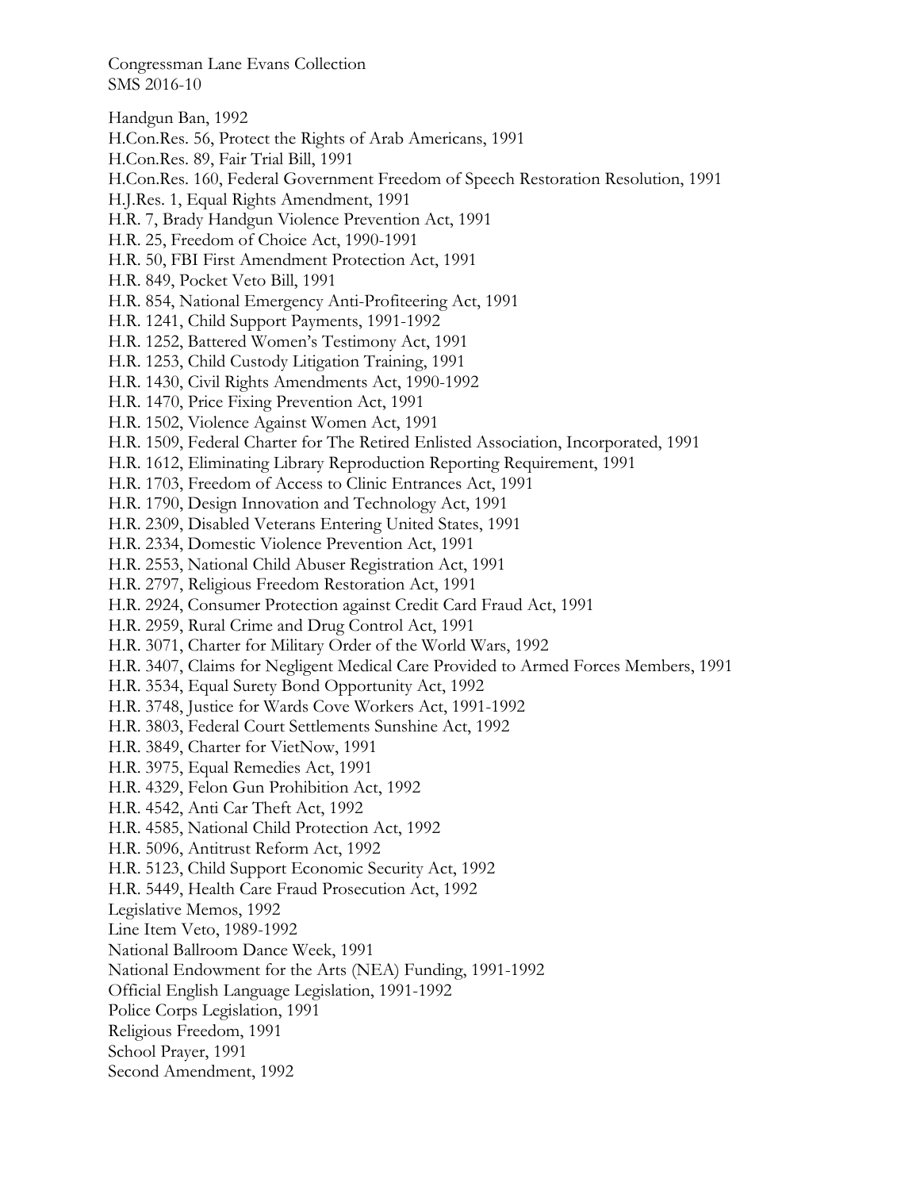Handgun Ban, 1992
H.Con.Res. 56, Protect the Rights of Arab Americans, 1991
H.Con.Res. 89, Fair Trial Bill, 1991
H.Con.Res. 160, Federal Government Freedom of Speech Restoration Resolution, 1991
H.J.Res. 1, Equal Rights Amendment, 1991
H.R. 7, Brady Handgun Violence Prevention Act, 1991
H.R. 25, Freedom of Choice Act, 1990-1991
H.R. 50, FBI First Amendment Protection Act, 1991
H.R. 849, Pocket Veto Bill, 1991
H.R. 854, National Emergency Anti-Profiteering Act, 1991
H.R. 1241, Child Support Payments, 1991-1992
H.R. 1252, Battered Women's Testimony Act, 1991
H.R. 1253, Child Custody Litigation Training, 1991
H.R. 1430, Civil Rights Amendments Act, 1990-1992
H.R. 1470, Price Fixing Prevention Act, 1991
H.R. 1502, Violence Against Women Act, 1991
H.R. 1509, Federal Charter for The Retired Enlisted Association, Incorporated, 1991
H.R. 1612, Eliminating Library Reproduction Reporting Requirement, 1991
H.R. 1703, Freedom of Access to Clinic Entrances Act, 1991
H.R. 1790, Design Innovation and Technology Act, 1991
H.R. 2309, Disabled Veterans Entering United States, 1991
H.R. 2334, Domestic Violence Prevention Act, 1991
H.R. 2553, National Child Abuser Registration Act, 1991
H.R. 2797, Religious Freedom Restoration Act, 1991
H.R. 2924, Consumer Protection against Credit Card Fraud Act, 1991
H.R. 2959, Rural Crime and Drug Control Act, 1991
H.R. 3071, Charter for Military Order of the World Wars, 1992
H.R. 3407, Claims for Negligent Medical Care Provided to Armed Forces Members, 1991
H.R. 3534, Equal Surety Bond Opportunity Act, 1992
H.R. 3748, Justice for Wards Cove Workers Act, 1991-1992
H.R. 3803, Federal Court Settlements Sunshine Act, 1992
H.R. 3849, Charter for VietNow, 1991
H.R. 3975, Equal Remedies Act, 1991
H.R. 4329, Felon Gun Prohibition Act, 1992
H.R. 4542, Anti Car Theft Act, 1992
H.R. 4585, National Child Protection Act, 1992
H.R. 5096, Antitrust Reform Act, 1992
H.R. 5123, Child Support Economic Security Act, 1992
H.R. 5449, Health Care Fraud Prosecution Act, 1992
Legislative Memos, 1992
Line Item Veto, 1989-1992
National Ballroom Dance Week, 1991
National Endowment for the Arts (NEA) Funding, 1991-1992
Official English Language Legislation, 1991-1992
Police Corps Legislation, 1991
Religious Freedom, 1991
School Prayer, 1991
Second Amendment, 1992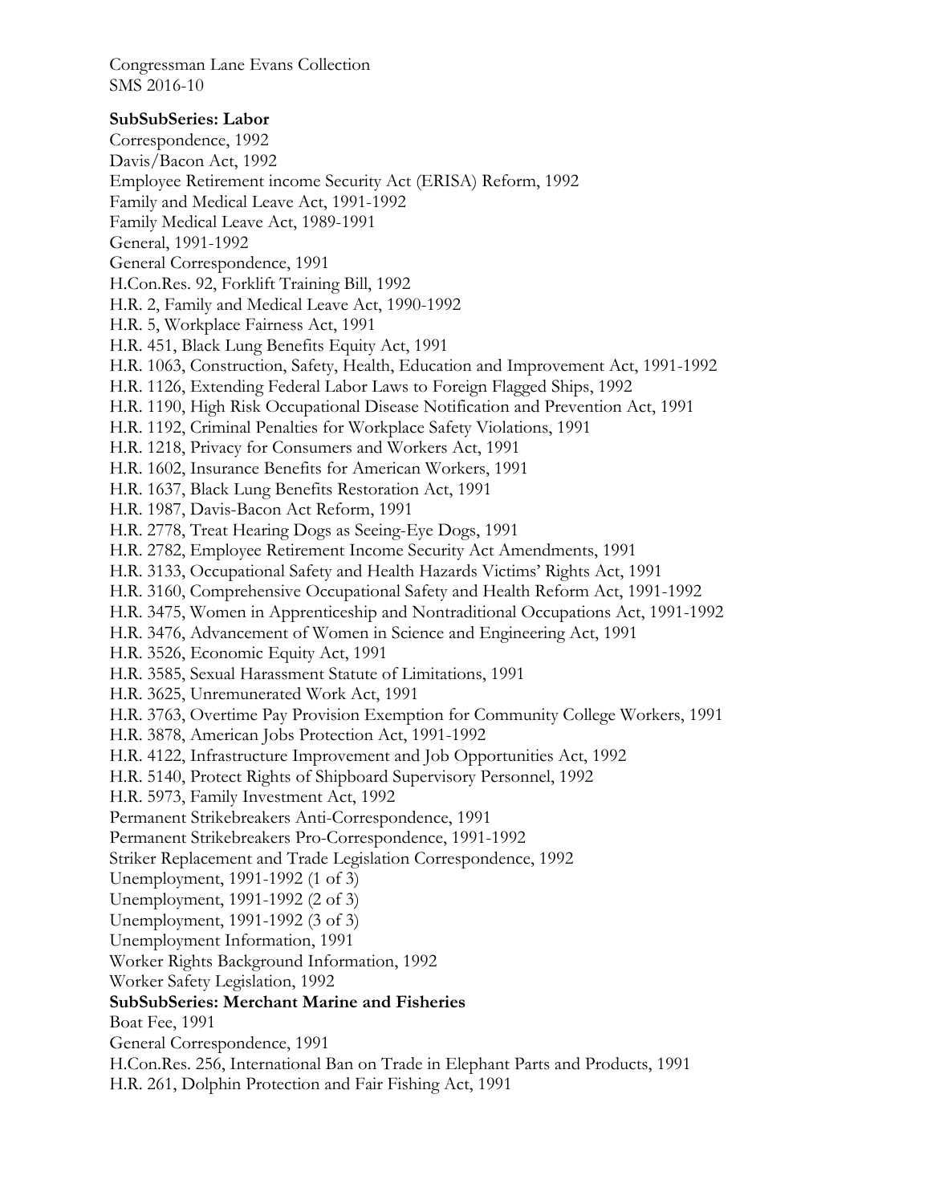Congressman Lane Evans Collection
SMS 2016-10

**SubSubSeries: Labor**

Correspondence, 1992
Davis/Bacon Act, 1992
Employee Retirement income Security Act (ERISA) Reform, 1992
Family and Medical Leave Act, 1991-1992
Family Medical Leave Act, 1989-1991
General, 1991-1992
General Correspondence, 1991
H.Con.Res. 92, Forklift Training Bill, 1992
H.R. 2, Family and Medical Leave Act, 1990-1992
H.R. 5, Workplace Fairness Act, 1991
H.R. 451, Black Lung Benefits Equity Act, 1991
H.R. 1063, Construction, Safety, Health, Education and Improvement Act, 1991-1992
H.R. 1126, Extending Federal Labor Laws to Foreign Flagged Ships, 1992
H.R. 1190, High Risk Occupational Disease Notification and Prevention Act, 1991
H.R. 1192, Criminal Penalties for Workplace Safety Violations, 1991
H.R. 1218, Privacy for Consumers and Workers Act, 1991
H.R. 1602, Insurance Benefits for American Workers, 1991
H.R. 1637, Black Lung Benefits Restoration Act, 1991
H.R. 1987, Davis-Bacon Act Reform, 1991
H.R. 2778, Treat Hearing Dogs as Seeing-Eye Dogs, 1991
H.R. 2782, Employee Retirement Income Security Act Amendments, 1991
H.R. 3133, Occupational Safety and Health Hazards Victims' Rights Act, 1991
H.R. 3160, Comprehensive Occupational Safety and Health Reform Act, 1991-1992
H.R. 3475, Women in Apprenticeship and Nontraditional Occupations Act, 1991-1992
H.R. 3476, Advancement of Women in Science and Engineering Act, 1991
H.R. 3526, Economic Equity Act, 1991
H.R. 3585, Sexual Harassment Statute of Limitations, 1991
H.R. 3625, Unremunerated Work Act, 1991
H.R. 3763, Overtime Pay Provision Exemption for Community College Workers, 1991
H.R. 3878, American Jobs Protection Act, 1991-1992
H.R. 4122, Infrastructure Improvement and Job Opportunities Act, 1992
H.R. 5140, Protect Rights of Shipboard Supervisory Personnel, 1992
H.R. 5973, Family Investment Act, 1992
Permanent Strikebreakers Anti-Correspondence, 1991
Permanent Strikebreakers Pro-Correspondence, 1991-1992
Striker Replacement and Trade Legislation Correspondence, 1992
Unemployment, 1991-1992 (1 of 3)
Unemployment, 1991-1992 (2 of 3)
Unemployment, 1991-1992 (3 of 3)
Unemployment Information, 1991
Worker Rights Background Information, 1992
Worker Safety Legislation, 1992

**SubSubSeries: Merchant Marine and Fisheries**

Boat Fee, 1991
General Correspondence, 1991
H.Con.Res. 256, International Ban on Trade in Elephant Parts and Products, 1991
H.R. 261, Dolphin Protection and Fair Fishing Act, 1991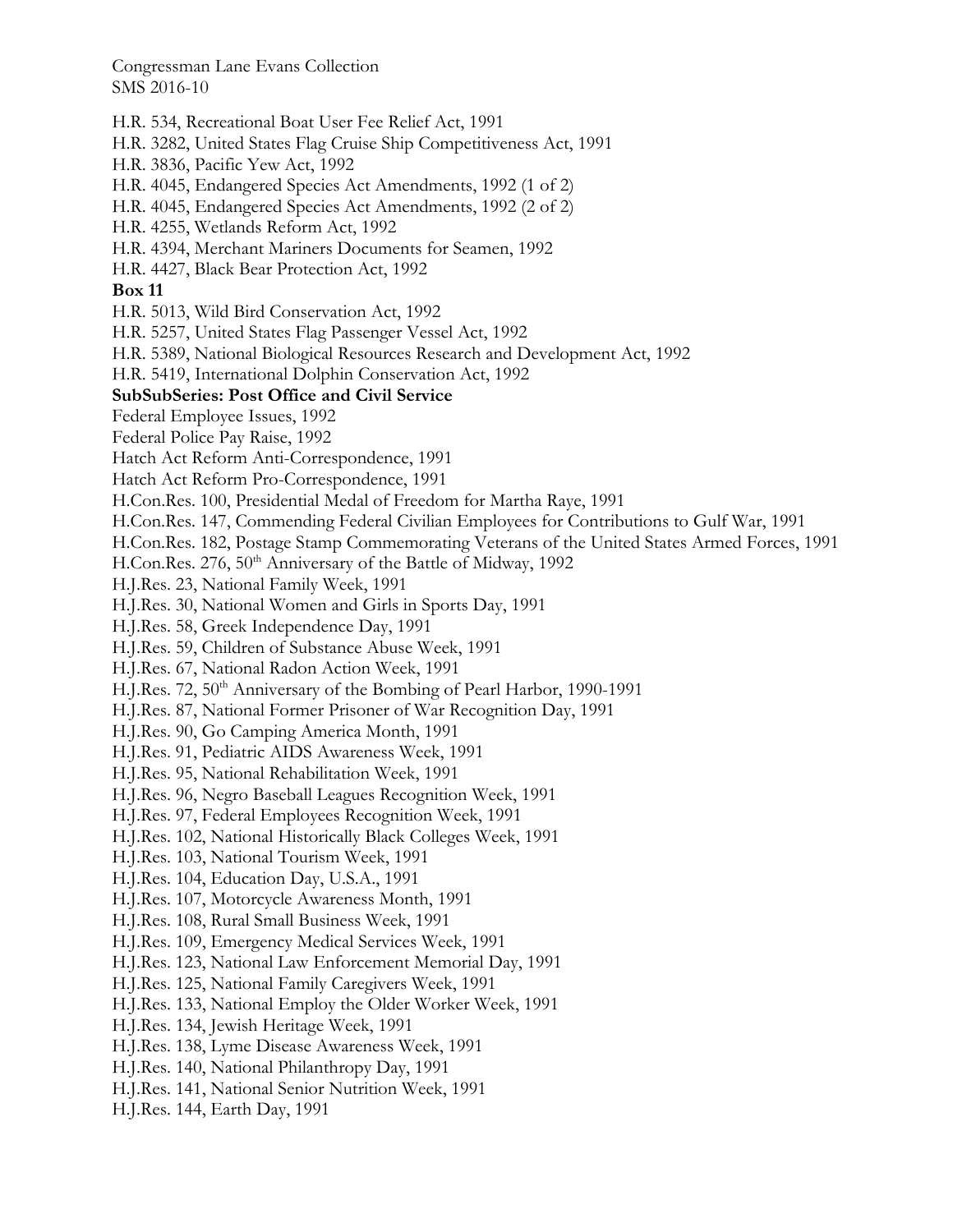H.R. 534, Recreational Boat User Fee Relief Act, 1991
H.R. 3282, United States Flag Cruise Ship Competitiveness Act, 1991
H.R. 3836, Pacific Yew Act, 1992
H.R. 4045, Endangered Species Act Amendments, 1992 (1 of 2)
H.R. 4045, Endangered Species Act Amendments, 1992 (2 of 2)
H.R. 4255, Wetlands Reform Act, 1992
H.R. 4394, Merchant Mariners Documents for Seamen, 1992
H.R. 4427, Black Bear Protection Act, 1992

**Box 11**

H.R. 5013, Wild Bird Conservation Act, 1992
H.R. 5257, United States Flag Passenger Vessel Act, 1992
H.R. 5389, National Biological Resources Research and Development Act, 1992
H.R. 5419, International Dolphin Conservation Act, 1992

**SubSubSeries: Post Office and Civil Service**

Federal Employee Issues, 1992
Federal Police Pay Raise, 1992
Hatch Act Reform Anti-Correspondence, 1991
Hatch Act Reform Pro-Correspondence, 1991
H.Con.Res. 100, Presidential Medal of Freedom for Martha Raye, 1991
H.Con.Res. 147, Commending Federal Civilian Employees for Contributions to Gulf War, 1991
H.Con.Res. 182, Postage Stamp Commemorating Veterans of the United States Armed Forces, 1991
H.Con.Res. 276, 50th Anniversary of the Battle of Midway, 1992
H.J.Res. 23, National Family Week, 1991
H.J.Res. 30, National Women and Girls in Sports Day, 1991
H.J.Res. 58, Greek Independence Day, 1991
H.J.Res. 59, Children of Substance Abuse Week, 1991
H.J.Res. 67, National Radon Action Week, 1991
H.J.Res. 72, 50th Anniversary of the Bombing of Pearl Harbor, 1990-1991
H.J.Res. 87, National Former Prisoner of War Recognition Day, 1991
H.J.Res. 90, Go Camping America Month, 1991
H.J.Res. 91, Pediatric AIDS Awareness Week, 1991
H.J.Res. 95, National Rehabilitation Week, 1991
H.J.Res. 96, Negro Baseball Leagues Recognition Week, 1991
H.J.Res. 97, Federal Employees Recognition Week, 1991
H.J.Res. 102, National Historically Black Colleges Week, 1991
H.J.Res. 103, National Tourism Week, 1991
H.J.Res. 104, Education Day, U.S.A., 1991
H.J.Res. 107, Motorcycle Awareness Month, 1991
H.J.Res. 108, Rural Small Business Week, 1991
H.J.Res. 109, Emergency Medical Services Week, 1991
H.J.Res. 123, National Law Enforcement Memorial Day, 1991
H.J.Res. 125, National Family Caregivers Week, 1991
H.J.Res. 133, National Employ the Older Worker Week, 1991
H.J.Res. 134, Jewish Heritage Week, 1991
H.J.Res. 138, Lyme Disease Awareness Week, 1991
H.J.Res. 140, National Philanthropy Day, 1991
H.J.Res. 141, National Senior Nutrition Week, 1991
H.J.Res. 144, Earth Day, 1991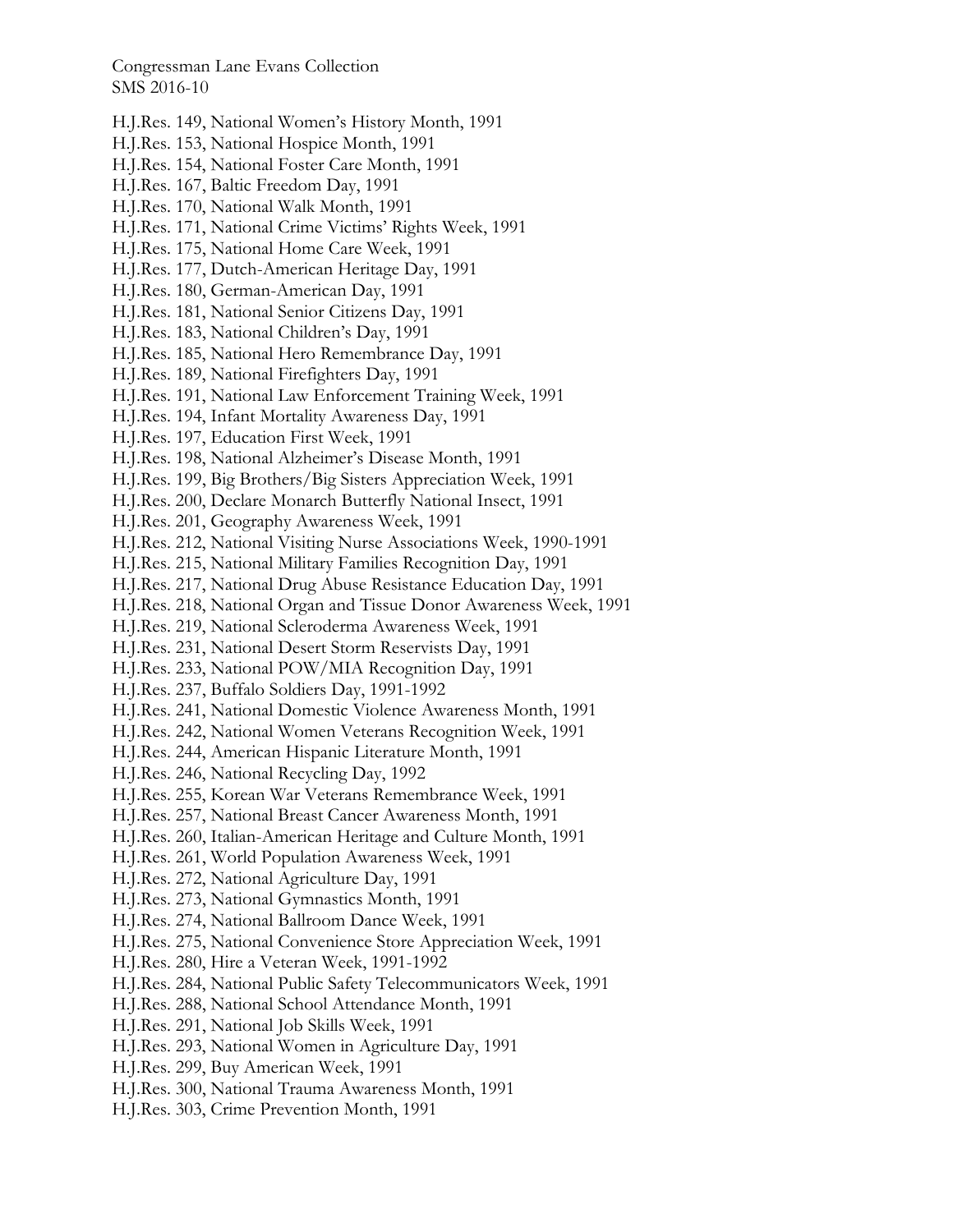H.J.Res. 149, National Women's History Month, 1991
H.J.Res. 153, National Hospice Month, 1991
H.J.Res. 154, National Foster Care Month, 1991
H.J.Res. 167, Baltic Freedom Day, 1991
H.J.Res. 170, National Walk Month, 1991
H.J.Res. 171, National Crime Victims' Rights Week, 1991
H.J.Res. 175, National Home Care Week, 1991
H.J.Res. 177, Dutch-American Heritage Day, 1991
H.J.Res. 180, German-American Day, 1991
H.J.Res. 181, National Senior Citizens Day, 1991
H.J.Res. 183, National Children's Day, 1991
H.J.Res. 185, National Hero Remembrance Day, 1991
H.J.Res. 189, National Firefighters Day, 1991
H.J.Res. 191, National Law Enforcement Training Week, 1991
H.J.Res. 194, Infant Mortality Awareness Day, 1991
H.J.Res. 197, Education First Week, 1991
H.J.Res. 198, National Alzheimer's Disease Month, 1991
H.J.Res. 199, Big Brothers/Big Sisters Appreciation Week, 1991
H.J.Res. 200, Declare Monarch Butterfly National Insect, 1991
H.J.Res. 201, Geography Awareness Week, 1991
H.J.Res. 212, National Visiting Nurse Associations Week, 1990-1991
H.J.Res. 215, National Military Families Recognition Day, 1991
H.J.Res. 217, National Drug Abuse Resistance Education Day, 1991
H.J.Res. 218, National Organ and Tissue Donor Awareness Week, 1991
H.J.Res. 219, National Scleroderma Awareness Week, 1991
H.J.Res. 231, National Desert Storm Reservists Day, 1991
H.J.Res. 233, National POW/MIA Recognition Day, 1991
H.J.Res. 237, Buffalo Soldiers Day, 1991-1992
H.J.Res. 241, National Domestic Violence Awareness Month, 1991
H.J.Res. 242, National Women Veterans Recognition Week, 1991
H.J.Res. 244, American Hispanic Literature Month, 1991
H.J.Res. 246, National Recycling Day, 1992
H.J.Res. 255, Korean War Veterans Remembrance Week, 1991
H.J.Res. 257, National Breast Cancer Awareness Month, 1991
H.J.Res. 260, Italian-American Heritage and Culture Month, 1991
H.J.Res. 261, World Population Awareness Week, 1991
H.J.Res. 272, National Agriculture Day, 1991
H.J.Res. 273, National Gymnastics Month, 1991
H.J.Res. 274, National Ballroom Dance Week, 1991
H.J.Res. 275, National Convenience Store Appreciation Week, 1991
H.J.Res. 280, Hire a Veteran Week, 1991-1992
H.J.Res. 284, National Public Safety Telecommunicators Week, 1991
H.J.Res. 288, National School Attendance Month, 1991
H.J.Res. 291, National Job Skills Week, 1991
H.J.Res. 293, National Women in Agriculture Day, 1991
H.J.Res. 299, Buy American Week, 1991
H.J.Res. 300, National Trauma Awareness Month, 1991
H.J.Res. 303, Crime Prevention Month, 1991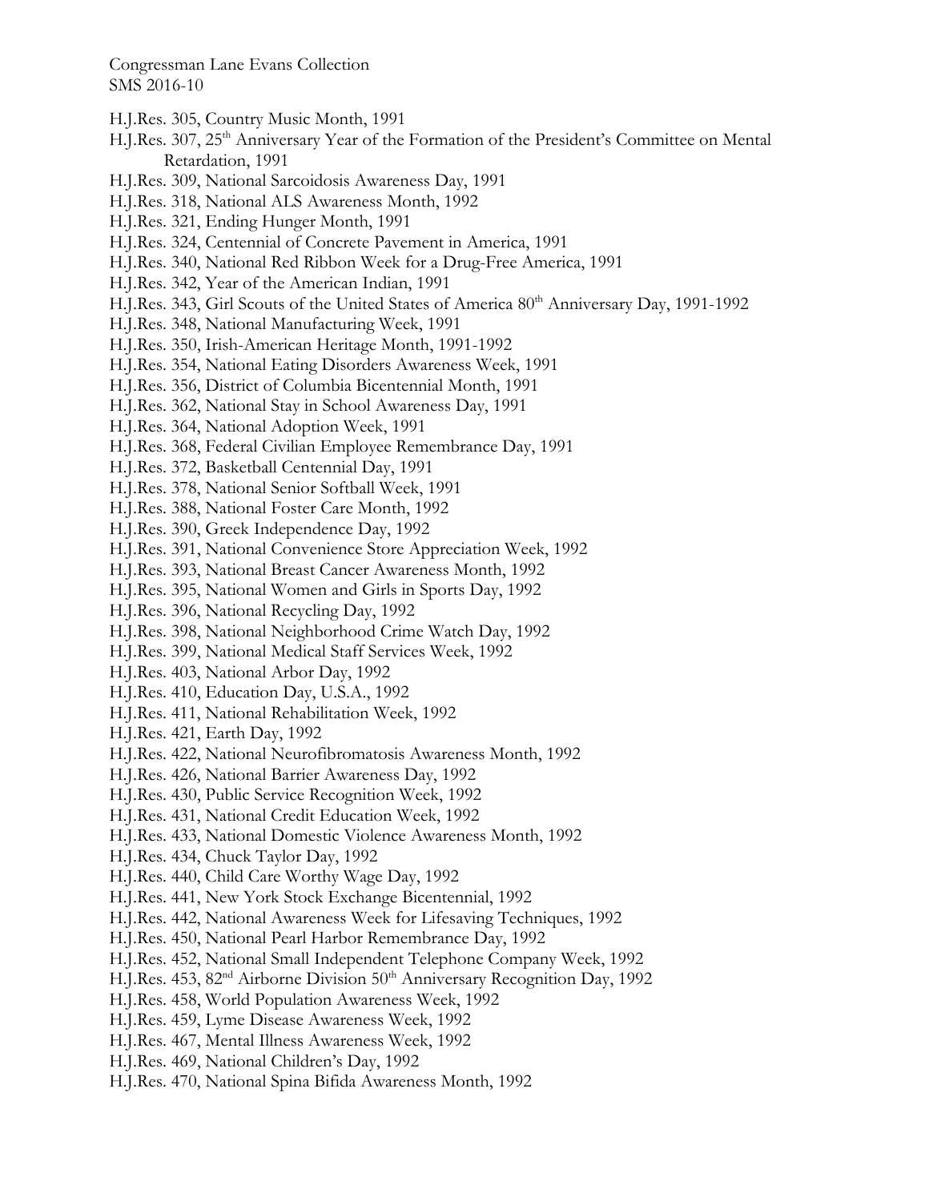H.J.Res. 305, Country Music Month, 1991

H.J.Res. 307, 25th Anniversary Year of the Formation of the President's Committee on Mental Retardation, 1991

H.J.Res. 309, National Sarcoidosis Awareness Day, 1991

H.J.Res. 318, National ALS Awareness Month, 1992

H.J.Res. 321, Ending Hunger Month, 1991

H.J.Res. 324, Centennial of Concrete Pavement in America, 1991

H.J.Res. 340, National Red Ribbon Week for a Drug-Free America, 1991

H.J.Res. 342, Year of the American Indian, 1991

H.J.Res. 343, Girl Scouts of the United States of America 80th Anniversary Day, 1991-1992

H.J.Res. 348, National Manufacturing Week, 1991

H.J.Res. 350, Irish-American Heritage Month, 1991-1992

H.J.Res. 354, National Eating Disorders Awareness Week, 1991

H.J.Res. 356, District of Columbia Bicentennial Month, 1991

H.J.Res. 362, National Stay in School Awareness Day, 1991

H.J.Res. 364, National Adoption Week, 1991

H.J.Res. 368, Federal Civilian Employee Remembrance Day, 1991

H.J.Res. 372, Basketball Centennial Day, 1991

H.J.Res. 378, National Senior Softball Week, 1991

H.J.Res. 388, National Foster Care Month, 1992

H.J.Res. 390, Greek Independence Day, 1992

H.J.Res. 391, National Convenience Store Appreciation Week, 1992

H.J.Res. 393, National Breast Cancer Awareness Month, 1992

H.J.Res. 395, National Women and Girls in Sports Day, 1992

H.J.Res. 396, National Recycling Day, 1992

H.J.Res. 398, National Neighborhood Crime Watch Day, 1992

H.J.Res. 399, National Medical Staff Services Week, 1992

H.J.Res. 403, National Arbor Day, 1992

H.J.Res. 410, Education Day, U.S.A., 1992

H.J.Res. 411, National Rehabilitation Week, 1992

H.J.Res. 421, Earth Day, 1992

H.J.Res. 422, National Neurofibromatosis Awareness Month, 1992

H.J.Res. 426, National Barrier Awareness Day, 1992

H.J.Res. 430, Public Service Recognition Week, 1992

H.J.Res. 431, National Credit Education Week, 1992

H.J.Res. 433, National Domestic Violence Awareness Month, 1992

H.J.Res. 434, Chuck Taylor Day, 1992

H.J.Res. 440, Child Care Worthy Wage Day, 1992

H.J.Res. 441, New York Stock Exchange Bicentennial, 1992

H.J.Res. 442, National Awareness Week for Lifesaving Techniques, 1992

H.J.Res. 450, National Pearl Harbor Remembrance Day, 1992

H.J.Res. 452, National Small Independent Telephone Company Week, 1992

H.J.Res. 453, 82nd Airborne Division 50th Anniversary Recognition Day, 1992

H.J.Res. 458, World Population Awareness Week, 1992

H.J.Res. 459, Lyme Disease Awareness Week, 1992

H.J.Res. 467, Mental Illness Awareness Week, 1992

H.J.Res. 469, National Children's Day, 1992

H.J.Res. 470, National Spina Bifida Awareness Month, 1992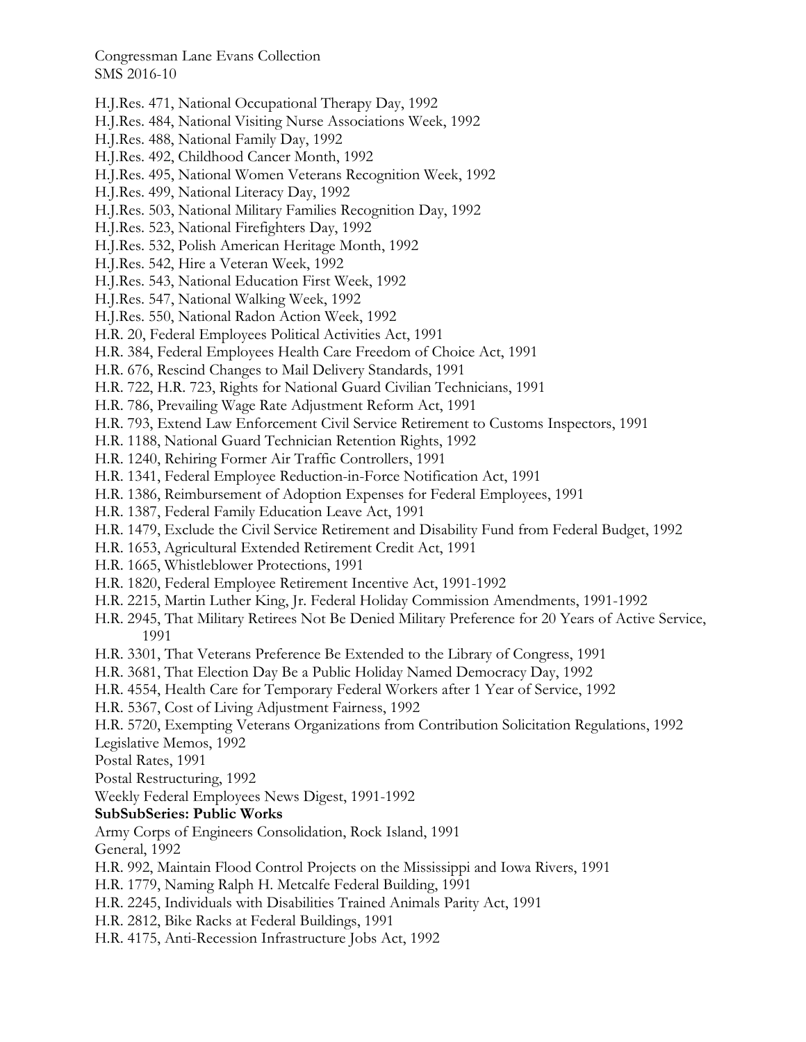H.J.Res. 471, National Occupational Therapy Day, 1992
H.J.Res. 484, National Visiting Nurse Associations Week, 1992
H.J.Res. 488, National Family Day, 1992
H.J.Res. 492, Childhood Cancer Month, 1992
H.J.Res. 495, National Women Veterans Recognition Week, 1992
H.J.Res. 499, National Literacy Day, 1992
H.J.Res. 503, National Military Families Recognition Day, 1992
H.J.Res. 523, National Firefighters Day, 1992
H.J.Res. 532, Polish American Heritage Month, 1992
H.J.Res. 542, Hire a Veteran Week, 1992
H.J.Res. 543, National Education First Week, 1992
H.J.Res. 547, National Walking Week, 1992
H.J.Res. 550, National Radon Action Week, 1992
H.R. 20, Federal Employees Political Activities Act, 1991
H.R. 384, Federal Employees Health Care Freedom of Choice Act, 1991
H.R. 676, Rescind Changes to Mail Delivery Standards, 1991
H.R. 722, H.R. 723, Rights for National Guard Civilian Technicians, 1991
H.R. 786, Prevailing Wage Rate Adjustment Reform Act, 1991
H.R. 793, Extend Law Enforcement Civil Service Retirement to Customs Inspectors, 1991
H.R. 1188, National Guard Technician Retention Rights, 1992
H.R. 1240, Rehiring Former Air Traffic Controllers, 1991
H.R. 1341, Federal Employee Reduction-in-Force Notification Act, 1991
H.R. 1386, Reimbursement of Adoption Expenses for Federal Employees, 1991
H.R. 1387, Federal Family Education Leave Act, 1991
H.R. 1479, Exclude the Civil Service Retirement and Disability Fund from Federal Budget, 1992
H.R. 1653, Agricultural Extended Retirement Credit Act, 1991
H.R. 1665, Whistleblower Protections, 1991
H.R. 1820, Federal Employee Retirement Incentive Act, 1991-1992
H.R. 2215, Martin Luther King, Jr. Federal Holiday Commission Amendments, 1991-1992
H.R. 2945, That Military Retirees Not Be Denied Military Preference for 20 Years of Active Service, 1991
H.R. 3301, That Veterans Preference Be Extended to the Library of Congress, 1991
H.R. 3681, That Election Day Be a Public Holiday Named Democracy Day, 1992
H.R. 4554, Health Care for Temporary Federal Workers after 1 Year of Service, 1992
H.R. 5367, Cost of Living Adjustment Fairness, 1992
H.R. 5720, Exempting Veterans Organizations from Contribution Solicitation Regulations, 1992
Legislative Memos, 1992
Postal Rates, 1991
Postal Restructuring, 1992
Weekly Federal Employees News Digest, 1991-1992

**SubSubSeries: Public Works**

Army Corps of Engineers Consolidation, Rock Island, 1991
General, 1992
H.R. 992, Maintain Flood Control Projects on the Mississippi and Iowa Rivers, 1991
H.R. 1779, Naming Ralph H. Metcalfe Federal Building, 1991
H.R. 2245, Individuals with Disabilities Trained Animals Parity Act, 1991
H.R. 2812, Bike Racks at Federal Buildings, 1991
H.R. 4175, Anti-Recession Infrastructure Jobs Act, 1992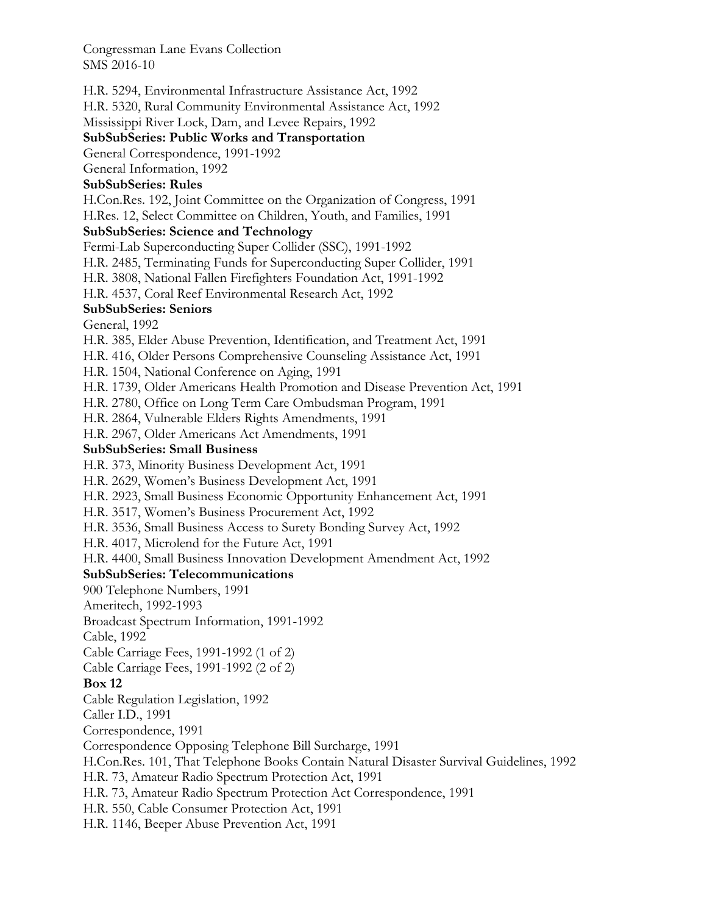H.R. 5294, Environmental Infrastructure Assistance Act, 1992
H.R. 5320, Rural Community Environmental Assistance Act, 1992
Mississippi River Lock, Dam, and Levee Repairs, 1992

**SubSubSeries: Public Works and Transportation**

General Correspondence, 1991-1992
General Information, 1992

**SubSubSeries: Rules**

H.Con.Res. 192, Joint Committee on the Organization of Congress, 1991
H.Res. 12, Select Committee on Children, Youth, and Families, 1991

**SubSubSeries: Science and Technology**

Fermi-Lab Superconducting Super Collider (SSC), 1991-1992
H.R. 2485, Terminating Funds for Superconducting Super Collider, 1991
H.R. 3808, National Fallen Firefighters Foundation Act, 1991-1992
H.R. 4537, Coral Reef Environmental Research Act, 1992

**SubSubSeries: Seniors**

General, 1992
H.R. 385, Elder Abuse Prevention, Identification, and Treatment Act, 1991
H.R. 416, Older Persons Comprehensive Counseling Assistance Act, 1991
H.R. 1504, National Conference on Aging, 1991
H.R. 1739, Older Americans Health Promotion and Disease Prevention Act, 1991
H.R. 2780, Office on Long Term Care Ombudsman Program, 1991
H.R. 2864, Vulnerable Elders Rights Amendments, 1991
H.R. 2967, Older Americans Act Amendments, 1991

**SubSubSeries: Small Business**

H.R. 373, Minority Business Development Act, 1991
H.R. 2629, Women's Business Development Act, 1991
H.R. 2923, Small Business Economic Opportunity Enhancement Act, 1991
H.R. 3517, Women's Business Procurement Act, 1992
H.R. 3536, Small Business Access to Surety Bonding Survey Act, 1992
H.R. 4017, Microlend for the Future Act, 1991
H.R. 4400, Small Business Innovation Development Amendment Act, 1992

**SubSubSeries: Telecommunications**

900 Telephone Numbers, 1991
Ameritech, 1992-1993
Broadcast Spectrum Information, 1991-1992
Cable, 1992
Cable Carriage Fees, 1991-1992 (1 of 2)
Cable Carriage Fees, 1991-1992 (2 of 2)

**Box 12**

Cable Regulation Legislation, 1992
Caller I.D., 1991
Correspondence, 1991
Correspondence Opposing Telephone Bill Surcharge, 1991
H.Con.Res. 101, That Telephone Books Contain Natural Disaster Survival Guidelines, 1992
H.R. 73, Amateur Radio Spectrum Protection Act, 1991
H.R. 73, Amateur Radio Spectrum Protection Act Correspondence, 1991
H.R. 550, Cable Consumer Protection Act, 1991
H.R. 1146, Beeper Abuse Prevention Act, 1991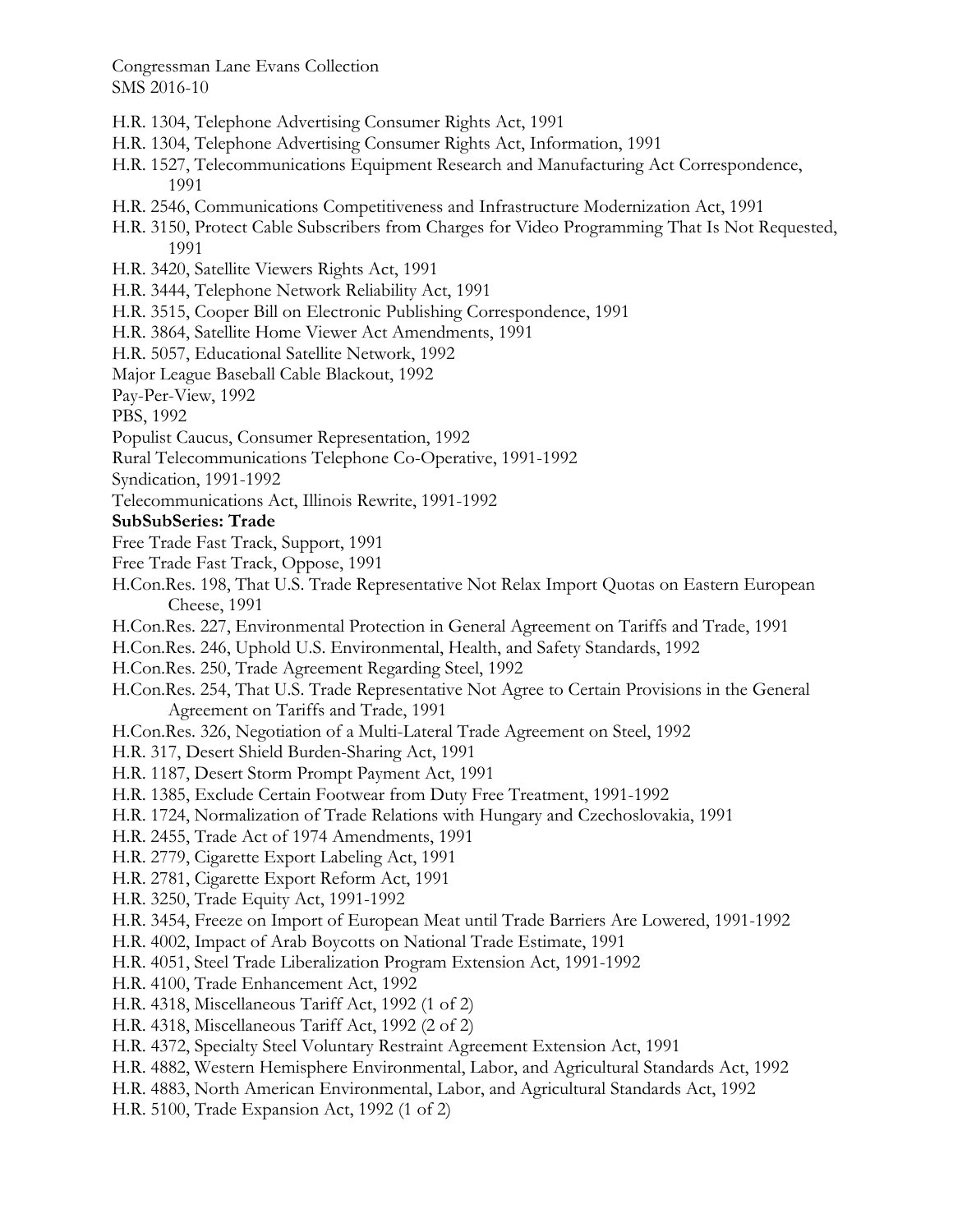H.R. 1304, Telephone Advertising Consumer Rights Act, 1991
H.R. 1304, Telephone Advertising Consumer Rights Act, Information, 1991
H.R. 1527, Telecommunications Equipment Research and Manufacturing Act Correspondence, 1991
H.R. 2546, Communications Competitiveness and Infrastructure Modernization Act, 1991
H.R. 3150, Protect Cable Subscribers from Charges for Video Programming That Is Not Requested, 1991
H.R. 3420, Satellite Viewers Rights Act, 1991
H.R. 3444, Telephone Network Reliability Act, 1991
H.R. 3515, Cooper Bill on Electronic Publishing Correspondence, 1991
H.R. 3864, Satellite Home Viewer Act Amendments, 1991
H.R. 5057, Educational Satellite Network, 1992
Major League Baseball Cable Blackout, 1992
Pay-Per-View, 1992
PBS, 1992
Populist Caucus, Consumer Representation, 1992
Rural Telecommunications Telephone Co-Operative, 1991-1992
Syndication, 1991-1992
Telecommunications Act, Illinois Rewrite, 1991-1992

**SubSubSeries: Trade**

Free Trade Fast Track, Support, 1991
Free Trade Fast Track, Oppose, 1991
H.Con.Res. 198, That U.S. Trade Representative Not Relax Import Quotas on Eastern European Cheese, 1991
H.Con.Res. 227, Environmental Protection in General Agreement on Tariffs and Trade, 1991
H.Con.Res. 246, Uphold U.S. Environmental, Health, and Safety Standards, 1992
H.Con.Res. 250, Trade Agreement Regarding Steel, 1992
H.Con.Res. 254, That U.S. Trade Representative Not Agree to Certain Provisions in the General Agreement on Tariffs and Trade, 1991
H.Con.Res. 326, Negotiation of a Multi-Lateral Trade Agreement on Steel, 1992
H.R. 317, Desert Shield Burden-Sharing Act, 1991
H.R. 1187, Desert Storm Prompt Payment Act, 1991
H.R. 1385, Exclude Certain Footwear from Duty Free Treatment, 1991-1992
H.R. 1724, Normalization of Trade Relations with Hungary and Czechoslovakia, 1991
H.R. 2455, Trade Act of 1974 Amendments, 1991
H.R. 2779, Cigarette Export Labeling Act, 1991
H.R. 2781, Cigarette Export Reform Act, 1991
H.R. 3250, Trade Equity Act, 1991-1992
H.R. 3454, Freeze on Import of European Meat until Trade Barriers Are Lowered, 1991-1992
H.R. 4002, Impact of Arab Boycotts on National Trade Estimate, 1991
H.R. 4051, Steel Trade Liberalization Program Extension Act, 1991-1992
H.R. 4100, Trade Enhancement Act, 1992
H.R. 4318, Miscellaneous Tariff Act, 1992 (1 of 2)
H.R. 4318, Miscellaneous Tariff Act, 1992 (2 of 2)
H.R. 4372, Specialty Steel Voluntary Restraint Agreement Extension Act, 1991
H.R. 4882, Western Hemisphere Environmental, Labor, and Agricultural Standards Act, 1992
H.R. 4883, North American Environmental, Labor, and Agricultural Standards Act, 1992
H.R. 5100, Trade Expansion Act, 1992 (1 of 2)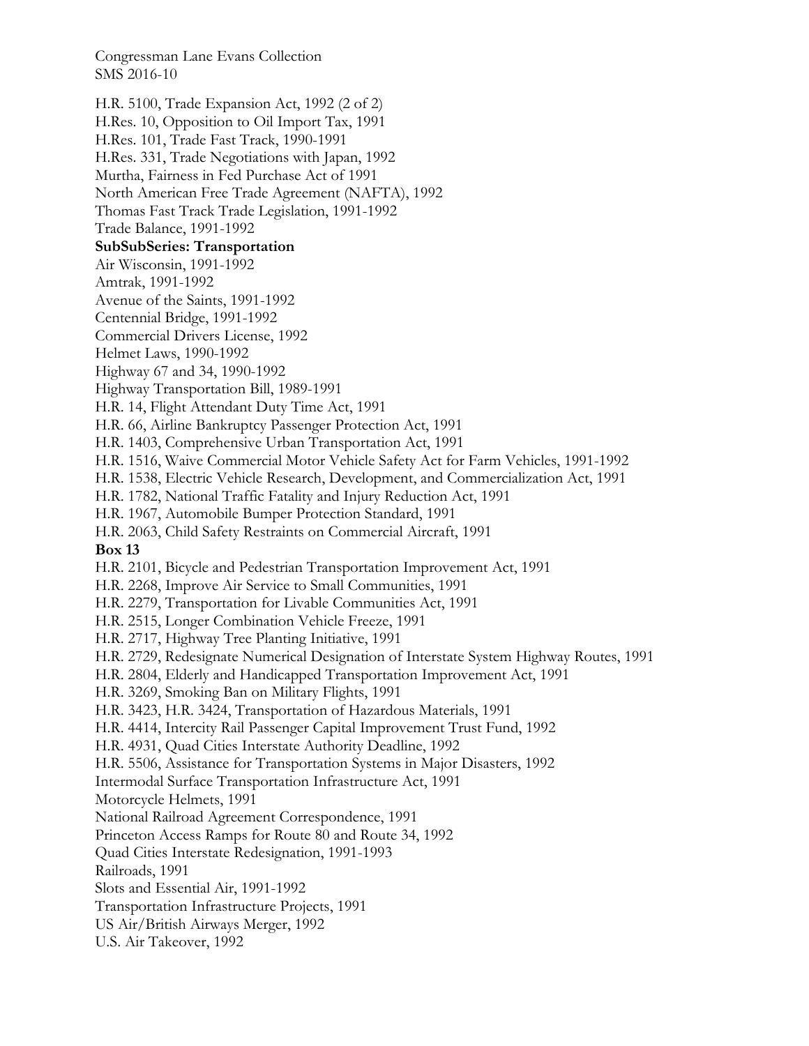Congressman Lane Evans Collection
SMS 2016-10

H.R. 5100, Trade Expansion Act, 1992 (2 of 2)
H.Res. 10, Opposition to Oil Import Tax, 1991
H.Res. 101, Trade Fast Track, 1990-1991
H.Res. 331, Trade Negotiations with Japan, 1992
Murtha, Fairness in Fed Purchase Act of 1991
North American Free Trade Agreement (NAFTA), 1992
Thomas Fast Track Trade Legislation, 1991-1992
Trade Balance, 1991-1992

**SubSubSeries: Transportation**

Air Wisconsin, 1991-1992
Amtrak, 1991-1992
Avenue of the Saints, 1991-1992
Centennial Bridge, 1991-1992
Commercial Drivers License, 1992
Helmet Laws, 1990-1992
Highway 67 and 34, 1990-1992
Highway Transportation Bill, 1989-1991
H.R. 14, Flight Attendant Duty Time Act, 1991
H.R. 66, Airline Bankruptcy Passenger Protection Act, 1991
H.R. 1403, Comprehensive Urban Transportation Act, 1991
H.R. 1516, Waive Commercial Motor Vehicle Safety Act for Farm Vehicles, 1991-1992
H.R. 1538, Electric Vehicle Research, Development, and Commercialization Act, 1991
H.R. 1782, National Traffic Fatality and Injury Reduction Act, 1991
H.R. 1967, Automobile Bumper Protection Standard, 1991
H.R. 2063, Child Safety Restraints on Commercial Aircraft, 1991

**Box 13**

H.R. 2101, Bicycle and Pedestrian Transportation Improvement Act, 1991
H.R. 2268, Improve Air Service to Small Communities, 1991
H.R. 2279, Transportation for Livable Communities Act, 1991
H.R. 2515, Longer Combination Vehicle Freeze, 1991
H.R. 2717, Highway Tree Planting Initiative, 1991
H.R. 2729, Redesignate Numerical Designation of Interstate System Highway Routes, 1991
H.R. 2804, Elderly and Handicapped Transportation Improvement Act, 1991
H.R. 3269, Smoking Ban on Military Flights, 1991
H.R. 3423, H.R. 3424, Transportation of Hazardous Materials, 1991
H.R. 4414, Intercity Rail Passenger Capital Improvement Trust Fund, 1992
H.R. 4931, Quad Cities Interstate Authority Deadline, 1992
H.R. 5506, Assistance for Transportation Systems in Major Disasters, 1992
Intermodal Surface Transportation Infrastructure Act, 1991
Motorcycle Helmets, 1991
National Railroad Agreement Correspondence, 1991
Princeton Access Ramps for Route 80 and Route 34, 1992
Quad Cities Interstate Redesignation, 1991-1993
Railroads, 1991
Slots and Essential Air, 1991-1992
Transportation Infrastructure Projects, 1991
US Air/British Airways Merger, 1992
U.S. Air Takeover, 1992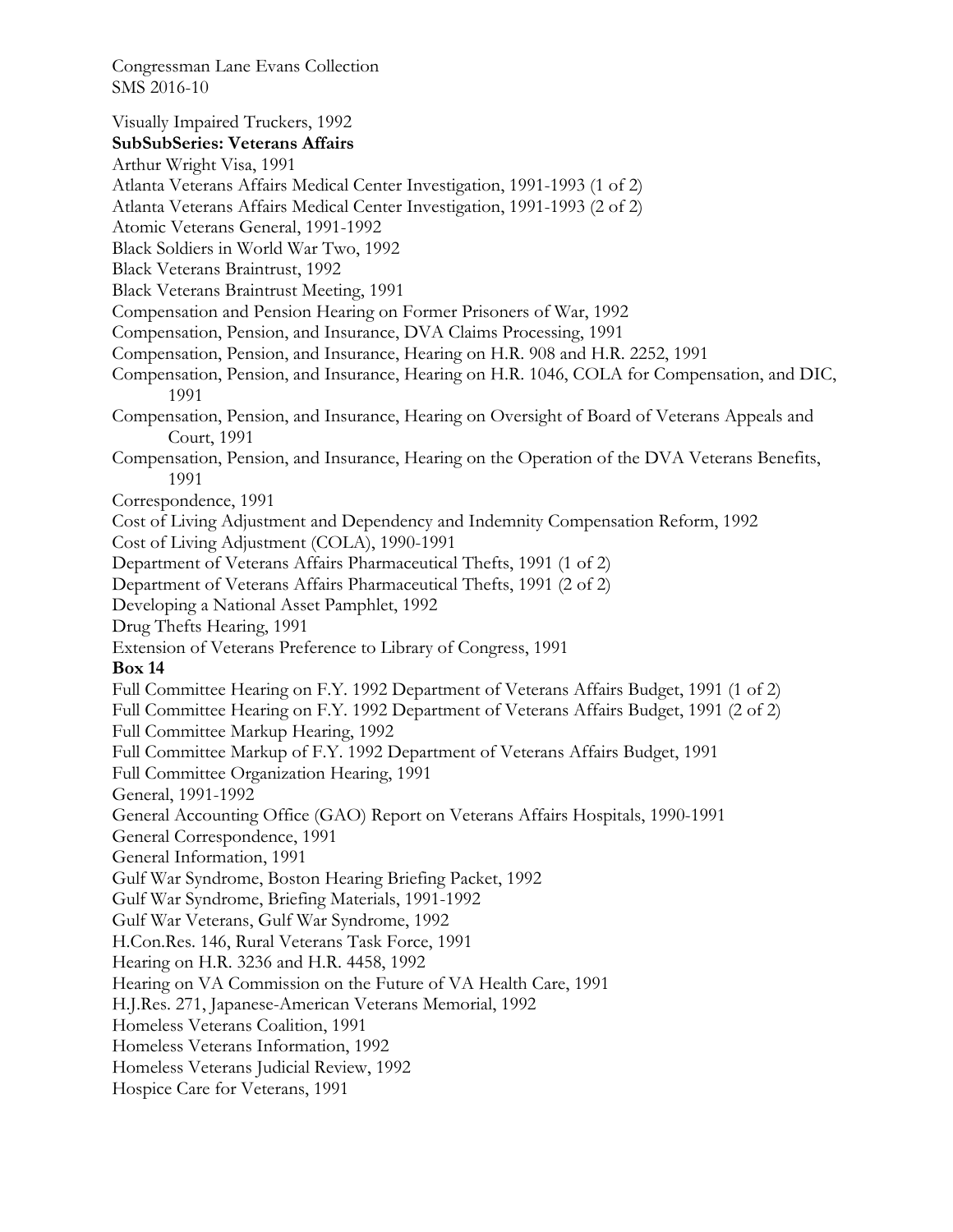Visually Impaired Truckers, 1992

**SubSubSeries: Veterans Affairs**

Arthur Wright Visa, 1991

Atlanta Veterans Affairs Medical Center Investigation, 1991-1993 (1 of 2)

Atlanta Veterans Affairs Medical Center Investigation, 1991-1993 (2 of 2)

Atomic Veterans General, 1991-1992

Black Soldiers in World War Two, 1992

Black Veterans Braintrust, 1992

Black Veterans Braintrust Meeting, 1991

Compensation and Pension Hearing on Former Prisoners of War, 1992

Compensation, Pension, and Insurance, DVA Claims Processing, 1991

Compensation, Pension, and Insurance, Hearing on H.R. 908 and H.R. 2252, 1991

Compensation, Pension, and Insurance, Hearing on H.R. 1046, COLA for Compensation, and DIC, 1991

Compensation, Pension, and Insurance, Hearing on Oversight of Board of Veterans Appeals and Court, 1991

Compensation, Pension, and Insurance, Hearing on the Operation of the DVA Veterans Benefits, 1991

Correspondence, 1991

Cost of Living Adjustment and Dependency and Indemnity Compensation Reform, 1992

Cost of Living Adjustment (COLA), 1990-1991

Department of Veterans Affairs Pharmaceutical Thefts, 1991 (1 of 2)

Department of Veterans Affairs Pharmaceutical Thefts, 1991 (2 of 2)

Developing a National Asset Pamphlet, 1992

Drug Thefts Hearing, 1991

Extension of Veterans Preference to Library of Congress, 1991

**Box 14**

Full Committee Hearing on F.Y. 1992 Department of Veterans Affairs Budget, 1991 (1 of 2)

Full Committee Hearing on F.Y. 1992 Department of Veterans Affairs Budget, 1991 (2 of 2)

Full Committee Markup Hearing, 1992

Full Committee Markup of F.Y. 1992 Department of Veterans Affairs Budget, 1991

Full Committee Organization Hearing, 1991

General, 1991-1992

General Accounting Office (GAO) Report on Veterans Affairs Hospitals, 1990-1991

General Correspondence, 1991

General Information, 1991

Gulf War Syndrome, Boston Hearing Briefing Packet, 1992

Gulf War Syndrome, Briefing Materials, 1991-1992

Gulf War Veterans, Gulf War Syndrome, 1992

H.Con.Res. 146, Rural Veterans Task Force, 1991

Hearing on H.R. 3236 and H.R. 4458, 1992

Hearing on VA Commission on the Future of VA Health Care, 1991

H.J.Res. 271, Japanese-American Veterans Memorial, 1992

Homeless Veterans Coalition, 1991

Homeless Veterans Information, 1992

Homeless Veterans Judicial Review, 1992

Hospice Care for Veterans, 1991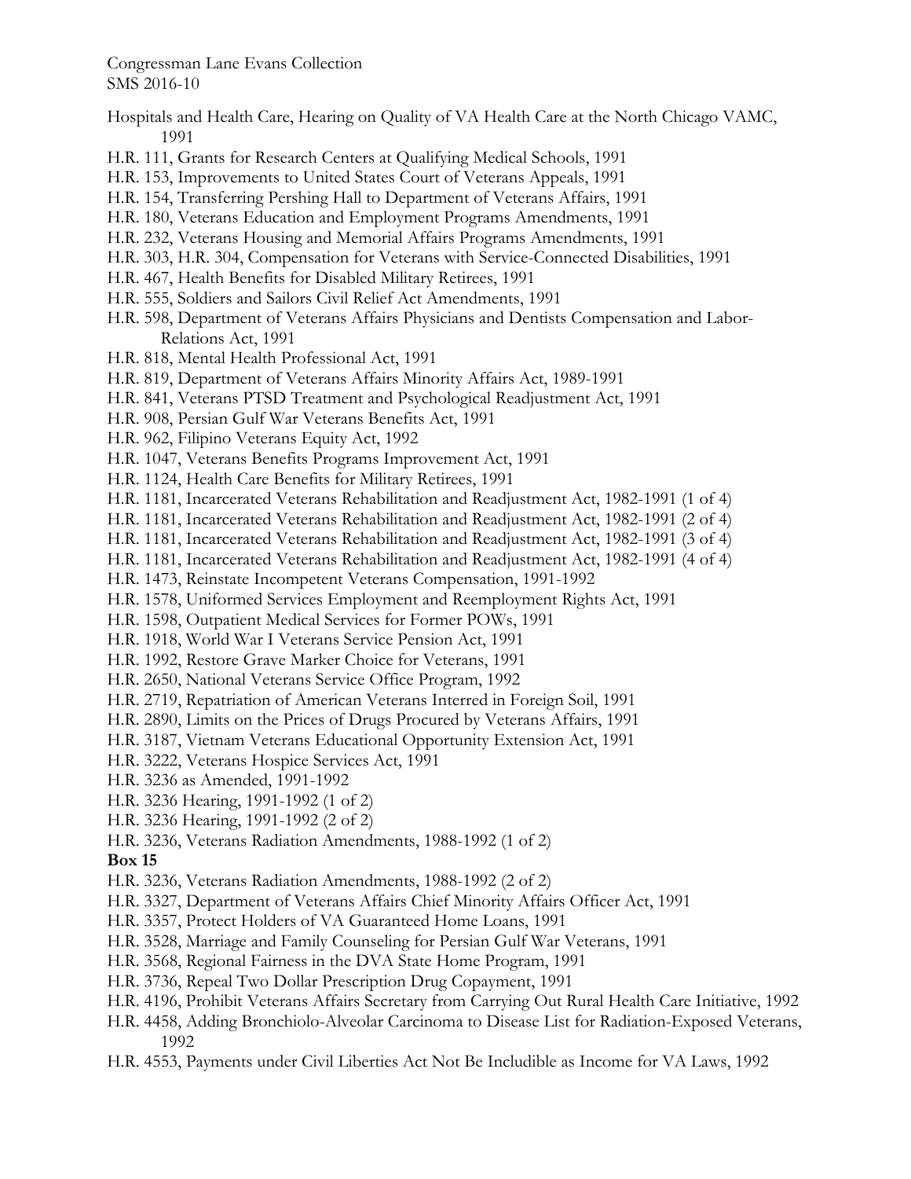Hospitals and Health Care, Hearing on Quality of VA Health Care at the North Chicago VAMC, 1991

H.R. 111, Grants for Research Centers at Qualifying Medical Schools, 1991

H.R. 153, Improvements to United States Court of Veterans Appeals, 1991

H.R. 154, Transferring Pershing Hall to Department of Veterans Affairs, 1991

H.R. 180, Veterans Education and Employment Programs Amendments, 1991

H.R. 232, Veterans Housing and Memorial Affairs Programs Amendments, 1991

H.R. 303, H.R. 304, Compensation for Veterans with Service-Connected Disabilities, 1991

H.R. 467, Health Benefits for Disabled Military Retirees, 1991

H.R. 555, Soldiers and Sailors Civil Relief Act Amendments, 1991

H.R. 598, Department of Veterans Affairs Physicians and Dentists Compensation and Labor-Relations Act, 1991

H.R. 818, Mental Health Professional Act, 1991

H.R. 819, Department of Veterans Affairs Minority Affairs Act, 1989-1991

H.R. 841, Veterans PTSD Treatment and Psychological Readjustment Act, 1991

H.R. 908, Persian Gulf War Veterans Benefits Act, 1991

H.R. 962, Filipino Veterans Equity Act, 1992

H.R. 1047, Veterans Benefits Programs Improvement Act, 1991

H.R. 1124, Health Care Benefits for Military Retirees, 1991

H.R. 1181, Incarcerated Veterans Rehabilitation and Readjustment Act, 1982-1991 (1 of 4)

H.R. 1181, Incarcerated Veterans Rehabilitation and Readjustment Act, 1982-1991 (2 of 4)

H.R. 1181, Incarcerated Veterans Rehabilitation and Readjustment Act, 1982-1991 (3 of 4)

H.R. 1181, Incarcerated Veterans Rehabilitation and Readjustment Act, 1982-1991 (4 of 4)

H.R. 1473, Reinstate Incompetent Veterans Compensation, 1991-1992

H.R. 1578, Uniformed Services Employment and Reemployment Rights Act, 1991

H.R. 1598, Outpatient Medical Services for Former POWs, 1991

H.R. 1918, World War I Veterans Service Pension Act, 1991

H.R. 1992, Restore Grave Marker Choice for Veterans, 1991

H.R. 2650, National Veterans Service Office Program, 1992

H.R. 2719, Repatriation of American Veterans Interred in Foreign Soil, 1991

H.R. 2890, Limits on the Prices of Drugs Procured by Veterans Affairs, 1991

H.R. 3187, Vietnam Veterans Educational Opportunity Extension Act, 1991

H.R. 3222, Veterans Hospice Services Act, 1991

H.R. 3236 as Amended, 1991-1992

H.R. 3236 Hearing, 1991-1992 (1 of 2)

H.R. 3236 Hearing, 1991-1992 (2 of 2)

H.R. 3236, Veterans Radiation Amendments, 1988-1992 (1 of 2)

**Box 15**

H.R. 3236, Veterans Radiation Amendments, 1988-1992 (2 of 2)

H.R. 3327, Department of Veterans Affairs Chief Minority Affairs Officer Act, 1991

H.R. 3357, Protect Holders of VA Guaranteed Home Loans, 1991

H.R. 3528, Marriage and Family Counseling for Persian Gulf War Veterans, 1991

H.R. 3568, Regional Fairness in the DVA State Home Program, 1991

H.R. 3736, Repeal Two Dollar Prescription Drug Copayment, 1991

H.R. 4196, Prohibit Veterans Affairs Secretary from Carrying Out Rural Health Care Initiative, 1992

H.R. 4458, Adding Bronchiolo-Alveolar Carcinoma to Disease List for Radiation-Exposed Veterans, 1992

H.R. 4553, Payments under Civil Liberties Act Not Be Includible as Income for VA Laws, 1992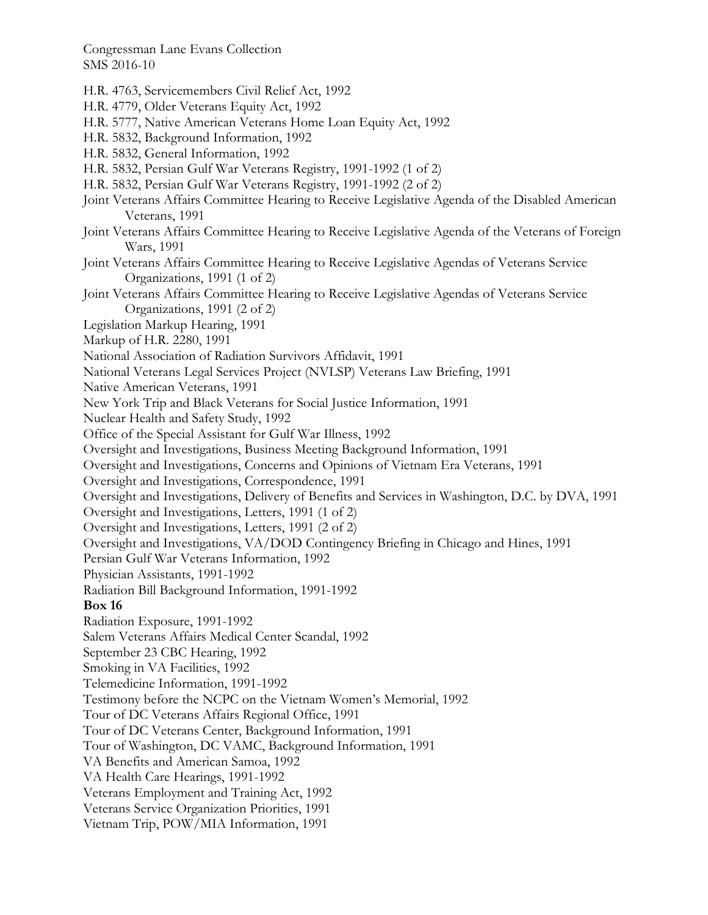H.R. 4763, Servicemembers Civil Relief Act, 1992
H.R. 4779, Older Veterans Equity Act, 1992
H.R. 5777, Native American Veterans Home Loan Equity Act, 1992
H.R. 5832, Background Information, 1992
H.R. 5832, General Information, 1992
H.R. 5832, Persian Gulf War Veterans Registry, 1991-1992 (1 of 2)
H.R. 5832, Persian Gulf War Veterans Registry, 1991-1992 (2 of 2)
Joint Veterans Affairs Committee Hearing to Receive Legislative Agenda of the Disabled American Veterans, 1991
Joint Veterans Affairs Committee Hearing to Receive Legislative Agenda of the Veterans of Foreign Wars, 1991
Joint Veterans Affairs Committee Hearing to Receive Legislative Agendas of Veterans Service Organizations, 1991 (1 of 2)
Joint Veterans Affairs Committee Hearing to Receive Legislative Agendas of Veterans Service Organizations, 1991 (2 of 2)
Legislation Markup Hearing, 1991
Markup of H.R. 2280, 1991
National Association of Radiation Survivors Affidavit, 1991
National Veterans Legal Services Project (NVLSP) Veterans Law Briefing, 1991
Native American Veterans, 1991
New York Trip and Black Veterans for Social Justice Information, 1991
Nuclear Health and Safety Study, 1992
Office of the Special Assistant for Gulf War Illness, 1992
Oversight and Investigations, Business Meeting Background Information, 1991
Oversight and Investigations, Concerns and Opinions of Vietnam Era Veterans, 1991
Oversight and Investigations, Correspondence, 1991
Oversight and Investigations, Delivery of Benefits and Services in Washington, D.C. by DVA, 1991
Oversight and Investigations, Letters, 1991 (1 of 2)
Oversight and Investigations, Letters, 1991 (2 of 2)
Oversight and Investigations, VA/DOD Contingency Briefing in Chicago and Hines, 1991
Persian Gulf War Veterans Information, 1992
Physician Assistants, 1991-1992
Radiation Bill Background Information, 1991-1992

**Box 16**

Radiation Exposure, 1991-1992
Salem Veterans Affairs Medical Center Scandal, 1992
September 23 CBC Hearing, 1992
Smoking in VA Facilities, 1992
Telemedicine Information, 1991-1992
Testimony before the NCPC on the Vietnam Women's Memorial, 1992
Tour of DC Veterans Affairs Regional Office, 1991
Tour of DC Veterans Center, Background Information, 1991
Tour of Washington, DC VAMC, Background Information, 1991
VA Benefits and American Samoa, 1992
VA Health Care Hearings, 1991-1992
Veterans Employment and Training Act, 1992
Veterans Service Organization Priorities, 1991
Vietnam Trip, POW/MIA Information, 1991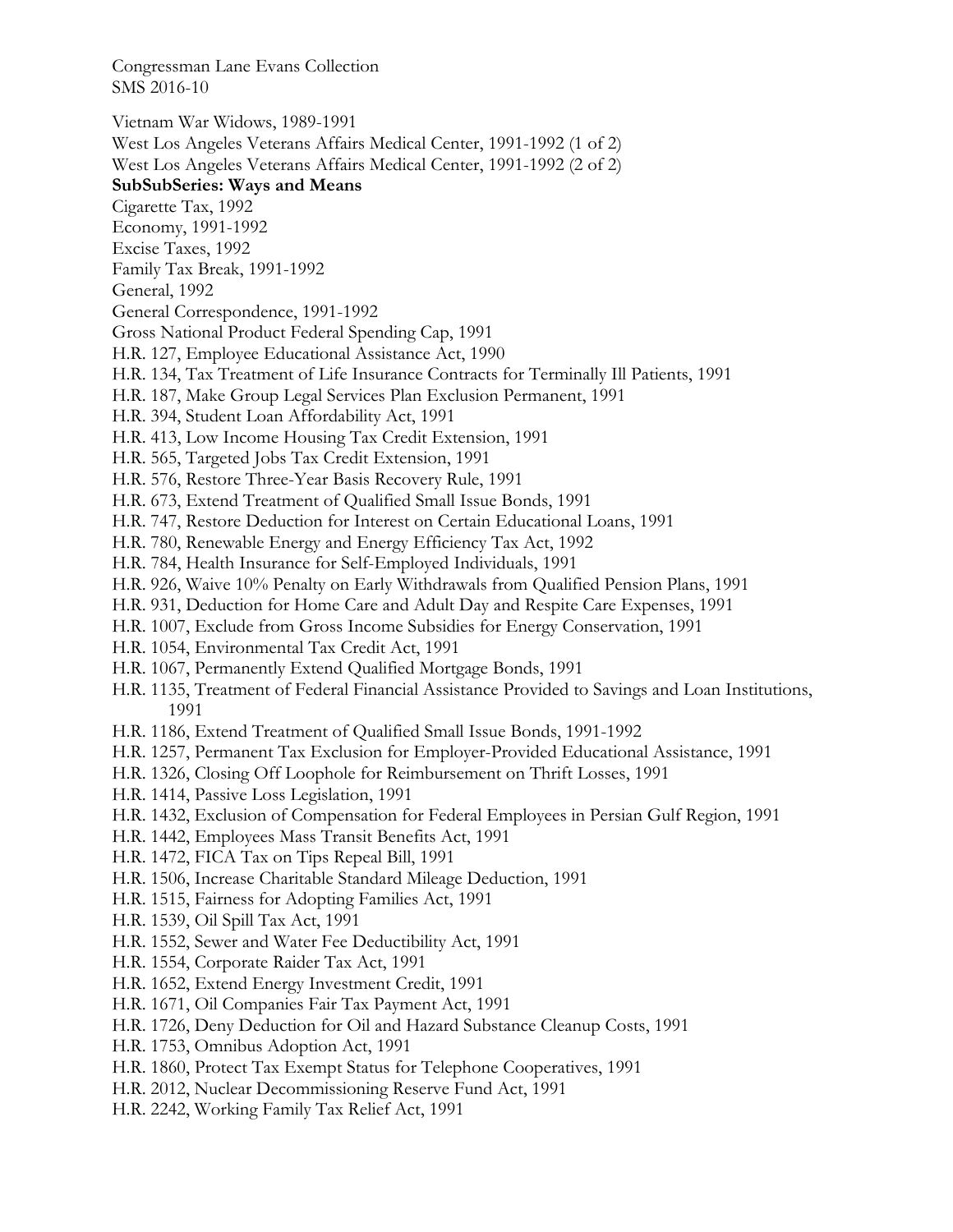Vietnam War Widows, 1989-1991
West Los Angeles Veterans Affairs Medical Center, 1991-1992 (1 of 2)
West Los Angeles Veterans Affairs Medical Center, 1991-1992 (2 of 2)

**SubSubSeries: Ways and Means**

Cigarette Tax, 1992
Economy, 1991-1992
Excise Taxes, 1992
Family Tax Break, 1991-1992
General, 1992
General Correspondence, 1991-1992
Gross National Product Federal Spending Cap, 1991
H.R. 127, Employee Educational Assistance Act, 1990
H.R. 134, Tax Treatment of Life Insurance Contracts for Terminally Ill Patients, 1991
H.R. 187, Make Group Legal Services Plan Exclusion Permanent, 1991
H.R. 394, Student Loan Affordability Act, 1991
H.R. 413, Low Income Housing Tax Credit Extension, 1991
H.R. 565, Targeted Jobs Tax Credit Extension, 1991
H.R. 576, Restore Three-Year Basis Recovery Rule, 1991
H.R. 673, Extend Treatment of Qualified Small Issue Bonds, 1991
H.R. 747, Restore Deduction for Interest on Certain Educational Loans, 1991
H.R. 780, Renewable Energy and Energy Efficiency Tax Act, 1992
H.R. 784, Health Insurance for Self-Employed Individuals, 1991
H.R. 926, Waive 10% Penalty on Early Withdrawals from Qualified Pension Plans, 1991
H.R. 931, Deduction for Home Care and Adult Day and Respite Care Expenses, 1991
H.R. 1007, Exclude from Gross Income Subsidies for Energy Conservation, 1991
H.R. 1054, Environmental Tax Credit Act, 1991
H.R. 1067, Permanently Extend Qualified Mortgage Bonds, 1991
H.R. 1135, Treatment of Federal Financial Assistance Provided to Savings and Loan Institutions, 1991
H.R. 1186, Extend Treatment of Qualified Small Issue Bonds, 1991-1992
H.R. 1257, Permanent Tax Exclusion for Employer-Provided Educational Assistance, 1991
H.R. 1326, Closing Off Loophole for Reimbursement on Thrift Losses, 1991
H.R. 1414, Passive Loss Legislation, 1991
H.R. 1432, Exclusion of Compensation for Federal Employees in Persian Gulf Region, 1991
H.R. 1442, Employees Mass Transit Benefits Act, 1991
H.R. 1472, FICA Tax on Tips Repeal Bill, 1991
H.R. 1506, Increase Charitable Standard Mileage Deduction, 1991
H.R. 1515, Fairness for Adopting Families Act, 1991
H.R. 1539, Oil Spill Tax Act, 1991
H.R. 1552, Sewer and Water Fee Deductibility Act, 1991
H.R. 1554, Corporate Raider Tax Act, 1991
H.R. 1652, Extend Energy Investment Credit, 1991
H.R. 1671, Oil Companies Fair Tax Payment Act, 1991
H.R. 1726, Deny Deduction for Oil and Hazard Substance Cleanup Costs, 1991
H.R. 1753, Omnibus Adoption Act, 1991
H.R. 1860, Protect Tax Exempt Status for Telephone Cooperatives, 1991
H.R. 2012, Nuclear Decommissioning Reserve Fund Act, 1991
H.R. 2242, Working Family Tax Relief Act, 1991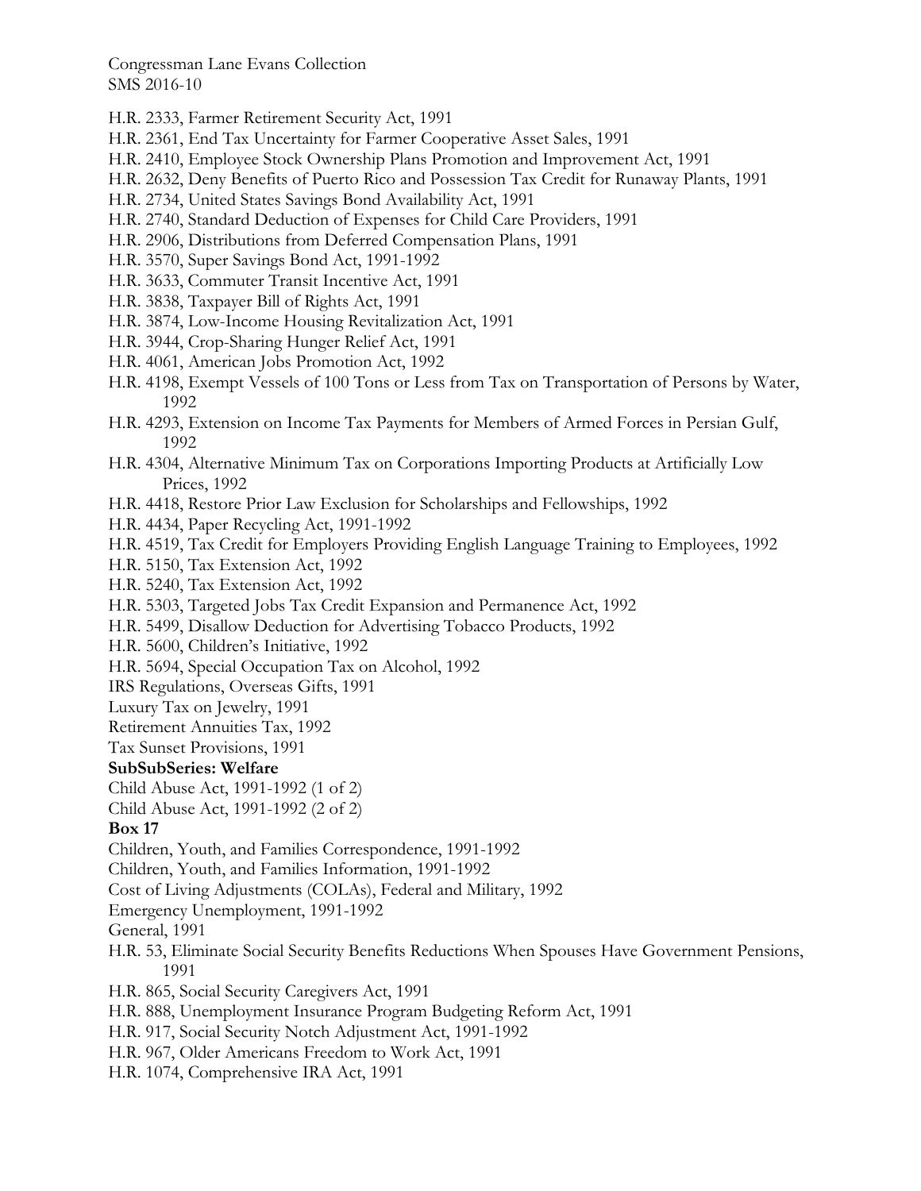H.R. 2333, Farmer Retirement Security Act, 1991
H.R. 2361, End Tax Uncertainty for Farmer Cooperative Asset Sales, 1991
H.R. 2410, Employee Stock Ownership Plans Promotion and Improvement Act, 1991
H.R. 2632, Deny Benefits of Puerto Rico and Possession Tax Credit for Runaway Plants, 1991
H.R. 2734, United States Savings Bond Availability Act, 1991
H.R. 2740, Standard Deduction of Expenses for Child Care Providers, 1991
H.R. 2906, Distributions from Deferred Compensation Plans, 1991
H.R. 3570, Super Savings Bond Act, 1991-1992
H.R. 3633, Commuter Transit Incentive Act, 1991
H.R. 3838, Taxpayer Bill of Rights Act, 1991
H.R. 3874, Low-Income Housing Revitalization Act, 1991
H.R. 3944, Crop-Sharing Hunger Relief Act, 1991
H.R. 4061, American Jobs Promotion Act, 1992
H.R. 4198, Exempt Vessels of 100 Tons or Less from Tax on Transportation of Persons by Water, 1992
H.R. 4293, Extension on Income Tax Payments for Members of Armed Forces in Persian Gulf, 1992
H.R. 4304, Alternative Minimum Tax on Corporations Importing Products at Artificially Low Prices, 1992
H.R. 4418, Restore Prior Law Exclusion for Scholarships and Fellowships, 1992
H.R. 4434, Paper Recycling Act, 1991-1992
H.R. 4519, Tax Credit for Employers Providing English Language Training to Employees, 1992
H.R. 5150, Tax Extension Act, 1992
H.R. 5240, Tax Extension Act, 1992
H.R. 5303, Targeted Jobs Tax Credit Expansion and Permanence Act, 1992
H.R. 5499, Disallow Deduction for Advertising Tobacco Products, 1992
H.R. 5600, Children's Initiative, 1992
H.R. 5694, Special Occupation Tax on Alcohol, 1992
IRS Regulations, Overseas Gifts, 1991
Luxury Tax on Jewelry, 1991
Retirement Annuities Tax, 1992
Tax Sunset Provisions, 1991

**SubSubSeries: Welfare**

Child Abuse Act, 1991-1992 (1 of 2)
Child Abuse Act, 1991-1992 (2 of 2)

**Box 17**

Children, Youth, and Families Correspondence, 1991-1992
Children, Youth, and Families Information, 1991-1992
Cost of Living Adjustments (COLAs), Federal and Military, 1992
Emergency Unemployment, 1991-1992
General, 1991
H.R. 53, Eliminate Social Security Benefits Reductions When Spouses Have Government Pensions, 1991
H.R. 865, Social Security Caregivers Act, 1991
H.R. 888, Unemployment Insurance Program Budgeting Reform Act, 1991
H.R. 917, Social Security Notch Adjustment Act, 1991-1992
H.R. 967, Older Americans Freedom to Work Act, 1991
H.R. 1074, Comprehensive IRA Act, 1991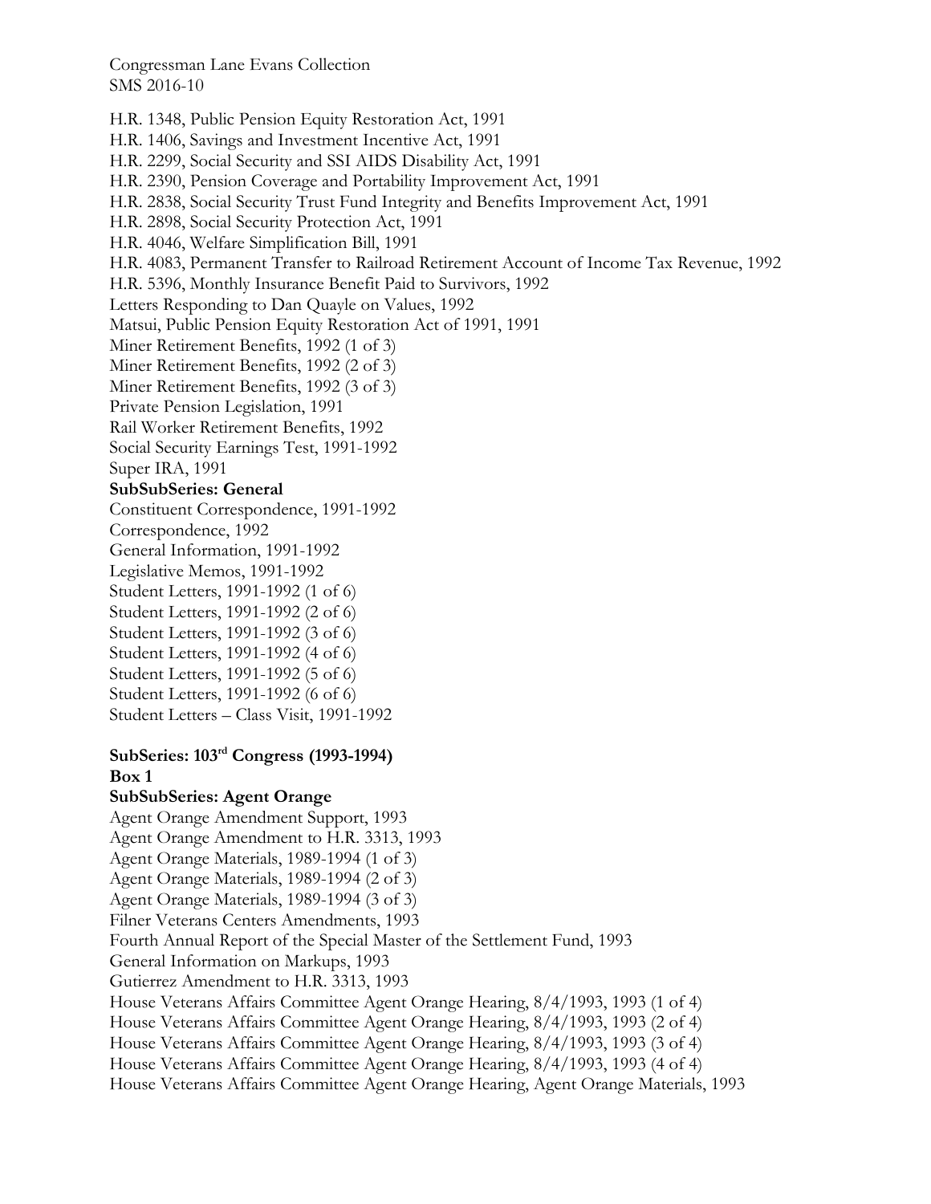H.R. 1348, Public Pension Equity Restoration Act, 1991
H.R. 1406, Savings and Investment Incentive Act, 1991
H.R. 2299, Social Security and SSI AIDS Disability Act, 1991
H.R. 2390, Pension Coverage and Portability Improvement Act, 1991
H.R. 2838, Social Security Trust Fund Integrity and Benefits Improvement Act, 1991
H.R. 2898, Social Security Protection Act, 1991
H.R. 4046, Welfare Simplification Bill, 1991
H.R. 4083, Permanent Transfer to Railroad Retirement Account of Income Tax Revenue, 1992
H.R. 5396, Monthly Insurance Benefit Paid to Survivors, 1992
Letters Responding to Dan Quayle on Values, 1992
Matsui, Public Pension Equity Restoration Act of 1991, 1991
Miner Retirement Benefits, 1992 (1 of 3)
Miner Retirement Benefits, 1992 (2 of 3)
Miner Retirement Benefits, 1992 (3 of 3)
Private Pension Legislation, 1991
Rail Worker Retirement Benefits, 1992
Social Security Earnings Test, 1991-1992
Super IRA, 1991

**SubSubSeries: General**

Constituent Correspondence, 1991-1992
Correspondence, 1992
General Information, 1991-1992
Legislative Memos, 1991-1992
Student Letters, 1991-1992 (1 of 6)
Student Letters, 1991-1992 (2 of 6)
Student Letters, 1991-1992 (3 of 6)
Student Letters, 1991-1992 (4 of 6)
Student Letters, 1991-1992 (5 of 6)
Student Letters, 1991-1992 (6 of 6)
Student Letters – Class Visit, 1991-1992

**SubSeries: 103rd Congress (1993-1994)**

**Box 1**

**SubSubSeries: Agent Orange**

Agent Orange Amendment Support, 1993
Agent Orange Amendment to H.R. 3313, 1993
Agent Orange Materials, 1989-1994 (1 of 3)
Agent Orange Materials, 1989-1994 (2 of 3)
Agent Orange Materials, 1989-1994 (3 of 3)
Filner Veterans Centers Amendments, 1993
Fourth Annual Report of the Special Master of the Settlement Fund, 1993
General Information on Markups, 1993
Gutierrez Amendment to H.R. 3313, 1993
House Veterans Affairs Committee Agent Orange Hearing, 8/4/1993, 1993 (1 of 4)
House Veterans Affairs Committee Agent Orange Hearing, 8/4/1993, 1993 (2 of 4)
House Veterans Affairs Committee Agent Orange Hearing, 8/4/1993, 1993 (3 of 4)
House Veterans Affairs Committee Agent Orange Hearing, 8/4/1993, 1993 (4 of 4)
House Veterans Affairs Committee Agent Orange Hearing, Agent Orange Materials, 1993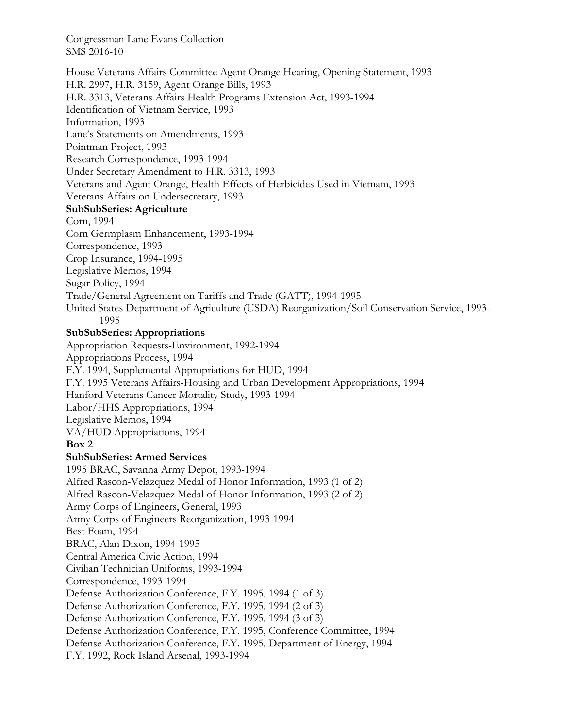Congressman Lane Evans Collection
SMS 2016-10

House Veterans Affairs Committee Agent Orange Hearing, Opening Statement, 1993
H.R. 2997, H.R. 3159, Agent Orange Bills, 1993
H.R. 3313, Veterans Affairs Health Programs Extension Act, 1993-1994
Identification of Vietnam Service, 1993
Information, 1993
Lane's Statements on Amendments, 1993
Pointman Project, 1993
Research Correspondence, 1993-1994
Under Secretary Amendment to H.R. 3313, 1993
Veterans and Agent Orange, Health Effects of Herbicides Used in Vietnam, 1993
Veterans Affairs on Undersecretary, 1993

**SubSubSeries: Agriculture**

Corn, 1994
Corn Germplasm Enhancement, 1993-1994
Correspondence, 1993
Crop Insurance, 1994-1995
Legislative Memos, 1994
Sugar Policy, 1994
Trade/General Agreement on Tariffs and Trade (GATT), 1994-1995
United States Department of Agriculture (USDA) Reorganization/Soil Conservation Service, 1993-1995

**SubSubSeries: Appropriations**

Appropriation Requests-Environment, 1992-1994
Appropriations Process, 1994
F.Y. 1994, Supplemental Appropriations for HUD, 1994
F.Y. 1995 Veterans Affairs-Housing and Urban Development Appropriations, 1994
Hanford Veterans Cancer Mortality Study, 1993-1994
Labor/HHS Appropriations, 1994
Legislative Memos, 1994
VA/HUD Appropriations, 1994

**Box 2**

**SubSubSeries: Armed Services**

1995 BRAC, Savanna Army Depot, 1993-1994
Alfred Rascon-Velazquez Medal of Honor Information, 1993 (1 of 2)
Alfred Rascon-Velazquez Medal of Honor Information, 1993 (2 of 2)
Army Corps of Engineers, General, 1993
Army Corps of Engineers Reorganization, 1993-1994
Best Foam, 1994
BRAC, Alan Dixon, 1994-1995
Central America Civic Action, 1994
Civilian Technician Uniforms, 1993-1994
Correspondence, 1993-1994
Defense Authorization Conference, F.Y. 1995, 1994 (1 of 3)
Defense Authorization Conference, F.Y. 1995, 1994 (2 of 3)
Defense Authorization Conference, F.Y. 1995, 1994 (3 of 3)
Defense Authorization Conference, F.Y. 1995, Conference Committee, 1994
Defense Authorization Conference, F.Y. 1995, Department of Energy, 1994
F.Y. 1992, Rock Island Arsenal, 1993-1994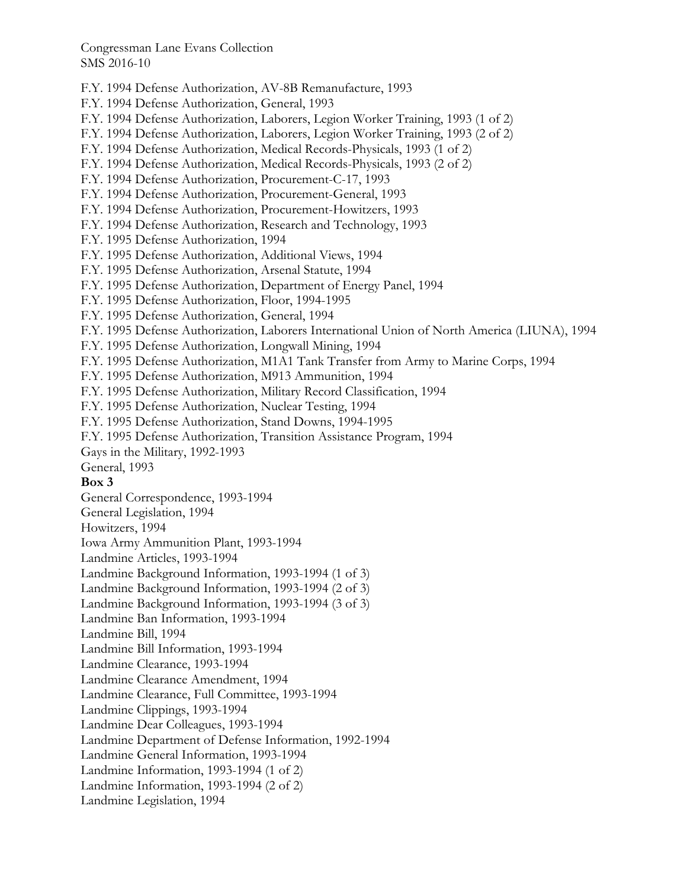F.Y. 1994 Defense Authorization, AV-8B Remanufacture, 1993
F.Y. 1994 Defense Authorization, General, 1993
F.Y. 1994 Defense Authorization, Laborers, Legion Worker Training, 1993 (1 of 2)
F.Y. 1994 Defense Authorization, Laborers, Legion Worker Training, 1993 (2 of 2)
F.Y. 1994 Defense Authorization, Medical Records-Physicals, 1993 (1 of 2)
F.Y. 1994 Defense Authorization, Medical Records-Physicals, 1993 (2 of 2)
F.Y. 1994 Defense Authorization, Procurement-C-17, 1993
F.Y. 1994 Defense Authorization, Procurement-General, 1993
F.Y. 1994 Defense Authorization, Procurement-Howitzers, 1993
F.Y. 1994 Defense Authorization, Research and Technology, 1993
F.Y. 1995 Defense Authorization, 1994
F.Y. 1995 Defense Authorization, Additional Views, 1994
F.Y. 1995 Defense Authorization, Arsenal Statute, 1994
F.Y. 1995 Defense Authorization, Department of Energy Panel, 1994
F.Y. 1995 Defense Authorization, Floor, 1994-1995
F.Y. 1995 Defense Authorization, General, 1994
F.Y. 1995 Defense Authorization, Laborers International Union of North America (LIUNA), 1994
F.Y. 1995 Defense Authorization, Longwall Mining, 1994
F.Y. 1995 Defense Authorization, M1A1 Tank Transfer from Army to Marine Corps, 1994
F.Y. 1995 Defense Authorization, M913 Ammunition, 1994
F.Y. 1995 Defense Authorization, Military Record Classification, 1994
F.Y. 1995 Defense Authorization, Nuclear Testing, 1994
F.Y. 1995 Defense Authorization, Stand Downs, 1994-1995
F.Y. 1995 Defense Authorization, Transition Assistance Program, 1994
Gays in the Military, 1992-1993
General, 1993

**Box 3**

General Correspondence, 1993-1994
General Legislation, 1994
Howitzers, 1994
Iowa Army Ammunition Plant, 1993-1994
Landmine Articles, 1993-1994
Landmine Background Information, 1993-1994 (1 of 3)
Landmine Background Information, 1993-1994 (2 of 3)
Landmine Background Information, 1993-1994 (3 of 3)
Landmine Ban Information, 1993-1994
Landmine Bill, 1994
Landmine Bill Information, 1993-1994
Landmine Clearance, 1993-1994
Landmine Clearance Amendment, 1994
Landmine Clearance, Full Committee, 1993-1994
Landmine Clippings, 1993-1994
Landmine Dear Colleagues, 1993-1994
Landmine Department of Defense Information, 1992-1994
Landmine General Information, 1993-1994
Landmine Information, 1993-1994 (1 of 2)
Landmine Information, 1993-1994 (2 of 2)
Landmine Legislation, 1994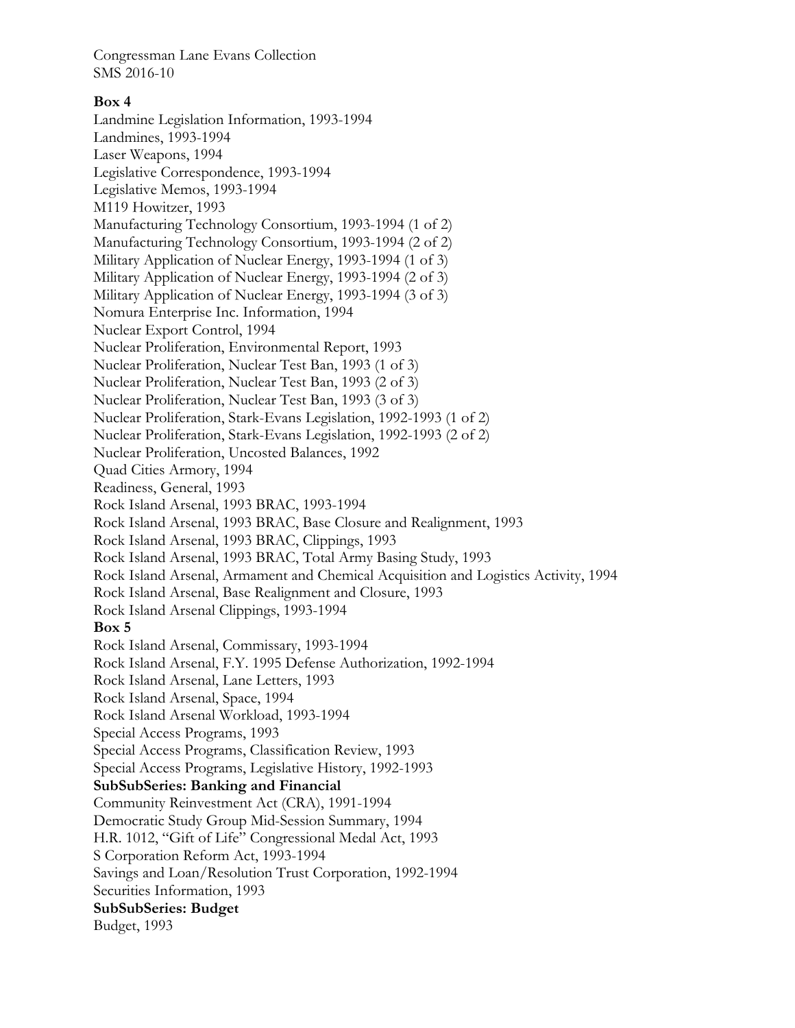Congressman Lane Evans Collection
SMS 2016-10

**Box 4**

Landmine Legislation Information, 1993-1994
Landmines, 1993-1994
Laser Weapons, 1994
Legislative Correspondence, 1993-1994
Legislative Memos, 1993-1994
M119 Howitzer, 1993
Manufacturing Technology Consortium, 1993-1994 (1 of 2)
Manufacturing Technology Consortium, 1993-1994 (2 of 2)
Military Application of Nuclear Energy, 1993-1994 (1 of 3)
Military Application of Nuclear Energy, 1993-1994 (2 of 3)
Military Application of Nuclear Energy, 1993-1994 (3 of 3)
Nomura Enterprise Inc. Information, 1994
Nuclear Export Control, 1994
Nuclear Proliferation, Environmental Report, 1993
Nuclear Proliferation, Nuclear Test Ban, 1993 (1 of 3)
Nuclear Proliferation, Nuclear Test Ban, 1993 (2 of 3)
Nuclear Proliferation, Nuclear Test Ban, 1993 (3 of 3)
Nuclear Proliferation, Stark-Evans Legislation, 1992-1993 (1 of 2)
Nuclear Proliferation, Stark-Evans Legislation, 1992-1993 (2 of 2)
Nuclear Proliferation, Uncosted Balances, 1992
Quad Cities Armory, 1994
Readiness, General, 1993
Rock Island Arsenal, 1993 BRAC, 1993-1994
Rock Island Arsenal, 1993 BRAC, Base Closure and Realignment, 1993
Rock Island Arsenal, 1993 BRAC, Clippings, 1993
Rock Island Arsenal, 1993 BRAC, Total Army Basing Study, 1993
Rock Island Arsenal, Armament and Chemical Acquisition and Logistics Activity, 1994
Rock Island Arsenal, Base Realignment and Closure, 1993
Rock Island Arsenal Clippings, 1993-1994

**Box 5**

Rock Island Arsenal, Commissary, 1993-1994
Rock Island Arsenal, F.Y. 1995 Defense Authorization, 1992-1994
Rock Island Arsenal, Lane Letters, 1993
Rock Island Arsenal, Space, 1994
Rock Island Arsenal Workload, 1993-1994
Special Access Programs, 1993
Special Access Programs, Classification Review, 1993
Special Access Programs, Legislative History, 1992-1993

**SubSubSeries: Banking and Financial**

Community Reinvestment Act (CRA), 1991-1994
Democratic Study Group Mid-Session Summary, 1994
H.R. 1012, "Gift of Life" Congressional Medal Act, 1993
S Corporation Reform Act, 1993-1994
Savings and Loan/Resolution Trust Corporation, 1992-1994
Securities Information, 1993

**SubSubSeries: Budget**

Budget, 1993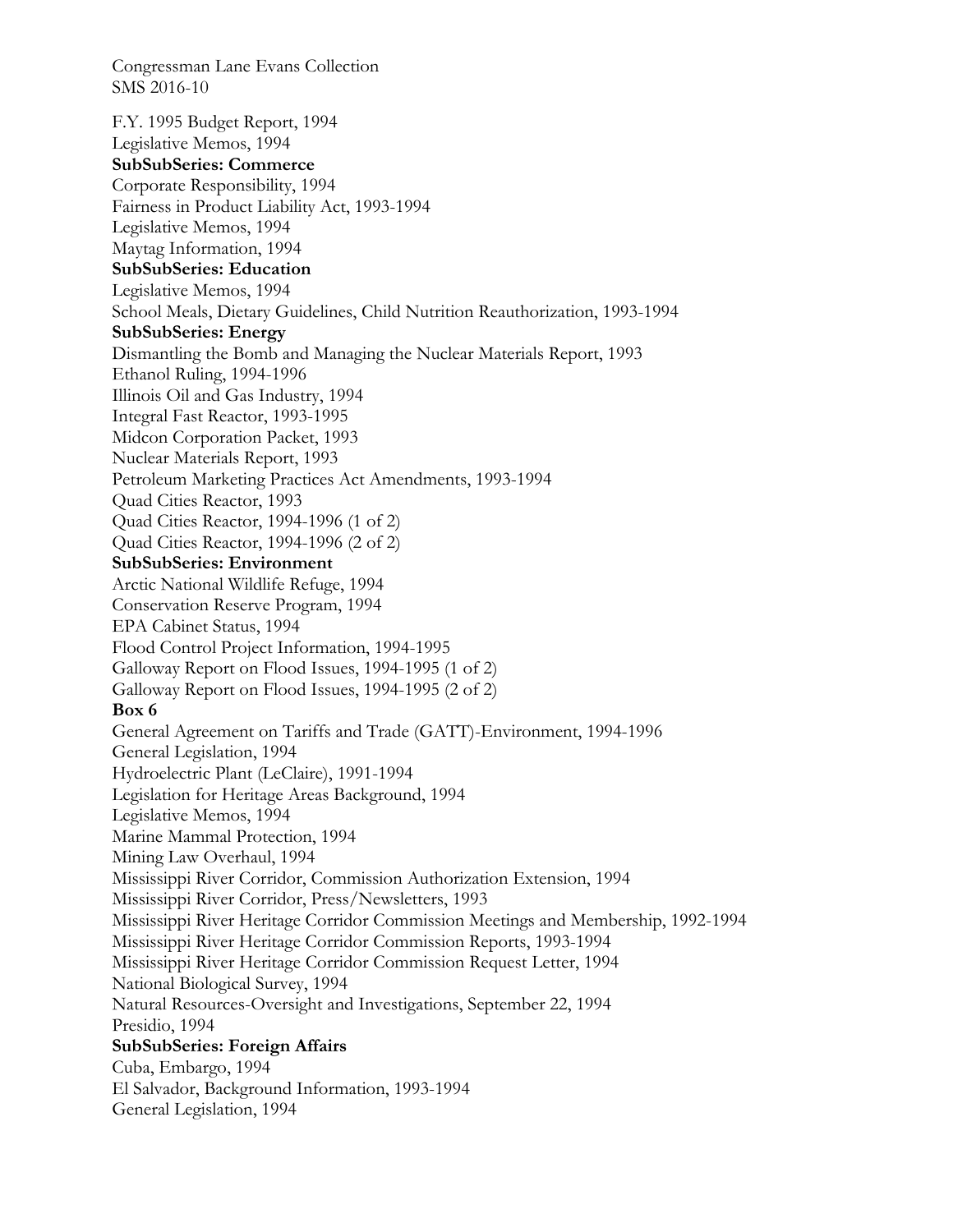Congressman Lane Evans Collection
SMS 2016-10

F.Y. 1995 Budget Report, 1994
Legislative Memos, 1994

**SubSubSeries: Commerce**

Corporate Responsibility, 1994
Fairness in Product Liability Act, 1993-1994
Legislative Memos, 1994
Maytag Information, 1994

**SubSubSeries: Education**

Legislative Memos, 1994
School Meals, Dietary Guidelines, Child Nutrition Reauthorization, 1993-1994

**SubSubSeries: Energy**

Dismantling the Bomb and Managing the Nuclear Materials Report, 1993
Ethanol Ruling, 1994-1996
Illinois Oil and Gas Industry, 1994
Integral Fast Reactor, 1993-1995
Midcon Corporation Packet, 1993
Nuclear Materials Report, 1993
Petroleum Marketing Practices Act Amendments, 1993-1994
Quad Cities Reactor, 1993
Quad Cities Reactor, 1994-1996 (1 of 2)
Quad Cities Reactor, 1994-1996 (2 of 2)

**SubSubSeries: Environment**

Arctic National Wildlife Refuge, 1994
Conservation Reserve Program, 1994
EPA Cabinet Status, 1994
Flood Control Project Information, 1994-1995
Galloway Report on Flood Issues, 1994-1995 (1 of 2)
Galloway Report on Flood Issues, 1994-1995 (2 of 2)

**Box 6**

General Agreement on Tariffs and Trade (GATT)-Environment, 1994-1996
General Legislation, 1994
Hydroelectric Plant (LeClaire), 1991-1994
Legislation for Heritage Areas Background, 1994
Legislative Memos, 1994
Marine Mammal Protection, 1994
Mining Law Overhaul, 1994
Mississippi River Corridor, Commission Authorization Extension, 1994
Mississippi River Corridor, Press/Newsletters, 1993
Mississippi River Heritage Corridor Commission Meetings and Membership, 1992-1994
Mississippi River Heritage Corridor Commission Reports, 1993-1994
Mississippi River Heritage Corridor Commission Request Letter, 1994
National Biological Survey, 1994
Natural Resources-Oversight and Investigations, September 22, 1994
Presidio, 1994

**SubSubSeries: Foreign Affairs**

Cuba, Embargo, 1994
El Salvador, Background Information, 1993-1994
General Legislation, 1994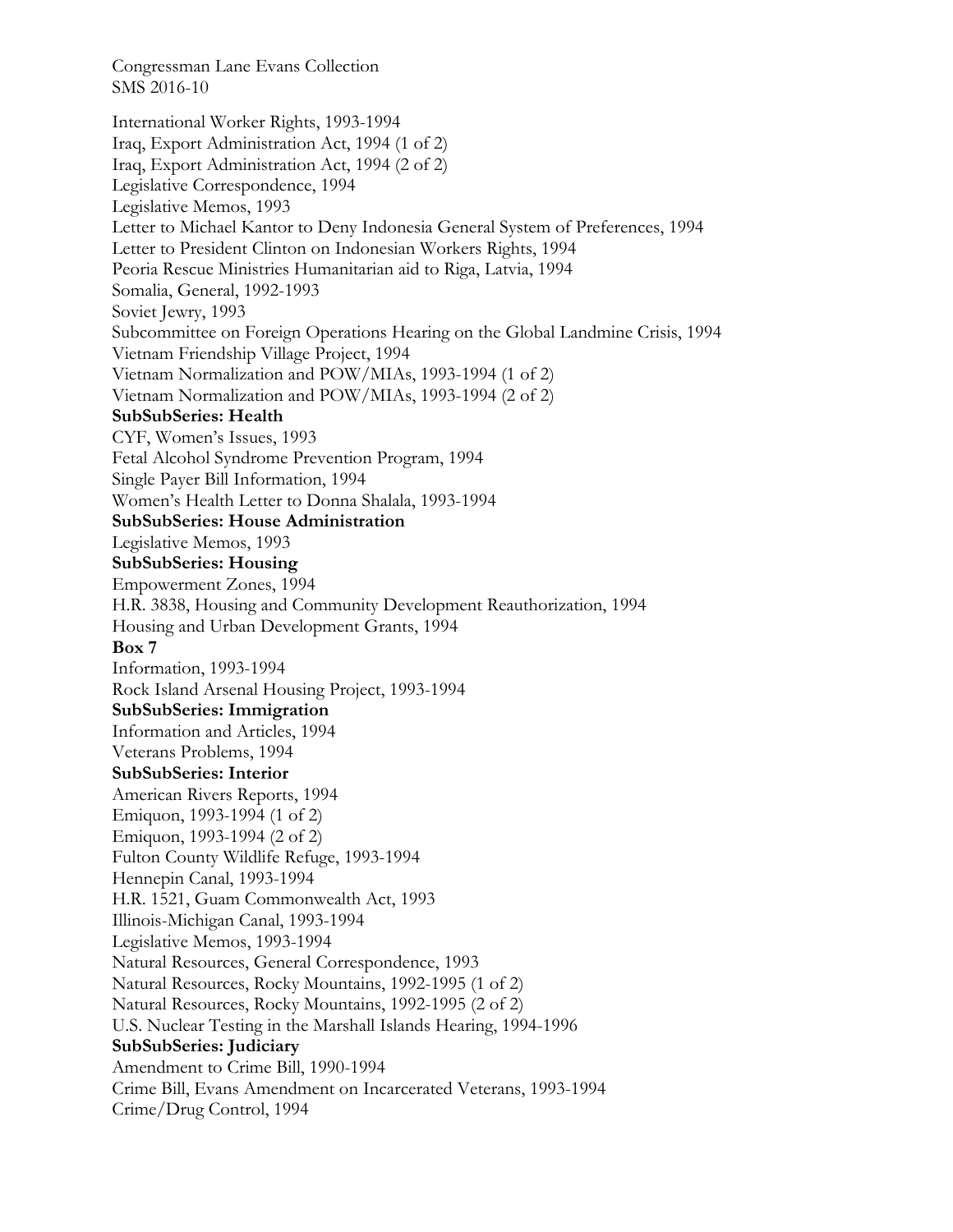International Worker Rights, 1993-1994
Iraq, Export Administration Act, 1994 (1 of 2)
Iraq, Export Administration Act, 1994 (2 of 2)
Legislative Correspondence, 1994
Legislative Memos, 1993
Letter to Michael Kantor to Deny Indonesia General System of Preferences, 1994
Letter to President Clinton on Indonesian Workers Rights, 1994
Peoria Rescue Ministries Humanitarian aid to Riga, Latvia, 1994
Somalia, General, 1992-1993
Soviet Jewry, 1993
Subcommittee on Foreign Operations Hearing on the Global Landmine Crisis, 1994
Vietnam Friendship Village Project, 1994
Vietnam Normalization and POW/MIAs, 1993-1994 (1 of 2)
Vietnam Normalization and POW/MIAs, 1993-1994 (2 of 2)

**SubSubSeries: Health**

CYF, Women's Issues, 1993
Fetal Alcohol Syndrome Prevention Program, 1994
Single Payer Bill Information, 1994
Women's Health Letter to Donna Shalala, 1993-1994

**SubSubSeries: House Administration**

Legislative Memos, 1993

**SubSubSeries: Housing**

Empowerment Zones, 1994
H.R. 3838, Housing and Community Development Reauthorization, 1994
Housing and Urban Development Grants, 1994

**Box 7**

Information, 1993-1994
Rock Island Arsenal Housing Project, 1993-1994

**SubSubSeries: Immigration**

Information and Articles, 1994
Veterans Problems, 1994

**SubSubSeries: Interior**

American Rivers Reports, 1994
Emiquon, 1993-1994 (1 of 2)
Emiquon, 1993-1994 (2 of 2)
Fulton County Wildlife Refuge, 1993-1994
Hennepin Canal, 1993-1994
H.R. 1521, Guam Commonwealth Act, 1993
Illinois-Michigan Canal, 1993-1994
Legislative Memos, 1993-1994
Natural Resources, General Correspondence, 1993
Natural Resources, Rocky Mountains, 1992-1995 (1 of 2)
Natural Resources, Rocky Mountains, 1992-1995 (2 of 2)
U.S. Nuclear Testing in the Marshall Islands Hearing, 1994-1996

**SubSubSeries: Judiciary**

Amendment to Crime Bill, 1990-1994
Crime Bill, Evans Amendment on Incarcerated Veterans, 1993-1994
Crime/Drug Control, 1994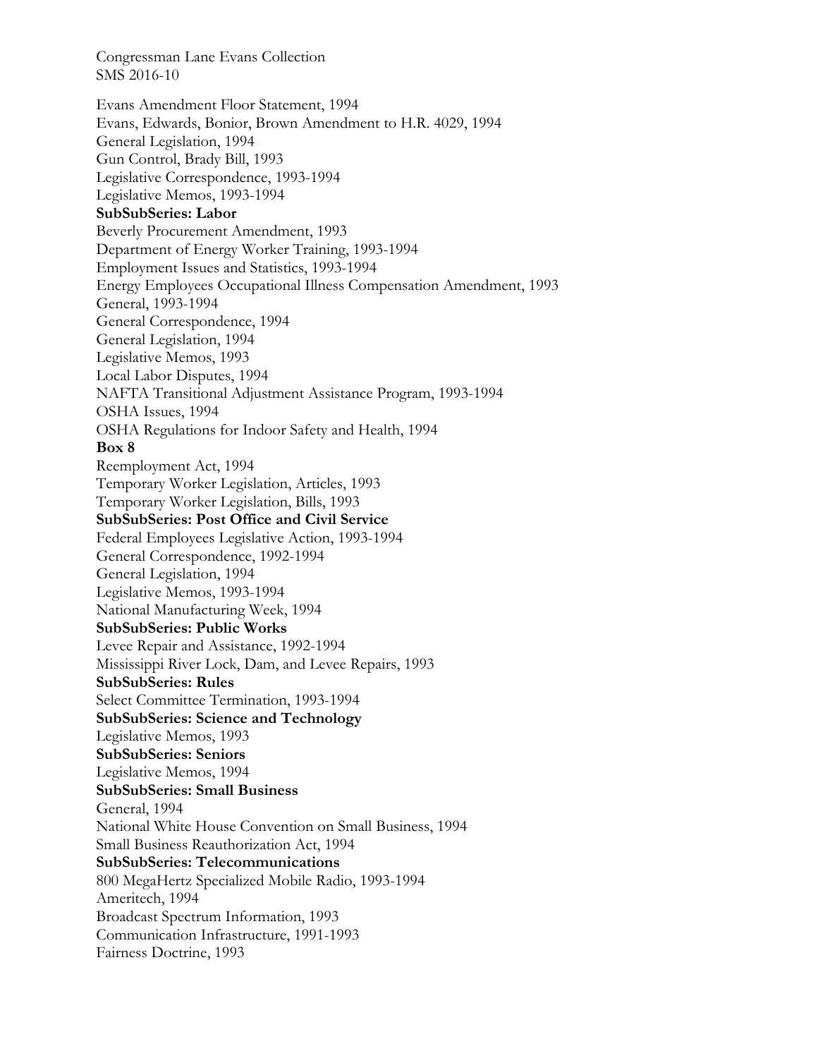Evans Amendment Floor Statement, 1994
Evans, Edwards, Bonior, Brown Amendment to H.R. 4029, 1994
General Legislation, 1994
Gun Control, Brady Bill, 1993
Legislative Correspondence, 1993-1994
Legislative Memos, 1993-1994

**SubSubSeries: Labor**

Beverly Procurement Amendment, 1993
Department of Energy Worker Training, 1993-1994
Employment Issues and Statistics, 1993-1994
Energy Employees Occupational Illness Compensation Amendment, 1993
General, 1993-1994
General Correspondence, 1994
General Legislation, 1994
Legislative Memos, 1993
Local Labor Disputes, 1994
NAFTA Transitional Adjustment Assistance Program, 1993-1994
OSHA Issues, 1994
OSHA Regulations for Indoor Safety and Health, 1994

**Box 8**

Reemployment Act, 1994
Temporary Worker Legislation, Articles, 1993
Temporary Worker Legislation, Bills, 1993

**SubSubSeries: Post Office and Civil Service**

Federal Employees Legislative Action, 1993-1994
General Correspondence, 1992-1994
General Legislation, 1994
Legislative Memos, 1993-1994
National Manufacturing Week, 1994

**SubSubSeries: Public Works**

Levee Repair and Assistance, 1992-1994
Mississippi River Lock, Dam, and Levee Repairs, 1993

**SubSubSeries: Rules**

Select Committee Termination, 1993-1994

**SubSubSeries: Science and Technology**

Legislative Memos, 1993

**SubSubSeries: Seniors**

Legislative Memos, 1994

**SubSubSeries: Small Business**

General, 1994
National White House Convention on Small Business, 1994
Small Business Reauthorization Act, 1994

**SubSubSeries: Telecommunications**

800 MegaHertz Specialized Mobile Radio, 1993-1994
Ameritech, 1994
Broadcast Spectrum Information, 1993
Communication Infrastructure, 1991-1993
Fairness Doctrine, 1993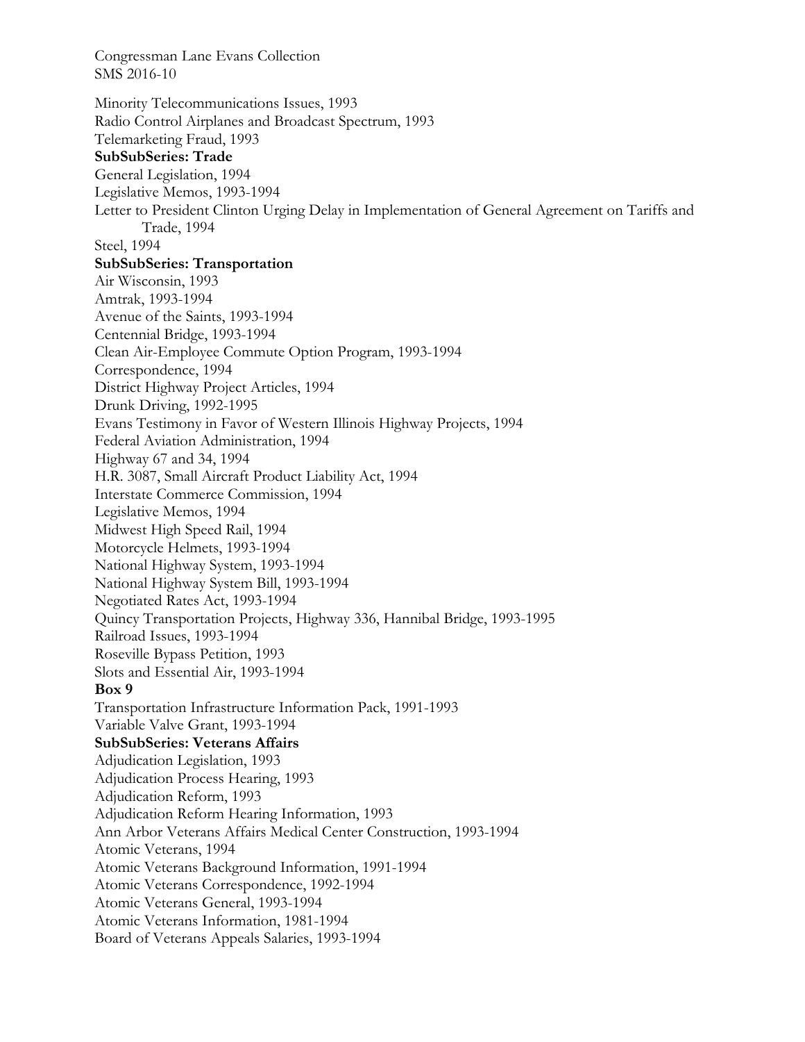Congressman Lane Evans Collection
SMS 2016-10

Minority Telecommunications Issues, 1993
Radio Control Airplanes and Broadcast Spectrum, 1993
Telemarketing Fraud, 1993

**SubSubSeries: Trade**

General Legislation, 1994
Legislative Memos, 1993-1994
Letter to President Clinton Urging Delay in Implementation of General Agreement on Tariffs and Trade, 1994
Steel, 1994

**SubSubSeries: Transportation**

Air Wisconsin, 1993
Amtrak, 1993-1994
Avenue of the Saints, 1993-1994
Centennial Bridge, 1993-1994
Clean Air-Employee Commute Option Program, 1993-1994
Correspondence, 1994
District Highway Project Articles, 1994
Drunk Driving, 1992-1995
Evans Testimony in Favor of Western Illinois Highway Projects, 1994
Federal Aviation Administration, 1994
Highway 67 and 34, 1994
H.R. 3087, Small Aircraft Product Liability Act, 1994
Interstate Commerce Commission, 1994
Legislative Memos, 1994
Midwest High Speed Rail, 1994
Motorcycle Helmets, 1993-1994
National Highway System, 1993-1994
National Highway System Bill, 1993-1994
Negotiated Rates Act, 1993-1994
Quincy Transportation Projects, Highway 336, Hannibal Bridge, 1993-1995
Railroad Issues, 1993-1994
Roseville Bypass Petition, 1993
Slots and Essential Air, 1993-1994

**Box 9**

Transportation Infrastructure Information Pack, 1991-1993
Variable Valve Grant, 1993-1994

**SubSubSeries: Veterans Affairs**

Adjudication Legislation, 1993
Adjudication Process Hearing, 1993
Adjudication Reform, 1993
Adjudication Reform Hearing Information, 1993
Ann Arbor Veterans Affairs Medical Center Construction, 1993-1994
Atomic Veterans, 1994
Atomic Veterans Background Information, 1991-1994
Atomic Veterans Correspondence, 1992-1994
Atomic Veterans General, 1993-1994
Atomic Veterans Information, 1981-1994
Board of Veterans Appeals Salaries, 1993-1994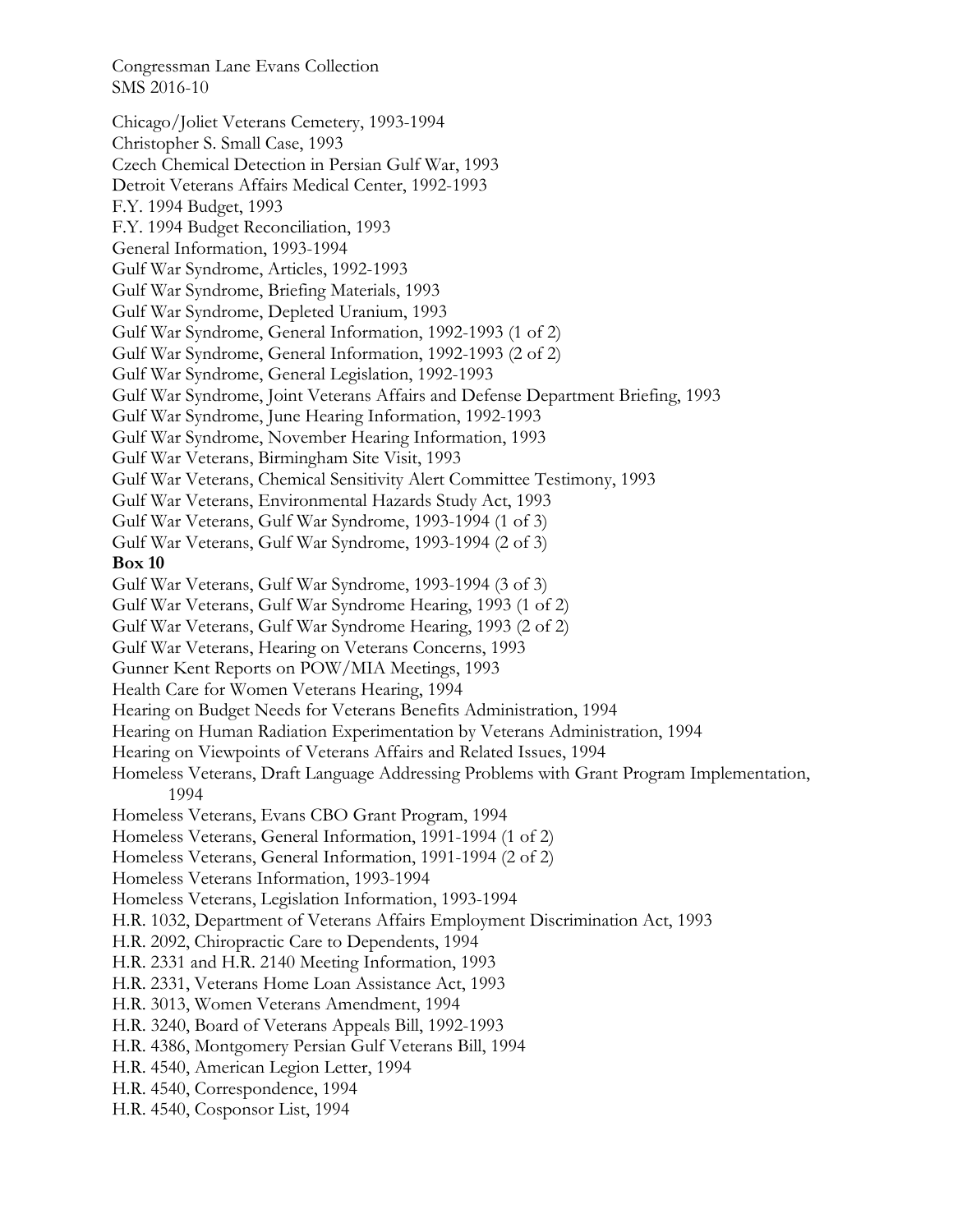Chicago/Joliet Veterans Cemetery, 1993-1994
Christopher S. Small Case, 1993
Czech Chemical Detection in Persian Gulf War, 1993
Detroit Veterans Affairs Medical Center, 1992-1993
F.Y. 1994 Budget, 1993
F.Y. 1994 Budget Reconciliation, 1993
General Information, 1993-1994
Gulf War Syndrome, Articles, 1992-1993
Gulf War Syndrome, Briefing Materials, 1993
Gulf War Syndrome, Depleted Uranium, 1993
Gulf War Syndrome, General Information, 1992-1993 (1 of 2)
Gulf War Syndrome, General Information, 1992-1993 (2 of 2)
Gulf War Syndrome, General Legislation, 1992-1993
Gulf War Syndrome, Joint Veterans Affairs and Defense Department Briefing, 1993
Gulf War Syndrome, June Hearing Information, 1992-1993
Gulf War Syndrome, November Hearing Information, 1993
Gulf War Veterans, Birmingham Site Visit, 1993
Gulf War Veterans, Chemical Sensitivity Alert Committee Testimony, 1993
Gulf War Veterans, Environmental Hazards Study Act, 1993
Gulf War Veterans, Gulf War Syndrome, 1993-1994 (1 of 3)
Gulf War Veterans, Gulf War Syndrome, 1993-1994 (2 of 3)

**Box 10**

Gulf War Veterans, Gulf War Syndrome, 1993-1994 (3 of 3)
Gulf War Veterans, Gulf War Syndrome Hearing, 1993 (1 of 2)
Gulf War Veterans, Gulf War Syndrome Hearing, 1993 (2 of 2)
Gulf War Veterans, Hearing on Veterans Concerns, 1993
Gunner Kent Reports on POW/MIA Meetings, 1993
Health Care for Women Veterans Hearing, 1994
Hearing on Budget Needs for Veterans Benefits Administration, 1994
Hearing on Human Radiation Experimentation by Veterans Administration, 1994
Hearing on Viewpoints of Veterans Affairs and Related Issues, 1994
Homeless Veterans, Draft Language Addressing Problems with Grant Program Implementation, 1994
Homeless Veterans, Evans CBO Grant Program, 1994
Homeless Veterans, General Information, 1991-1994 (1 of 2)
Homeless Veterans, General Information, 1991-1994 (2 of 2)
Homeless Veterans Information, 1993-1994
Homeless Veterans, Legislation Information, 1993-1994
H.R. 1032, Department of Veterans Affairs Employment Discrimination Act, 1993
H.R. 2092, Chiropractic Care to Dependents, 1994
H.R. 2331 and H.R. 2140 Meeting Information, 1993
H.R. 2331, Veterans Home Loan Assistance Act, 1993
H.R. 3013, Women Veterans Amendment, 1994
H.R. 3240, Board of Veterans Appeals Bill, 1992-1993
H.R. 4386, Montgomery Persian Gulf Veterans Bill, 1994
H.R. 4540, American Legion Letter, 1994
H.R. 4540, Correspondence, 1994
H.R. 4540, Cosponsor List, 1994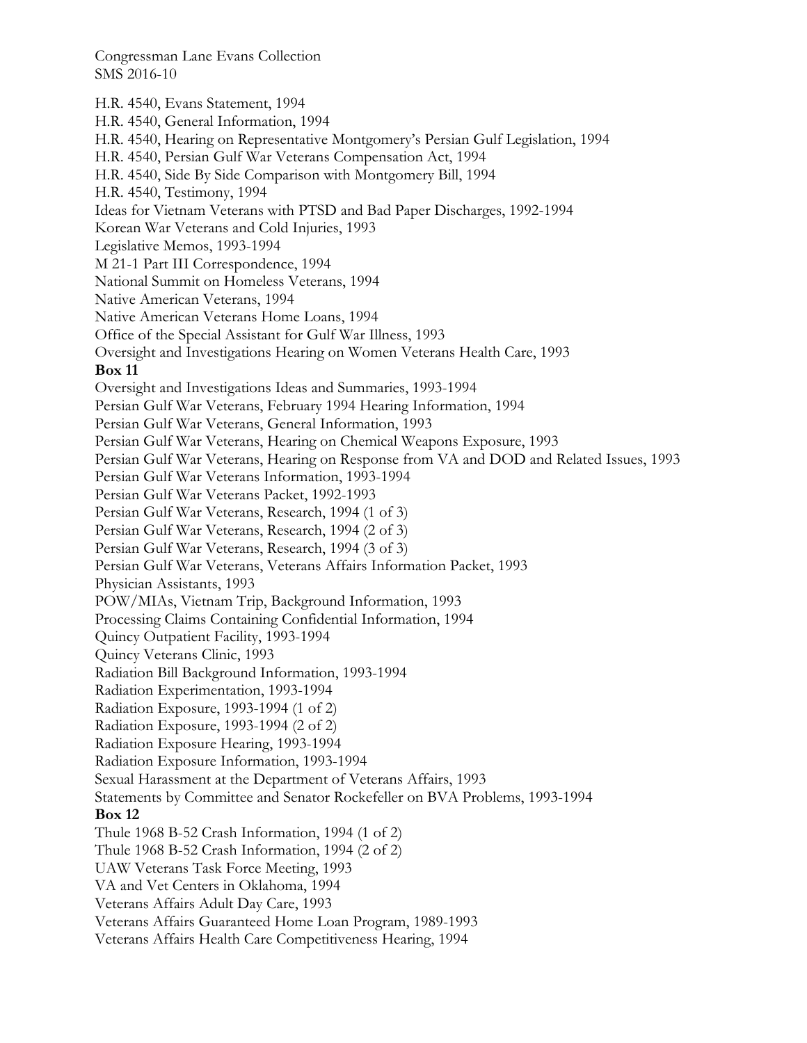H.R. 4540, Evans Statement, 1994
H.R. 4540, General Information, 1994
H.R. 4540, Hearing on Representative Montgomery's Persian Gulf Legislation, 1994
H.R. 4540, Persian Gulf War Veterans Compensation Act, 1994
H.R. 4540, Side By Side Comparison with Montgomery Bill, 1994
H.R. 4540, Testimony, 1994
Ideas for Vietnam Veterans with PTSD and Bad Paper Discharges, 1992-1994
Korean War Veterans and Cold Injuries, 1993
Legislative Memos, 1993-1994
M 21-1 Part III Correspondence, 1994
National Summit on Homeless Veterans, 1994
Native American Veterans, 1994
Native American Veterans Home Loans, 1994
Office of the Special Assistant for Gulf War Illness, 1993
Oversight and Investigations Hearing on Women Veterans Health Care, 1993

**Box 11**

Oversight and Investigations Ideas and Summaries, 1993-1994
Persian Gulf War Veterans, February 1994 Hearing Information, 1994
Persian Gulf War Veterans, General Information, 1993
Persian Gulf War Veterans, Hearing on Chemical Weapons Exposure, 1993
Persian Gulf War Veterans, Hearing on Response from VA and DOD and Related Issues, 1993
Persian Gulf War Veterans Information, 1993-1994
Persian Gulf War Veterans Packet, 1992-1993
Persian Gulf War Veterans, Research, 1994 (1 of 3)
Persian Gulf War Veterans, Research, 1994 (2 of 3)
Persian Gulf War Veterans, Research, 1994 (3 of 3)
Persian Gulf War Veterans, Veterans Affairs Information Packet, 1993
Physician Assistants, 1993
POW/MIAs, Vietnam Trip, Background Information, 1993
Processing Claims Containing Confidential Information, 1994
Quincy Outpatient Facility, 1993-1994
Quincy Veterans Clinic, 1993
Radiation Bill Background Information, 1993-1994
Radiation Experimentation, 1993-1994
Radiation Exposure, 1993-1994 (1 of 2)
Radiation Exposure, 1993-1994 (2 of 2)
Radiation Exposure Hearing, 1993-1994
Radiation Exposure Information, 1993-1994
Sexual Harassment at the Department of Veterans Affairs, 1993
Statements by Committee and Senator Rockefeller on BVA Problems, 1993-1994

**Box 12**

Thule 1968 B-52 Crash Information, 1994 (1 of 2)
Thule 1968 B-52 Crash Information, 1994 (2 of 2)
UAW Veterans Task Force Meeting, 1993
VA and Vet Centers in Oklahoma, 1994
Veterans Affairs Adult Day Care, 1993
Veterans Affairs Guaranteed Home Loan Program, 1989-1993
Veterans Affairs Health Care Competitiveness Hearing, 1994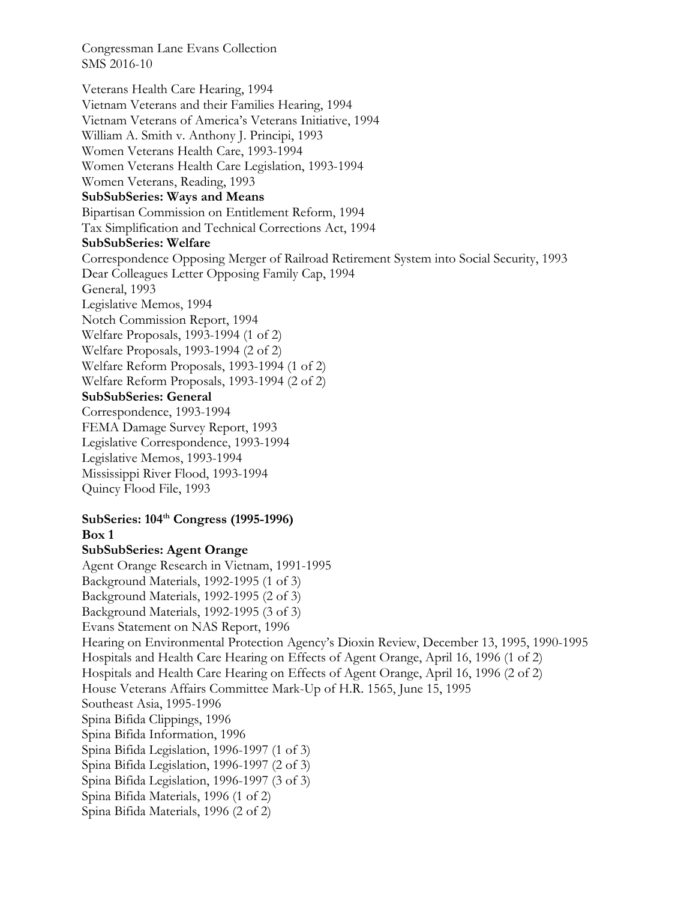Veterans Health Care Hearing, 1994
Vietnam Veterans and their Families Hearing, 1994
Vietnam Veterans of America's Veterans Initiative, 1994
William A. Smith v. Anthony J. Principi, 1993
Women Veterans Health Care, 1993-1994
Women Veterans Health Care Legislation, 1993-1994
Women Veterans, Reading, 1993

**SubSubSeries: Ways and Means**

Bipartisan Commission on Entitlement Reform, 1994
Tax Simplification and Technical Corrections Act, 1994

**SubSubSeries: Welfare**

Correspondence Opposing Merger of Railroad Retirement System into Social Security, 1993
Dear Colleagues Letter Opposing Family Cap, 1994
General, 1993
Legislative Memos, 1994
Notch Commission Report, 1994
Welfare Proposals, 1993-1994 (1 of 2)
Welfare Proposals, 1993-1994 (2 of 2)
Welfare Reform Proposals, 1993-1994 (1 of 2)
Welfare Reform Proposals, 1993-1994 (2 of 2)

**SubSubSeries: General**

Correspondence, 1993-1994
FEMA Damage Survey Report, 1993
Legislative Correspondence, 1993-1994
Legislative Memos, 1993-1994
Mississippi River Flood, 1993-1994
Quincy Flood File, 1993

**SubSeries: 104th Congress (1995-1996)**

**Box 1**

**SubSubSeries: Agent Orange**

Agent Orange Research in Vietnam, 1991-1995
Background Materials, 1992-1995 (1 of 3)
Background Materials, 1992-1995 (2 of 3)
Background Materials, 1992-1995 (3 of 3)
Evans Statement on NAS Report, 1996
Hearing on Environmental Protection Agency's Dioxin Review, December 13, 1995, 1990-1995
Hospitals and Health Care Hearing on Effects of Agent Orange, April 16, 1996 (1 of 2)
Hospitals and Health Care Hearing on Effects of Agent Orange, April 16, 1996 (2 of 2)
House Veterans Affairs Committee Mark-Up of H.R. 1565, June 15, 1995
Southeast Asia, 1995-1996
Spina Bifida Clippings, 1996
Spina Bifida Information, 1996
Spina Bifida Legislation, 1996-1997 (1 of 3)
Spina Bifida Legislation, 1996-1997 (2 of 3)
Spina Bifida Legislation, 1996-1997 (3 of 3)
Spina Bifida Materials, 1996 (1 of 2)
Spina Bifida Materials, 1996 (2 of 2)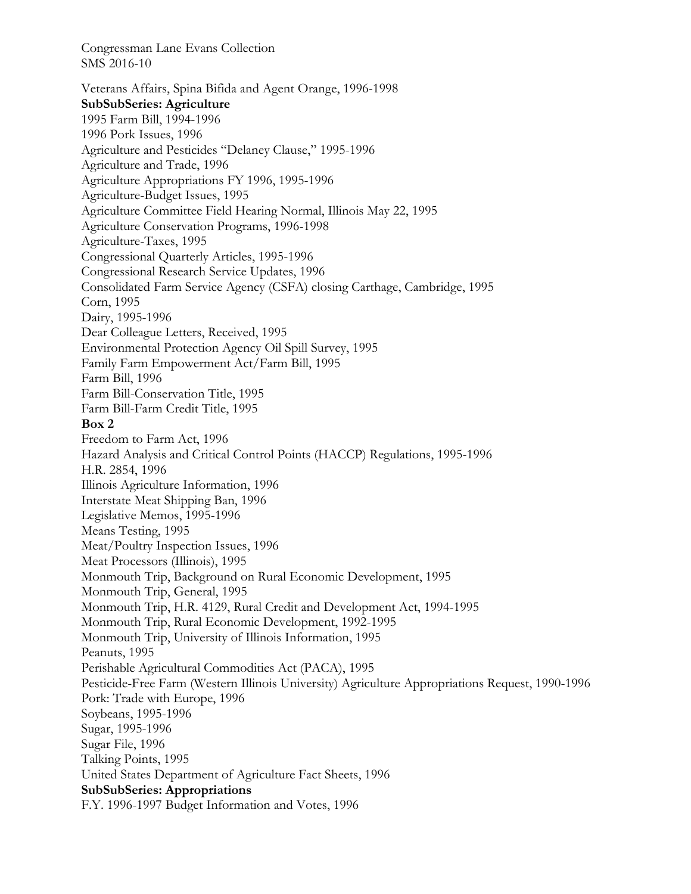Veterans Affairs, Spina Bifida and Agent Orange, 1996-1998
**SubSubSeries: Agriculture**
1995 Farm Bill, 1994-1996
1996 Pork Issues, 1996
Agriculture and Pesticides "Delaney Clause," 1995-1996
Agriculture and Trade, 1996
Agriculture Appropriations FY 1996, 1995-1996
Agriculture-Budget Issues, 1995
Agriculture Committee Field Hearing Normal, Illinois May 22, 1995
Agriculture Conservation Programs, 1996-1998
Agriculture-Taxes, 1995
Congressional Quarterly Articles, 1995-1996
Congressional Research Service Updates, 1996
Consolidated Farm Service Agency (CSFA) closing Carthage, Cambridge, 1995
Corn, 1995
Dairy, 1995-1996
Dear Colleague Letters, Received, 1995
Environmental Protection Agency Oil Spill Survey, 1995
Family Farm Empowerment Act/Farm Bill, 1995
Farm Bill, 1996
Farm Bill-Conservation Title, 1995
Farm Bill-Farm Credit Title, 1995
**Box 2**
Freedom to Farm Act, 1996
Hazard Analysis and Critical Control Points (HACCP) Regulations, 1995-1996
H.R. 2854, 1996
Illinois Agriculture Information, 1996
Interstate Meat Shipping Ban, 1996
Legislative Memos, 1995-1996
Means Testing, 1995
Meat/Poultry Inspection Issues, 1996
Meat Processors (Illinois), 1995
Monmouth Trip, Background on Rural Economic Development, 1995
Monmouth Trip, General, 1995
Monmouth Trip, H.R. 4129, Rural Credit and Development Act, 1994-1995
Monmouth Trip, Rural Economic Development, 1992-1995
Monmouth Trip, University of Illinois Information, 1995
Peanuts, 1995
Perishable Agricultural Commodities Act (PACA), 1995
Pesticide-Free Farm (Western Illinois University) Agriculture Appropriations Request, 1990-1996
Pork: Trade with Europe, 1996
Soybeans, 1995-1996
Sugar, 1995-1996
Sugar File, 1996
Talking Points, 1995
United States Department of Agriculture Fact Sheets, 1996
**SubSubSeries: Appropriations**
F.Y. 1996-1997 Budget Information and Votes, 1996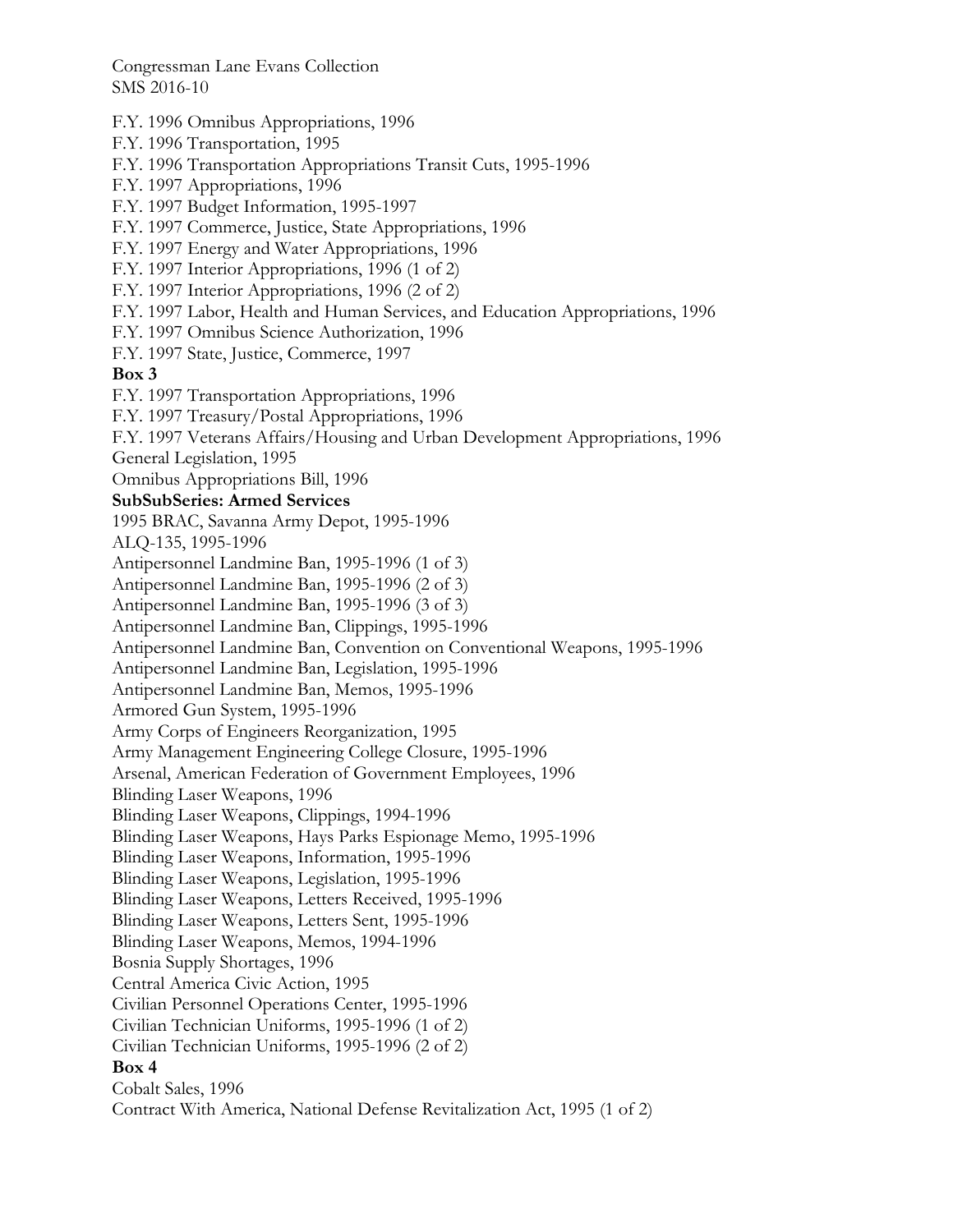F.Y. 1996 Omnibus Appropriations, 1996
F.Y. 1996 Transportation, 1995
F.Y. 1996 Transportation Appropriations Transit Cuts, 1995-1996
F.Y. 1997 Appropriations, 1996
F.Y. 1997 Budget Information, 1995-1997
F.Y. 1997 Commerce, Justice, State Appropriations, 1996
F.Y. 1997 Energy and Water Appropriations, 1996
F.Y. 1997 Interior Appropriations, 1996 (1 of 2)
F.Y. 1997 Interior Appropriations, 1996 (2 of 2)
F.Y. 1997 Labor, Health and Human Services, and Education Appropriations, 1996
F.Y. 1997 Omnibus Science Authorization, 1996
F.Y. 1997 State, Justice, Commerce, 1997

**Box 3**

F.Y. 1997 Transportation Appropriations, 1996
F.Y. 1997 Treasury/Postal Appropriations, 1996
F.Y. 1997 Veterans Affairs/Housing and Urban Development Appropriations, 1996
General Legislation, 1995
Omnibus Appropriations Bill, 1996

**SubSubSeries: Armed Services**

1995 BRAC, Savanna Army Depot, 1995-1996
ALQ-135, 1995-1996
Antipersonnel Landmine Ban, 1995-1996 (1 of 3)
Antipersonnel Landmine Ban, 1995-1996 (2 of 3)
Antipersonnel Landmine Ban, 1995-1996 (3 of 3)
Antipersonnel Landmine Ban, Clippings, 1995-1996
Antipersonnel Landmine Ban, Convention on Conventional Weapons, 1995-1996
Antipersonnel Landmine Ban, Legislation, 1995-1996
Antipersonnel Landmine Ban, Memos, 1995-1996
Armored Gun System, 1995-1996
Army Corps of Engineers Reorganization, 1995
Army Management Engineering College Closure, 1995-1996
Arsenal, American Federation of Government Employees, 1996
Blinding Laser Weapons, 1996
Blinding Laser Weapons, Clippings, 1994-1996
Blinding Laser Weapons, Hays Parks Espionage Memo, 1995-1996
Blinding Laser Weapons, Information, 1995-1996
Blinding Laser Weapons, Legislation, 1995-1996
Blinding Laser Weapons, Letters Received, 1995-1996
Blinding Laser Weapons, Letters Sent, 1995-1996
Blinding Laser Weapons, Memos, 1994-1996
Bosnia Supply Shortages, 1996
Central America Civic Action, 1995
Civilian Personnel Operations Center, 1995-1996
Civilian Technician Uniforms, 1995-1996 (1 of 2)
Civilian Technician Uniforms, 1995-1996 (2 of 2)

**Box 4**

Cobalt Sales, 1996
Contract With America, National Defense Revitalization Act, 1995 (1 of 2)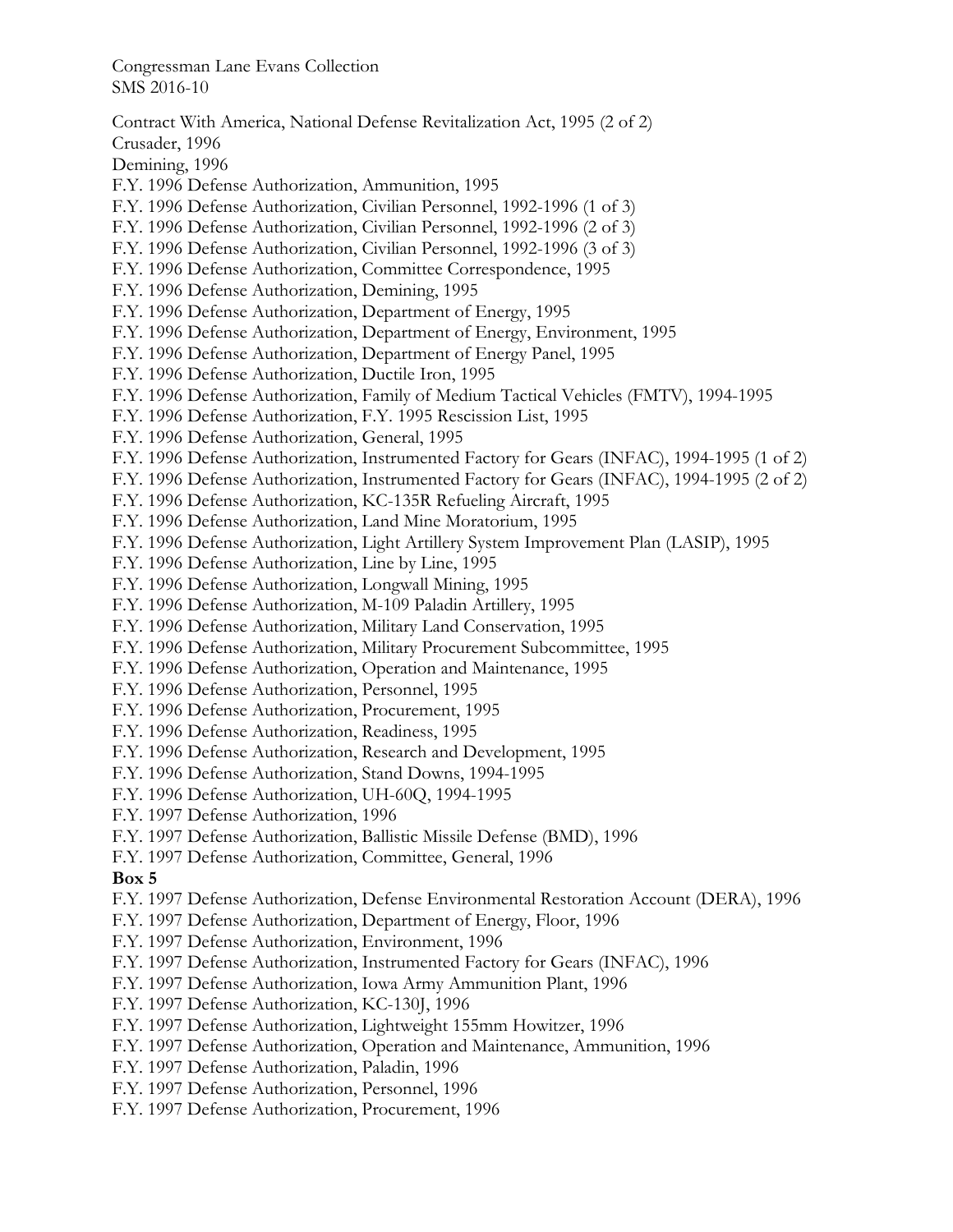Contract With America, National Defense Revitalization Act, 1995 (2 of 2)
Crusader, 1996
Demining, 1996
F.Y. 1996 Defense Authorization, Ammunition, 1995
F.Y. 1996 Defense Authorization, Civilian Personnel, 1992-1996 (1 of 3)
F.Y. 1996 Defense Authorization, Civilian Personnel, 1992-1996 (2 of 3)
F.Y. 1996 Defense Authorization, Civilian Personnel, 1992-1996 (3 of 3)
F.Y. 1996 Defense Authorization, Committee Correspondence, 1995
F.Y. 1996 Defense Authorization, Demining, 1995
F.Y. 1996 Defense Authorization, Department of Energy, 1995
F.Y. 1996 Defense Authorization, Department of Energy, Environment, 1995
F.Y. 1996 Defense Authorization, Department of Energy Panel, 1995
F.Y. 1996 Defense Authorization, Ductile Iron, 1995
F.Y. 1996 Defense Authorization, Family of Medium Tactical Vehicles (FMTV), 1994-1995
F.Y. 1996 Defense Authorization, F.Y. 1995 Rescission List, 1995
F.Y. 1996 Defense Authorization, General, 1995
F.Y. 1996 Defense Authorization, Instrumented Factory for Gears (INFAC), 1994-1995 (1 of 2)
F.Y. 1996 Defense Authorization, Instrumented Factory for Gears (INFAC), 1994-1995 (2 of 2)
F.Y. 1996 Defense Authorization, KC-135R Refueling Aircraft, 1995
F.Y. 1996 Defense Authorization, Land Mine Moratorium, 1995
F.Y. 1996 Defense Authorization, Light Artillery System Improvement Plan (LASIP), 1995
F.Y. 1996 Defense Authorization, Line by Line, 1995
F.Y. 1996 Defense Authorization, Longwall Mining, 1995
F.Y. 1996 Defense Authorization, M-109 Paladin Artillery, 1995
F.Y. 1996 Defense Authorization, Military Land Conservation, 1995
F.Y. 1996 Defense Authorization, Military Procurement Subcommittee, 1995
F.Y. 1996 Defense Authorization, Operation and Maintenance, 1995
F.Y. 1996 Defense Authorization, Personnel, 1995
F.Y. 1996 Defense Authorization, Procurement, 1995
F.Y. 1996 Defense Authorization, Readiness, 1995
F.Y. 1996 Defense Authorization, Research and Development, 1995
F.Y. 1996 Defense Authorization, Stand Downs, 1994-1995
F.Y. 1996 Defense Authorization, UH-60Q, 1994-1995
F.Y. 1997 Defense Authorization, 1996
F.Y. 1997 Defense Authorization, Ballistic Missile Defense (BMD), 1996
F.Y. 1997 Defense Authorization, Committee, General, 1996

**Box 5**

F.Y. 1997 Defense Authorization, Defense Environmental Restoration Account (DERA), 1996
F.Y. 1997 Defense Authorization, Department of Energy, Floor, 1996
F.Y. 1997 Defense Authorization, Environment, 1996
F.Y. 1997 Defense Authorization, Instrumented Factory for Gears (INFAC), 1996
F.Y. 1997 Defense Authorization, Iowa Army Ammunition Plant, 1996
F.Y. 1997 Defense Authorization, KC-130J, 1996
F.Y. 1997 Defense Authorization, Lightweight 155mm Howitzer, 1996
F.Y. 1997 Defense Authorization, Operation and Maintenance, Ammunition, 1996
F.Y. 1997 Defense Authorization, Paladin, 1996
F.Y. 1997 Defense Authorization, Personnel, 1996
F.Y. 1997 Defense Authorization, Procurement, 1996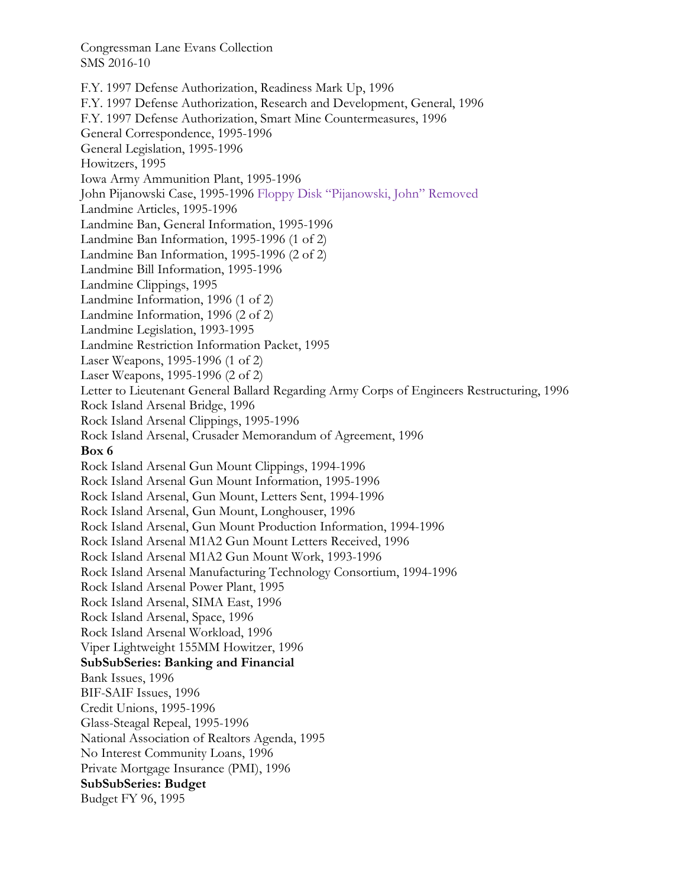F.Y. 1997 Defense Authorization, Readiness Mark Up, 1996
F.Y. 1997 Defense Authorization, Research and Development, General, 1996
F.Y. 1997 Defense Authorization, Smart Mine Countermeasures, 1996
General Correspondence, 1995-1996
General Legislation, 1995-1996
Howitzers, 1995
Iowa Army Ammunition Plant, 1995-1996
John Pijanowski Case, 1995-1996 Floppy Disk "Pijanowski, John" Removed
Landmine Articles, 1995-1996
Landmine Ban, General Information, 1995-1996
Landmine Ban Information, 1995-1996 (1 of 2)
Landmine Ban Information, 1995-1996 (2 of 2)
Landmine Bill Information, 1995-1996
Landmine Clippings, 1995
Landmine Information, 1996 (1 of 2)
Landmine Information, 1996 (2 of 2)
Landmine Legislation, 1993-1995
Landmine Restriction Information Packet, 1995
Laser Weapons, 1995-1996 (1 of 2)
Laser Weapons, 1995-1996 (2 of 2)
Letter to Lieutenant General Ballard Regarding Army Corps of Engineers Restructuring, 1996
Rock Island Arsenal Bridge, 1996
Rock Island Arsenal Clippings, 1995-1996
Rock Island Arsenal, Crusader Memorandum of Agreement, 1996

**Box 6**

Rock Island Arsenal Gun Mount Clippings, 1994-1996
Rock Island Arsenal Gun Mount Information, 1995-1996
Rock Island Arsenal, Gun Mount, Letters Sent, 1994-1996
Rock Island Arsenal, Gun Mount, Longhouser, 1996
Rock Island Arsenal, Gun Mount Production Information, 1994-1996
Rock Island Arsenal M1A2 Gun Mount Letters Received, 1996
Rock Island Arsenal M1A2 Gun Mount Work, 1993-1996
Rock Island Arsenal Manufacturing Technology Consortium, 1994-1996
Rock Island Arsenal Power Plant, 1995
Rock Island Arsenal, SIMA East, 1996
Rock Island Arsenal, Space, 1996
Rock Island Arsenal Workload, 1996
Viper Lightweight 155MM Howitzer, 1996

**SubSubSeries: Banking and Financial**

Bank Issues, 1996
BIF-SAIF Issues, 1996
Credit Unions, 1995-1996
Glass-Steagal Repeal, 1995-1996
National Association of Realtors Agenda, 1995
No Interest Community Loans, 1996
Private Mortgage Insurance (PMI), 1996

**SubSubSeries: Budget**

Budget FY 96, 1995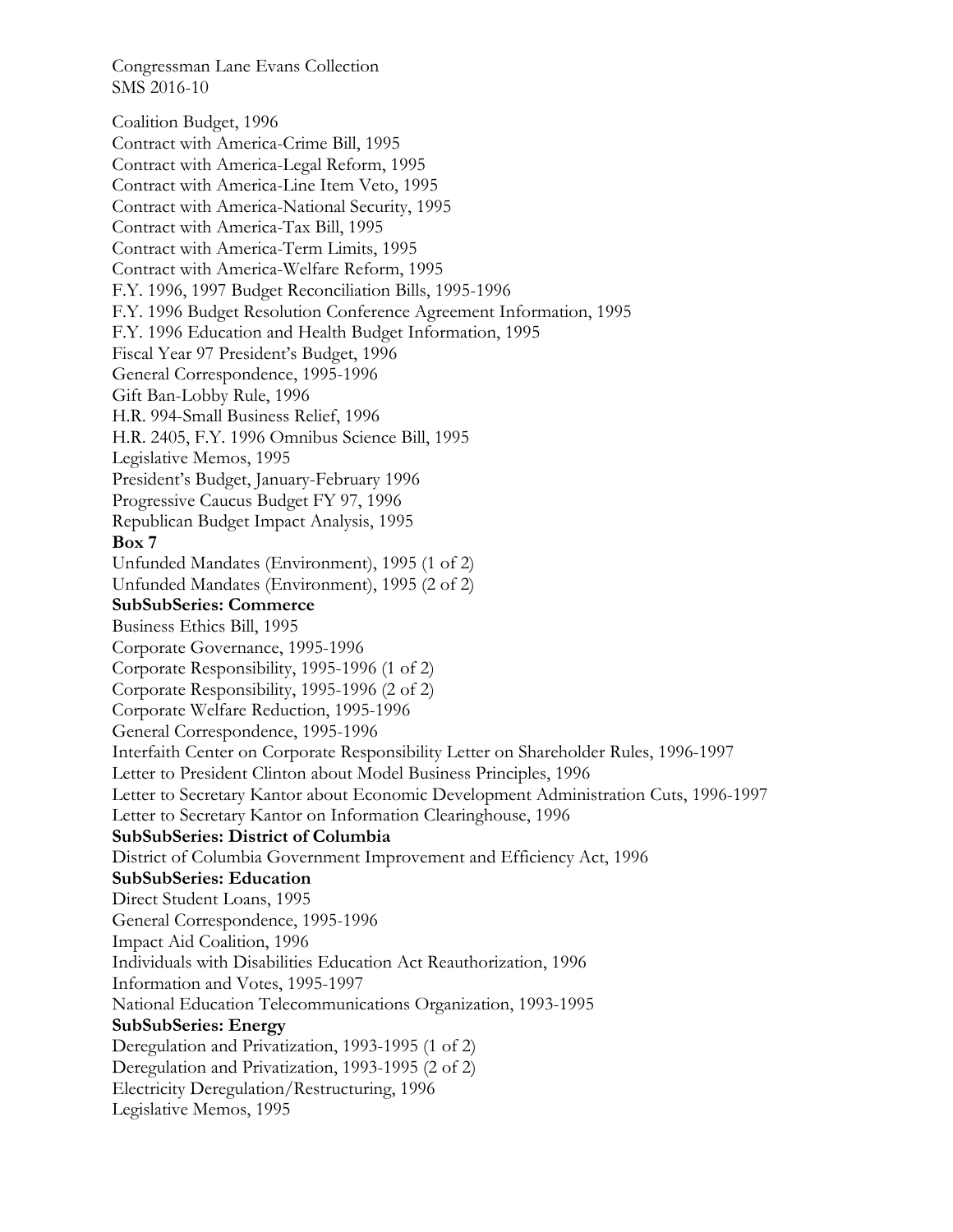Coalition Budget, 1996
Contract with America-Crime Bill, 1995
Contract with America-Legal Reform, 1995
Contract with America-Line Item Veto, 1995
Contract with America-National Security, 1995
Contract with America-Tax Bill, 1995
Contract with America-Term Limits, 1995
Contract with America-Welfare Reform, 1995
F.Y. 1996, 1997 Budget Reconciliation Bills, 1995-1996
F.Y. 1996 Budget Resolution Conference Agreement Information, 1995
F.Y. 1996 Education and Health Budget Information, 1995
Fiscal Year 97 President's Budget, 1996
General Correspondence, 1995-1996
Gift Ban-Lobby Rule, 1996
H.R. 994-Small Business Relief, 1996
H.R. 2405, F.Y. 1996 Omnibus Science Bill, 1995
Legislative Memos, 1995
President's Budget, January-February 1996
Progressive Caucus Budget FY 97, 1996
Republican Budget Impact Analysis, 1995

**Box 7**

Unfunded Mandates (Environment), 1995 (1 of 2)
Unfunded Mandates (Environment), 1995 (2 of 2)

**SubSubSeries: Commerce**

Business Ethics Bill, 1995
Corporate Governance, 1995-1996
Corporate Responsibility, 1995-1996 (1 of 2)
Corporate Responsibility, 1995-1996 (2 of 2)
Corporate Welfare Reduction, 1995-1996
General Correspondence, 1995-1996
Interfaith Center on Corporate Responsibility Letter on Shareholder Rules, 1996-1997
Letter to President Clinton about Model Business Principles, 1996
Letter to Secretary Kantor about Economic Development Administration Cuts, 1996-1997
Letter to Secretary Kantor on Information Clearinghouse, 1996

**SubSubSeries: District of Columbia**

District of Columbia Government Improvement and Efficiency Act, 1996

**SubSubSeries: Education**

Direct Student Loans, 1995
General Correspondence, 1995-1996
Impact Aid Coalition, 1996
Individuals with Disabilities Education Act Reauthorization, 1996
Information and Votes, 1995-1997
National Education Telecommunications Organization, 1993-1995

**SubSubSeries: Energy**

Deregulation and Privatization, 1993-1995 (1 of 2)
Deregulation and Privatization, 1993-1995 (2 of 2)
Electricity Deregulation/Restructuring, 1996
Legislative Memos, 1995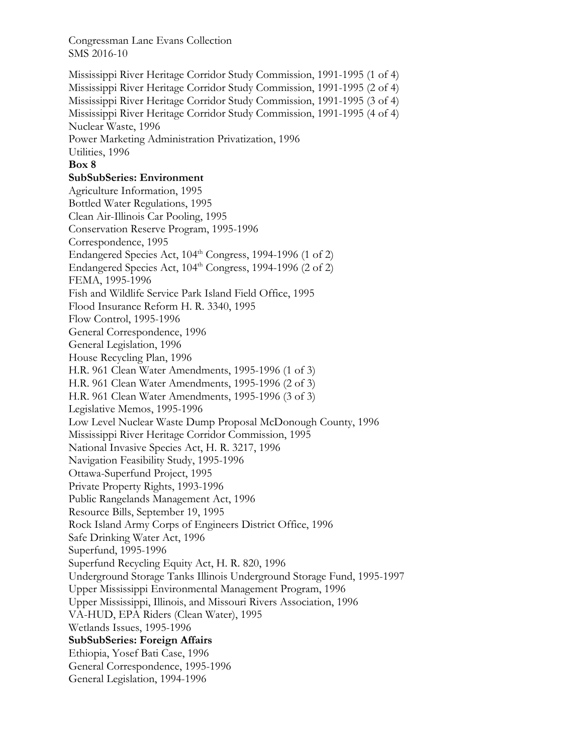Mississippi River Heritage Corridor Study Commission, 1991-1995 (1 of 4)
Mississippi River Heritage Corridor Study Commission, 1991-1995 (2 of 4)
Mississippi River Heritage Corridor Study Commission, 1991-1995 (3 of 4)
Mississippi River Heritage Corridor Study Commission, 1991-1995 (4 of 4)
Nuclear Waste, 1996
Power Marketing Administration Privatization, 1996
Utilities, 1996

**Box 8**

**SubSubSeries: Environment**

Agriculture Information, 1995
Bottled Water Regulations, 1995
Clean Air-Illinois Car Pooling, 1995
Conservation Reserve Program, 1995-1996
Correspondence, 1995
Endangered Species Act, 104th Congress, 1994-1996 (1 of 2)
Endangered Species Act, 104th Congress, 1994-1996 (2 of 2)
FEMA, 1995-1996
Fish and Wildlife Service Park Island Field Office, 1995
Flood Insurance Reform H. R. 3340, 1995
Flow Control, 1995-1996
General Correspondence, 1996
General Legislation, 1996
House Recycling Plan, 1996
H.R. 961 Clean Water Amendments, 1995-1996 (1 of 3)
H.R. 961 Clean Water Amendments, 1995-1996 (2 of 3)
H.R. 961 Clean Water Amendments, 1995-1996 (3 of 3)
Legislative Memos, 1995-1996
Low Level Nuclear Waste Dump Proposal McDonough County, 1996
Mississippi River Heritage Corridor Commission, 1995
National Invasive Species Act, H. R. 3217, 1996
Navigation Feasibility Study, 1995-1996
Ottawa-Superfund Project, 1995
Private Property Rights, 1993-1996
Public Rangelands Management Act, 1996
Resource Bills, September 19, 1995
Rock Island Army Corps of Engineers District Office, 1996
Safe Drinking Water Act, 1996
Superfund, 1995-1996
Superfund Recycling Equity Act, H. R. 820, 1996
Underground Storage Tanks Illinois Underground Storage Fund, 1995-1997
Upper Mississippi Environmental Management Program, 1996
Upper Mississippi, Illinois, and Missouri Rivers Association, 1996
VA-HUD, EPA Riders (Clean Water), 1995
Wetlands Issues, 1995-1996

**SubSubSeries: Foreign Affairs**

Ethiopia, Yosef Bati Case, 1996
General Correspondence, 1995-1996
General Legislation, 1994-1996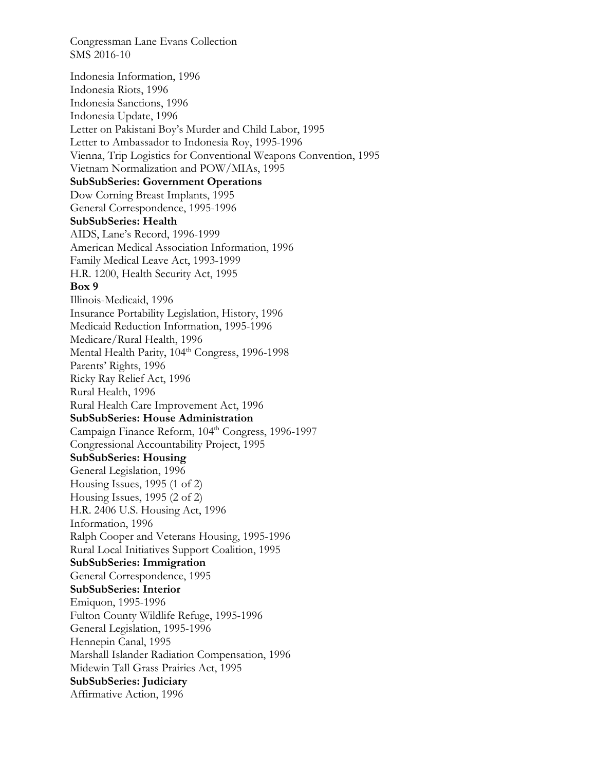Congressman Lane Evans Collection
SMS 2016-10

Indonesia Information, 1996
Indonesia Riots, 1996
Indonesia Sanctions, 1996
Indonesia Update, 1996
Letter on Pakistani Boy's Murder and Child Labor, 1995
Letter to Ambassador to Indonesia Roy, 1995-1996
Vienna, Trip Logistics for Conventional Weapons Convention, 1995
Vietnam Normalization and POW/MIAs, 1995

**SubSubSeries: Government Operations**

Dow Corning Breast Implants, 1995
General Correspondence, 1995-1996

**SubSubSeries: Health**

AIDS, Lane's Record, 1996-1999
American Medical Association Information, 1996
Family Medical Leave Act, 1993-1999
H.R. 1200, Health Security Act, 1995

**Box 9**

Illinois-Medicaid, 1996
Insurance Portability Legislation, History, 1996
Medicaid Reduction Information, 1995-1996
Medicare/Rural Health, 1996
Mental Health Parity, 104th Congress, 1996-1998
Parents' Rights, 1996
Ricky Ray Relief Act, 1996
Rural Health, 1996
Rural Health Care Improvement Act, 1996

**SubSubSeries: House Administration**

Campaign Finance Reform, 104th Congress, 1996-1997
Congressional Accountability Project, 1995

**SubSubSeries: Housing**

General Legislation, 1996
Housing Issues, 1995 (1 of 2)
Housing Issues, 1995 (2 of 2)
H.R. 2406 U.S. Housing Act, 1996
Information, 1996
Ralph Cooper and Veterans Housing, 1995-1996
Rural Local Initiatives Support Coalition, 1995

**SubSubSeries: Immigration**

General Correspondence, 1995

**SubSubSeries: Interior**

Emiquon, 1995-1996
Fulton County Wildlife Refuge, 1995-1996
General Legislation, 1995-1996
Hennepin Canal, 1995
Marshall Islander Radiation Compensation, 1996
Midewin Tall Grass Prairies Act, 1995

**SubSubSeries: Judiciary**

Affirmative Action, 1996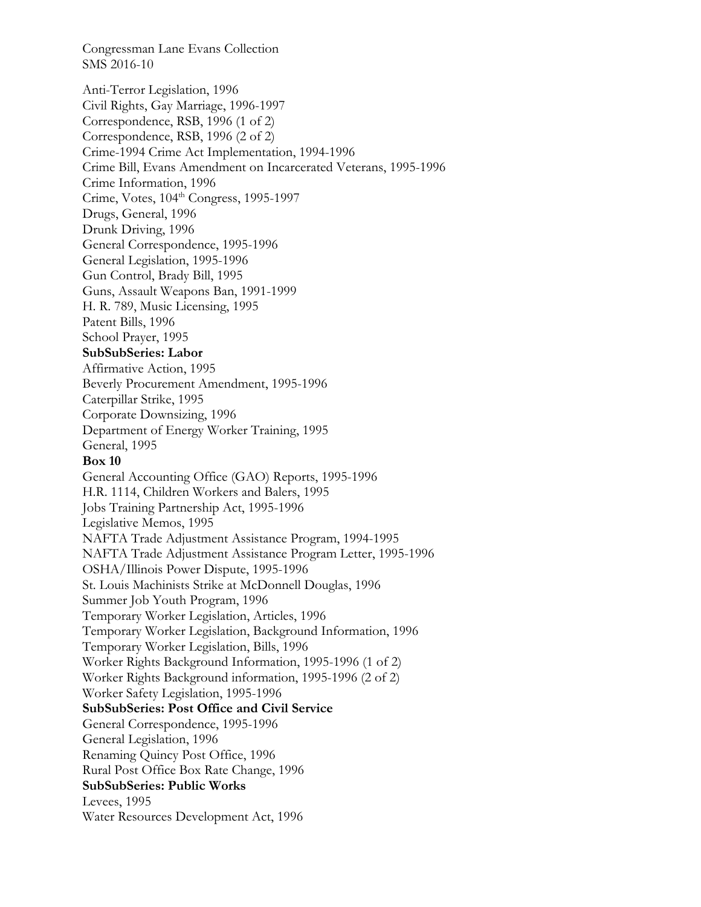Congressman Lane Evans Collection
SMS 2016-10

Anti-Terror Legislation, 1996
Civil Rights, Gay Marriage, 1996-1997
Correspondence, RSB, 1996 (1 of 2)
Correspondence, RSB, 1996 (2 of 2)
Crime-1994 Crime Act Implementation, 1994-1996
Crime Bill, Evans Amendment on Incarcerated Veterans, 1995-1996
Crime Information, 1996
Crime, Votes, 104th Congress, 1995-1997
Drugs, General, 1996
Drunk Driving, 1996
General Correspondence, 1995-1996
General Legislation, 1995-1996
Gun Control, Brady Bill, 1995
Guns, Assault Weapons Ban, 1991-1999
H. R. 789, Music Licensing, 1995
Patent Bills, 1996
School Prayer, 1995

**SubSubSeries: Labor**

Affirmative Action, 1995
Beverly Procurement Amendment, 1995-1996
Caterpillar Strike, 1995
Corporate Downsizing, 1996
Department of Energy Worker Training, 1995
General, 1995

**Box 10**

General Accounting Office (GAO) Reports, 1995-1996
H.R. 1114, Children Workers and Balers, 1995
Jobs Training Partnership Act, 1995-1996
Legislative Memos, 1995
NAFTA Trade Adjustment Assistance Program, 1994-1995
NAFTA Trade Adjustment Assistance Program Letter, 1995-1996
OSHA/Illinois Power Dispute, 1995-1996
St. Louis Machinists Strike at McDonnell Douglas, 1996
Summer Job Youth Program, 1996
Temporary Worker Legislation, Articles, 1996
Temporary Worker Legislation, Background Information, 1996
Temporary Worker Legislation, Bills, 1996
Worker Rights Background Information, 1995-1996 (1 of 2)
Worker Rights Background information, 1995-1996 (2 of 2)
Worker Safety Legislation, 1995-1996

**SubSubSeries: Post Office and Civil Service**

General Correspondence, 1995-1996
General Legislation, 1996
Renaming Quincy Post Office, 1996
Rural Post Office Box Rate Change, 1996

**SubSubSeries: Public Works**

Levees, 1995
Water Resources Development Act, 1996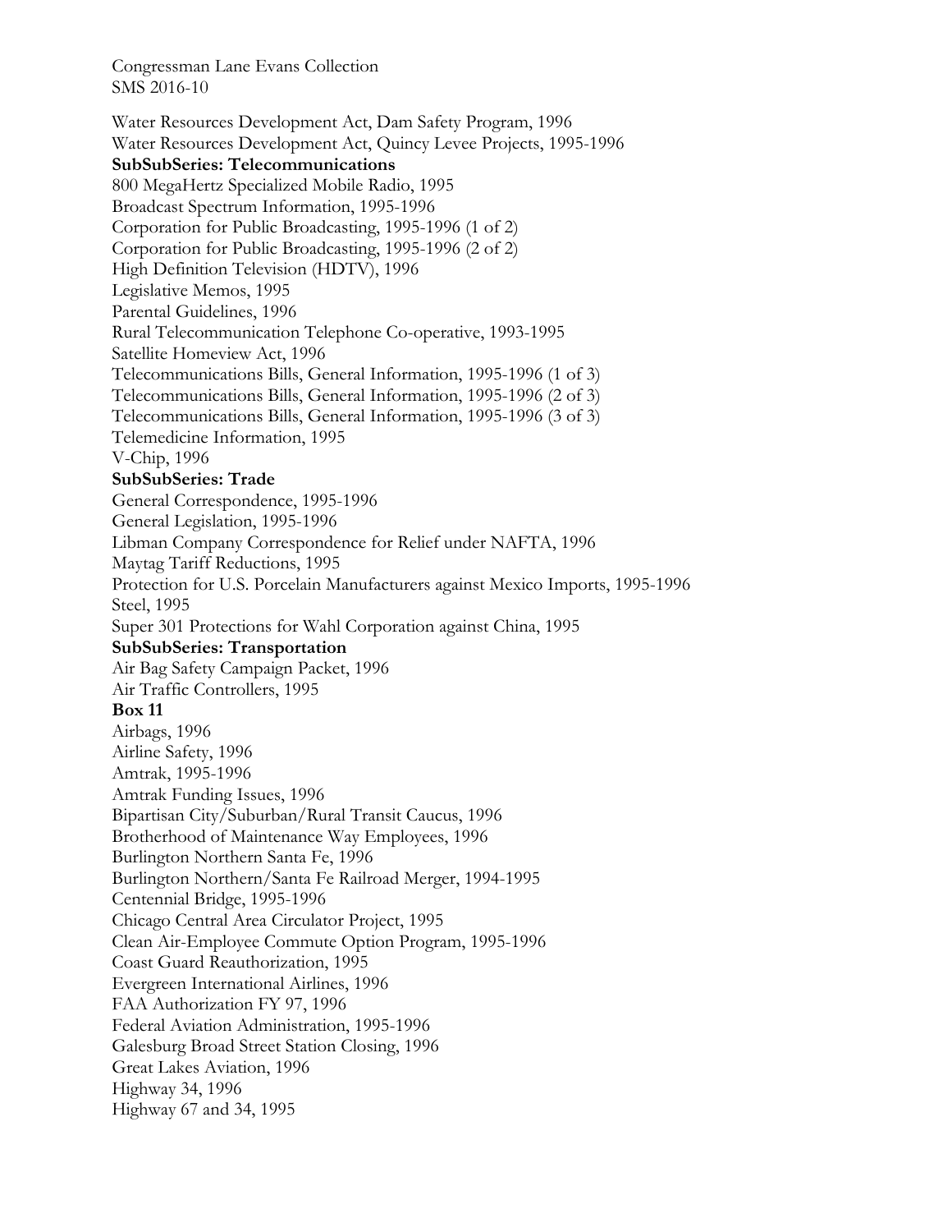Water Resources Development Act, Dam Safety Program, 1996
Water Resources Development Act, Quincy Levee Projects, 1995-1996

**SubSubSeries: Telecommunications**

800 MegaHertz Specialized Mobile Radio, 1995
Broadcast Spectrum Information, 1995-1996
Corporation for Public Broadcasting, 1995-1996 (1 of 2)
Corporation for Public Broadcasting, 1995-1996 (2 of 2)
High Definition Television (HDTV), 1996
Legislative Memos, 1995
Parental Guidelines, 1996
Rural Telecommunication Telephone Co-operative, 1993-1995
Satellite Homeview Act, 1996
Telecommunications Bills, General Information, 1995-1996 (1 of 3)
Telecommunications Bills, General Information, 1995-1996 (2 of 3)
Telecommunications Bills, General Information, 1995-1996 (3 of 3)
Telemedicine Information, 1995
V-Chip, 1996

**SubSubSeries: Trade**

General Correspondence, 1995-1996
General Legislation, 1995-1996
Libman Company Correspondence for Relief under NAFTA, 1996
Maytag Tariff Reductions, 1995
Protection for U.S. Porcelain Manufacturers against Mexico Imports, 1995-1996
Steel, 1995
Super 301 Protections for Wahl Corporation against China, 1995

**SubSubSeries: Transportation**

Air Bag Safety Campaign Packet, 1996
Air Traffic Controllers, 1995

**Box 11**

Airbags, 1996
Airline Safety, 1996
Amtrak, 1995-1996
Amtrak Funding Issues, 1996
Bipartisan City/Suburban/Rural Transit Caucus, 1996
Brotherhood of Maintenance Way Employees, 1996
Burlington Northern Santa Fe, 1996
Burlington Northern/Santa Fe Railroad Merger, 1994-1995
Centennial Bridge, 1995-1996
Chicago Central Area Circulator Project, 1995
Clean Air-Employee Commute Option Program, 1995-1996
Coast Guard Reauthorization, 1995
Evergreen International Airlines, 1996
FAA Authorization FY 97, 1996
Federal Aviation Administration, 1995-1996
Galesburg Broad Street Station Closing, 1996
Great Lakes Aviation, 1996
Highway 34, 1996
Highway 67 and 34, 1995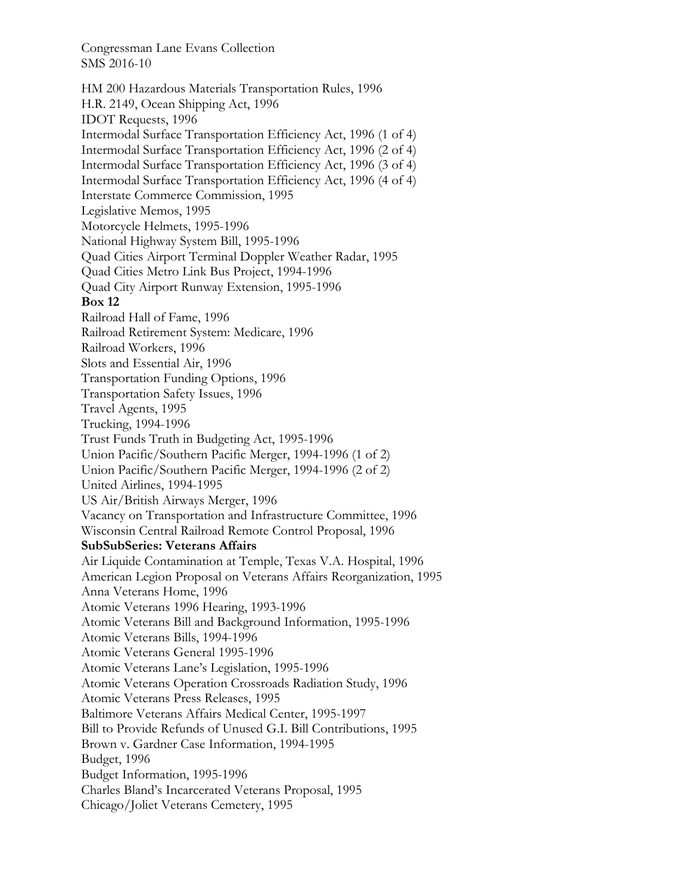Congressman Lane Evans Collection
SMS 2016-10

HM 200 Hazardous Materials Transportation Rules, 1996
H.R. 2149, Ocean Shipping Act, 1996
IDOT Requests, 1996
Intermodal Surface Transportation Efficiency Act, 1996 (1 of 4)
Intermodal Surface Transportation Efficiency Act, 1996 (2 of 4)
Intermodal Surface Transportation Efficiency Act, 1996 (3 of 4)
Intermodal Surface Transportation Efficiency Act, 1996 (4 of 4)
Interstate Commerce Commission, 1995
Legislative Memos, 1995
Motorcycle Helmets, 1995-1996
National Highway System Bill, 1995-1996
Quad Cities Airport Terminal Doppler Weather Radar, 1995
Quad Cities Metro Link Bus Project, 1994-1996
Quad City Airport Runway Extension, 1995-1996
**Box 12**
Railroad Hall of Fame, 1996
Railroad Retirement System: Medicare, 1996
Railroad Workers, 1996
Slots and Essential Air, 1996
Transportation Funding Options, 1996
Transportation Safety Issues, 1996
Travel Agents, 1995
Trucking, 1994-1996
Trust Funds Truth in Budgeting Act, 1995-1996
Union Pacific/Southern Pacific Merger, 1994-1996 (1 of 2)
Union Pacific/Southern Pacific Merger, 1994-1996 (2 of 2)
United Airlines, 1994-1995
US Air/British Airways Merger, 1996
Vacancy on Transportation and Infrastructure Committee, 1996
Wisconsin Central Railroad Remote Control Proposal, 1996
**SubSubSeries: Veterans Affairs**
Air Liquide Contamination at Temple, Texas V.A. Hospital, 1996
American Legion Proposal on Veterans Affairs Reorganization, 1995
Anna Veterans Home, 1996
Atomic Veterans 1996 Hearing, 1993-1996
Atomic Veterans Bill and Background Information, 1995-1996
Atomic Veterans Bills, 1994-1996
Atomic Veterans General 1995-1996
Atomic Veterans Lane's Legislation, 1995-1996
Atomic Veterans Operation Crossroads Radiation Study, 1996
Atomic Veterans Press Releases, 1995
Baltimore Veterans Affairs Medical Center, 1995-1997
Bill to Provide Refunds of Unused G.I. Bill Contributions, 1995
Brown v. Gardner Case Information, 1994-1995
Budget, 1996
Budget Information, 1995-1996
Charles Bland's Incarcerated Veterans Proposal, 1995
Chicago/Joliet Veterans Cemetery, 1995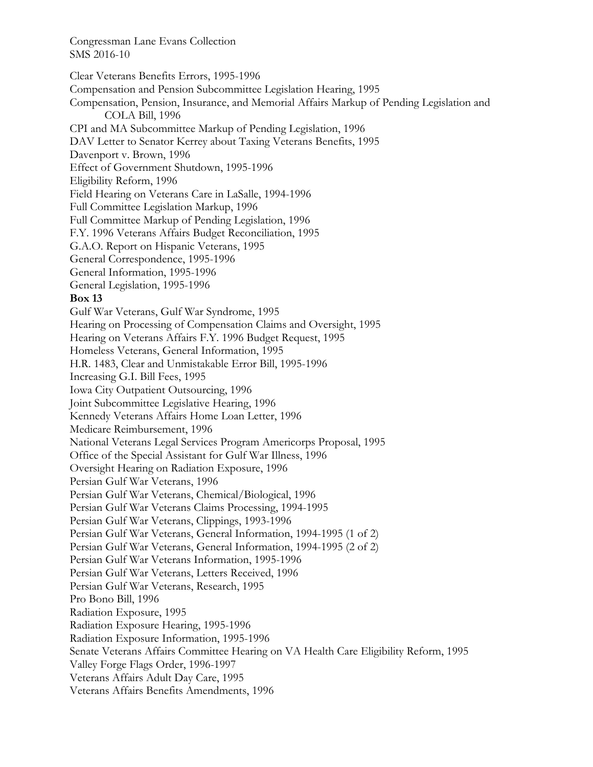Clear Veterans Benefits Errors, 1995-1996
Compensation and Pension Subcommittee Legislation Hearing, 1995
Compensation, Pension, Insurance, and Memorial Affairs Markup of Pending Legislation and COLA Bill, 1996
CPI and MA Subcommittee Markup of Pending Legislation, 1996
DAV Letter to Senator Kerrey about Taxing Veterans Benefits, 1995
Davenport v. Brown, 1996
Effect of Government Shutdown, 1995-1996
Eligibility Reform, 1996
Field Hearing on Veterans Care in LaSalle, 1994-1996
Full Committee Legislation Markup, 1996
Full Committee Markup of Pending Legislation, 1996
F.Y. 1996 Veterans Affairs Budget Reconciliation, 1995
G.A.O. Report on Hispanic Veterans, 1995
General Correspondence, 1995-1996
General Information, 1995-1996
General Legislation, 1995-1996

**Box 13**

Gulf War Veterans, Gulf War Syndrome, 1995
Hearing on Processing of Compensation Claims and Oversight, 1995
Hearing on Veterans Affairs F.Y. 1996 Budget Request, 1995
Homeless Veterans, General Information, 1995
H.R. 1483, Clear and Unmistakable Error Bill, 1995-1996
Increasing G.I. Bill Fees, 1995
Iowa City Outpatient Outsourcing, 1996
Joint Subcommittee Legislative Hearing, 1996
Kennedy Veterans Affairs Home Loan Letter, 1996
Medicare Reimbursement, 1996
National Veterans Legal Services Program Americorps Proposal, 1995
Office of the Special Assistant for Gulf War Illness, 1996
Oversight Hearing on Radiation Exposure, 1996
Persian Gulf War Veterans, 1996
Persian Gulf War Veterans, Chemical/Biological, 1996
Persian Gulf War Veterans Claims Processing, 1994-1995
Persian Gulf War Veterans, Clippings, 1993-1996
Persian Gulf War Veterans, General Information, 1994-1995 (1 of 2)
Persian Gulf War Veterans, General Information, 1994-1995 (2 of 2)
Persian Gulf War Veterans Information, 1995-1996
Persian Gulf War Veterans, Letters Received, 1996
Persian Gulf War Veterans, Research, 1995
Pro Bono Bill, 1996
Radiation Exposure, 1995
Radiation Exposure Hearing, 1995-1996
Radiation Exposure Information, 1995-1996
Senate Veterans Affairs Committee Hearing on VA Health Care Eligibility Reform, 1995
Valley Forge Flags Order, 1996-1997
Veterans Affairs Adult Day Care, 1995
Veterans Affairs Benefits Amendments, 1996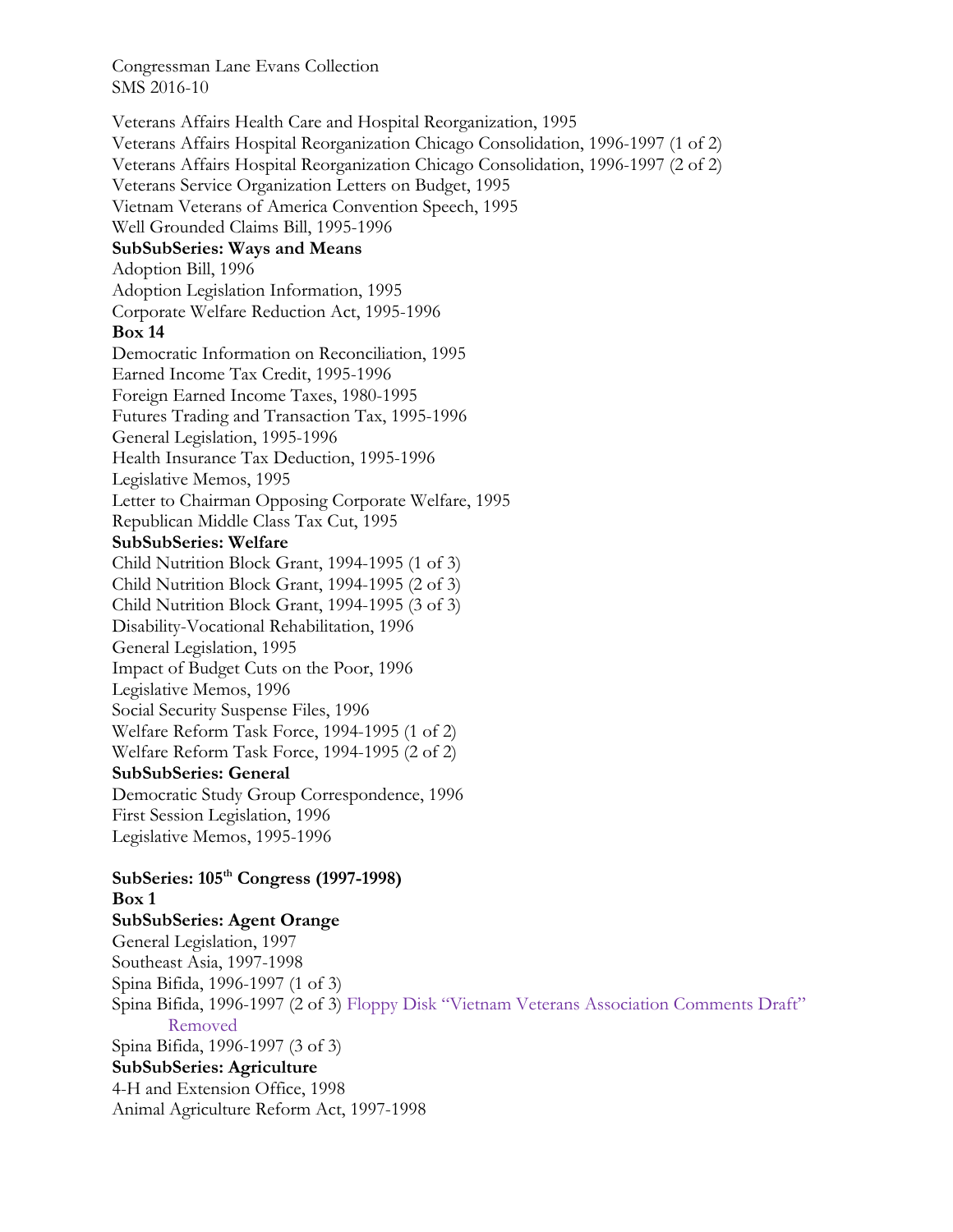Veterans Affairs Health Care and Hospital Reorganization, 1995
Veterans Affairs Hospital Reorganization Chicago Consolidation, 1996-1997 (1 of 2)
Veterans Affairs Hospital Reorganization Chicago Consolidation, 1996-1997 (2 of 2)
Veterans Service Organization Letters on Budget, 1995
Vietnam Veterans of America Convention Speech, 1995
Well Grounded Claims Bill, 1995-1996

**SubSubSeries: Ways and Means**

Adoption Bill, 1996
Adoption Legislation Information, 1995
Corporate Welfare Reduction Act, 1995-1996

**Box 14**

Democratic Information on Reconciliation, 1995
Earned Income Tax Credit, 1995-1996
Foreign Earned Income Taxes, 1980-1995
Futures Trading and Transaction Tax, 1995-1996
General Legislation, 1995-1996
Health Insurance Tax Deduction, 1995-1996
Legislative Memos, 1995
Letter to Chairman Opposing Corporate Welfare, 1995
Republican Middle Class Tax Cut, 1995

**SubSubSeries: Welfare**

Child Nutrition Block Grant, 1994-1995 (1 of 3)
Child Nutrition Block Grant, 1994-1995 (2 of 3)
Child Nutrition Block Grant, 1994-1995 (3 of 3)
Disability-Vocational Rehabilitation, 1996
General Legislation, 1995
Impact of Budget Cuts on the Poor, 1996
Legislative Memos, 1996
Social Security Suspense Files, 1996
Welfare Reform Task Force, 1994-1995 (1 of 2)
Welfare Reform Task Force, 1994-1995 (2 of 2)

**SubSubSeries: General**

Democratic Study Group Correspondence, 1996
First Session Legislation, 1996
Legislative Memos, 1995-1996

**SubSeries: 105th Congress (1997-1998)**

**Box 1**

**SubSubSeries: Agent Orange**

General Legislation, 1997
Southeast Asia, 1997-1998
Spina Bifida, 1996-1997 (1 of 3)
Spina Bifida, 1996-1997 (2 of 3) Floppy Disk "Vietnam Veterans Association Comments Draft" Removed
Spina Bifida, 1996-1997 (3 of 3)

**SubSubSeries: Agriculture**

4-H and Extension Office, 1998
Animal Agriculture Reform Act, 1997-1998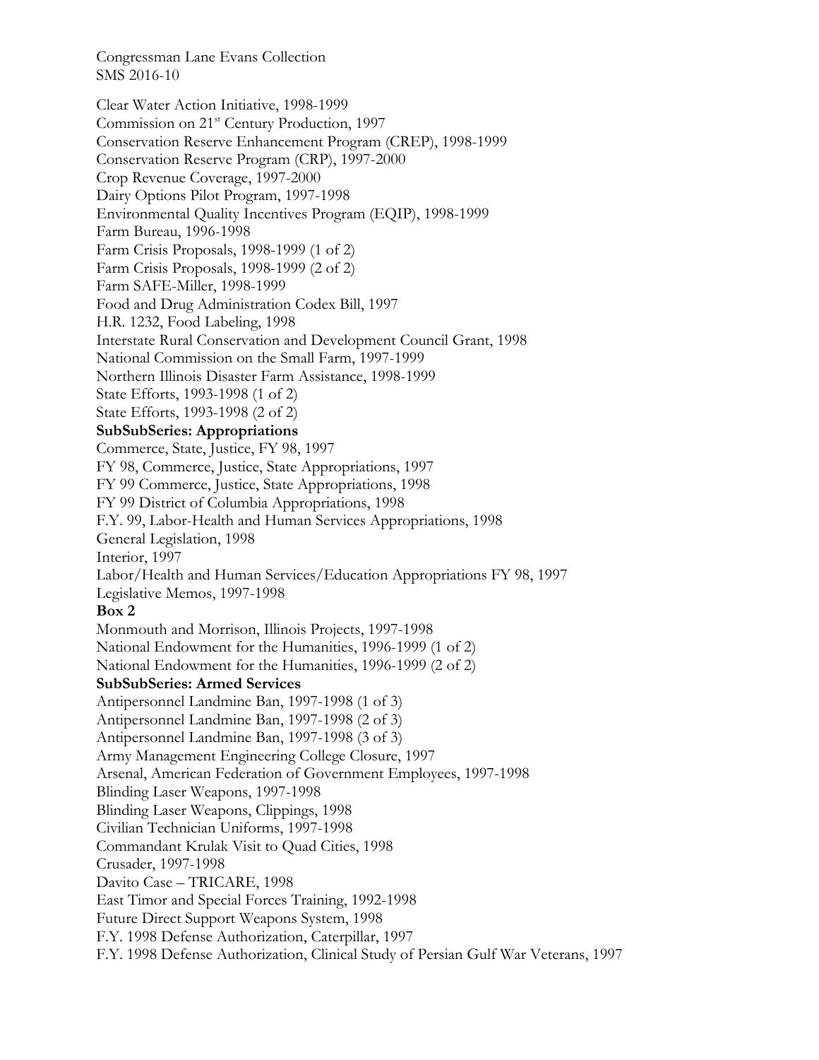Congressman Lane Evans Collection
SMS 2016-10

Clear Water Action Initiative, 1998-1999
Commission on 21st Century Production, 1997
Conservation Reserve Enhancement Program (CREP), 1998-1999
Conservation Reserve Program (CRP), 1997-2000
Crop Revenue Coverage, 1997-2000
Dairy Options Pilot Program, 1997-1998
Environmental Quality Incentives Program (EQIP), 1998-1999
Farm Bureau, 1996-1998
Farm Crisis Proposals, 1998-1999 (1 of 2)
Farm Crisis Proposals, 1998-1999 (2 of 2)
Farm SAFE-Miller, 1998-1999
Food and Drug Administration Codex Bill, 1997
H.R. 1232, Food Labeling, 1998
Interstate Rural Conservation and Development Council Grant, 1998
National Commission on the Small Farm, 1997-1999
Northern Illinois Disaster Farm Assistance, 1998-1999
State Efforts, 1993-1998 (1 of 2)
State Efforts, 1993-1998 (2 of 2)

**SubSubSeries: Appropriations**

Commerce, State, Justice, FY 98, 1997
FY 98, Commerce, Justice, State Appropriations, 1997
FY 99 Commerce, Justice, State Appropriations, 1998
FY 99 District of Columbia Appropriations, 1998
F.Y. 99, Labor-Health and Human Services Appropriations, 1998
General Legislation, 1998
Interior, 1997
Labor/Health and Human Services/Education Appropriations FY 98, 1997
Legislative Memos, 1997-1998

**Box 2**

Monmouth and Morrison, Illinois Projects, 1997-1998
National Endowment for the Humanities, 1996-1999 (1 of 2)
National Endowment for the Humanities, 1996-1999 (2 of 2)

**SubSubSeries: Armed Services**

Antipersonnel Landmine Ban, 1997-1998 (1 of 3)
Antipersonnel Landmine Ban, 1997-1998 (2 of 3)
Antipersonnel Landmine Ban, 1997-1998 (3 of 3)
Army Management Engineering College Closure, 1997
Arsenal, American Federation of Government Employees, 1997-1998
Blinding Laser Weapons, 1997-1998
Blinding Laser Weapons, Clippings, 1998
Civilian Technician Uniforms, 1997-1998
Commandant Krulak Visit to Quad Cities, 1998
Crusader, 1997-1998
Davito Case – TRICARE, 1998
East Timor and Special Forces Training, 1992-1998
Future Direct Support Weapons System, 1998
F.Y. 1998 Defense Authorization, Caterpillar, 1997
F.Y. 1998 Defense Authorization, Clinical Study of Persian Gulf War Veterans, 1997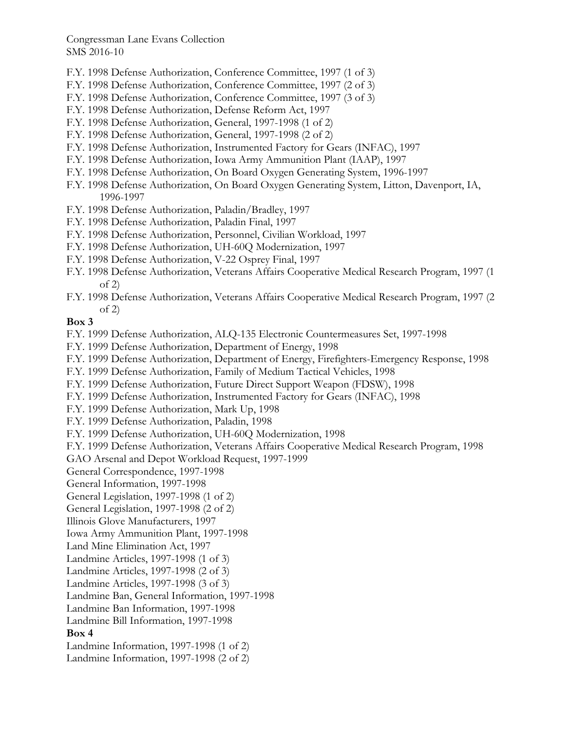F.Y. 1998 Defense Authorization, Conference Committee, 1997 (1 of 3)
F.Y. 1998 Defense Authorization, Conference Committee, 1997 (2 of 3)
F.Y. 1998 Defense Authorization, Conference Committee, 1997 (3 of 3)
F.Y. 1998 Defense Authorization, Defense Reform Act, 1997
F.Y. 1998 Defense Authorization, General, 1997-1998 (1 of 2)
F.Y. 1998 Defense Authorization, General, 1997-1998 (2 of 2)
F.Y. 1998 Defense Authorization, Instrumented Factory for Gears (INFAC), 1997
F.Y. 1998 Defense Authorization, Iowa Army Ammunition Plant (IAAP), 1997
F.Y. 1998 Defense Authorization, On Board Oxygen Generating System, 1996-1997
F.Y. 1998 Defense Authorization, On Board Oxygen Generating System, Litton, Davenport, IA, 1996-1997
F.Y. 1998 Defense Authorization, Paladin/Bradley, 1997
F.Y. 1998 Defense Authorization, Paladin Final, 1997
F.Y. 1998 Defense Authorization, Personnel, Civilian Workload, 1997
F.Y. 1998 Defense Authorization, UH-60Q Modernization, 1997
F.Y. 1998 Defense Authorization, V-22 Osprey Final, 1997
F.Y. 1998 Defense Authorization, Veterans Affairs Cooperative Medical Research Program, 1997 (1 of 2)
F.Y. 1998 Defense Authorization, Veterans Affairs Cooperative Medical Research Program, 1997 (2 of 2)

**Box 3**

F.Y. 1999 Defense Authorization, ALQ-135 Electronic Countermeasures Set, 1997-1998
F.Y. 1999 Defense Authorization, Department of Energy, 1998
F.Y. 1999 Defense Authorization, Department of Energy, Firefighters-Emergency Response, 1998
F.Y. 1999 Defense Authorization, Family of Medium Tactical Vehicles, 1998
F.Y. 1999 Defense Authorization, Future Direct Support Weapon (FDSW), 1998
F.Y. 1999 Defense Authorization, Instrumented Factory for Gears (INFAC), 1998
F.Y. 1999 Defense Authorization, Mark Up, 1998
F.Y. 1999 Defense Authorization, Paladin, 1998
F.Y. 1999 Defense Authorization, UH-60Q Modernization, 1998
F.Y. 1999 Defense Authorization, Veterans Affairs Cooperative Medical Research Program, 1998
GAO Arsenal and Depot Workload Request, 1997-1999
General Correspondence, 1997-1998
General Information, 1997-1998
General Legislation, 1997-1998 (1 of 2)
General Legislation, 1997-1998 (2 of 2)
Illinois Glove Manufacturers, 1997
Iowa Army Ammunition Plant, 1997-1998
Land Mine Elimination Act, 1997
Landmine Articles, 1997-1998 (1 of 3)
Landmine Articles, 1997-1998 (2 of 3)
Landmine Articles, 1997-1998 (3 of 3)
Landmine Ban, General Information, 1997-1998
Landmine Ban Information, 1997-1998
Landmine Bill Information, 1997-1998

**Box 4**

Landmine Information, 1997-1998 (1 of 2)
Landmine Information, 1997-1998 (2 of 2)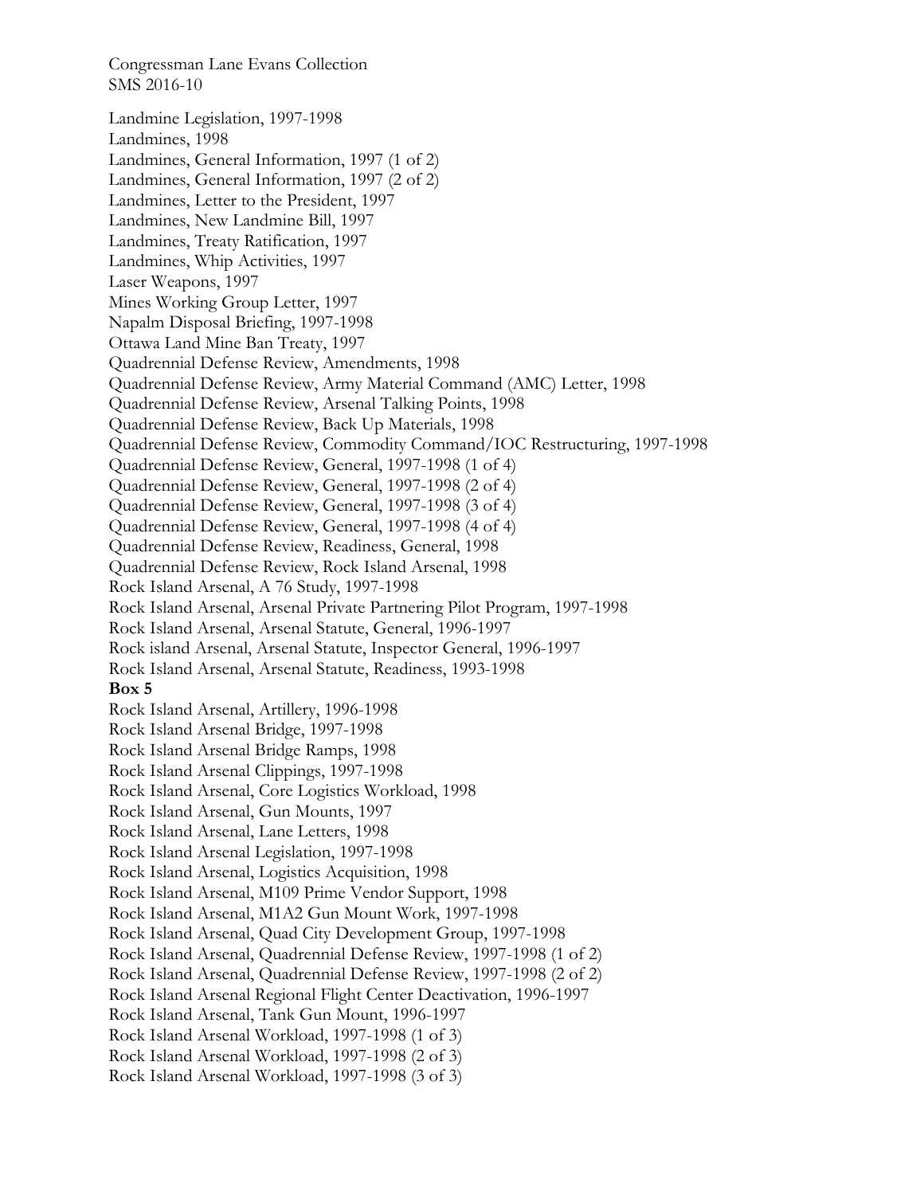Landmine Legislation, 1997-1998
Landmines, 1998
Landmines, General Information, 1997 (1 of 2)
Landmines, General Information, 1997 (2 of 2)
Landmines, Letter to the President, 1997
Landmines, New Landmine Bill, 1997
Landmines, Treaty Ratification, 1997
Landmines, Whip Activities, 1997
Laser Weapons, 1997
Mines Working Group Letter, 1997
Napalm Disposal Briefing, 1997-1998
Ottawa Land Mine Ban Treaty, 1997
Quadrennial Defense Review, Amendments, 1998
Quadrennial Defense Review, Army Material Command (AMC) Letter, 1998
Quadrennial Defense Review, Arsenal Talking Points, 1998
Quadrennial Defense Review, Back Up Materials, 1998
Quadrennial Defense Review, Commodity Command/IOC Restructuring, 1997-1998
Quadrennial Defense Review, General, 1997-1998 (1 of 4)
Quadrennial Defense Review, General, 1997-1998 (2 of 4)
Quadrennial Defense Review, General, 1997-1998 (3 of 4)
Quadrennial Defense Review, General, 1997-1998 (4 of 4)
Quadrennial Defense Review, Readiness, General, 1998
Quadrennial Defense Review, Rock Island Arsenal, 1998
Rock Island Arsenal, A 76 Study, 1997-1998
Rock Island Arsenal, Arsenal Private Partnering Pilot Program, 1997-1998
Rock Island Arsenal, Arsenal Statute, General, 1996-1997
Rock island Arsenal, Arsenal Statute, Inspector General, 1996-1997
Rock Island Arsenal, Arsenal Statute, Readiness, 1993-1998

**Box 5**

Rock Island Arsenal, Artillery, 1996-1998
Rock Island Arsenal Bridge, 1997-1998
Rock Island Arsenal Bridge Ramps, 1998
Rock Island Arsenal Clippings, 1997-1998
Rock Island Arsenal, Core Logistics Workload, 1998
Rock Island Arsenal, Gun Mounts, 1997
Rock Island Arsenal, Lane Letters, 1998
Rock Island Arsenal Legislation, 1997-1998
Rock Island Arsenal, Logistics Acquisition, 1998
Rock Island Arsenal, M109 Prime Vendor Support, 1998
Rock Island Arsenal, M1A2 Gun Mount Work, 1997-1998
Rock Island Arsenal, Quad City Development Group, 1997-1998
Rock Island Arsenal, Quadrennial Defense Review, 1997-1998 (1 of 2)
Rock Island Arsenal, Quadrennial Defense Review, 1997-1998 (2 of 2)
Rock Island Arsenal Regional Flight Center Deactivation, 1996-1997
Rock Island Arsenal, Tank Gun Mount, 1996-1997
Rock Island Arsenal Workload, 1997-1998 (1 of 3)
Rock Island Arsenal Workload, 1997-1998 (2 of 3)
Rock Island Arsenal Workload, 1997-1998 (3 of 3)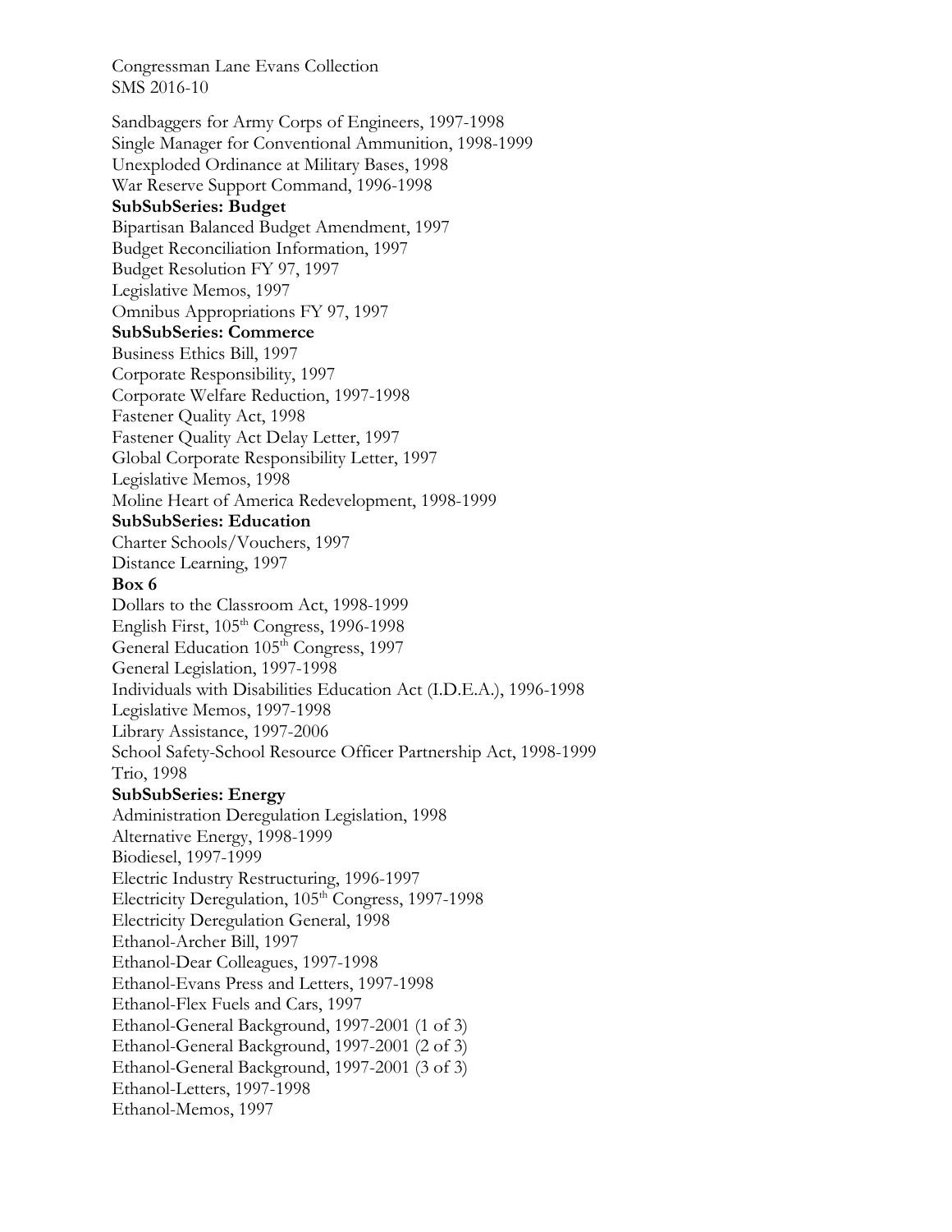Sandbaggers for Army Corps of Engineers, 1997-1998
Single Manager for Conventional Ammunition, 1998-1999
Unexploded Ordinance at Military Bases, 1998
War Reserve Support Command, 1996-1998

**SubSubSeries: Budget**

Bipartisan Balanced Budget Amendment, 1997
Budget Reconciliation Information, 1997
Budget Resolution FY 97, 1997
Legislative Memos, 1997
Omnibus Appropriations FY 97, 1997

**SubSubSeries: Commerce**

Business Ethics Bill, 1997
Corporate Responsibility, 1997
Corporate Welfare Reduction, 1997-1998
Fastener Quality Act, 1998
Fastener Quality Act Delay Letter, 1997
Global Corporate Responsibility Letter, 1997
Legislative Memos, 1998
Moline Heart of America Redevelopment, 1998-1999

**SubSubSeries: Education**

Charter Schools/Vouchers, 1997
Distance Learning, 1997

**Box 6**

Dollars to the Classroom Act, 1998-1999
English First, 105th Congress, 1996-1998
General Education 105th Congress, 1997
General Legislation, 1997-1998
Individuals with Disabilities Education Act (I.D.E.A.), 1996-1998
Legislative Memos, 1997-1998
Library Assistance, 1997-2006
School Safety-School Resource Officer Partnership Act, 1998-1999
Trio, 1998

**SubSubSeries: Energy**

Administration Deregulation Legislation, 1998
Alternative Energy, 1998-1999
Biodiesel, 1997-1999
Electric Industry Restructuring, 1996-1997
Electricity Deregulation, 105th Congress, 1997-1998
Electricity Deregulation General, 1998
Ethanol-Archer Bill, 1997
Ethanol-Dear Colleagues, 1997-1998
Ethanol-Evans Press and Letters, 1997-1998
Ethanol-Flex Fuels and Cars, 1997
Ethanol-General Background, 1997-2001 (1 of 3)
Ethanol-General Background, 1997-2001 (2 of 3)
Ethanol-General Background, 1997-2001 (3 of 3)
Ethanol-Letters, 1997-1998
Ethanol-Memos, 1997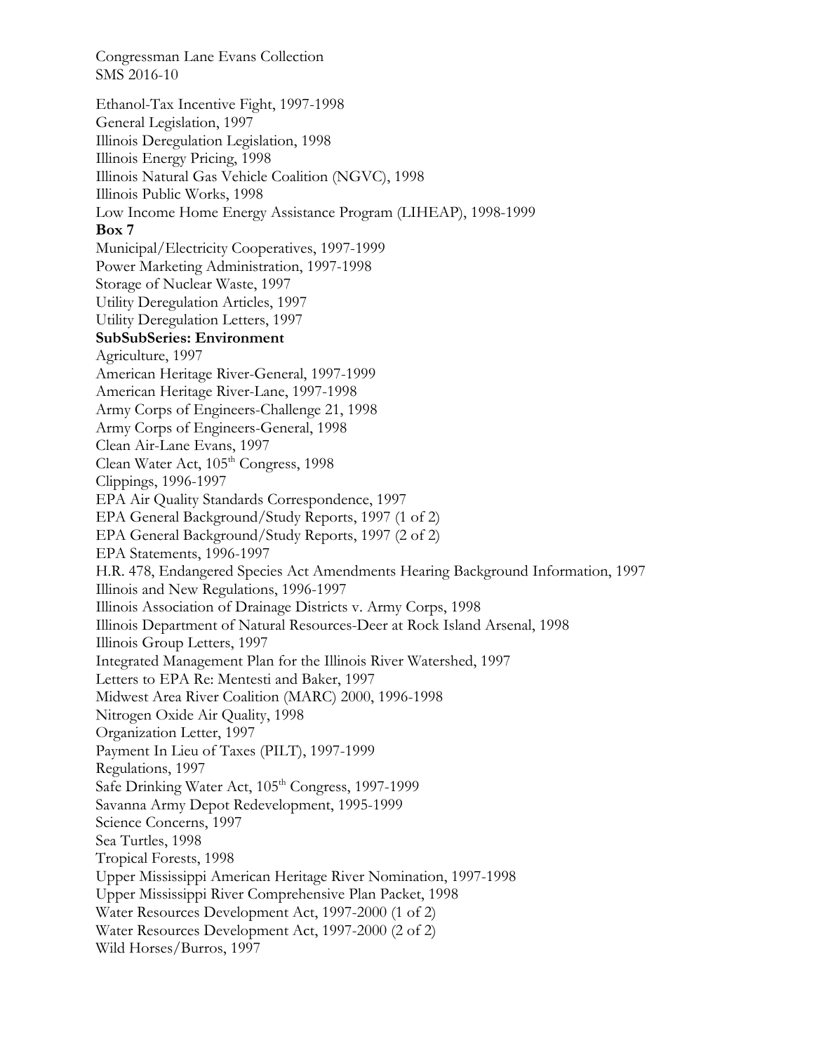Ethanol-Tax Incentive Fight, 1997-1998
General Legislation, 1997
Illinois Deregulation Legislation, 1998
Illinois Energy Pricing, 1998
Illinois Natural Gas Vehicle Coalition (NGVC), 1998
Illinois Public Works, 1998
Low Income Home Energy Assistance Program (LIHEAP), 1998-1999

**Box 7**

Municipal/Electricity Cooperatives, 1997-1999
Power Marketing Administration, 1997-1998
Storage of Nuclear Waste, 1997
Utility Deregulation Articles, 1997
Utility Deregulation Letters, 1997

**SubSubSeries: Environment**

Agriculture, 1997
American Heritage River-General, 1997-1999
American Heritage River-Lane, 1997-1998
Army Corps of Engineers-Challenge 21, 1998
Army Corps of Engineers-General, 1998
Clean Air-Lane Evans, 1997
Clean Water Act, 105th Congress, 1998
Clippings, 1996-1997
EPA Air Quality Standards Correspondence, 1997
EPA General Background/Study Reports, 1997 (1 of 2)
EPA General Background/Study Reports, 1997 (2 of 2)
EPA Statements, 1996-1997
H.R. 478, Endangered Species Act Amendments Hearing Background Information, 1997
Illinois and New Regulations, 1996-1997
Illinois Association of Drainage Districts v. Army Corps, 1998
Illinois Department of Natural Resources-Deer at Rock Island Arsenal, 1998
Illinois Group Letters, 1997
Integrated Management Plan for the Illinois River Watershed, 1997
Letters to EPA Re: Mentesti and Baker, 1997
Midwest Area River Coalition (MARC) 2000, 1996-1998
Nitrogen Oxide Air Quality, 1998
Organization Letter, 1997
Payment In Lieu of Taxes (PILT), 1997-1999
Regulations, 1997
Safe Drinking Water Act, 105th Congress, 1997-1999
Savanna Army Depot Redevelopment, 1995-1999
Science Concerns, 1997
Sea Turtles, 1998
Tropical Forests, 1998
Upper Mississippi American Heritage River Nomination, 1997-1998
Upper Mississippi River Comprehensive Plan Packet, 1998
Water Resources Development Act, 1997-2000 (1 of 2)
Water Resources Development Act, 1997-2000 (2 of 2)
Wild Horses/Burros, 1997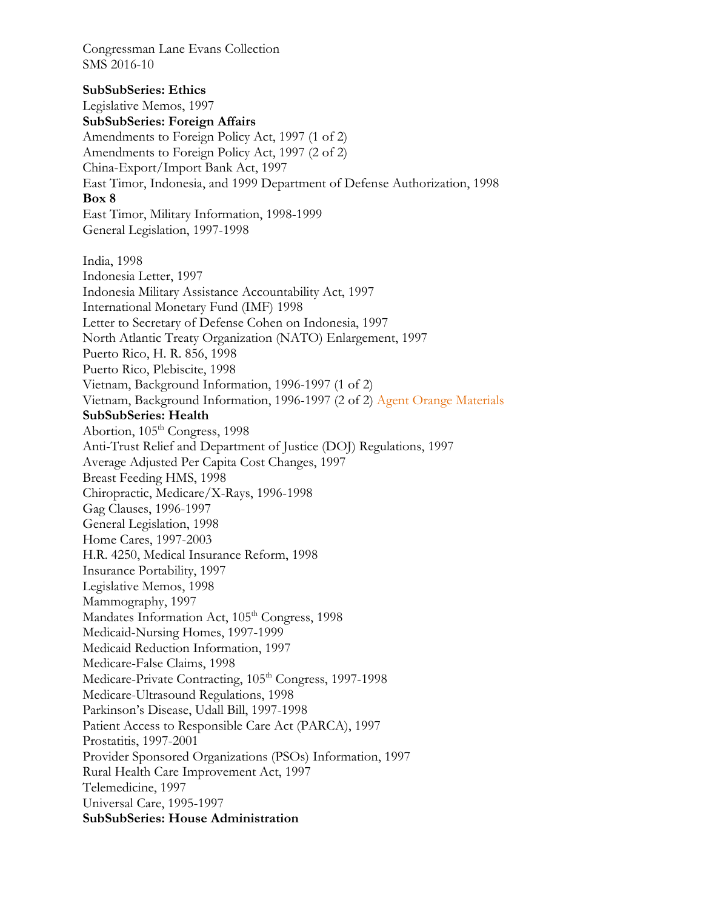Congressman Lane Evans Collection
SMS 2016-10

**SubSubSeries: Ethics**
Legislative Memos, 1997
**SubSubSeries: Foreign Affairs**
Amendments to Foreign Policy Act, 1997 (1 of 2)
Amendments to Foreign Policy Act, 1997 (2 of 2)
China-Export/Import Bank Act, 1997
East Timor, Indonesia, and 1999 Department of Defense Authorization, 1998
**Box 8**
East Timor, Military Information, 1998-1999
General Legislation, 1997-1998

India, 1998
Indonesia Letter, 1997
Indonesia Military Assistance Accountability Act, 1997
International Monetary Fund (IMF) 1998
Letter to Secretary of Defense Cohen on Indonesia, 1997
North Atlantic Treaty Organization (NATO) Enlargement, 1997
Puerto Rico, H. R. 856, 1998
Puerto Rico, Plebiscite, 1998
Vietnam, Background Information, 1996-1997 (1 of 2)
Vietnam, Background Information, 1996-1997 (2 of 2) Agent Orange Materials
**SubSubSeries: Health**
Abortion, 105th Congress, 1998
Anti-Trust Relief and Department of Justice (DOJ) Regulations, 1997
Average Adjusted Per Capita Cost Changes, 1997
Breast Feeding HMS, 1998
Chiropractic, Medicare/X-Rays, 1996-1998
Gag Clauses, 1996-1997
General Legislation, 1998
Home Cares, 1997-2003
H.R. 4250, Medical Insurance Reform, 1998
Insurance Portability, 1997
Legislative Memos, 1998
Mammography, 1997
Mandates Information Act, 105th Congress, 1998
Medicaid-Nursing Homes, 1997-1999
Medicaid Reduction Information, 1997
Medicare-False Claims, 1998
Medicare-Private Contracting, 105th Congress, 1997-1998
Medicare-Ultrasound Regulations, 1998
Parkinson's Disease, Udall Bill, 1997-1998
Patient Access to Responsible Care Act (PARCA), 1997
Prostatitis, 1997-2001
Provider Sponsored Organizations (PSOs) Information, 1997
Rural Health Care Improvement Act, 1997
Telemedicine, 1997
Universal Care, 1995-1997
**SubSubSeries: House Administration**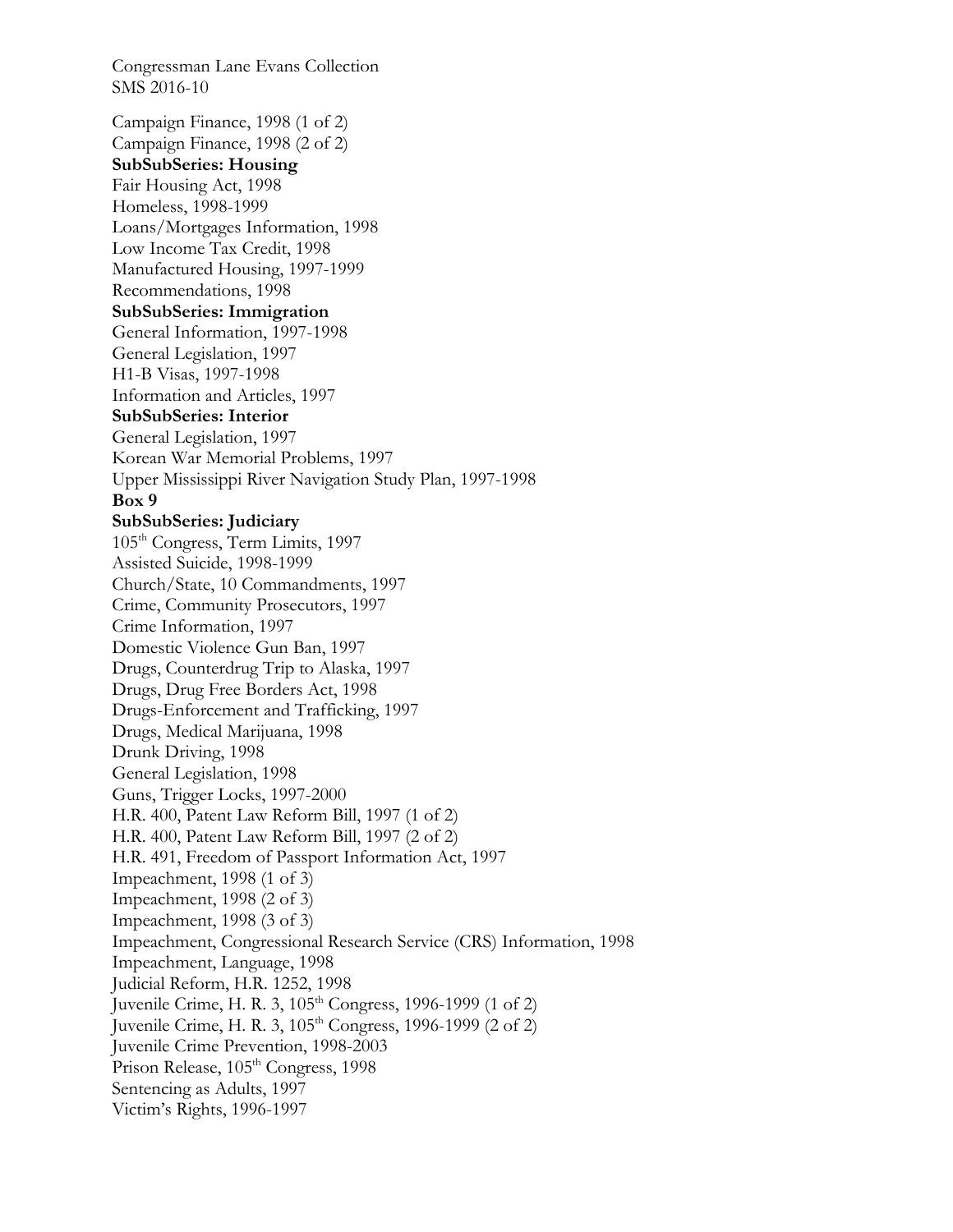Congressman Lane Evans Collection
SMS 2016-10

Campaign Finance, 1998 (1 of 2)
Campaign Finance, 1998 (2 of 2)
**SubSubSeries: Housing**
Fair Housing Act, 1998
Homeless, 1998-1999
Loans/Mortgages Information, 1998
Low Income Tax Credit, 1998
Manufactured Housing, 1997-1999
Recommendations, 1998
**SubSubSeries: Immigration**
General Information, 1997-1998
General Legislation, 1997
H1-B Visas, 1997-1998
Information and Articles, 1997
**SubSubSeries: Interior**
General Legislation, 1997
Korean War Memorial Problems, 1997
Upper Mississippi River Navigation Study Plan, 1997-1998
**Box 9**
**SubSubSeries: Judiciary**
105th Congress, Term Limits, 1997
Assisted Suicide, 1998-1999
Church/State, 10 Commandments, 1997
Crime, Community Prosecutors, 1997
Crime Information, 1997
Domestic Violence Gun Ban, 1997
Drugs, Counterdrug Trip to Alaska, 1997
Drugs, Drug Free Borders Act, 1998
Drugs-Enforcement and Trafficking, 1997
Drugs, Medical Marijuana, 1998
Drunk Driving, 1998
General Legislation, 1998
Guns, Trigger Locks, 1997-2000
H.R. 400, Patent Law Reform Bill, 1997 (1 of 2)
H.R. 400, Patent Law Reform Bill, 1997 (2 of 2)
H.R. 491, Freedom of Passport Information Act, 1997
Impeachment, 1998 (1 of 3)
Impeachment, 1998 (2 of 3)
Impeachment, 1998 (3 of 3)
Impeachment, Congressional Research Service (CRS) Information, 1998
Impeachment, Language, 1998
Judicial Reform, H.R. 1252, 1998
Juvenile Crime, H. R. 3, 105th Congress, 1996-1999 (1 of 2)
Juvenile Crime, H. R. 3, 105th Congress, 1996-1999 (2 of 2)
Juvenile Crime Prevention, 1998-2003
Prison Release, 105th Congress, 1998
Sentencing as Adults, 1997
Victim's Rights, 1996-1997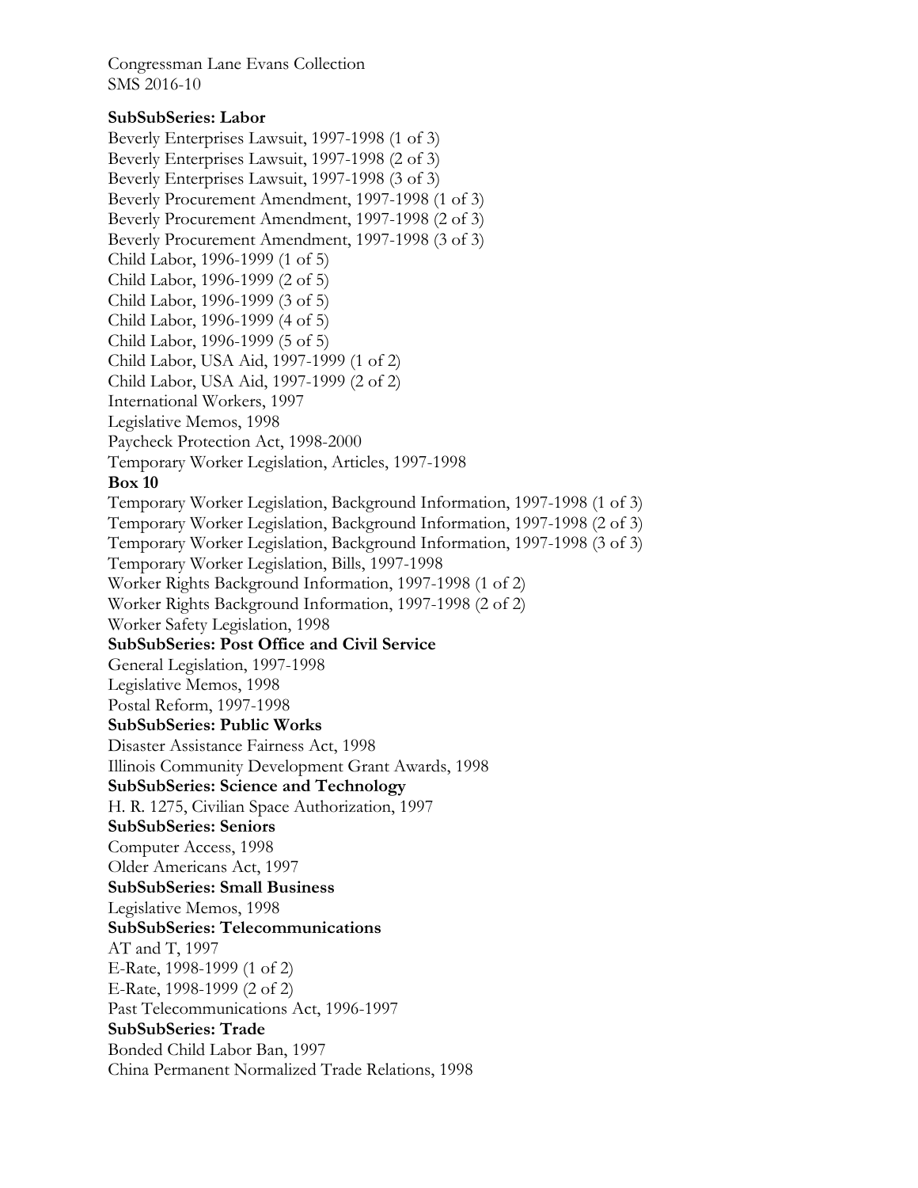Congressman Lane Evans Collection
SMS 2016-10

**SubSubSeries: Labor**

Beverly Enterprises Lawsuit, 1997-1998 (1 of 3)
Beverly Enterprises Lawsuit, 1997-1998 (2 of 3)
Beverly Enterprises Lawsuit, 1997-1998 (3 of 3)
Beverly Procurement Amendment, 1997-1998 (1 of 3)
Beverly Procurement Amendment, 1997-1998 (2 of 3)
Beverly Procurement Amendment, 1997-1998 (3 of 3)
Child Labor, 1996-1999 (1 of 5)
Child Labor, 1996-1999 (2 of 5)
Child Labor, 1996-1999 (3 of 5)
Child Labor, 1996-1999 (4 of 5)
Child Labor, 1996-1999 (5 of 5)
Child Labor, USA Aid, 1997-1999 (1 of 2)
Child Labor, USA Aid, 1997-1999 (2 of 2)
International Workers, 1997
Legislative Memos, 1998
Paycheck Protection Act, 1998-2000
Temporary Worker Legislation, Articles, 1997-1998

**Box 10**

Temporary Worker Legislation, Background Information, 1997-1998 (1 of 3)
Temporary Worker Legislation, Background Information, 1997-1998 (2 of 3)
Temporary Worker Legislation, Background Information, 1997-1998 (3 of 3)
Temporary Worker Legislation, Bills, 1997-1998
Worker Rights Background Information, 1997-1998 (1 of 2)
Worker Rights Background Information, 1997-1998 (2 of 2)
Worker Safety Legislation, 1998

**SubSubSeries: Post Office and Civil Service**

General Legislation, 1997-1998
Legislative Memos, 1998
Postal Reform, 1997-1998

**SubSubSeries: Public Works**

Disaster Assistance Fairness Act, 1998
Illinois Community Development Grant Awards, 1998

**SubSubSeries: Science and Technology**

H. R. 1275, Civilian Space Authorization, 1997

**SubSubSeries: Seniors**

Computer Access, 1998
Older Americans Act, 1997

**SubSubSeries: Small Business**

Legislative Memos, 1998

**SubSubSeries: Telecommunications**

AT and T, 1997
E-Rate, 1998-1999 (1 of 2)
E-Rate, 1998-1999 (2 of 2)
Past Telecommunications Act, 1996-1997

**SubSubSeries: Trade**

Bonded Child Labor Ban, 1997
China Permanent Normalized Trade Relations, 1998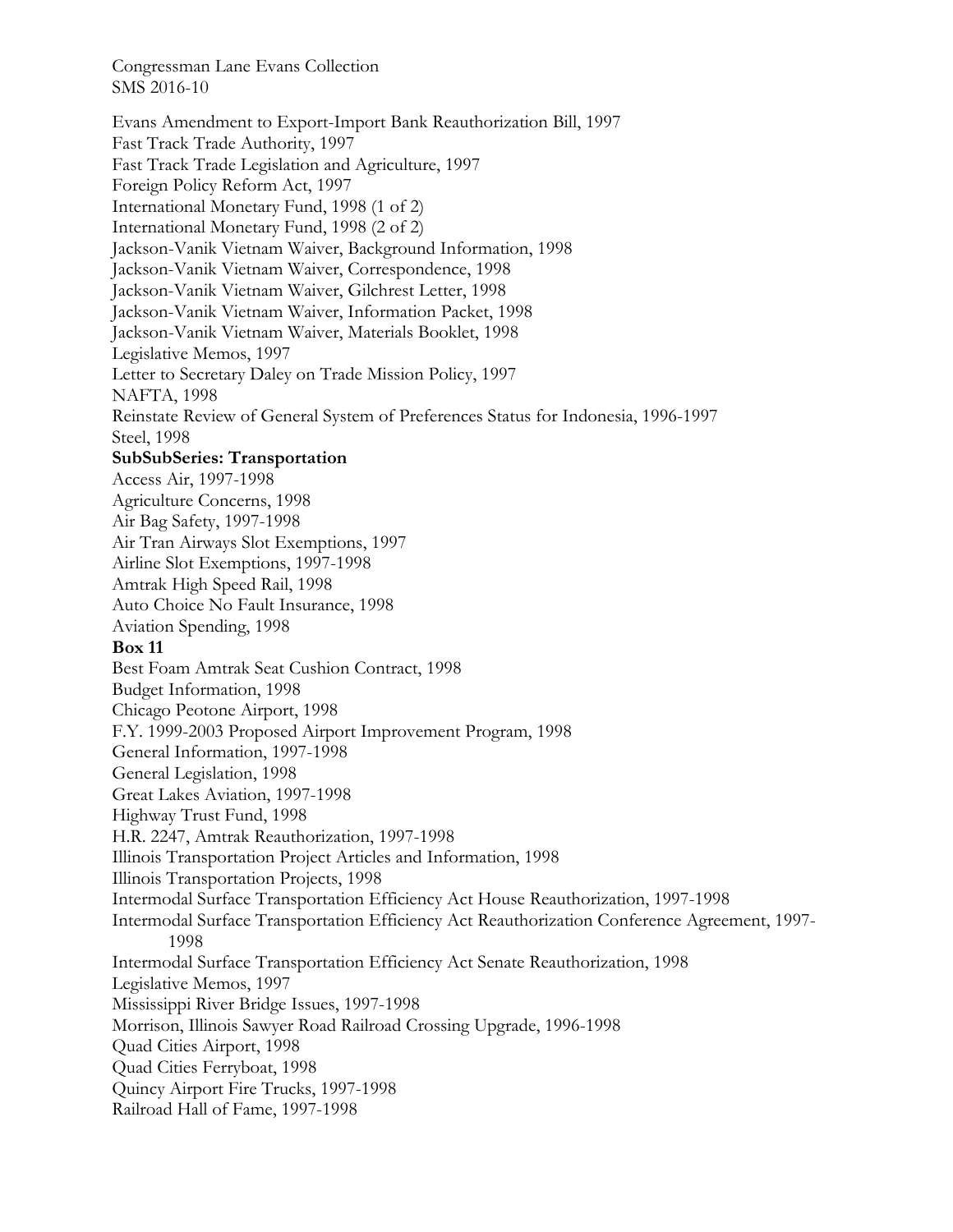Evans Amendment to Export-Import Bank Reauthorization Bill, 1997
Fast Track Trade Authority, 1997
Fast Track Trade Legislation and Agriculture, 1997
Foreign Policy Reform Act, 1997
International Monetary Fund, 1998 (1 of 2)
International Monetary Fund, 1998 (2 of 2)
Jackson-Vanik Vietnam Waiver, Background Information, 1998
Jackson-Vanik Vietnam Waiver, Correspondence, 1998
Jackson-Vanik Vietnam Waiver, Gilchrest Letter, 1998
Jackson-Vanik Vietnam Waiver, Information Packet, 1998
Jackson-Vanik Vietnam Waiver, Materials Booklet, 1998
Legislative Memos, 1997
Letter to Secretary Daley on Trade Mission Policy, 1997
NAFTA, 1998
Reinstate Review of General System of Preferences Status for Indonesia, 1996-1997
Steel, 1998

**SubSubSeries: Transportation**

Access Air, 1997-1998
Agriculture Concerns, 1998
Air Bag Safety, 1997-1998
Air Tran Airways Slot Exemptions, 1997
Airline Slot Exemptions, 1997-1998
Amtrak High Speed Rail, 1998
Auto Choice No Fault Insurance, 1998
Aviation Spending, 1998

**Box 11**

Best Foam Amtrak Seat Cushion Contract, 1998
Budget Information, 1998
Chicago Peotone Airport, 1998
F.Y. 1999-2003 Proposed Airport Improvement Program, 1998
General Information, 1997-1998
General Legislation, 1998
Great Lakes Aviation, 1997-1998
Highway Trust Fund, 1998
H.R. 2247, Amtrak Reauthorization, 1997-1998
Illinois Transportation Project Articles and Information, 1998
Illinois Transportation Projects, 1998
Intermodal Surface Transportation Efficiency Act House Reauthorization, 1997-1998
Intermodal Surface Transportation Efficiency Act Reauthorization Conference Agreement, 1997-1998
Intermodal Surface Transportation Efficiency Act Senate Reauthorization, 1998
Legislative Memos, 1997
Mississippi River Bridge Issues, 1997-1998
Morrison, Illinois Sawyer Road Railroad Crossing Upgrade, 1996-1998
Quad Cities Airport, 1998
Quad Cities Ferryboat, 1998
Quincy Airport Fire Trucks, 1997-1998
Railroad Hall of Fame, 1997-1998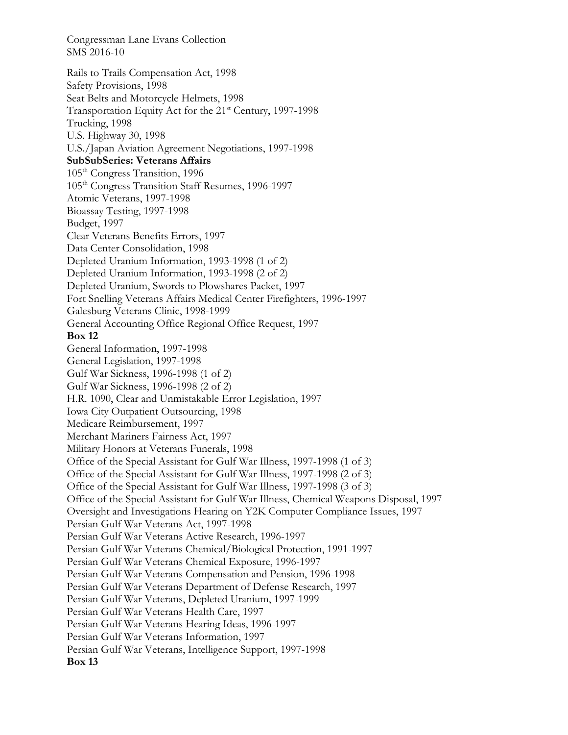Rails to Trails Compensation Act, 1998
Safety Provisions, 1998
Seat Belts and Motorcycle Helmets, 1998
Transportation Equity Act for the 21st Century, 1997-1998
Trucking, 1998
U.S. Highway 30, 1998
U.S./Japan Aviation Agreement Negotiations, 1997-1998

**SubSubSeries: Veterans Affairs**

105th Congress Transition, 1996
105th Congress Transition Staff Resumes, 1996-1997
Atomic Veterans, 1997-1998
Bioassay Testing, 1997-1998
Budget, 1997
Clear Veterans Benefits Errors, 1997
Data Center Consolidation, 1998
Depleted Uranium Information, 1993-1998 (1 of 2)
Depleted Uranium Information, 1993-1998 (2 of 2)
Depleted Uranium, Swords to Plowshares Packet, 1997
Fort Snelling Veterans Affairs Medical Center Firefighters, 1996-1997
Galesburg Veterans Clinic, 1998-1999
General Accounting Office Regional Office Request, 1997

**Box 12**

General Information, 1997-1998
General Legislation, 1997-1998
Gulf War Sickness, 1996-1998 (1 of 2)
Gulf War Sickness, 1996-1998 (2 of 2)
H.R. 1090, Clear and Unmistakable Error Legislation, 1997
Iowa City Outpatient Outsourcing, 1998
Medicare Reimbursement, 1997
Merchant Mariners Fairness Act, 1997
Military Honors at Veterans Funerals, 1998
Office of the Special Assistant for Gulf War Illness, 1997-1998 (1 of 3)
Office of the Special Assistant for Gulf War Illness, 1997-1998 (2 of 3)
Office of the Special Assistant for Gulf War Illness, 1997-1998 (3 of 3)
Office of the Special Assistant for Gulf War Illness, Chemical Weapons Disposal, 1997
Oversight and Investigations Hearing on Y2K Computer Compliance Issues, 1997
Persian Gulf War Veterans Act, 1997-1998
Persian Gulf War Veterans Active Research, 1996-1997
Persian Gulf War Veterans Chemical/Biological Protection, 1991-1997
Persian Gulf War Veterans Chemical Exposure, 1996-1997
Persian Gulf War Veterans Compensation and Pension, 1996-1998
Persian Gulf War Veterans Department of Defense Research, 1997
Persian Gulf War Veterans, Depleted Uranium, 1997-1999
Persian Gulf War Veterans Health Care, 1997
Persian Gulf War Veterans Hearing Ideas, 1996-1997
Persian Gulf War Veterans Information, 1997
Persian Gulf War Veterans, Intelligence Support, 1997-1998

**Box 13**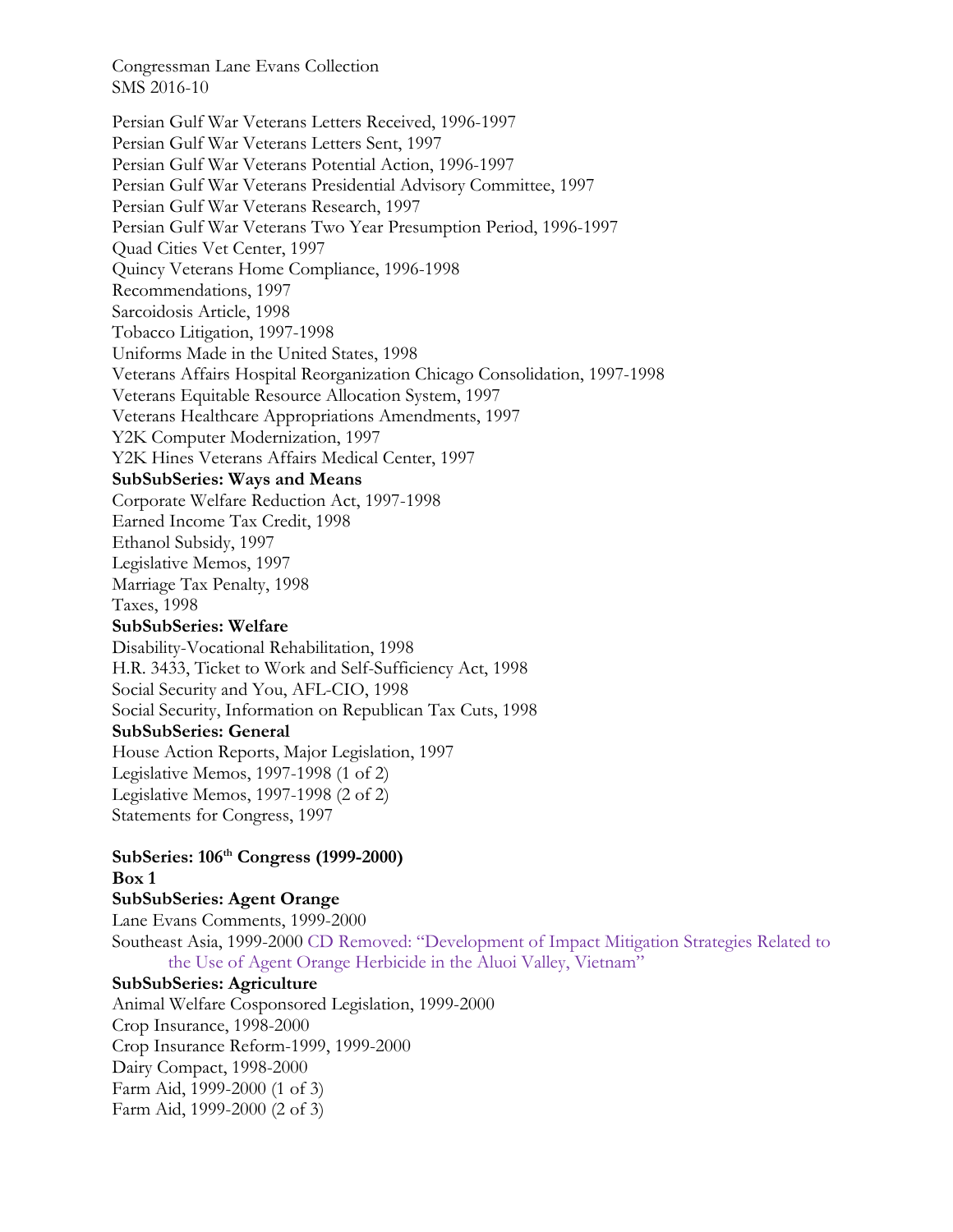Congressman Lane Evans Collection
SMS 2016-10

Persian Gulf War Veterans Letters Received, 1996-1997
Persian Gulf War Veterans Letters Sent, 1997
Persian Gulf War Veterans Potential Action, 1996-1997
Persian Gulf War Veterans Presidential Advisory Committee, 1997
Persian Gulf War Veterans Research, 1997
Persian Gulf War Veterans Two Year Presumption Period, 1996-1997
Quad Cities Vet Center, 1997
Quincy Veterans Home Compliance, 1996-1998
Recommendations, 1997
Sarcoidosis Article, 1998
Tobacco Litigation, 1997-1998
Uniforms Made in the United States, 1998
Veterans Affairs Hospital Reorganization Chicago Consolidation, 1997-1998
Veterans Equitable Resource Allocation System, 1997
Veterans Healthcare Appropriations Amendments, 1997
Y2K Computer Modernization, 1997
Y2K Hines Veterans Affairs Medical Center, 1997

**SubSubSeries: Ways and Means**

Corporate Welfare Reduction Act, 1997-1998
Earned Income Tax Credit, 1998
Ethanol Subsidy, 1997
Legislative Memos, 1997
Marriage Tax Penalty, 1998
Taxes, 1998

**SubSubSeries: Welfare**

Disability-Vocational Rehabilitation, 1998
H.R. 3433, Ticket to Work and Self-Sufficiency Act, 1998
Social Security and You, AFL-CIO, 1998
Social Security, Information on Republican Tax Cuts, 1998

**SubSubSeries: General**

House Action Reports, Major Legislation, 1997
Legislative Memos, 1997-1998 (1 of 2)
Legislative Memos, 1997-1998 (2 of 2)
Statements for Congress, 1997

**SubSeries: 106th Congress (1999-2000)**

**Box 1**

**SubSubSeries: Agent Orange**

Lane Evans Comments, 1999-2000
Southeast Asia, 1999-2000 CD Removed: "Development of Impact Mitigation Strategies Related to the Use of Agent Orange Herbicide in the Aluoi Valley, Vietnam"

**SubSubSeries: Agriculture**

Animal Welfare Cosponsored Legislation, 1999-2000
Crop Insurance, 1998-2000
Crop Insurance Reform-1999, 1999-2000
Dairy Compact, 1998-2000
Farm Aid, 1999-2000 (1 of 3)
Farm Aid, 1999-2000 (2 of 3)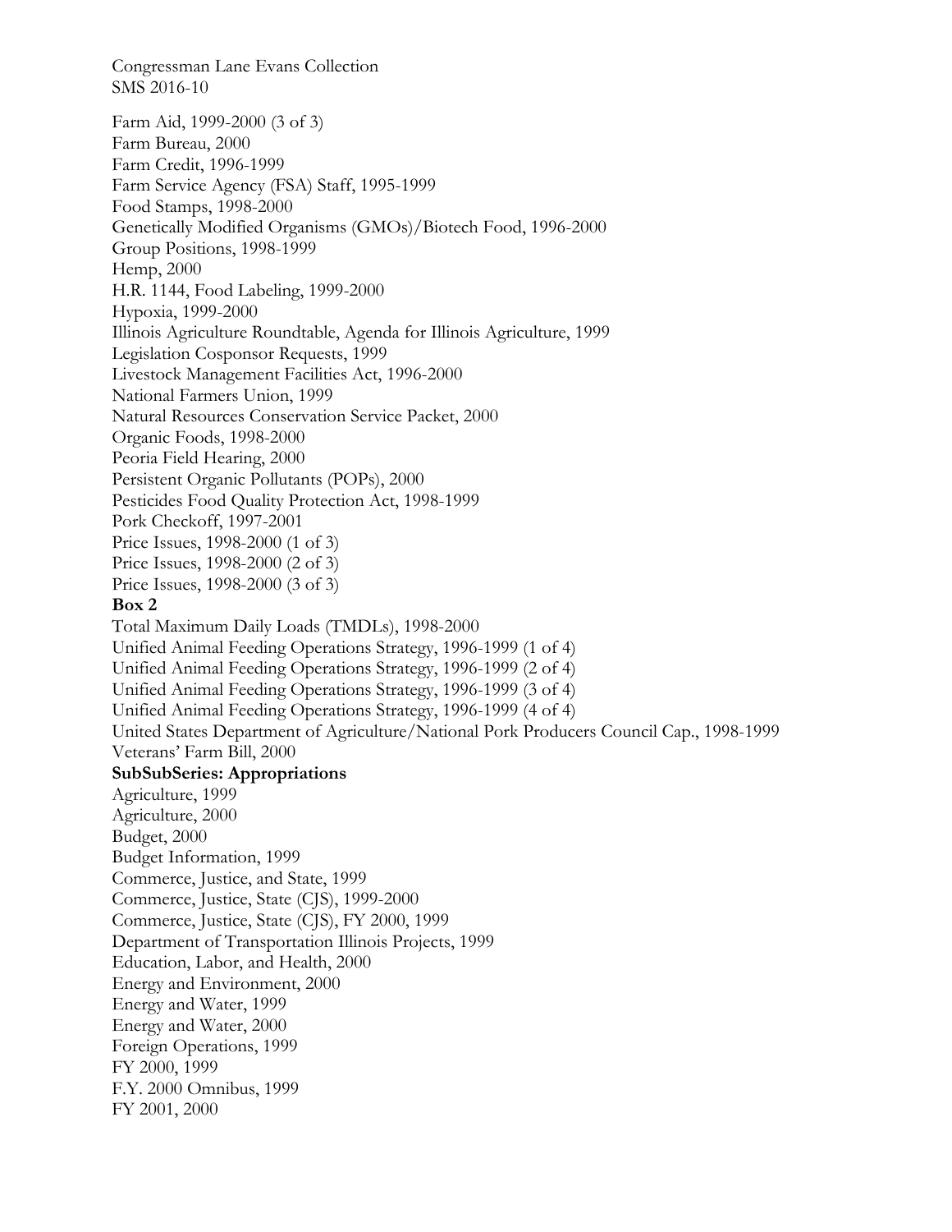Congressman Lane Evans Collection
SMS 2016-10

Farm Aid, 1999-2000 (3 of 3)
Farm Bureau, 2000
Farm Credit, 1996-1999
Farm Service Agency (FSA) Staff, 1995-1999
Food Stamps, 1998-2000
Genetically Modified Organisms (GMOs)/Biotech Food, 1996-2000
Group Positions, 1998-1999
Hemp, 2000
H.R. 1144, Food Labeling, 1999-2000
Hypoxia, 1999-2000
Illinois Agriculture Roundtable, Agenda for Illinois Agriculture, 1999
Legislation Cosponsor Requests, 1999
Livestock Management Facilities Act, 1996-2000
National Farmers Union, 1999
Natural Resources Conservation Service Packet, 2000
Organic Foods, 1998-2000
Peoria Field Hearing, 2000
Persistent Organic Pollutants (POPs), 2000
Pesticides Food Quality Protection Act, 1998-1999
Pork Checkoff, 1997-2001
Price Issues, 1998-2000 (1 of 3)
Price Issues, 1998-2000 (2 of 3)
Price Issues, 1998-2000 (3 of 3)

**Box 2**

Total Maximum Daily Loads (TMDLs), 1998-2000
Unified Animal Feeding Operations Strategy, 1996-1999 (1 of 4)
Unified Animal Feeding Operations Strategy, 1996-1999 (2 of 4)
Unified Animal Feeding Operations Strategy, 1996-1999 (3 of 4)
Unified Animal Feeding Operations Strategy, 1996-1999 (4 of 4)
United States Department of Agriculture/National Pork Producers Council Cap., 1998-1999
Veterans' Farm Bill, 2000

**SubSubSeries: Appropriations**

Agriculture, 1999
Agriculture, 2000
Budget, 2000
Budget Information, 1999
Commerce, Justice, and State, 1999
Commerce, Justice, State (CJS), 1999-2000
Commerce, Justice, State (CJS), FY 2000, 1999
Department of Transportation Illinois Projects, 1999
Education, Labor, and Health, 2000
Energy and Environment, 2000
Energy and Water, 1999
Energy and Water, 2000
Foreign Operations, 1999
FY 2000, 1999
F.Y. 2000 Omnibus, 1999
FY 2001, 2000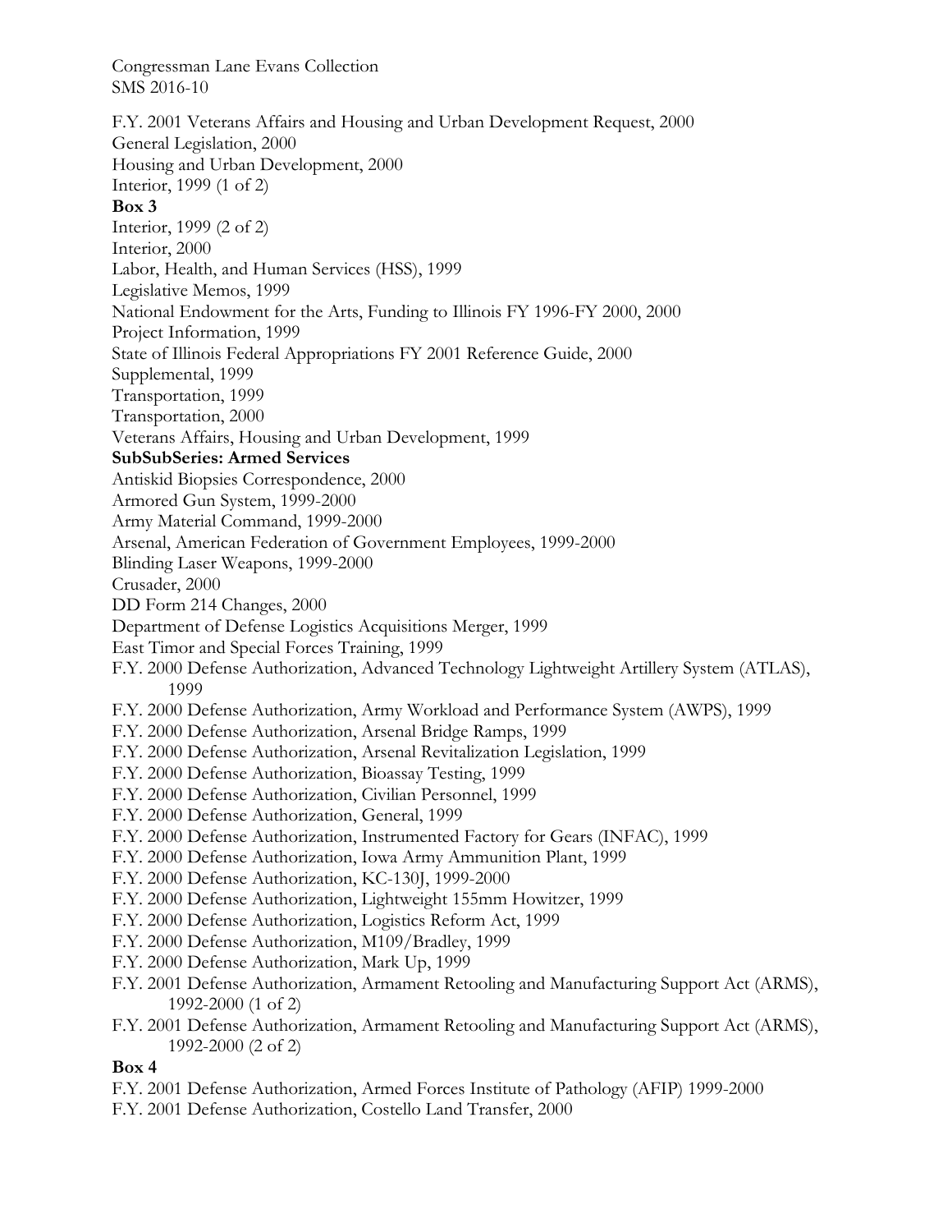F.Y. 2001 Veterans Affairs and Housing and Urban Development Request, 2000
General Legislation, 2000
Housing and Urban Development, 2000
Interior, 1999 (1 of 2)

**Box 3**

Interior, 1999 (2 of 2)
Interior, 2000
Labor, Health, and Human Services (HSS), 1999
Legislative Memos, 1999
National Endowment for the Arts, Funding to Illinois FY 1996-FY 2000, 2000
Project Information, 1999
State of Illinois Federal Appropriations FY 2001 Reference Guide, 2000
Supplemental, 1999
Transportation, 1999
Transportation, 2000
Veterans Affairs, Housing and Urban Development, 1999

**SubSubSeries: Armed Services**

Antiskid Biopsies Correspondence, 2000
Armored Gun System, 1999-2000
Army Material Command, 1999-2000
Arsenal, American Federation of Government Employees, 1999-2000
Blinding Laser Weapons, 1999-2000
Crusader, 2000
DD Form 214 Changes, 2000
Department of Defense Logistics Acquisitions Merger, 1999
East Timor and Special Forces Training, 1999
F.Y. 2000 Defense Authorization, Advanced Technology Lightweight Artillery System (ATLAS), 1999
F.Y. 2000 Defense Authorization, Army Workload and Performance System (AWPS), 1999
F.Y. 2000 Defense Authorization, Arsenal Bridge Ramps, 1999
F.Y. 2000 Defense Authorization, Arsenal Revitalization Legislation, 1999
F.Y. 2000 Defense Authorization, Bioassay Testing, 1999
F.Y. 2000 Defense Authorization, Civilian Personnel, 1999
F.Y. 2000 Defense Authorization, General, 1999
F.Y. 2000 Defense Authorization, Instrumented Factory for Gears (INFAC), 1999
F.Y. 2000 Defense Authorization, Iowa Army Ammunition Plant, 1999
F.Y. 2000 Defense Authorization, KC-130J, 1999-2000
F.Y. 2000 Defense Authorization, Lightweight 155mm Howitzer, 1999
F.Y. 2000 Defense Authorization, Logistics Reform Act, 1999
F.Y. 2000 Defense Authorization, M109/Bradley, 1999
F.Y. 2000 Defense Authorization, Mark Up, 1999
F.Y. 2001 Defense Authorization, Armament Retooling and Manufacturing Support Act (ARMS), 1992-2000 (1 of 2)
F.Y. 2001 Defense Authorization, Armament Retooling and Manufacturing Support Act (ARMS), 1992-2000 (2 of 2)

**Box 4**

F.Y. 2001 Defense Authorization, Armed Forces Institute of Pathology (AFIP) 1999-2000
F.Y. 2001 Defense Authorization, Costello Land Transfer, 2000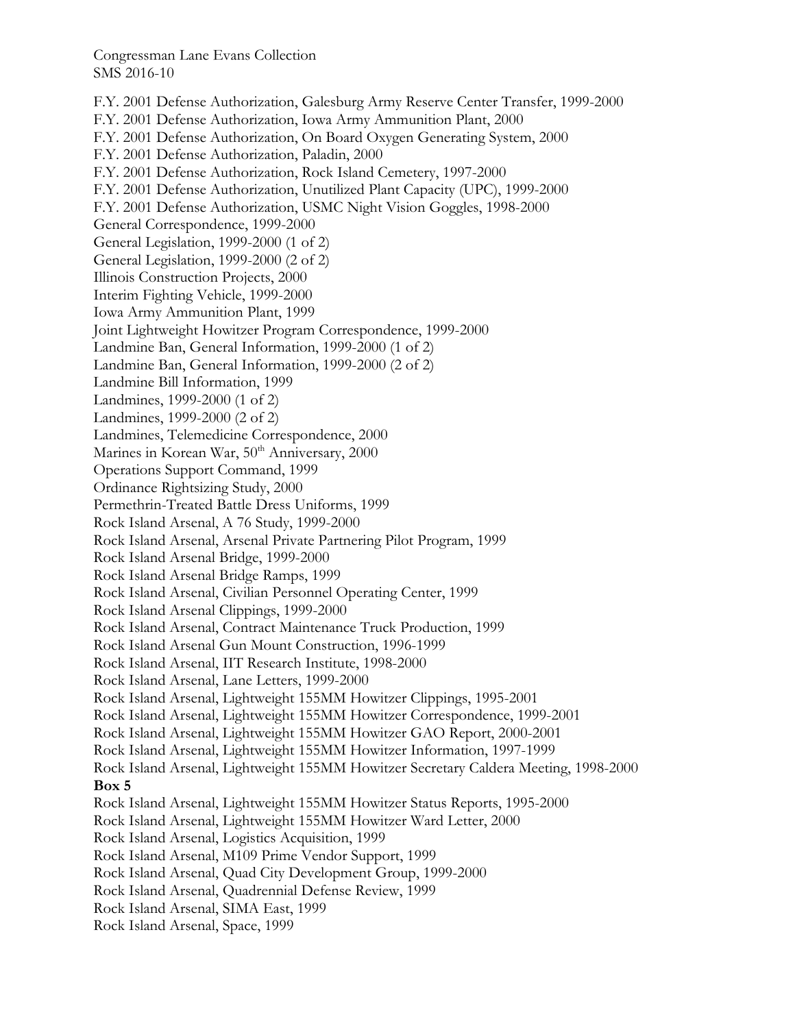F.Y. 2001 Defense Authorization, Galesburg Army Reserve Center Transfer, 1999-2000
F.Y. 2001 Defense Authorization, Iowa Army Ammunition Plant, 2000
F.Y. 2001 Defense Authorization, On Board Oxygen Generating System, 2000
F.Y. 2001 Defense Authorization, Paladin, 2000
F.Y. 2001 Defense Authorization, Rock Island Cemetery, 1997-2000
F.Y. 2001 Defense Authorization, Unutilized Plant Capacity (UPC), 1999-2000
F.Y. 2001 Defense Authorization, USMC Night Vision Goggles, 1998-2000
General Correspondence, 1999-2000
General Legislation, 1999-2000 (1 of 2)
General Legislation, 1999-2000 (2 of 2)
Illinois Construction Projects, 2000
Interim Fighting Vehicle, 1999-2000
Iowa Army Ammunition Plant, 1999
Joint Lightweight Howitzer Program Correspondence, 1999-2000
Landmine Ban, General Information, 1999-2000 (1 of 2)
Landmine Ban, General Information, 1999-2000 (2 of 2)
Landmine Bill Information, 1999
Landmines, 1999-2000 (1 of 2)
Landmines, 1999-2000 (2 of 2)
Landmines, Telemedicine Correspondence, 2000
Marines in Korean War, 50th Anniversary, 2000
Operations Support Command, 1999
Ordinance Rightsizing Study, 2000
Permethrin-Treated Battle Dress Uniforms, 1999
Rock Island Arsenal, A 76 Study, 1999-2000
Rock Island Arsenal, Arsenal Private Partnering Pilot Program, 1999
Rock Island Arsenal Bridge, 1999-2000
Rock Island Arsenal Bridge Ramps, 1999
Rock Island Arsenal, Civilian Personnel Operating Center, 1999
Rock Island Arsenal Clippings, 1999-2000
Rock Island Arsenal, Contract Maintenance Truck Production, 1999
Rock Island Arsenal Gun Mount Construction, 1996-1999
Rock Island Arsenal, IIT Research Institute, 1998-2000
Rock Island Arsenal, Lane Letters, 1999-2000
Rock Island Arsenal, Lightweight 155MM Howitzer Clippings, 1995-2001
Rock Island Arsenal, Lightweight 155MM Howitzer Correspondence, 1999-2001
Rock Island Arsenal, Lightweight 155MM Howitzer GAO Report, 2000-2001
Rock Island Arsenal, Lightweight 155MM Howitzer Information, 1997-1999
Rock Island Arsenal, Lightweight 155MM Howitzer Secretary Caldera Meeting, 1998-2000

**Box 5**

Rock Island Arsenal, Lightweight 155MM Howitzer Status Reports, 1995-2000
Rock Island Arsenal, Lightweight 155MM Howitzer Ward Letter, 2000
Rock Island Arsenal, Logistics Acquisition, 1999
Rock Island Arsenal, M109 Prime Vendor Support, 1999
Rock Island Arsenal, Quad City Development Group, 1999-2000
Rock Island Arsenal, Quadrennial Defense Review, 1999
Rock Island Arsenal, SIMA East, 1999
Rock Island Arsenal, Space, 1999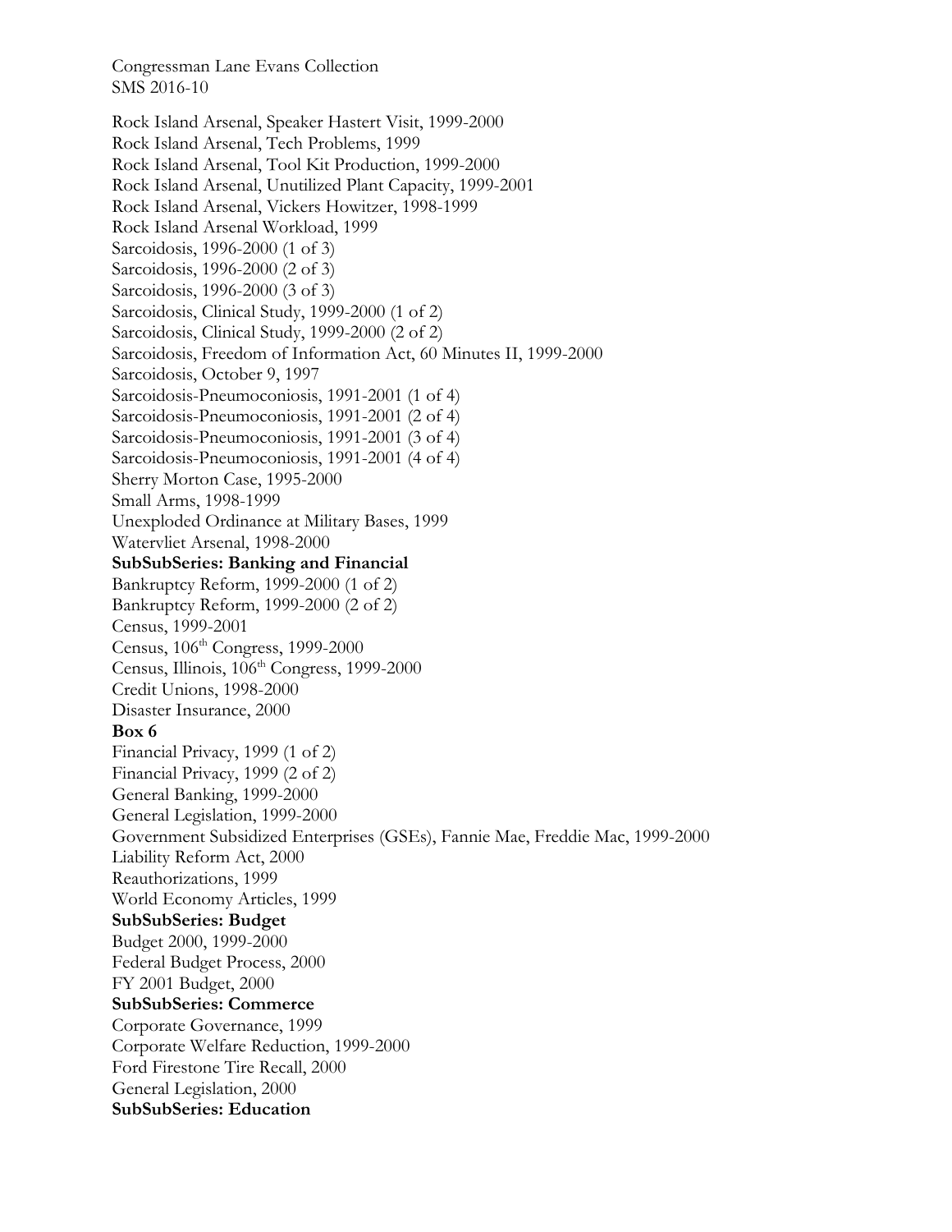Rock Island Arsenal, Speaker Hastert Visit, 1999-2000
Rock Island Arsenal, Tech Problems, 1999
Rock Island Arsenal, Tool Kit Production, 1999-2000
Rock Island Arsenal, Unutilized Plant Capacity, 1999-2001
Rock Island Arsenal, Vickers Howitzer, 1998-1999
Rock Island Arsenal Workload, 1999
Sarcoidosis, 1996-2000 (1 of 3)
Sarcoidosis, 1996-2000 (2 of 3)
Sarcoidosis, 1996-2000 (3 of 3)
Sarcoidosis, Clinical Study, 1999-2000 (1 of 2)
Sarcoidosis, Clinical Study, 1999-2000 (2 of 2)
Sarcoidosis, Freedom of Information Act, 60 Minutes II, 1999-2000
Sarcoidosis, October 9, 1997
Sarcoidosis-Pneumoconiosis, 1991-2001 (1 of 4)
Sarcoidosis-Pneumoconiosis, 1991-2001 (2 of 4)
Sarcoidosis-Pneumoconiosis, 1991-2001 (3 of 4)
Sarcoidosis-Pneumoconiosis, 1991-2001 (4 of 4)
Sherry Morton Case, 1995-2000
Small Arms, 1998-1999
Unexploded Ordinance at Military Bases, 1999
Watervliet Arsenal, 1998-2000

**SubSubSeries: Banking and Financial**

Bankruptcy Reform, 1999-2000 (1 of 2)
Bankruptcy Reform, 1999-2000 (2 of 2)
Census, 1999-2001
Census, 106th Congress, 1999-2000
Census, Illinois, 106th Congress, 1999-2000
Credit Unions, 1998-2000
Disaster Insurance, 2000

**Box 6**

Financial Privacy, 1999 (1 of 2)
Financial Privacy, 1999 (2 of 2)
General Banking, 1999-2000
General Legislation, 1999-2000
Government Subsidized Enterprises (GSEs), Fannie Mae, Freddie Mac, 1999-2000
Liability Reform Act, 2000
Reauthorizations, 1999
World Economy Articles, 1999

**SubSubSeries: Budget**

Budget 2000, 1999-2000
Federal Budget Process, 2000
FY 2001 Budget, 2000

**SubSubSeries: Commerce**

Corporate Governance, 1999
Corporate Welfare Reduction, 1999-2000
Ford Firestone Tire Recall, 2000
General Legislation, 2000

**SubSubSeries: Education**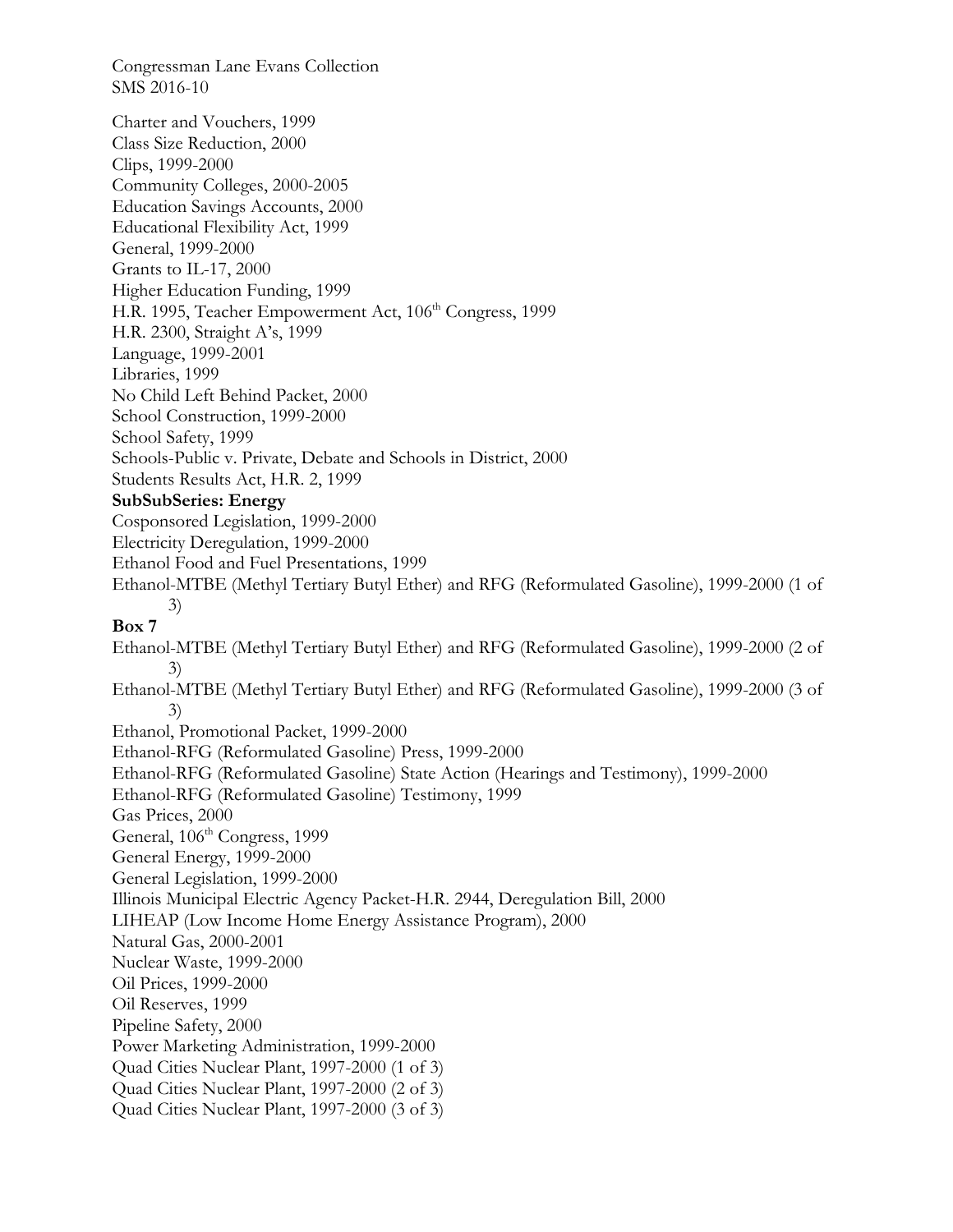Congressman Lane Evans Collection
SMS 2016-10

Charter and Vouchers, 1999
Class Size Reduction, 2000
Clips, 1999-2000
Community Colleges, 2000-2005
Education Savings Accounts, 2000
Educational Flexibility Act, 1999
General, 1999-2000
Grants to IL-17, 2000
Higher Education Funding, 1999
H.R. 1995, Teacher Empowerment Act, 106th Congress, 1999
H.R. 2300, Straight A's, 1999
Language, 1999-2001
Libraries, 1999
No Child Left Behind Packet, 2000
School Construction, 1999-2000
School Safety, 1999
Schools-Public v. Private, Debate and Schools in District, 2000
Students Results Act, H.R. 2, 1999

**SubSubSeries: Energy**

Cosponsored Legislation, 1999-2000
Electricity Deregulation, 1999-2000
Ethanol Food and Fuel Presentations, 1999
Ethanol-MTBE (Methyl Tertiary Butyl Ether) and RFG (Reformulated Gasoline), 1999-2000 (1 of 3)

**Box 7**

Ethanol-MTBE (Methyl Tertiary Butyl Ether) and RFG (Reformulated Gasoline), 1999-2000 (2 of 3)
Ethanol-MTBE (Methyl Tertiary Butyl Ether) and RFG (Reformulated Gasoline), 1999-2000 (3 of 3)
Ethanol, Promotional Packet, 1999-2000
Ethanol-RFG (Reformulated Gasoline) Press, 1999-2000
Ethanol-RFG (Reformulated Gasoline) State Action (Hearings and Testimony), 1999-2000
Ethanol-RFG (Reformulated Gasoline) Testimony, 1999
Gas Prices, 2000
General, 106th Congress, 1999
General Energy, 1999-2000
General Legislation, 1999-2000
Illinois Municipal Electric Agency Packet-H.R. 2944, Deregulation Bill, 2000
LIHEAP (Low Income Home Energy Assistance Program), 2000
Natural Gas, 2000-2001
Nuclear Waste, 1999-2000
Oil Prices, 1999-2000
Oil Reserves, 1999
Pipeline Safety, 2000
Power Marketing Administration, 1999-2000
Quad Cities Nuclear Plant, 1997-2000 (1 of 3)
Quad Cities Nuclear Plant, 1997-2000 (2 of 3)
Quad Cities Nuclear Plant, 1997-2000 (3 of 3)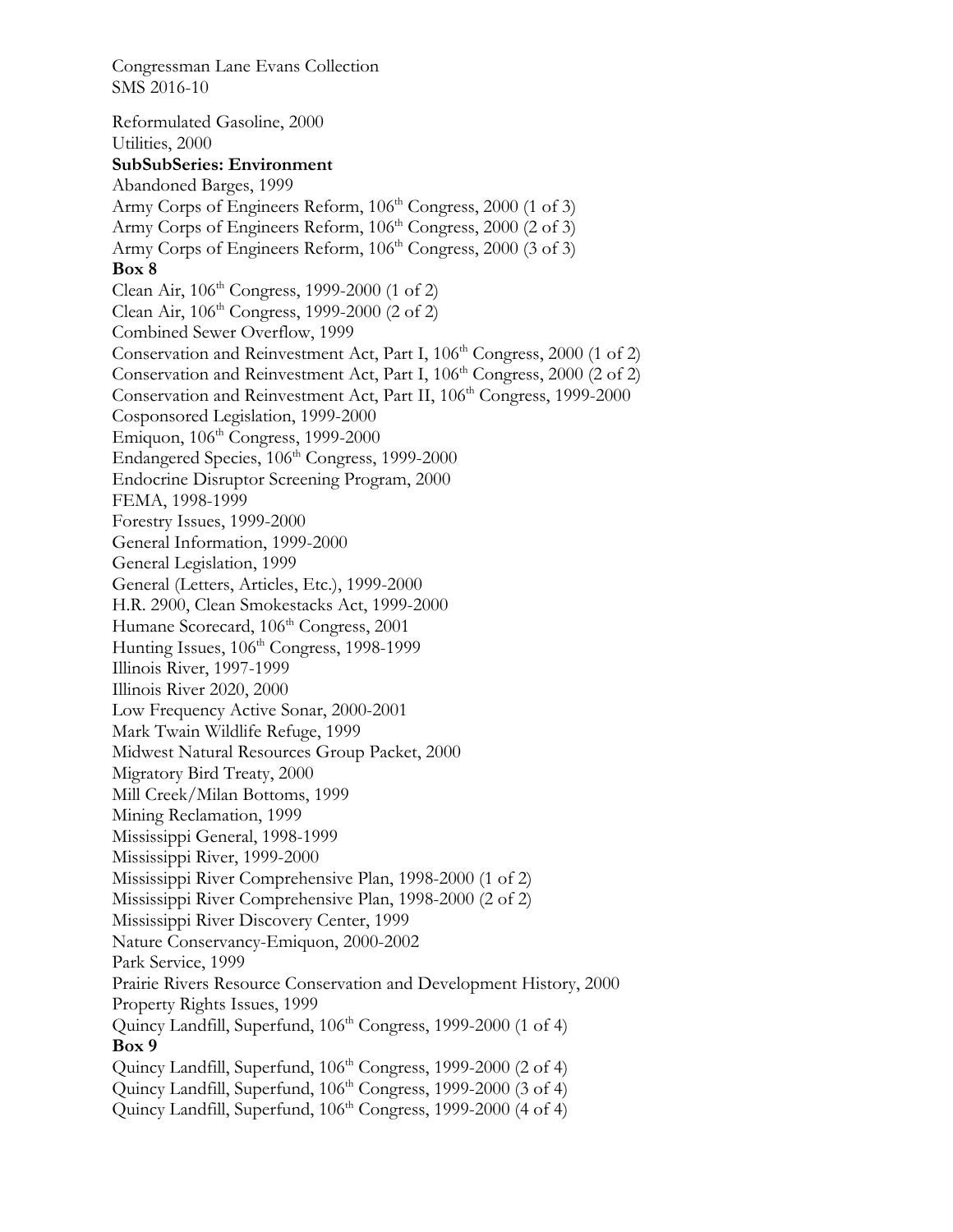Reformulated Gasoline, 2000
Utilities, 2000

**SubSubSeries: Environment**

Abandoned Barges, 1999
Army Corps of Engineers Reform, 106th Congress, 2000 (1 of 3)
Army Corps of Engineers Reform, 106th Congress, 2000 (2 of 3)
Army Corps of Engineers Reform, 106th Congress, 2000 (3 of 3)

**Box 8**

Clean Air, 106th Congress, 1999-2000 (1 of 2)
Clean Air, 106th Congress, 1999-2000 (2 of 2)
Combined Sewer Overflow, 1999
Conservation and Reinvestment Act, Part I, 106th Congress, 2000 (1 of 2)
Conservation and Reinvestment Act, Part I, 106th Congress, 2000 (2 of 2)
Conservation and Reinvestment Act, Part II, 106th Congress, 1999-2000
Cosponsored Legislation, 1999-2000
Emiquon, 106th Congress, 1999-2000
Endangered Species, 106th Congress, 1999-2000
Endocrine Disruptor Screening Program, 2000
FEMA, 1998-1999
Forestry Issues, 1999-2000
General Information, 1999-2000
General Legislation, 1999
General (Letters, Articles, Etc.), 1999-2000
H.R. 2900, Clean Smokestacks Act, 1999-2000
Humane Scorecard, 106th Congress, 2001
Hunting Issues, 106th Congress, 1998-1999
Illinois River, 1997-1999
Illinois River 2020, 2000
Low Frequency Active Sonar, 2000-2001
Mark Twain Wildlife Refuge, 1999
Midwest Natural Resources Group Packet, 2000
Migratory Bird Treaty, 2000
Mill Creek/Milan Bottoms, 1999
Mining Reclamation, 1999
Mississippi General, 1998-1999
Mississippi River, 1999-2000
Mississippi River Comprehensive Plan, 1998-2000 (1 of 2)
Mississippi River Comprehensive Plan, 1998-2000 (2 of 2)
Mississippi River Discovery Center, 1999
Nature Conservancy-Emiquon, 2000-2002
Park Service, 1999
Prairie Rivers Resource Conservation and Development History, 2000
Property Rights Issues, 1999
Quincy Landfill, Superfund, 106th Congress, 1999-2000 (1 of 4)

**Box 9**

Quincy Landfill, Superfund, 106th Congress, 1999-2000 (2 of 4)
Quincy Landfill, Superfund, 106th Congress, 1999-2000 (3 of 4)
Quincy Landfill, Superfund, 106th Congress, 1999-2000 (4 of 4)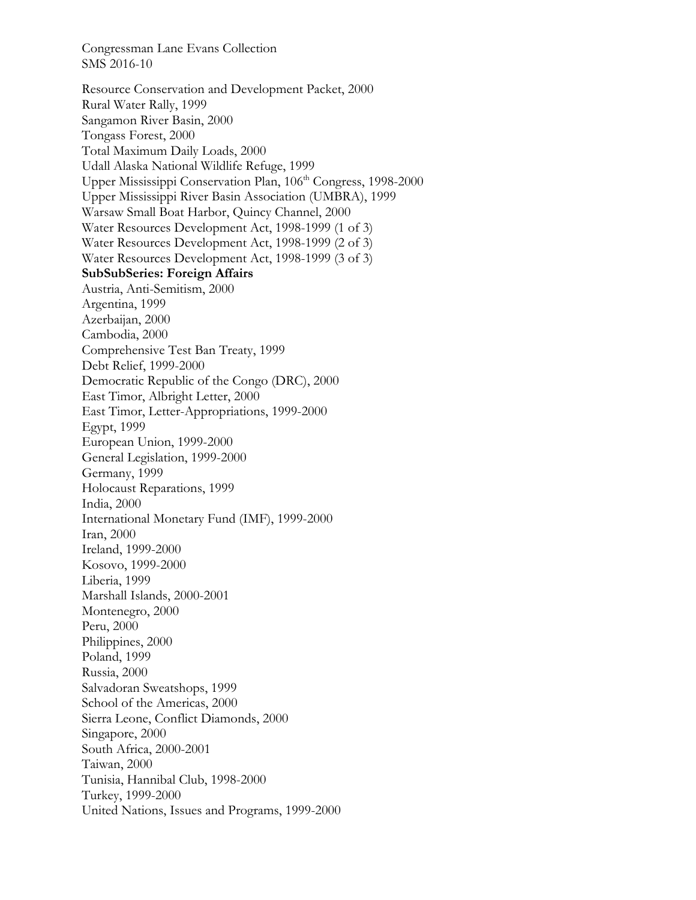Resource Conservation and Development Packet, 2000
Rural Water Rally, 1999
Sangamon River Basin, 2000
Tongass Forest, 2000
Total Maximum Daily Loads, 2000
Udall Alaska National Wildlife Refuge, 1999
Upper Mississippi Conservation Plan, 106th Congress, 1998-2000
Upper Mississippi River Basin Association (UMBRA), 1999
Warsaw Small Boat Harbor, Quincy Channel, 2000
Water Resources Development Act, 1998-1999 (1 of 3)
Water Resources Development Act, 1998-1999 (2 of 3)
Water Resources Development Act, 1998-1999 (3 of 3)

**SubSubSeries: Foreign Affairs**

Austria, Anti-Semitism, 2000
Argentina, 1999
Azerbaijan, 2000
Cambodia, 2000
Comprehensive Test Ban Treaty, 1999
Debt Relief, 1999-2000
Democratic Republic of the Congo (DRC), 2000
East Timor, Albright Letter, 2000
East Timor, Letter-Appropriations, 1999-2000
Egypt, 1999
European Union, 1999-2000
General Legislation, 1999-2000
Germany, 1999
Holocaust Reparations, 1999
India, 2000
International Monetary Fund (IMF), 1999-2000
Iran, 2000
Ireland, 1999-2000
Kosovo, 1999-2000
Liberia, 1999
Marshall Islands, 2000-2001
Montenegro, 2000
Peru, 2000
Philippines, 2000
Poland, 1999
Russia, 2000
Salvadoran Sweatshops, 1999
School of the Americas, 2000
Sierra Leone, Conflict Diamonds, 2000
Singapore, 2000
South Africa, 2000-2001
Taiwan, 2000
Tunisia, Hannibal Club, 1998-2000
Turkey, 1999-2000
United Nations, Issues and Programs, 1999-2000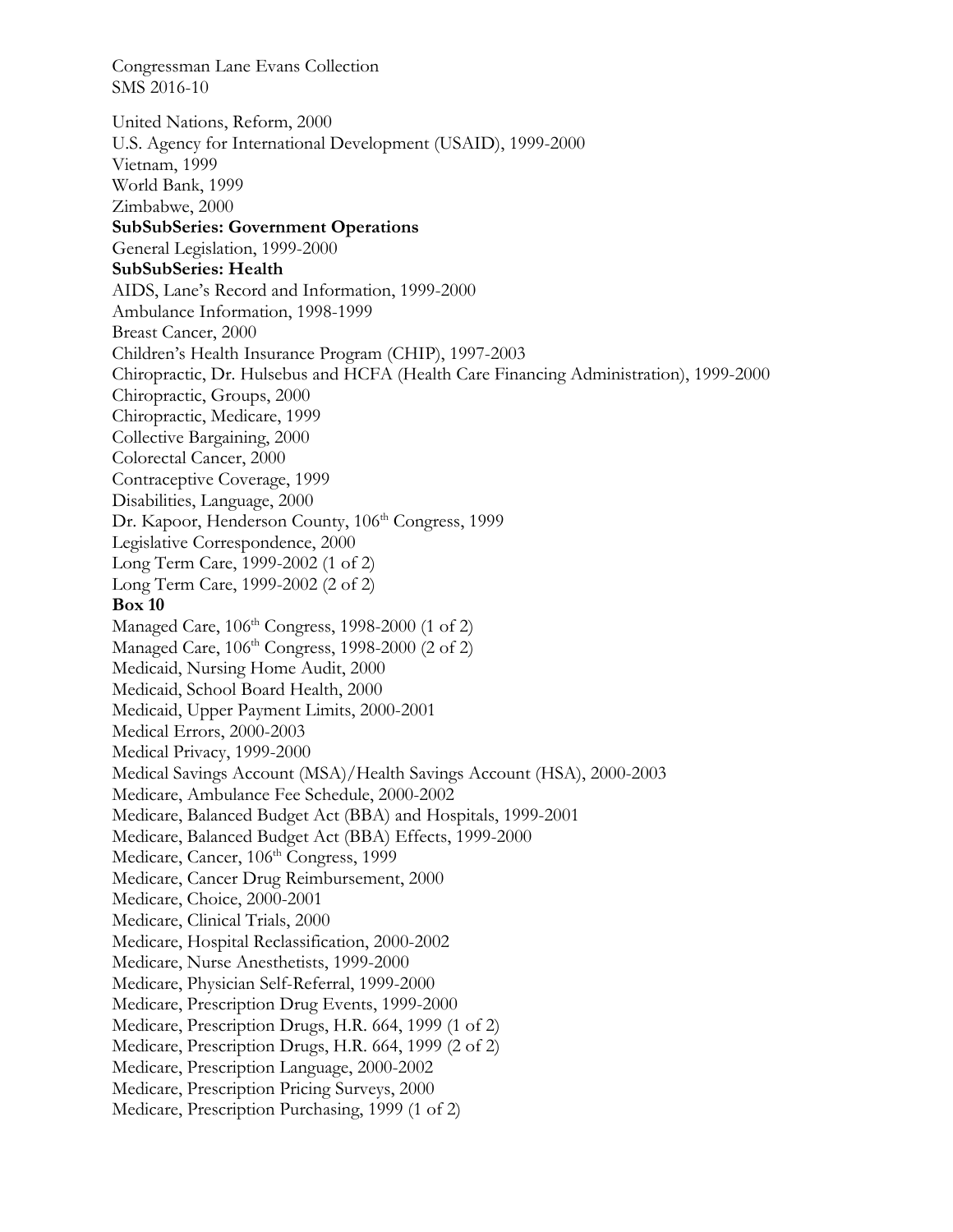Congressman Lane Evans Collection
SMS 2016-10

United Nations, Reform, 2000
U.S. Agency for International Development (USAID), 1999-2000
Vietnam, 1999
World Bank, 1999
Zimbabwe, 2000

**SubSubSeries: Government Operations**

General Legislation, 1999-2000

**SubSubSeries: Health**

AIDS, Lane's Record and Information, 1999-2000
Ambulance Information, 1998-1999
Breast Cancer, 2000
Children's Health Insurance Program (CHIP), 1997-2003
Chiropractic, Dr. Hulsebus and HCFA (Health Care Financing Administration), 1999-2000
Chiropractic, Groups, 2000
Chiropractic, Medicare, 1999
Collective Bargaining, 2000
Colorectal Cancer, 2000
Contraceptive Coverage, 1999
Disabilities, Language, 2000
Dr. Kapoor, Henderson County, 106th Congress, 1999
Legislative Correspondence, 2000
Long Term Care, 1999-2002 (1 of 2)
Long Term Care, 1999-2002 (2 of 2)

**Box 10**

Managed Care, 106th Congress, 1998-2000 (1 of 2)
Managed Care, 106th Congress, 1998-2000 (2 of 2)
Medicaid, Nursing Home Audit, 2000
Medicaid, School Board Health, 2000
Medicaid, Upper Payment Limits, 2000-2001
Medical Errors, 2000-2003
Medical Privacy, 1999-2000
Medical Savings Account (MSA)/Health Savings Account (HSA), 2000-2003
Medicare, Ambulance Fee Schedule, 2000-2002
Medicare, Balanced Budget Act (BBA) and Hospitals, 1999-2001
Medicare, Balanced Budget Act (BBA) Effects, 1999-2000
Medicare, Cancer, 106th Congress, 1999
Medicare, Cancer Drug Reimbursement, 2000
Medicare, Choice, 2000-2001
Medicare, Clinical Trials, 2000
Medicare, Hospital Reclassification, 2000-2002
Medicare, Nurse Anesthetists, 1999-2000
Medicare, Physician Self-Referral, 1999-2000
Medicare, Prescription Drug Events, 1999-2000
Medicare, Prescription Drugs, H.R. 664, 1999 (1 of 2)
Medicare, Prescription Drugs, H.R. 664, 1999 (2 of 2)
Medicare, Prescription Language, 2000-2002
Medicare, Prescription Pricing Surveys, 2000
Medicare, Prescription Purchasing, 1999 (1 of 2)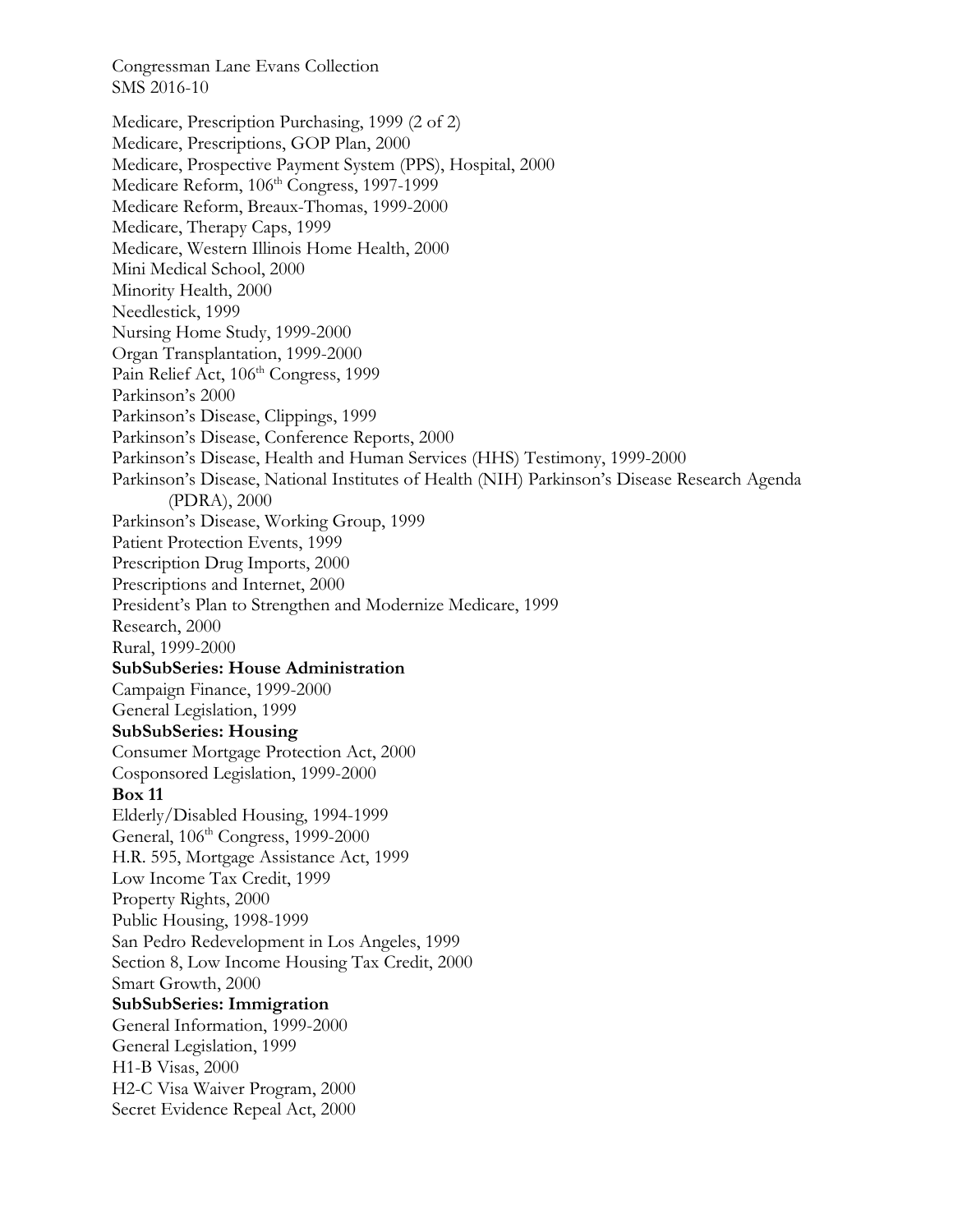Medicare, Prescription Purchasing, 1999 (2 of 2)
Medicare, Prescriptions, GOP Plan, 2000
Medicare, Prospective Payment System (PPS), Hospital, 2000
Medicare Reform, 106th Congress, 1997-1999
Medicare Reform, Breaux-Thomas, 1999-2000
Medicare, Therapy Caps, 1999
Medicare, Western Illinois Home Health, 2000
Mini Medical School, 2000
Minority Health, 2000
Needlestick, 1999
Nursing Home Study, 1999-2000
Organ Transplantation, 1999-2000
Pain Relief Act, 106th Congress, 1999
Parkinson's 2000
Parkinson's Disease, Clippings, 1999
Parkinson's Disease, Conference Reports, 2000
Parkinson's Disease, Health and Human Services (HHS) Testimony, 1999-2000
Parkinson's Disease, National Institutes of Health (NIH) Parkinson's Disease Research Agenda (PDRA), 2000
Parkinson's Disease, Working Group, 1999
Patient Protection Events, 1999
Prescription Drug Imports, 2000
Prescriptions and Internet, 2000
President's Plan to Strengthen and Modernize Medicare, 1999
Research, 2000
Rural, 1999-2000

**SubSubSeries: House Administration**

Campaign Finance, 1999-2000
General Legislation, 1999

**SubSubSeries: Housing**

Consumer Mortgage Protection Act, 2000
Cosponsored Legislation, 1999-2000

**Box 11**

Elderly/Disabled Housing, 1994-1999
General, 106th Congress, 1999-2000
H.R. 595, Mortgage Assistance Act, 1999
Low Income Tax Credit, 1999
Property Rights, 2000
Public Housing, 1998-1999
San Pedro Redevelopment in Los Angeles, 1999
Section 8, Low Income Housing Tax Credit, 2000
Smart Growth, 2000

**SubSubSeries: Immigration**

General Information, 1999-2000
General Legislation, 1999
H1-B Visas, 2000
H2-C Visa Waiver Program, 2000
Secret Evidence Repeal Act, 2000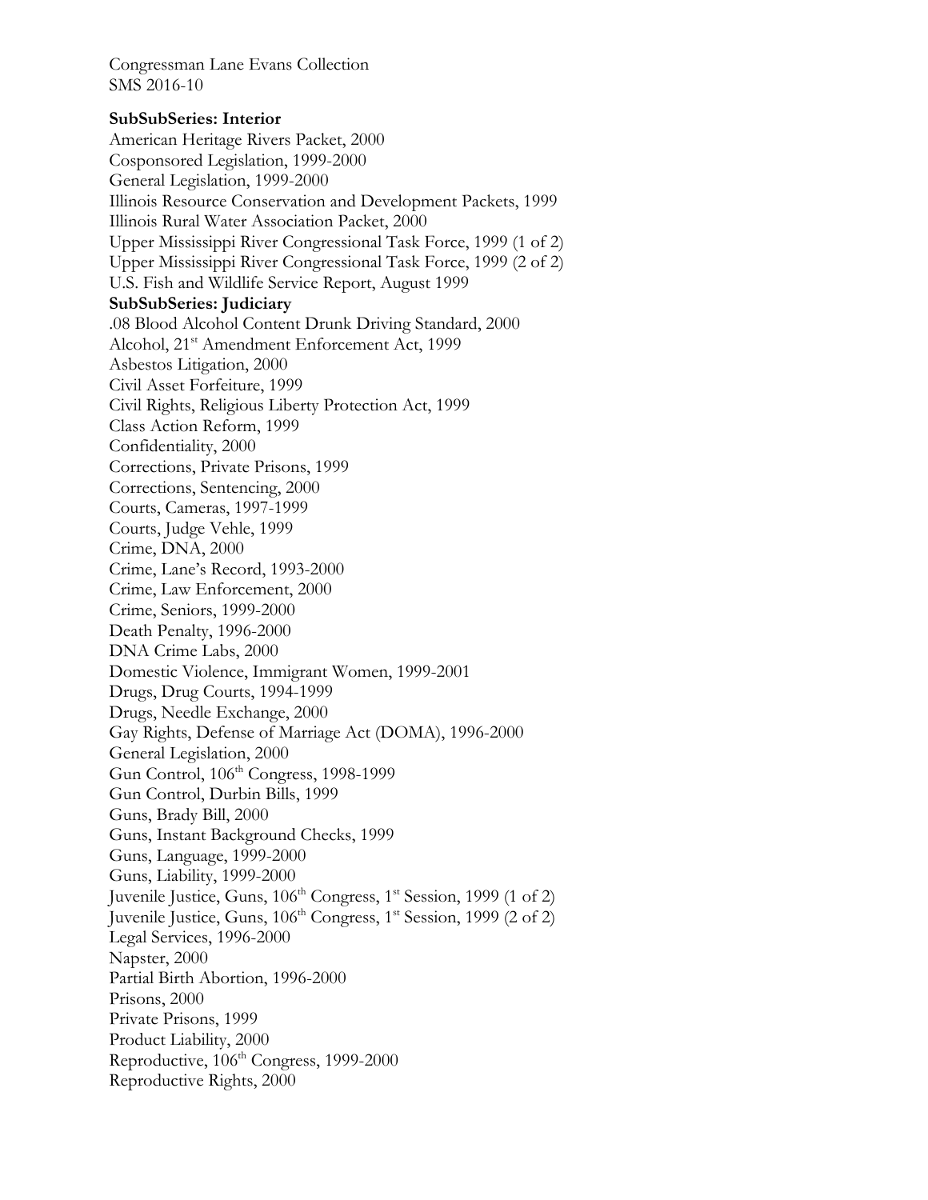Congressman Lane Evans Collection
SMS 2016-10

**SubSubSeries: Interior**

American Heritage Rivers Packet, 2000
Cosponsored Legislation, 1999-2000
General Legislation, 1999-2000
Illinois Resource Conservation and Development Packets, 1999
Illinois Rural Water Association Packet, 2000
Upper Mississippi River Congressional Task Force, 1999 (1 of 2)
Upper Mississippi River Congressional Task Force, 1999 (2 of 2)
U.S. Fish and Wildlife Service Report, August 1999

**SubSubSeries: Judiciary**

.08 Blood Alcohol Content Drunk Driving Standard, 2000
Alcohol, 21st Amendment Enforcement Act, 1999
Asbestos Litigation, 2000
Civil Asset Forfeiture, 1999
Civil Rights, Religious Liberty Protection Act, 1999
Class Action Reform, 1999
Confidentiality, 2000
Corrections, Private Prisons, 1999
Corrections, Sentencing, 2000
Courts, Cameras, 1997-1999
Courts, Judge Vehle, 1999
Crime, DNA, 2000
Crime, Lane's Record, 1993-2000
Crime, Law Enforcement, 2000
Crime, Seniors, 1999-2000
Death Penalty, 1996-2000
DNA Crime Labs, 2000
Domestic Violence, Immigrant Women, 1999-2001
Drugs, Drug Courts, 1994-1999
Drugs, Needle Exchange, 2000
Gay Rights, Defense of Marriage Act (DOMA), 1996-2000
General Legislation, 2000
Gun Control, 106th Congress, 1998-1999
Gun Control, Durbin Bills, 1999
Guns, Brady Bill, 2000
Guns, Instant Background Checks, 1999
Guns, Language, 1999-2000
Guns, Liability, 1999-2000
Juvenile Justice, Guns, 106th Congress, 1st Session, 1999 (1 of 2)
Juvenile Justice, Guns, 106th Congress, 1st Session, 1999 (2 of 2)
Legal Services, 1996-2000
Napster, 2000
Partial Birth Abortion, 1996-2000
Prisons, 2000
Private Prisons, 1999
Product Liability, 2000
Reproductive, 106th Congress, 1999-2000
Reproductive Rights, 2000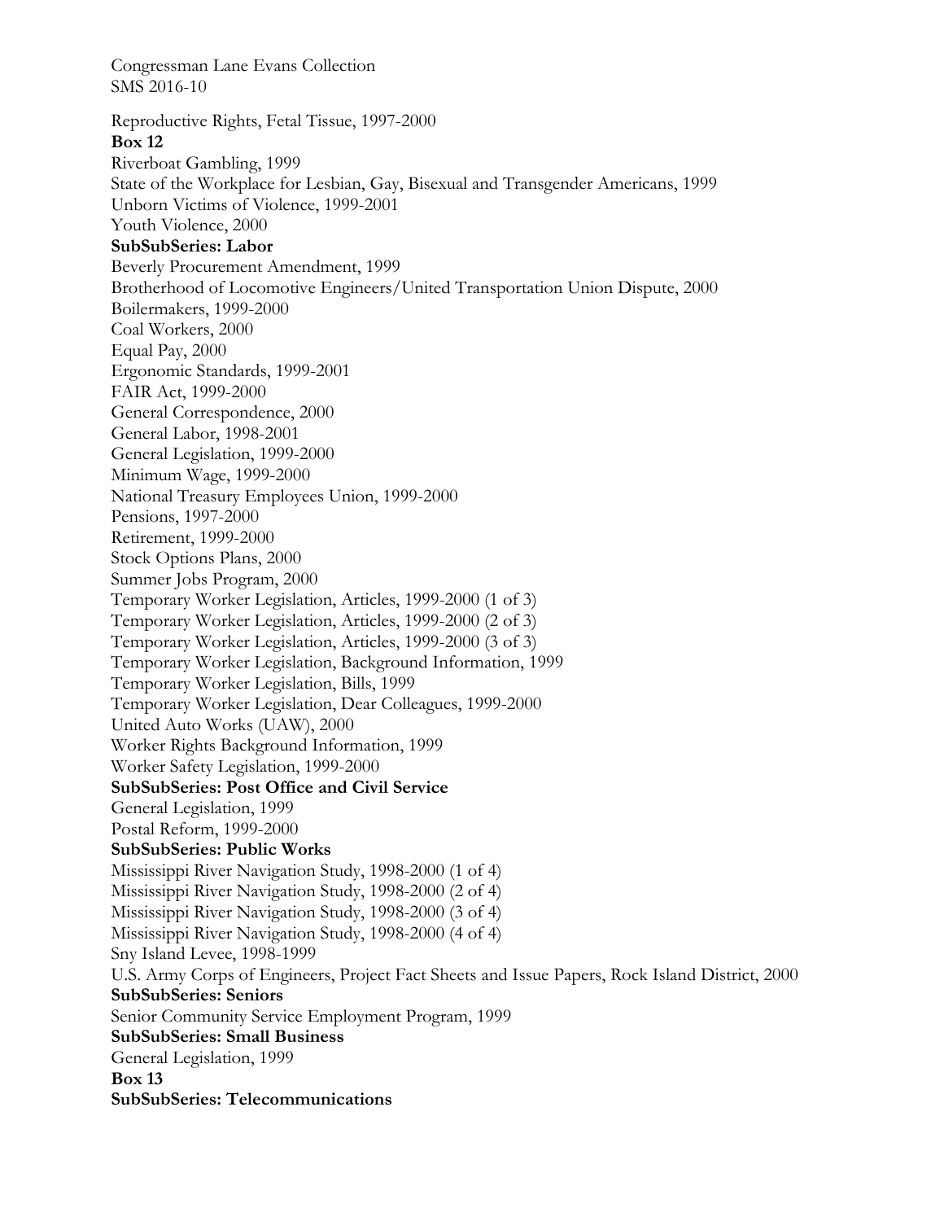Reproductive Rights, Fetal Tissue, 1997-2000

**Box 12**

Riverboat Gambling, 1999
State of the Workplace for Lesbian, Gay, Bisexual and Transgender Americans, 1999
Unborn Victims of Violence, 1999-2001
Youth Violence, 2000

**SubSubSeries: Labor**

Beverly Procurement Amendment, 1999
Brotherhood of Locomotive Engineers/United Transportation Union Dispute, 2000
Boilermakers, 1999-2000
Coal Workers, 2000
Equal Pay, 2000
Ergonomic Standards, 1999-2001
FAIR Act, 1999-2000
General Correspondence, 2000
General Labor, 1998-2001
General Legislation, 1999-2000
Minimum Wage, 1999-2000
National Treasury Employees Union, 1999-2000
Pensions, 1997-2000
Retirement, 1999-2000
Stock Options Plans, 2000
Summer Jobs Program, 2000
Temporary Worker Legislation, Articles, 1999-2000 (1 of 3)
Temporary Worker Legislation, Articles, 1999-2000 (2 of 3)
Temporary Worker Legislation, Articles, 1999-2000 (3 of 3)
Temporary Worker Legislation, Background Information, 1999
Temporary Worker Legislation, Bills, 1999
Temporary Worker Legislation, Dear Colleagues, 1999-2000
United Auto Works (UAW), 2000
Worker Rights Background Information, 1999
Worker Safety Legislation, 1999-2000

**SubSubSeries: Post Office and Civil Service**

General Legislation, 1999
Postal Reform, 1999-2000

**SubSubSeries: Public Works**

Mississippi River Navigation Study, 1998-2000 (1 of 4)
Mississippi River Navigation Study, 1998-2000 (2 of 4)
Mississippi River Navigation Study, 1998-2000 (3 of 4)
Mississippi River Navigation Study, 1998-2000 (4 of 4)
Sny Island Levee, 1998-1999
U.S. Army Corps of Engineers, Project Fact Sheets and Issue Papers, Rock Island District, 2000

**SubSubSeries: Seniors**

Senior Community Service Employment Program, 1999

**SubSubSeries: Small Business**

General Legislation, 1999

**Box 13**

**SubSubSeries: Telecommunications**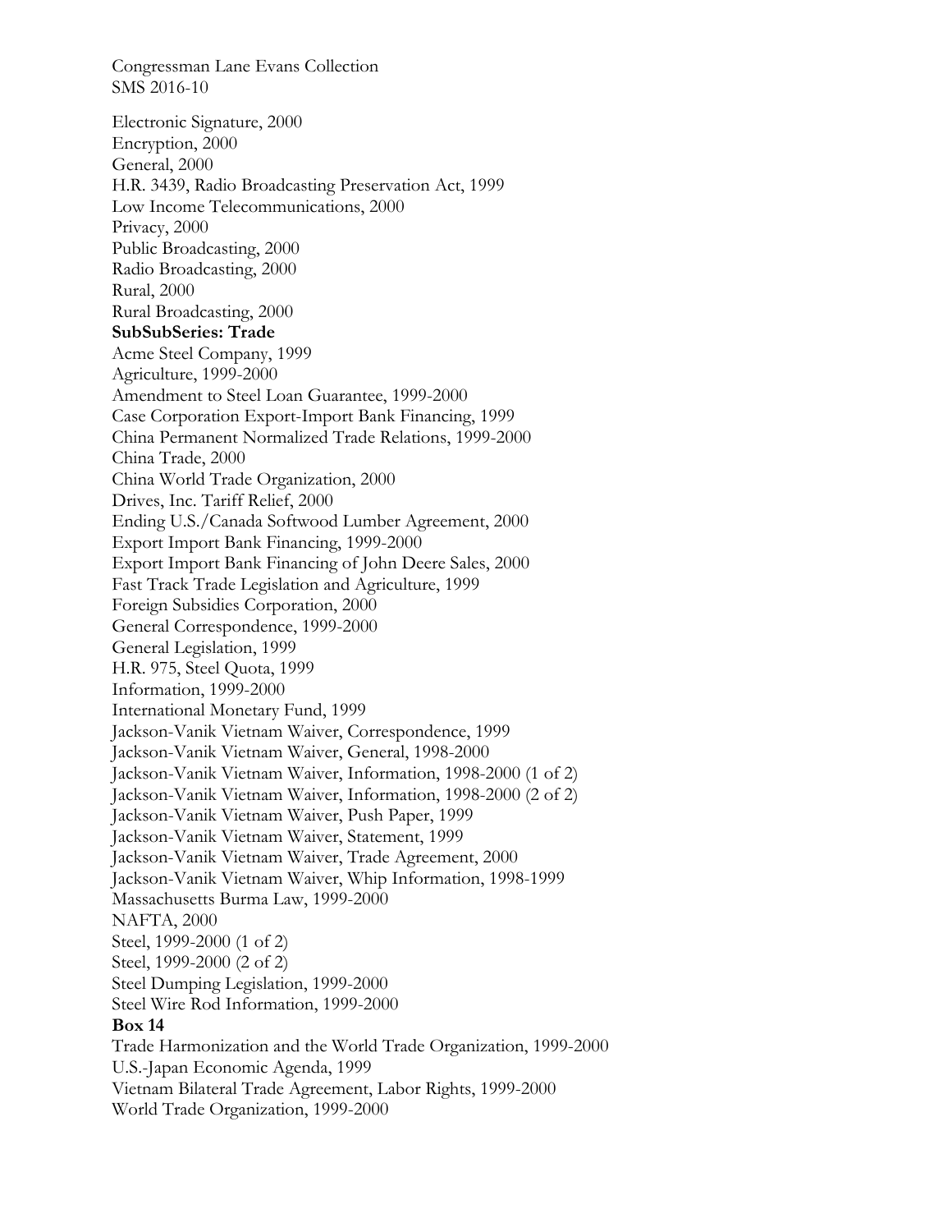Congressman Lane Evans Collection
SMS 2016-10

Electronic Signature, 2000
Encryption, 2000
General, 2000
H.R. 3439, Radio Broadcasting Preservation Act, 1999
Low Income Telecommunications, 2000
Privacy, 2000
Public Broadcasting, 2000
Radio Broadcasting, 2000
Rural, 2000
Rural Broadcasting, 2000

**SubSubSeries: Trade**

Acme Steel Company, 1999
Agriculture, 1999-2000
Amendment to Steel Loan Guarantee, 1999-2000
Case Corporation Export-Import Bank Financing, 1999
China Permanent Normalized Trade Relations, 1999-2000
China Trade, 2000
China World Trade Organization, 2000
Drives, Inc. Tariff Relief, 2000
Ending U.S./Canada Softwood Lumber Agreement, 2000
Export Import Bank Financing, 1999-2000
Export Import Bank Financing of John Deere Sales, 2000
Fast Track Trade Legislation and Agriculture, 1999
Foreign Subsidies Corporation, 2000
General Correspondence, 1999-2000
General Legislation, 1999
H.R. 975, Steel Quota, 1999
Information, 1999-2000
International Monetary Fund, 1999
Jackson-Vanik Vietnam Waiver, Correspondence, 1999
Jackson-Vanik Vietnam Waiver, General, 1998-2000
Jackson-Vanik Vietnam Waiver, Information, 1998-2000 (1 of 2)
Jackson-Vanik Vietnam Waiver, Information, 1998-2000 (2 of 2)
Jackson-Vanik Vietnam Waiver, Push Paper, 1999
Jackson-Vanik Vietnam Waiver, Statement, 1999
Jackson-Vanik Vietnam Waiver, Trade Agreement, 2000
Jackson-Vanik Vietnam Waiver, Whip Information, 1998-1999
Massachusetts Burma Law, 1999-2000
NAFTA, 2000
Steel, 1999-2000 (1 of 2)
Steel, 1999-2000 (2 of 2)
Steel Dumping Legislation, 1999-2000
Steel Wire Rod Information, 1999-2000

**Box 14**

Trade Harmonization and the World Trade Organization, 1999-2000
U.S.-Japan Economic Agenda, 1999
Vietnam Bilateral Trade Agreement, Labor Rights, 1999-2000
World Trade Organization, 1999-2000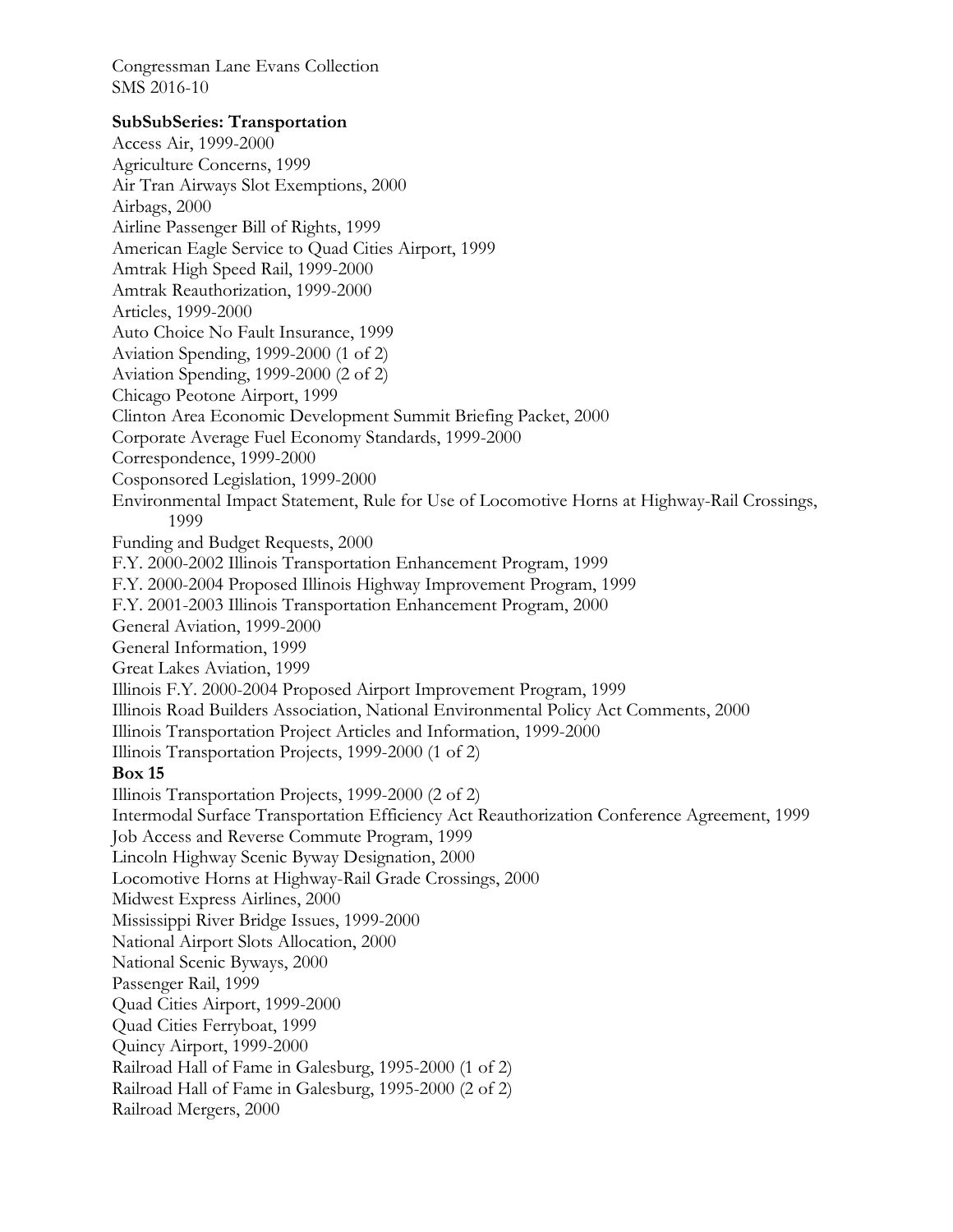Congressman Lane Evans Collection
SMS 2016-10

**SubSubSeries: Transportation**

Access Air, 1999-2000
Agriculture Concerns, 1999
Air Tran Airways Slot Exemptions, 2000
Airbags, 2000
Airline Passenger Bill of Rights, 1999
American Eagle Service to Quad Cities Airport, 1999
Amtrak High Speed Rail, 1999-2000
Amtrak Reauthorization, 1999-2000
Articles, 1999-2000
Auto Choice No Fault Insurance, 1999
Aviation Spending, 1999-2000 (1 of 2)
Aviation Spending, 1999-2000 (2 of 2)
Chicago Peotone Airport, 1999
Clinton Area Economic Development Summit Briefing Packet, 2000
Corporate Average Fuel Economy Standards, 1999-2000
Correspondence, 1999-2000
Cosponsored Legislation, 1999-2000
Environmental Impact Statement, Rule for Use of Locomotive Horns at Highway-Rail Crossings, 1999
Funding and Budget Requests, 2000
F.Y. 2000-2002 Illinois Transportation Enhancement Program, 1999
F.Y. 2000-2004 Proposed Illinois Highway Improvement Program, 1999
F.Y. 2001-2003 Illinois Transportation Enhancement Program, 2000
General Aviation, 1999-2000
General Information, 1999
Great Lakes Aviation, 1999
Illinois F.Y. 2000-2004 Proposed Airport Improvement Program, 1999
Illinois Road Builders Association, National Environmental Policy Act Comments, 2000
Illinois Transportation Project Articles and Information, 1999-2000
Illinois Transportation Projects, 1999-2000 (1 of 2)

**Box 15**

Illinois Transportation Projects, 1999-2000 (2 of 2)
Intermodal Surface Transportation Efficiency Act Reauthorization Conference Agreement, 1999
Job Access and Reverse Commute Program, 1999
Lincoln Highway Scenic Byway Designation, 2000
Locomotive Horns at Highway-Rail Grade Crossings, 2000
Midwest Express Airlines, 2000
Mississippi River Bridge Issues, 1999-2000
National Airport Slots Allocation, 2000
National Scenic Byways, 2000
Passenger Rail, 1999
Quad Cities Airport, 1999-2000
Quad Cities Ferryboat, 1999
Quincy Airport, 1999-2000
Railroad Hall of Fame in Galesburg, 1995-2000 (1 of 2)
Railroad Hall of Fame in Galesburg, 1995-2000 (2 of 2)
Railroad Mergers, 2000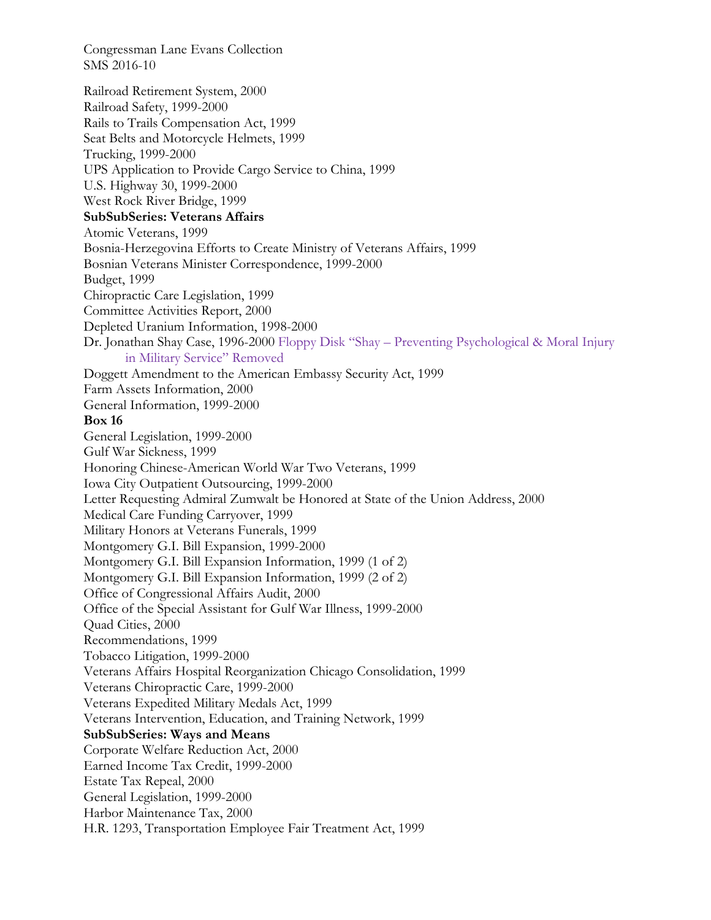Railroad Retirement System, 2000
Railroad Safety, 1999-2000
Rails to Trails Compensation Act, 1999
Seat Belts and Motorcycle Helmets, 1999
Trucking, 1999-2000
UPS Application to Provide Cargo Service to China, 1999
U.S. Highway 30, 1999-2000
West Rock River Bridge, 1999

**SubSubSeries: Veterans Affairs**

Atomic Veterans, 1999
Bosnia-Herzegovina Efforts to Create Ministry of Veterans Affairs, 1999
Bosnian Veterans Minister Correspondence, 1999-2000
Budget, 1999
Chiropractic Care Legislation, 1999
Committee Activities Report, 2000
Depleted Uranium Information, 1998-2000
Dr. Jonathan Shay Case, 1996-2000 Floppy Disk "Shay – Preventing Psychological & Moral Injury in Military Service" Removed
Doggett Amendment to the American Embassy Security Act, 1999
Farm Assets Information, 2000
General Information, 1999-2000

**Box 16**

General Legislation, 1999-2000
Gulf War Sickness, 1999
Honoring Chinese-American World War Two Veterans, 1999
Iowa City Outpatient Outsourcing, 1999-2000
Letter Requesting Admiral Zumwalt be Honored at State of the Union Address, 2000
Medical Care Funding Carryover, 1999
Military Honors at Veterans Funerals, 1999
Montgomery G.I. Bill Expansion, 1999-2000
Montgomery G.I. Bill Expansion Information, 1999 (1 of 2)
Montgomery G.I. Bill Expansion Information, 1999 (2 of 2)
Office of Congressional Affairs Audit, 2000
Office of the Special Assistant for Gulf War Illness, 1999-2000
Quad Cities, 2000
Recommendations, 1999
Tobacco Litigation, 1999-2000
Veterans Affairs Hospital Reorganization Chicago Consolidation, 1999
Veterans Chiropractic Care, 1999-2000
Veterans Expedited Military Medals Act, 1999
Veterans Intervention, Education, and Training Network, 1999

**SubSubSeries: Ways and Means**

Corporate Welfare Reduction Act, 2000
Earned Income Tax Credit, 1999-2000
Estate Tax Repeal, 2000
General Legislation, 1999-2000
Harbor Maintenance Tax, 2000
H.R. 1293, Transportation Employee Fair Treatment Act, 1999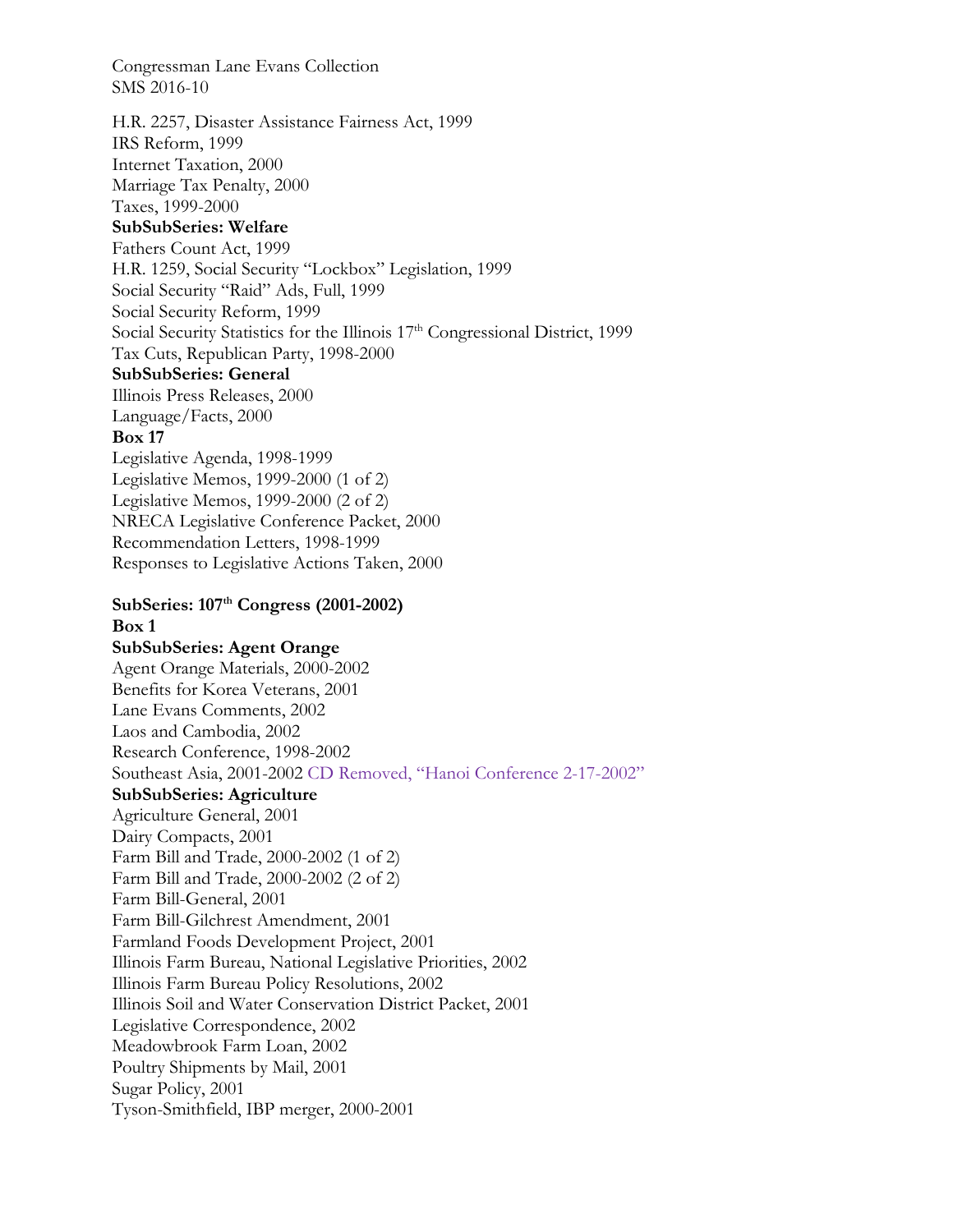Congressman Lane Evans Collection
SMS 2016-10

H.R. 2257, Disaster Assistance Fairness Act, 1999
IRS Reform, 1999
Internet Taxation, 2000
Marriage Tax Penalty, 2000
Taxes, 1999-2000

**SubSubSeries: Welfare**

Fathers Count Act, 1999
H.R. 1259, Social Security "Lockbox" Legislation, 1999
Social Security "Raid" Ads, Full, 1999
Social Security Reform, 1999
Social Security Statistics for the Illinois 17th Congressional District, 1999
Tax Cuts, Republican Party, 1998-2000

**SubSubSeries: General**

Illinois Press Releases, 2000
Language/Facts, 2000

**Box 17**

Legislative Agenda, 1998-1999
Legislative Memos, 1999-2000 (1 of 2)
Legislative Memos, 1999-2000 (2 of 2)
NRECA Legislative Conference Packet, 2000
Recommendation Letters, 1998-1999
Responses to Legislative Actions Taken, 2000

**SubSeries: 107th Congress (2001-2002)**

**Box 1**

**SubSubSeries: Agent Orange**

Agent Orange Materials, 2000-2002
Benefits for Korea Veterans, 2001
Lane Evans Comments, 2002
Laos and Cambodia, 2002
Research Conference, 1998-2002
Southeast Asia, 2001-2002 CD Removed, "Hanoi Conference 2-17-2002"

**SubSubSeries: Agriculture**

Agriculture General, 2001
Dairy Compacts, 2001
Farm Bill and Trade, 2000-2002 (1 of 2)
Farm Bill and Trade, 2000-2002 (2 of 2)
Farm Bill-General, 2001
Farm Bill-Gilchrest Amendment, 2001
Farmland Foods Development Project, 2001
Illinois Farm Bureau, National Legislative Priorities, 2002
Illinois Farm Bureau Policy Resolutions, 2002
Illinois Soil and Water Conservation District Packet, 2001
Legislative Correspondence, 2002
Meadowbrook Farm Loan, 2002
Poultry Shipments by Mail, 2001
Sugar Policy, 2001
Tyson-Smithfield, IBP merger, 2000-2001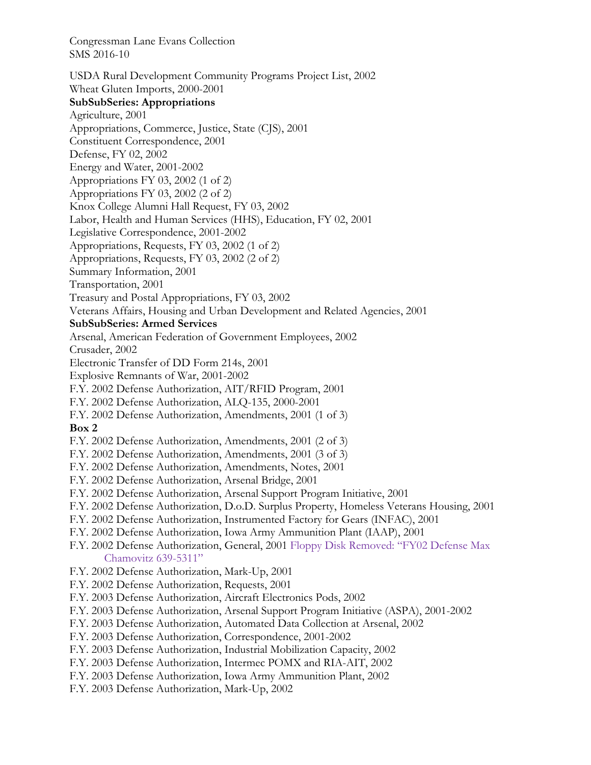USDA Rural Development Community Programs Project List, 2002
Wheat Gluten Imports, 2000-2001

**SubSubSeries: Appropriations**

Agriculture, 2001
Appropriations, Commerce, Justice, State (CJS), 2001
Constituent Correspondence, 2001
Defense, FY 02, 2002
Energy and Water, 2001-2002
Appropriations FY 03, 2002 (1 of 2)
Appropriations FY 03, 2002 (2 of 2)
Knox College Alumni Hall Request, FY 03, 2002
Labor, Health and Human Services (HHS), Education, FY 02, 2001
Legislative Correspondence, 2001-2002
Appropriations, Requests, FY 03, 2002 (1 of 2)
Appropriations, Requests, FY 03, 2002 (2 of 2)
Summary Information, 2001
Transportation, 2001
Treasury and Postal Appropriations, FY 03, 2002
Veterans Affairs, Housing and Urban Development and Related Agencies, 2001

**SubSubSeries: Armed Services**

Arsenal, American Federation of Government Employees, 2002
Crusader, 2002
Electronic Transfer of DD Form 214s, 2001
Explosive Remnants of War, 2001-2002
F.Y. 2002 Defense Authorization, AIT/RFID Program, 2001
F.Y. 2002 Defense Authorization, ALQ-135, 2000-2001
F.Y. 2002 Defense Authorization, Amendments, 2001 (1 of 3)

**Box 2**

F.Y. 2002 Defense Authorization, Amendments, 2001 (2 of 3)
F.Y. 2002 Defense Authorization, Amendments, 2001 (3 of 3)
F.Y. 2002 Defense Authorization, Amendments, Notes, 2001
F.Y. 2002 Defense Authorization, Arsenal Bridge, 2001
F.Y. 2002 Defense Authorization, Arsenal Support Program Initiative, 2001
F.Y. 2002 Defense Authorization, D.o.D. Surplus Property, Homeless Veterans Housing, 2001
F.Y. 2002 Defense Authorization, Instrumented Factory for Gears (INFAC), 2001
F.Y. 2002 Defense Authorization, Iowa Army Ammunition Plant (IAAP), 2001
F.Y. 2002 Defense Authorization, General, 2001 Floppy Disk Removed: "FY02 Defense Max Chamovitz 639-5311"
F.Y. 2002 Defense Authorization, Mark-Up, 2001
F.Y. 2002 Defense Authorization, Requests, 2001
F.Y. 2003 Defense Authorization, Aircraft Electronics Pods, 2002
F.Y. 2003 Defense Authorization, Arsenal Support Program Initiative (ASPA), 2001-2002
F.Y. 2003 Defense Authorization, Automated Data Collection at Arsenal, 2002
F.Y. 2003 Defense Authorization, Correspondence, 2001-2002
F.Y. 2003 Defense Authorization, Industrial Mobilization Capacity, 2002
F.Y. 2003 Defense Authorization, Intermec POMX and RIA-AIT, 2002
F.Y. 2003 Defense Authorization, Iowa Army Ammunition Plant, 2002
F.Y. 2003 Defense Authorization, Mark-Up, 2002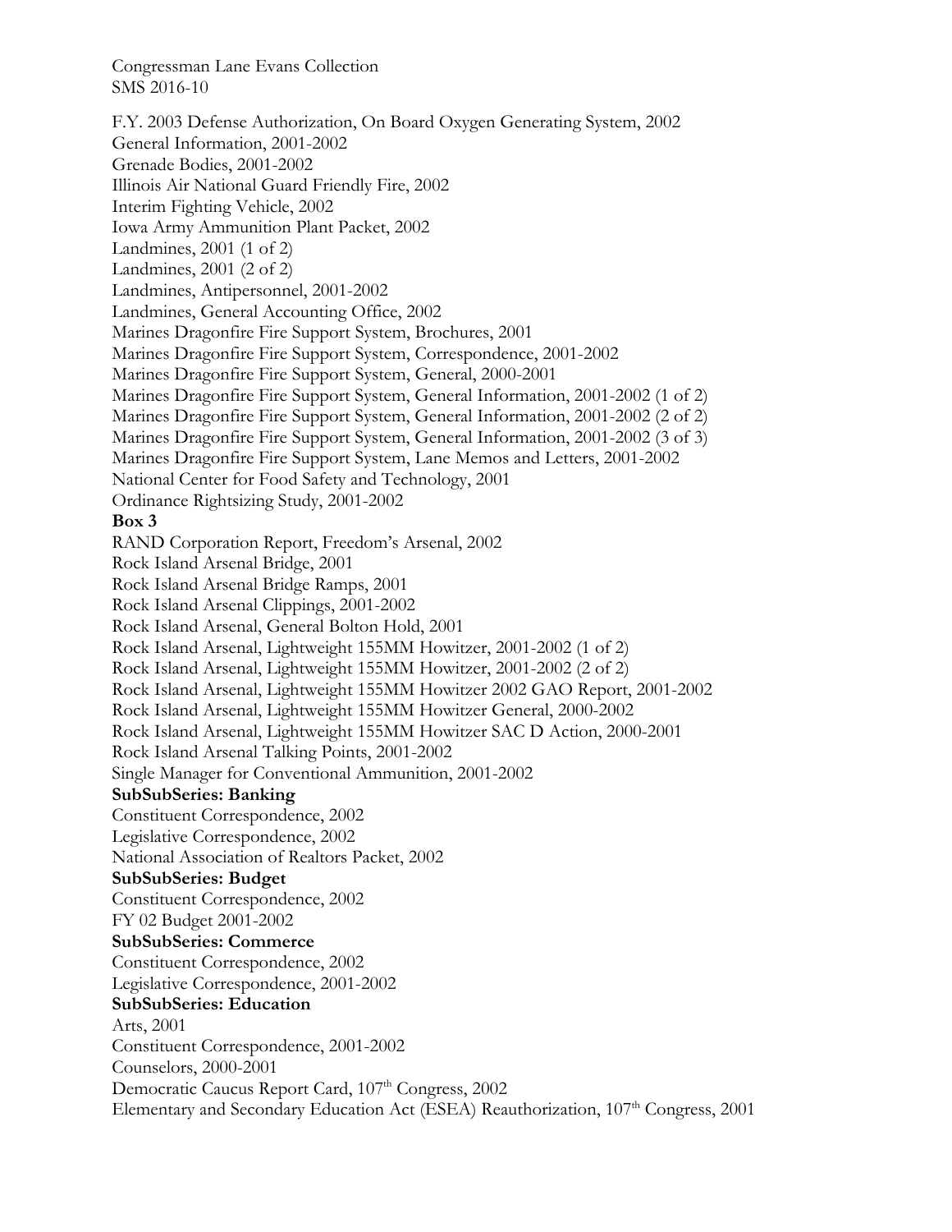F.Y. 2003 Defense Authorization, On Board Oxygen Generating System, 2002
General Information, 2001-2002
Grenade Bodies, 2001-2002
Illinois Air National Guard Friendly Fire, 2002
Interim Fighting Vehicle, 2002
Iowa Army Ammunition Plant Packet, 2002
Landmines, 2001 (1 of 2)
Landmines, 2001 (2 of 2)
Landmines, Antipersonnel, 2001-2002
Landmines, General Accounting Office, 2002
Marines Dragonfire Fire Support System, Brochures, 2001
Marines Dragonfire Fire Support System, Correspondence, 2001-2002
Marines Dragonfire Fire Support System, General, 2000-2001
Marines Dragonfire Fire Support System, General Information, 2001-2002 (1 of 2)
Marines Dragonfire Fire Support System, General Information, 2001-2002 (2 of 2)
Marines Dragonfire Fire Support System, General Information, 2001-2002 (3 of 3)
Marines Dragonfire Fire Support System, Lane Memos and Letters, 2001-2002
National Center for Food Safety and Technology, 2001
Ordinance Rightsizing Study, 2001-2002

**Box 3**

RAND Corporation Report, Freedom's Arsenal, 2002
Rock Island Arsenal Bridge, 2001
Rock Island Arsenal Bridge Ramps, 2001
Rock Island Arsenal Clippings, 2001-2002
Rock Island Arsenal, General Bolton Hold, 2001
Rock Island Arsenal, Lightweight 155MM Howitzer, 2001-2002 (1 of 2)
Rock Island Arsenal, Lightweight 155MM Howitzer, 2001-2002 (2 of 2)
Rock Island Arsenal, Lightweight 155MM Howitzer 2002 GAO Report, 2001-2002
Rock Island Arsenal, Lightweight 155MM Howitzer General, 2000-2002
Rock Island Arsenal, Lightweight 155MM Howitzer SAC D Action, 2000-2001
Rock Island Arsenal Talking Points, 2001-2002
Single Manager for Conventional Ammunition, 2001-2002

**SubSubSeries: Banking**

Constituent Correspondence, 2002
Legislative Correspondence, 2002
National Association of Realtors Packet, 2002

**SubSubSeries: Budget**

Constituent Correspondence, 2002
FY 02 Budget 2001-2002

**SubSubSeries: Commerce**

Constituent Correspondence, 2002
Legislative Correspondence, 2001-2002

**SubSubSeries: Education**

Arts, 2001
Constituent Correspondence, 2001-2002
Counselors, 2000-2001
Democratic Caucus Report Card, 107th Congress, 2002
Elementary and Secondary Education Act (ESEA) Reauthorization, 107th Congress, 2001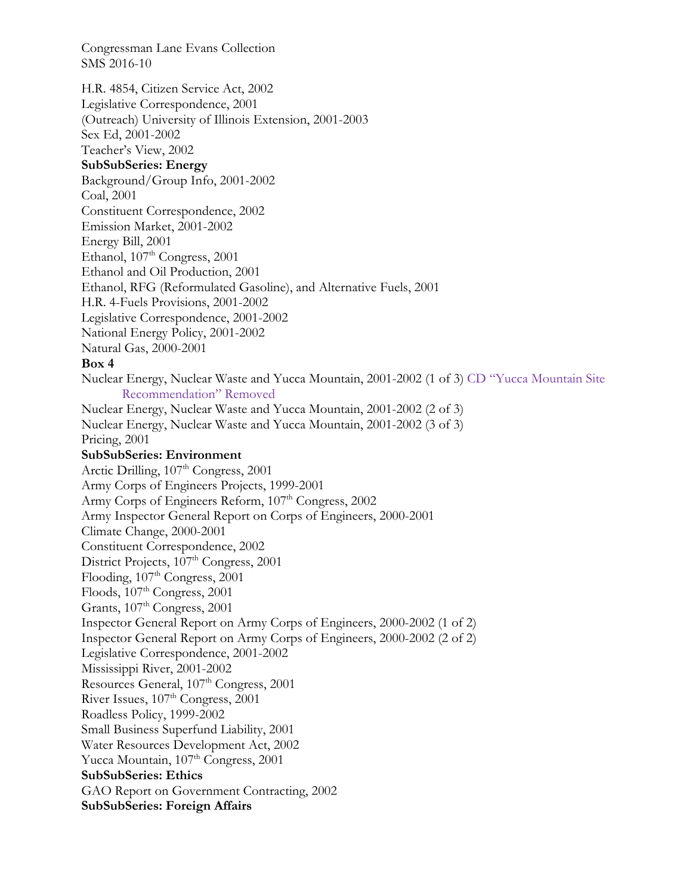H.R. 4854, Citizen Service Act, 2002
Legislative Correspondence, 2001
(Outreach) University of Illinois Extension, 2001-2003
Sex Ed, 2001-2002
Teacher's View, 2002

**SubSubSeries: Energy**

Background/Group Info, 2001-2002
Coal, 2001
Constituent Correspondence, 2002
Emission Market, 2001-2002
Energy Bill, 2001
Ethanol, 107th Congress, 2001
Ethanol and Oil Production, 2001
Ethanol, RFG (Reformulated Gasoline), and Alternative Fuels, 2001
H.R. 4-Fuels Provisions, 2001-2002
Legislative Correspondence, 2001-2002
National Energy Policy, 2001-2002
Natural Gas, 2000-2001

**Box 4**

Nuclear Energy, Nuclear Waste and Yucca Mountain, 2001-2002 (1 of 3) CD "Yucca Mountain Site Recommendation" Removed
Nuclear Energy, Nuclear Waste and Yucca Mountain, 2001-2002 (2 of 3)
Nuclear Energy, Nuclear Waste and Yucca Mountain, 2001-2002 (3 of 3)
Pricing, 2001

**SubSubSeries: Environment**

Arctic Drilling, 107th Congress, 2001
Army Corps of Engineers Projects, 1999-2001
Army Corps of Engineers Reform, 107th Congress, 2002
Army Inspector General Report on Corps of Engineers, 2000-2001
Climate Change, 2000-2001
Constituent Correspondence, 2002
District Projects, 107th Congress, 2001
Flooding, 107th Congress, 2001
Floods, 107th Congress, 2001
Grants, 107th Congress, 2001
Inspector General Report on Army Corps of Engineers, 2000-2002 (1 of 2)
Inspector General Report on Army Corps of Engineers, 2000-2002 (2 of 2)
Legislative Correspondence, 2001-2002
Mississippi River, 2001-2002
Resources General, 107th Congress, 2001
River Issues, 107th Congress, 2001
Roadless Policy, 1999-2002
Small Business Superfund Liability, 2001
Water Resources Development Act, 2002
Yucca Mountain, 107th Congress, 2001

**SubSubSeries: Ethics**

GAO Report on Government Contracting, 2002

**SubSubSeries: Foreign Affairs**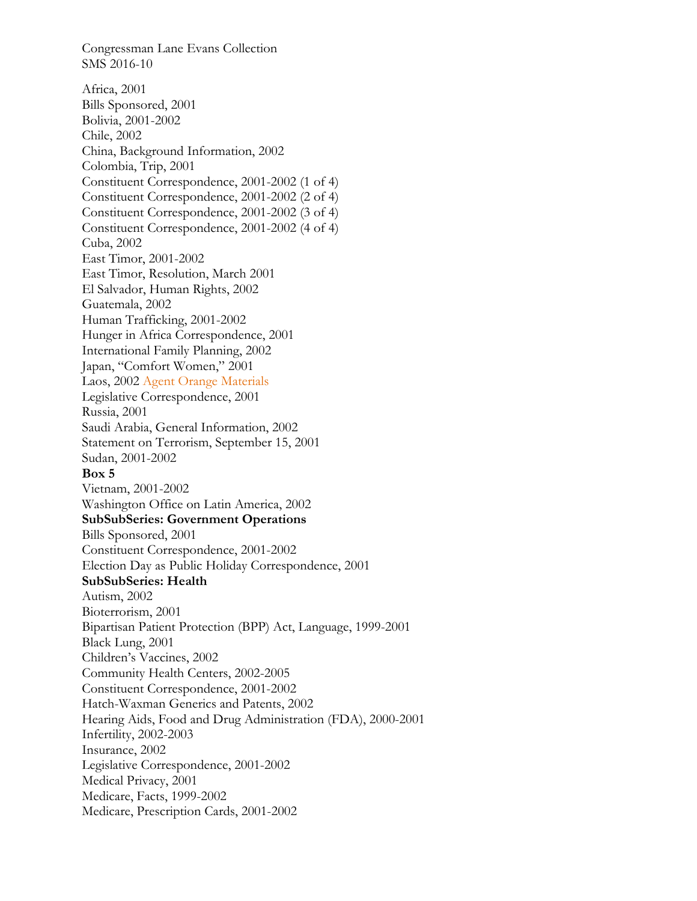Congressman Lane Evans Collection
SMS 2016-10

Africa, 2001
Bills Sponsored, 2001
Bolivia, 2001-2002
Chile, 2002
China, Background Information, 2002
Colombia, Trip, 2001
Constituent Correspondence, 2001-2002 (1 of 4)
Constituent Correspondence, 2001-2002 (2 of 4)
Constituent Correspondence, 2001-2002 (3 of 4)
Constituent Correspondence, 2001-2002 (4 of 4)
Cuba, 2002
East Timor, 2001-2002
East Timor, Resolution, March 2001
El Salvador, Human Rights, 2002
Guatemala, 2002
Human Trafficking, 2001-2002
Hunger in Africa Correspondence, 2001
International Family Planning, 2002
Japan, "Comfort Women," 2001
Laos, 2002 Agent Orange Materials
Legislative Correspondence, 2001
Russia, 2001
Saudi Arabia, General Information, 2002
Statement on Terrorism, September 15, 2001
Sudan, 2001-2002

**Box 5**

Vietnam, 2001-2002
Washington Office on Latin America, 2002

**SubSubSeries: Government Operations**

Bills Sponsored, 2001
Constituent Correspondence, 2001-2002
Election Day as Public Holiday Correspondence, 2001

**SubSubSeries: Health**

Autism, 2002
Bioterrorism, 2001
Bipartisan Patient Protection (BPP) Act, Language, 1999-2001
Black Lung, 2001
Children's Vaccines, 2002
Community Health Centers, 2002-2005
Constituent Correspondence, 2001-2002
Hatch-Waxman Generics and Patents, 2002
Hearing Aids, Food and Drug Administration (FDA), 2000-2001
Infertility, 2002-2003
Insurance, 2002
Legislative Correspondence, 2001-2002
Medical Privacy, 2001
Medicare, Facts, 1999-2002
Medicare, Prescription Cards, 2001-2002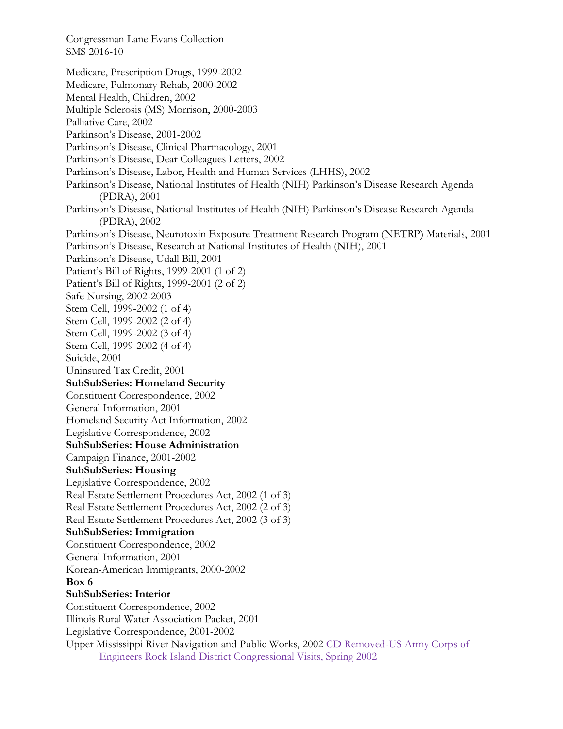Medicare, Prescription Drugs, 1999-2002
Medicare, Pulmonary Rehab, 2000-2002
Mental Health, Children, 2002
Multiple Sclerosis (MS) Morrison, 2000-2003
Palliative Care, 2002
Parkinson's Disease, 2001-2002
Parkinson's Disease, Clinical Pharmacology, 2001
Parkinson's Disease, Dear Colleagues Letters, 2002
Parkinson's Disease, Labor, Health and Human Services (LHHS), 2002
Parkinson's Disease, National Institutes of Health (NIH) Parkinson's Disease Research Agenda (PDRA), 2001
Parkinson's Disease, National Institutes of Health (NIH) Parkinson's Disease Research Agenda (PDRA), 2002
Parkinson's Disease, Neurotoxin Exposure Treatment Research Program (NETRP) Materials, 2001
Parkinson's Disease, Research at National Institutes of Health (NIH), 2001
Parkinson's Disease, Udall Bill, 2001
Patient's Bill of Rights, 1999-2001 (1 of 2)
Patient's Bill of Rights, 1999-2001 (2 of 2)
Safe Nursing, 2002-2003
Stem Cell, 1999-2002 (1 of 4)
Stem Cell, 1999-2002 (2 of 4)
Stem Cell, 1999-2002 (3 of 4)
Stem Cell, 1999-2002 (4 of 4)
Suicide, 2001
Uninsured Tax Credit, 2001

**SubSubSeries: Homeland Security**

Constituent Correspondence, 2002
General Information, 2001
Homeland Security Act Information, 2002
Legislative Correspondence, 2002

**SubSubSeries: House Administration**

Campaign Finance, 2001-2002

**SubSubSeries: Housing**

Legislative Correspondence, 2002
Real Estate Settlement Procedures Act, 2002 (1 of 3)
Real Estate Settlement Procedures Act, 2002 (2 of 3)
Real Estate Settlement Procedures Act, 2002 (3 of 3)

**SubSubSeries: Immigration**

Constituent Correspondence, 2002
General Information, 2001
Korean-American Immigrants, 2000-2002

**Box 6**

**SubSubSeries: Interior**

Constituent Correspondence, 2002
Illinois Rural Water Association Packet, 2001
Legislative Correspondence, 2001-2002
Upper Mississippi River Navigation and Public Works, 2002 CD Removed-US Army Corps of Engineers Rock Island District Congressional Visits, Spring 2002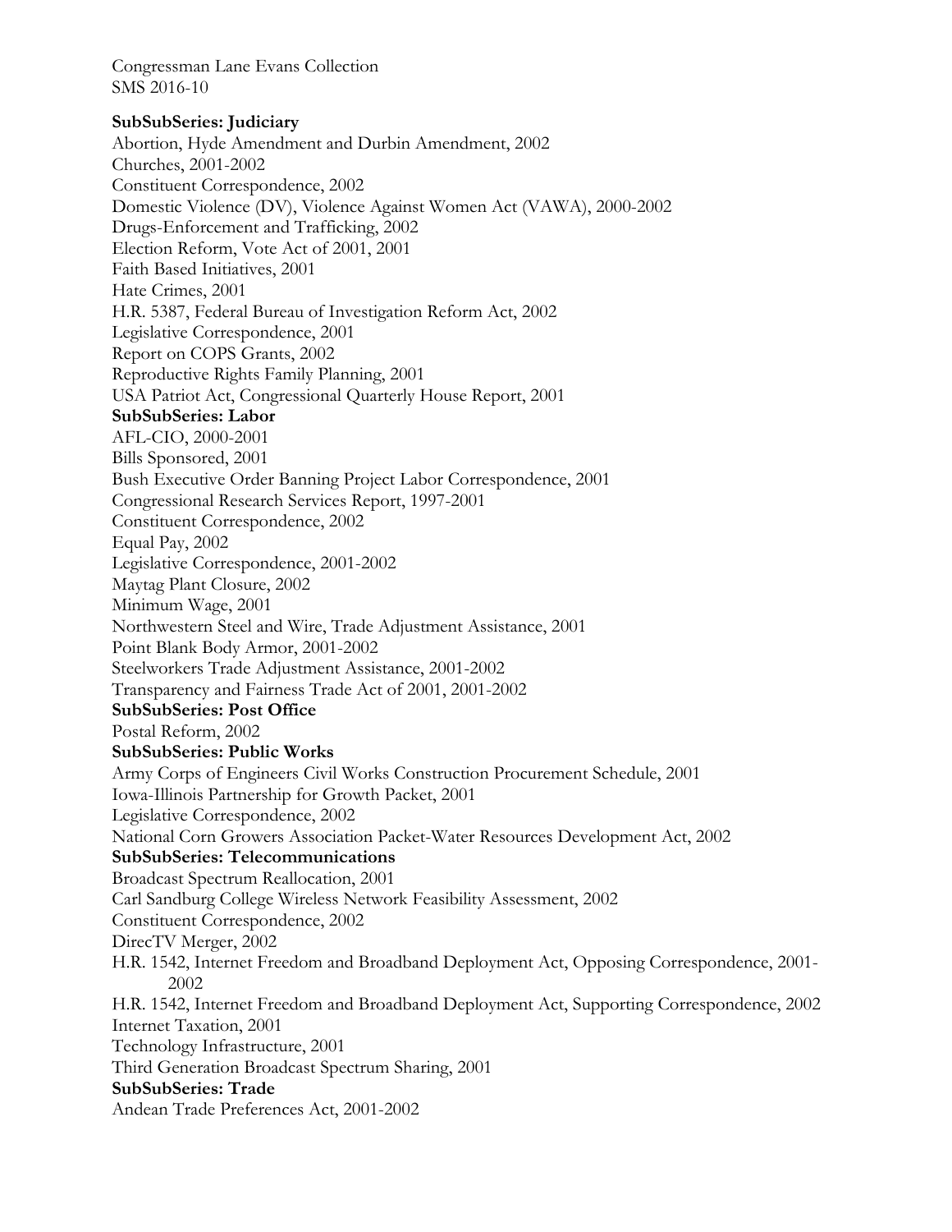**SubSubSeries: Judiciary**

Abortion, Hyde Amendment and Durbin Amendment, 2002
Churches, 2001-2002
Constituent Correspondence, 2002
Domestic Violence (DV), Violence Against Women Act (VAWA), 2000-2002
Drugs-Enforcement and Trafficking, 2002
Election Reform, Vote Act of 2001, 2001
Faith Based Initiatives, 2001
Hate Crimes, 2001
H.R. 5387, Federal Bureau of Investigation Reform Act, 2002
Legislative Correspondence, 2001
Report on COPS Grants, 2002
Reproductive Rights Family Planning, 2001
USA Patriot Act, Congressional Quarterly House Report, 2001

**SubSubSeries: Labor**

AFL-CIO, 2000-2001
Bills Sponsored, 2001
Bush Executive Order Banning Project Labor Correspondence, 2001
Congressional Research Services Report, 1997-2001
Constituent Correspondence, 2002
Equal Pay, 2002
Legislative Correspondence, 2001-2002
Maytag Plant Closure, 2002
Minimum Wage, 2001
Northwestern Steel and Wire, Trade Adjustment Assistance, 2001
Point Blank Body Armor, 2001-2002
Steelworkers Trade Adjustment Assistance, 2001-2002
Transparency and Fairness Trade Act of 2001, 2001-2002

**SubSubSeries: Post Office**

Postal Reform, 2002

**SubSubSeries: Public Works**

Army Corps of Engineers Civil Works Construction Procurement Schedule, 2001
Iowa-Illinois Partnership for Growth Packet, 2001
Legislative Correspondence, 2002
National Corn Growers Association Packet-Water Resources Development Act, 2002

**SubSubSeries: Telecommunications**

Broadcast Spectrum Reallocation, 2001
Carl Sandburg College Wireless Network Feasibility Assessment, 2002
Constituent Correspondence, 2002
DirecTV Merger, 2002
H.R. 1542, Internet Freedom and Broadband Deployment Act, Opposing Correspondence, 2001-2002
H.R. 1542, Internet Freedom and Broadband Deployment Act, Supporting Correspondence, 2002
Internet Taxation, 2001
Technology Infrastructure, 2001
Third Generation Broadcast Spectrum Sharing, 2001

**SubSubSeries: Trade**

Andean Trade Preferences Act, 2001-2002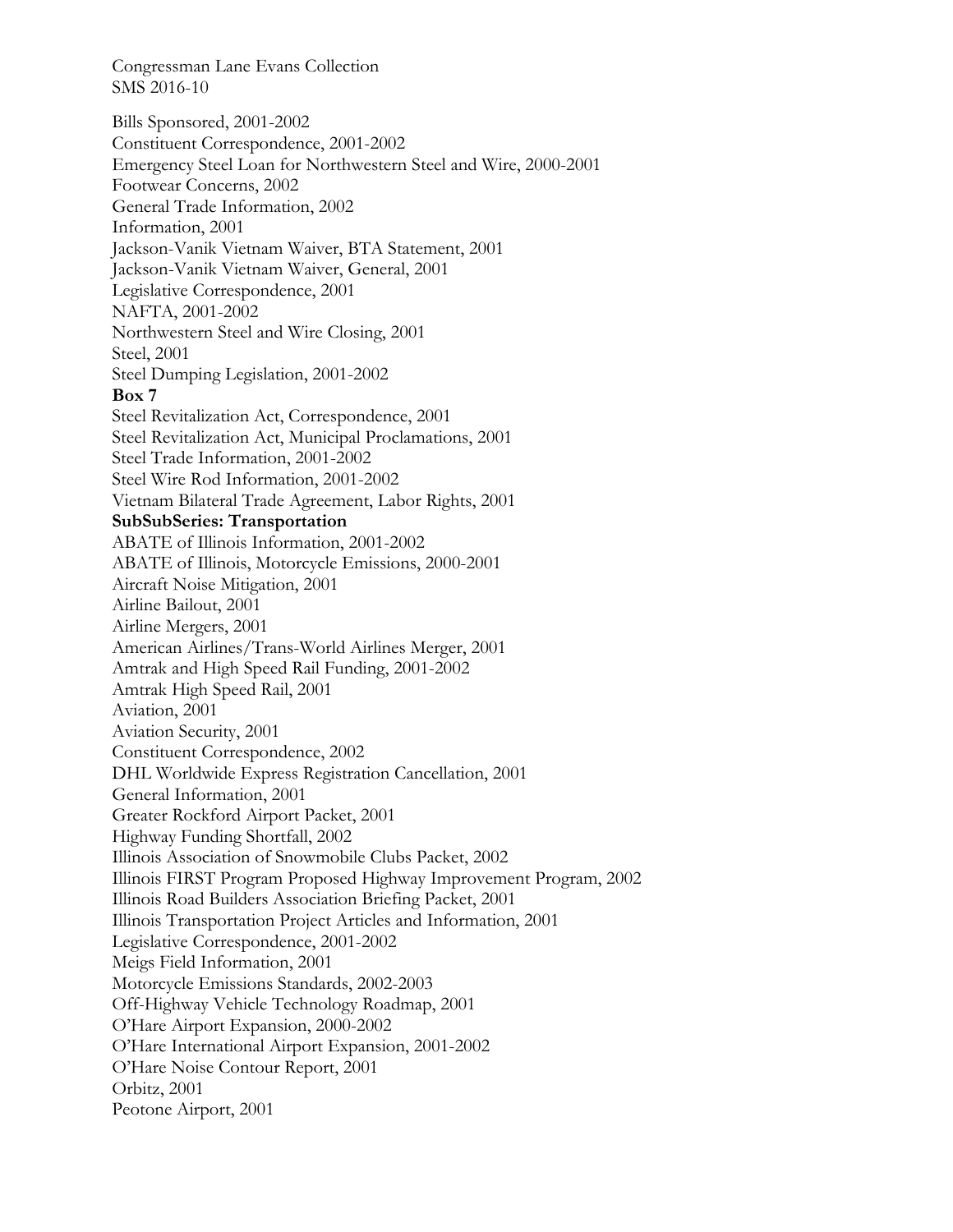Congressman Lane Evans Collection
SMS 2016-10

Bills Sponsored, 2001-2002
Constituent Correspondence, 2001-2002
Emergency Steel Loan for Northwestern Steel and Wire, 2000-2001
Footwear Concerns, 2002
General Trade Information, 2002
Information, 2001
Jackson-Vanik Vietnam Waiver, BTA Statement, 2001
Jackson-Vanik Vietnam Waiver, General, 2001
Legislative Correspondence, 2001
NAFTA, 2001-2002
Northwestern Steel and Wire Closing, 2001
Steel, 2001
Steel Dumping Legislation, 2001-2002

**Box 7**

Steel Revitalization Act, Correspondence, 2001
Steel Revitalization Act, Municipal Proclamations, 2001
Steel Trade Information, 2001-2002
Steel Wire Rod Information, 2001-2002
Vietnam Bilateral Trade Agreement, Labor Rights, 2001

**SubSubSeries: Transportation**

ABATE of Illinois Information, 2001-2002
ABATE of Illinois, Motorcycle Emissions, 2000-2001
Aircraft Noise Mitigation, 2001
Airline Bailout, 2001
Airline Mergers, 2001
American Airlines/Trans-World Airlines Merger, 2001
Amtrak and High Speed Rail Funding, 2001-2002
Amtrak High Speed Rail, 2001
Aviation, 2001
Aviation Security, 2001
Constituent Correspondence, 2002
DHL Worldwide Express Registration Cancellation, 2001
General Information, 2001
Greater Rockford Airport Packet, 2001
Highway Funding Shortfall, 2002
Illinois Association of Snowmobile Clubs Packet, 2002
Illinois FIRST Program Proposed Highway Improvement Program, 2002
Illinois Road Builders Association Briefing Packet, 2001
Illinois Transportation Project Articles and Information, 2001
Legislative Correspondence, 2001-2002
Meigs Field Information, 2001
Motorcycle Emissions Standards, 2002-2003
Off-Highway Vehicle Technology Roadmap, 2001
O'Hare Airport Expansion, 2000-2002
O'Hare International Airport Expansion, 2001-2002
O'Hare Noise Contour Report, 2001
Orbitz, 2001
Peotone Airport, 2001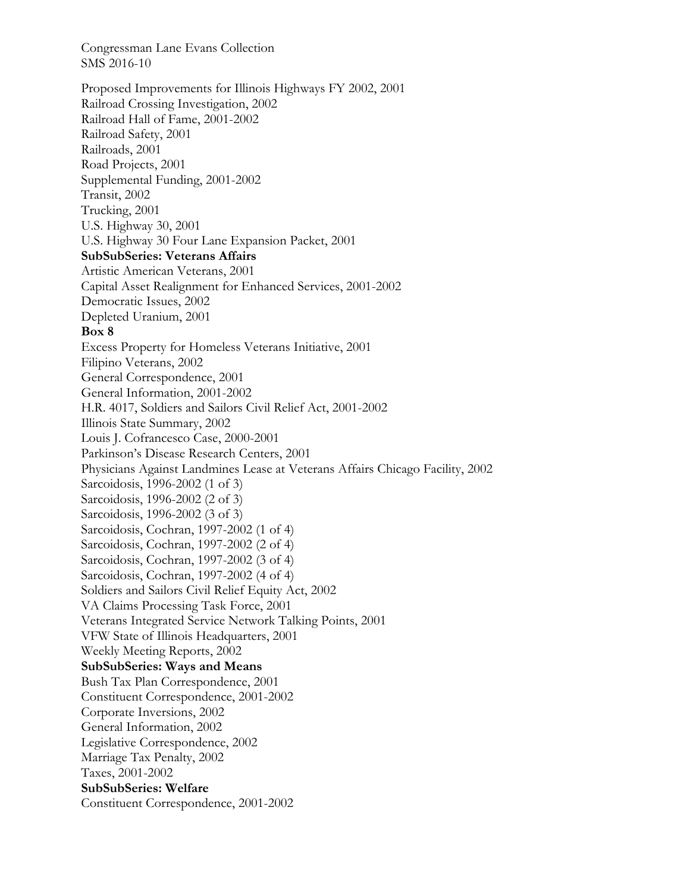Proposed Improvements for Illinois Highways FY 2002, 2001
Railroad Crossing Investigation, 2002
Railroad Hall of Fame, 2001-2002
Railroad Safety, 2001
Railroads, 2001
Road Projects, 2001
Supplemental Funding, 2001-2002
Transit, 2002
Trucking, 2001
U.S. Highway 30, 2001
U.S. Highway 30 Four Lane Expansion Packet, 2001

**SubSubSeries: Veterans Affairs**

Artistic American Veterans, 2001
Capital Asset Realignment for Enhanced Services, 2001-2002
Democratic Issues, 2002
Depleted Uranium, 2001

**Box 8**

Excess Property for Homeless Veterans Initiative, 2001
Filipino Veterans, 2002
General Correspondence, 2001
General Information, 2001-2002
H.R. 4017, Soldiers and Sailors Civil Relief Act, 2001-2002
Illinois State Summary, 2002
Louis J. Cofrancesco Case, 2000-2001
Parkinson's Disease Research Centers, 2001
Physicians Against Landmines Lease at Veterans Affairs Chicago Facility, 2002
Sarcoidosis, 1996-2002 (1 of 3)
Sarcoidosis, 1996-2002 (2 of 3)
Sarcoidosis, 1996-2002 (3 of 3)
Sarcoidosis, Cochran, 1997-2002 (1 of 4)
Sarcoidosis, Cochran, 1997-2002 (2 of 4)
Sarcoidosis, Cochran, 1997-2002 (3 of 4)
Sarcoidosis, Cochran, 1997-2002 (4 of 4)
Soldiers and Sailors Civil Relief Equity Act, 2002
VA Claims Processing Task Force, 2001
Veterans Integrated Service Network Talking Points, 2001
VFW State of Illinois Headquarters, 2001
Weekly Meeting Reports, 2002

**SubSubSeries: Ways and Means**

Bush Tax Plan Correspondence, 2001
Constituent Correspondence, 2001-2002
Corporate Inversions, 2002
General Information, 2002
Legislative Correspondence, 2002
Marriage Tax Penalty, 2002
Taxes, 2001-2002

**SubSubSeries: Welfare**

Constituent Correspondence, 2001-2002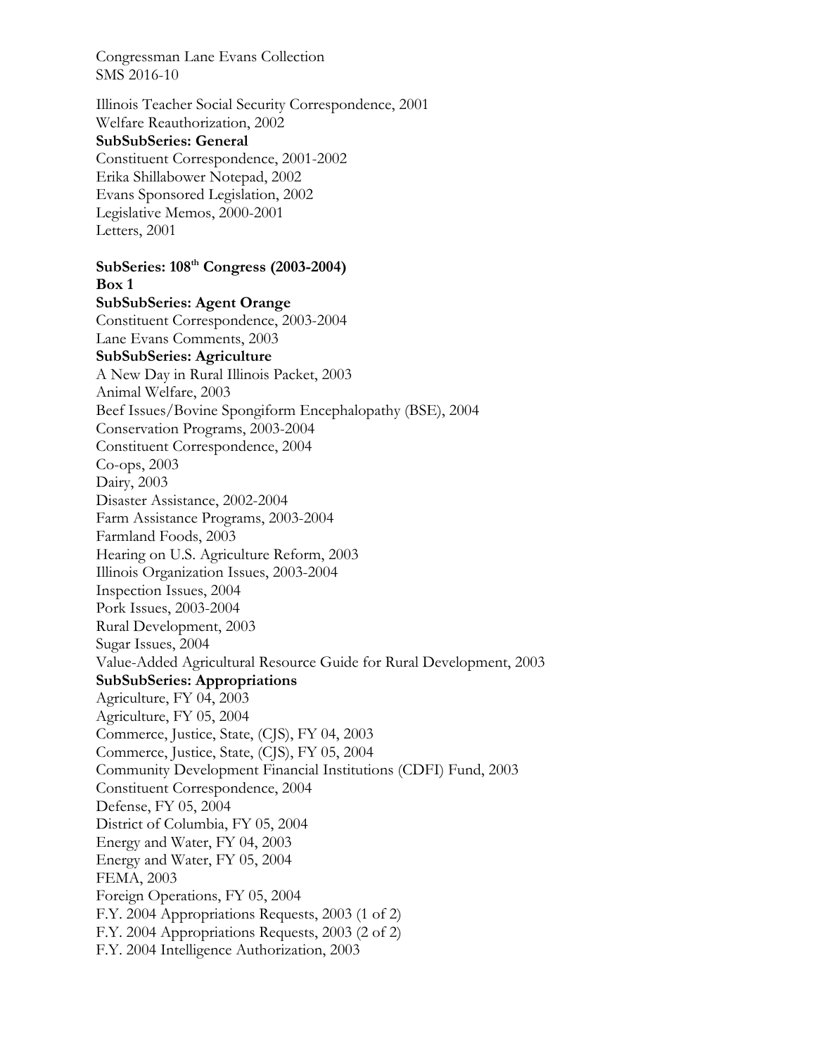Illinois Teacher Social Security Correspondence, 2001
Welfare Reauthorization, 2002
**SubSubSeries: General**
Constituent Correspondence, 2001-2002
Erika Shillabower Notepad, 2002
Evans Sponsored Legislation, 2002
Legislative Memos, 2000-2001
Letters, 2001

**SubSeries: 108th Congress (2003-2004)**
**Box 1**
**SubSubSeries: Agent Orange**
Constituent Correspondence, 2003-2004
Lane Evans Comments, 2003
**SubSubSeries: Agriculture**
A New Day in Rural Illinois Packet, 2003
Animal Welfare, 2003
Beef Issues/Bovine Spongiform Encephalopathy (BSE), 2004
Conservation Programs, 2003-2004
Constituent Correspondence, 2004
Co-ops, 2003
Dairy, 2003
Disaster Assistance, 2002-2004
Farm Assistance Programs, 2003-2004
Farmland Foods, 2003
Hearing on U.S. Agriculture Reform, 2003
Illinois Organization Issues, 2003-2004
Inspection Issues, 2004
Pork Issues, 2003-2004
Rural Development, 2003
Sugar Issues, 2004
Value-Added Agricultural Resource Guide for Rural Development, 2003
**SubSubSeries: Appropriations**
Agriculture, FY 04, 2003
Agriculture, FY 05, 2004
Commerce, Justice, State, (CJS), FY 04, 2003
Commerce, Justice, State, (CJS), FY 05, 2004
Community Development Financial Institutions (CDFI) Fund, 2003
Constituent Correspondence, 2004
Defense, FY 05, 2004
District of Columbia, FY 05, 2004
Energy and Water, FY 04, 2003
Energy and Water, FY 05, 2004
FEMA, 2003
Foreign Operations, FY 05, 2004
F.Y. 2004 Appropriations Requests, 2003 (1 of 2)
F.Y. 2004 Appropriations Requests, 2003 (2 of 2)
F.Y. 2004 Intelligence Authorization, 2003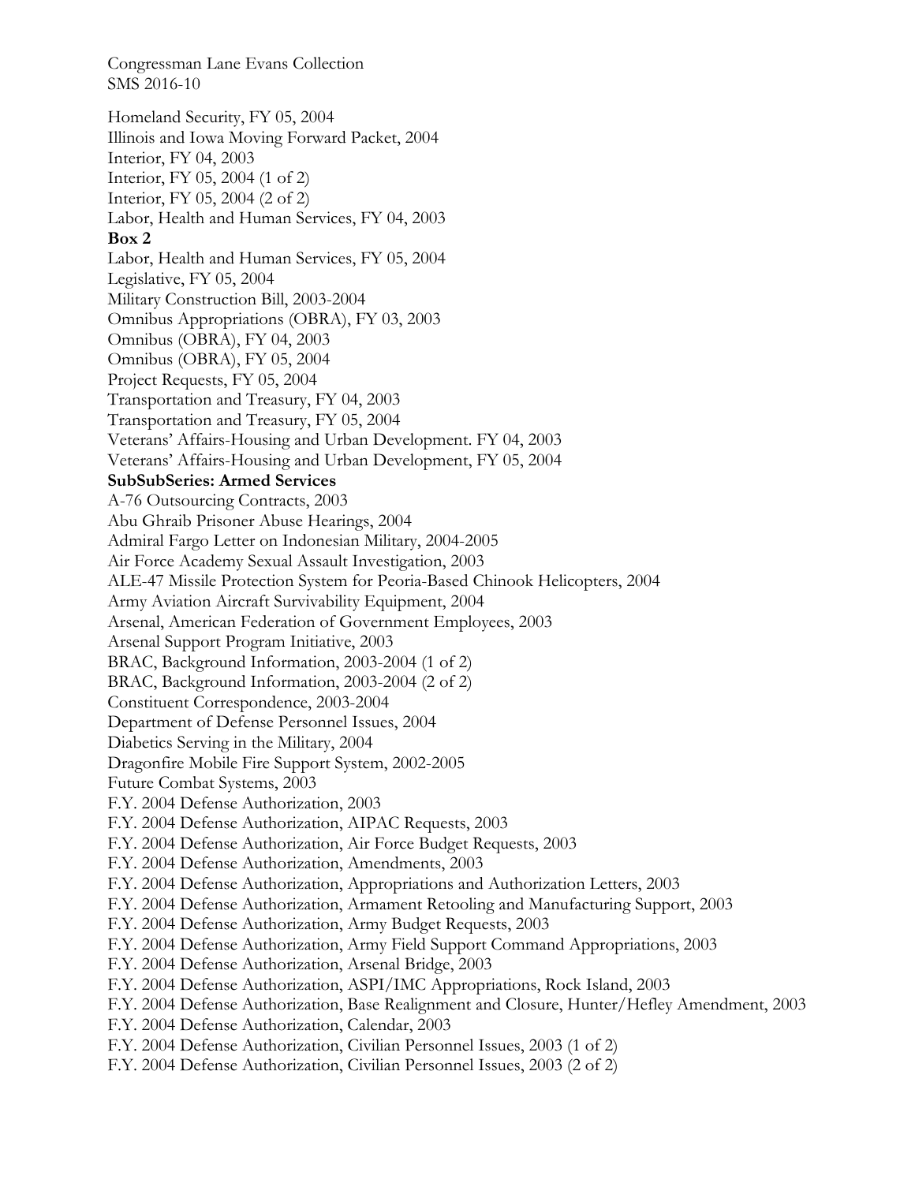Homeland Security, FY 05, 2004
Illinois and Iowa Moving Forward Packet, 2004
Interior, FY 04, 2003
Interior, FY 05, 2004 (1 of 2)
Interior, FY 05, 2004 (2 of 2)
Labor, Health and Human Services, FY 04, 2003

**Box 2**

Labor, Health and Human Services, FY 05, 2004
Legislative, FY 05, 2004
Military Construction Bill, 2003-2004
Omnibus Appropriations (OBRA), FY 03, 2003
Omnibus (OBRA), FY 04, 2003
Omnibus (OBRA), FY 05, 2004
Project Requests, FY 05, 2004
Transportation and Treasury, FY 04, 2003
Transportation and Treasury, FY 05, 2004
Veterans' Affairs-Housing and Urban Development. FY 04, 2003
Veterans' Affairs-Housing and Urban Development, FY 05, 2004

**SubSubSeries: Armed Services**

A-76 Outsourcing Contracts, 2003
Abu Ghraib Prisoner Abuse Hearings, 2004
Admiral Fargo Letter on Indonesian Military, 2004-2005
Air Force Academy Sexual Assault Investigation, 2003
ALE-47 Missile Protection System for Peoria-Based Chinook Helicopters, 2004
Army Aviation Aircraft Survivability Equipment, 2004
Arsenal, American Federation of Government Employees, 2003
Arsenal Support Program Initiative, 2003
BRAC, Background Information, 2003-2004 (1 of 2)
BRAC, Background Information, 2003-2004 (2 of 2)
Constituent Correspondence, 2003-2004
Department of Defense Personnel Issues, 2004
Diabetics Serving in the Military, 2004
Dragonfire Mobile Fire Support System, 2002-2005
Future Combat Systems, 2003
F.Y. 2004 Defense Authorization, 2003
F.Y. 2004 Defense Authorization, AIPAC Requests, 2003
F.Y. 2004 Defense Authorization, Air Force Budget Requests, 2003
F.Y. 2004 Defense Authorization, Amendments, 2003
F.Y. 2004 Defense Authorization, Appropriations and Authorization Letters, 2003
F.Y. 2004 Defense Authorization, Armament Retooling and Manufacturing Support, 2003
F.Y. 2004 Defense Authorization, Army Budget Requests, 2003
F.Y. 2004 Defense Authorization, Army Field Support Command Appropriations, 2003
F.Y. 2004 Defense Authorization, Arsenal Bridge, 2003
F.Y. 2004 Defense Authorization, ASPI/IMC Appropriations, Rock Island, 2003
F.Y. 2004 Defense Authorization, Base Realignment and Closure, Hunter/Hefley Amendment, 2003
F.Y. 2004 Defense Authorization, Calendar, 2003
F.Y. 2004 Defense Authorization, Civilian Personnel Issues, 2003 (1 of 2)
F.Y. 2004 Defense Authorization, Civilian Personnel Issues, 2003 (2 of 2)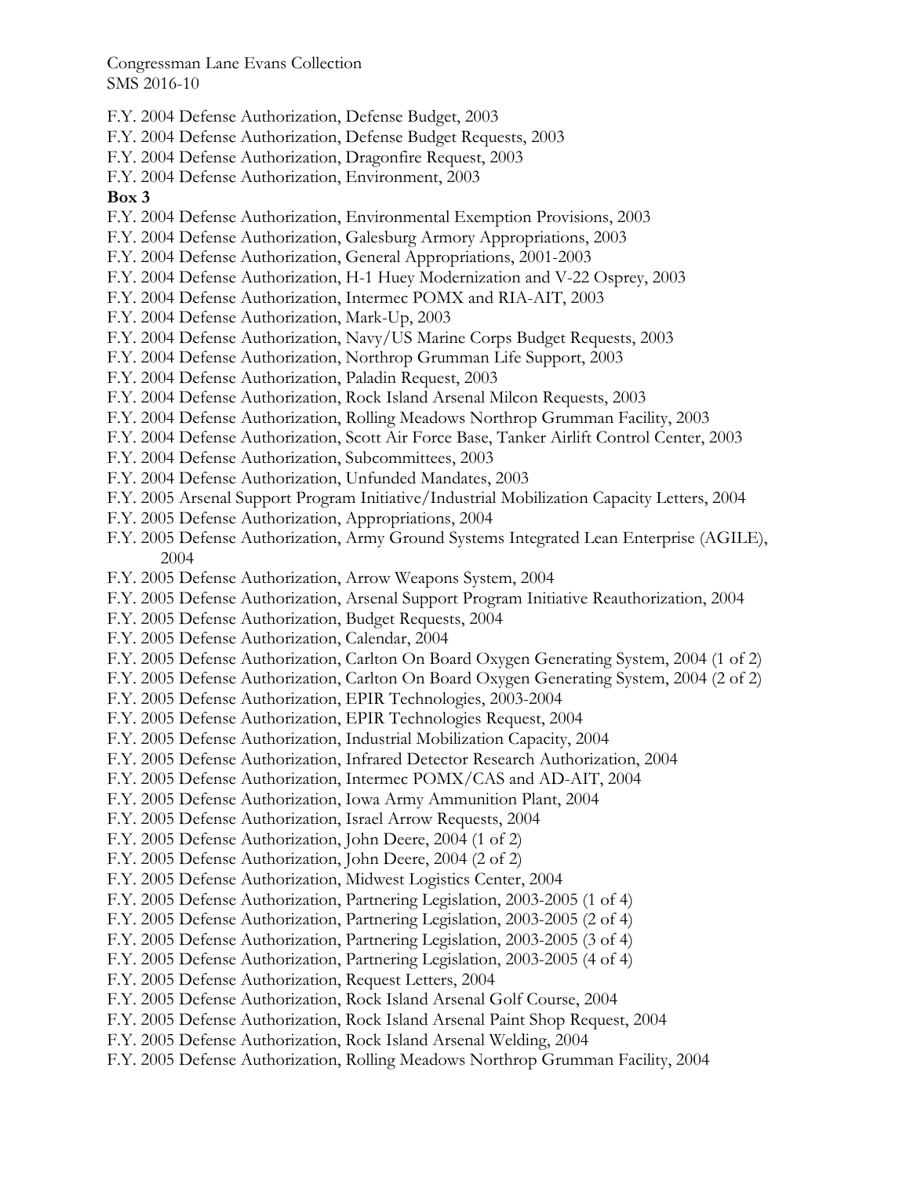F.Y. 2004 Defense Authorization, Defense Budget, 2003
F.Y. 2004 Defense Authorization, Defense Budget Requests, 2003
F.Y. 2004 Defense Authorization, Dragonfire Request, 2003
F.Y. 2004 Defense Authorization, Environment, 2003

**Box 3**

F.Y. 2004 Defense Authorization, Environmental Exemption Provisions, 2003
F.Y. 2004 Defense Authorization, Galesburg Armory Appropriations, 2003
F.Y. 2004 Defense Authorization, General Appropriations, 2001-2003
F.Y. 2004 Defense Authorization, H-1 Huey Modernization and V-22 Osprey, 2003
F.Y. 2004 Defense Authorization, Intermec POMX and RIA-AIT, 2003
F.Y. 2004 Defense Authorization, Mark-Up, 2003
F.Y. 2004 Defense Authorization, Navy/US Marine Corps Budget Requests, 2003
F.Y. 2004 Defense Authorization, Northrop Grumman Life Support, 2003
F.Y. 2004 Defense Authorization, Paladin Request, 2003
F.Y. 2004 Defense Authorization, Rock Island Arsenal Milcon Requests, 2003
F.Y. 2004 Defense Authorization, Rolling Meadows Northrop Grumman Facility, 2003
F.Y. 2004 Defense Authorization, Scott Air Force Base, Tanker Airlift Control Center, 2003
F.Y. 2004 Defense Authorization, Subcommittees, 2003
F.Y. 2004 Defense Authorization, Unfunded Mandates, 2003
F.Y. 2005 Arsenal Support Program Initiative/Industrial Mobilization Capacity Letters, 2004
F.Y. 2005 Defense Authorization, Appropriations, 2004
F.Y. 2005 Defense Authorization, Army Ground Systems Integrated Lean Enterprise (AGILE), 2004
F.Y. 2005 Defense Authorization, Arrow Weapons System, 2004
F.Y. 2005 Defense Authorization, Arsenal Support Program Initiative Reauthorization, 2004
F.Y. 2005 Defense Authorization, Budget Requests, 2004
F.Y. 2005 Defense Authorization, Calendar, 2004
F.Y. 2005 Defense Authorization, Carlton On Board Oxygen Generating System, 2004 (1 of 2)
F.Y. 2005 Defense Authorization, Carlton On Board Oxygen Generating System, 2004 (2 of 2)
F.Y. 2005 Defense Authorization, EPIR Technologies, 2003-2004
F.Y. 2005 Defense Authorization, EPIR Technologies Request, 2004
F.Y. 2005 Defense Authorization, Industrial Mobilization Capacity, 2004
F.Y. 2005 Defense Authorization, Infrared Detector Research Authorization, 2004
F.Y. 2005 Defense Authorization, Intermec POMX/CAS and AD-AIT, 2004
F.Y. 2005 Defense Authorization, Iowa Army Ammunition Plant, 2004
F.Y. 2005 Defense Authorization, Israel Arrow Requests, 2004
F.Y. 2005 Defense Authorization, John Deere, 2004 (1 of 2)
F.Y. 2005 Defense Authorization, John Deere, 2004 (2 of 2)
F.Y. 2005 Defense Authorization, Midwest Logistics Center, 2004
F.Y. 2005 Defense Authorization, Partnering Legislation, 2003-2005 (1 of 4)
F.Y. 2005 Defense Authorization, Partnering Legislation, 2003-2005 (2 of 4)
F.Y. 2005 Defense Authorization, Partnering Legislation, 2003-2005 (3 of 4)
F.Y. 2005 Defense Authorization, Partnering Legislation, 2003-2005 (4 of 4)
F.Y. 2005 Defense Authorization, Request Letters, 2004
F.Y. 2005 Defense Authorization, Rock Island Arsenal Golf Course, 2004
F.Y. 2005 Defense Authorization, Rock Island Arsenal Paint Shop Request, 2004
F.Y. 2005 Defense Authorization, Rock Island Arsenal Welding, 2004
F.Y. 2005 Defense Authorization, Rolling Meadows Northrop Grumman Facility, 2004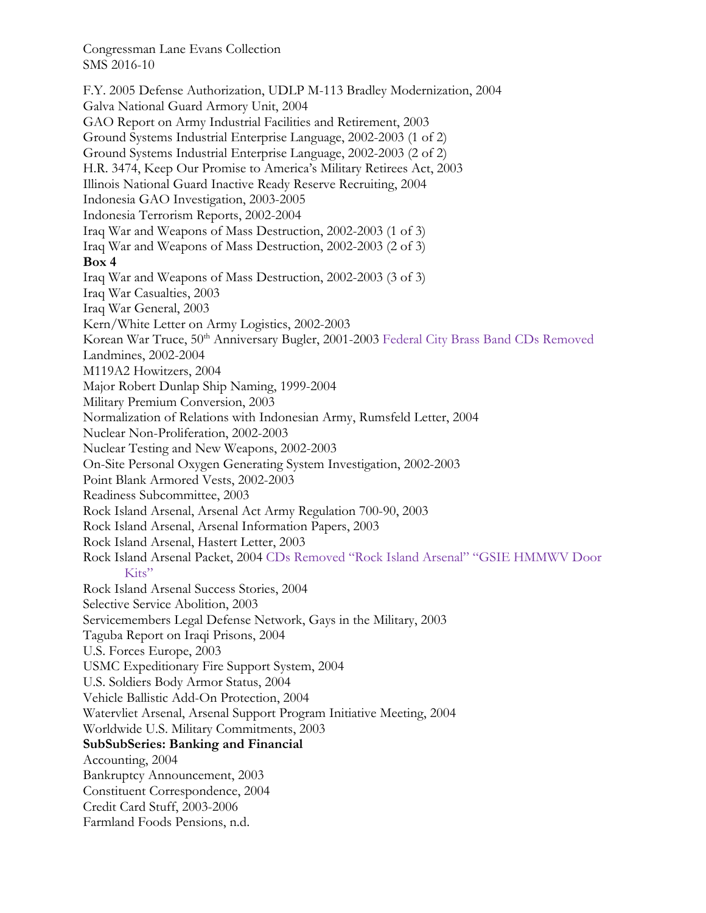Congressman Lane Evans Collection
SMS 2016-10

F.Y. 2005 Defense Authorization, UDLP M-113 Bradley Modernization, 2004
Galva National Guard Armory Unit, 2004
GAO Report on Army Industrial Facilities and Retirement, 2003
Ground Systems Industrial Enterprise Language, 2002-2003 (1 of 2)
Ground Systems Industrial Enterprise Language, 2002-2003 (2 of 2)
H.R. 3474, Keep Our Promise to America's Military Retirees Act, 2003
Illinois National Guard Inactive Ready Reserve Recruiting, 2004
Indonesia GAO Investigation, 2003-2005
Indonesia Terrorism Reports, 2002-2004
Iraq War and Weapons of Mass Destruction, 2002-2003 (1 of 3)
Iraq War and Weapons of Mass Destruction, 2002-2003 (2 of 3)

**Box 4**

Iraq War and Weapons of Mass Destruction, 2002-2003 (3 of 3)
Iraq War Casualties, 2003
Iraq War General, 2003
Kern/White Letter on Army Logistics, 2002-2003
Korean War Truce, 50th Anniversary Bugler, 2001-2003 Federal City Brass Band CDs Removed
Landmines, 2002-2004
M119A2 Howitzers, 2004
Major Robert Dunlap Ship Naming, 1999-2004
Military Premium Conversion, 2003
Normalization of Relations with Indonesian Army, Rumsfeld Letter, 2004
Nuclear Non-Proliferation, 2002-2003
Nuclear Testing and New Weapons, 2002-2003
On-Site Personal Oxygen Generating System Investigation, 2002-2003
Point Blank Armored Vests, 2002-2003
Readiness Subcommittee, 2003
Rock Island Arsenal, Arsenal Act Army Regulation 700-90, 2003
Rock Island Arsenal, Arsenal Information Papers, 2003
Rock Island Arsenal, Hastert Letter, 2003
Rock Island Arsenal Packet, 2004 CDs Removed "Rock Island Arsenal" "GSIE HMMWV Door Kits"
Rock Island Arsenal Success Stories, 2004
Selective Service Abolition, 2003
Servicemembers Legal Defense Network, Gays in the Military, 2003
Taguba Report on Iraqi Prisons, 2004
U.S. Forces Europe, 2003
USMC Expeditionary Fire Support System, 2004
U.S. Soldiers Body Armor Status, 2004
Vehicle Ballistic Add-On Protection, 2004
Watervliet Arsenal, Arsenal Support Program Initiative Meeting, 2004
Worldwide U.S. Military Commitments, 2003

**SubSubSeries: Banking and Financial**

Accounting, 2004
Bankruptcy Announcement, 2003
Constituent Correspondence, 2004
Credit Card Stuff, 2003-2006
Farmland Foods Pensions, n.d.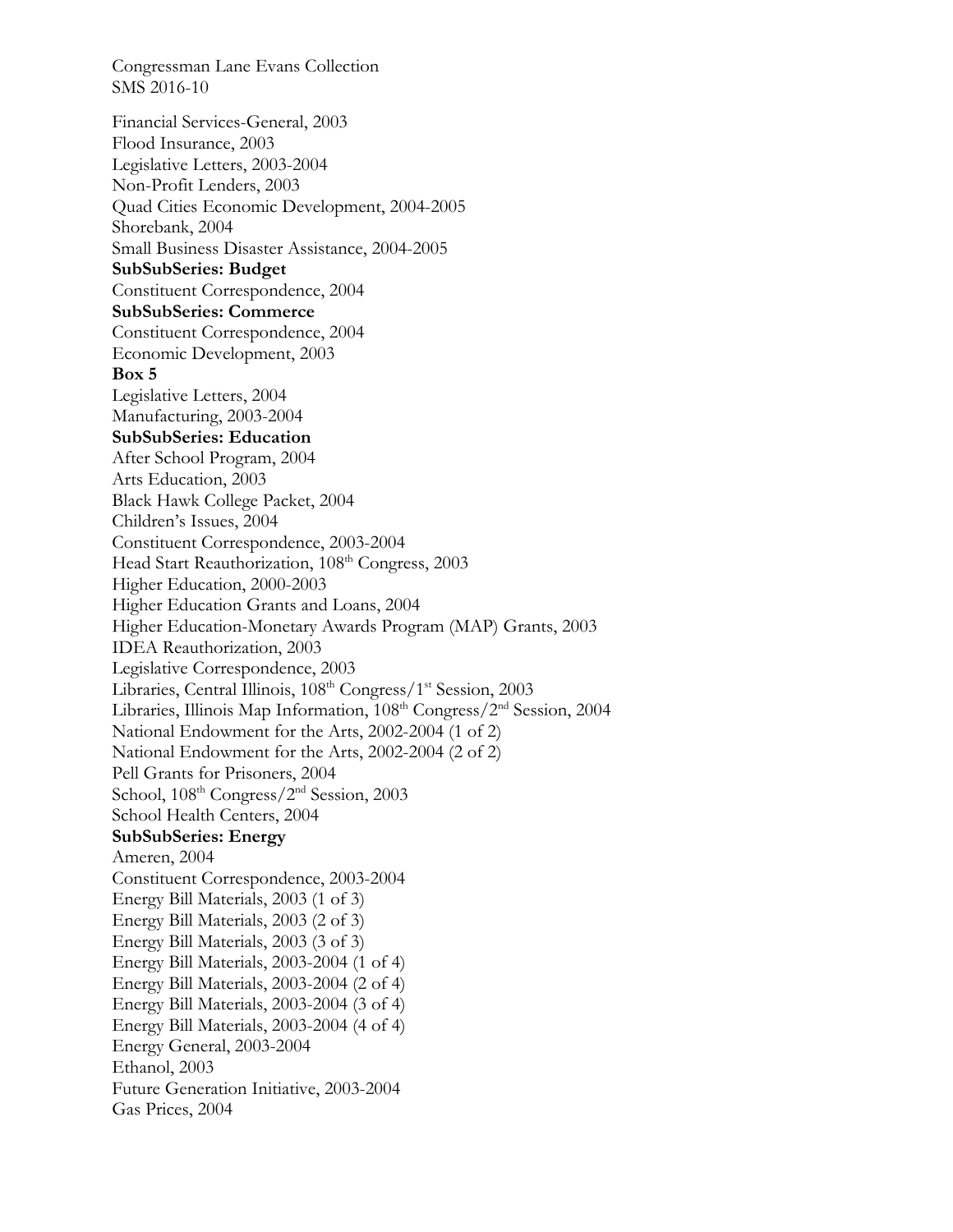Financial Services-General, 2003
Flood Insurance, 2003
Legislative Letters, 2003-2004
Non-Profit Lenders, 2003
Quad Cities Economic Development, 2004-2005
Shorebank, 2004
Small Business Disaster Assistance, 2004-2005

**SubSubSeries: Budget**

Constituent Correspondence, 2004

**SubSubSeries: Commerce**

Constituent Correspondence, 2004
Economic Development, 2003

**Box 5**

Legislative Letters, 2004
Manufacturing, 2003-2004

**SubSubSeries: Education**

After School Program, 2004
Arts Education, 2003
Black Hawk College Packet, 2004
Children's Issues, 2004
Constituent Correspondence, 2003-2004
Head Start Reauthorization, 108th Congress, 2003
Higher Education, 2000-2003
Higher Education Grants and Loans, 2004
Higher Education-Monetary Awards Program (MAP) Grants, 2003
IDEA Reauthorization, 2003
Legislative Correspondence, 2003
Libraries, Central Illinois, 108th Congress/1st Session, 2003
Libraries, Illinois Map Information, 108th Congress/2nd Session, 2004
National Endowment for the Arts, 2002-2004 (1 of 2)
National Endowment for the Arts, 2002-2004 (2 of 2)
Pell Grants for Prisoners, 2004
School, 108th Congress/2nd Session, 2003
School Health Centers, 2004

**SubSubSeries: Energy**

Ameren, 2004
Constituent Correspondence, 2003-2004
Energy Bill Materials, 2003 (1 of 3)
Energy Bill Materials, 2003 (2 of 3)
Energy Bill Materials, 2003 (3 of 3)
Energy Bill Materials, 2003-2004 (1 of 4)
Energy Bill Materials, 2003-2004 (2 of 4)
Energy Bill Materials, 2003-2004 (3 of 4)
Energy Bill Materials, 2003-2004 (4 of 4)
Energy General, 2003-2004
Ethanol, 2003
Future Generation Initiative, 2003-2004
Gas Prices, 2004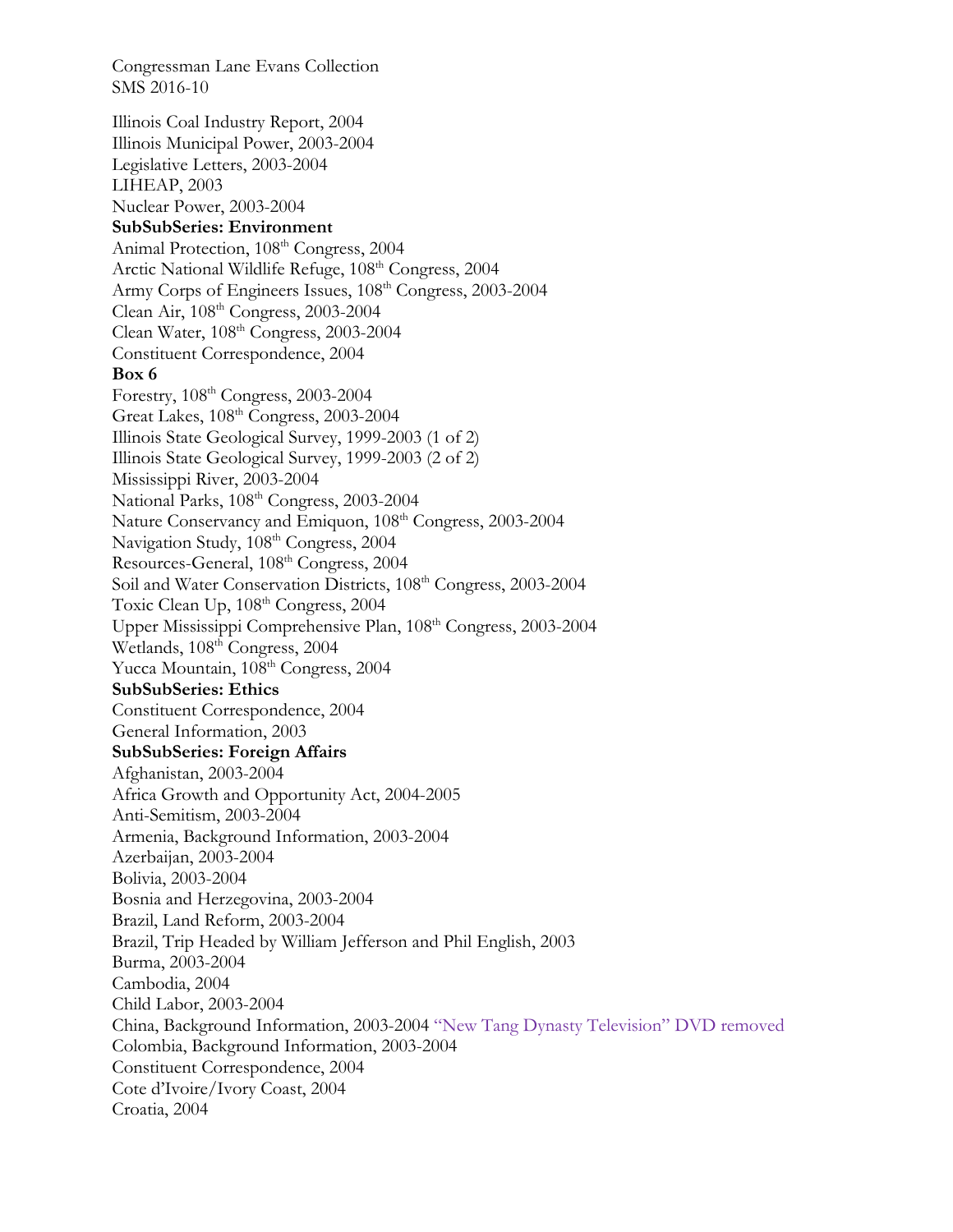Illinois Coal Industry Report, 2004
Illinois Municipal Power, 2003-2004
Legislative Letters, 2003-2004
LIHEAP, 2003
Nuclear Power, 2003-2004

**SubSubSeries: Environment**

Animal Protection, 108th Congress, 2004
Arctic National Wildlife Refuge, 108th Congress, 2004
Army Corps of Engineers Issues, 108th Congress, 2003-2004
Clean Air, 108th Congress, 2003-2004
Clean Water, 108th Congress, 2003-2004
Constituent Correspondence, 2004

**Box 6**

Forestry, 108th Congress, 2003-2004
Great Lakes, 108th Congress, 2003-2004
Illinois State Geological Survey, 1999-2003 (1 of 2)
Illinois State Geological Survey, 1999-2003 (2 of 2)
Mississippi River, 2003-2004
National Parks, 108th Congress, 2003-2004
Nature Conservancy and Emiquon, 108th Congress, 2003-2004
Navigation Study, 108th Congress, 2004
Resources-General, 108th Congress, 2004
Soil and Water Conservation Districts, 108th Congress, 2003-2004
Toxic Clean Up, 108th Congress, 2004
Upper Mississippi Comprehensive Plan, 108th Congress, 2003-2004
Wetlands, 108th Congress, 2004
Yucca Mountain, 108th Congress, 2004

**SubSubSeries: Ethics**

Constituent Correspondence, 2004
General Information, 2003

**SubSubSeries: Foreign Affairs**

Afghanistan, 2003-2004
Africa Growth and Opportunity Act, 2004-2005
Anti-Semitism, 2003-2004
Armenia, Background Information, 2003-2004
Azerbaijan, 2003-2004
Bolivia, 2003-2004
Bosnia and Herzegovina, 2003-2004
Brazil, Land Reform, 2003-2004
Brazil, Trip Headed by William Jefferson and Phil English, 2003
Burma, 2003-2004
Cambodia, 2004
Child Labor, 2003-2004
China, Background Information, 2003-2004 "New Tang Dynasty Television" DVD removed
Colombia, Background Information, 2003-2004
Constituent Correspondence, 2004
Cote d'Ivoire/Ivory Coast, 2004
Croatia, 2004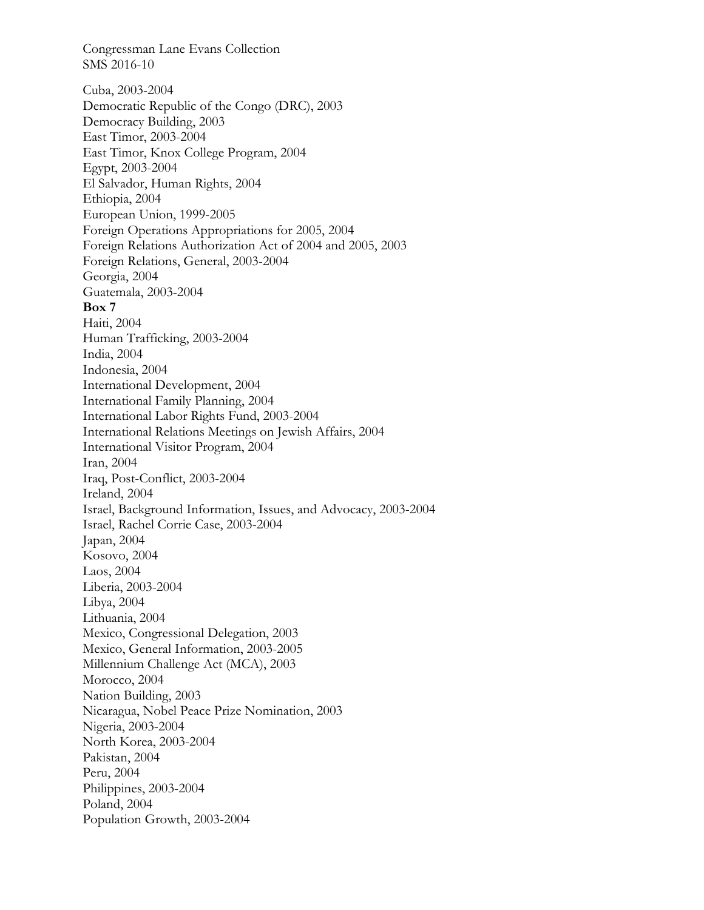Congressman Lane Evans Collection
SMS 2016-10

Cuba, 2003-2004
Democratic Republic of the Congo (DRC), 2003
Democracy Building, 2003
East Timor, 2003-2004
East Timor, Knox College Program, 2004
Egypt, 2003-2004
El Salvador, Human Rights, 2004
Ethiopia, 2004
European Union, 1999-2005
Foreign Operations Appropriations for 2005, 2004
Foreign Relations Authorization Act of 2004 and 2005, 2003
Foreign Relations, General, 2003-2004
Georgia, 2004
Guatemala, 2003-2004
**Box 7**
Haiti, 2004
Human Trafficking, 2003-2004
India, 2004
Indonesia, 2004
International Development, 2004
International Family Planning, 2004
International Labor Rights Fund, 2003-2004
International Relations Meetings on Jewish Affairs, 2004
International Visitor Program, 2004
Iran, 2004
Iraq, Post-Conflict, 2003-2004
Ireland, 2004
Israel, Background Information, Issues, and Advocacy, 2003-2004
Israel, Rachel Corrie Case, 2003-2004
Japan, 2004
Kosovo, 2004
Laos, 2004
Liberia, 2003-2004
Libya, 2004
Lithuania, 2004
Mexico, Congressional Delegation, 2003
Mexico, General Information, 2003-2005
Millennium Challenge Act (MCA), 2003
Morocco, 2004
Nation Building, 2003
Nicaragua, Nobel Peace Prize Nomination, 2003
Nigeria, 2003-2004
North Korea, 2003-2004
Pakistan, 2004
Peru, 2004
Philippines, 2003-2004
Poland, 2004
Population Growth, 2003-2004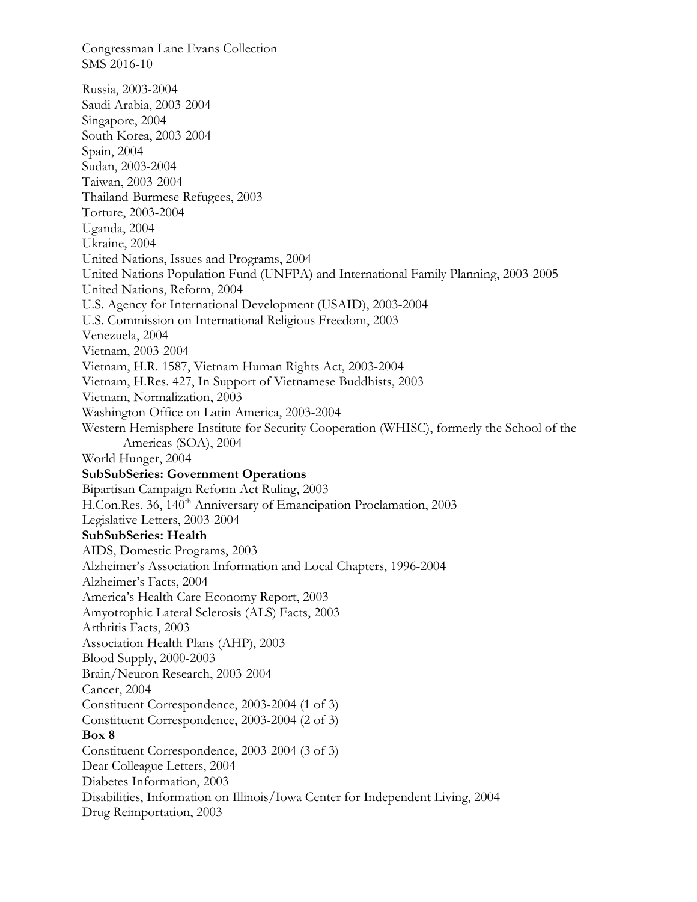Congressman Lane Evans Collection
SMS 2016-10

Russia, 2003-2004
Saudi Arabia, 2003-2004
Singapore, 2004
South Korea, 2003-2004
Spain, 2004
Sudan, 2003-2004
Taiwan, 2003-2004
Thailand-Burmese Refugees, 2003
Torture, 2003-2004
Uganda, 2004
Ukraine, 2004
United Nations, Issues and Programs, 2004
United Nations Population Fund (UNFPA) and International Family Planning, 2003-2005
United Nations, Reform, 2004
U.S. Agency for International Development (USAID), 2003-2004
U.S. Commission on International Religious Freedom, 2003
Venezuela, 2004
Vietnam, 2003-2004
Vietnam, H.R. 1587, Vietnam Human Rights Act, 2003-2004
Vietnam, H.Res. 427, In Support of Vietnamese Buddhists, 2003
Vietnam, Normalization, 2003
Washington Office on Latin America, 2003-2004
Western Hemisphere Institute for Security Cooperation (WHISC), formerly the School of the Americas (SOA), 2004
World Hunger, 2004

**SubSubSeries: Government Operations**

Bipartisan Campaign Reform Act Ruling, 2003
H.Con.Res. 36, 140th Anniversary of Emancipation Proclamation, 2003
Legislative Letters, 2003-2004

**SubSubSeries: Health**

AIDS, Domestic Programs, 2003
Alzheimer's Association Information and Local Chapters, 1996-2004
Alzheimer's Facts, 2004
America's Health Care Economy Report, 2003
Amyotrophic Lateral Sclerosis (ALS) Facts, 2003
Arthritis Facts, 2003
Association Health Plans (AHP), 2003
Blood Supply, 2000-2003
Brain/Neuron Research, 2003-2004
Cancer, 2004
Constituent Correspondence, 2003-2004 (1 of 3)
Constituent Correspondence, 2003-2004 (2 of 3)

**Box 8**

Constituent Correspondence, 2003-2004 (3 of 3)
Dear Colleague Letters, 2004
Diabetes Information, 2003
Disabilities, Information on Illinois/Iowa Center for Independent Living, 2004
Drug Reimportation, 2003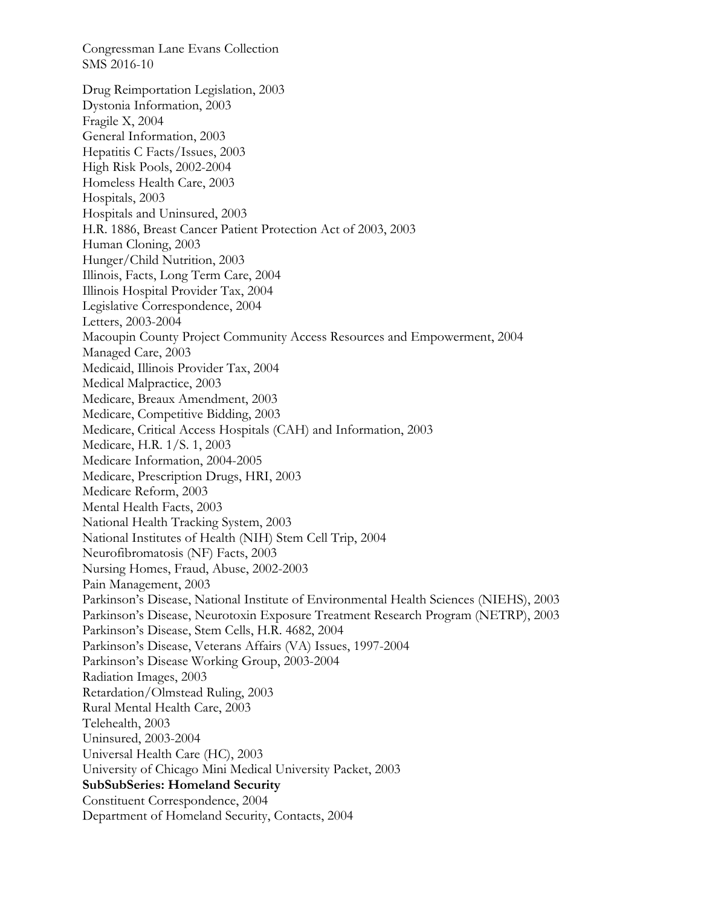Congressman Lane Evans Collection
SMS 2016-10

Drug Reimportation Legislation, 2003
Dystonia Information, 2003
Fragile X, 2004
General Information, 2003
Hepatitis C Facts/Issues, 2003
High Risk Pools, 2002-2004
Homeless Health Care, 2003
Hospitals, 2003
Hospitals and Uninsured, 2003
H.R. 1886, Breast Cancer Patient Protection Act of 2003, 2003
Human Cloning, 2003
Hunger/Child Nutrition, 2003
Illinois, Facts, Long Term Care, 2004
Illinois Hospital Provider Tax, 2004
Legislative Correspondence, 2004
Letters, 2003-2004
Macoupin County Project Community Access Resources and Empowerment, 2004
Managed Care, 2003
Medicaid, Illinois Provider Tax, 2004
Medical Malpractice, 2003
Medicare, Breaux Amendment, 2003
Medicare, Competitive Bidding, 2003
Medicare, Critical Access Hospitals (CAH) and Information, 2003
Medicare, H.R. 1/S. 1, 2003
Medicare Information, 2004-2005
Medicare, Prescription Drugs, HRI, 2003
Medicare Reform, 2003
Mental Health Facts, 2003
National Health Tracking System, 2003
National Institutes of Health (NIH) Stem Cell Trip, 2004
Neurofibromatosis (NF) Facts, 2003
Nursing Homes, Fraud, Abuse, 2002-2003
Pain Management, 2003
Parkinson's Disease, National Institute of Environmental Health Sciences (NIEHS), 2003
Parkinson's Disease, Neurotoxin Exposure Treatment Research Program (NETRP), 2003
Parkinson's Disease, Stem Cells, H.R. 4682, 2004
Parkinson's Disease, Veterans Affairs (VA) Issues, 1997-2004
Parkinson's Disease Working Group, 2003-2004
Radiation Images, 2003
Retardation/Olmstead Ruling, 2003
Rural Mental Health Care, 2003
Telehealth, 2003
Uninsured, 2003-2004
Universal Health Care (HC), 2003
University of Chicago Mini Medical University Packet, 2003

**SubSubSeries: Homeland Security**

Constituent Correspondence, 2004
Department of Homeland Security, Contacts, 2004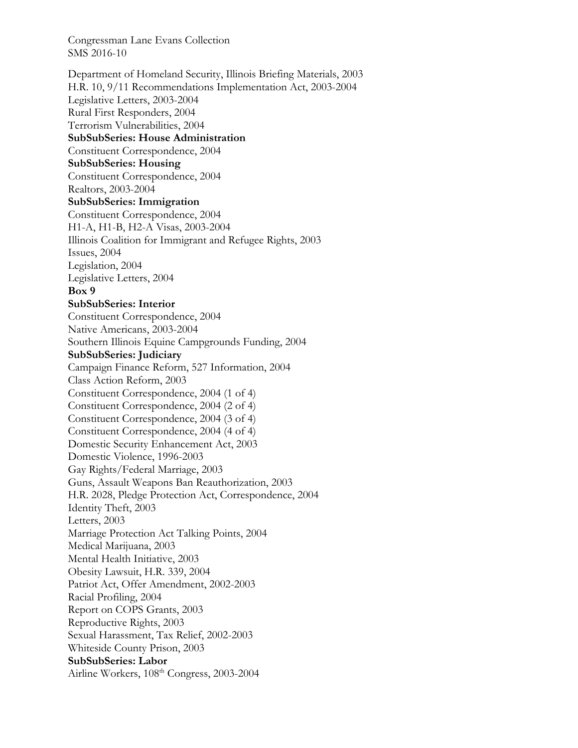Congressman Lane Evans Collection
SMS 2016-10

Department of Homeland Security, Illinois Briefing Materials, 2003
H.R. 10, 9/11 Recommendations Implementation Act, 2003-2004
Legislative Letters, 2003-2004
Rural First Responders, 2004
Terrorism Vulnerabilities, 2004

**SubSubSeries: House Administration**

Constituent Correspondence, 2004

**SubSubSeries: Housing**

Constituent Correspondence, 2004
Realtors, 2003-2004

**SubSubSeries: Immigration**

Constituent Correspondence, 2004
H1-A, H1-B, H2-A Visas, 2003-2004
Illinois Coalition for Immigrant and Refugee Rights, 2003
Issues, 2004
Legislation, 2004
Legislative Letters, 2004

**Box 9**

**SubSubSeries: Interior**

Constituent Correspondence, 2004
Native Americans, 2003-2004
Southern Illinois Equine Campgrounds Funding, 2004

**SubSubSeries: Judiciary**

Campaign Finance Reform, 527 Information, 2004
Class Action Reform, 2003
Constituent Correspondence, 2004 (1 of 4)
Constituent Correspondence, 2004 (2 of 4)
Constituent Correspondence, 2004 (3 of 4)
Constituent Correspondence, 2004 (4 of 4)
Domestic Security Enhancement Act, 2003
Domestic Violence, 1996-2003
Gay Rights/Federal Marriage, 2003
Guns, Assault Weapons Ban Reauthorization, 2003
H.R. 2028, Pledge Protection Act, Correspondence, 2004
Identity Theft, 2003
Letters, 2003
Marriage Protection Act Talking Points, 2004
Medical Marijuana, 2003
Mental Health Initiative, 2003
Obesity Lawsuit, H.R. 339, 2004
Patriot Act, Offer Amendment, 2002-2003
Racial Profiling, 2004
Report on COPS Grants, 2003
Reproductive Rights, 2003
Sexual Harassment, Tax Relief, 2002-2003
Whiteside County Prison, 2003

**SubSubSeries: Labor**

Airline Workers, 108th Congress, 2003-2004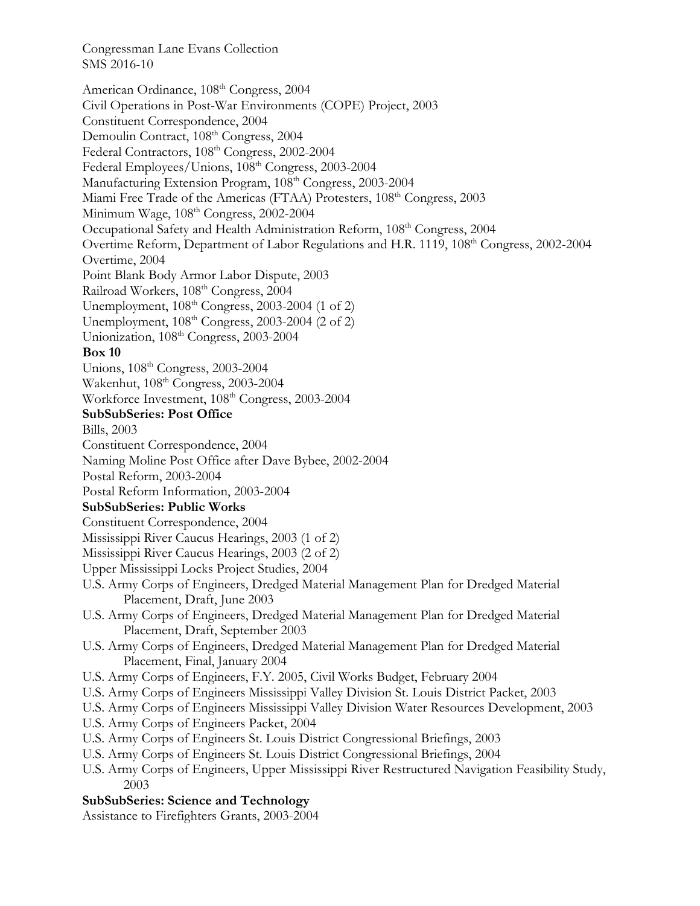American Ordinance, 108th Congress, 2004
Civil Operations in Post-War Environments (COPE) Project, 2003
Constituent Correspondence, 2004
Demoulin Contract, 108th Congress, 2004
Federal Contractors, 108th Congress, 2002-2004
Federal Employees/Unions, 108th Congress, 2003-2004
Manufacturing Extension Program, 108th Congress, 2003-2004
Miami Free Trade of the Americas (FTAA) Protesters, 108th Congress, 2003
Minimum Wage, 108th Congress, 2002-2004
Occupational Safety and Health Administration Reform, 108th Congress, 2004
Overtime Reform, Department of Labor Regulations and H.R. 1119, 108th Congress, 2002-2004
Overtime, 2004
Point Blank Body Armor Labor Dispute, 2003
Railroad Workers, 108th Congress, 2004
Unemployment, 108th Congress, 2003-2004 (1 of 2)
Unemployment, 108th Congress, 2003-2004 (2 of 2)
Unionization, 108th Congress, 2003-2004

**Box 10**

Unions, 108th Congress, 2003-2004
Wakenhut, 108th Congress, 2003-2004
Workforce Investment, 108th Congress, 2003-2004

**SubSubSeries: Post Office**

Bills, 2003
Constituent Correspondence, 2004
Naming Moline Post Office after Dave Bybee, 2002-2004
Postal Reform, 2003-2004
Postal Reform Information, 2003-2004

**SubSubSeries: Public Works**

Constituent Correspondence, 2004
Mississippi River Caucus Hearings, 2003 (1 of 2)
Mississippi River Caucus Hearings, 2003 (2 of 2)
Upper Mississippi Locks Project Studies, 2004
U.S. Army Corps of Engineers, Dredged Material Management Plan for Dredged Material Placement, Draft, June 2003
U.S. Army Corps of Engineers, Dredged Material Management Plan for Dredged Material Placement, Draft, September 2003
U.S. Army Corps of Engineers, Dredged Material Management Plan for Dredged Material Placement, Final, January 2004
U.S. Army Corps of Engineers, F.Y. 2005, Civil Works Budget, February 2004
U.S. Army Corps of Engineers Mississippi Valley Division St. Louis District Packet, 2003
U.S. Army Corps of Engineers Mississippi Valley Division Water Resources Development, 2003
U.S. Army Corps of Engineers Packet, 2004
U.S. Army Corps of Engineers St. Louis District Congressional Briefings, 2003
U.S. Army Corps of Engineers St. Louis District Congressional Briefings, 2004
U.S. Army Corps of Engineers, Upper Mississippi River Restructured Navigation Feasibility Study, 2003

**SubSubSeries: Science and Technology**

Assistance to Firefighters Grants, 2003-2004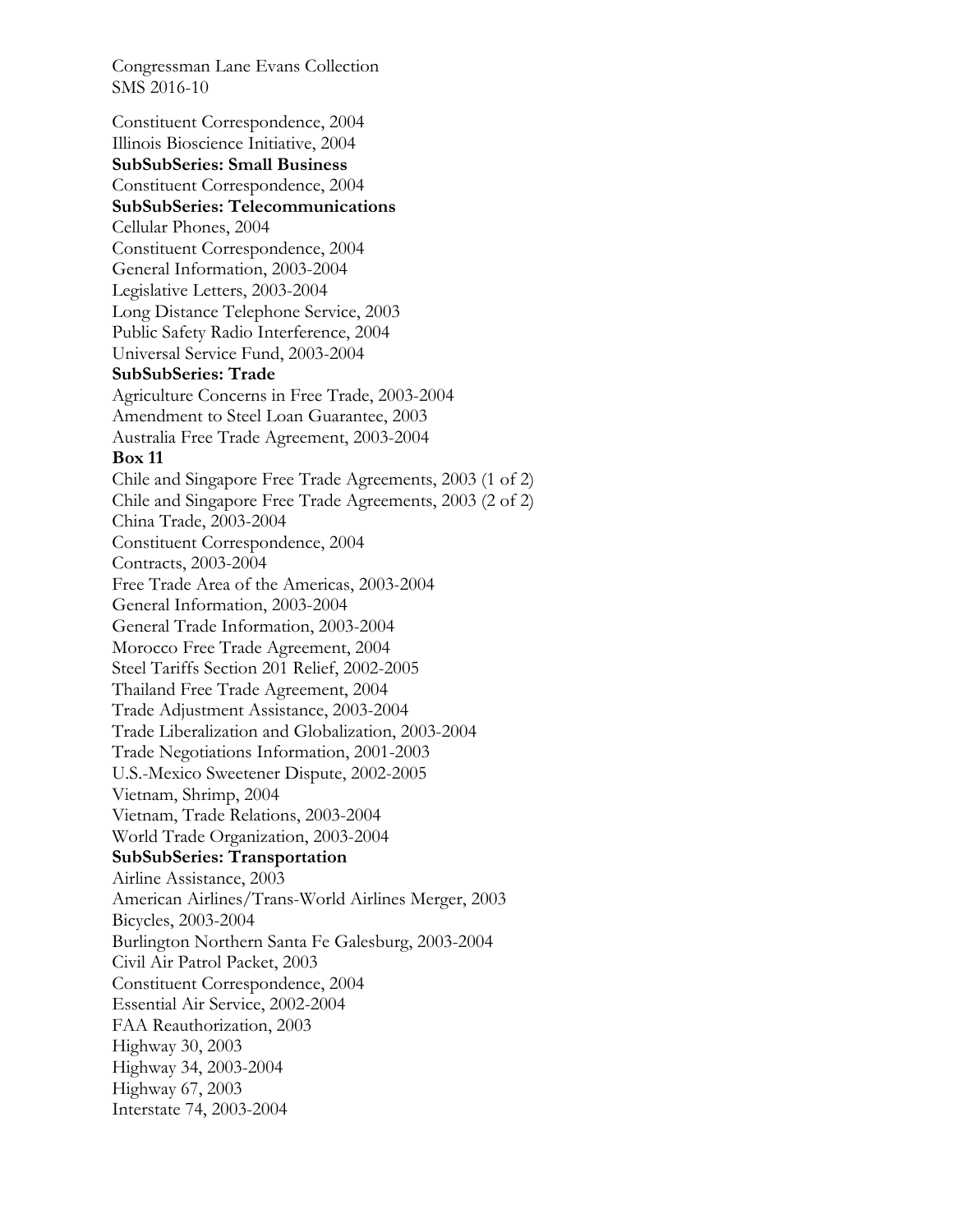Congressman Lane Evans Collection
SMS 2016-10

Constituent Correspondence, 2004
Illinois Bioscience Initiative, 2004
**SubSubSeries: Small Business**
Constituent Correspondence, 2004
**SubSubSeries: Telecommunications**
Cellular Phones, 2004
Constituent Correspondence, 2004
General Information, 2003-2004
Legislative Letters, 2003-2004
Long Distance Telephone Service, 2003
Public Safety Radio Interference, 2004
Universal Service Fund, 2003-2004
**SubSubSeries: Trade**
Agriculture Concerns in Free Trade, 2003-2004
Amendment to Steel Loan Guarantee, 2003
Australia Free Trade Agreement, 2003-2004
**Box 11**
Chile and Singapore Free Trade Agreements, 2003 (1 of 2)
Chile and Singapore Free Trade Agreements, 2003 (2 of 2)
China Trade, 2003-2004
Constituent Correspondence, 2004
Contracts, 2003-2004
Free Trade Area of the Americas, 2003-2004
General Information, 2003-2004
General Trade Information, 2003-2004
Morocco Free Trade Agreement, 2004
Steel Tariffs Section 201 Relief, 2002-2005
Thailand Free Trade Agreement, 2004
Trade Adjustment Assistance, 2003-2004
Trade Liberalization and Globalization, 2003-2004
Trade Negotiations Information, 2001-2003
U.S.-Mexico Sweetener Dispute, 2002-2005
Vietnam, Shrimp, 2004
Vietnam, Trade Relations, 2003-2004
World Trade Organization, 2003-2004
**SubSubSeries: Transportation**
Airline Assistance, 2003
American Airlines/Trans-World Airlines Merger, 2003
Bicycles, 2003-2004
Burlington Northern Santa Fe Galesburg, 2003-2004
Civil Air Patrol Packet, 2003
Constituent Correspondence, 2004
Essential Air Service, 2002-2004
FAA Reauthorization, 2003
Highway 30, 2003
Highway 34, 2003-2004
Highway 67, 2003
Interstate 74, 2003-2004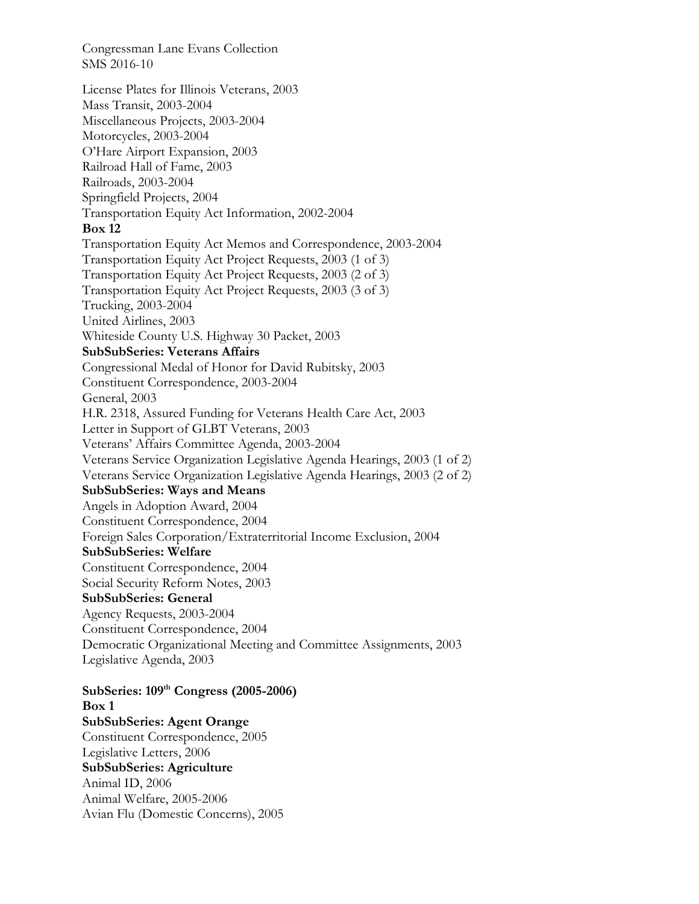License Plates for Illinois Veterans, 2003
Mass Transit, 2003-2004
Miscellaneous Projects, 2003-2004
Motorcycles, 2003-2004
O'Hare Airport Expansion, 2003
Railroad Hall of Fame, 2003
Railroads, 2003-2004
Springfield Projects, 2004
Transportation Equity Act Information, 2002-2004

**Box 12**

Transportation Equity Act Memos and Correspondence, 2003-2004
Transportation Equity Act Project Requests, 2003 (1 of 3)
Transportation Equity Act Project Requests, 2003 (2 of 3)
Transportation Equity Act Project Requests, 2003 (3 of 3)
Trucking, 2003-2004
United Airlines, 2003
Whiteside County U.S. Highway 30 Packet, 2003

**SubSubSeries: Veterans Affairs**

Congressional Medal of Honor for David Rubitsky, 2003
Constituent Correspondence, 2003-2004
General, 2003
H.R. 2318, Assured Funding for Veterans Health Care Act, 2003
Letter in Support of GLBT Veterans, 2003
Veterans' Affairs Committee Agenda, 2003-2004
Veterans Service Organization Legislative Agenda Hearings, 2003 (1 of 2)
Veterans Service Organization Legislative Agenda Hearings, 2003 (2 of 2)

**SubSubSeries: Ways and Means**

Angels in Adoption Award, 2004
Constituent Correspondence, 2004
Foreign Sales Corporation/Extraterritorial Income Exclusion, 2004

**SubSubSeries: Welfare**

Constituent Correspondence, 2004
Social Security Reform Notes, 2003

**SubSubSeries: General**

Agency Requests, 2003-2004
Constituent Correspondence, 2004
Democratic Organizational Meeting and Committee Assignments, 2003
Legislative Agenda, 2003

**SubSeries: 109th Congress (2005-2006)**

**Box 1**

**SubSubSeries: Agent Orange**

Constituent Correspondence, 2005
Legislative Letters, 2006

**SubSubSeries: Agriculture**

Animal ID, 2006
Animal Welfare, 2005-2006
Avian Flu (Domestic Concerns), 2005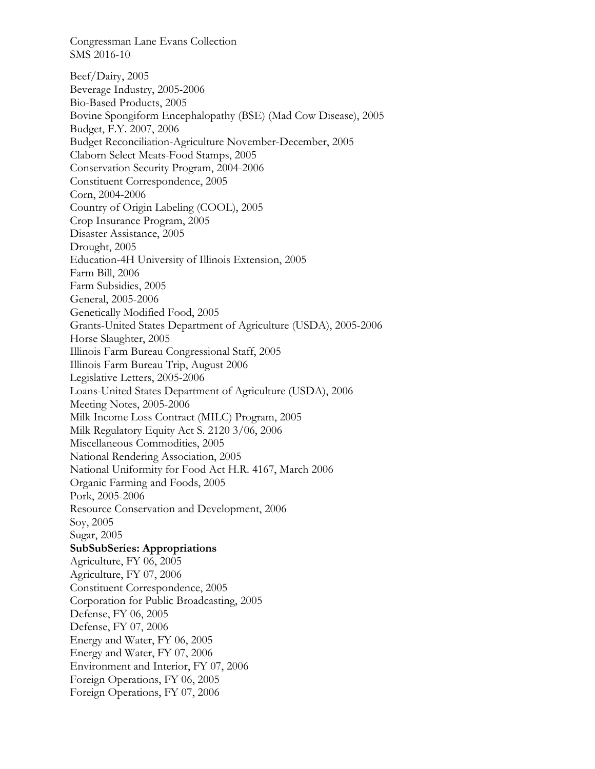Congressman Lane Evans Collection
SMS 2016-10

Beef/Dairy, 2005
Beverage Industry, 2005-2006
Bio-Based Products, 2005
Bovine Spongiform Encephalopathy (BSE) (Mad Cow Disease), 2005
Budget, F.Y. 2007, 2006
Budget Reconciliation-Agriculture November-December, 2005
Claborn Select Meats-Food Stamps, 2005
Conservation Security Program, 2004-2006
Constituent Correspondence, 2005
Corn, 2004-2006
Country of Origin Labeling (COOL), 2005
Crop Insurance Program, 2005
Disaster Assistance, 2005
Drought, 2005
Education-4H University of Illinois Extension, 2005
Farm Bill, 2006
Farm Subsidies, 2005
General, 2005-2006
Genetically Modified Food, 2005
Grants-United States Department of Agriculture (USDA), 2005-2006
Horse Slaughter, 2005
Illinois Farm Bureau Congressional Staff, 2005
Illinois Farm Bureau Trip, August 2006
Legislative Letters, 2005-2006
Loans-United States Department of Agriculture (USDA), 2006
Meeting Notes, 2005-2006
Milk Income Loss Contract (MILC) Program, 2005
Milk Regulatory Equity Act S. 2120 3/06, 2006
Miscellaneous Commodities, 2005
National Rendering Association, 2005
National Uniformity for Food Act H.R. 4167, March 2006
Organic Farming and Foods, 2005
Pork, 2005-2006
Resource Conservation and Development, 2006
Soy, 2005
Sugar, 2005

**SubSubSeries: Appropriations**

Agriculture, FY 06, 2005
Agriculture, FY 07, 2006
Constituent Correspondence, 2005
Corporation for Public Broadcasting, 2005
Defense, FY 06, 2005
Defense, FY 07, 2006
Energy and Water, FY 06, 2005
Energy and Water, FY 07, 2006
Environment and Interior, FY 07, 2006
Foreign Operations, FY 06, 2005
Foreign Operations, FY 07, 2006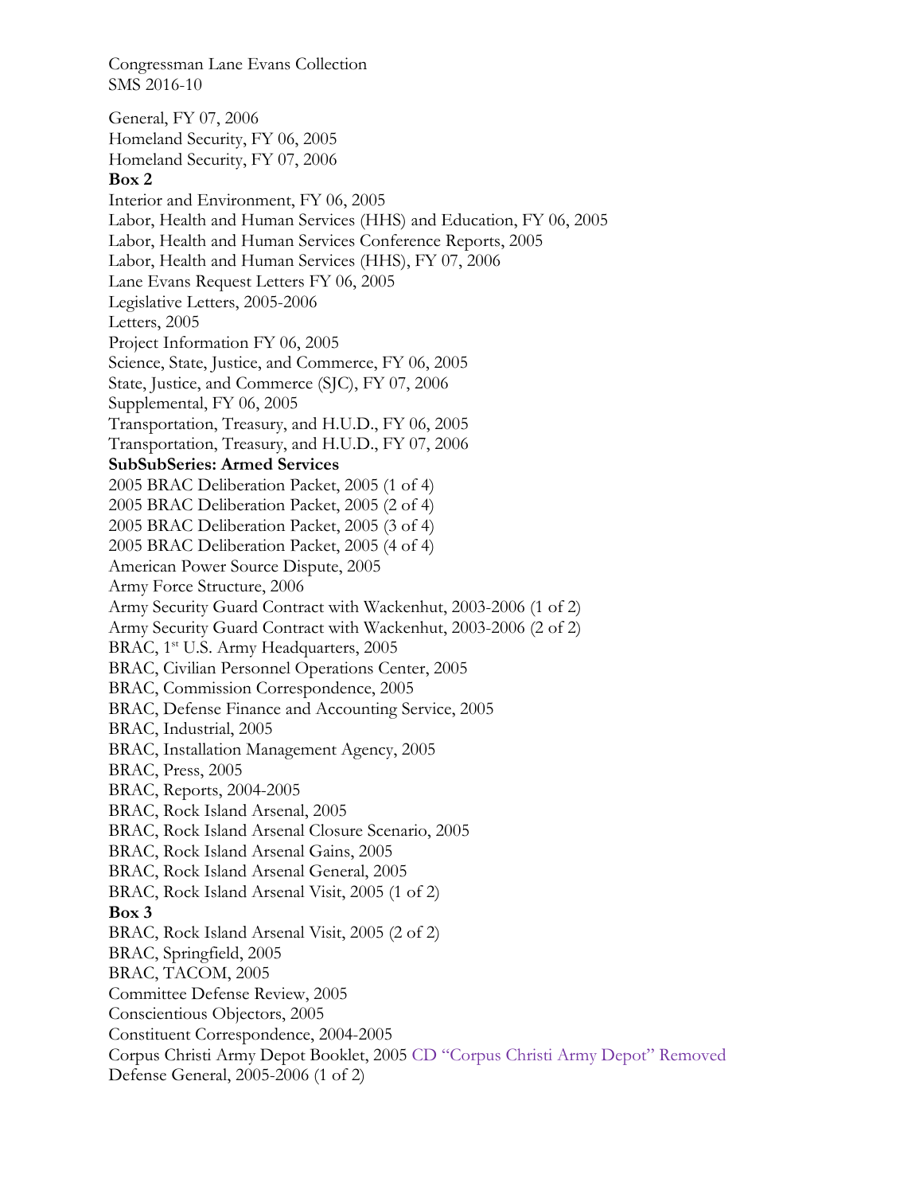Congressman Lane Evans Collection
SMS 2016-10

General, FY 07, 2006
Homeland Security, FY 06, 2005
Homeland Security, FY 07, 2006

**Box 2**

Interior and Environment, FY 06, 2005
Labor, Health and Human Services (HHS) and Education, FY 06, 2005
Labor, Health and Human Services Conference Reports, 2005
Labor, Health and Human Services (HHS), FY 07, 2006
Lane Evans Request Letters FY 06, 2005
Legislative Letters, 2005-2006
Letters, 2005
Project Information FY 06, 2005
Science, State, Justice, and Commerce, FY 06, 2005
State, Justice, and Commerce (SJC), FY 07, 2006
Supplemental, FY 06, 2005
Transportation, Treasury, and H.U.D., FY 06, 2005
Transportation, Treasury, and H.U.D., FY 07, 2006

**SubSubSeries: Armed Services**

2005 BRAC Deliberation Packet, 2005 (1 of 4)
2005 BRAC Deliberation Packet, 2005 (2 of 4)
2005 BRAC Deliberation Packet, 2005 (3 of 4)
2005 BRAC Deliberation Packet, 2005 (4 of 4)
American Power Source Dispute, 2005
Army Force Structure, 2006
Army Security Guard Contract with Wackenhut, 2003-2006 (1 of 2)
Army Security Guard Contract with Wackenhut, 2003-2006 (2 of 2)
BRAC, 1st U.S. Army Headquarters, 2005
BRAC, Civilian Personnel Operations Center, 2005
BRAC, Commission Correspondence, 2005
BRAC, Defense Finance and Accounting Service, 2005
BRAC, Industrial, 2005
BRAC, Installation Management Agency, 2005
BRAC, Press, 2005
BRAC, Reports, 2004-2005
BRAC, Rock Island Arsenal, 2005
BRAC, Rock Island Arsenal Closure Scenario, 2005
BRAC, Rock Island Arsenal Gains, 2005
BRAC, Rock Island Arsenal General, 2005
BRAC, Rock Island Arsenal Visit, 2005 (1 of 2)

**Box 3**

BRAC, Rock Island Arsenal Visit, 2005 (2 of 2)
BRAC, Springfield, 2005
BRAC, TACOM, 2005
Committee Defense Review, 2005
Conscientious Objectors, 2005
Constituent Correspondence, 2004-2005
Corpus Christi Army Depot Booklet, 2005 CD "Corpus Christi Army Depot" Removed
Defense General, 2005-2006 (1 of 2)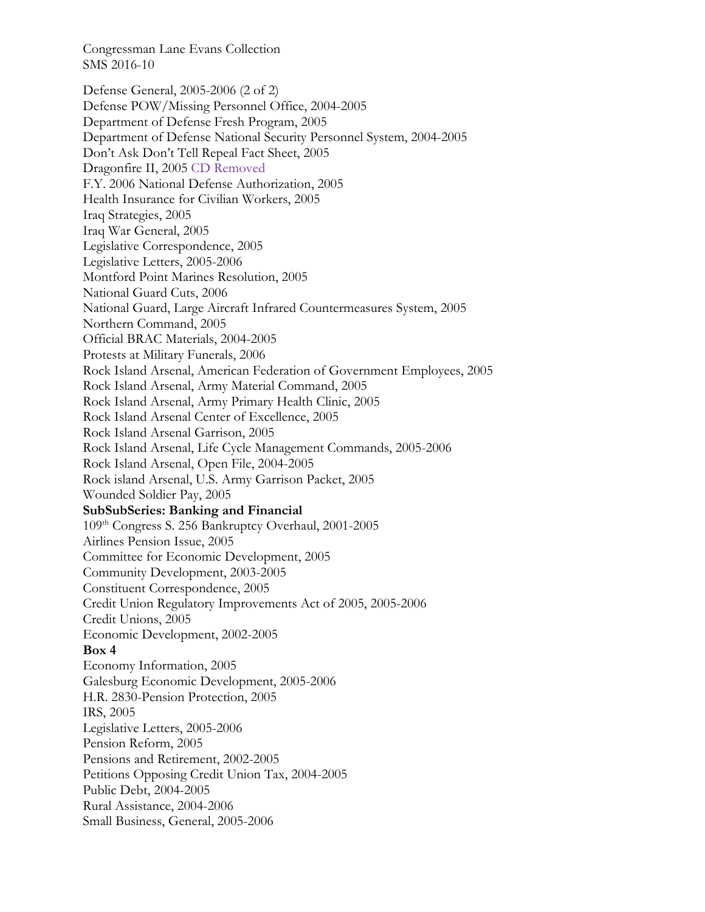Congressman Lane Evans Collection
SMS 2016-10

Defense General, 2005-2006 (2 of 2)
Defense POW/Missing Personnel Office, 2004-2005
Department of Defense Fresh Program, 2005
Department of Defense National Security Personnel System, 2004-2005
Don't Ask Don't Tell Repeal Fact Sheet, 2005
Dragonfire II, 2005 CD Removed
F.Y. 2006 National Defense Authorization, 2005
Health Insurance for Civilian Workers, 2005
Iraq Strategies, 2005
Iraq War General, 2005
Legislative Correspondence, 2005
Legislative Letters, 2005-2006
Montford Point Marines Resolution, 2005
National Guard Cuts, 2006
National Guard, Large Aircraft Infrared Countermeasures System, 2005
Northern Command, 2005
Official BRAC Materials, 2004-2005
Protests at Military Funerals, 2006
Rock Island Arsenal, American Federation of Government Employees, 2005
Rock Island Arsenal, Army Material Command, 2005
Rock Island Arsenal, Army Primary Health Clinic, 2005
Rock Island Arsenal Center of Excellence, 2005
Rock Island Arsenal Garrison, 2005
Rock Island Arsenal, Life Cycle Management Commands, 2005-2006
Rock Island Arsenal, Open File, 2004-2005
Rock island Arsenal, U.S. Army Garrison Packet, 2005
Wounded Soldier Pay, 2005

**SubSubSeries: Banking and Financial**

109th Congress S. 256 Bankruptcy Overhaul, 2001-2005
Airlines Pension Issue, 2005
Committee for Economic Development, 2005
Community Development, 2003-2005
Constituent Correspondence, 2005
Credit Union Regulatory Improvements Act of 2005, 2005-2006
Credit Unions, 2005
Economic Development, 2002-2005

**Box 4**

Economy Information, 2005
Galesburg Economic Development, 2005-2006
H.R. 2830-Pension Protection, 2005
IRS, 2005
Legislative Letters, 2005-2006
Pension Reform, 2005
Pensions and Retirement, 2002-2005
Petitions Opposing Credit Union Tax, 2004-2005
Public Debt, 2004-2005
Rural Assistance, 2004-2006
Small Business, General, 2005-2006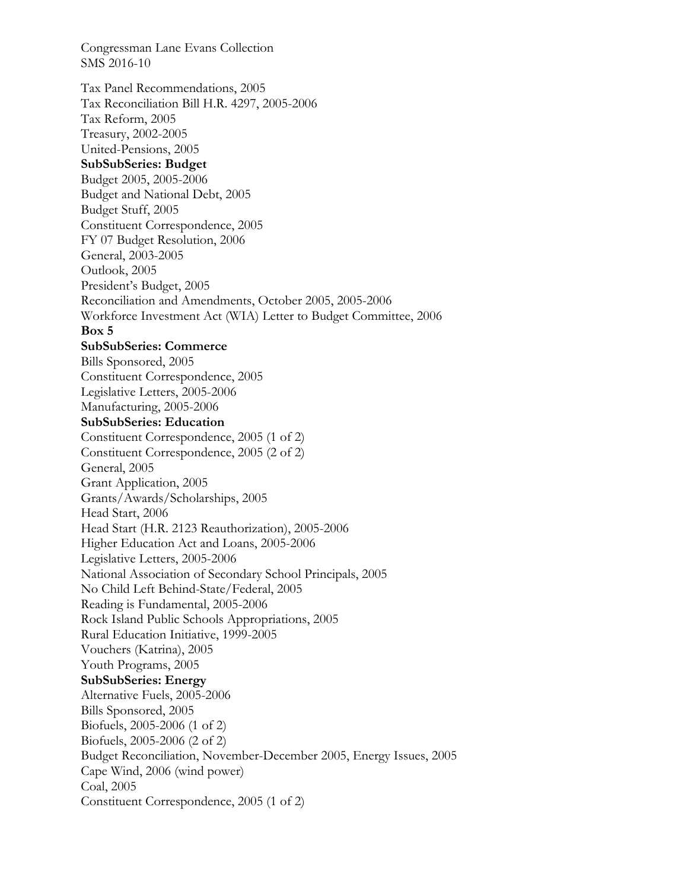Tax Panel Recommendations, 2005
Tax Reconciliation Bill H.R. 4297, 2005-2006
Tax Reform, 2005
Treasury, 2002-2005
United-Pensions, 2005

**SubSubSeries: Budget**

Budget 2005, 2005-2006
Budget and National Debt, 2005
Budget Stuff, 2005
Constituent Correspondence, 2005
FY 07 Budget Resolution, 2006
General, 2003-2005
Outlook, 2005
President's Budget, 2005
Reconciliation and Amendments, October 2005, 2005-2006
Workforce Investment Act (WIA) Letter to Budget Committee, 2006

**Box 5**

**SubSubSeries: Commerce**

Bills Sponsored, 2005
Constituent Correspondence, 2005
Legislative Letters, 2005-2006
Manufacturing, 2005-2006

**SubSubSeries: Education**

Constituent Correspondence, 2005 (1 of 2)
Constituent Correspondence, 2005 (2 of 2)
General, 2005
Grant Application, 2005
Grants/Awards/Scholarships, 2005
Head Start, 2006
Head Start (H.R. 2123 Reauthorization), 2005-2006
Higher Education Act and Loans, 2005-2006
Legislative Letters, 2005-2006
National Association of Secondary School Principals, 2005
No Child Left Behind-State/Federal, 2005
Reading is Fundamental, 2005-2006
Rock Island Public Schools Appropriations, 2005
Rural Education Initiative, 1999-2005
Vouchers (Katrina), 2005
Youth Programs, 2005

**SubSubSeries: Energy**

Alternative Fuels, 2005-2006
Bills Sponsored, 2005
Biofuels, 2005-2006 (1 of 2)
Biofuels, 2005-2006 (2 of 2)
Budget Reconciliation, November-December 2005, Energy Issues, 2005
Cape Wind, 2006 (wind power)
Coal, 2005
Constituent Correspondence, 2005 (1 of 2)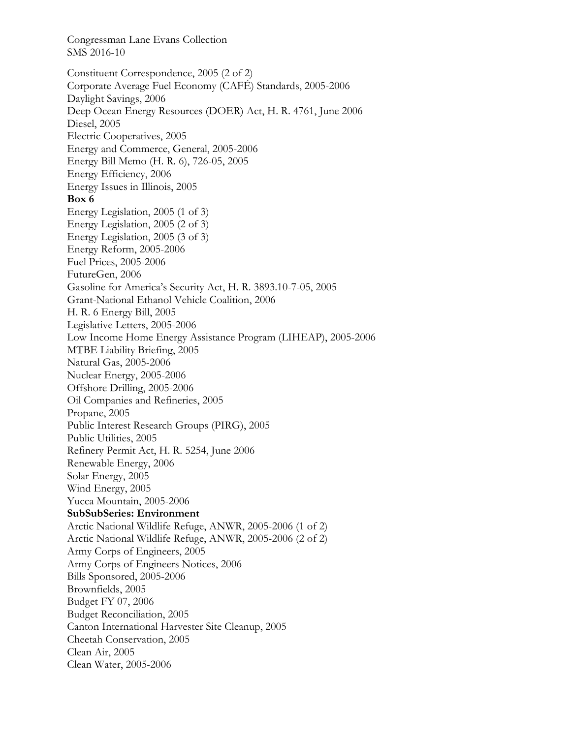Congressman Lane Evans Collection
SMS 2016-10

Constituent Correspondence, 2005 (2 of 2)
Corporate Average Fuel Economy (CAFÉ) Standards, 2005-2006
Daylight Savings, 2006
Deep Ocean Energy Resources (DOER) Act, H. R. 4761, June 2006
Diesel, 2005
Electric Cooperatives, 2005
Energy and Commerce, General, 2005-2006
Energy Bill Memo (H. R. 6), 726-05, 2005
Energy Efficiency, 2006
Energy Issues in Illinois, 2005

**Box 6**

Energy Legislation, 2005 (1 of 3)
Energy Legislation, 2005 (2 of 3)
Energy Legislation, 2005 (3 of 3)
Energy Reform, 2005-2006
Fuel Prices, 2005-2006
FutureGen, 2006
Gasoline for America's Security Act, H. R. 3893.10-7-05, 2005
Grant-National Ethanol Vehicle Coalition, 2006
H. R. 6 Energy Bill, 2005
Legislative Letters, 2005-2006
Low Income Home Energy Assistance Program (LIHEAP), 2005-2006
MTBE Liability Briefing, 2005
Natural Gas, 2005-2006
Nuclear Energy, 2005-2006
Offshore Drilling, 2005-2006
Oil Companies and Refineries, 2005
Propane, 2005
Public Interest Research Groups (PIRG), 2005
Public Utilities, 2005
Refinery Permit Act, H. R. 5254, June 2006
Renewable Energy, 2006
Solar Energy, 2005
Wind Energy, 2005
Yucca Mountain, 2005-2006

**SubSubSeries: Environment**

Arctic National Wildlife Refuge, ANWR, 2005-2006 (1 of 2)
Arctic National Wildlife Refuge, ANWR, 2005-2006 (2 of 2)
Army Corps of Engineers, 2005
Army Corps of Engineers Notices, 2006
Bills Sponsored, 2005-2006
Brownfields, 2005
Budget FY 07, 2006
Budget Reconciliation, 2005
Canton International Harvester Site Cleanup, 2005
Cheetah Conservation, 2005
Clean Air, 2005
Clean Water, 2005-2006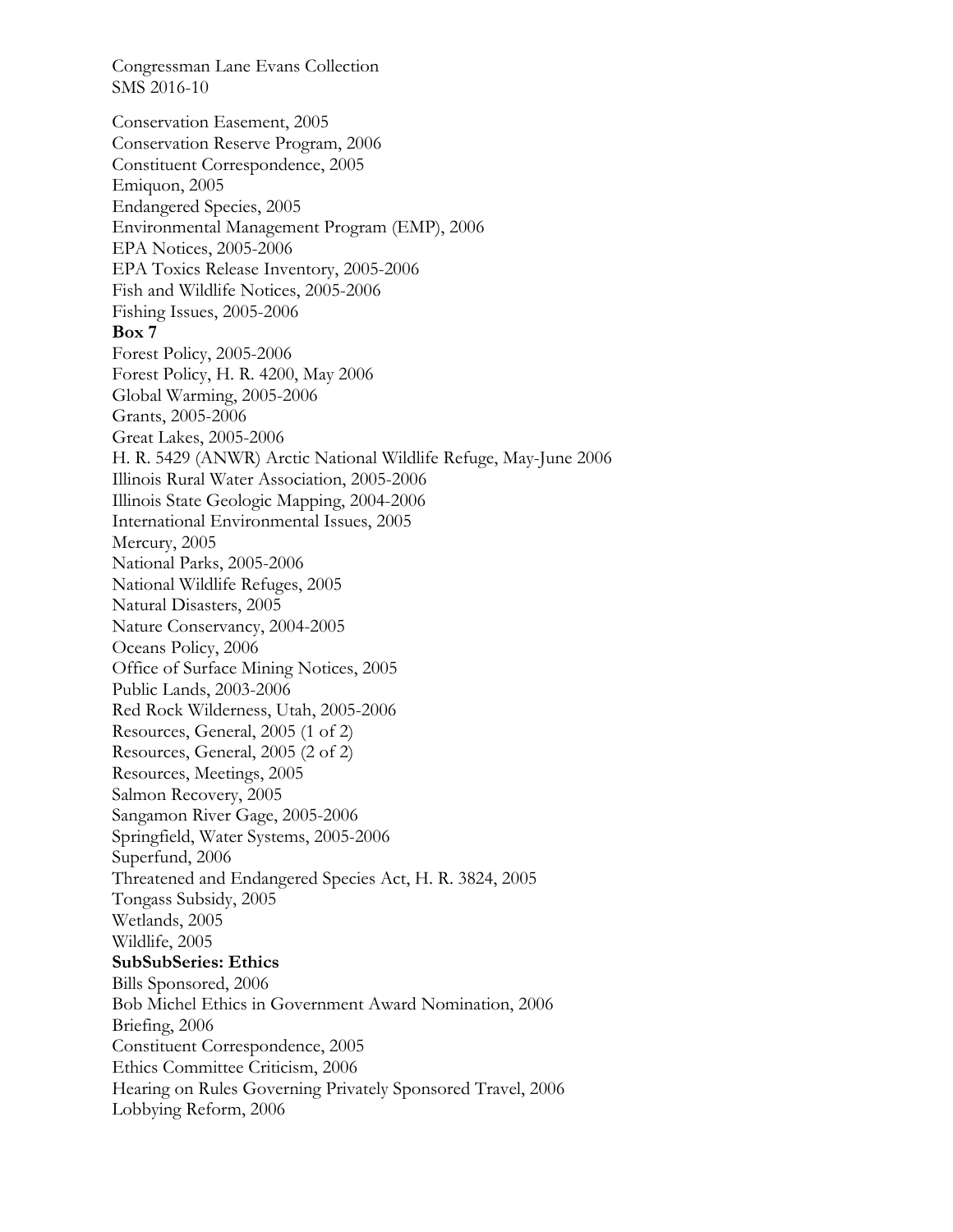Congressman Lane Evans Collection
SMS 2016-10

Conservation Easement, 2005
Conservation Reserve Program, 2006
Constituent Correspondence, 2005
Emiquon, 2005
Endangered Species, 2005
Environmental Management Program (EMP), 2006
EPA Notices, 2005-2006
EPA Toxics Release Inventory, 2005-2006
Fish and Wildlife Notices, 2005-2006
Fishing Issues, 2005-2006

**Box 7**

Forest Policy, 2005-2006
Forest Policy, H. R. 4200, May 2006
Global Warming, 2005-2006
Grants, 2005-2006
Great Lakes, 2005-2006
H. R. 5429 (ANWR) Arctic National Wildlife Refuge, May-June 2006
Illinois Rural Water Association, 2005-2006
Illinois State Geologic Mapping, 2004-2006
International Environmental Issues, 2005
Mercury, 2005
National Parks, 2005-2006
National Wildlife Refuges, 2005
Natural Disasters, 2005
Nature Conservancy, 2004-2005
Oceans Policy, 2006
Office of Surface Mining Notices, 2005
Public Lands, 2003-2006
Red Rock Wilderness, Utah, 2005-2006
Resources, General, 2005 (1 of 2)
Resources, General, 2005 (2 of 2)
Resources, Meetings, 2005
Salmon Recovery, 2005
Sangamon River Gage, 2005-2006
Springfield, Water Systems, 2005-2006
Superfund, 2006
Threatened and Endangered Species Act, H. R. 3824, 2005
Tongass Subsidy, 2005
Wetlands, 2005
Wildlife, 2005

**SubSubSeries: Ethics**

Bills Sponsored, 2006
Bob Michel Ethics in Government Award Nomination, 2006
Briefing, 2006
Constituent Correspondence, 2005
Ethics Committee Criticism, 2006
Hearing on Rules Governing Privately Sponsored Travel, 2006
Lobbying Reform, 2006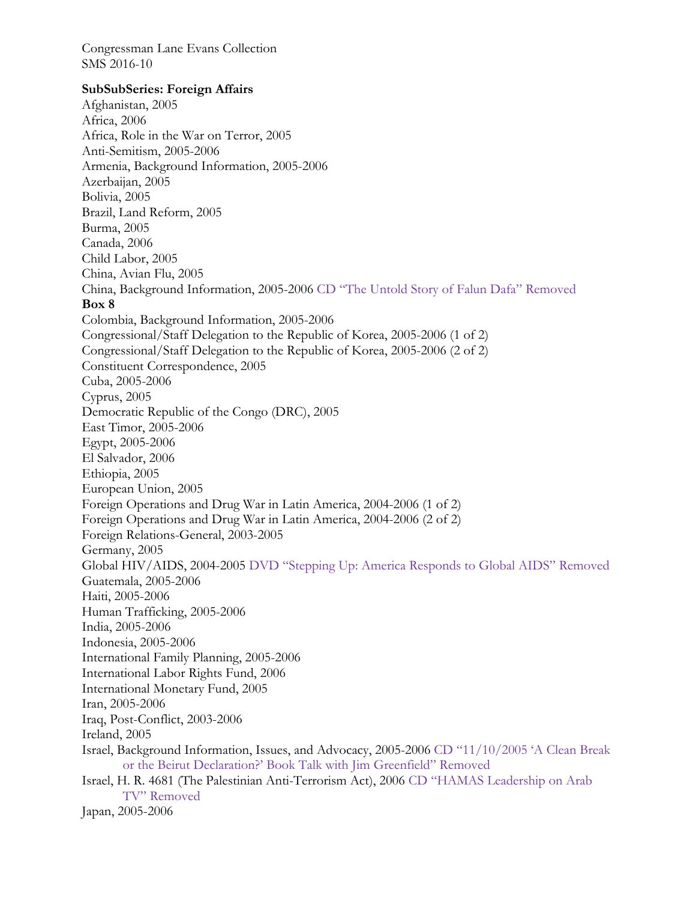Congressman Lane Evans Collection
SMS 2016-10

**SubSubSeries: Foreign Affairs**

Afghanistan, 2005
Africa, 2006
Africa, Role in the War on Terror, 2005
Anti-Semitism, 2005-2006
Armenia, Background Information, 2005-2006
Azerbaijan, 2005
Bolivia, 2005
Brazil, Land Reform, 2005
Burma, 2005
Canada, 2006
Child Labor, 2005
China, Avian Flu, 2005
China, Background Information, 2005-2006 CD "The Untold Story of Falun Dafa" Removed

**Box 8**

Colombia, Background Information, 2005-2006
Congressional/Staff Delegation to the Republic of Korea, 2005-2006 (1 of 2)
Congressional/Staff Delegation to the Republic of Korea, 2005-2006 (2 of 2)
Constituent Correspondence, 2005
Cuba, 2005-2006
Cyprus, 2005
Democratic Republic of the Congo (DRC), 2005
East Timor, 2005-2006
Egypt, 2005-2006
El Salvador, 2006
Ethiopia, 2005
European Union, 2005
Foreign Operations and Drug War in Latin America, 2004-2006 (1 of 2)
Foreign Operations and Drug War in Latin America, 2004-2006 (2 of 2)
Foreign Relations-General, 2003-2005
Germany, 2005
Global HIV/AIDS, 2004-2005 DVD "Stepping Up: America Responds to Global AIDS" Removed
Guatemala, 2005-2006
Haiti, 2005-2006
Human Trafficking, 2005-2006
India, 2005-2006
Indonesia, 2005-2006
International Family Planning, 2005-2006
International Labor Rights Fund, 2006
International Monetary Fund, 2005
Iran, 2005-2006
Iraq, Post-Conflict, 2003-2006
Ireland, 2005
Israel, Background Information, Issues, and Advocacy, 2005-2006 CD "11/10/2005 'A Clean Break or the Beirut Declaration?' Book Talk with Jim Greenfield" Removed
Israel, H. R. 4681 (The Palestinian Anti-Terrorism Act), 2006 CD "HAMAS Leadership on Arab TV" Removed
Japan, 2005-2006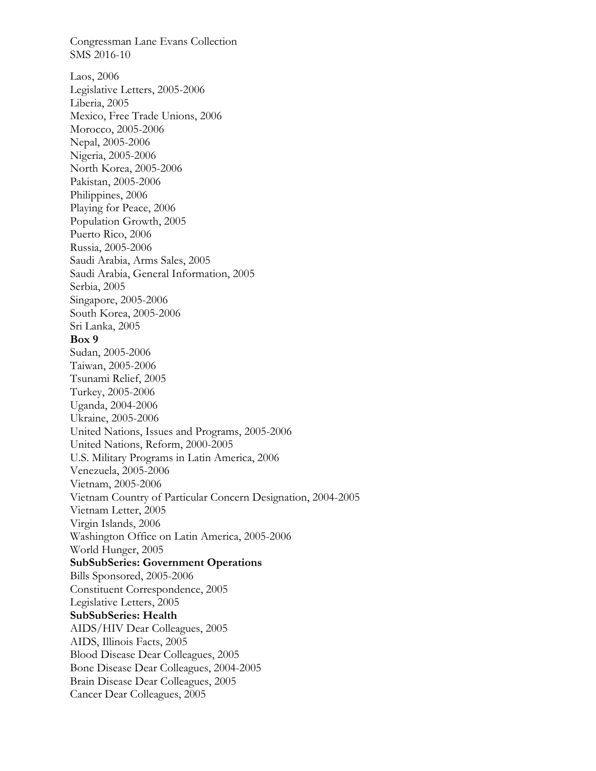Laos, 2006
Legislative Letters, 2005-2006
Liberia, 2005
Mexico, Free Trade Unions, 2006
Morocco, 2005-2006
Nepal, 2005-2006
Nigeria, 2005-2006
North Korea, 2005-2006
Pakistan, 2005-2006
Philippines, 2006
Playing for Peace, 2006
Population Growth, 2005
Puerto Rico, 2006
Russia, 2005-2006
Saudi Arabia, Arms Sales, 2005
Saudi Arabia, General Information, 2005
Serbia, 2005
Singapore, 2005-2006
South Korea, 2005-2006
Sri Lanka, 2005

**Box 9**

Sudan, 2005-2006
Taiwan, 2005-2006
Tsunami Relief, 2005
Turkey, 2005-2006
Uganda, 2004-2006
Ukraine, 2005-2006
United Nations, Issues and Programs, 2005-2006
United Nations, Reform, 2000-2005
U.S. Military Programs in Latin America, 2006
Venezuela, 2005-2006
Vietnam, 2005-2006
Vietnam Country of Particular Concern Designation, 2004-2005
Vietnam Letter, 2005
Virgin Islands, 2006
Washington Office on Latin America, 2005-2006
World Hunger, 2005

**SubSubSeries: Government Operations**

Bills Sponsored, 2005-2006
Constituent Correspondence, 2005
Legislative Letters, 2005

**SubSubSeries: Health**

AIDS/HIV Dear Colleagues, 2005
AIDS, Illinois Facts, 2005
Blood Disease Dear Colleagues, 2005
Bone Disease Dear Colleagues, 2004-2005
Brain Disease Dear Colleagues, 2005
Cancer Dear Colleagues, 2005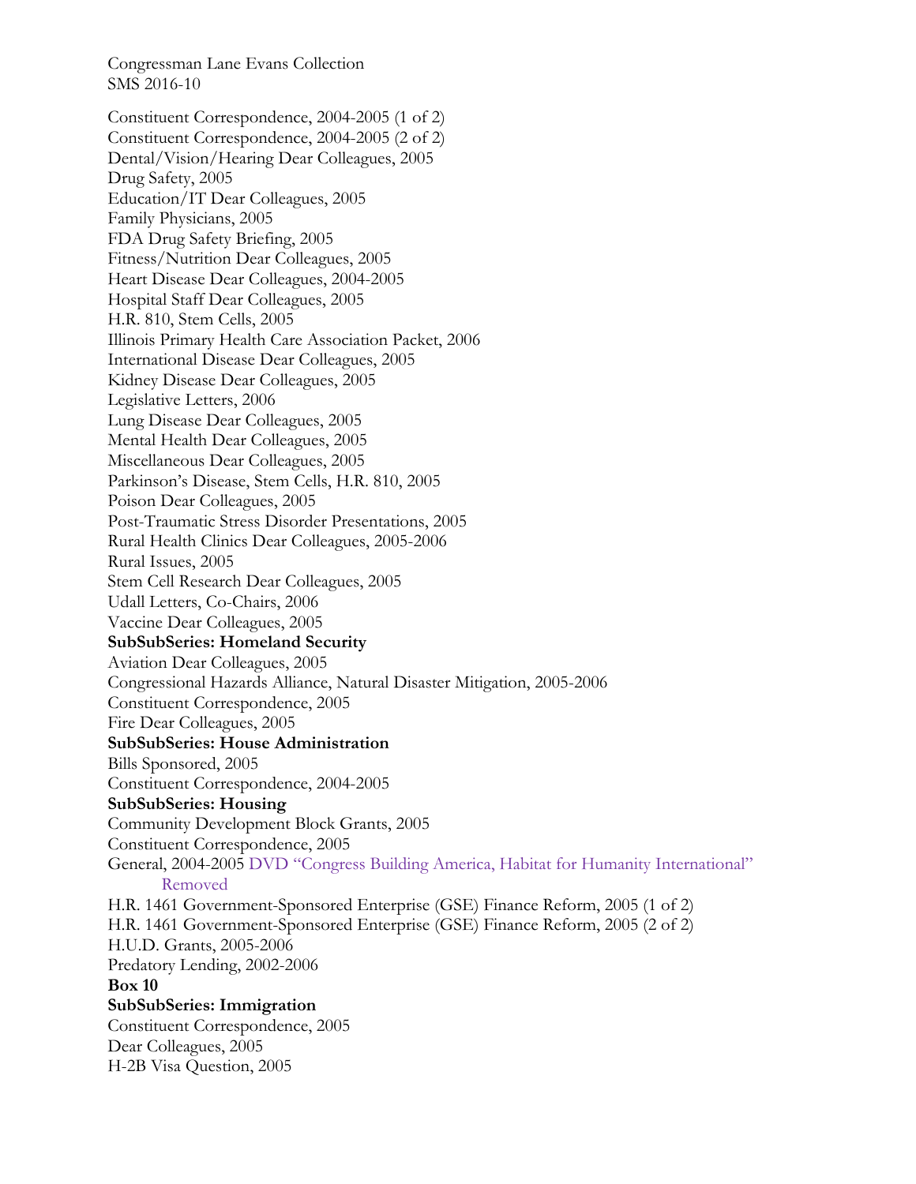Congressman Lane Evans Collection
SMS 2016-10

Constituent Correspondence, 2004-2005 (1 of 2)
Constituent Correspondence, 2004-2005 (2 of 2)
Dental/Vision/Hearing Dear Colleagues, 2005
Drug Safety, 2005
Education/IT Dear Colleagues, 2005
Family Physicians, 2005
FDA Drug Safety Briefing, 2005
Fitness/Nutrition Dear Colleagues, 2005
Heart Disease Dear Colleagues, 2004-2005
Hospital Staff Dear Colleagues, 2005
H.R. 810, Stem Cells, 2005
Illinois Primary Health Care Association Packet, 2006
International Disease Dear Colleagues, 2005
Kidney Disease Dear Colleagues, 2005
Legislative Letters, 2006
Lung Disease Dear Colleagues, 2005
Mental Health Dear Colleagues, 2005
Miscellaneous Dear Colleagues, 2005
Parkinson's Disease, Stem Cells, H.R. 810, 2005
Poison Dear Colleagues, 2005
Post-Traumatic Stress Disorder Presentations, 2005
Rural Health Clinics Dear Colleagues, 2005-2006
Rural Issues, 2005
Stem Cell Research Dear Colleagues, 2005
Udall Letters, Co-Chairs, 2006
Vaccine Dear Colleagues, 2005

**SubSubSeries: Homeland Security**

Aviation Dear Colleagues, 2005
Congressional Hazards Alliance, Natural Disaster Mitigation, 2005-2006
Constituent Correspondence, 2005
Fire Dear Colleagues, 2005

**SubSubSeries: House Administration**

Bills Sponsored, 2005
Constituent Correspondence, 2004-2005

**SubSubSeries: Housing**

Community Development Block Grants, 2005
Constituent Correspondence, 2005
General, 2004-2005 DVD "Congress Building America, Habitat for Humanity International" Removed
H.R. 1461 Government-Sponsored Enterprise (GSE) Finance Reform, 2005 (1 of 2)
H.R. 1461 Government-Sponsored Enterprise (GSE) Finance Reform, 2005 (2 of 2)
H.U.D. Grants, 2005-2006
Predatory Lending, 2002-2006

**Box 10**

**SubSubSeries: Immigration**

Constituent Correspondence, 2005
Dear Colleagues, 2005
H-2B Visa Question, 2005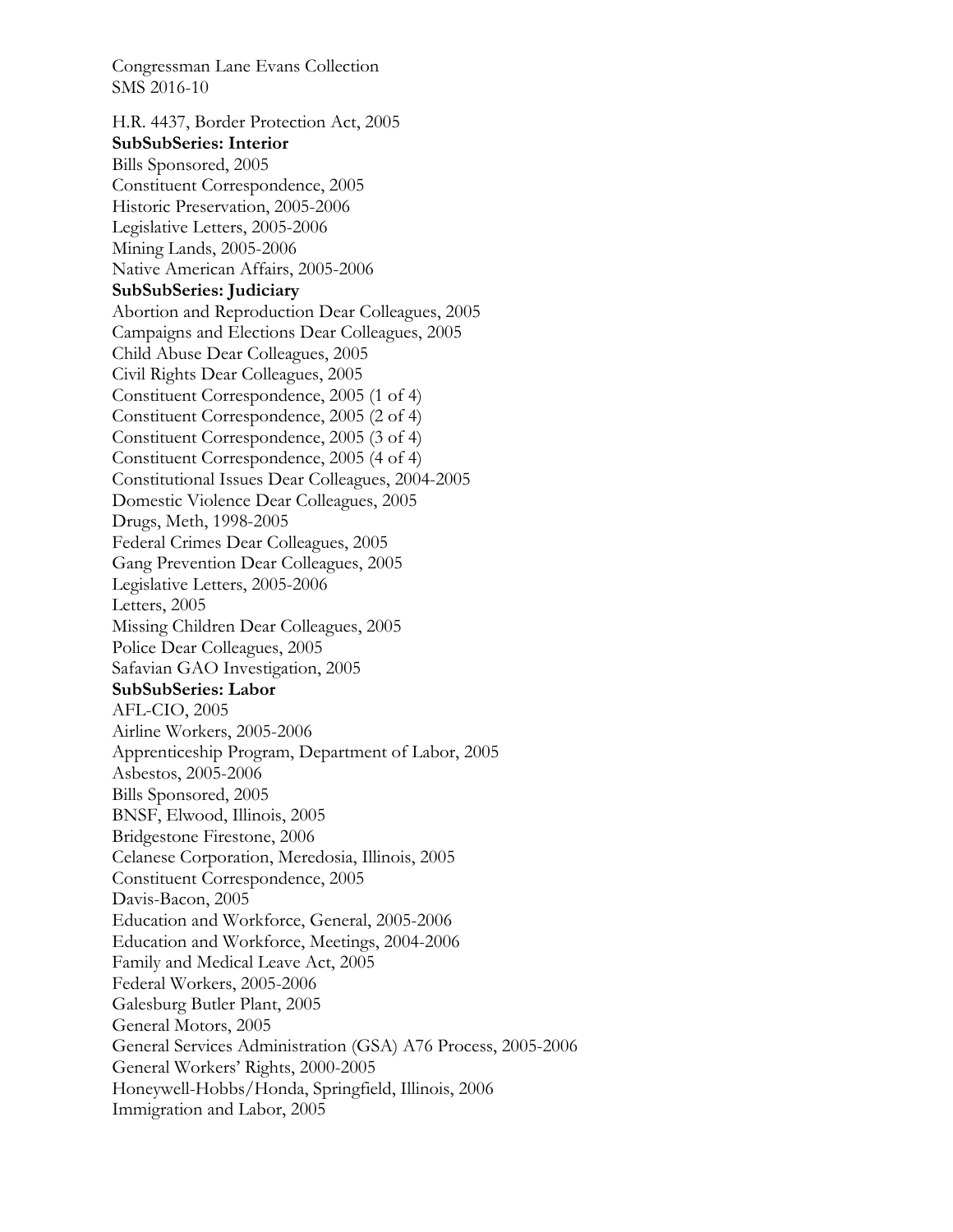Congressman Lane Evans Collection
SMS 2016-10

H.R. 4437, Border Protection Act, 2005

**SubSubSeries: Interior**

Bills Sponsored, 2005
Constituent Correspondence, 2005
Historic Preservation, 2005-2006
Legislative Letters, 2005-2006
Mining Lands, 2005-2006
Native American Affairs, 2005-2006

**SubSubSeries: Judiciary**

Abortion and Reproduction Dear Colleagues, 2005
Campaigns and Elections Dear Colleagues, 2005
Child Abuse Dear Colleagues, 2005
Civil Rights Dear Colleagues, 2005
Constituent Correspondence, 2005 (1 of 4)
Constituent Correspondence, 2005 (2 of 4)
Constituent Correspondence, 2005 (3 of 4)
Constituent Correspondence, 2005 (4 of 4)
Constitutional Issues Dear Colleagues, 2004-2005
Domestic Violence Dear Colleagues, 2005
Drugs, Meth, 1998-2005
Federal Crimes Dear Colleagues, 2005
Gang Prevention Dear Colleagues, 2005
Legislative Letters, 2005-2006
Letters, 2005
Missing Children Dear Colleagues, 2005
Police Dear Colleagues, 2005
Safavian GAO Investigation, 2005

**SubSubSeries: Labor**

AFL-CIO, 2005
Airline Workers, 2005-2006
Apprenticeship Program, Department of Labor, 2005
Asbestos, 2005-2006
Bills Sponsored, 2005
BNSF, Elwood, Illinois, 2005
Bridgestone Firestone, 2006
Celanese Corporation, Meredosia, Illinois, 2005
Constituent Correspondence, 2005
Davis-Bacon, 2005
Education and Workforce, General, 2005-2006
Education and Workforce, Meetings, 2004-2006
Family and Medical Leave Act, 2005
Federal Workers, 2005-2006
Galesburg Butler Plant, 2005
General Motors, 2005
General Services Administration (GSA) A76 Process, 2005-2006
General Workers' Rights, 2000-2005
Honeywell-Hobbs/Honda, Springfield, Illinois, 2006
Immigration and Labor, 2005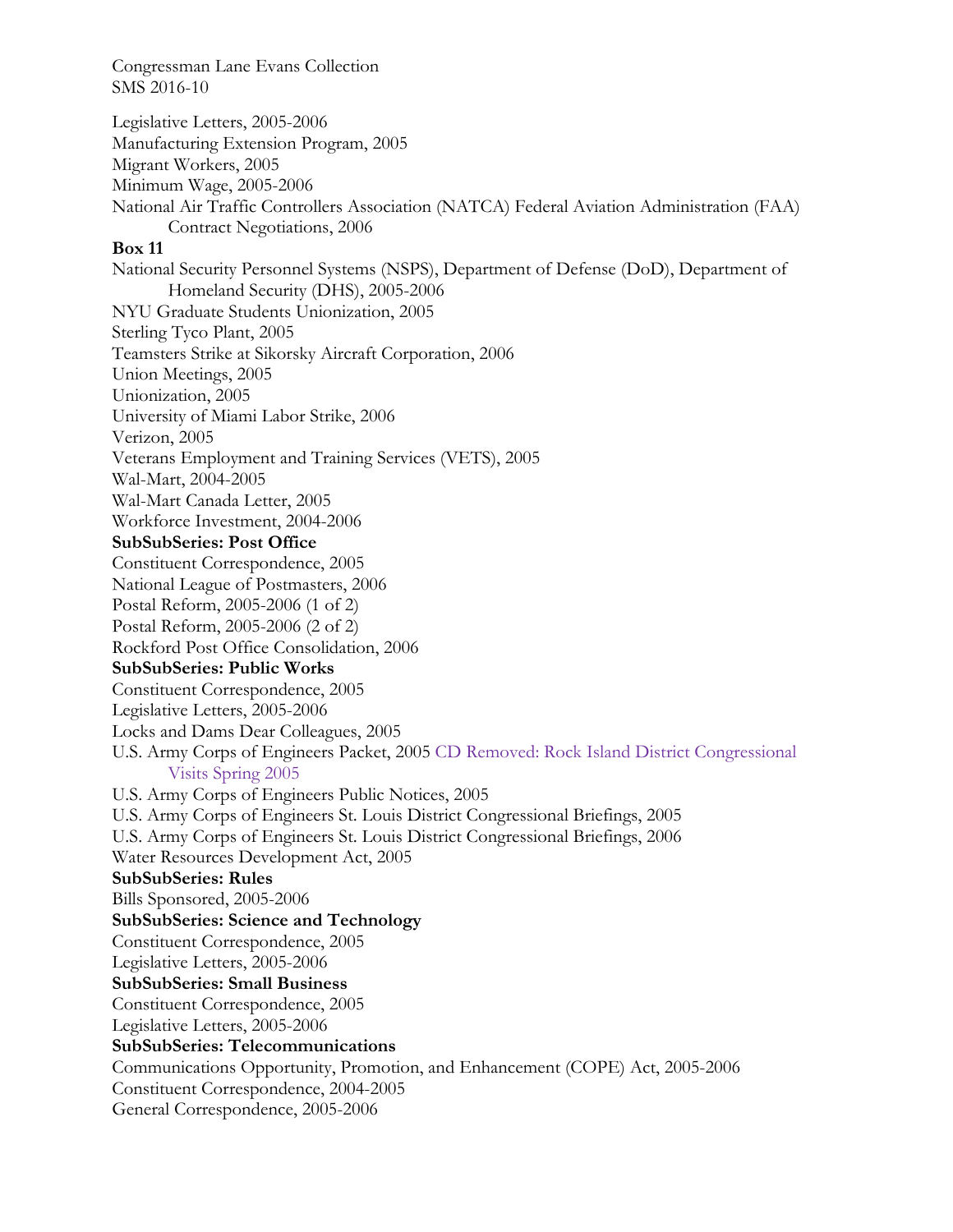Legislative Letters, 2005-2006
Manufacturing Extension Program, 2005
Migrant Workers, 2005
Minimum Wage, 2005-2006
National Air Traffic Controllers Association (NATCA) Federal Aviation Administration (FAA) Contract Negotiations, 2006

**Box 11**

National Security Personnel Systems (NSPS), Department of Defense (DoD), Department of Homeland Security (DHS), 2005-2006
NYU Graduate Students Unionization, 2005
Sterling Tyco Plant, 2005
Teamsters Strike at Sikorsky Aircraft Corporation, 2006
Union Meetings, 2005
Unionization, 2005
University of Miami Labor Strike, 2006
Verizon, 2005
Veterans Employment and Training Services (VETS), 2005
Wal-Mart, 2004-2005
Wal-Mart Canada Letter, 2005
Workforce Investment, 2004-2006

**SubSubSeries: Post Office**

Constituent Correspondence, 2005
National League of Postmasters, 2006
Postal Reform, 2005-2006 (1 of 2)
Postal Reform, 2005-2006 (2 of 2)
Rockford Post Office Consolidation, 2006

**SubSubSeries: Public Works**

Constituent Correspondence, 2005
Legislative Letters, 2005-2006
Locks and Dams Dear Colleagues, 2005
U.S. Army Corps of Engineers Packet, 2005 CD Removed: Rock Island District Congressional Visits Spring 2005
U.S. Army Corps of Engineers Public Notices, 2005
U.S. Army Corps of Engineers St. Louis District Congressional Briefings, 2005
U.S. Army Corps of Engineers St. Louis District Congressional Briefings, 2006
Water Resources Development Act, 2005

**SubSubSeries: Rules**

Bills Sponsored, 2005-2006

**SubSubSeries: Science and Technology**

Constituent Correspondence, 2005
Legislative Letters, 2005-2006

**SubSubSeries: Small Business**

Constituent Correspondence, 2005
Legislative Letters, 2005-2006

**SubSubSeries: Telecommunications**

Communications Opportunity, Promotion, and Enhancement (COPE) Act, 2005-2006
Constituent Correspondence, 2004-2005
General Correspondence, 2005-2006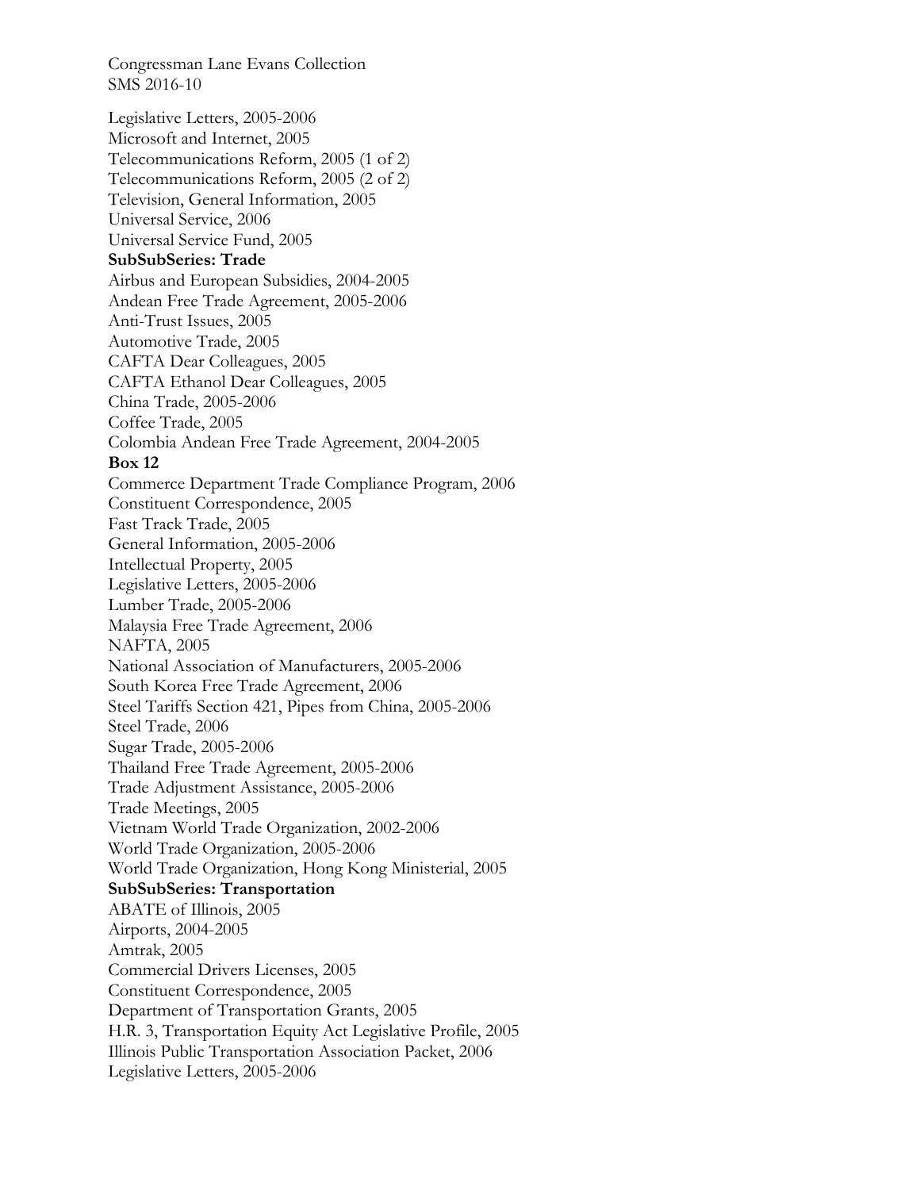Congressman Lane Evans Collection
SMS 2016-10

Legislative Letters, 2005-2006
Microsoft and Internet, 2005
Telecommunications Reform, 2005 (1 of 2)
Telecommunications Reform, 2005 (2 of 2)
Television, General Information, 2005
Universal Service, 2006
Universal Service Fund, 2005

**SubSubSeries: Trade**

Airbus and European Subsidies, 2004-2005
Andean Free Trade Agreement, 2005-2006
Anti-Trust Issues, 2005
Automotive Trade, 2005
CAFTA Dear Colleagues, 2005
CAFTA Ethanol Dear Colleagues, 2005
China Trade, 2005-2006
Coffee Trade, 2005
Colombia Andean Free Trade Agreement, 2004-2005

**Box 12**

Commerce Department Trade Compliance Program, 2006
Constituent Correspondence, 2005
Fast Track Trade, 2005
General Information, 2005-2006
Intellectual Property, 2005
Legislative Letters, 2005-2006
Lumber Trade, 2005-2006
Malaysia Free Trade Agreement, 2006
NAFTA, 2005
National Association of Manufacturers, 2005-2006
South Korea Free Trade Agreement, 2006
Steel Tariffs Section 421, Pipes from China, 2005-2006
Steel Trade, 2006
Sugar Trade, 2005-2006
Thailand Free Trade Agreement, 2005-2006
Trade Adjustment Assistance, 2005-2006
Trade Meetings, 2005
Vietnam World Trade Organization, 2002-2006
World Trade Organization, 2005-2006
World Trade Organization, Hong Kong Ministerial, 2005

**SubSubSeries: Transportation**

ABATE of Illinois, 2005
Airports, 2004-2005
Amtrak, 2005
Commercial Drivers Licenses, 2005
Constituent Correspondence, 2005
Department of Transportation Grants, 2005
H.R. 3, Transportation Equity Act Legislative Profile, 2005
Illinois Public Transportation Association Packet, 2006
Legislative Letters, 2005-2006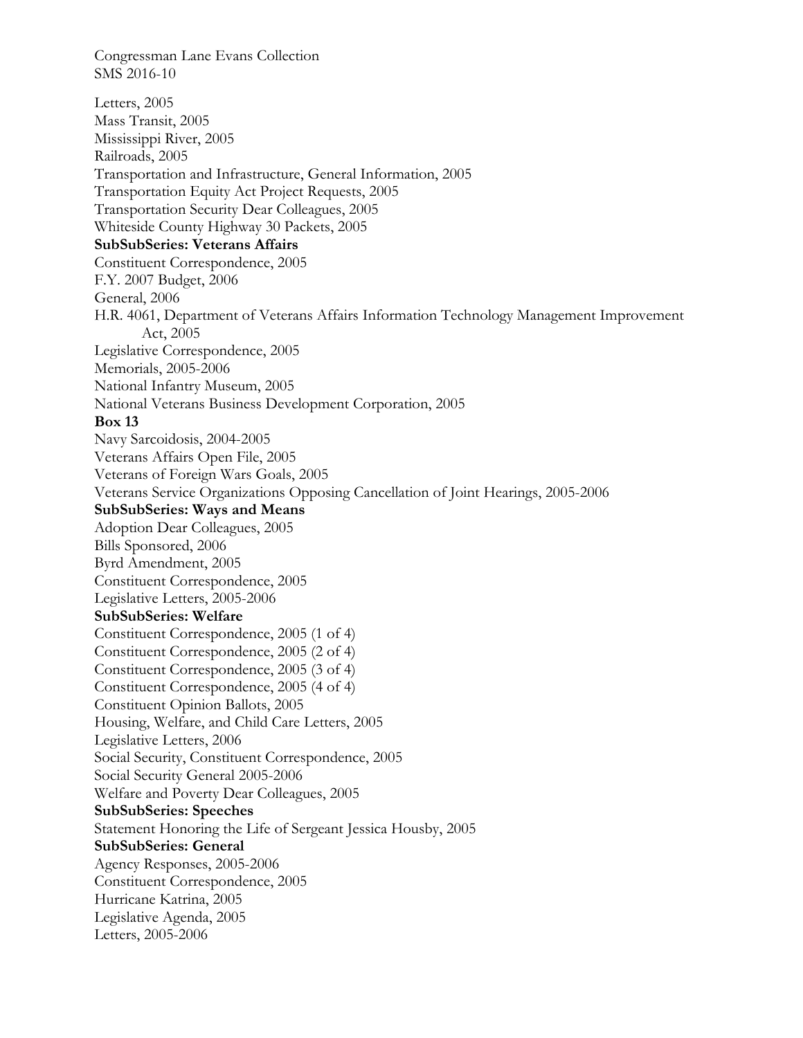Congressman Lane Evans Collection
SMS 2016-10

Letters, 2005
Mass Transit, 2005
Mississippi River, 2005
Railroads, 2005
Transportation and Infrastructure, General Information, 2005
Transportation Equity Act Project Requests, 2005
Transportation Security Dear Colleagues, 2005
Whiteside County Highway 30 Packets, 2005

**SubSubSeries: Veterans Affairs**

Constituent Correspondence, 2005
F.Y. 2007 Budget, 2006
General, 2006
H.R. 4061, Department of Veterans Affairs Information Technology Management Improvement Act, 2005
Legislative Correspondence, 2005
Memorials, 2005-2006
National Infantry Museum, 2005
National Veterans Business Development Corporation, 2005

**Box 13**

Navy Sarcoidosis, 2004-2005
Veterans Affairs Open File, 2005
Veterans of Foreign Wars Goals, 2005
Veterans Service Organizations Opposing Cancellation of Joint Hearings, 2005-2006

**SubSubSeries: Ways and Means**

Adoption Dear Colleagues, 2005
Bills Sponsored, 2006
Byrd Amendment, 2005
Constituent Correspondence, 2005
Legislative Letters, 2005-2006

**SubSubSeries: Welfare**

Constituent Correspondence, 2005 (1 of 4)
Constituent Correspondence, 2005 (2 of 4)
Constituent Correspondence, 2005 (3 of 4)
Constituent Correspondence, 2005 (4 of 4)
Constituent Opinion Ballots, 2005
Housing, Welfare, and Child Care Letters, 2005
Legislative Letters, 2006
Social Security, Constituent Correspondence, 2005
Social Security General 2005-2006
Welfare and Poverty Dear Colleagues, 2005

**SubSubSeries: Speeches**

Statement Honoring the Life of Sergeant Jessica Housby, 2005

**SubSubSeries: General**

Agency Responses, 2005-2006
Constituent Correspondence, 2005
Hurricane Katrina, 2005
Legislative Agenda, 2005
Letters, 2005-2006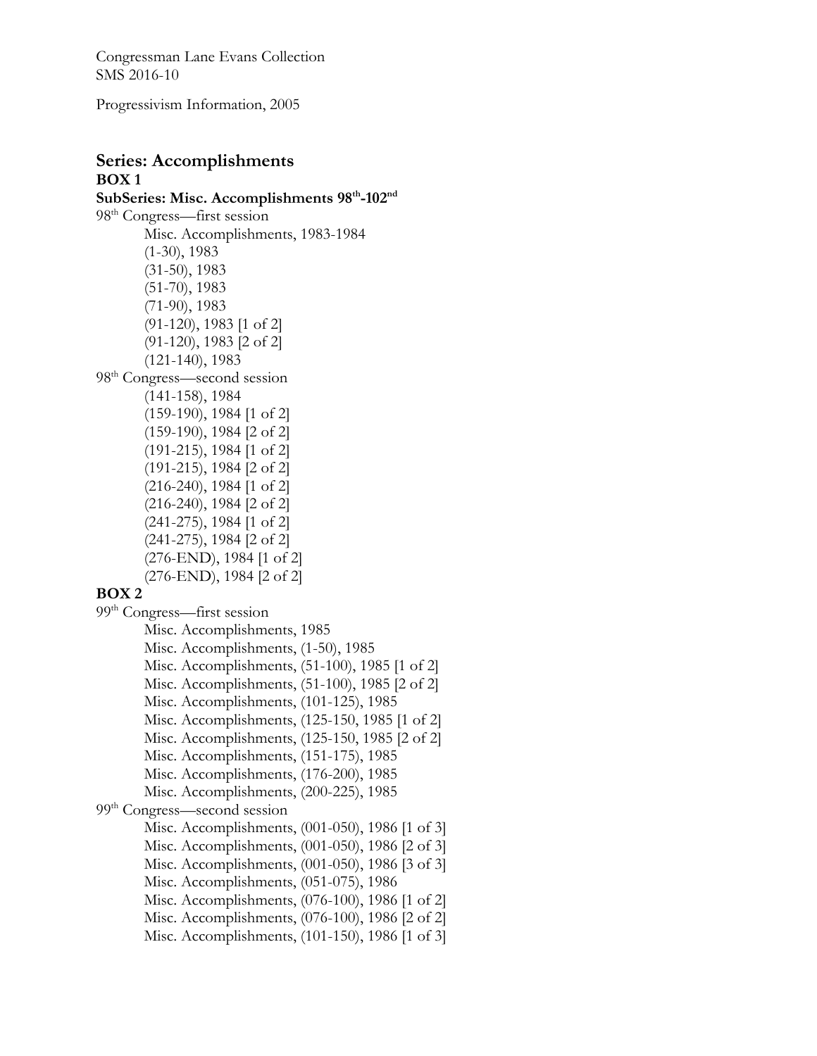Congressman Lane Evans Collection
SMS 2016-10

Progressivism Information, 2005

## Series: Accomplishments

**BOX 1**

**SubSeries: Misc. Accomplishments 98th-102nd**

98th Congress—first session
- Misc. Accomplishments, 1983-1984
- (1-30), 1983
- (31-50), 1983
- (51-70), 1983
- (71-90), 1983
- (91-120), 1983 [1 of 2]
- (91-120), 1983 [2 of 2]
- (121-140), 1983

98th Congress—second session
- (141-158), 1984
- (159-190), 1984 [1 of 2]
- (159-190), 1984 [2 of 2]
- (191-215), 1984 [1 of 2]
- (191-215), 1984 [2 of 2]
- (216-240), 1984 [1 of 2]
- (216-240), 1984 [2 of 2]
- (241-275), 1984 [1 of 2]
- (241-275), 1984 [2 of 2]
- (276-END), 1984 [1 of 2]
- (276-END), 1984 [2 of 2]

**BOX 2**

99th Congress—first session
- Misc. Accomplishments, 1985
- Misc. Accomplishments, (1-50), 1985
- Misc. Accomplishments, (51-100), 1985 [1 of 2]
- Misc. Accomplishments, (51-100), 1985 [2 of 2]
- Misc. Accomplishments, (101-125), 1985
- Misc. Accomplishments, (125-150, 1985 [1 of 2]
- Misc. Accomplishments, (125-150, 1985 [2 of 2]
- Misc. Accomplishments, (151-175), 1985
- Misc. Accomplishments, (176-200), 1985
- Misc. Accomplishments, (200-225), 1985

99th Congress—second session
- Misc. Accomplishments, (001-050), 1986 [1 of 3]
- Misc. Accomplishments, (001-050), 1986 [2 of 3]
- Misc. Accomplishments, (001-050), 1986 [3 of 3]
- Misc. Accomplishments, (051-075), 1986
- Misc. Accomplishments, (076-100), 1986 [1 of 2]
- Misc. Accomplishments, (076-100), 1986 [2 of 2]
- Misc. Accomplishments, (101-150), 1986 [1 of 3]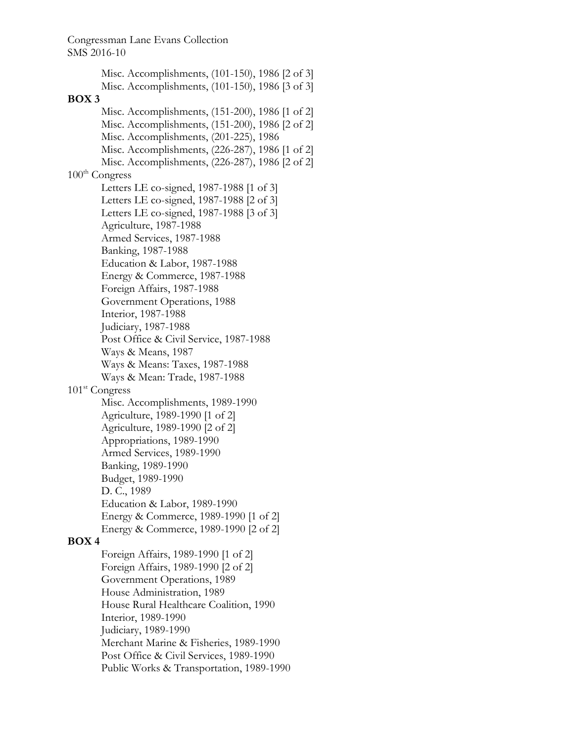Misc. Accomplishments, (101-150), 1986 [2 of 3]
Misc. Accomplishments, (101-150), 1986 [3 of 3]

**BOX 3**

Misc. Accomplishments, (151-200), 1986 [1 of 2]
Misc. Accomplishments, (151-200), 1986 [2 of 2]
Misc. Accomplishments, (201-225), 1986
Misc. Accomplishments, (226-287), 1986 [1 of 2]
Misc. Accomplishments, (226-287), 1986 [2 of 2]

100th Congress

Letters LE co-signed, 1987-1988 [1 of 3]
Letters LE co-signed, 1987-1988 [2 of 3]
Letters LE co-signed, 1987-1988 [3 of 3]
Agriculture, 1987-1988
Armed Services, 1987-1988
Banking, 1987-1988
Education & Labor, 1987-1988
Energy & Commerce, 1987-1988
Foreign Affairs, 1987-1988
Government Operations, 1988
Interior, 1987-1988
Judiciary, 1987-1988
Post Office & Civil Service, 1987-1988
Ways & Means, 1987
Ways & Means: Taxes, 1987-1988
Ways & Mean: Trade, 1987-1988

101st Congress

Misc. Accomplishments, 1989-1990
Agriculture, 1989-1990 [1 of 2]
Agriculture, 1989-1990 [2 of 2]
Appropriations, 1989-1990
Armed Services, 1989-1990
Banking, 1989-1990
Budget, 1989-1990
D. C., 1989
Education & Labor, 1989-1990
Energy & Commerce, 1989-1990 [1 of 2]
Energy & Commerce, 1989-1990 [2 of 2]

**BOX 4**

Foreign Affairs, 1989-1990 [1 of 2]
Foreign Affairs, 1989-1990 [2 of 2]
Government Operations, 1989
House Administration, 1989
House Rural Healthcare Coalition, 1990
Interior, 1989-1990
Judiciary, 1989-1990
Merchant Marine & Fisheries, 1989-1990
Post Office & Civil Services, 1989-1990
Public Works & Transportation, 1989-1990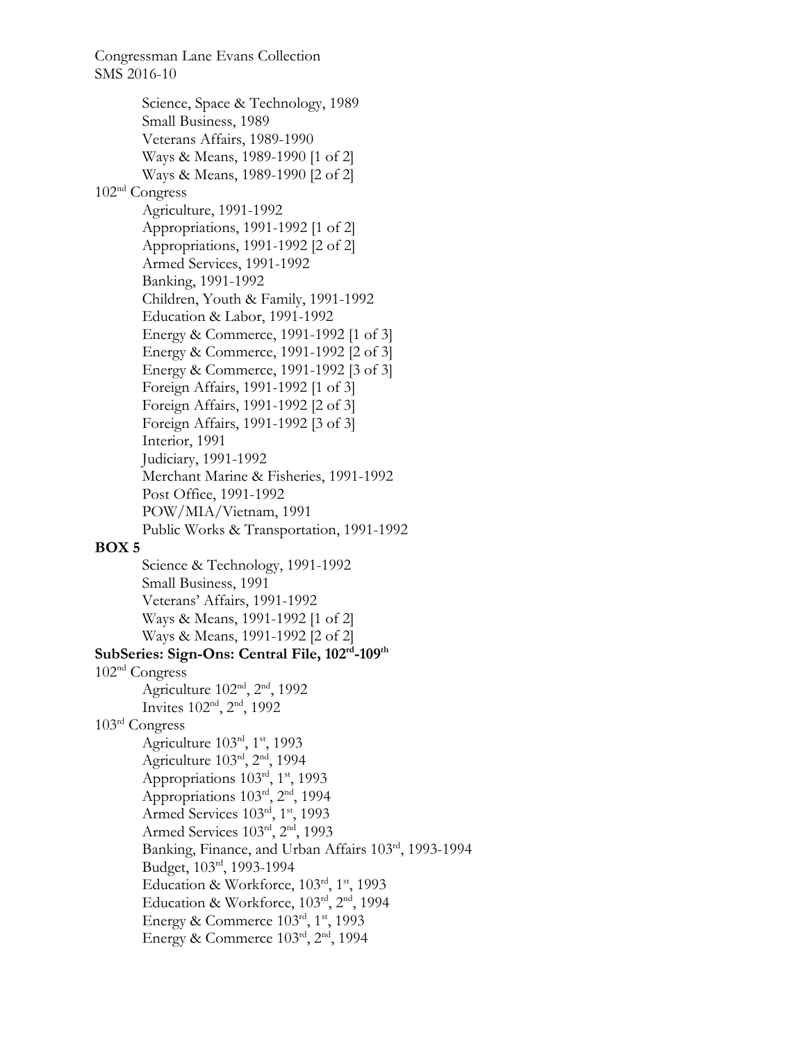Science, Space & Technology, 1989
Small Business, 1989
Veterans Affairs, 1989-1990
Ways & Means, 1989-1990 [1 of 2]
Ways & Means, 1989-1990 [2 of 2]

102nd Congress

Agriculture, 1991-1992
Appropriations, 1991-1992 [1 of 2]
Appropriations, 1991-1992 [2 of 2]
Armed Services, 1991-1992
Banking, 1991-1992
Children, Youth & Family, 1991-1992
Education & Labor, 1991-1992
Energy & Commerce, 1991-1992 [1 of 3]
Energy & Commerce, 1991-1992 [2 of 3]
Energy & Commerce, 1991-1992 [3 of 3]
Foreign Affairs, 1991-1992 [1 of 3]
Foreign Affairs, 1991-1992 [2 of 3]
Foreign Affairs, 1991-1992 [3 of 3]
Interior, 1991
Judiciary, 1991-1992
Merchant Marine & Fisheries, 1991-1992
Post Office, 1991-1992
POW/MIA/Vietnam, 1991
Public Works & Transportation, 1991-1992

**BOX 5**

Science & Technology, 1991-1992
Small Business, 1991
Veterans' Affairs, 1991-1992
Ways & Means, 1991-1992 [1 of 2]
Ways & Means, 1991-1992 [2 of 2]

**SubSeries: Sign-Ons: Central File, 102rd-109th**

102nd Congress

Agriculture 102nd, 2nd, 1992
Invites 102nd, 2nd, 1992

103rd Congress

Agriculture 103rd, 1st, 1993
Agriculture 103rd, 2nd, 1994
Appropriations 103rd, 1st, 1993
Appropriations 103rd, 2nd, 1994
Armed Services 103rd, 1st, 1993
Armed Services 103rd, 2nd, 1993
Banking, Finance, and Urban Affairs 103rd, 1993-1994
Budget, 103rd, 1993-1994
Education & Workforce, 103rd, 1st, 1993
Education & Workforce, 103rd, 2nd, 1994
Energy & Commerce 103rd, 1st, 1993
Energy & Commerce 103rd, 2nd, 1994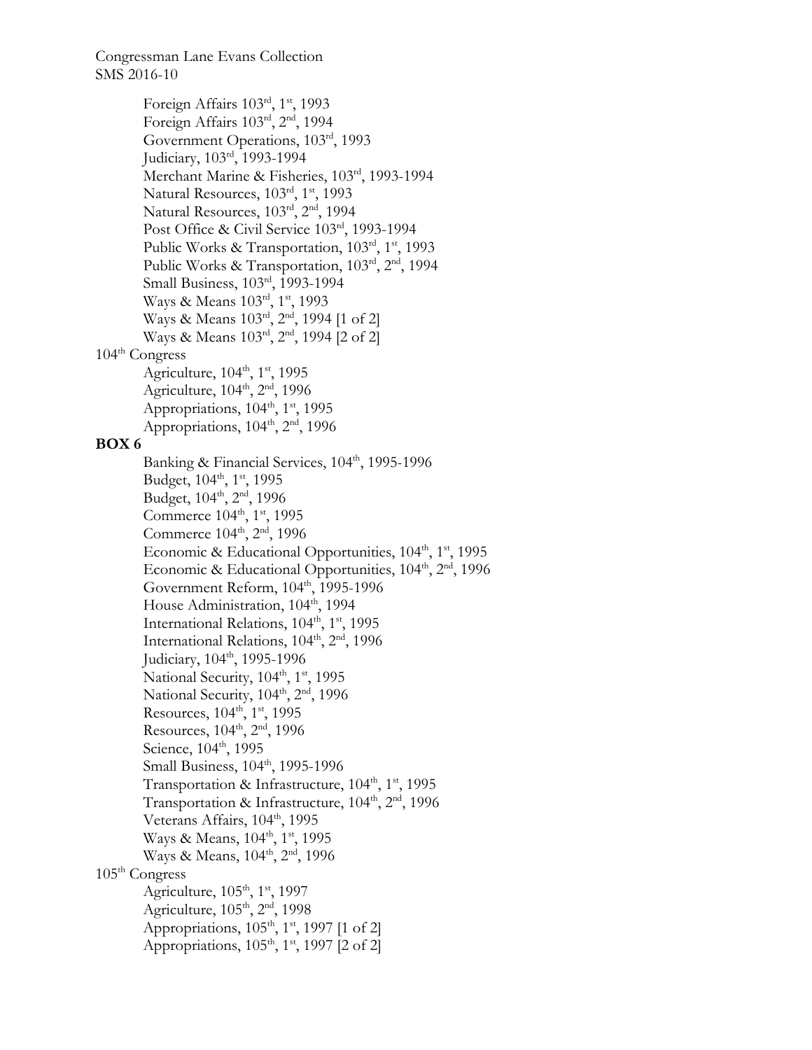Foreign Affairs 103rd, 1st, 1993
Foreign Affairs 103rd, 2nd, 1994
Government Operations, 103rd, 1993
Judiciary, 103rd, 1993-1994
Merchant Marine & Fisheries, 103rd, 1993-1994
Natural Resources, 103rd, 1st, 1993
Natural Resources, 103rd, 2nd, 1994
Post Office & Civil Service 103rd, 1993-1994
Public Works & Transportation, 103rd, 1st, 1993
Public Works & Transportation, 103rd, 2nd, 1994
Small Business, 103rd, 1993-1994
Ways & Means 103rd, 1st, 1993
Ways & Means 103rd, 2nd, 1994 [1 of 2]
Ways & Means 103rd, 2nd, 1994 [2 of 2]

104th Congress

Agriculture, 104th, 1st, 1995
Agriculture, 104th, 2nd, 1996
Appropriations, 104th, 1st, 1995
Appropriations, 104th, 2nd, 1996

**BOX 6**

Banking & Financial Services, 104th, 1995-1996
Budget, 104th, 1st, 1995
Budget, 104th, 2nd, 1996
Commerce 104th, 1st, 1995
Commerce 104th, 2nd, 1996
Economic & Educational Opportunities, 104th, 1st, 1995
Economic & Educational Opportunities, 104th, 2nd, 1996
Government Reform, 104th, 1995-1996
House Administration, 104th, 1994
International Relations, 104th, 1st, 1995
International Relations, 104th, 2nd, 1996
Judiciary, 104th, 1995-1996
National Security, 104th, 1st, 1995
National Security, 104th, 2nd, 1996
Resources, 104th, 1st, 1995
Resources, 104th, 2nd, 1996
Science, 104th, 1995
Small Business, 104th, 1995-1996
Transportation & Infrastructure, 104th, 1st, 1995
Transportation & Infrastructure, 104th, 2nd, 1996
Veterans Affairs, 104th, 1995
Ways & Means, 104th, 1st, 1995
Ways & Means, 104th, 2nd, 1996

105th Congress

Agriculture, 105th, 1st, 1997
Agriculture, 105th, 2nd, 1998
Appropriations, 105th, 1st, 1997 [1 of 2]
Appropriations, 105th, 1st, 1997 [2 of 2]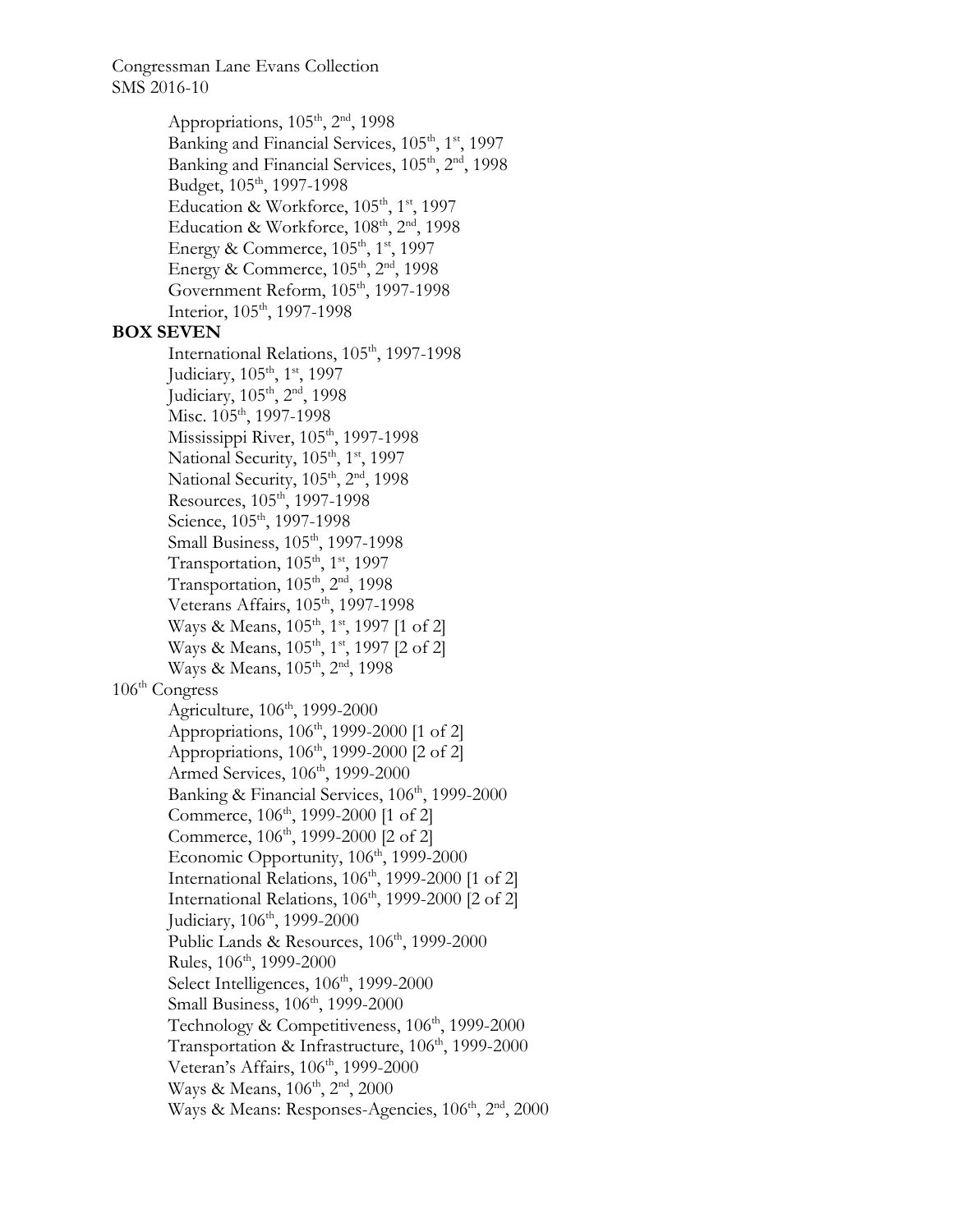Appropriations, 105th, 2nd, 1998
Banking and Financial Services, 105th, 1st, 1997
Banking and Financial Services, 105th, 2nd, 1998
Budget, 105th, 1997-1998
Education & Workforce, 105th, 1st, 1997
Education & Workforce, 108th, 2nd, 1998
Energy & Commerce, 105th, 1st, 1997
Energy & Commerce, 105th, 2nd, 1998
Government Reform, 105th, 1997-1998
Interior, 105th, 1997-1998

**BOX SEVEN**

International Relations, 105th, 1997-1998
Judiciary, 105th, 1st, 1997
Judiciary, 105th, 2nd, 1998
Misc. 105th, 1997-1998
Mississippi River, 105th, 1997-1998
National Security, 105th, 1st, 1997
National Security, 105th, 2nd, 1998
Resources, 105th, 1997-1998
Science, 105th, 1997-1998
Small Business, 105th, 1997-1998
Transportation, 105th, 1st, 1997
Transportation, 105th, 2nd, 1998
Veterans Affairs, 105th, 1997-1998
Ways & Means, 105th, 1st, 1997 [1 of 2]
Ways & Means, 105th, 1st, 1997 [2 of 2]
Ways & Means, 105th, 2nd, 1998

106th Congress

Agriculture, 106th, 1999-2000
Appropriations, 106th, 1999-2000 [1 of 2]
Appropriations, 106th, 1999-2000 [2 of 2]
Armed Services, 106th, 1999-2000
Banking & Financial Services, 106th, 1999-2000
Commerce, 106th, 1999-2000 [1 of 2]
Commerce, 106th, 1999-2000 [2 of 2]
Economic Opportunity, 106th, 1999-2000
International Relations, 106th, 1999-2000 [1 of 2]
International Relations, 106th, 1999-2000 [2 of 2]
Judiciary, 106th, 1999-2000
Public Lands & Resources, 106th, 1999-2000
Rules, 106th, 1999-2000
Select Intelligences, 106th, 1999-2000
Small Business, 106th, 1999-2000
Technology & Competitiveness, 106th, 1999-2000
Transportation & Infrastructure, 106th, 1999-2000
Veteran's Affairs, 106th, 1999-2000
Ways & Means, 106th, 2nd, 2000
Ways & Means: Responses-Agencies, 106th, 2nd, 2000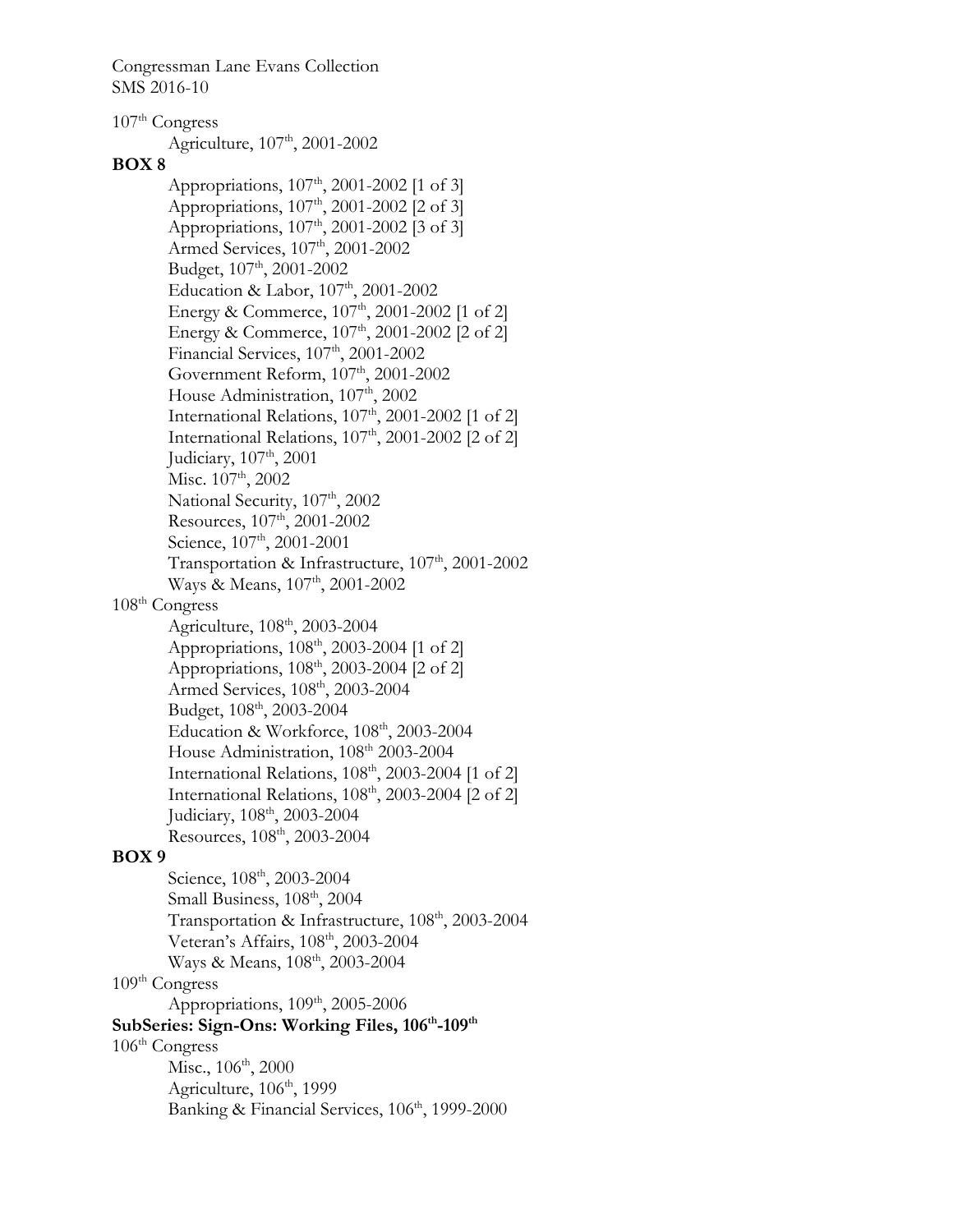Congressman Lane Evans Collection
SMS 2016-10

107th Congress

- Agriculture, 107th, 2001-2002

**BOX 8**

- Appropriations, 107th, 2001-2002 [1 of 3]
- Appropriations, 107th, 2001-2002 [2 of 3]
- Appropriations, 107th, 2001-2002 [3 of 3]
- Armed Services, 107th, 2001-2002
- Budget, 107th, 2001-2002
- Education & Labor, 107th, 2001-2002
- Energy & Commerce, 107th, 2001-2002 [1 of 2]
- Energy & Commerce, 107th, 2001-2002 [2 of 2]
- Financial Services, 107th, 2001-2002
- Government Reform, 107th, 2001-2002
- House Administration, 107th, 2002
- International Relations, 107th, 2001-2002 [1 of 2]
- International Relations, 107th, 2001-2002 [2 of 2]
- Judiciary, 107th, 2001
- Misc. 107th, 2002
- National Security, 107th, 2002
- Resources, 107th, 2001-2002
- Science, 107th, 2001-2001
- Transportation & Infrastructure, 107th, 2001-2002
- Ways & Means, 107th, 2001-2002

108th Congress

- Agriculture, 108th, 2003-2004
- Appropriations, 108th, 2003-2004 [1 of 2]
- Appropriations, 108th, 2003-2004 [2 of 2]
- Armed Services, 108th, 2003-2004
- Budget, 108th, 2003-2004
- Education & Workforce, 108th, 2003-2004
- House Administration, 108th 2003-2004
- International Relations, 108th, 2003-2004 [1 of 2]
- International Relations, 108th, 2003-2004 [2 of 2]
- Judiciary, 108th, 2003-2004
- Resources, 108th, 2003-2004

**BOX 9**

- Science, 108th, 2003-2004
- Small Business, 108th, 2004
- Transportation & Infrastructure, 108th, 2003-2004
- Veteran's Affairs, 108th, 2003-2004
- Ways & Means, 108th, 2003-2004

109th Congress

- Appropriations, 109th, 2005-2006

**SubSeries: Sign-Ons: Working Files, 106th-109th**

106th Congress

- Misc., 106th, 2000
- Agriculture, 106th, 1999
- Banking & Financial Services, 106th, 1999-2000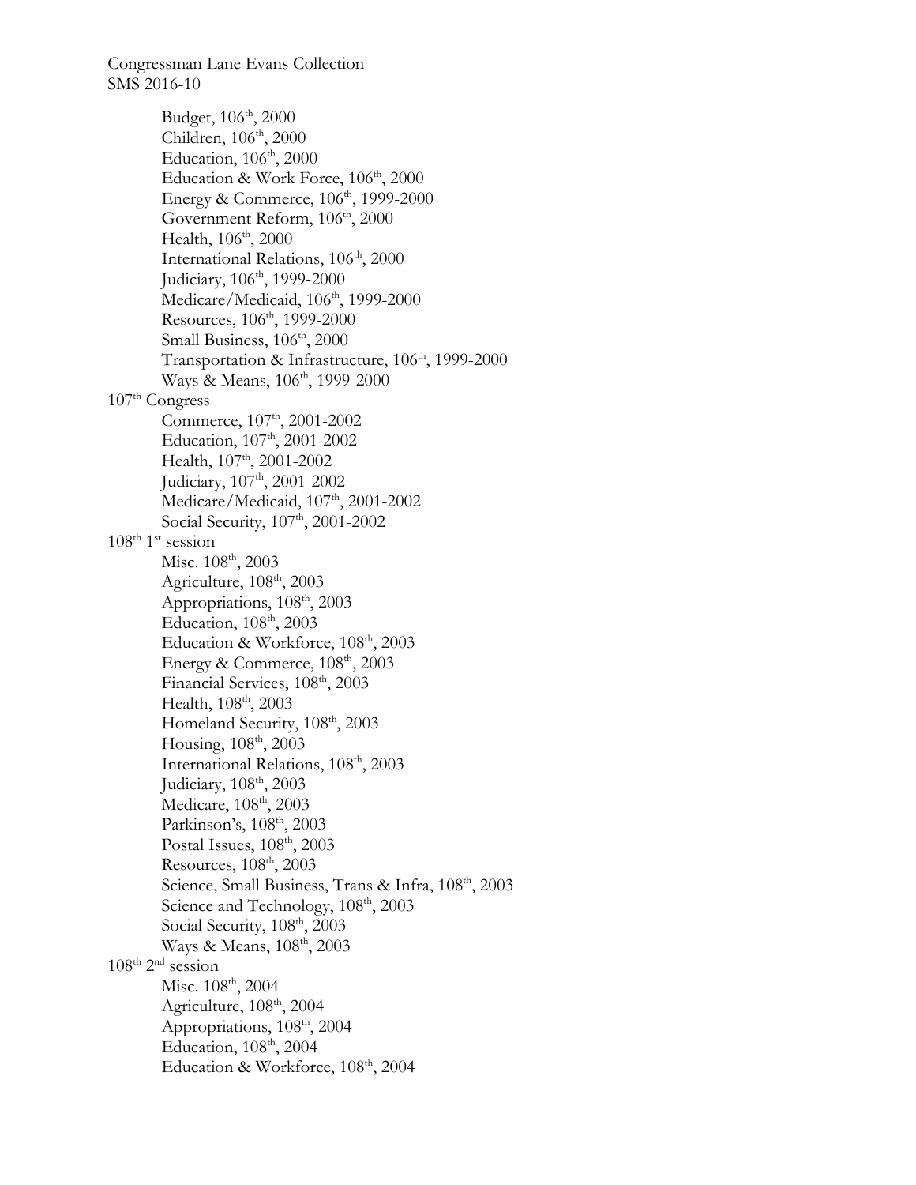- Budget, 106th, 2000
- Children, 106th, 2000
- Education, 106th, 2000
- Education & Work Force, 106th, 2000
- Energy & Commerce, 106th, 1999-2000
- Government Reform, 106th, 2000
- Health, 106th, 2000
- International Relations, 106th, 2000
- Judiciary, 106th, 1999-2000
- Medicare/Medicaid, 106th, 1999-2000
- Resources, 106th, 1999-2000
- Small Business, 106th, 2000
- Transportation & Infrastructure, 106th, 1999-2000
- Ways & Means, 106th, 1999-2000

107th Congress
- Commerce, 107th, 2001-2002
- Education, 107th, 2001-2002
- Health, 107th, 2001-2002
- Judiciary, 107th, 2001-2002
- Medicare/Medicaid, 107th, 2001-2002
- Social Security, 107th, 2001-2002

108th 1st session
- Misc. 108th, 2003
- Agriculture, 108th, 2003
- Appropriations, 108th, 2003
- Education, 108th, 2003
- Education & Workforce, 108th, 2003
- Energy & Commerce, 108th, 2003
- Financial Services, 108th, 2003
- Health, 108th, 2003
- Homeland Security, 108th, 2003
- Housing, 108th, 2003
- International Relations, 108th, 2003
- Judiciary, 108th, 2003
- Medicare, 108th, 2003
- Parkinson's, 108th, 2003
- Postal Issues, 108th, 2003
- Resources, 108th, 2003
- Science, Small Business, Trans & Infra, 108th, 2003
- Science and Technology, 108th, 2003
- Social Security, 108th, 2003
- Ways & Means, 108th, 2003

108th 2nd session
- Misc. 108th, 2004
- Agriculture, 108th, 2004
- Appropriations, 108th, 2004
- Education, 108th, 2004
- Education & Workforce, 108th, 2004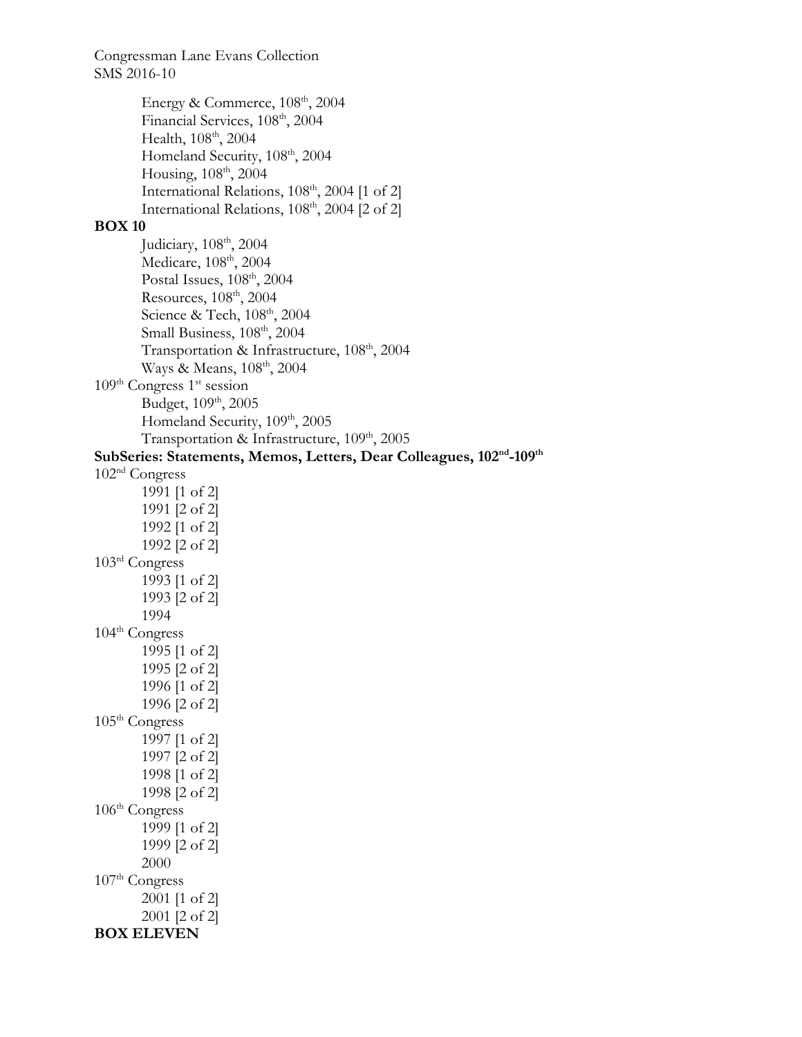Energy & Commerce, 108th, 2004
Financial Services, 108th, 2004
Health, 108th, 2004
Homeland Security, 108th, 2004
Housing, 108th, 2004
International Relations, 108th, 2004 [1 of 2]
International Relations, 108th, 2004 [2 of 2]

**BOX 10**

Judiciary, 108th, 2004
Medicare, 108th, 2004
Postal Issues, 108th, 2004
Resources, 108th, 2004
Science & Tech, 108th, 2004
Small Business, 108th, 2004
Transportation & Infrastructure, 108th, 2004
Ways & Means, 108th, 2004

109th Congress 1st session

Budget, 109th, 2005
Homeland Security, 109th, 2005
Transportation & Infrastructure, 109th, 2005

**SubSeries: Statements, Memos, Letters, Dear Colleagues, 102nd-109th**

102nd Congress

1991 [1 of 2]
1991 [2 of 2]
1992 [1 of 2]
1992 [2 of 2]

103rd Congress

1993 [1 of 2]
1993 [2 of 2]
1994

104th Congress

1995 [1 of 2]
1995 [2 of 2]
1996 [1 of 2]
1996 [2 of 2]

105th Congress

1997 [1 of 2]
1997 [2 of 2]
1998 [1 of 2]
1998 [2 of 2]

106th Congress

1999 [1 of 2]
1999 [2 of 2]
2000

107th Congress

2001 [1 of 2]
2001 [2 of 2]

**BOX ELEVEN**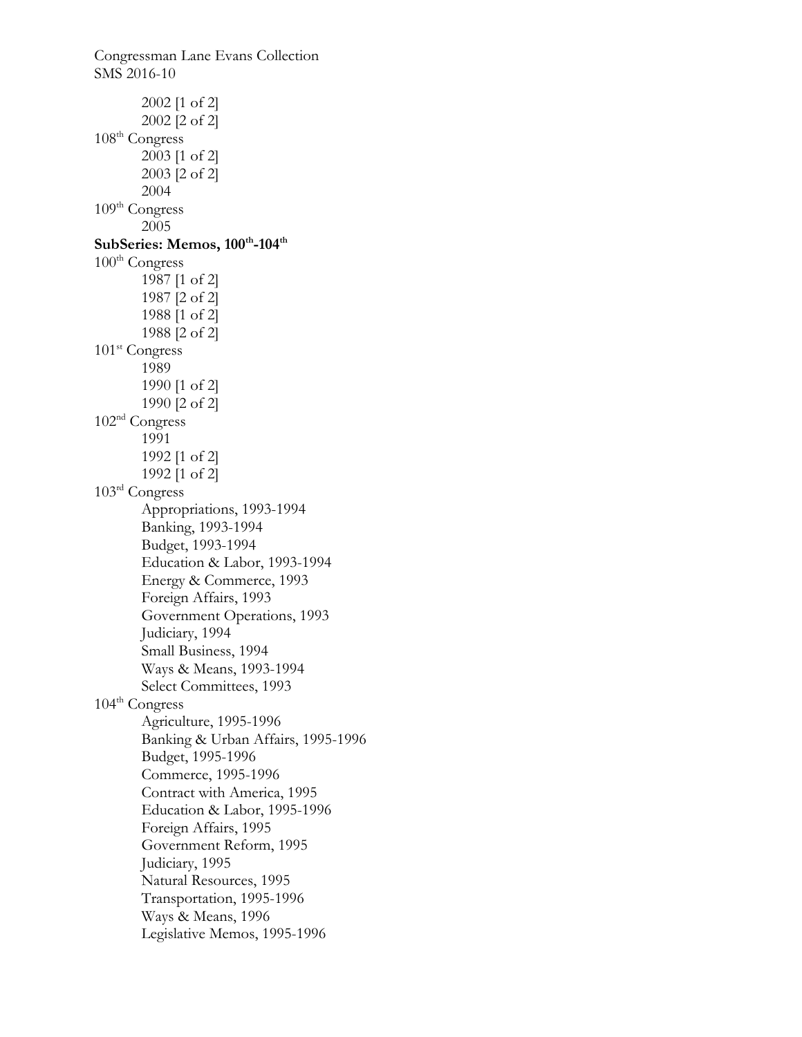2002 [1 of 2]
2002 [2 of 2]

108th Congress

2003 [1 of 2]
2003 [2 of 2]
2004

109th Congress

2005

**SubSeries: Memos, 100th-104th**

100th Congress

1987 [1 of 2]
1987 [2 of 2]
1988 [1 of 2]
1988 [2 of 2]

101st Congress

1989
1990 [1 of 2]
1990 [2 of 2]

102nd Congress

1991
1992 [1 of 2]
1992 [1 of 2]

103rd Congress

Appropriations, 1993-1994
Banking, 1993-1994
Budget, 1993-1994
Education & Labor, 1993-1994
Energy & Commerce, 1993
Foreign Affairs, 1993
Government Operations, 1993
Judiciary, 1994
Small Business, 1994
Ways & Means, 1993-1994
Select Committees, 1993

104th Congress

Agriculture, 1995-1996
Banking & Urban Affairs, 1995-1996
Budget, 1995-1996
Commerce, 1995-1996
Contract with America, 1995
Education & Labor, 1995-1996
Foreign Affairs, 1995
Government Reform, 1995
Judiciary, 1995
Natural Resources, 1995
Transportation, 1995-1996
Ways & Means, 1996
Legislative Memos, 1995-1996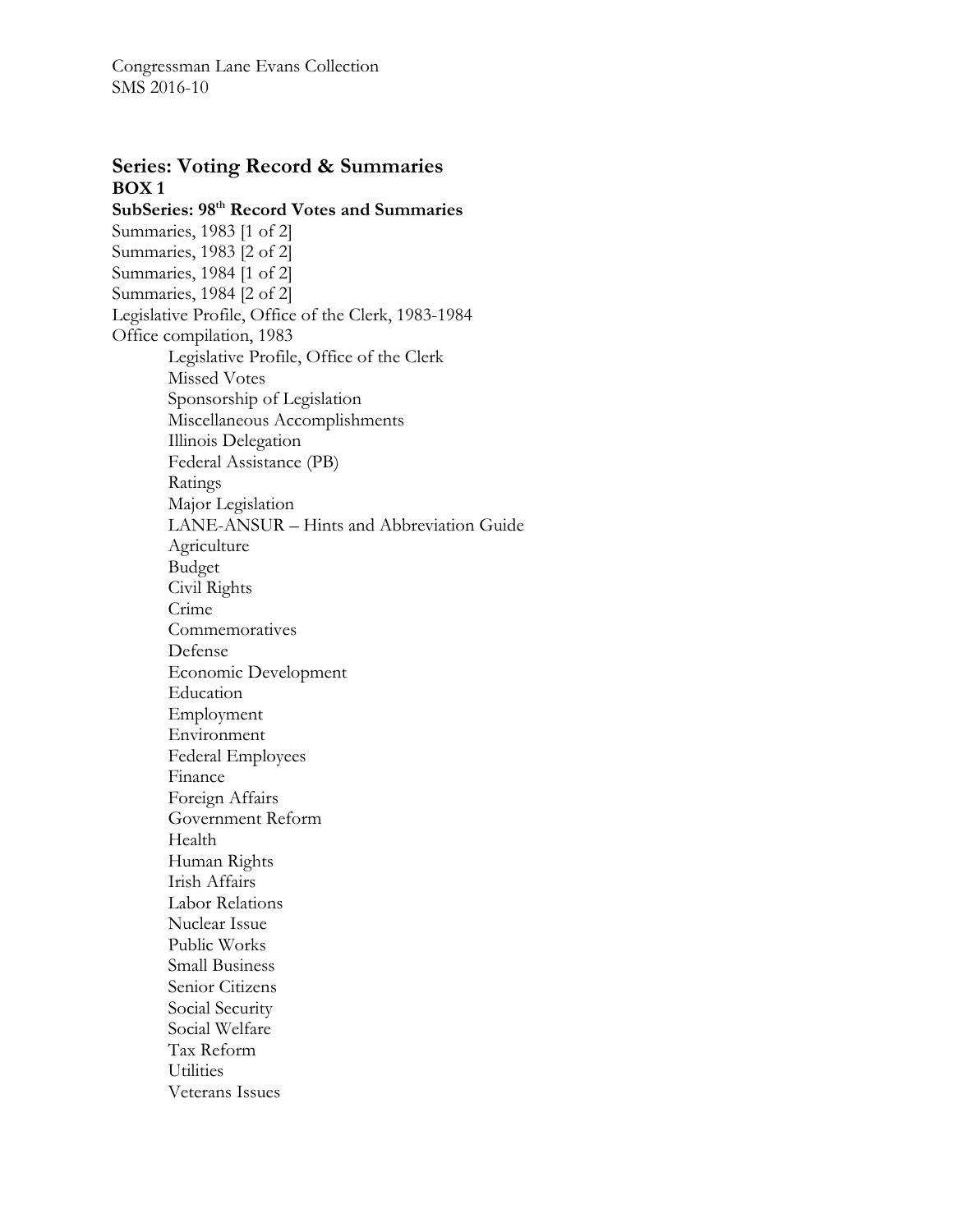Congressman Lane Evans Collection
SMS 2016-10

## Series: Voting Record & Summaries

**BOX 1**

**SubSeries: 98th Record Votes and Summaries**

Summaries, 1983 [1 of 2]
Summaries, 1983 [2 of 2]
Summaries, 1984 [1 of 2]
Summaries, 1984 [2 of 2]
Legislative Profile, Office of the Clerk, 1983-1984
Office compilation, 1983

- Legislative Profile, Office of the Clerk
- Missed Votes
- Sponsorship of Legislation
- Miscellaneous Accomplishments
- Illinois Delegation
- Federal Assistance (PB)
- Ratings
- Major Legislation
- LANE-ANSUR – Hints and Abbreviation Guide
- Agriculture
- Budget
- Civil Rights
- Crime
- Commemoratives
- Defense
- Economic Development
- Education
- Employment
- Environment
- Federal Employees
- Finance
- Foreign Affairs
- Government Reform
- Health
- Human Rights
- Irish Affairs
- Labor Relations
- Nuclear Issue
- Public Works
- Small Business
- Senior Citizens
- Social Security
- Social Welfare
- Tax Reform
- Utilities
- Veterans Issues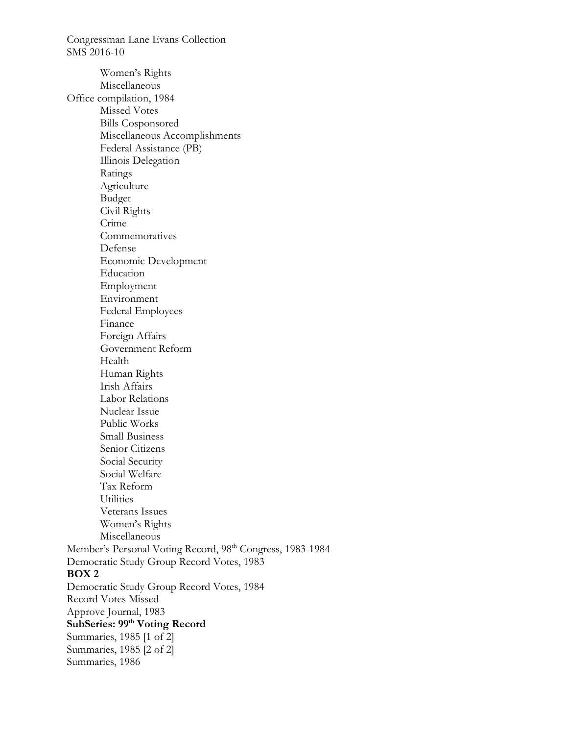Women's Rights
Miscellaneous

Office compilation, 1984

- Missed Votes
- Bills Cosponsored
- Miscellaneous Accomplishments
- Federal Assistance (PB)
- Illinois Delegation
- Ratings
- Agriculture
- Budget
- Civil Rights
- Crime
- Commemoratives
- Defense
- Economic Development
- Education
- Employment
- Environment
- Federal Employees
- Finance
- Foreign Affairs
- Government Reform
- Health
- Human Rights
- Irish Affairs
- Labor Relations
- Nuclear Issue
- Public Works
- Small Business
- Senior Citizens
- Social Security
- Social Welfare
- Tax Reform
- Utilities
- Veterans Issues
- Women's Rights
- Miscellaneous

Member's Personal Voting Record, 98th Congress, 1983-1984
Democratic Study Group Record Votes, 1983

**BOX 2**

Democratic Study Group Record Votes, 1984
Record Votes Missed
Approve Journal, 1983

**SubSeries: 99th Voting Record**

Summaries, 1985 [1 of 2]
Summaries, 1985 [2 of 2]
Summaries, 1986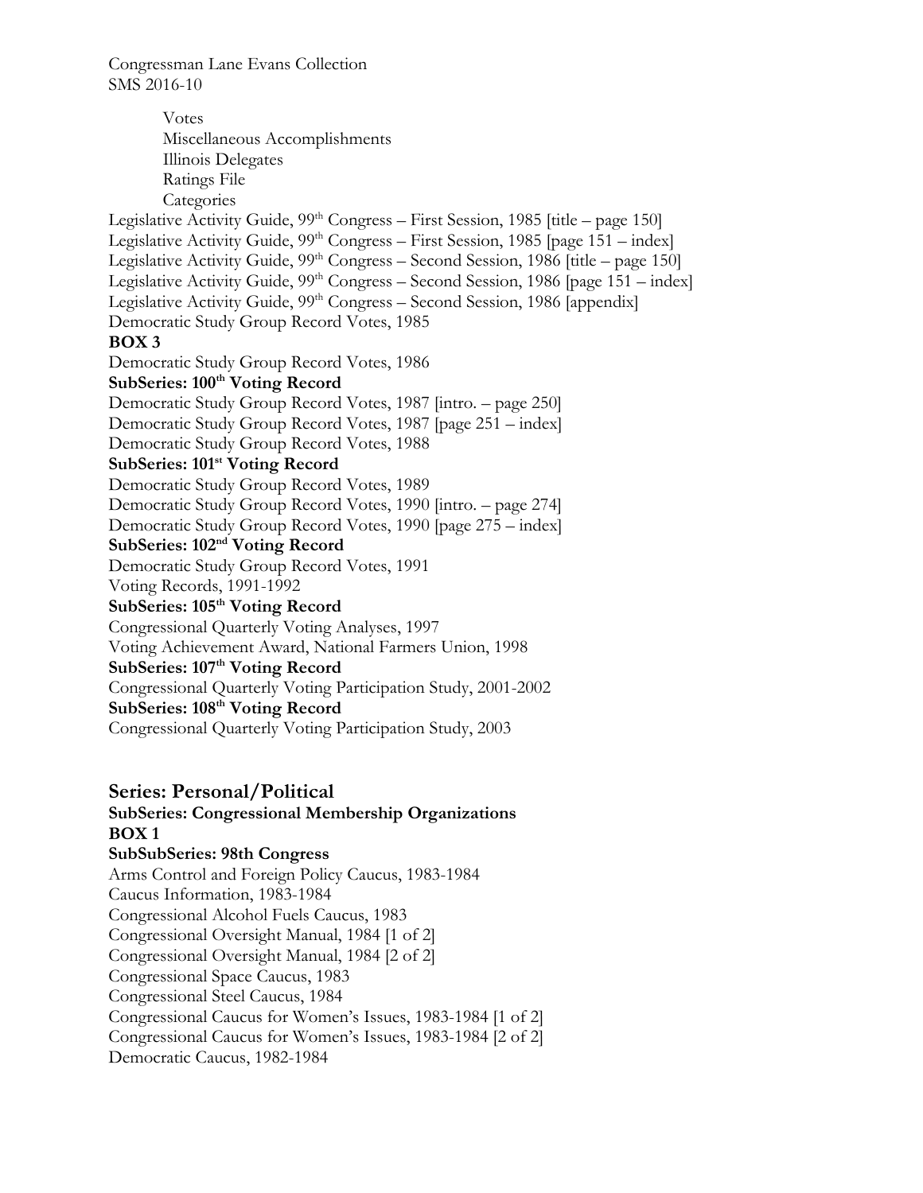Votes
Miscellaneous Accomplishments
Illinois Delegates
Ratings File
Categories

Legislative Activity Guide, 99th Congress – First Session, 1985 [title – page 150]
Legislative Activity Guide, 99th Congress – First Session, 1985 [page 151 – index]
Legislative Activity Guide, 99th Congress – Second Session, 1986 [title – page 150]
Legislative Activity Guide, 99th Congress – Second Session, 1986 [page 151 – index]
Legislative Activity Guide, 99th Congress – Second Session, 1986 [appendix]
Democratic Study Group Record Votes, 1985

**BOX 3**

Democratic Study Group Record Votes, 1986

**SubSeries: 100th Voting Record**

Democratic Study Group Record Votes, 1987 [intro. – page 250]
Democratic Study Group Record Votes, 1987 [page 251 – index]
Democratic Study Group Record Votes, 1988

**SubSeries: 101st Voting Record**

Democratic Study Group Record Votes, 1989
Democratic Study Group Record Votes, 1990 [intro. – page 274]
Democratic Study Group Record Votes, 1990 [page 275 – index]

**SubSeries: 102nd Voting Record**

Democratic Study Group Record Votes, 1991
Voting Records, 1991-1992

**SubSeries: 105th Voting Record**

Congressional Quarterly Voting Analyses, 1997
Voting Achievement Award, National Farmers Union, 1998

**SubSeries: 107th Voting Record**

Congressional Quarterly Voting Participation Study, 2001-2002

**SubSeries: 108th Voting Record**

Congressional Quarterly Voting Participation Study, 2003

## Series: Personal/Political

**SubSeries: Congressional Membership Organizations**

**BOX 1**

**SubSubSeries: 98th Congress**

Arms Control and Foreign Policy Caucus, 1983-1984
Caucus Information, 1983-1984
Congressional Alcohol Fuels Caucus, 1983
Congressional Oversight Manual, 1984 [1 of 2]
Congressional Oversight Manual, 1984 [2 of 2]
Congressional Space Caucus, 1983
Congressional Steel Caucus, 1984
Congressional Caucus for Women's Issues, 1983-1984 [1 of 2]
Congressional Caucus for Women's Issues, 1983-1984 [2 of 2]
Democratic Caucus, 1982-1984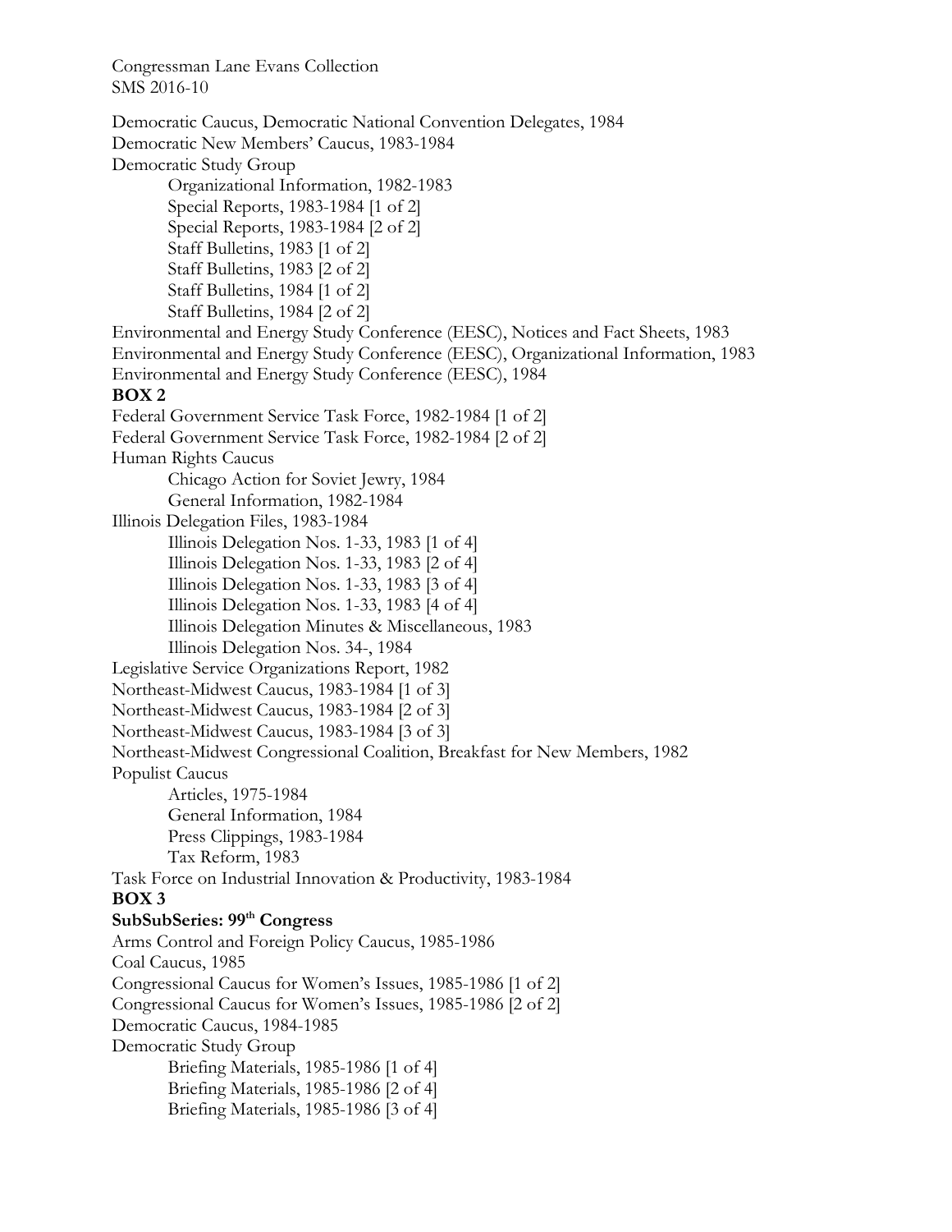Congressman Lane Evans Collection
SMS 2016-10

Democratic Caucus, Democratic National Convention Delegates, 1984
Democratic New Members' Caucus, 1983-1984
Democratic Study Group
    Organizational Information, 1982-1983
    Special Reports, 1983-1984 [1 of 2]
    Special Reports, 1983-1984 [2 of 2]
    Staff Bulletins, 1983 [1 of 2]
    Staff Bulletins, 1983 [2 of 2]
    Staff Bulletins, 1984 [1 of 2]
    Staff Bulletins, 1984 [2 of 2]
Environmental and Energy Study Conference (EESC), Notices and Fact Sheets, 1983
Environmental and Energy Study Conference (EESC), Organizational Information, 1983
Environmental and Energy Study Conference (EESC), 1984

**BOX 2**

Federal Government Service Task Force, 1982-1984 [1 of 2]
Federal Government Service Task Force, 1982-1984 [2 of 2]
Human Rights Caucus
    Chicago Action for Soviet Jewry, 1984
    General Information, 1982-1984
Illinois Delegation Files, 1983-1984
    Illinois Delegation Nos. 1-33, 1983 [1 of 4]
    Illinois Delegation Nos. 1-33, 1983 [2 of 4]
    Illinois Delegation Nos. 1-33, 1983 [3 of 4]
    Illinois Delegation Nos. 1-33, 1983 [4 of 4]
    Illinois Delegation Minutes & Miscellaneous, 1983
    Illinois Delegation Nos. 34-, 1984
Legislative Service Organizations Report, 1982
Northeast-Midwest Caucus, 1983-1984 [1 of 3]
Northeast-Midwest Caucus, 1983-1984 [2 of 3]
Northeast-Midwest Caucus, 1983-1984 [3 of 3]
Northeast-Midwest Congressional Coalition, Breakfast for New Members, 1982
Populist Caucus
    Articles, 1975-1984
    General Information, 1984
    Press Clippings, 1983-1984
    Tax Reform, 1983
Task Force on Industrial Innovation & Productivity, 1983-1984

**BOX 3**

**SubSubSeries: 99th Congress**

Arms Control and Foreign Policy Caucus, 1985-1986
Coal Caucus, 1985
Congressional Caucus for Women's Issues, 1985-1986 [1 of 2]
Congressional Caucus for Women's Issues, 1985-1986 [2 of 2]
Democratic Caucus, 1984-1985
Democratic Study Group
    Briefing Materials, 1985-1986 [1 of 4]
    Briefing Materials, 1985-1986 [2 of 4]
    Briefing Materials, 1985-1986 [3 of 4]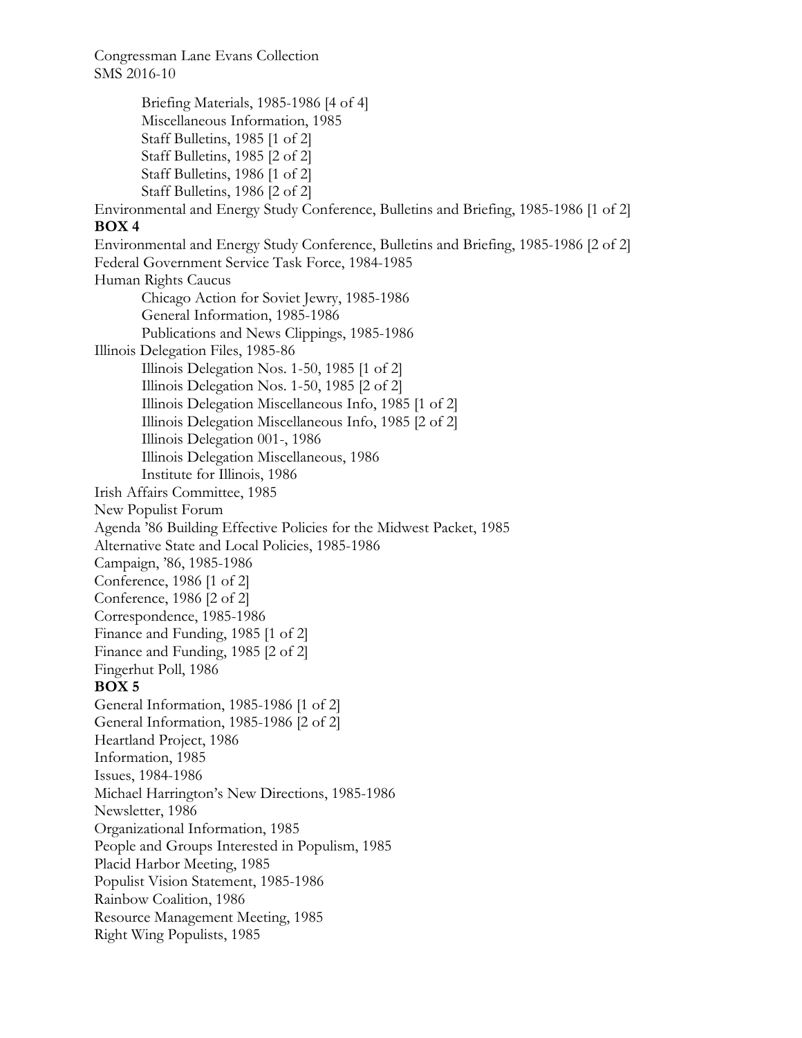Briefing Materials, 1985-1986 [4 of 4]
Miscellaneous Information, 1985
Staff Bulletins, 1985 [1 of 2]
Staff Bulletins, 1985 [2 of 2]
Staff Bulletins, 1986 [1 of 2]
Staff Bulletins, 1986 [2 of 2]

Environmental and Energy Study Conference, Bulletins and Briefing, 1985-1986 [1 of 2]

**BOX 4**

Environmental and Energy Study Conference, Bulletins and Briefing, 1985-1986 [2 of 2]
Federal Government Service Task Force, 1984-1985
Human Rights Caucus
Chicago Action for Soviet Jewry, 1985-1986
General Information, 1985-1986
Publications and News Clippings, 1985-1986
Illinois Delegation Files, 1985-86
Illinois Delegation Nos. 1-50, 1985 [1 of 2]
Illinois Delegation Nos. 1-50, 1985 [2 of 2]
Illinois Delegation Miscellaneous Info, 1985 [1 of 2]
Illinois Delegation Miscellaneous Info, 1985 [2 of 2]
Illinois Delegation 001-, 1986
Illinois Delegation Miscellaneous, 1986
Institute for Illinois, 1986
Irish Affairs Committee, 1985
New Populist Forum
Agenda '86 Building Effective Policies for the Midwest Packet, 1985
Alternative State and Local Policies, 1985-1986
Campaign, '86, 1985-1986
Conference, 1986 [1 of 2]
Conference, 1986 [2 of 2]
Correspondence, 1985-1986
Finance and Funding, 1985 [1 of 2]
Finance and Funding, 1985 [2 of 2]
Fingerhut Poll, 1986

**BOX 5**

General Information, 1985-1986 [1 of 2]
General Information, 1985-1986 [2 of 2]
Heartland Project, 1986
Information, 1985
Issues, 1984-1986
Michael Harrington's New Directions, 1985-1986
Newsletter, 1986
Organizational Information, 1985
People and Groups Interested in Populism, 1985
Placid Harbor Meeting, 1985
Populist Vision Statement, 1985-1986
Rainbow Coalition, 1986
Resource Management Meeting, 1985
Right Wing Populists, 1985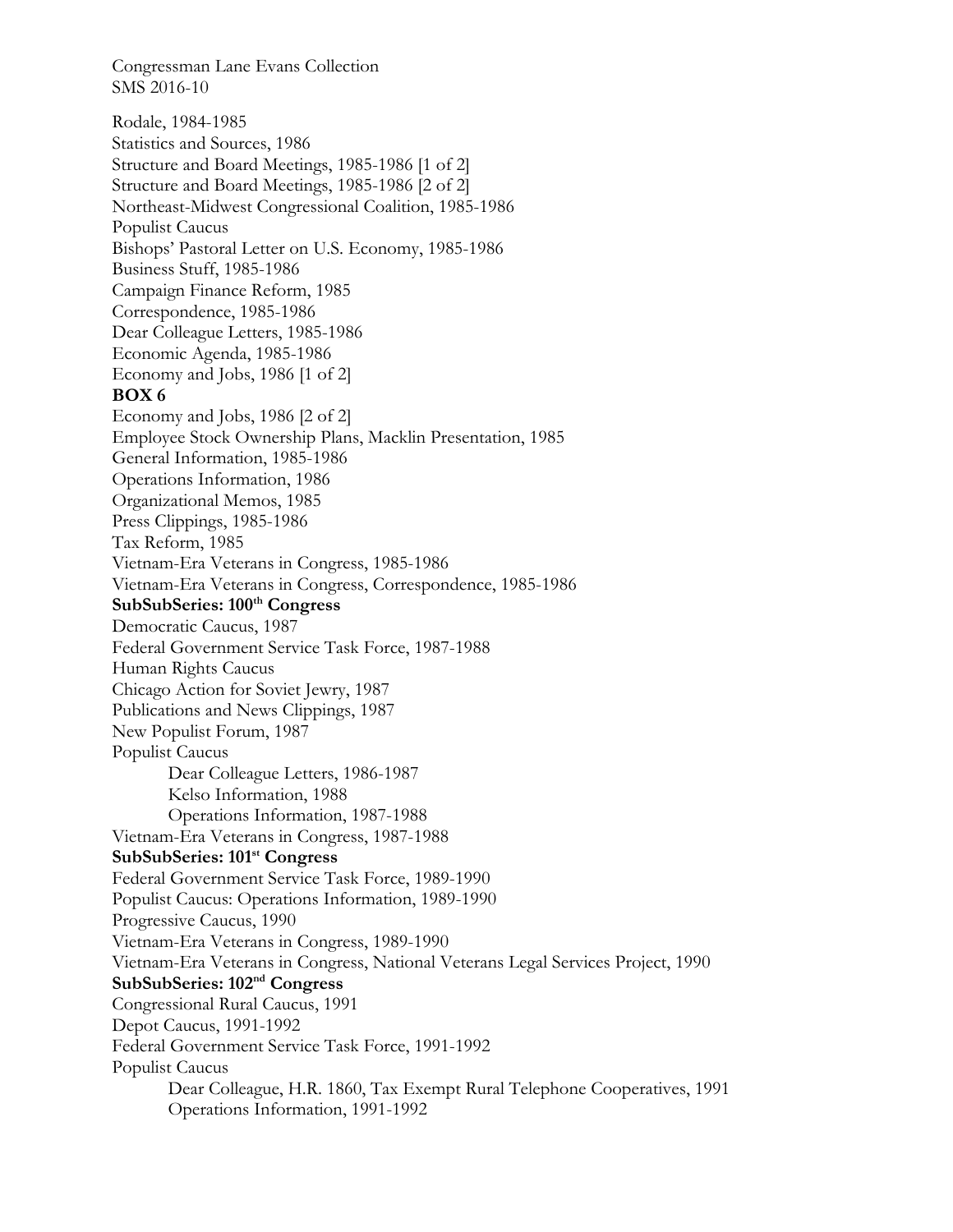Rodale, 1984-1985
Statistics and Sources, 1986
Structure and Board Meetings, 1985-1986 [1 of 2]
Structure and Board Meetings, 1985-1986 [2 of 2]
Northeast-Midwest Congressional Coalition, 1985-1986
Populist Caucus
Bishops' Pastoral Letter on U.S. Economy, 1985-1986
Business Stuff, 1985-1986
Campaign Finance Reform, 1985
Correspondence, 1985-1986
Dear Colleague Letters, 1985-1986
Economic Agenda, 1985-1986
Economy and Jobs, 1986 [1 of 2]

**BOX 6**

Economy and Jobs, 1986 [2 of 2]
Employee Stock Ownership Plans, Macklin Presentation, 1985
General Information, 1985-1986
Operations Information, 1986
Organizational Memos, 1985
Press Clippings, 1985-1986
Tax Reform, 1985
Vietnam-Era Veterans in Congress, 1985-1986
Vietnam-Era Veterans in Congress, Correspondence, 1985-1986

**SubSubSeries: 100th Congress**

Democratic Caucus, 1987
Federal Government Service Task Force, 1987-1988
Human Rights Caucus
Chicago Action for Soviet Jewry, 1987
Publications and News Clippings, 1987
New Populist Forum, 1987
Populist Caucus
- Dear Colleague Letters, 1986-1987
- Kelso Information, 1988
- Operations Information, 1987-1988

Vietnam-Era Veterans in Congress, 1987-1988

**SubSubSeries: 101st Congress**

Federal Government Service Task Force, 1989-1990
Populist Caucus: Operations Information, 1989-1990
Progressive Caucus, 1990
Vietnam-Era Veterans in Congress, 1989-1990
Vietnam-Era Veterans in Congress, National Veterans Legal Services Project, 1990

**SubSubSeries: 102nd Congress**

Congressional Rural Caucus, 1991
Depot Caucus, 1991-1992
Federal Government Service Task Force, 1991-1992
Populist Caucus
- Dear Colleague, H.R. 1860, Tax Exempt Rural Telephone Cooperatives, 1991
- Operations Information, 1991-1992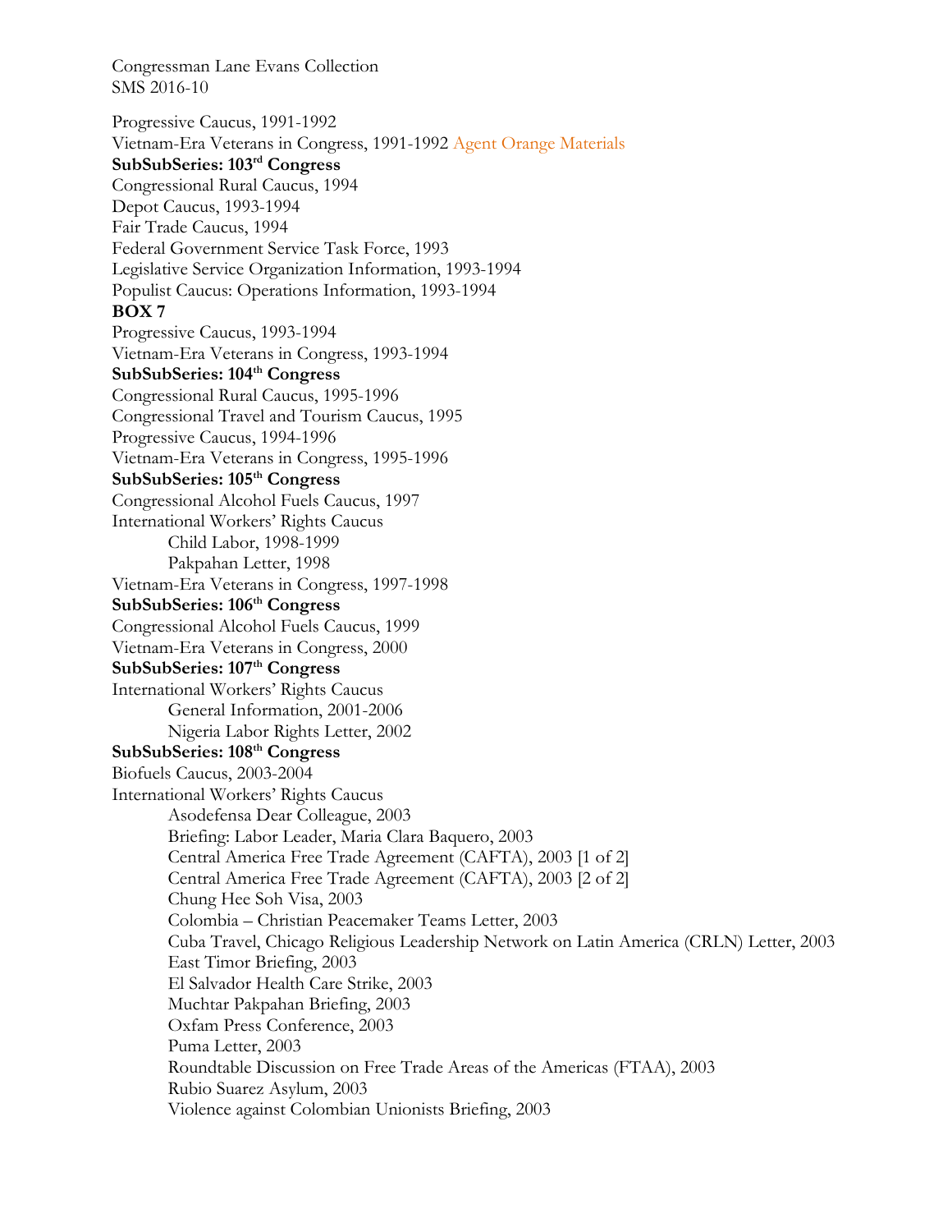Congressman Lane Evans Collection
SMS 2016-10

Progressive Caucus, 1991-1992
Vietnam-Era Veterans in Congress, 1991-1992 Agent Orange Materials

**SubSubSeries: 103rd Congress**

Congressional Rural Caucus, 1994
Depot Caucus, 1993-1994
Fair Trade Caucus, 1994
Federal Government Service Task Force, 1993
Legislative Service Organization Information, 1993-1994
Populist Caucus: Operations Information, 1993-1994

**BOX 7**

Progressive Caucus, 1993-1994
Vietnam-Era Veterans in Congress, 1993-1994

**SubSubSeries: 104th Congress**

Congressional Rural Caucus, 1995-1996
Congressional Travel and Tourism Caucus, 1995
Progressive Caucus, 1994-1996
Vietnam-Era Veterans in Congress, 1995-1996

**SubSubSeries: 105th Congress**

Congressional Alcohol Fuels Caucus, 1997
International Workers' Rights Caucus
- Child Labor, 1998-1999
- Pakpahan Letter, 1998

Vietnam-Era Veterans in Congress, 1997-1998

**SubSubSeries: 106th Congress**

Congressional Alcohol Fuels Caucus, 1999
Vietnam-Era Veterans in Congress, 2000

**SubSubSeries: 107th Congress**

International Workers' Rights Caucus
- General Information, 2001-2006
- Nigeria Labor Rights Letter, 2002

**SubSubSeries: 108th Congress**

Biofuels Caucus, 2003-2004
International Workers' Rights Caucus
- Asodefensa Dear Colleague, 2003
- Briefing: Labor Leader, Maria Clara Baquero, 2003
- Central America Free Trade Agreement (CAFTA), 2003 [1 of 2]
- Central America Free Trade Agreement (CAFTA), 2003 [2 of 2]
- Chung Hee Soh Visa, 2003
- Colombia – Christian Peacemaker Teams Letter, 2003
- Cuba Travel, Chicago Religious Leadership Network on Latin America (CRLN) Letter, 2003
- East Timor Briefing, 2003
- El Salvador Health Care Strike, 2003
- Muchtar Pakpahan Briefing, 2003
- Oxfam Press Conference, 2003
- Puma Letter, 2003
- Roundtable Discussion on Free Trade Areas of the Americas (FTAA), 2003
- Rubio Suarez Asylum, 2003
- Violence against Colombian Unionists Briefing, 2003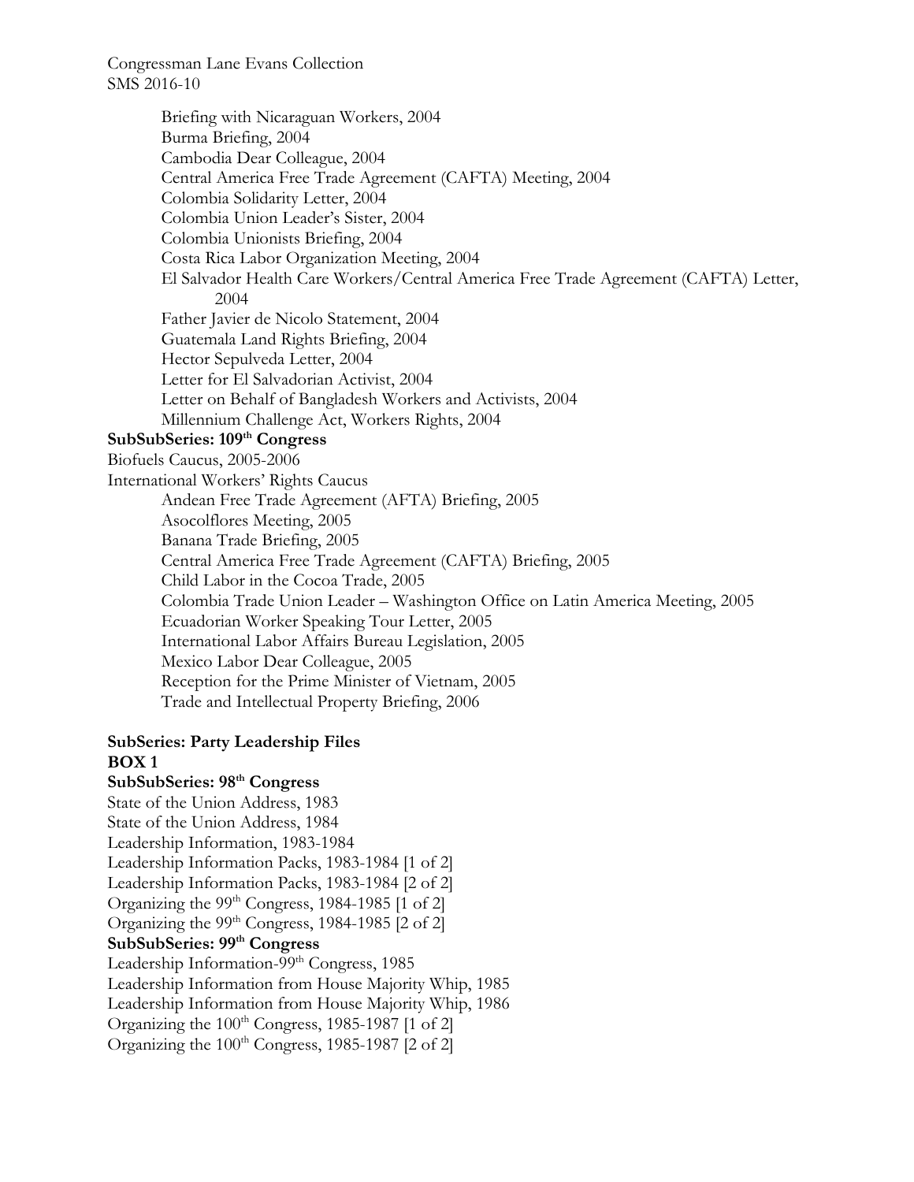Briefing with Nicaraguan Workers, 2004
Burma Briefing, 2004
Cambodia Dear Colleague, 2004
Central America Free Trade Agreement (CAFTA) Meeting, 2004
Colombia Solidarity Letter, 2004
Colombia Union Leader's Sister, 2004
Colombia Unionists Briefing, 2004
Costa Rica Labor Organization Meeting, 2004
El Salvador Health Care Workers/Central America Free Trade Agreement (CAFTA) Letter, 2004
Father Javier de Nicolo Statement, 2004
Guatemala Land Rights Briefing, 2004
Hector Sepulveda Letter, 2004
Letter for El Salvadorian Activist, 2004
Letter on Behalf of Bangladesh Workers and Activists, 2004
Millennium Challenge Act, Workers Rights, 2004

**SubSubSeries: 109th Congress**

Biofuels Caucus, 2005-2006
International Workers' Rights Caucus
Andean Free Trade Agreement (AFTA) Briefing, 2005
Asocolflores Meeting, 2005
Banana Trade Briefing, 2005
Central America Free Trade Agreement (CAFTA) Briefing, 2005
Child Labor in the Cocoa Trade, 2005
Colombia Trade Union Leader – Washington Office on Latin America Meeting, 2005
Ecuadorian Worker Speaking Tour Letter, 2005
International Labor Affairs Bureau Legislation, 2005
Mexico Labor Dear Colleague, 2005
Reception for the Prime Minister of Vietnam, 2005
Trade and Intellectual Property Briefing, 2006

**SubSeries: Party Leadership Files**

**BOX 1**

**SubSubSeries: 98th Congress**

State of the Union Address, 1983
State of the Union Address, 1984
Leadership Information, 1983-1984
Leadership Information Packs, 1983-1984 [1 of 2]
Leadership Information Packs, 1983-1984 [2 of 2]
Organizing the 99th Congress, 1984-1985 [1 of 2]
Organizing the 99th Congress, 1984-1985 [2 of 2]

**SubSubSeries: 99th Congress**

Leadership Information-99th Congress, 1985
Leadership Information from House Majority Whip, 1985
Leadership Information from House Majority Whip, 1986
Organizing the 100th Congress, 1985-1987 [1 of 2]
Organizing the 100th Congress, 1985-1987 [2 of 2]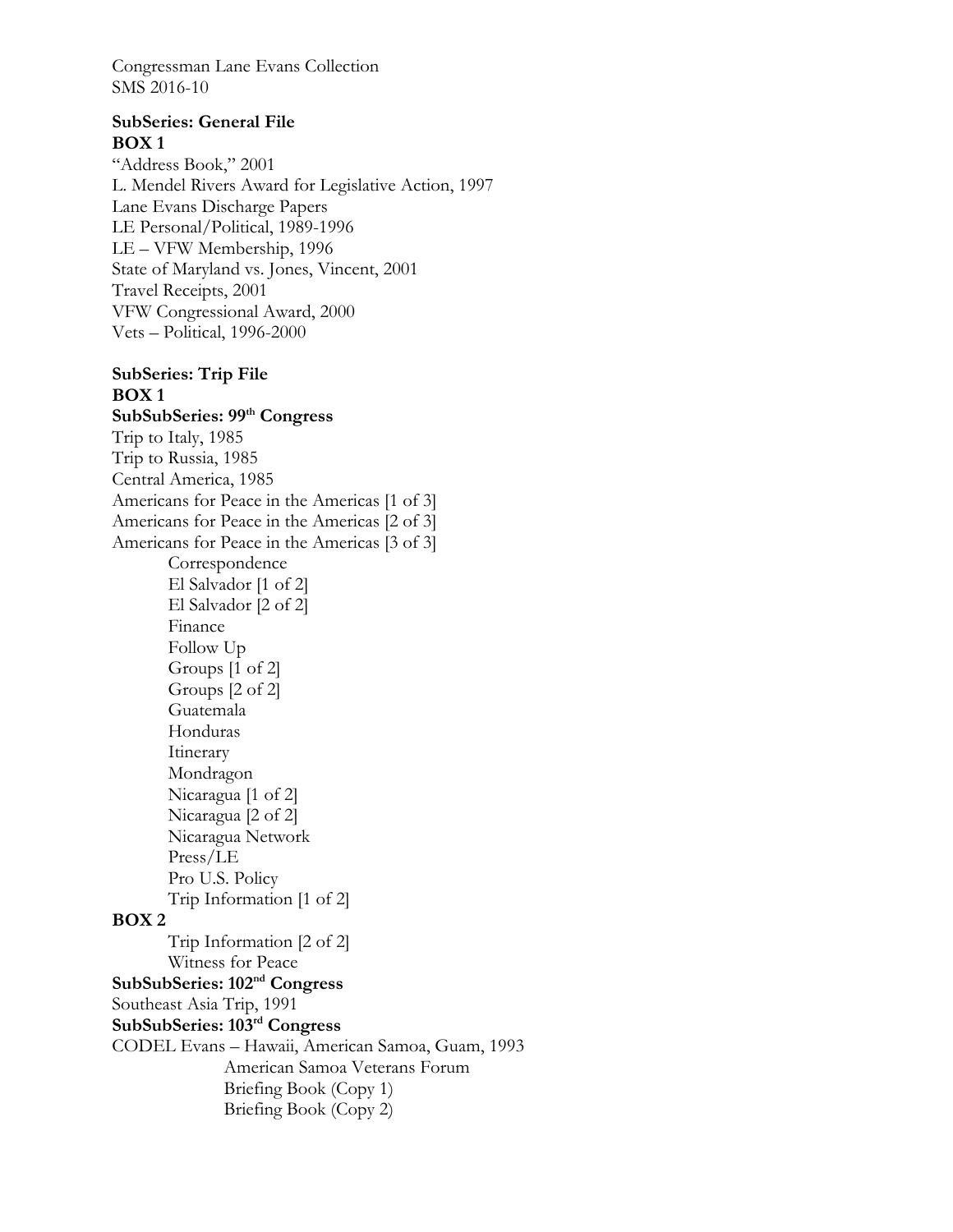Congressman Lane Evans Collection
SMS 2016-10

**SubSeries: General File**
**BOX 1**

"Address Book," 2001
L. Mendel Rivers Award for Legislative Action, 1997
Lane Evans Discharge Papers
LE Personal/Political, 1989-1996
LE – VFW Membership, 1996
State of Maryland vs. Jones, Vincent, 2001
Travel Receipts, 2001
VFW Congressional Award, 2000
Vets – Political, 1996-2000

**SubSeries: Trip File**
**BOX 1**
**SubSubSeries: 99th Congress**

Trip to Italy, 1985
Trip to Russia, 1985
Central America, 1985
Americans for Peace in the Americas [1 of 3]
Americans for Peace in the Americas [2 of 3]
Americans for Peace in the Americas [3 of 3]
- Correspondence
- El Salvador [1 of 2]
- El Salvador [2 of 2]
- Finance
- Follow Up
- Groups [1 of 2]
- Groups [2 of 2]
- Guatemala
- Honduras
- Itinerary
- Mondragon
- Nicaragua [1 of 2]
- Nicaragua [2 of 2]
- Nicaragua Network
- Press/LE
- Pro U.S. Policy
- Trip Information [1 of 2]

**BOX 2**

- Trip Information [2 of 2]
- Witness for Peace

**SubSubSeries: 102nd Congress**

Southeast Asia Trip, 1991

**SubSubSeries: 103rd Congress**

CODEL Evans – Hawaii, American Samoa, Guam, 1993
- American Samoa Veterans Forum
- Briefing Book (Copy 1)
- Briefing Book (Copy 2)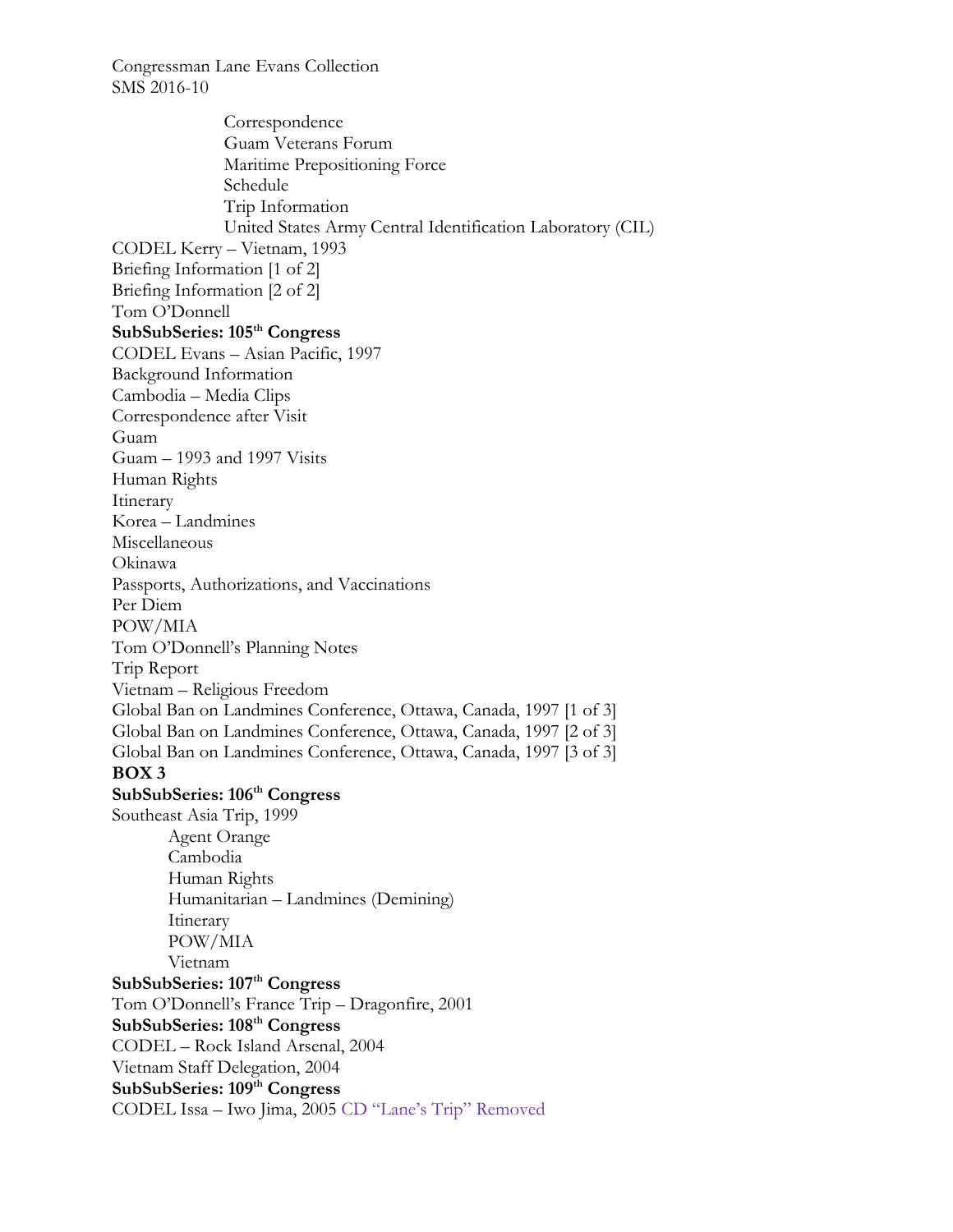Correspondence
Guam Veterans Forum
Maritime Prepositioning Force
Schedule
Trip Information
United States Army Central Identification Laboratory (CIL)

CODEL Kerry – Vietnam, 1993
Briefing Information [1 of 2]
Briefing Information [2 of 2]
Tom O'Donnell

**SubSubSeries: 105th Congress**

CODEL Evans – Asian Pacific, 1997
Background Information
Cambodia – Media Clips
Correspondence after Visit
Guam
Guam – 1993 and 1997 Visits
Human Rights
Itinerary
Korea – Landmines
Miscellaneous
Okinawa
Passports, Authorizations, and Vaccinations
Per Diem
POW/MIA
Tom O'Donnell's Planning Notes
Trip Report
Vietnam – Religious Freedom
Global Ban on Landmines Conference, Ottawa, Canada, 1997 [1 of 3]
Global Ban on Landmines Conference, Ottawa, Canada, 1997 [2 of 3]
Global Ban on Landmines Conference, Ottawa, Canada, 1997 [3 of 3]

**BOX 3**

**SubSubSeries: 106th Congress**

Southeast Asia Trip, 1999
Agent Orange
Cambodia
Human Rights
Humanitarian – Landmines (Demining)
Itinerary
POW/MIA
Vietnam

**SubSubSeries: 107th Congress**

Tom O'Donnell's France Trip – Dragonfire, 2001

**SubSubSeries: 108th Congress**

CODEL – Rock Island Arsenal, 2004
Vietnam Staff Delegation, 2004

**SubSubSeries: 109th Congress**

CODEL Issa – Iwo Jima, 2005 CD "Lane's Trip" Removed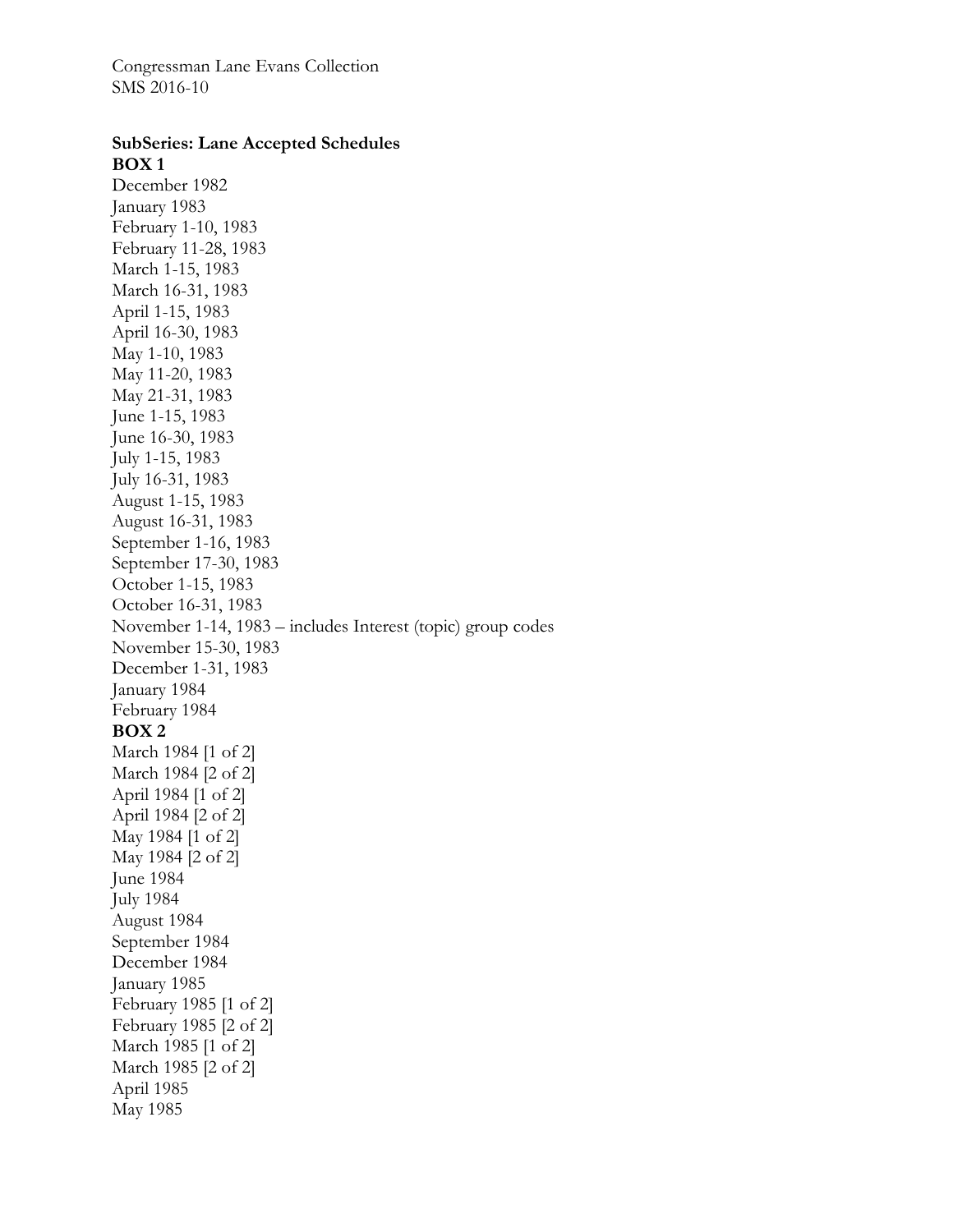Congressman Lane Evans Collection
SMS 2016-10

**SubSeries: Lane Accepted Schedules**

**BOX 1**

December 1982
January 1983
February 1-10, 1983
February 11-28, 1983
March 1-15, 1983
March 16-31, 1983
April 1-15, 1983
April 16-30, 1983
May 1-10, 1983
May 11-20, 1983
May 21-31, 1983
June 1-15, 1983
June 16-30, 1983
July 1-15, 1983
July 16-31, 1983
August 1-15, 1983
August 16-31, 1983
September 1-16, 1983
September 17-30, 1983
October 1-15, 1983
October 16-31, 1983
November 1-14, 1983 – includes Interest (topic) group codes
November 15-30, 1983
December 1-31, 1983
January 1984
February 1984

**BOX 2**

March 1984 [1 of 2]
March 1984 [2 of 2]
April 1984 [1 of 2]
April 1984 [2 of 2]
May 1984 [1 of 2]
May 1984 [2 of 2]
June 1984
July 1984
August 1984
September 1984
December 1984
January 1985
February 1985 [1 of 2]
February 1985 [2 of 2]
March 1985 [1 of 2]
March 1985 [2 of 2]
April 1985
May 1985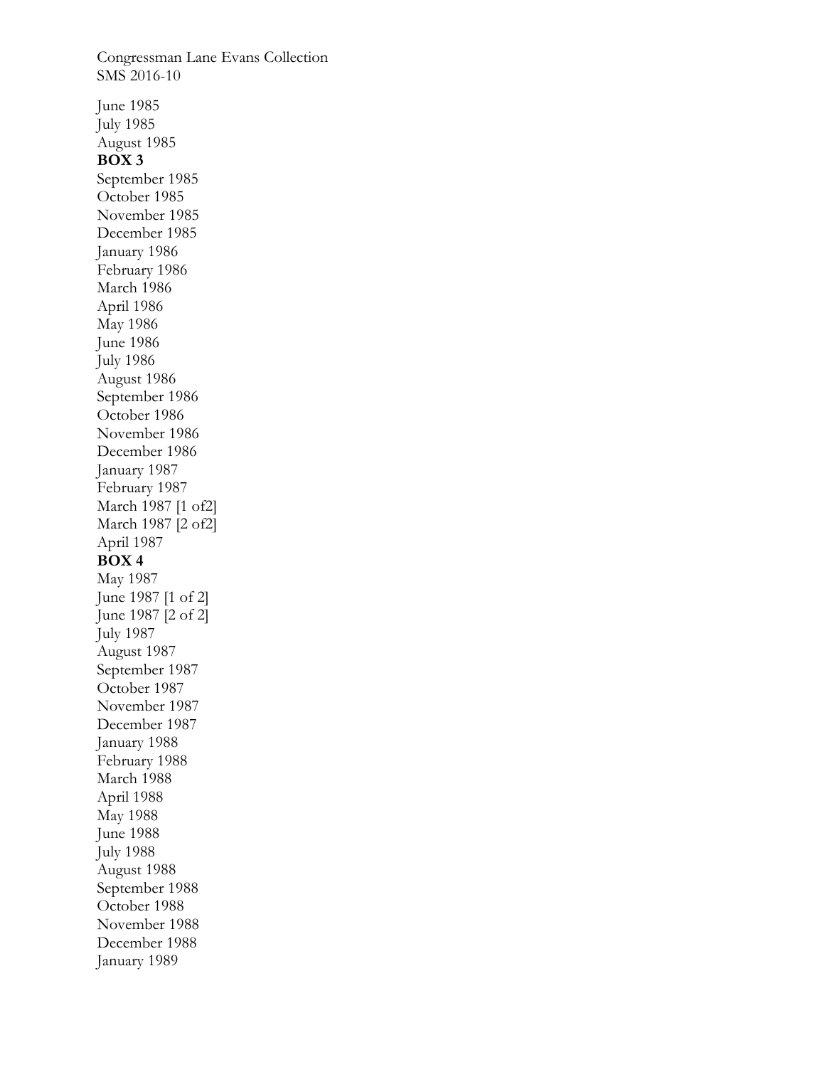Congressman Lane Evans Collection
SMS 2016-10

June 1985
July 1985
August 1985
**BOX 3**
September 1985
October 1985
November 1985
December 1985
January 1986
February 1986
March 1986
April 1986
May 1986
June 1986
July 1986
August 1986
September 1986
October 1986
November 1986
December 1986
January 1987
February 1987
March 1987 [1 of2]
March 1987 [2 of2]
April 1987
**BOX 4**
May 1987
June 1987 [1 of 2]
June 1987 [2 of 2]
July 1987
August 1987
September 1987
October 1987
November 1987
December 1987
January 1988
February 1988
March 1988
April 1988
May 1988
June 1988
July 1988
August 1988
September 1988
October 1988
November 1988
December 1988
January 1989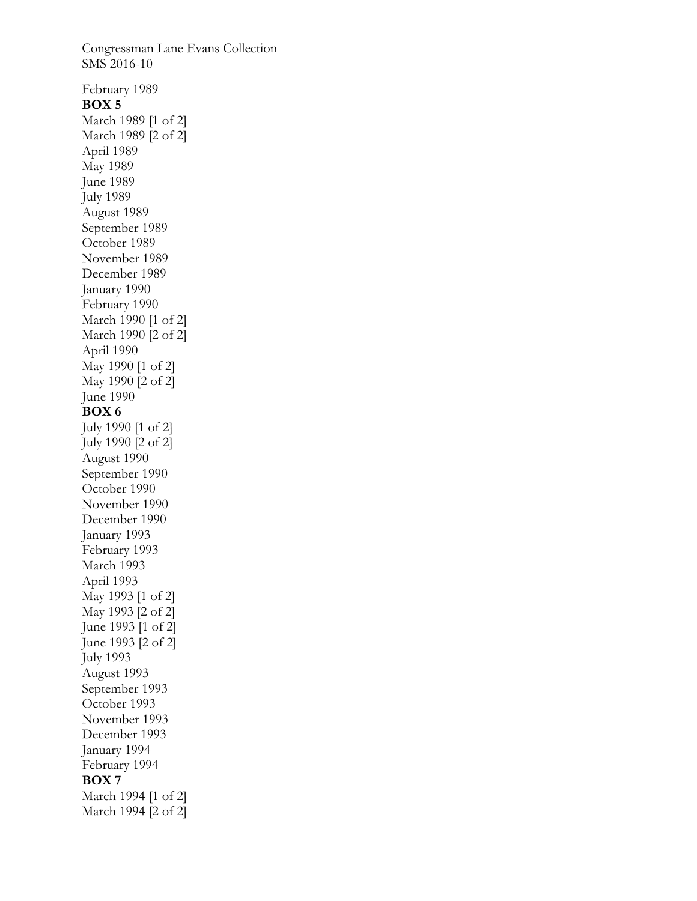February 1989

**BOX 5**

March 1989 [1 of 2]
March 1989 [2 of 2]
April 1989
May 1989
June 1989
July 1989
August 1989
September 1989
October 1989
November 1989
December 1989
January 1990
February 1990
March 1990 [1 of 2]
March 1990 [2 of 2]
April 1990
May 1990 [1 of 2]
May 1990 [2 of 2]
June 1990

**BOX 6**

July 1990 [1 of 2]
July 1990 [2 of 2]
August 1990
September 1990
October 1990
November 1990
December 1990
January 1993
February 1993
March 1993
April 1993
May 1993 [1 of 2]
May 1993 [2 of 2]
June 1993 [1 of 2]
June 1993 [2 of 2]
July 1993
August 1993
September 1993
October 1993
November 1993
December 1993
January 1994
February 1994

**BOX 7**

March 1994 [1 of 2]
March 1994 [2 of 2]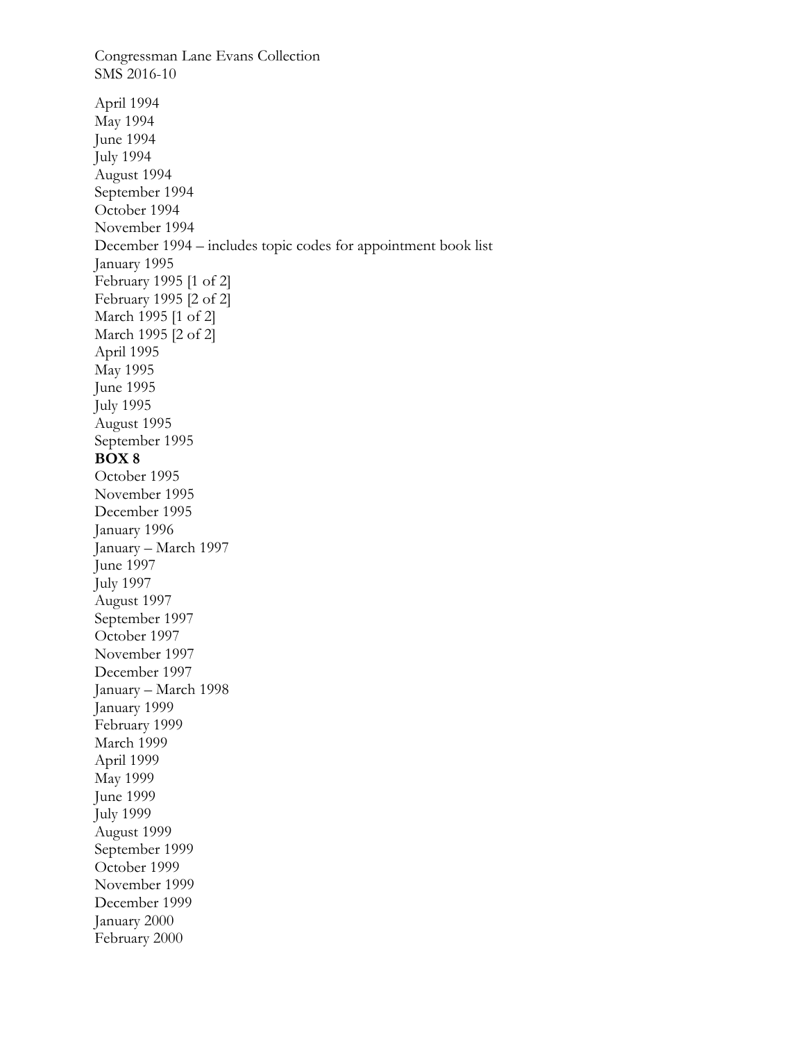Congressman Lane Evans Collection
SMS 2016-10

April 1994
May 1994
June 1994
July 1994
August 1994
September 1994
October 1994
November 1994
December 1994 – includes topic codes for appointment book list
January 1995
February 1995 [1 of 2]
February 1995 [2 of 2]
March 1995 [1 of 2]
March 1995 [2 of 2]
April 1995
May 1995
June 1995
July 1995
August 1995
September 1995

**BOX 8**

October 1995
November 1995
December 1995
January 1996
January – March 1997
June 1997
July 1997
August 1997
September 1997
October 1997
November 1997
December 1997
January – March 1998
January 1999
February 1999
March 1999
April 1999
May 1999
June 1999
July 1999
August 1999
September 1999
October 1999
November 1999
December 1999
January 2000
February 2000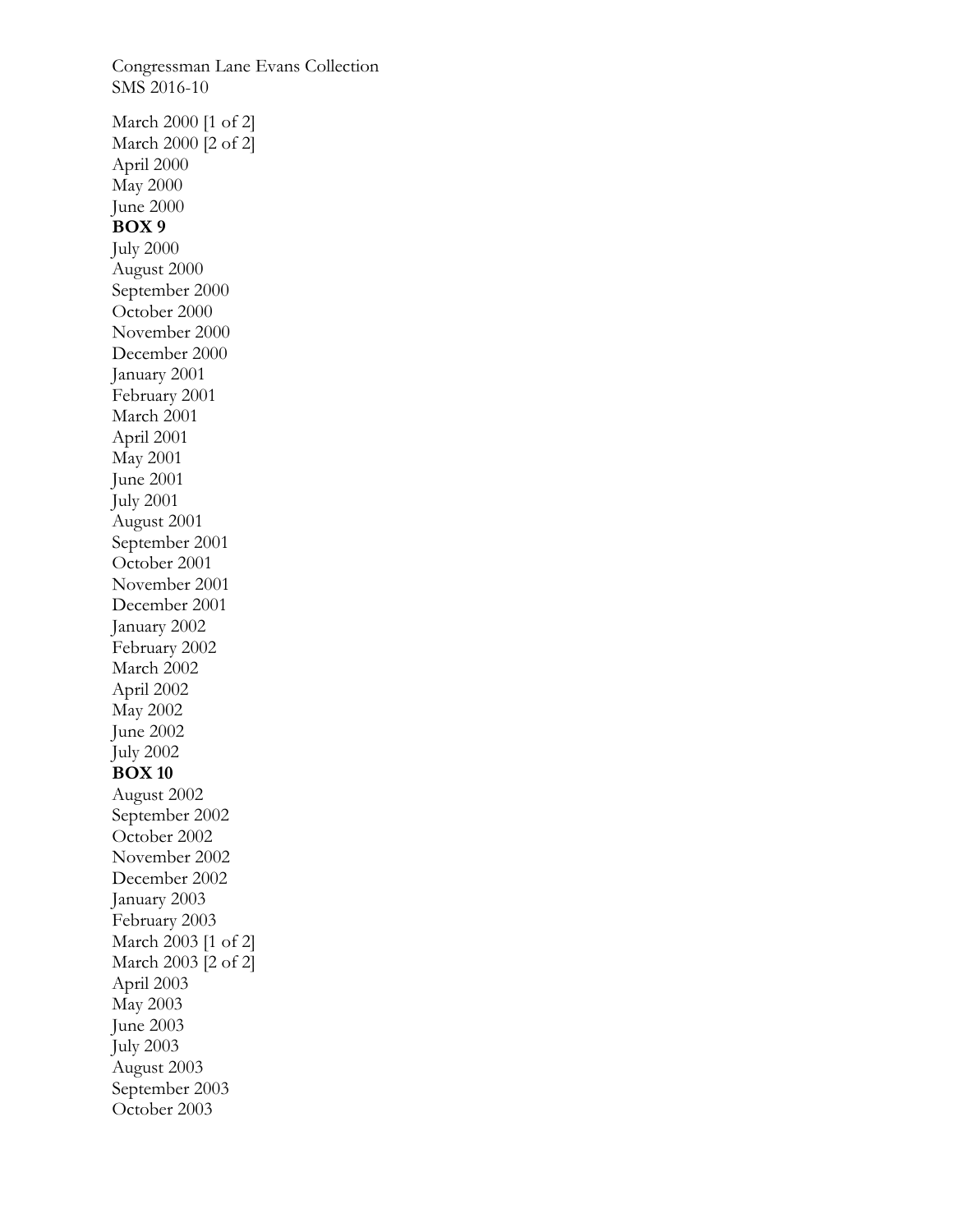Congressman Lane Evans Collection
SMS 2016-10

March 2000 [1 of 2]
March 2000 [2 of 2]
April 2000
May 2000
June 2000

**BOX 9**

July 2000
August 2000
September 2000
October 2000
November 2000
December 2000
January 2001
February 2001
March 2001
April 2001
May 2001
June 2001
July 2001
August 2001
September 2001
October 2001
November 2001
December 2001
January 2002
February 2002
March 2002
April 2002
May 2002
June 2002
July 2002

**BOX 10**

August 2002
September 2002
October 2002
November 2002
December 2002
January 2003
February 2003
March 2003 [1 of 2]
March 2003 [2 of 2]
April 2003
May 2003
June 2003
July 2003
August 2003
September 2003
October 2003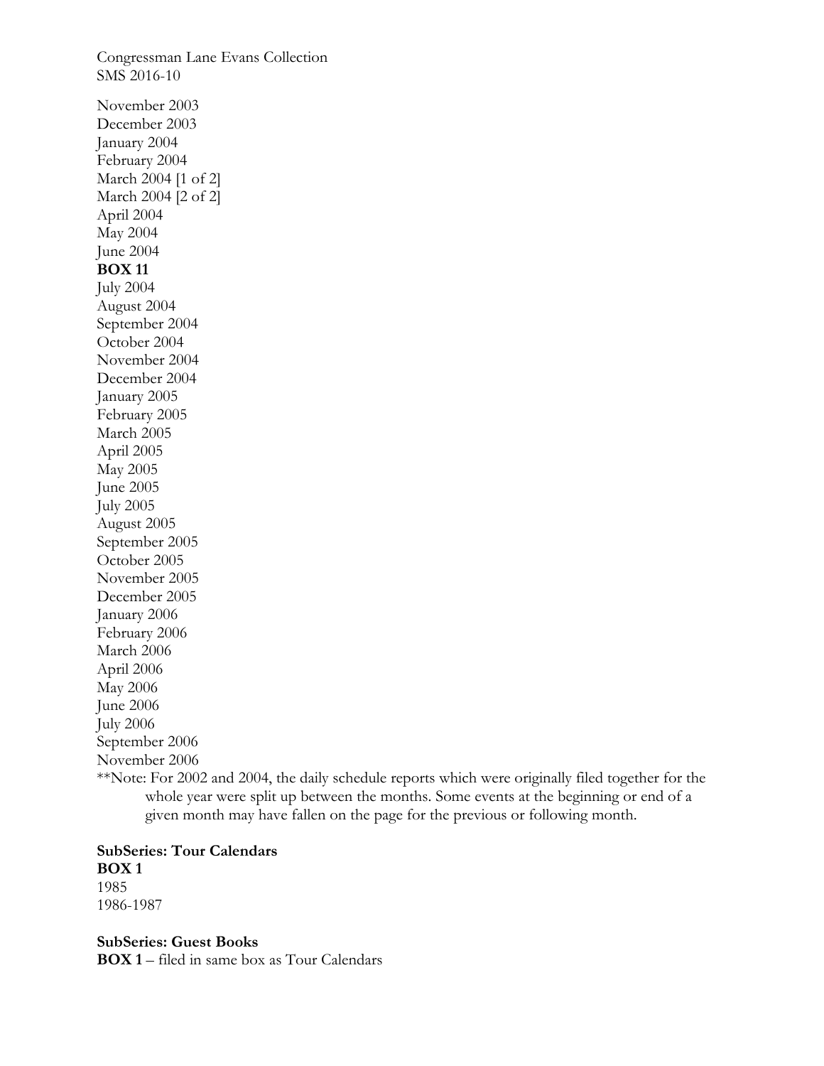Congressman Lane Evans Collection
SMS 2016-10

November 2003
December 2003
January 2004
February 2004
March 2004 [1 of 2]
March 2004 [2 of 2]
April 2004
May 2004
June 2004
**BOX 11**
July 2004
August 2004
September 2004
October 2004
November 2004
December 2004
January 2005
February 2005
March 2005
April 2005
May 2005
June 2005
July 2005
August 2005
September 2005
October 2005
November 2005
December 2005
January 2006
February 2006
March 2006
April 2006
May 2006
June 2006
July 2006
September 2006
November 2006
**Note: For 2002 and 2004, the daily schedule reports which were originally filed together for the whole year were split up between the months. Some events at the beginning or end of a given month may have fallen on the page for the previous or following month.

**SubSeries: Tour Calendars**
**BOX 1**
1985
1986-1987

**SubSeries: Guest Books**
**BOX 1** – filed in same box as Tour Calendars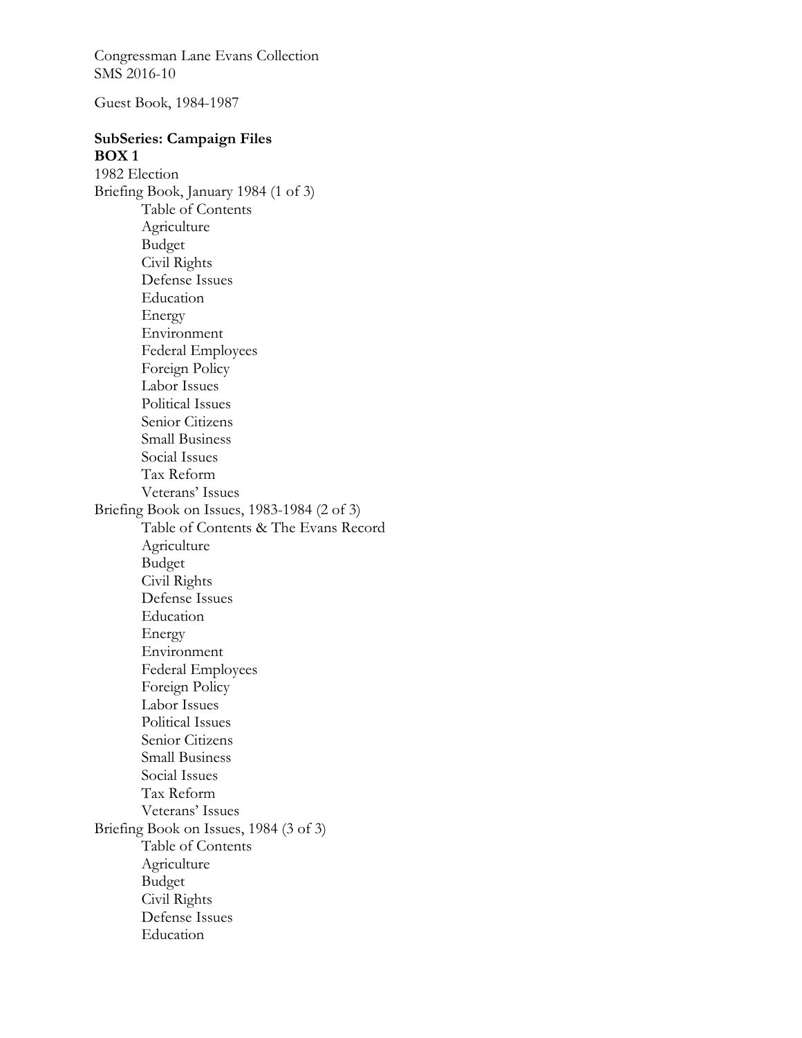Congressman Lane Evans Collection
SMS 2016-10

Guest Book, 1984-1987

**SubSeries: Campaign Files**
**BOX 1**

1982 Election

Briefing Book, January 1984 (1 of 3)
- Table of Contents
- Agriculture
- Budget
- Civil Rights
- Defense Issues
- Education
- Energy
- Environment
- Federal Employees
- Foreign Policy
- Labor Issues
- Political Issues
- Senior Citizens
- Small Business
- Social Issues
- Tax Reform
- Veterans' Issues

Briefing Book on Issues, 1983-1984 (2 of 3)
- Table of Contents & The Evans Record
- Agriculture
- Budget
- Civil Rights
- Defense Issues
- Education
- Energy
- Environment
- Federal Employees
- Foreign Policy
- Labor Issues
- Political Issues
- Senior Citizens
- Small Business
- Social Issues
- Tax Reform
- Veterans' Issues

Briefing Book on Issues, 1984 (3 of 3)
- Table of Contents
- Agriculture
- Budget
- Civil Rights
- Defense Issues
- Education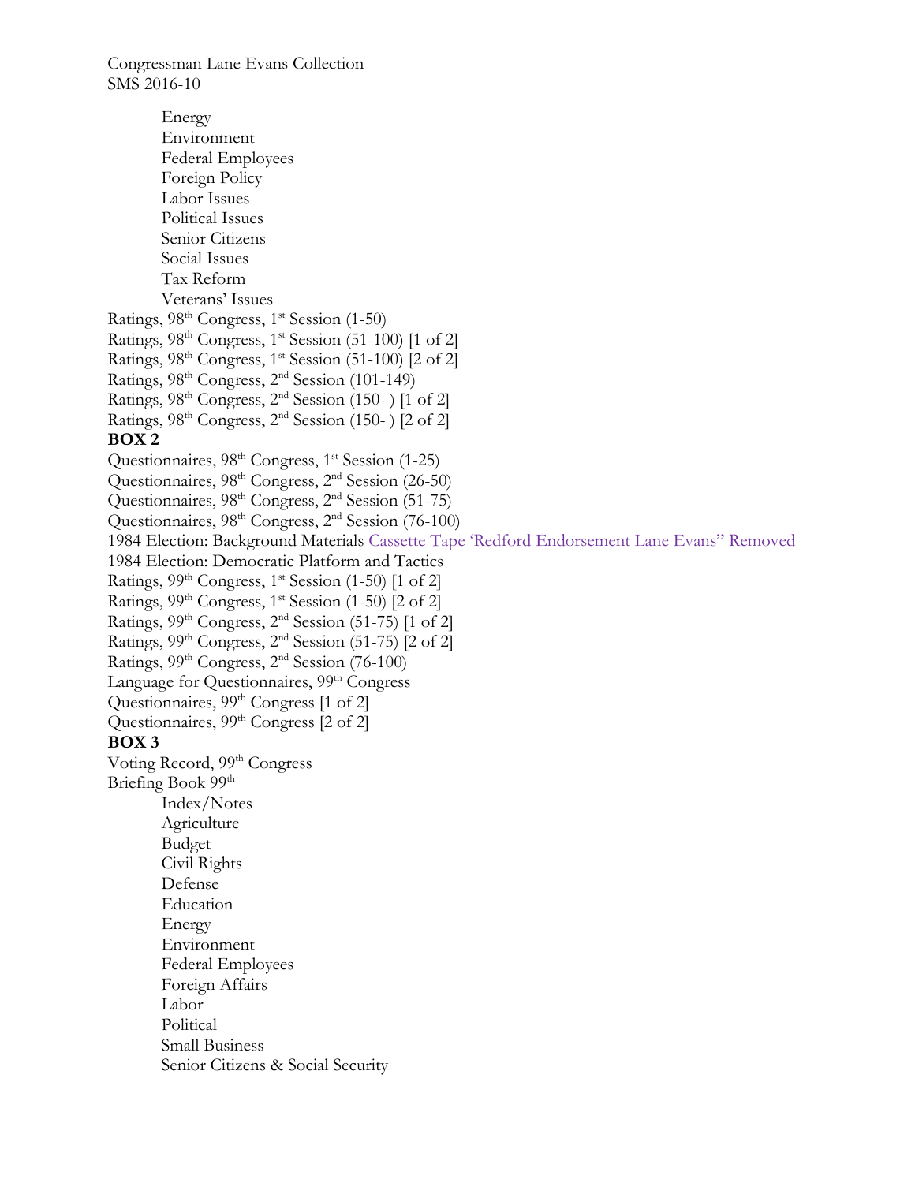Congressman Lane Evans Collection
SMS 2016-10

- Energy
- Environment
- Federal Employees
- Foreign Policy
- Labor Issues
- Political Issues
- Senior Citizens
- Social Issues
- Tax Reform
- Veterans' Issues

Ratings, 98th Congress, 1st Session (1-50)
Ratings, 98th Congress, 1st Session (51-100) [1 of 2]
Ratings, 98th Congress, 1st Session (51-100) [2 of 2]
Ratings, 98th Congress, 2nd Session (101-149)
Ratings, 98th Congress, 2nd Session (150- ) [1 of 2]
Ratings, 98th Congress, 2nd Session (150- ) [2 of 2]

**BOX 2**

Questionnaires, 98th Congress, 1st Session (1-25)
Questionnaires, 98th Congress, 2nd Session (26-50)
Questionnaires, 98th Congress, 2nd Session (51-75)
Questionnaires, 98th Congress, 2nd Session (76-100)
1984 Election: Background Materials Cassette Tape 'Redford Endorsement Lane Evans" Removed
1984 Election: Democratic Platform and Tactics
Ratings, 99th Congress, 1st Session (1-50) [1 of 2]
Ratings, 99th Congress, 1st Session (1-50) [2 of 2]
Ratings, 99th Congress, 2nd Session (51-75) [1 of 2]
Ratings, 99th Congress, 2nd Session (51-75) [2 of 2]
Ratings, 99th Congress, 2nd Session (76-100)
Language for Questionnaires, 99th Congress
Questionnaires, 99th Congress [1 of 2]
Questionnaires, 99th Congress [2 of 2]

**BOX 3**

Voting Record, 99th Congress
Briefing Book 99th

- Index/Notes
- Agriculture
- Budget
- Civil Rights
- Defense
- Education
- Energy
- Environment
- Federal Employees
- Foreign Affairs
- Labor
- Political
- Small Business
- Senior Citizens & Social Security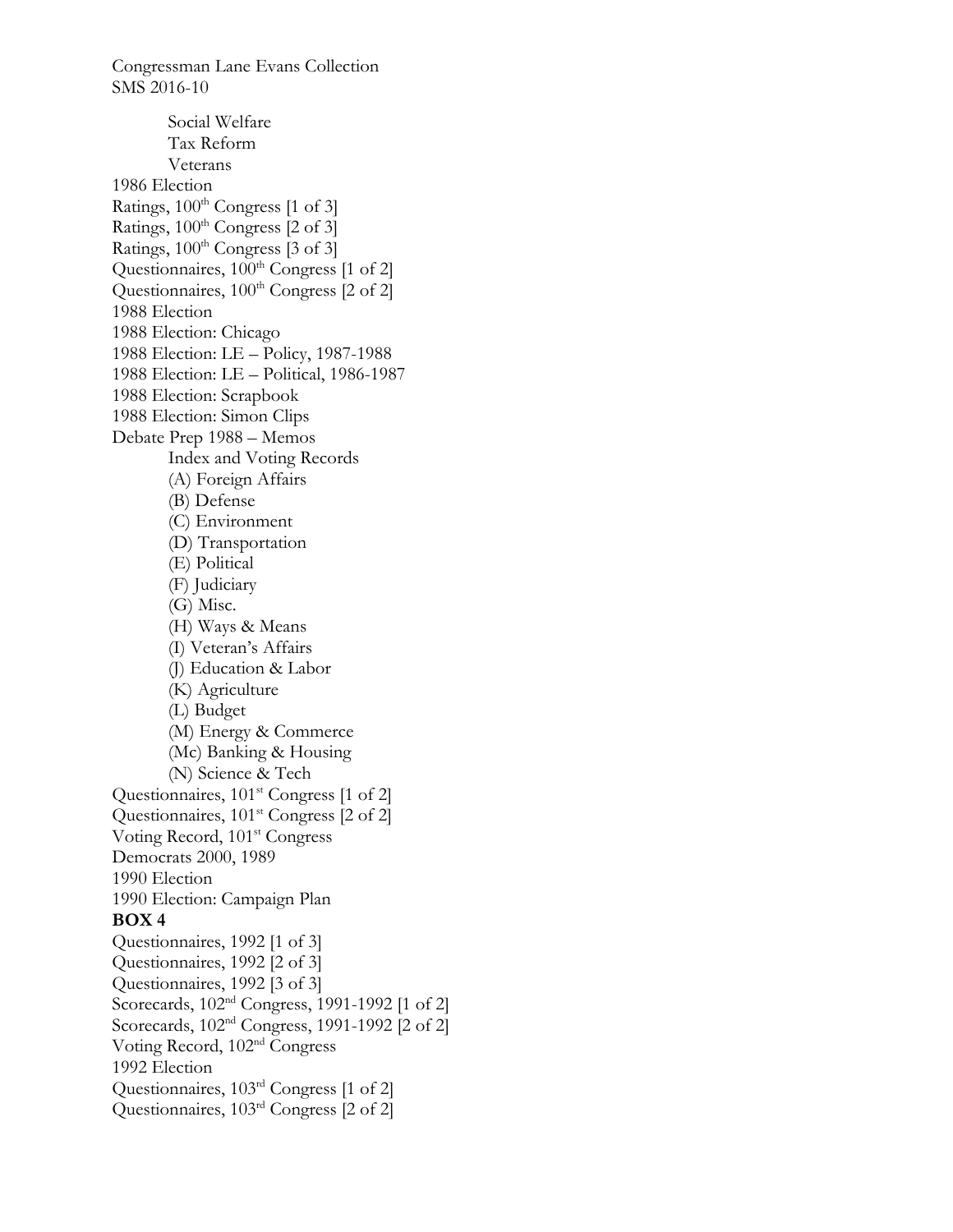Congressman Lane Evans Collection
SMS 2016-10

- Social Welfare
- Tax Reform
- Veterans

1986 Election
Ratings, 100th Congress [1 of 3]
Ratings, 100th Congress [2 of 3]
Ratings, 100th Congress [3 of 3]
Questionnaires, 100th Congress [1 of 2]
Questionnaires, 100th Congress [2 of 2]
1988 Election
1988 Election: Chicago
1988 Election: LE – Policy, 1987-1988
1988 Election: LE – Political, 1986-1987
1988 Election: Scrapbook
1988 Election: Simon Clips
Debate Prep 1988 – Memos

- Index and Voting Records
- (A) Foreign Affairs
- (B) Defense
- (C) Environment
- (D) Transportation
- (E) Political
- (F) Judiciary
- (G) Misc.
- (H) Ways & Means
- (I) Veteran's Affairs
- (J) Education & Labor
- (K) Agriculture
- (L) Budget
- (M) Energy & Commerce
- (Mc) Banking & Housing
- (N) Science & Tech

Questionnaires, 101st Congress [1 of 2]
Questionnaires, 101st Congress [2 of 2]
Voting Record, 101st Congress
Democrats 2000, 1989
1990 Election
1990 Election: Campaign Plan

**BOX 4**

Questionnaires, 1992 [1 of 3]
Questionnaires, 1992 [2 of 3]
Questionnaires, 1992 [3 of 3]
Scorecards, 102nd Congress, 1991-1992 [1 of 2]
Scorecards, 102nd Congress, 1991-1992 [2 of 2]
Voting Record, 102nd Congress
1992 Election
Questionnaires, 103rd Congress [1 of 2]
Questionnaires, 103rd Congress [2 of 2]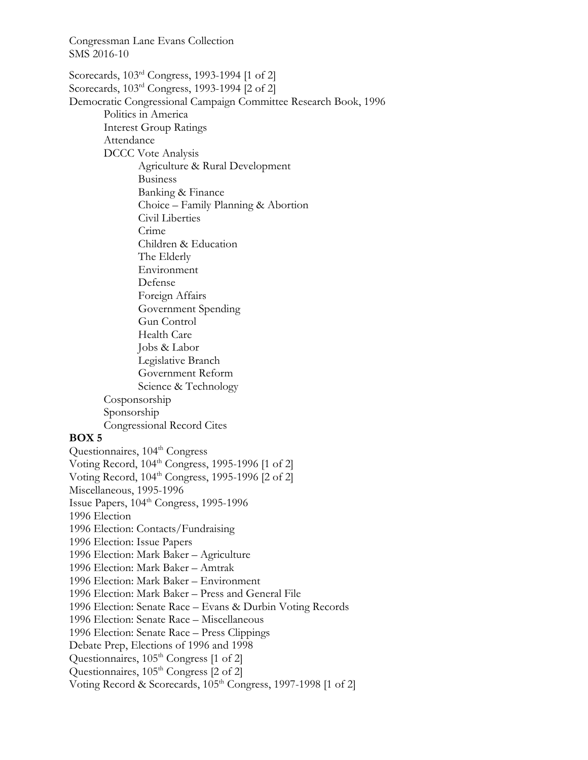Congressman Lane Evans Collection
SMS 2016-10

Scorecards, 103rd Congress, 1993-1994 [1 of 2]
Scorecards, 103rd Congress, 1993-1994 [2 of 2]
Democratic Congressional Campaign Committee Research Book, 1996
- Politics in America
- Interest Group Ratings
- Attendance
- DCCC Vote Analysis
  - Agriculture & Rural Development
  - Business
  - Banking & Finance
  - Choice – Family Planning & Abortion
  - Civil Liberties
  - Crime
  - Children & Education
  - The Elderly
  - Environment
  - Defense
  - Foreign Affairs
  - Government Spending
  - Gun Control
  - Health Care
  - Jobs & Labor
  - Legislative Branch
  - Government Reform
  - Science & Technology
- Cosponsorship
- Sponsorship
- Congressional Record Cites

**BOX 5**

Questionnaires, 104th Congress
Voting Record, 104th Congress, 1995-1996 [1 of 2]
Voting Record, 104th Congress, 1995-1996 [2 of 2]
Miscellaneous, 1995-1996
Issue Papers, 104th Congress, 1995-1996
1996 Election
1996 Election: Contacts/Fundraising
1996 Election: Issue Papers
1996 Election: Mark Baker – Agriculture
1996 Election: Mark Baker – Amtrak
1996 Election: Mark Baker – Environment
1996 Election: Mark Baker – Press and General File
1996 Election: Senate Race – Evans & Durbin Voting Records
1996 Election: Senate Race – Miscellaneous
1996 Election: Senate Race – Press Clippings
Debate Prep, Elections of 1996 and 1998
Questionnaires, 105th Congress [1 of 2]
Questionnaires, 105th Congress [2 of 2]
Voting Record & Scorecards, 105th Congress, 1997-1998 [1 of 2]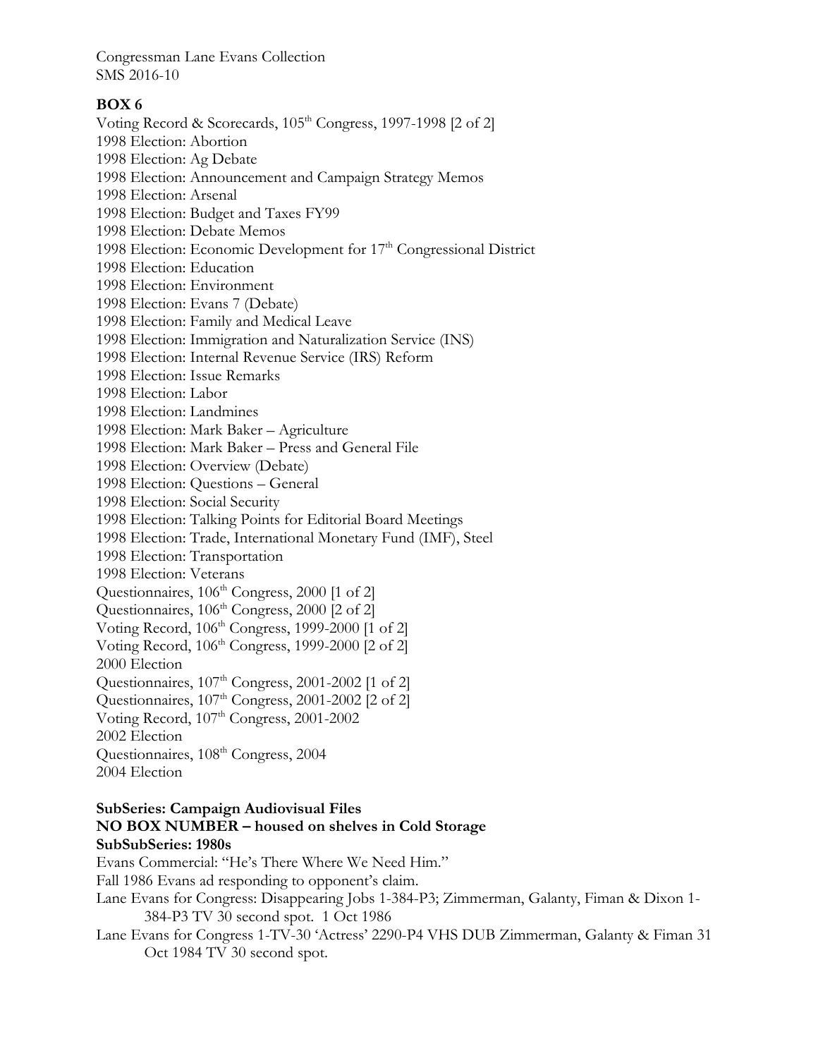Congressman Lane Evans Collection
SMS 2016-10

**BOX 6**

Voting Record & Scorecards, 105th Congress, 1997-1998 [2 of 2]
1998 Election: Abortion
1998 Election: Ag Debate
1998 Election: Announcement and Campaign Strategy Memos
1998 Election: Arsenal
1998 Election: Budget and Taxes FY99
1998 Election: Debate Memos
1998 Election: Economic Development for 17th Congressional District
1998 Election: Education
1998 Election: Environment
1998 Election: Evans 7 (Debate)
1998 Election: Family and Medical Leave
1998 Election: Immigration and Naturalization Service (INS)
1998 Election: Internal Revenue Service (IRS) Reform
1998 Election: Issue Remarks
1998 Election: Labor
1998 Election: Landmines
1998 Election: Mark Baker – Agriculture
1998 Election: Mark Baker – Press and General File
1998 Election: Overview (Debate)
1998 Election: Questions – General
1998 Election: Social Security
1998 Election: Talking Points for Editorial Board Meetings
1998 Election: Trade, International Monetary Fund (IMF), Steel
1998 Election: Transportation
1998 Election: Veterans
Questionnaires, 106th Congress, 2000 [1 of 2]
Questionnaires, 106th Congress, 2000 [2 of 2]
Voting Record, 106th Congress, 1999-2000 [1 of 2]
Voting Record, 106th Congress, 1999-2000 [2 of 2]
2000 Election
Questionnaires, 107th Congress, 2001-2002 [1 of 2]
Questionnaires, 107th Congress, 2001-2002 [2 of 2]
Voting Record, 107th Congress, 2001-2002
2002 Election
Questionnaires, 108th Congress, 2004
2004 Election

**SubSeries: Campaign Audiovisual Files**
**NO BOX NUMBER – housed on shelves in Cold Storage**
**SubSubSeries: 1980s**

Evans Commercial: "He's There Where We Need Him."
Fall 1986 Evans ad responding to opponent's claim.
Lane Evans for Congress: Disappearing Jobs 1-384-P3; Zimmerman, Galanty, Fiman & Dixon 1-384-P3 TV 30 second spot. 1 Oct 1986
Lane Evans for Congress 1-TV-30 'Actress' 2290-P4 VHS DUB Zimmerman, Galanty & Fiman 31 Oct 1984 TV 30 second spot.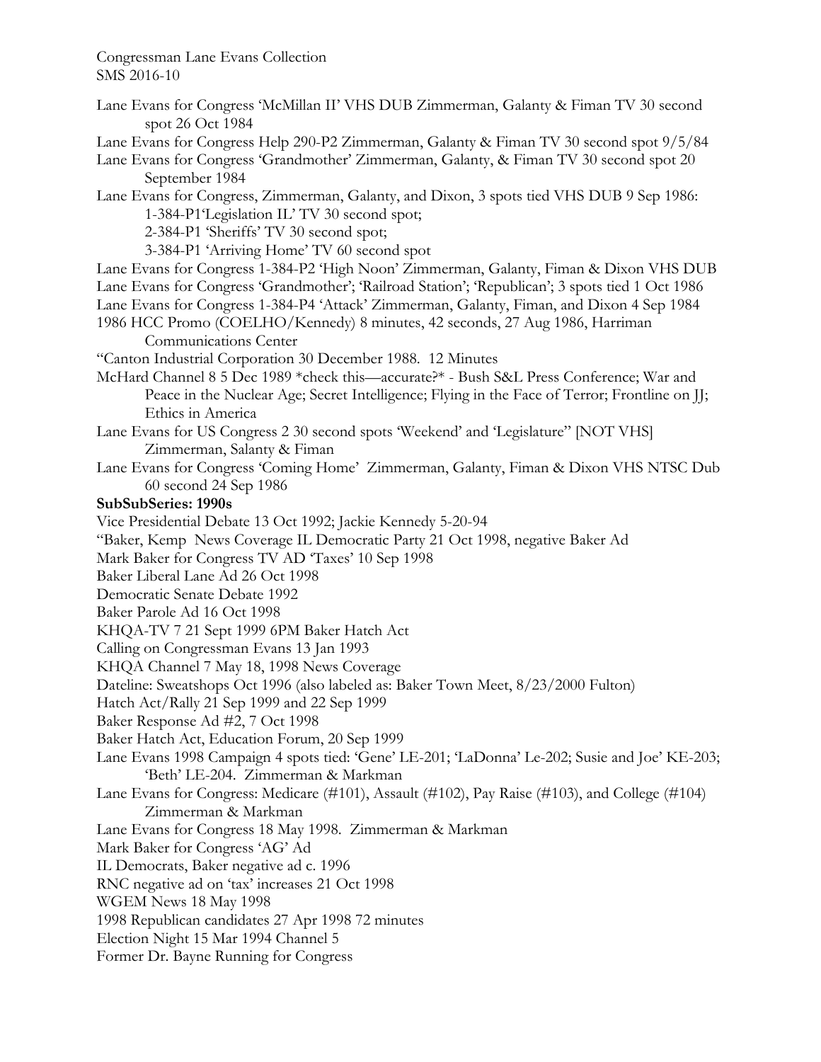Lane Evans for Congress 'McMillan II' VHS DUB Zimmerman, Galanty & Fiman TV 30 second spot 26 Oct 1984

Lane Evans for Congress Help 290-P2 Zimmerman, Galanty & Fiman TV 30 second spot 9/5/84

Lane Evans for Congress 'Grandmother' Zimmerman, Galanty, & Fiman TV 30 second spot 20 September 1984

Lane Evans for Congress, Zimmerman, Galanty, and Dixon, 3 spots tied VHS DUB 9 Sep 1986:

1-384-P1'Legislation IL' TV 30 second spot;

2-384-P1 'Sheriffs' TV 30 second spot;

3-384-P1 'Arriving Home' TV 60 second spot

Lane Evans for Congress 1-384-P2 'High Noon' Zimmerman, Galanty, Fiman & Dixon VHS DUB

Lane Evans for Congress 'Grandmother'; 'Railroad Station'; 'Republican'; 3 spots tied 1 Oct 1986

Lane Evans for Congress 1-384-P4 'Attack' Zimmerman, Galanty, Fiman, and Dixon 4 Sep 1984

1986 HCC Promo (COELHO/Kennedy) 8 minutes, 42 seconds, 27 Aug 1986, Harriman Communications Center

"Canton Industrial Corporation 30 December 1988. 12 Minutes

McHard Channel 8 5 Dec 1989 *check this—accurate?* - Bush S&L Press Conference; War and Peace in the Nuclear Age; Secret Intelligence; Flying in the Face of Terror; Frontline on JJ; Ethics in America

Lane Evans for US Congress 2 30 second spots 'Weekend' and 'Legislature" [NOT VHS] Zimmerman, Salanty & Fiman

Lane Evans for Congress 'Coming Home' Zimmerman, Galanty, Fiman & Dixon VHS NTSC Dub 60 second 24 Sep 1986

**SubSubSeries: 1990s**

Vice Presidential Debate 13 Oct 1992; Jackie Kennedy 5-20-94

"Baker, Kemp News Coverage IL Democratic Party 21 Oct 1998, negative Baker Ad

Mark Baker for Congress TV AD 'Taxes' 10 Sep 1998

Baker Liberal Lane Ad 26 Oct 1998

Democratic Senate Debate 1992

Baker Parole Ad 16 Oct 1998

KHQA-TV 7 21 Sept 1999 6PM Baker Hatch Act

Calling on Congressman Evans 13 Jan 1993

KHQA Channel 7 May 18, 1998 News Coverage

Dateline: Sweatshops Oct 1996 (also labeled as: Baker Town Meet, 8/23/2000 Fulton)

Hatch Act/Rally 21 Sep 1999 and 22 Sep 1999

Baker Response Ad #2, 7 Oct 1998

Baker Hatch Act, Education Forum, 20 Sep 1999

Lane Evans 1998 Campaign 4 spots tied: 'Gene' LE-201; 'LaDonna' Le-202; Susie and Joe' KE-203; 'Beth' LE-204. Zimmerman & Markman

Lane Evans for Congress: Medicare (#101), Assault (#102), Pay Raise (#103), and College (#104) Zimmerman & Markman

Lane Evans for Congress 18 May 1998. Zimmerman & Markman

Mark Baker for Congress 'AG' Ad

IL Democrats, Baker negative ad c. 1996

RNC negative ad on 'tax' increases 21 Oct 1998

WGEM News 18 May 1998

1998 Republican candidates 27 Apr 1998 72 minutes

Election Night 15 Mar 1994 Channel 5

Former Dr. Bayne Running for Congress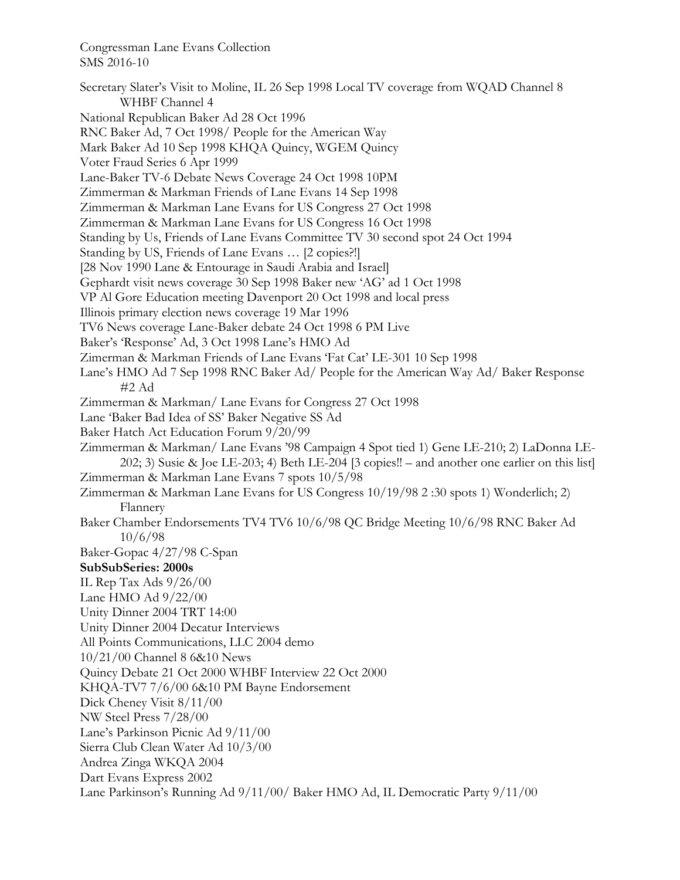Congressman Lane Evans Collection
SMS 2016-10

Secretary Slater's Visit to Moline, IL 26 Sep 1998 Local TV coverage from WQAD Channel 8 WHBF Channel 4
National Republican Baker Ad 28 Oct 1996
RNC Baker Ad, 7 Oct 1998/ People for the American Way
Mark Baker Ad 10 Sep 1998 KHQA Quincy, WGEM Quincy
Voter Fraud Series 6 Apr 1999
Lane-Baker TV-6 Debate News Coverage 24 Oct 1998 10PM
Zimmerman & Markman Friends of Lane Evans 14 Sep 1998
Zimmerman & Markman Lane Evans for US Congress 27 Oct 1998
Zimmerman & Markman Lane Evans for US Congress 16 Oct 1998
Standing by Us, Friends of Lane Evans Committee TV 30 second spot 24 Oct 1994
Standing by US, Friends of Lane Evans … [2 copies?!]
[28 Nov 1990 Lane & Entourage in Saudi Arabia and Israel]
Gephardt visit news coverage 30 Sep 1998 Baker new 'AG' ad 1 Oct 1998
VP Al Gore Education meeting Davenport 20 Oct 1998 and local press
Illinois primary election news coverage 19 Mar 1996
TV6 News coverage Lane-Baker debate 24 Oct 1998 6 PM Live
Baker's 'Response' Ad, 3 Oct 1998 Lane's HMO Ad
Zimerman & Markman Friends of Lane Evans 'Fat Cat' LE-301 10 Sep 1998
Lane's HMO Ad 7 Sep 1998 RNC Baker Ad/ People for the American Way Ad/ Baker Response #2 Ad
Zimmerman & Markman/ Lane Evans for Congress 27 Oct 1998
Lane 'Baker Bad Idea of SS' Baker Negative SS Ad
Baker Hatch Act Education Forum 9/20/99
Zimmerman & Markman/ Lane Evans '98 Campaign 4 Spot tied 1) Gene LE-210; 2) LaDonna LE-202; 3) Susie & Joe LE-203; 4) Beth LE-204 [3 copies!! – and another one earlier on this list]
Zimmerman & Markman Lane Evans 7 spots 10/5/98
Zimmerman & Markman Lane Evans for US Congress 10/19/98 2 :30 spots 1) Wonderlich; 2) Flannery
Baker Chamber Endorsements TV4 TV6 10/6/98 QC Bridge Meeting 10/6/98 RNC Baker Ad 10/6/98
Baker-Gopac 4/27/98 C-Span

**SubSubSeries: 2000s**

IL Rep Tax Ads 9/26/00
Lane HMO Ad 9/22/00
Unity Dinner 2004 TRT 14:00
Unity Dinner 2004 Decatur Interviews
All Points Communications, LLC 2004 demo
10/21/00 Channel 8 6&10 News
Quincy Debate 21 Oct 2000 WHBF Interview 22 Oct 2000
KHQA-TV7 7/6/00 6&10 PM Bayne Endorsement
Dick Cheney Visit 8/11/00
NW Steel Press 7/28/00
Lane's Parkinson Picnic Ad 9/11/00
Sierra Club Clean Water Ad 10/3/00
Andrea Zinga WKQA 2004
Dart Evans Express 2002
Lane Parkinson's Running Ad 9/11/00/ Baker HMO Ad, IL Democratic Party 9/11/00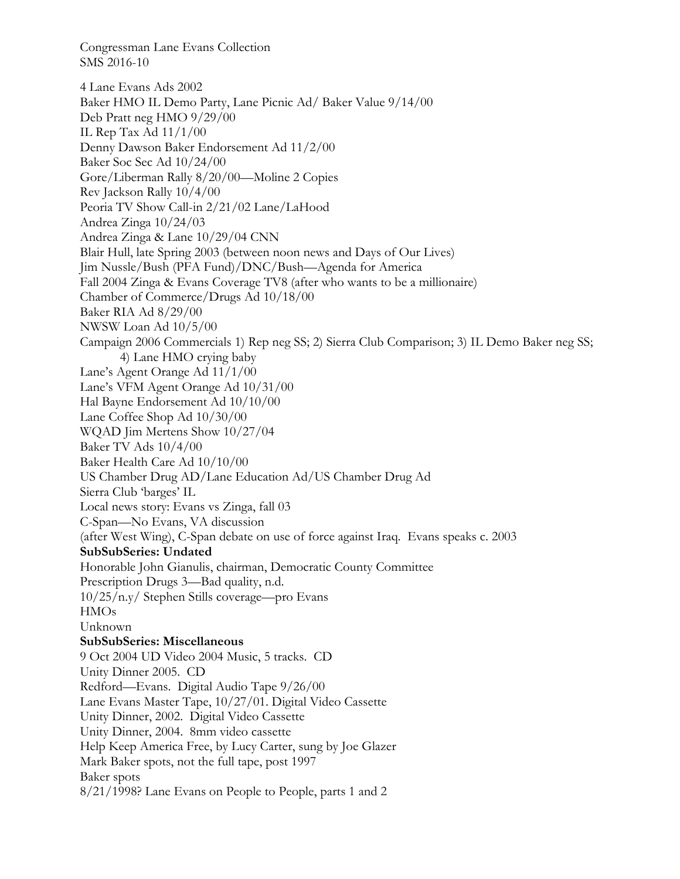Congressman Lane Evans Collection
SMS 2016-10

4 Lane Evans Ads 2002
Baker HMO IL Demo Party, Lane Picnic Ad/ Baker Value 9/14/00
Deb Pratt neg HMO 9/29/00
IL Rep Tax Ad 11/1/00
Denny Dawson Baker Endorsement Ad 11/2/00
Baker Soc Sec Ad 10/24/00
Gore/Liberman Rally 8/20/00—Moline 2 Copies
Rev Jackson Rally 10/4/00
Peoria TV Show Call-in 2/21/02 Lane/LaHood
Andrea Zinga 10/24/03
Andrea Zinga & Lane 10/29/04 CNN
Blair Hull, late Spring 2003 (between noon news and Days of Our Lives)
Jim Nussle/Bush (PFA Fund)/DNC/Bush—Agenda for America
Fall 2004 Zinga & Evans Coverage TV8 (after who wants to be a millionaire)
Chamber of Commerce/Drugs Ad 10/18/00
Baker RIA Ad 8/29/00
NWSW Loan Ad 10/5/00
Campaign 2006 Commercials 1) Rep neg SS; 2) Sierra Club Comparison; 3) IL Demo Baker neg SS; 4) Lane HMO crying baby
Lane's Agent Orange Ad 11/1/00
Lane's VFM Agent Orange Ad 10/31/00
Hal Bayne Endorsement Ad 10/10/00
Lane Coffee Shop Ad 10/30/00
WQAD Jim Mertens Show 10/27/04
Baker TV Ads 10/4/00
Baker Health Care Ad 10/10/00
US Chamber Drug AD/Lane Education Ad/US Chamber Drug Ad
Sierra Club 'barges' IL
Local news story: Evans vs Zinga, fall 03
C-Span—No Evans, VA discussion
(after West Wing), C-Span debate on use of force against Iraq. Evans speaks c. 2003

**SubSubSeries: Undated**

Honorable John Gianulis, chairman, Democratic County Committee
Prescription Drugs 3—Bad quality, n.d.
10/25/n.y/ Stephen Stills coverage—pro Evans
HMOs
Unknown

**SubSubSeries: Miscellaneous**

9 Oct 2004 UD Video 2004 Music, 5 tracks. CD
Unity Dinner 2005. CD
Redford—Evans. Digital Audio Tape 9/26/00
Lane Evans Master Tape, 10/27/01. Digital Video Cassette
Unity Dinner, 2002. Digital Video Cassette
Unity Dinner, 2004. 8mm video cassette
Help Keep America Free, by Lucy Carter, sung by Joe Glazer
Mark Baker spots, not the full tape, post 1997
Baker spots
8/21/1998? Lane Evans on People to People, parts 1 and 2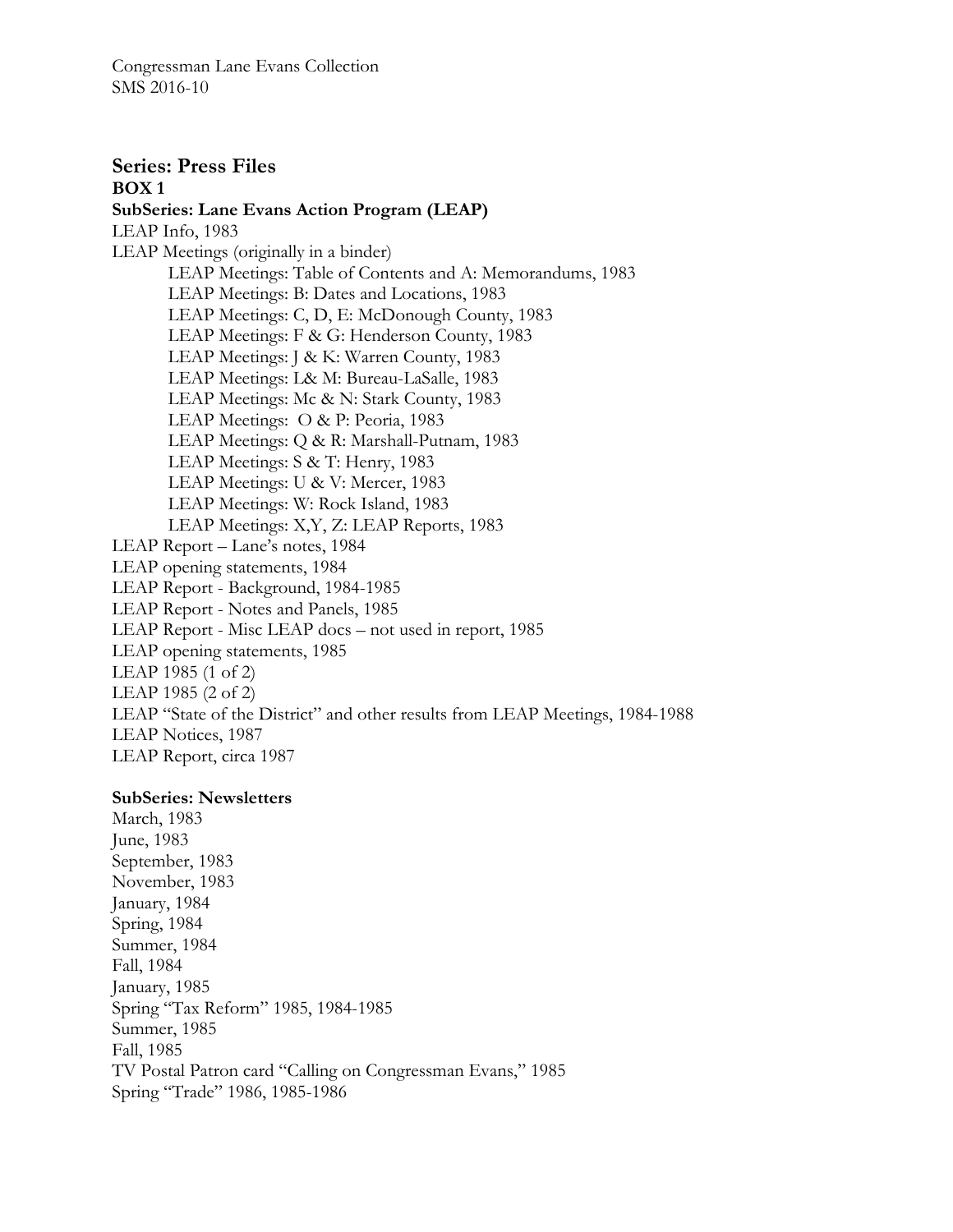Congressman Lane Evans Collection
SMS 2016-10

## Series: Press Files

**BOX 1**

**SubSeries: Lane Evans Action Program (LEAP)**

LEAP Info, 1983
LEAP Meetings (originally in a binder)
- LEAP Meetings: Table of Contents and A: Memorandums, 1983
- LEAP Meetings: B: Dates and Locations, 1983
- LEAP Meetings: C, D, E: McDonough County, 1983
- LEAP Meetings: F & G: Henderson County, 1983
- LEAP Meetings: J & K: Warren County, 1983
- LEAP Meetings: L& M: Bureau-LaSalle, 1983
- LEAP Meetings: Mc & N: Stark County, 1983
- LEAP Meetings: O & P: Peoria, 1983
- LEAP Meetings: Q & R: Marshall-Putnam, 1983
- LEAP Meetings: S & T: Henry, 1983
- LEAP Meetings: U & V: Mercer, 1983
- LEAP Meetings: W: Rock Island, 1983
- LEAP Meetings: X,Y, Z: LEAP Reports, 1983

LEAP Report – Lane's notes, 1984
LEAP opening statements, 1984
LEAP Report - Background, 1984-1985
LEAP Report - Notes and Panels, 1985
LEAP Report - Misc LEAP docs – not used in report, 1985
LEAP opening statements, 1985
LEAP 1985 (1 of 2)
LEAP 1985 (2 of 2)
LEAP "State of the District" and other results from LEAP Meetings, 1984-1988
LEAP Notices, 1987
LEAP Report, circa 1987

**SubSeries: Newsletters**

March, 1983
June, 1983
September, 1983
November, 1983
January, 1984
Spring, 1984
Summer, 1984
Fall, 1984
January, 1985
Spring "Tax Reform" 1985, 1984-1985
Summer, 1985
Fall, 1985
TV Postal Patron card "Calling on Congressman Evans," 1985
Spring "Trade" 1986, 1985-1986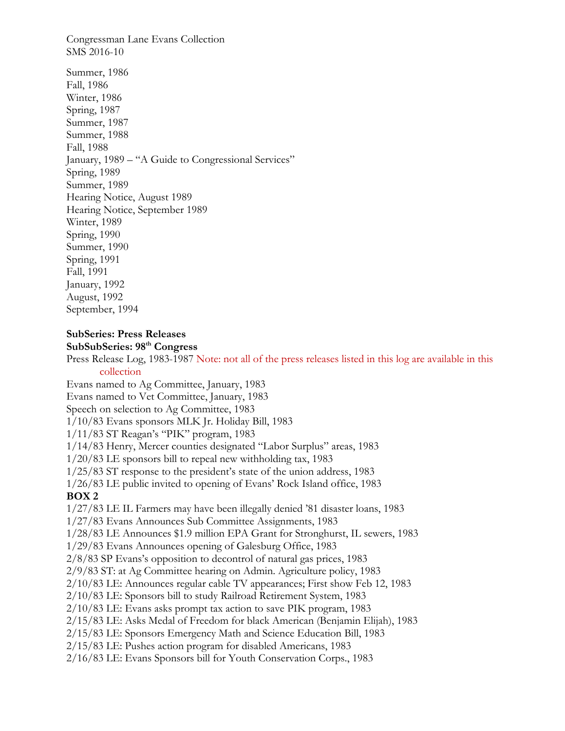Summer, 1986
Fall, 1986
Winter, 1986
Spring, 1987
Summer, 1987
Summer, 1988
Fall, 1988
January, 1989 – "A Guide to Congressional Services"
Spring, 1989
Summer, 1989
Hearing Notice, August 1989
Hearing Notice, September 1989
Winter, 1989
Spring, 1990
Summer, 1990
Spring, 1991
Fall, 1991
January, 1992
August, 1992
September, 1994

**SubSeries: Press Releases**
**SubSubSeries: 98th Congress**

Press Release Log, 1983-1987 Note: not all of the press releases listed in this log are available in this collection
Evans named to Ag Committee, January, 1983
Evans named to Vet Committee, January, 1983
Speech on selection to Ag Committee, 1983
1/10/83 Evans sponsors MLK Jr. Holiday Bill, 1983
1/11/83 ST Reagan's "PIK" program, 1983
1/14/83 Henry, Mercer counties designated "Labor Surplus" areas, 1983
1/20/83 LE sponsors bill to repeal new withholding tax, 1983
1/25/83 ST response to the president's state of the union address, 1983
1/26/83 LE public invited to opening of Evans' Rock Island office, 1983

**BOX 2**

1/27/83 LE IL Farmers may have been illegally denied '81 disaster loans, 1983
1/27/83 Evans Announces Sub Committee Assignments, 1983
1/28/83 LE Announces $1.9 million EPA Grant for Stronghurst, IL sewers, 1983
1/29/83 Evans Announces opening of Galesburg Office, 1983
2/8/83 SP Evans's opposition to decontrol of natural gas prices, 1983
2/9/83 ST: at Ag Committee hearing on Admin. Agriculture policy, 1983
2/10/83 LE: Announces regular cable TV appearances; First show Feb 12, 1983
2/10/83 LE: Sponsors bill to study Railroad Retirement System, 1983
2/10/83 LE: Evans asks prompt tax action to save PIK program, 1983
2/15/83 LE: Asks Medal of Freedom for black American (Benjamin Elijah), 1983
2/15/83 LE: Sponsors Emergency Math and Science Education Bill, 1983
2/15/83 LE: Pushes action program for disabled Americans, 1983
2/16/83 LE: Evans Sponsors bill for Youth Conservation Corps., 1983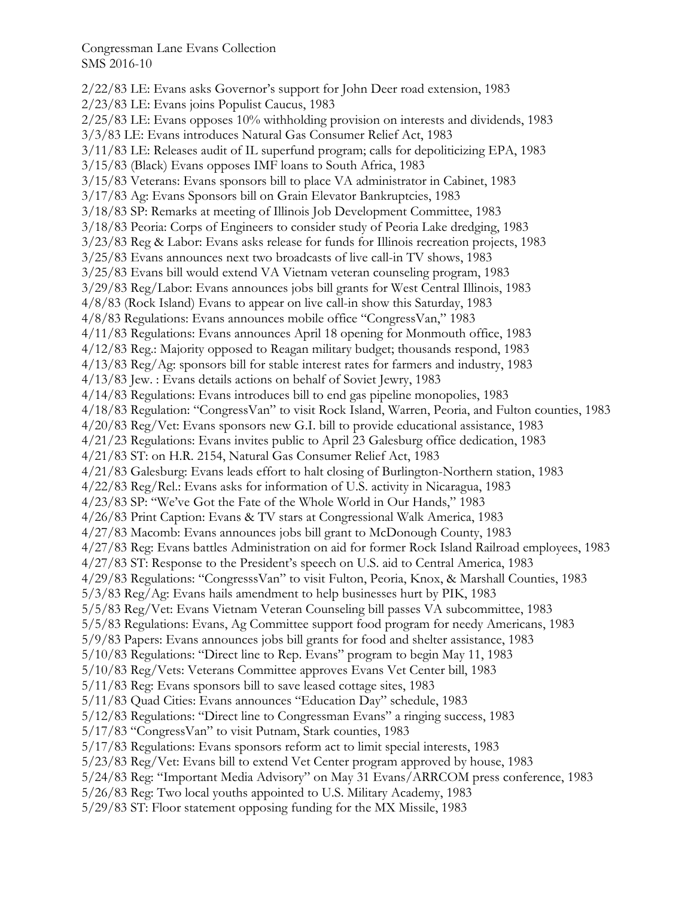Congressman Lane Evans Collection
SMS 2016-10

2/22/83 LE: Evans asks Governor's support for John Deer road extension, 1983
2/23/83 LE: Evans joins Populist Caucus, 1983
2/25/83 LE: Evans opposes 10% withholding provision on interests and dividends, 1983
3/3/83 LE: Evans introduces Natural Gas Consumer Relief Act, 1983
3/11/83 LE: Releases audit of IL superfund program; calls for depoliticizing EPA, 1983
3/15/83 (Black) Evans opposes IMF loans to South Africa, 1983
3/15/83 Veterans: Evans sponsors bill to place VA administrator in Cabinet, 1983
3/17/83 Ag: Evans Sponsors bill on Grain Elevator Bankruptcies, 1983
3/18/83 SP: Remarks at meeting of Illinois Job Development Committee, 1983
3/18/83 Peoria: Corps of Engineers to consider study of Peoria Lake dredging, 1983
3/23/83 Reg & Labor: Evans asks release for funds for Illinois recreation projects, 1983
3/25/83 Evans announces next two broadcasts of live call-in TV shows, 1983
3/25/83 Evans bill would extend VA Vietnam veteran counseling program, 1983
3/29/83 Reg/Labor: Evans announces jobs bill grants for West Central Illinois, 1983
4/8/83 (Rock Island) Evans to appear on live call-in show this Saturday, 1983
4/8/83 Regulations: Evans announces mobile office "CongressVan," 1983
4/11/83 Regulations: Evans announces April 18 opening for Monmouth office, 1983
4/12/83 Reg.: Majority opposed to Reagan military budget; thousands respond, 1983
4/13/83 Reg/Ag: sponsors bill for stable interest rates for farmers and industry, 1983
4/13/83 Jew. : Evans details actions on behalf of Soviet Jewry, 1983
4/14/83 Regulations: Evans introduces bill to end gas pipeline monopolies, 1983
4/18/83 Regulation: "CongressVan" to visit Rock Island, Warren, Peoria, and Fulton counties, 1983
4/20/83 Reg/Vet: Evans sponsors new G.I. bill to provide educational assistance, 1983
4/21/23 Regulations: Evans invites public to April 23 Galesburg office dedication, 1983
4/21/83 ST: on H.R. 2154, Natural Gas Consumer Relief Act, 1983
4/21/83 Galesburg: Evans leads effort to halt closing of Burlington-Northern station, 1983
4/22/83 Reg/Rel.: Evans asks for information of U.S. activity in Nicaragua, 1983
4/23/83 SP: "We've Got the Fate of the Whole World in Our Hands," 1983
4/26/83 Print Caption: Evans & TV stars at Congressional Walk America, 1983
4/27/83 Macomb: Evans announces jobs bill grant to McDonough County, 1983
4/27/83 Reg: Evans battles Administration on aid for former Rock Island Railroad employees, 1983
4/27/83 ST: Response to the President's speech on U.S. aid to Central America, 1983
4/29/83 Regulations: "CongresssVan" to visit Fulton, Peoria, Knox, & Marshall Counties, 1983
5/3/83 Reg/Ag: Evans hails amendment to help businesses hurt by PIK, 1983
5/5/83 Reg/Vet: Evans Vietnam Veteran Counseling bill passes VA subcommittee, 1983
5/5/83 Regulations: Evans, Ag Committee support food program for needy Americans, 1983
5/9/83 Papers: Evans announces jobs bill grants for food and shelter assistance, 1983
5/10/83 Regulations: "Direct line to Rep. Evans" program to begin May 11, 1983
5/10/83 Reg/Vets: Veterans Committee approves Evans Vet Center bill, 1983
5/11/83 Reg: Evans sponsors bill to save leased cottage sites, 1983
5/11/83 Quad Cities: Evans announces "Education Day" schedule, 1983
5/12/83 Regulations: "Direct line to Congressman Evans" a ringing success, 1983
5/17/83 "CongressVan" to visit Putnam, Stark counties, 1983
5/17/83 Regulations: Evans sponsors reform act to limit special interests, 1983
5/23/83 Reg/Vet: Evans bill to extend Vet Center program approved by house, 1983
5/24/83 Reg: "Important Media Advisory" on May 31 Evans/ARRCOM press conference, 1983
5/26/83 Reg: Two local youths appointed to U.S. Military Academy, 1983
5/29/83 ST: Floor statement opposing funding for the MX Missile, 1983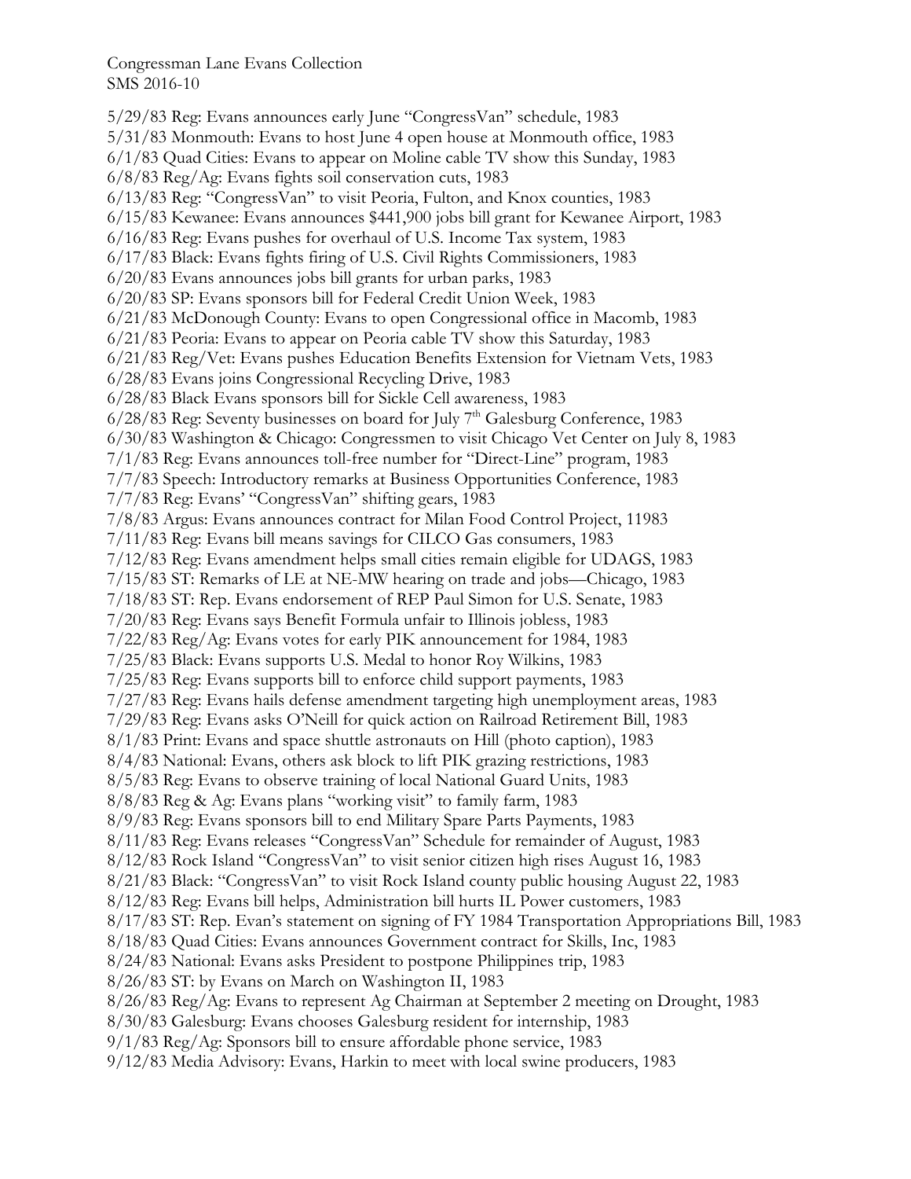Congressman Lane Evans Collection
SMS 2016-10

5/29/83 Reg: Evans announces early June "CongressVan" schedule, 1983
5/31/83 Monmouth: Evans to host June 4 open house at Monmouth office, 1983
6/1/83 Quad Cities: Evans to appear on Moline cable TV show this Sunday, 1983
6/8/83 Reg/Ag: Evans fights soil conservation cuts, 1983
6/13/83 Reg: "CongressVan" to visit Peoria, Fulton, and Knox counties, 1983
6/15/83 Kewanee: Evans announces $441,900 jobs bill grant for Kewanee Airport, 1983
6/16/83 Reg: Evans pushes for overhaul of U.S. Income Tax system, 1983
6/17/83 Black: Evans fights firing of U.S. Civil Rights Commissioners, 1983
6/20/83 Evans announces jobs bill grants for urban parks, 1983
6/20/83 SP: Evans sponsors bill for Federal Credit Union Week, 1983
6/21/83 McDonough County: Evans to open Congressional office in Macomb, 1983
6/21/83 Peoria: Evans to appear on Peoria cable TV show this Saturday, 1983
6/21/83 Reg/Vet: Evans pushes Education Benefits Extension for Vietnam Vets, 1983
6/28/83 Evans joins Congressional Recycling Drive, 1983
6/28/83 Black Evans sponsors bill for Sickle Cell awareness, 1983
6/28/83 Reg: Seventy businesses on board for July 7th Galesburg Conference, 1983
6/30/83 Washington & Chicago: Congressmen to visit Chicago Vet Center on July 8, 1983
7/1/83 Reg: Evans announces toll-free number for "Direct-Line" program, 1983
7/7/83 Speech: Introductory remarks at Business Opportunities Conference, 1983
7/7/83 Reg: Evans' "CongressVan" shifting gears, 1983
7/8/83 Argus: Evans announces contract for Milan Food Control Project, 11983
7/11/83 Reg: Evans bill means savings for CILCO Gas consumers, 1983
7/12/83 Reg: Evans amendment helps small cities remain eligible for UDAGS, 1983
7/15/83 ST: Remarks of LE at NE-MW hearing on trade and jobs—Chicago, 1983
7/18/83 ST: Rep. Evans endorsement of REP Paul Simon for U.S. Senate, 1983
7/20/83 Reg: Evans says Benefit Formula unfair to Illinois jobless, 1983
7/22/83 Reg/Ag: Evans votes for early PIK announcement for 1984, 1983
7/25/83 Black: Evans supports U.S. Medal to honor Roy Wilkins, 1983
7/25/83 Reg: Evans supports bill to enforce child support payments, 1983
7/27/83 Reg: Evans hails defense amendment targeting high unemployment areas, 1983
7/29/83 Reg: Evans asks O'Neill for quick action on Railroad Retirement Bill, 1983
8/1/83 Print: Evans and space shuttle astronauts on Hill (photo caption), 1983
8/4/83 National: Evans, others ask block to lift PIK grazing restrictions, 1983
8/5/83 Reg: Evans to observe training of local National Guard Units, 1983
8/8/83 Reg & Ag: Evans plans "working visit" to family farm, 1983
8/9/83 Reg: Evans sponsors bill to end Military Spare Parts Payments, 1983
8/11/83 Reg: Evans releases "CongressVan" Schedule for remainder of August, 1983
8/12/83 Rock Island "CongressVan" to visit senior citizen high rises August 16, 1983
8/21/83 Black: "CongressVan" to visit Rock Island county public housing August 22, 1983
8/12/83 Reg: Evans bill helps, Administration bill hurts IL Power customers, 1983
8/17/83 ST: Rep. Evan's statement on signing of FY 1984 Transportation Appropriations Bill, 1983
8/18/83 Quad Cities: Evans announces Government contract for Skills, Inc, 1983
8/24/83 National: Evans asks President to postpone Philippines trip, 1983
8/26/83 ST: by Evans on March on Washington II, 1983
8/26/83 Reg/Ag: Evans to represent Ag Chairman at September 2 meeting on Drought, 1983
8/30/83 Galesburg: Evans chooses Galesburg resident for internship, 1983
9/1/83 Reg/Ag: Sponsors bill to ensure affordable phone service, 1983
9/12/83 Media Advisory: Evans, Harkin to meet with local swine producers, 1983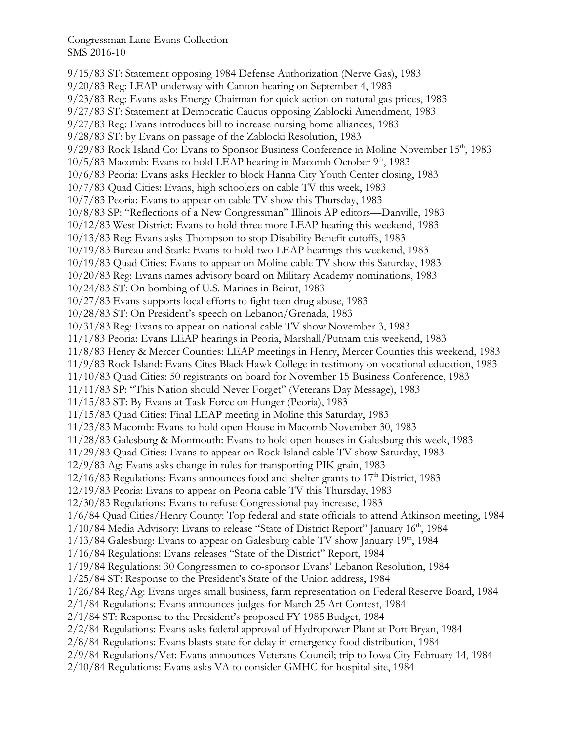9/15/83 ST: Statement opposing 1984 Defense Authorization (Nerve Gas), 1983
9/20/83 Reg: LEAP underway with Canton hearing on September 4, 1983
9/23/83 Reg: Evans asks Energy Chairman for quick action on natural gas prices, 1983
9/27/83 ST: Statement at Democratic Caucus opposing Zablocki Amendment, 1983
9/27/83 Reg: Evans introduces bill to increase nursing home alliances, 1983
9/28/83 ST: by Evans on passage of the Zablocki Resolution, 1983
9/29/83 Rock Island Co: Evans to Sponsor Business Conference in Moline November 15th, 1983
10/5/83 Macomb: Evans to hold LEAP hearing in Macomb October 9th, 1983
10/6/83 Peoria: Evans asks Heckler to block Hanna City Youth Center closing, 1983
10/7/83 Quad Cities: Evans, high schoolers on cable TV this week, 1983
10/7/83 Peoria: Evans to appear on cable TV show this Thursday, 1983
10/8/83 SP: "Reflections of a New Congressman" Illinois AP editors—Danville, 1983
10/12/83 West District: Evans to hold three more LEAP hearing this weekend, 1983
10/13/83 Reg: Evans asks Thompson to stop Disability Benefit cutoffs, 1983
10/19/83 Bureau and Stark: Evans to hold two LEAP hearings this weekend, 1983
10/19/83 Quad Cities: Evans to appear on Moline cable TV show this Saturday, 1983
10/20/83 Reg: Evans names advisory board on Military Academy nominations, 1983
10/24/83 ST: On bombing of U.S. Marines in Beirut, 1983
10/27/83 Evans supports local efforts to fight teen drug abuse, 1983
10/28/83 ST: On President's speech on Lebanon/Grenada, 1983
10/31/83 Reg: Evans to appear on national cable TV show November 3, 1983
11/1/83 Peoria: Evans LEAP hearings in Peoria, Marshall/Putnam this weekend, 1983
11/8/83 Henry & Mercer Counties: LEAP meetings in Henry, Mercer Counties this weekend, 1983
11/9/83 Rock Island: Evans Cites Black Hawk College in testimony on vocational education, 1983
11/10/83 Quad Cities: 50 registrants on board for November 15 Business Conference, 1983
11/11/83 SP: "This Nation should Never Forget" (Veterans Day Message), 1983
11/15/83 ST: By Evans at Task Force on Hunger (Peoria), 1983
11/15/83 Quad Cities: Final LEAP meeting in Moline this Saturday, 1983
11/23/83 Macomb: Evans to hold open House in Macomb November 30, 1983
11/28/83 Galesburg & Monmouth: Evans to hold open houses in Galesburg this week, 1983
11/29/83 Quad Cities: Evans to appear on Rock Island cable TV show Saturday, 1983
12/9/83 Ag: Evans asks change in rules for transporting PIK grain, 1983
12/16/83 Regulations: Evans announces food and shelter grants to 17th District, 1983
12/19/83 Peoria: Evans to appear on Peoria cable TV this Thursday, 1983
12/30/83 Regulations: Evans to refuse Congressional pay increase, 1983
1/6/84 Quad Cities/Henry County: Top federal and state officials to attend Atkinson meeting, 1984
1/10/84 Media Advisory: Evans to release "State of District Report" January 16th, 1984
1/13/84 Galesburg: Evans to appear on Galesburg cable TV show January 19th, 1984
1/16/84 Regulations: Evans releases "State of the District" Report, 1984
1/19/84 Regulations: 30 Congressmen to co-sponsor Evans' Lebanon Resolution, 1984
1/25/84 ST: Response to the President's State of the Union address, 1984
1/26/84 Reg/Ag: Evans urges small business, farm representation on Federal Reserve Board, 1984
2/1/84 Regulations: Evans announces judges for March 25 Art Contest, 1984
2/1/84 ST: Response to the President's proposed FY 1985 Budget, 1984
2/2/84 Regulations: Evans asks federal approval of Hydropower Plant at Port Bryan, 1984
2/8/84 Regulations: Evans blasts state for delay in emergency food distribution, 1984
2/9/84 Regulations/Vet: Evans announces Veterans Council; trip to Iowa City February 14, 1984
2/10/84 Regulations: Evans asks VA to consider GMHC for hospital site, 1984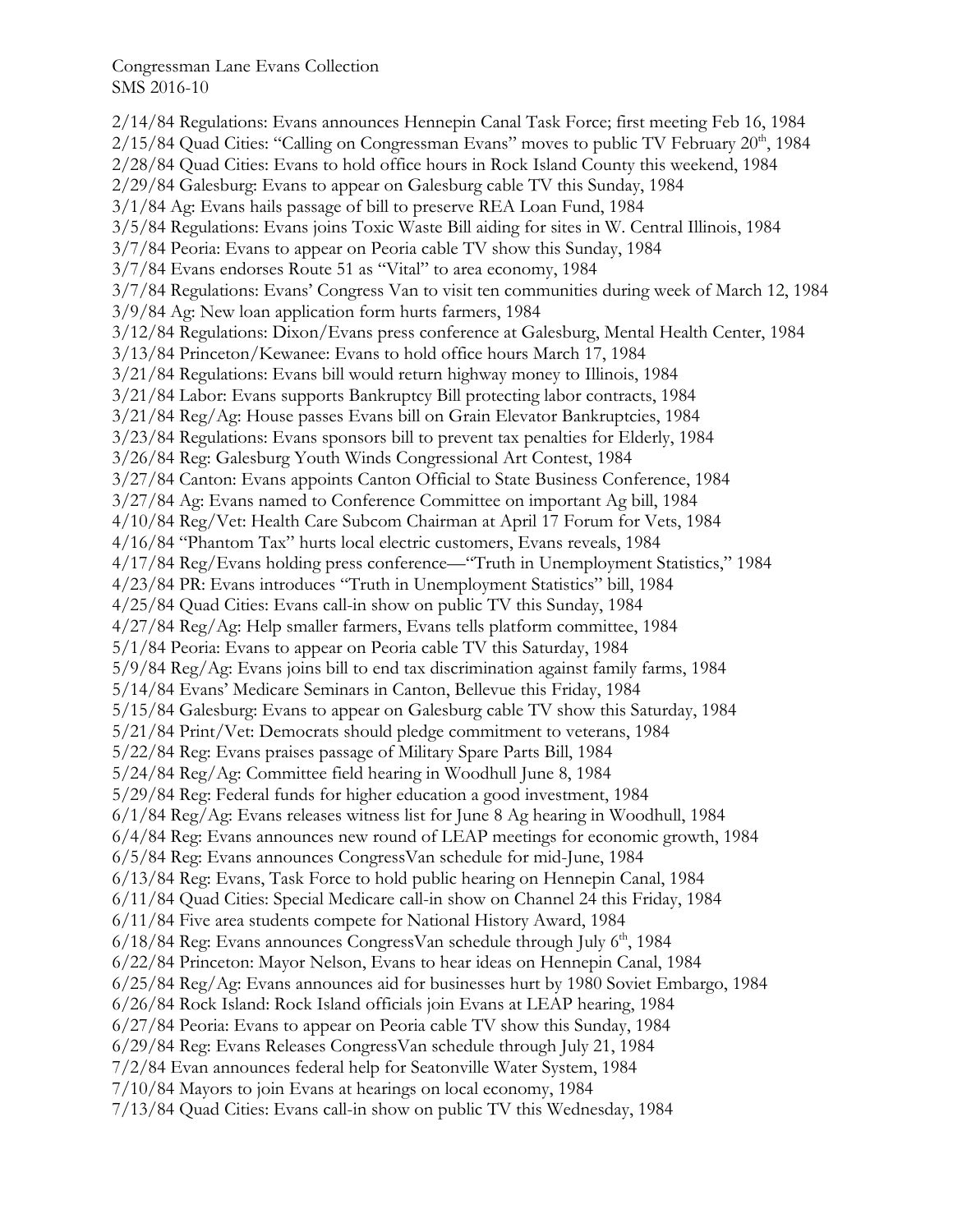Congressman Lane Evans Collection
SMS 2016-10

2/14/84 Regulations: Evans announces Hennepin Canal Task Force; first meeting Feb 16, 1984
2/15/84 Quad Cities: "Calling on Congressman Evans" moves to public TV February 20th, 1984
2/28/84 Quad Cities: Evans to hold office hours in Rock Island County this weekend, 1984
2/29/84 Galesburg: Evans to appear on Galesburg cable TV this Sunday, 1984
3/1/84 Ag: Evans hails passage of bill to preserve REA Loan Fund, 1984
3/5/84 Regulations: Evans joins Toxic Waste Bill aiding for sites in W. Central Illinois, 1984
3/7/84 Peoria: Evans to appear on Peoria cable TV show this Sunday, 1984
3/7/84 Evans endorses Route 51 as "Vital" to area economy, 1984
3/7/84 Regulations: Evans' Congress Van to visit ten communities during week of March 12, 1984
3/9/84 Ag: New loan application form hurts farmers, 1984
3/12/84 Regulations: Dixon/Evans press conference at Galesburg, Mental Health Center, 1984
3/13/84 Princeton/Kewanee: Evans to hold office hours March 17, 1984
3/21/84 Regulations: Evans bill would return highway money to Illinois, 1984
3/21/84 Labor: Evans supports Bankruptcy Bill protecting labor contracts, 1984
3/21/84 Reg/Ag: House passes Evans bill on Grain Elevator Bankruptcies, 1984
3/23/84 Regulations: Evans sponsors bill to prevent tax penalties for Elderly, 1984
3/26/84 Reg: Galesburg Youth Winds Congressional Art Contest, 1984
3/27/84 Canton: Evans appoints Canton Official to State Business Conference, 1984
3/27/84 Ag: Evans named to Conference Committee on important Ag bill, 1984
4/10/84 Reg/Vet: Health Care Subcom Chairman at April 17 Forum for Vets, 1984
4/16/84 "Phantom Tax" hurts local electric customers, Evans reveals, 1984
4/17/84 Reg/Evans holding press conference—"Truth in Unemployment Statistics," 1984
4/23/84 PR: Evans introduces "Truth in Unemployment Statistics" bill, 1984
4/25/84 Quad Cities: Evans call-in show on public TV this Sunday, 1984
4/27/84 Reg/Ag: Help smaller farmers, Evans tells platform committee, 1984
5/1/84 Peoria: Evans to appear on Peoria cable TV this Saturday, 1984
5/9/84 Reg/Ag: Evans joins bill to end tax discrimination against family farms, 1984
5/14/84 Evans' Medicare Seminars in Canton, Bellevue this Friday, 1984
5/15/84 Galesburg: Evans to appear on Galesburg cable TV show this Saturday, 1984
5/21/84 Print/Vet: Democrats should pledge commitment to veterans, 1984
5/22/84 Reg: Evans praises passage of Military Spare Parts Bill, 1984
5/24/84 Reg/Ag: Committee field hearing in Woodhull June 8, 1984
5/29/84 Reg: Federal funds for higher education a good investment, 1984
6/1/84 Reg/Ag: Evans releases witness list for June 8 Ag hearing in Woodhull, 1984
6/4/84 Reg: Evans announces new round of LEAP meetings for economic growth, 1984
6/5/84 Reg: Evans announces CongressVan schedule for mid-June, 1984
6/13/84 Reg: Evans, Task Force to hold public hearing on Hennepin Canal, 1984
6/11/84 Quad Cities: Special Medicare call-in show on Channel 24 this Friday, 1984
6/11/84 Five area students compete for National History Award, 1984
6/18/84 Reg: Evans announces CongressVan schedule through July 6th, 1984
6/22/84 Princeton: Mayor Nelson, Evans to hear ideas on Hennepin Canal, 1984
6/25/84 Reg/Ag: Evans announces aid for businesses hurt by 1980 Soviet Embargo, 1984
6/26/84 Rock Island: Rock Island officials join Evans at LEAP hearing, 1984
6/27/84 Peoria: Evans to appear on Peoria cable TV show this Sunday, 1984
6/29/84 Reg: Evans Releases CongressVan schedule through July 21, 1984
7/2/84 Evan announces federal help for Seatonville Water System, 1984
7/10/84 Mayors to join Evans at hearings on local economy, 1984
7/13/84 Quad Cities: Evans call-in show on public TV this Wednesday, 1984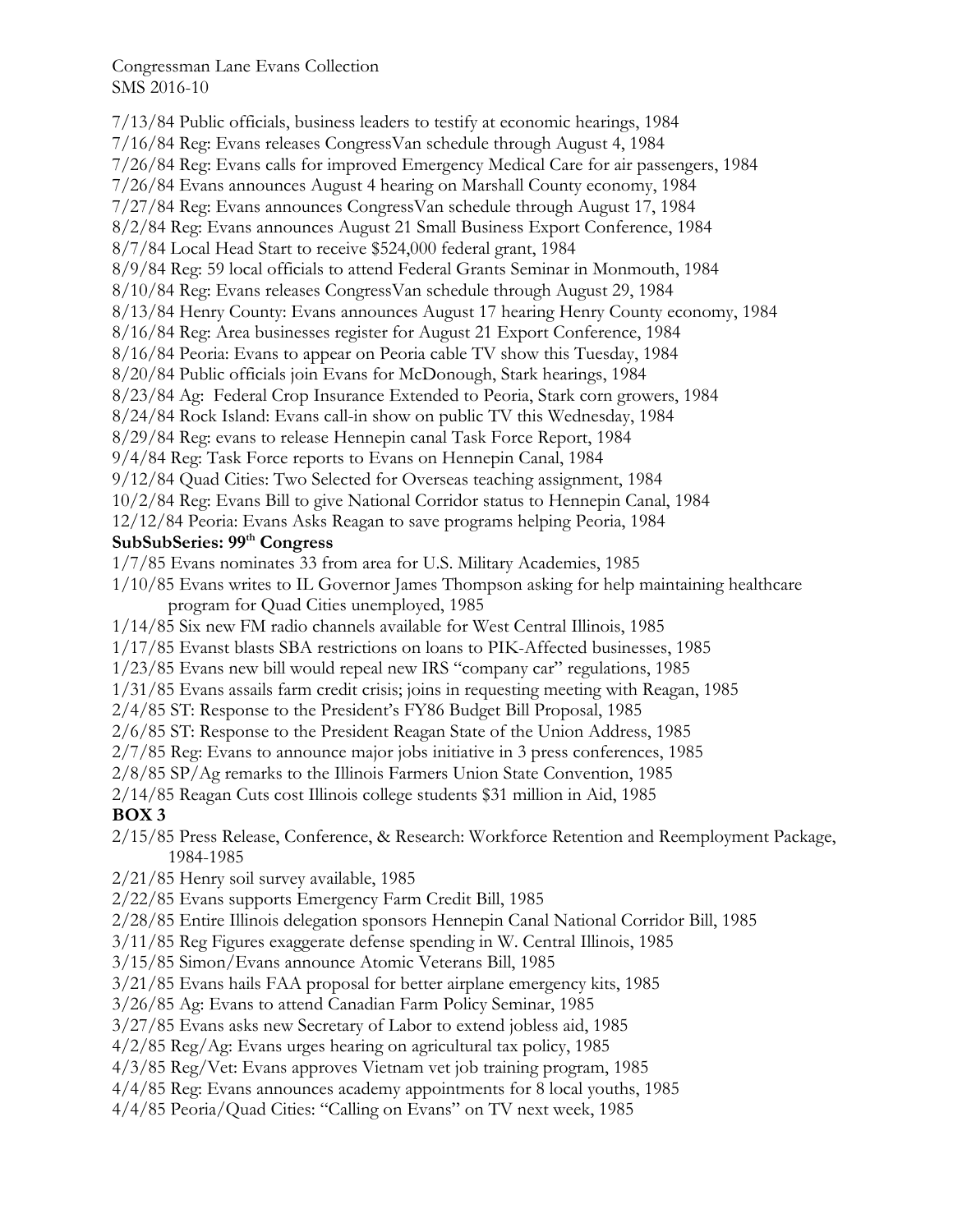7/13/84 Public officials, business leaders to testify at economic hearings, 1984
7/16/84 Reg: Evans releases CongressVan schedule through August 4, 1984
7/26/84 Reg: Evans calls for improved Emergency Medical Care for air passengers, 1984
7/26/84 Evans announces August 4 hearing on Marshall County economy, 1984
7/27/84 Reg: Evans announces CongressVan schedule through August 17, 1984
8/2/84 Reg: Evans announces August 21 Small Business Export Conference, 1984
8/7/84 Local Head Start to receive $524,000 federal grant, 1984
8/9/84 Reg: 59 local officials to attend Federal Grants Seminar in Monmouth, 1984
8/10/84 Reg: Evans releases CongressVan schedule through August 29, 1984
8/13/84 Henry County: Evans announces August 17 hearing Henry County economy, 1984
8/16/84 Reg: Area businesses register for August 21 Export Conference, 1984
8/16/84 Peoria: Evans to appear on Peoria cable TV show this Tuesday, 1984
8/20/84 Public officials join Evans for McDonough, Stark hearings, 1984
8/23/84 Ag: Federal Crop Insurance Extended to Peoria, Stark corn growers, 1984
8/24/84 Rock Island: Evans call-in show on public TV this Wednesday, 1984
8/29/84 Reg: evans to release Hennepin canal Task Force Report, 1984
9/4/84 Reg: Task Force reports to Evans on Hennepin Canal, 1984
9/12/84 Quad Cities: Two Selected for Overseas teaching assignment, 1984
10/2/84 Reg: Evans Bill to give National Corridor status to Hennepin Canal, 1984
12/12/84 Peoria: Evans Asks Reagan to save programs helping Peoria, 1984

**SubSubSeries: 99th Congress**

1/7/85 Evans nominates 33 from area for U.S. Military Academies, 1985
1/10/85 Evans writes to IL Governor James Thompson asking for help maintaining healthcare program for Quad Cities unemployed, 1985
1/14/85 Six new FM radio channels available for West Central Illinois, 1985
1/17/85 Evanst blasts SBA restrictions on loans to PIK-Affected businesses, 1985
1/23/85 Evans new bill would repeal new IRS "company car" regulations, 1985
1/31/85 Evans assails farm credit crisis; joins in requesting meeting with Reagan, 1985
2/4/85 ST: Response to the President's FY86 Budget Bill Proposal, 1985
2/6/85 ST: Response to the President Reagan State of the Union Address, 1985
2/7/85 Reg: Evans to announce major jobs initiative in 3 press conferences, 1985
2/8/85 SP/Ag remarks to the Illinois Farmers Union State Convention, 1985
2/14/85 Reagan Cuts cost Illinois college students $31 million in Aid, 1985

**BOX 3**

2/15/85 Press Release, Conference, & Research: Workforce Retention and Reemployment Package, 1984-1985
2/21/85 Henry soil survey available, 1985
2/22/85 Evans supports Emergency Farm Credit Bill, 1985
2/28/85 Entire Illinois delegation sponsors Hennepin Canal National Corridor Bill, 1985
3/11/85 Reg Figures exaggerate defense spending in W. Central Illinois, 1985
3/15/85 Simon/Evans announce Atomic Veterans Bill, 1985
3/21/85 Evans hails FAA proposal for better airplane emergency kits, 1985
3/26/85 Ag: Evans to attend Canadian Farm Policy Seminar, 1985
3/27/85 Evans asks new Secretary of Labor to extend jobless aid, 1985
4/2/85 Reg/Ag: Evans urges hearing on agricultural tax policy, 1985
4/3/85 Reg/Vet: Evans approves Vietnam vet job training program, 1985
4/4/85 Reg: Evans announces academy appointments for 8 local youths, 1985
4/4/85 Peoria/Quad Cities: "Calling on Evans" on TV next week, 1985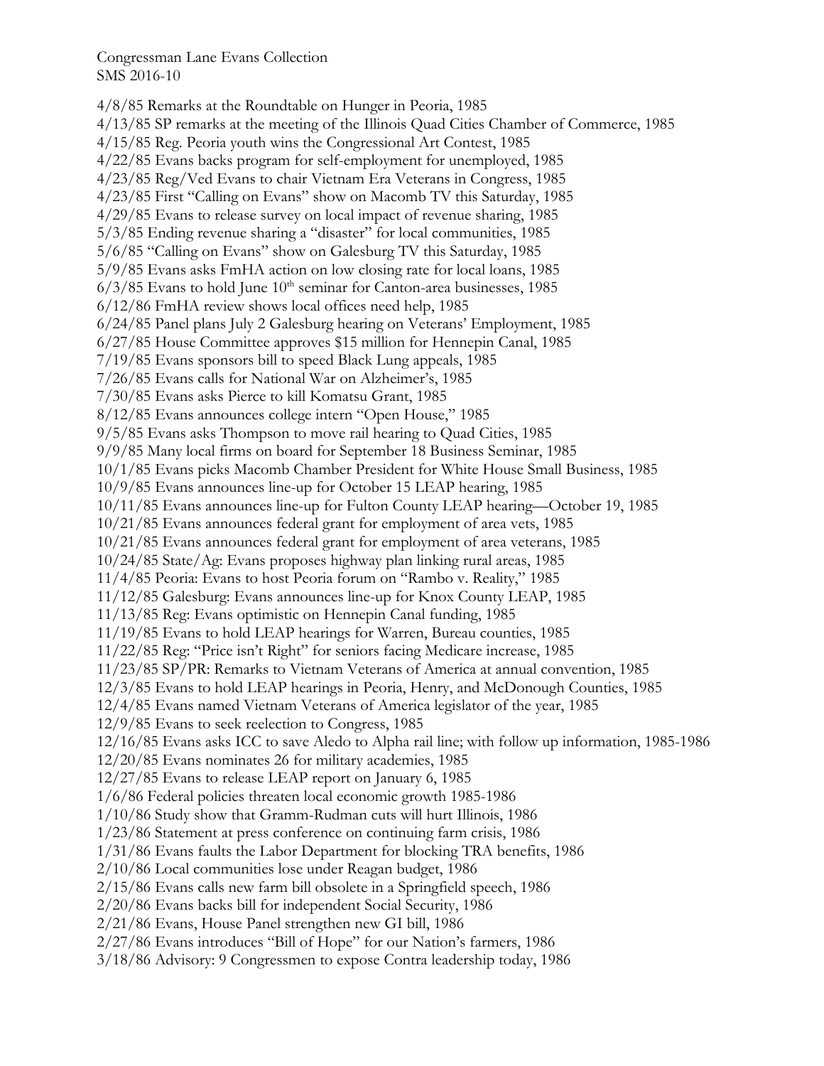Congressman Lane Evans Collection
SMS 2016-10

4/8/85 Remarks at the Roundtable on Hunger in Peoria, 1985
4/13/85 SP remarks at the meeting of the Illinois Quad Cities Chamber of Commerce, 1985
4/15/85 Reg. Peoria youth wins the Congressional Art Contest, 1985
4/22/85 Evans backs program for self-employment for unemployed, 1985
4/23/85 Reg/Ved Evans to chair Vietnam Era Veterans in Congress, 1985
4/23/85 First "Calling on Evans" show on Macomb TV this Saturday, 1985
4/29/85 Evans to release survey on local impact of revenue sharing, 1985
5/3/85 Ending revenue sharing a "disaster" for local communities, 1985
5/6/85 "Calling on Evans" show on Galesburg TV this Saturday, 1985
5/9/85 Evans asks FmHA action on low closing rate for local loans, 1985
6/3/85 Evans to hold June 10th seminar for Canton-area businesses, 1985
6/12/86 FmHA review shows local offices need help, 1985
6/24/85 Panel plans July 2 Galesburg hearing on Veterans' Employment, 1985
6/27/85 House Committee approves $15 million for Hennepin Canal, 1985
7/19/85 Evans sponsors bill to speed Black Lung appeals, 1985
7/26/85 Evans calls for National War on Alzheimer's, 1985
7/30/85 Evans asks Pierce to kill Komatsu Grant, 1985
8/12/85 Evans announces college intern "Open House," 1985
9/5/85 Evans asks Thompson to move rail hearing to Quad Cities, 1985
9/9/85 Many local firms on board for September 18 Business Seminar, 1985
10/1/85 Evans picks Macomb Chamber President for White House Small Business, 1985
10/9/85 Evans announces line-up for October 15 LEAP hearing, 1985
10/11/85 Evans announces line-up for Fulton County LEAP hearing—October 19, 1985
10/21/85 Evans announces federal grant for employment of area vets, 1985
10/21/85 Evans announces federal grant for employment of area veterans, 1985
10/24/85 State/Ag: Evans proposes highway plan linking rural areas, 1985
11/4/85 Peoria: Evans to host Peoria forum on "Rambo v. Reality," 1985
11/12/85 Galesburg: Evans announces line-up for Knox County LEAP, 1985
11/13/85 Reg: Evans optimistic on Hennepin Canal funding, 1985
11/19/85 Evans to hold LEAP hearings for Warren, Bureau counties, 1985
11/22/85 Reg: "Price isn't Right" for seniors facing Medicare increase, 1985
11/23/85 SP/PR: Remarks to Vietnam Veterans of America at annual convention, 1985
12/3/85 Evans to hold LEAP hearings in Peoria, Henry, and McDonough Counties, 1985
12/4/85 Evans named Vietnam Veterans of America legislator of the year, 1985
12/9/85 Evans to seek reelection to Congress, 1985
12/16/85 Evans asks ICC to save Aledo to Alpha rail line; with follow up information, 1985-1986
12/20/85 Evans nominates 26 for military academies, 1985
12/27/85 Evans to release LEAP report on January 6, 1985
1/6/86 Federal policies threaten local economic growth 1985-1986
1/10/86 Study show that Gramm-Rudman cuts will hurt Illinois, 1986
1/23/86 Statement at press conference on continuing farm crisis, 1986
1/31/86 Evans faults the Labor Department for blocking TRA benefits, 1986
2/10/86 Local communities lose under Reagan budget, 1986
2/15/86 Evans calls new farm bill obsolete in a Springfield speech, 1986
2/20/86 Evans backs bill for independent Social Security, 1986
2/21/86 Evans, House Panel strengthen new GI bill, 1986
2/27/86 Evans introduces "Bill of Hope" for our Nation's farmers, 1986
3/18/86 Advisory: 9 Congressmen to expose Contra leadership today, 1986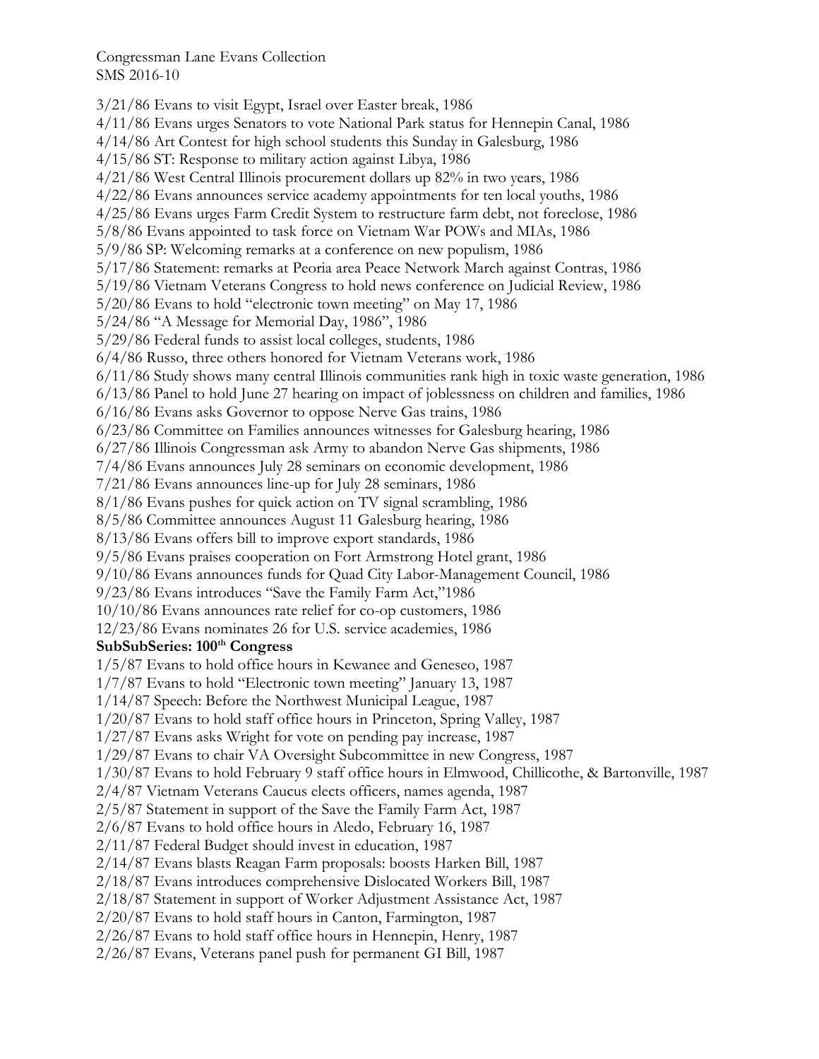3/21/86 Evans to visit Egypt, Israel over Easter break, 1986
4/11/86 Evans urges Senators to vote National Park status for Hennepin Canal, 1986
4/14/86 Art Contest for high school students this Sunday in Galesburg, 1986
4/15/86 ST: Response to military action against Libya, 1986
4/21/86 West Central Illinois procurement dollars up 82% in two years, 1986
4/22/86 Evans announces service academy appointments for ten local youths, 1986
4/25/86 Evans urges Farm Credit System to restructure farm debt, not foreclose, 1986
5/8/86 Evans appointed to task force on Vietnam War POWs and MIAs, 1986
5/9/86 SP: Welcoming remarks at a conference on new populism, 1986
5/17/86 Statement: remarks at Peoria area Peace Network March against Contras, 1986
5/19/86 Vietnam Veterans Congress to hold news conference on Judicial Review, 1986
5/20/86 Evans to hold "electronic town meeting" on May 17, 1986
5/24/86 "A Message for Memorial Day, 1986", 1986
5/29/86 Federal funds to assist local colleges, students, 1986
6/4/86 Russo, three others honored for Vietnam Veterans work, 1986
6/11/86 Study shows many central Illinois communities rank high in toxic waste generation, 1986
6/13/86 Panel to hold June 27 hearing on impact of joblessness on children and families, 1986
6/16/86 Evans asks Governor to oppose Nerve Gas trains, 1986
6/23/86 Committee on Families announces witnesses for Galesburg hearing, 1986
6/27/86 Illinois Congressman ask Army to abandon Nerve Gas shipments, 1986
7/4/86 Evans announces July 28 seminars on economic development, 1986
7/21/86 Evans announces line-up for July 28 seminars, 1986
8/1/86 Evans pushes for quick action on TV signal scrambling, 1986
8/5/86 Committee announces August 11 Galesburg hearing, 1986
8/13/86 Evans offers bill to improve export standards, 1986
9/5/86 Evans praises cooperation on Fort Armstrong Hotel grant, 1986
9/10/86 Evans announces funds for Quad City Labor-Management Council, 1986
9/23/86 Evans introduces "Save the Family Farm Act,"1986
10/10/86 Evans announces rate relief for co-op customers, 1986
12/23/86 Evans nominates 26 for U.S. service academies, 1986

**SubSubSeries: 100th Congress**

1/5/87 Evans to hold office hours in Kewanee and Geneseo, 1987
1/7/87 Evans to hold "Electronic town meeting" January 13, 1987
1/14/87 Speech: Before the Northwest Municipal League, 1987
1/20/87 Evans to hold staff office hours in Princeton, Spring Valley, 1987
1/27/87 Evans asks Wright for vote on pending pay increase, 1987
1/29/87 Evans to chair VA Oversight Subcommittee in new Congress, 1987
1/30/87 Evans to hold February 9 staff office hours in Elmwood, Chillicothe, & Bartonville, 1987
2/4/87 Vietnam Veterans Caucus elects officers, names agenda, 1987
2/5/87 Statement in support of the Save the Family Farm Act, 1987
2/6/87 Evans to hold office hours in Aledo, February 16, 1987
2/11/87 Federal Budget should invest in education, 1987
2/14/87 Evans blasts Reagan Farm proposals: boosts Harken Bill, 1987
2/18/87 Evans introduces comprehensive Dislocated Workers Bill, 1987
2/18/87 Statement in support of Worker Adjustment Assistance Act, 1987
2/20/87 Evans to hold staff hours in Canton, Farmington, 1987
2/26/87 Evans to hold staff office hours in Hennepin, Henry, 1987
2/26/87 Evans, Veterans panel push for permanent GI Bill, 1987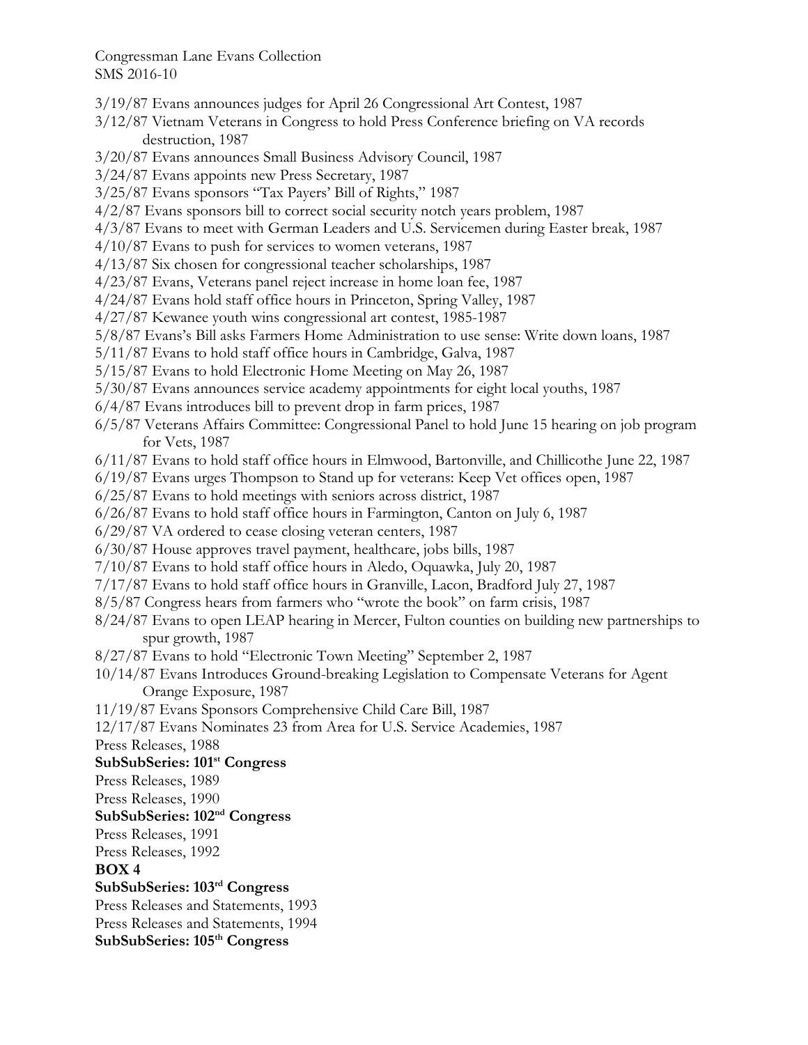3/19/87 Evans announces judges for April 26 Congressional Art Contest, 1987

3/12/87 Vietnam Veterans in Congress to hold Press Conference briefing on VA records destruction, 1987

3/20/87 Evans announces Small Business Advisory Council, 1987

3/24/87 Evans appoints new Press Secretary, 1987

3/25/87 Evans sponsors "Tax Payers' Bill of Rights," 1987

4/2/87 Evans sponsors bill to correct social security notch years problem, 1987

4/3/87 Evans to meet with German Leaders and U.S. Servicemen during Easter break, 1987

4/10/87 Evans to push for services to women veterans, 1987

4/13/87 Six chosen for congressional teacher scholarships, 1987

4/23/87 Evans, Veterans panel reject increase in home loan fee, 1987

4/24/87 Evans hold staff office hours in Princeton, Spring Valley, 1987

4/27/87 Kewanee youth wins congressional art contest, 1985-1987

5/8/87 Evans's Bill asks Farmers Home Administration to use sense: Write down loans, 1987

5/11/87 Evans to hold staff office hours in Cambridge, Galva, 1987

5/15/87 Evans to hold Electronic Home Meeting on May 26, 1987

5/30/87 Evans announces service academy appointments for eight local youths, 1987

6/4/87 Evans introduces bill to prevent drop in farm prices, 1987

6/5/87 Veterans Affairs Committee: Congressional Panel to hold June 15 hearing on job program for Vets, 1987

6/11/87 Evans to hold staff office hours in Elmwood, Bartonville, and Chillicothe June 22, 1987

6/19/87 Evans urges Thompson to Stand up for veterans: Keep Vet offices open, 1987

6/25/87 Evans to hold meetings with seniors across district, 1987

6/26/87 Evans to hold staff office hours in Farmington, Canton on July 6, 1987

6/29/87 VA ordered to cease closing veteran centers, 1987

6/30/87 House approves travel payment, healthcare, jobs bills, 1987

7/10/87 Evans to hold staff office hours in Aledo, Oquawka, July 20, 1987

7/17/87 Evans to hold staff office hours in Granville, Lacon, Bradford July 27, 1987

8/5/87 Congress hears from farmers who "wrote the book" on farm crisis, 1987

8/24/87 Evans to open LEAP hearing in Mercer, Fulton counties on building new partnerships to spur growth, 1987

8/27/87 Evans to hold "Electronic Town Meeting" September 2, 1987

10/14/87 Evans Introduces Ground-breaking Legislation to Compensate Veterans for Agent Orange Exposure, 1987

11/19/87 Evans Sponsors Comprehensive Child Care Bill, 1987

12/17/87 Evans Nominates 23 from Area for U.S. Service Academies, 1987

Press Releases, 1988

**SubSubSeries: 101st Congress**

Press Releases, 1989

Press Releases, 1990

**SubSubSeries: 102nd Congress**

Press Releases, 1991

Press Releases, 1992

**BOX 4**

**SubSubSeries: 103rd Congress**

Press Releases and Statements, 1993

Press Releases and Statements, 1994

**SubSubSeries: 105th Congress**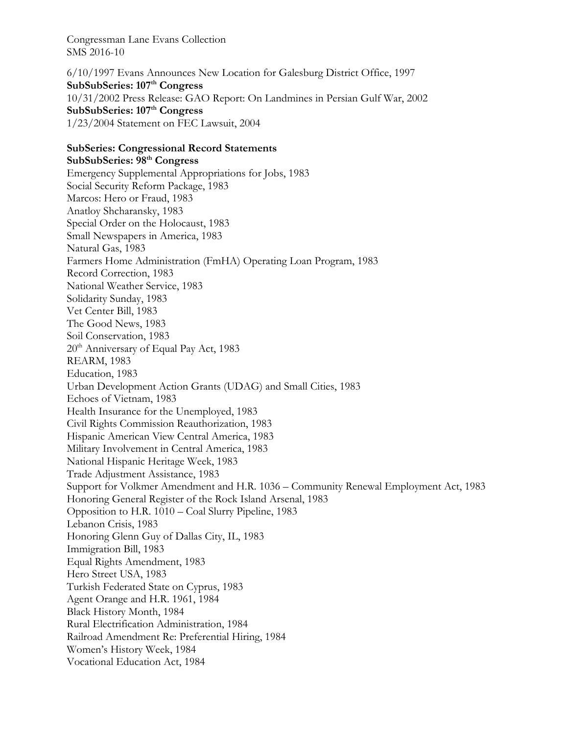Congressman Lane Evans Collection
SMS 2016-10

6/10/1997 Evans Announces New Location for Galesburg District Office, 1997
**SubSubSeries: 107th Congress**
10/31/2002 Press Release: GAO Report: On Landmines in Persian Gulf War, 2002
**SubSubSeries: 107th Congress**
1/23/2004 Statement on FEC Lawsuit, 2004

**SubSeries: Congressional Record Statements**
**SubSubSeries: 98th Congress**
Emergency Supplemental Appropriations for Jobs, 1983
Social Security Reform Package, 1983
Marcos: Hero or Fraud, 1983
Anatloy Shcharansky, 1983
Special Order on the Holocaust, 1983
Small Newspapers in America, 1983
Natural Gas, 1983
Farmers Home Administration (FmHA) Operating Loan Program, 1983
Record Correction, 1983
National Weather Service, 1983
Solidarity Sunday, 1983
Vet Center Bill, 1983
The Good News, 1983
Soil Conservation, 1983
20th Anniversary of Equal Pay Act, 1983
REARM, 1983
Education, 1983
Urban Development Action Grants (UDAG) and Small Cities, 1983
Echoes of Vietnam, 1983
Health Insurance for the Unemployed, 1983
Civil Rights Commission Reauthorization, 1983
Hispanic American View Central America, 1983
Military Involvement in Central America, 1983
National Hispanic Heritage Week, 1983
Trade Adjustment Assistance, 1983
Support for Volkmer Amendment and H.R. 1036 – Community Renewal Employment Act, 1983
Honoring General Register of the Rock Island Arsenal, 1983
Opposition to H.R. 1010 – Coal Slurry Pipeline, 1983
Lebanon Crisis, 1983
Honoring Glenn Guy of Dallas City, IL, 1983
Immigration Bill, 1983
Equal Rights Amendment, 1983
Hero Street USA, 1983
Turkish Federated State on Cyprus, 1983
Agent Orange and H.R. 1961, 1984
Black History Month, 1984
Rural Electrification Administration, 1984
Railroad Amendment Re: Preferential Hiring, 1984
Women's History Week, 1984
Vocational Education Act, 1984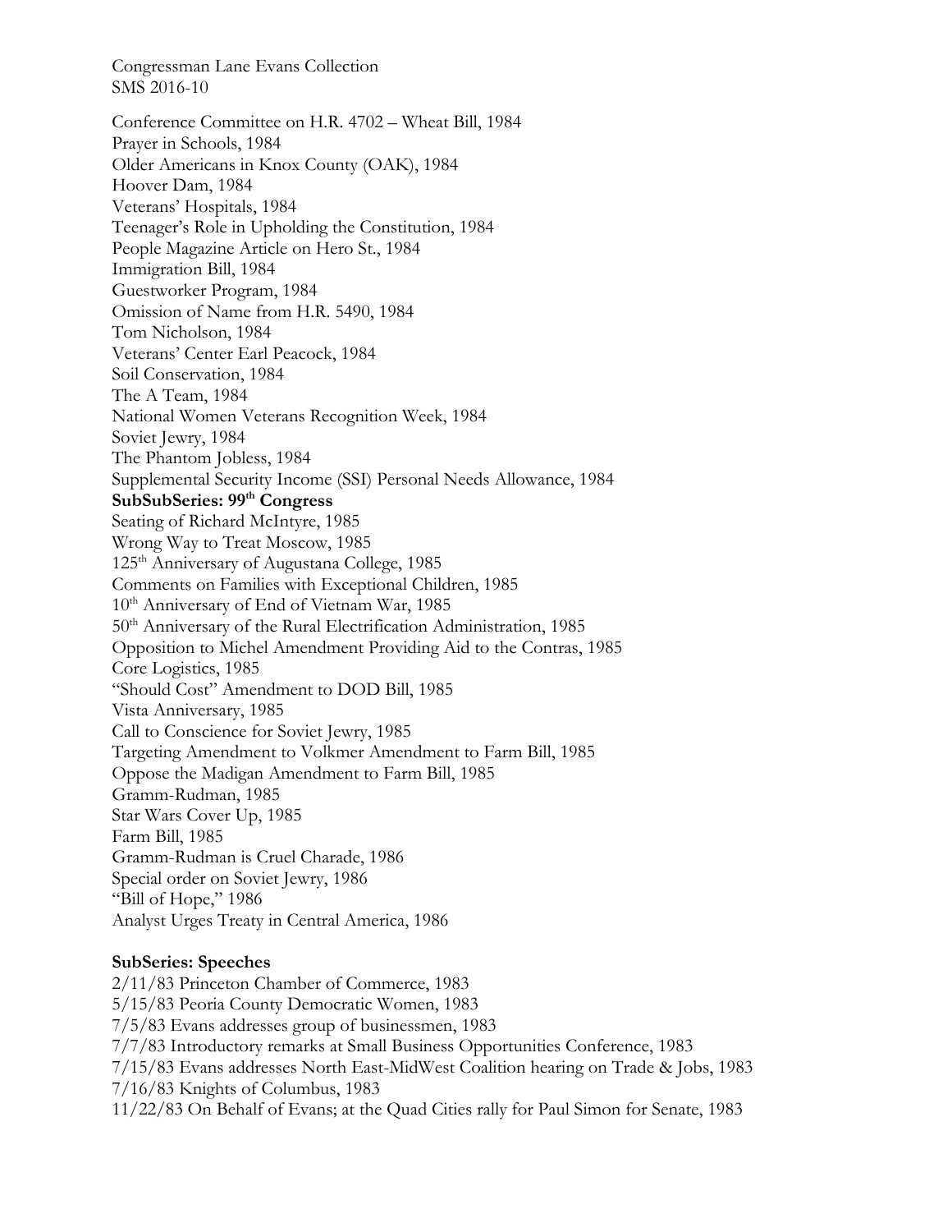Congressman Lane Evans Collection
SMS 2016-10

Conference Committee on H.R. 4702 – Wheat Bill, 1984
Prayer in Schools, 1984
Older Americans in Knox County (OAK), 1984
Hoover Dam, 1984
Veterans' Hospitals, 1984
Teenager's Role in Upholding the Constitution, 1984
People Magazine Article on Hero St., 1984
Immigration Bill, 1984
Guestworker Program, 1984
Omission of Name from H.R. 5490, 1984
Tom Nicholson, 1984
Veterans' Center Earl Peacock, 1984
Soil Conservation, 1984
The A Team, 1984
National Women Veterans Recognition Week, 1984
Soviet Jewry, 1984
The Phantom Jobless, 1984
Supplemental Security Income (SSI) Personal Needs Allowance, 1984

**SubSubSeries: 99th Congress**

Seating of Richard McIntyre, 1985
Wrong Way to Treat Moscow, 1985
125th Anniversary of Augustana College, 1985
Comments on Families with Exceptional Children, 1985
10th Anniversary of End of Vietnam War, 1985
50th Anniversary of the Rural Electrification Administration, 1985
Opposition to Michel Amendment Providing Aid to the Contras, 1985
Core Logistics, 1985
"Should Cost" Amendment to DOD Bill, 1985
Vista Anniversary, 1985
Call to Conscience for Soviet Jewry, 1985
Targeting Amendment to Volkmer Amendment to Farm Bill, 1985
Oppose the Madigan Amendment to Farm Bill, 1985
Gramm-Rudman, 1985
Star Wars Cover Up, 1985
Farm Bill, 1985
Gramm-Rudman is Cruel Charade, 1986
Special order on Soviet Jewry, 1986
"Bill of Hope," 1986
Analyst Urges Treaty in Central America, 1986

**SubSeries: Speeches**

2/11/83 Princeton Chamber of Commerce, 1983
5/15/83 Peoria County Democratic Women, 1983
7/5/83 Evans addresses group of businessmen, 1983
7/7/83 Introductory remarks at Small Business Opportunities Conference, 1983
7/15/83 Evans addresses North East-MidWest Coalition hearing on Trade & Jobs, 1983
7/16/83 Knights of Columbus, 1983
11/22/83 On Behalf of Evans; at the Quad Cities rally for Paul Simon for Senate, 1983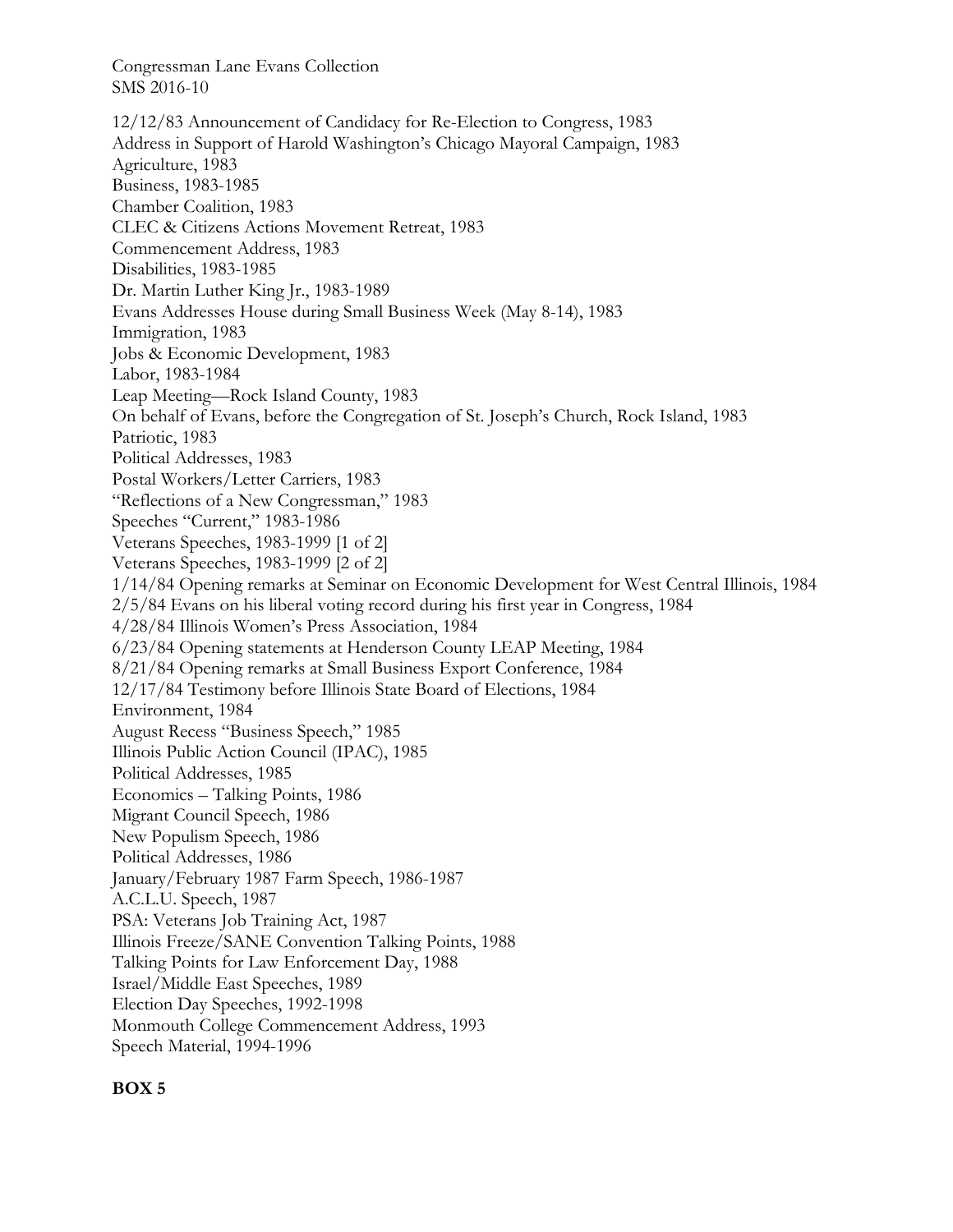12/12/83 Announcement of Candidacy for Re-Election to Congress, 1983
Address in Support of Harold Washington's Chicago Mayoral Campaign, 1983
Agriculture, 1983
Business, 1983-1985
Chamber Coalition, 1983
CLEC & Citizens Actions Movement Retreat, 1983
Commencement Address, 1983
Disabilities, 1983-1985
Dr. Martin Luther King Jr., 1983-1989
Evans Addresses House during Small Business Week (May 8-14), 1983
Immigration, 1983
Jobs & Economic Development, 1983
Labor, 1983-1984
Leap Meeting—Rock Island County, 1983
On behalf of Evans, before the Congregation of St. Joseph's Church, Rock Island, 1983
Patriotic, 1983
Political Addresses, 1983
Postal Workers/Letter Carriers, 1983
"Reflections of a New Congressman," 1983
Speeches "Current," 1983-1986
Veterans Speeches, 1983-1999 [1 of 2]
Veterans Speeches, 1983-1999 [2 of 2]
1/14/84 Opening remarks at Seminar on Economic Development for West Central Illinois, 1984
2/5/84 Evans on his liberal voting record during his first year in Congress, 1984
4/28/84 Illinois Women's Press Association, 1984
6/23/84 Opening statements at Henderson County LEAP Meeting, 1984
8/21/84 Opening remarks at Small Business Export Conference, 1984
12/17/84 Testimony before Illinois State Board of Elections, 1984
Environment, 1984
August Recess "Business Speech," 1985
Illinois Public Action Council (IPAC), 1985
Political Addresses, 1985
Economics – Talking Points, 1986
Migrant Council Speech, 1986
New Populism Speech, 1986
Political Addresses, 1986
January/February 1987 Farm Speech, 1986-1987
A.C.L.U. Speech, 1987
PSA: Veterans Job Training Act, 1987
Illinois Freeze/SANE Convention Talking Points, 1988
Talking Points for Law Enforcement Day, 1988
Israel/Middle East Speeches, 1989
Election Day Speeches, 1992-1998
Monmouth College Commencement Address, 1993
Speech Material, 1994-1996

**BOX 5**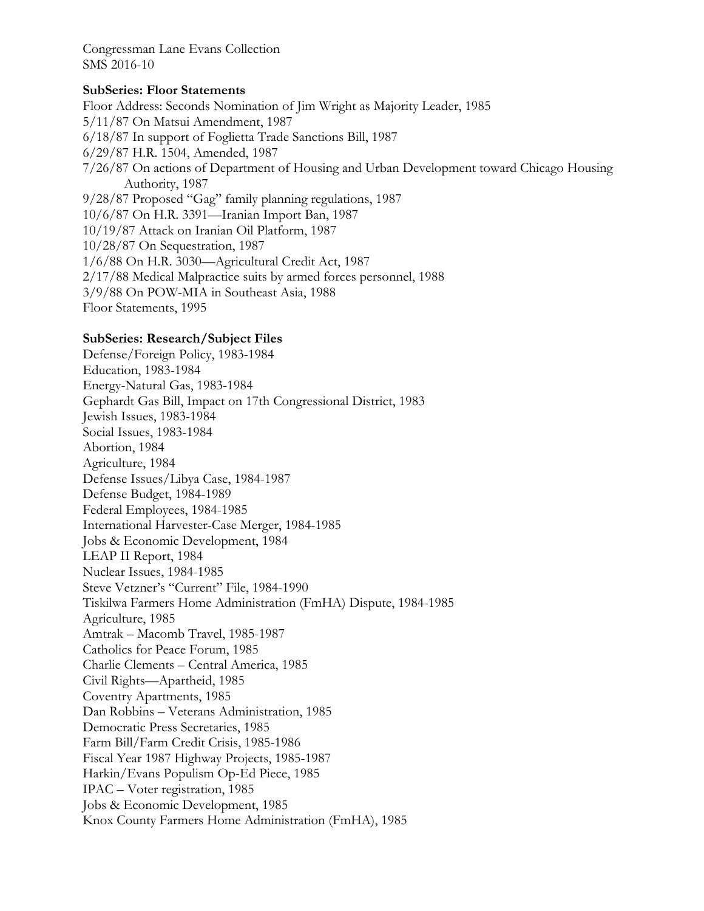Congressman Lane Evans Collection
SMS 2016-10

**SubSeries: Floor Statements**

Floor Address: Seconds Nomination of Jim Wright as Majority Leader, 1985
5/11/87 On Matsui Amendment, 1987
6/18/87 In support of Foglietta Trade Sanctions Bill, 1987
6/29/87 H.R. 1504, Amended, 1987
7/26/87 On actions of Department of Housing and Urban Development toward Chicago Housing Authority, 1987
9/28/87 Proposed "Gag" family planning regulations, 1987
10/6/87 On H.R. 3391—Iranian Import Ban, 1987
10/19/87 Attack on Iranian Oil Platform, 1987
10/28/87 On Sequestration, 1987
1/6/88 On H.R. 3030—Agricultural Credit Act, 1987
2/17/88 Medical Malpractice suits by armed forces personnel, 1988
3/9/88 On POW-MIA in Southeast Asia, 1988
Floor Statements, 1995

**SubSeries: Research/Subject Files**

Defense/Foreign Policy, 1983-1984
Education, 1983-1984
Energy-Natural Gas, 1983-1984
Gephardt Gas Bill, Impact on 17th Congressional District, 1983
Jewish Issues, 1983-1984
Social Issues, 1983-1984
Abortion, 1984
Agriculture, 1984
Defense Issues/Libya Case, 1984-1987
Defense Budget, 1984-1989
Federal Employees, 1984-1985
International Harvester-Case Merger, 1984-1985
Jobs & Economic Development, 1984
LEAP II Report, 1984
Nuclear Issues, 1984-1985
Steve Vetzner's "Current" File, 1984-1990
Tiskilwa Farmers Home Administration (FmHA) Dispute, 1984-1985
Agriculture, 1985
Amtrak – Macomb Travel, 1985-1987
Catholics for Peace Forum, 1985
Charlie Clements – Central America, 1985
Civil Rights—Apartheid, 1985
Coventry Apartments, 1985
Dan Robbins – Veterans Administration, 1985
Democratic Press Secretaries, 1985
Farm Bill/Farm Credit Crisis, 1985-1986
Fiscal Year 1987 Highway Projects, 1985-1987
Harkin/Evans Populism Op-Ed Piece, 1985
IPAC – Voter registration, 1985
Jobs & Economic Development, 1985
Knox County Farmers Home Administration (FmHA), 1985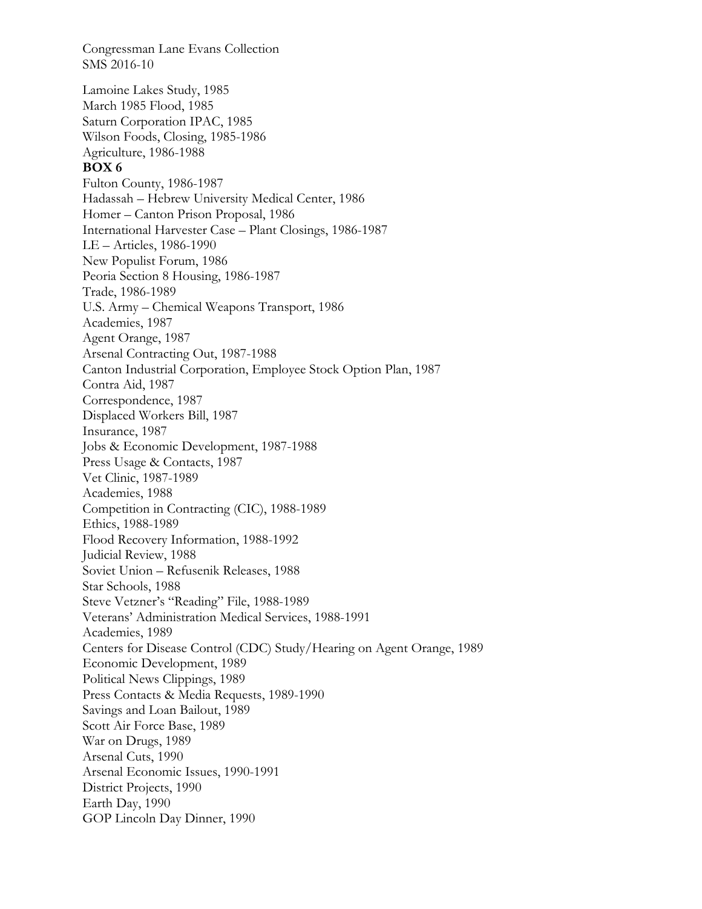Congressman Lane Evans Collection
SMS 2016-10

Lamoine Lakes Study, 1985
March 1985 Flood, 1985
Saturn Corporation IPAC, 1985
Wilson Foods, Closing, 1985-1986
Agriculture, 1986-1988

**BOX 6**

Fulton County, 1986-1987
Hadassah – Hebrew University Medical Center, 1986
Homer – Canton Prison Proposal, 1986
International Harvester Case – Plant Closings, 1986-1987
LE – Articles, 1986-1990
New Populist Forum, 1986
Peoria Section 8 Housing, 1986-1987
Trade, 1986-1989
U.S. Army – Chemical Weapons Transport, 1986
Academies, 1987
Agent Orange, 1987
Arsenal Contracting Out, 1987-1988
Canton Industrial Corporation, Employee Stock Option Plan, 1987
Contra Aid, 1987
Correspondence, 1987
Displaced Workers Bill, 1987
Insurance, 1987
Jobs & Economic Development, 1987-1988
Press Usage & Contacts, 1987
Vet Clinic, 1987-1989
Academies, 1988
Competition in Contracting (CIC), 1988-1989
Ethics, 1988-1989
Flood Recovery Information, 1988-1992
Judicial Review, 1988
Soviet Union – Refusenik Releases, 1988
Star Schools, 1988
Steve Vetzner's "Reading" File, 1988-1989
Veterans' Administration Medical Services, 1988-1991
Academies, 1989
Centers for Disease Control (CDC) Study/Hearing on Agent Orange, 1989
Economic Development, 1989
Political News Clippings, 1989
Press Contacts & Media Requests, 1989-1990
Savings and Loan Bailout, 1989
Scott Air Force Base, 1989
War on Drugs, 1989
Arsenal Cuts, 1990
Arsenal Economic Issues, 1990-1991
District Projects, 1990
Earth Day, 1990
GOP Lincoln Day Dinner, 1990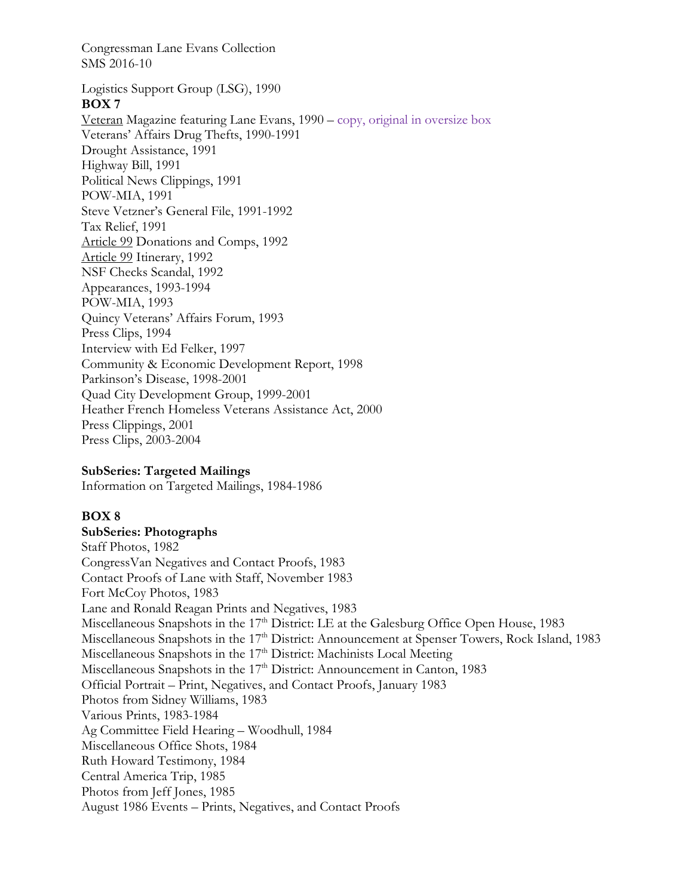Congressman Lane Evans Collection
SMS 2016-10

Logistics Support Group (LSG), 1990

**BOX 7**

Veteran Magazine featuring Lane Evans, 1990 – copy, original in oversize box
Veterans' Affairs Drug Thefts, 1990-1991
Drought Assistance, 1991
Highway Bill, 1991
Political News Clippings, 1991
POW-MIA, 1991
Steve Vetzner's General File, 1991-1992
Tax Relief, 1991
Article 99 Donations and Comps, 1992
Article 99 Itinerary, 1992
NSF Checks Scandal, 1992
Appearances, 1993-1994
POW-MIA, 1993
Quincy Veterans' Affairs Forum, 1993
Press Clips, 1994
Interview with Ed Felker, 1997
Community & Economic Development Report, 1998
Parkinson's Disease, 1998-2001
Quad City Development Group, 1999-2001
Heather French Homeless Veterans Assistance Act, 2000
Press Clippings, 2001
Press Clips, 2003-2004

**SubSeries: Targeted Mailings**

Information on Targeted Mailings, 1984-1986

**BOX 8**

**SubSeries: Photographs**

Staff Photos, 1982
CongressVan Negatives and Contact Proofs, 1983
Contact Proofs of Lane with Staff, November 1983
Fort McCoy Photos, 1983
Lane and Ronald Reagan Prints and Negatives, 1983
Miscellaneous Snapshots in the 17th District: LE at the Galesburg Office Open House, 1983
Miscellaneous Snapshots in the 17th District: Announcement at Spenser Towers, Rock Island, 1983
Miscellaneous Snapshots in the 17th District: Machinists Local Meeting
Miscellaneous Snapshots in the 17th District: Announcement in Canton, 1983
Official Portrait – Print, Negatives, and Contact Proofs, January 1983
Photos from Sidney Williams, 1983
Various Prints, 1983-1984
Ag Committee Field Hearing – Woodhull, 1984
Miscellaneous Office Shots, 1984
Ruth Howard Testimony, 1984
Central America Trip, 1985
Photos from Jeff Jones, 1985
August 1986 Events – Prints, Negatives, and Contact Proofs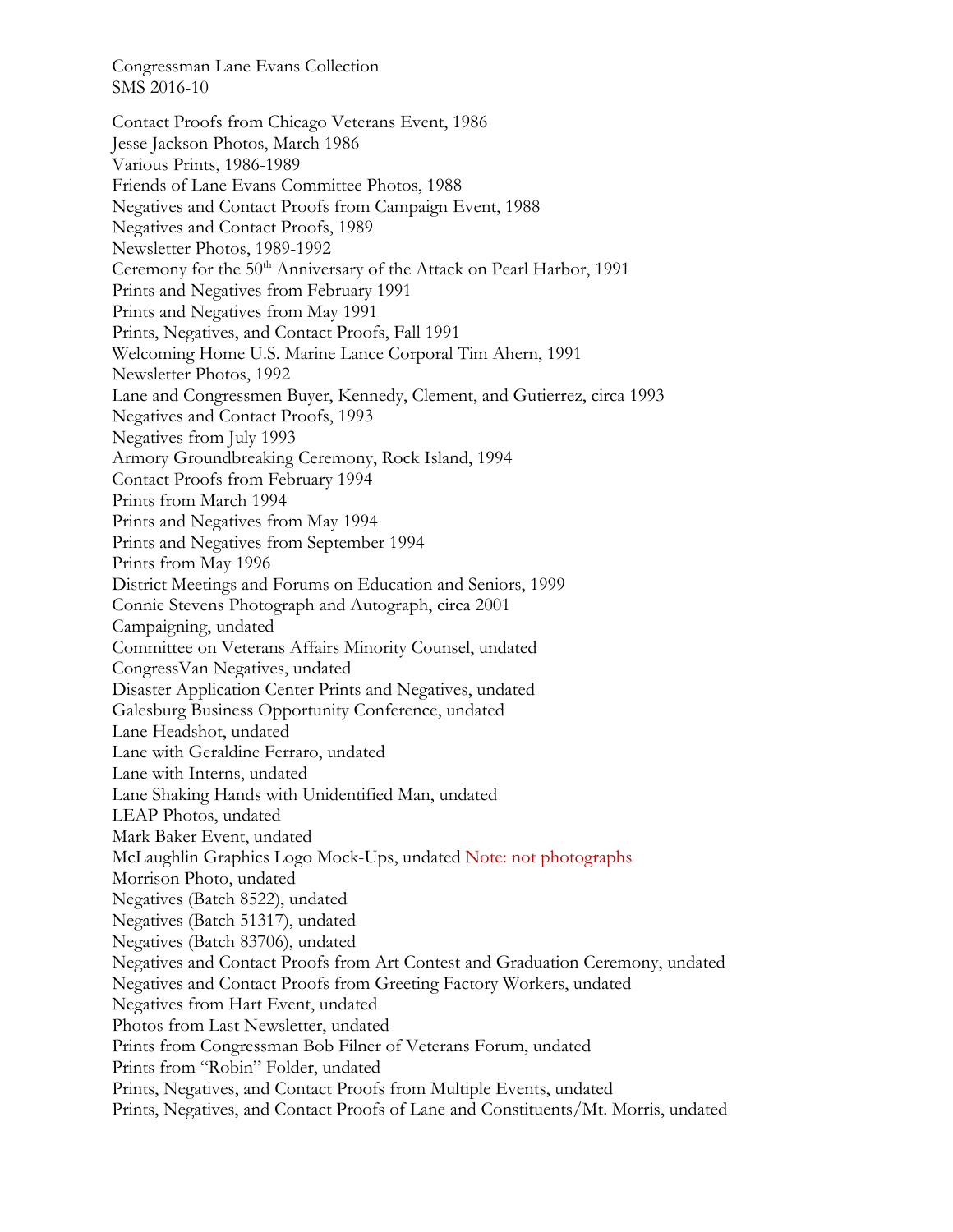Congressman Lane Evans Collection
SMS 2016-10

Contact Proofs from Chicago Veterans Event, 1986
Jesse Jackson Photos, March 1986
Various Prints, 1986-1989
Friends of Lane Evans Committee Photos, 1988
Negatives and Contact Proofs from Campaign Event, 1988
Negatives and Contact Proofs, 1989
Newsletter Photos, 1989-1992
Ceremony for the 50th Anniversary of the Attack on Pearl Harbor, 1991
Prints and Negatives from February 1991
Prints and Negatives from May 1991
Prints, Negatives, and Contact Proofs, Fall 1991
Welcoming Home U.S. Marine Lance Corporal Tim Ahern, 1991
Newsletter Photos, 1992
Lane and Congressmen Buyer, Kennedy, Clement, and Gutierrez, circa 1993
Negatives and Contact Proofs, 1993
Negatives from July 1993
Armory Groundbreaking Ceremony, Rock Island, 1994
Contact Proofs from February 1994
Prints from March 1994
Prints and Negatives from May 1994
Prints and Negatives from September 1994
Prints from May 1996
District Meetings and Forums on Education and Seniors, 1999
Connie Stevens Photograph and Autograph, circa 2001
Campaigning, undated
Committee on Veterans Affairs Minority Counsel, undated
CongressVan Negatives, undated
Disaster Application Center Prints and Negatives, undated
Galesburg Business Opportunity Conference, undated
Lane Headshot, undated
Lane with Geraldine Ferraro, undated
Lane with Interns, undated
Lane Shaking Hands with Unidentified Man, undated
LEAP Photos, undated
Mark Baker Event, undated
McLaughlin Graphics Logo Mock-Ups, undated Note: not photographs
Morrison Photo, undated
Negatives (Batch 8522), undated
Negatives (Batch 51317), undated
Negatives (Batch 83706), undated
Negatives and Contact Proofs from Art Contest and Graduation Ceremony, undated
Negatives and Contact Proofs from Greeting Factory Workers, undated
Negatives from Hart Event, undated
Photos from Last Newsletter, undated
Prints from Congressman Bob Filner of Veterans Forum, undated
Prints from "Robin" Folder, undated
Prints, Negatives, and Contact Proofs from Multiple Events, undated
Prints, Negatives, and Contact Proofs of Lane and Constituents/Mt. Morris, undated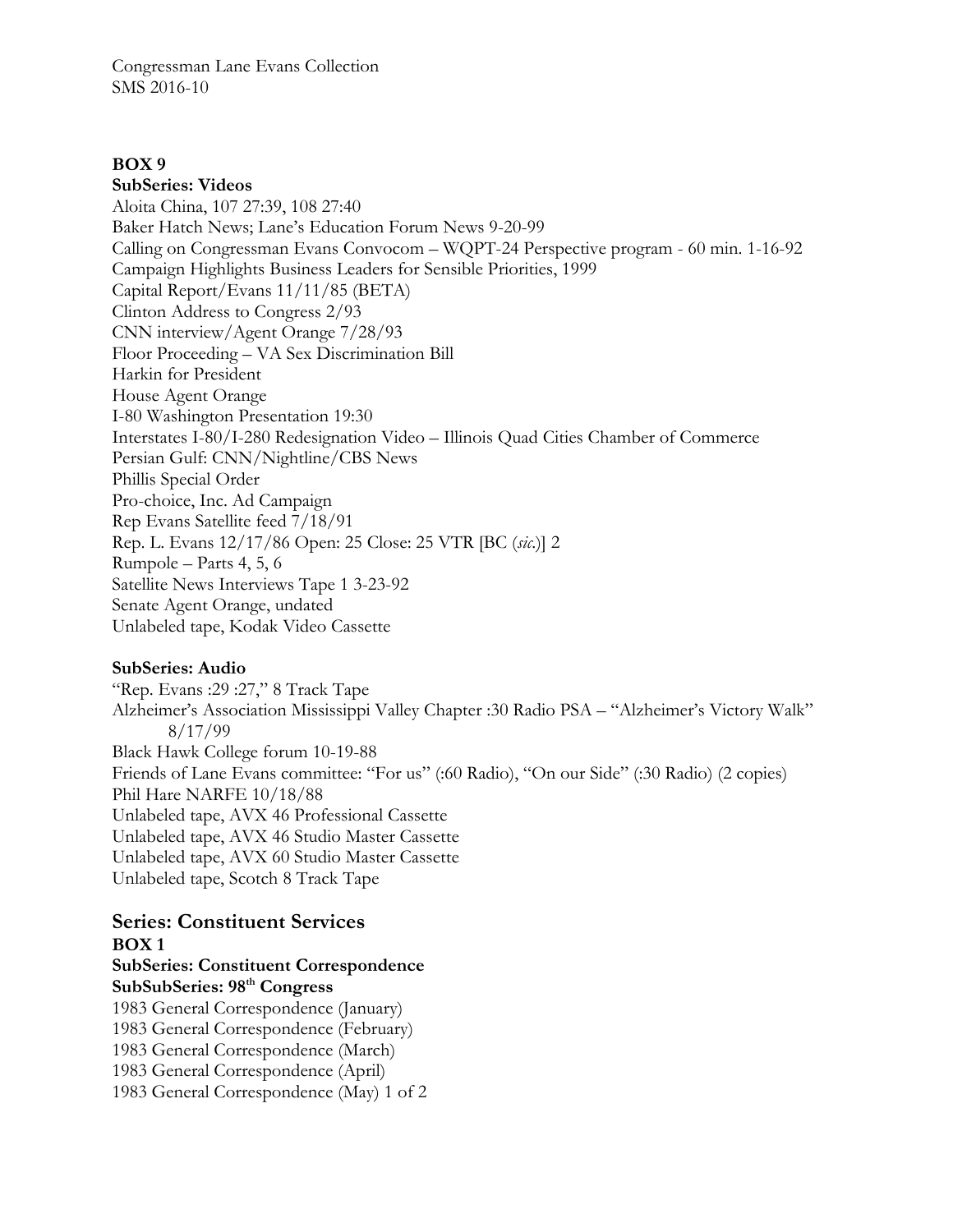**BOX 9**

**SubSeries: Videos**

Aloita China, 107 27:39, 108 27:40
Baker Hatch News; Lane's Education Forum News 9-20-99
Calling on Congressman Evans Convocom – WQPT-24 Perspective program - 60 min. 1-16-92
Campaign Highlights Business Leaders for Sensible Priorities, 1999
Capital Report/Evans 11/11/85 (BETA)
Clinton Address to Congress 2/93
CNN interview/Agent Orange 7/28/93
Floor Proceeding – VA Sex Discrimination Bill
Harkin for President
House Agent Orange
I-80 Washington Presentation 19:30
Interstates I-80/I-280 Redesignation Video – Illinois Quad Cities Chamber of Commerce
Persian Gulf: CNN/Nightline/CBS News
Phillis Special Order
Pro-choice, Inc. Ad Campaign
Rep Evans Satellite feed 7/18/91
Rep. L. Evans 12/17/86 Open: 25 Close: 25 VTR [BC (*sic.*)] 2
Rumpole – Parts 4, 5, 6
Satellite News Interviews Tape 1 3-23-92
Senate Agent Orange, undated
Unlabeled tape, Kodak Video Cassette

**SubSeries: Audio**

"Rep. Evans :29 :27," 8 Track Tape
Alzheimer's Association Mississippi Valley Chapter :30 Radio PSA – "Alzheimer's Victory Walk" 8/17/99
Black Hawk College forum 10-19-88
Friends of Lane Evans committee: "For us" (:60 Radio), "On our Side" (:30 Radio) (2 copies)
Phil Hare NARFE 10/18/88
Unlabeled tape, AVX 46 Professional Cassette
Unlabeled tape, AVX 46 Studio Master Cassette
Unlabeled tape, AVX 60 Studio Master Cassette
Unlabeled tape, Scotch 8 Track Tape

## Series: Constituent Services

**BOX 1**

**SubSeries: Constituent Correspondence**

**SubSubSeries: 98th Congress**

1983 General Correspondence (January)
1983 General Correspondence (February)
1983 General Correspondence (March)
1983 General Correspondence (April)
1983 General Correspondence (May) 1 of 2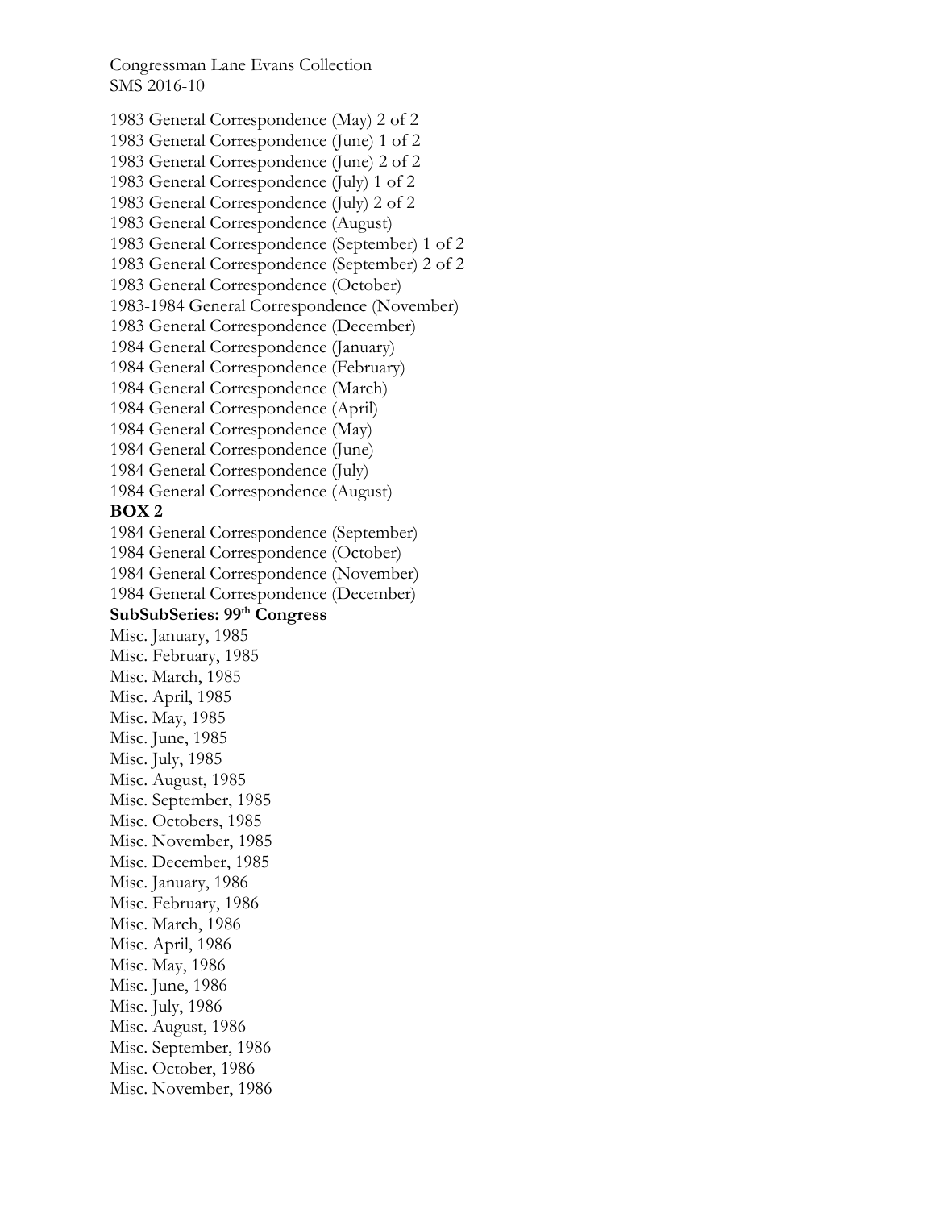1983 General Correspondence (May) 2 of 2
1983 General Correspondence (June) 1 of 2
1983 General Correspondence (June) 2 of 2
1983 General Correspondence (July) 1 of 2
1983 General Correspondence (July) 2 of 2
1983 General Correspondence (August)
1983 General Correspondence (September) 1 of 2
1983 General Correspondence (September) 2 of 2
1983 General Correspondence (October)
1983-1984 General Correspondence (November)
1983 General Correspondence (December)
1984 General Correspondence (January)
1984 General Correspondence (February)
1984 General Correspondence (March)
1984 General Correspondence (April)
1984 General Correspondence (May)
1984 General Correspondence (June)
1984 General Correspondence (July)
1984 General Correspondence (August)

**BOX 2**

1984 General Correspondence (September)
1984 General Correspondence (October)
1984 General Correspondence (November)
1984 General Correspondence (December)

**SubSubSeries: 99th Congress**

Misc. January, 1985
Misc. February, 1985
Misc. March, 1985
Misc. April, 1985
Misc. May, 1985
Misc. June, 1985
Misc. July, 1985
Misc. August, 1985
Misc. September, 1985
Misc. Octobers, 1985
Misc. November, 1985
Misc. December, 1985
Misc. January, 1986
Misc. February, 1986
Misc. March, 1986
Misc. April, 1986
Misc. May, 1986
Misc. June, 1986
Misc. July, 1986
Misc. August, 1986
Misc. September, 1986
Misc. October, 1986
Misc. November, 1986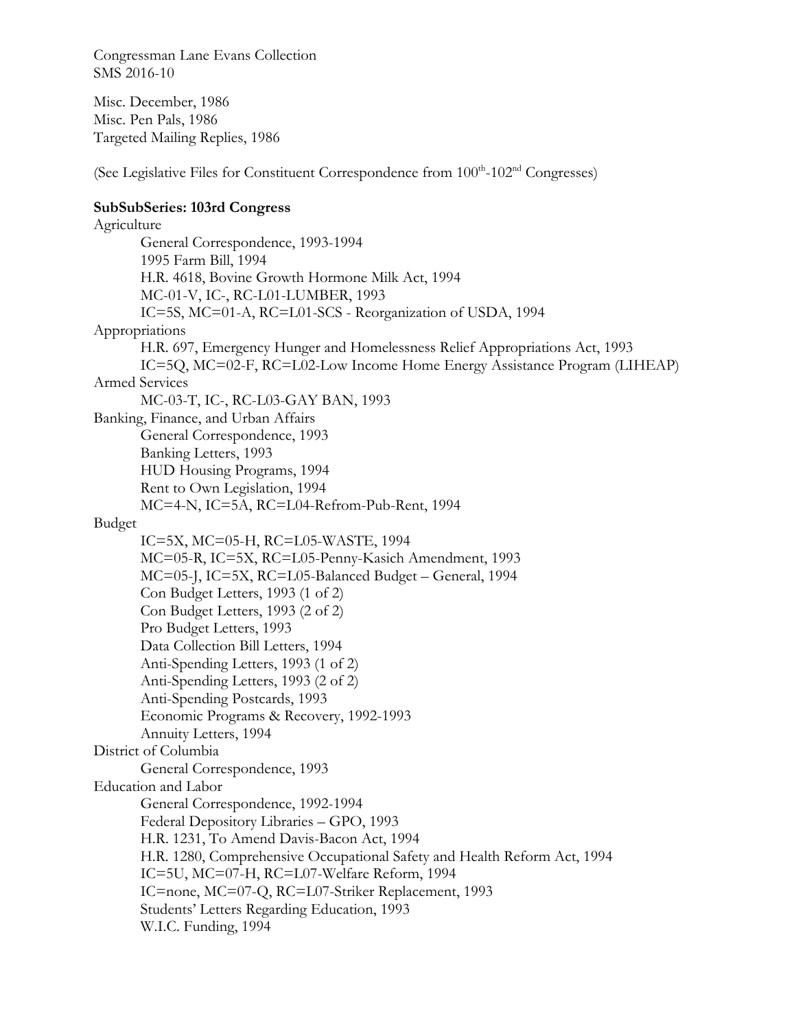Misc. December, 1986
Misc. Pen Pals, 1986
Targeted Mailing Replies, 1986

(See Legislative Files for Constituent Correspondence from 100th-102nd Congresses)

**SubSubSeries: 103rd Congress**

Agriculture
- General Correspondence, 1993-1994
- 1995 Farm Bill, 1994
- H.R. 4618, Bovine Growth Hormone Milk Act, 1994
- MC-01-V, IC-, RC-L01-LUMBER, 1993
- IC=5S, MC=01-A, RC=L01-SCS - Reorganization of USDA, 1994

Appropriations
- H.R. 697, Emergency Hunger and Homelessness Relief Appropriations Act, 1993
- IC=5Q, MC=02-F, RC=L02-Low Income Home Energy Assistance Program (LIHEAP)

Armed Services
- MC-03-T, IC-, RC-L03-GAY BAN, 1993

Banking, Finance, and Urban Affairs
- General Correspondence, 1993
- Banking Letters, 1993
- HUD Housing Programs, 1994
- Rent to Own Legislation, 1994
- MC=4-N, IC=5A, RC=L04-Refrom-Pub-Rent, 1994

Budget
- IC=5X, MC=05-H, RC=L05-WASTE, 1994
- MC=05-R, IC=5X, RC=L05-Penny-Kasich Amendment, 1993
- MC=05-J, IC=5X, RC=L05-Balanced Budget – General, 1994
- Con Budget Letters, 1993 (1 of 2)
- Con Budget Letters, 1993 (2 of 2)
- Pro Budget Letters, 1993
- Data Collection Bill Letters, 1994
- Anti-Spending Letters, 1993 (1 of 2)
- Anti-Spending Letters, 1993 (2 of 2)
- Anti-Spending Postcards, 1993
- Economic Programs & Recovery, 1992-1993
- Annuity Letters, 1994

District of Columbia
- General Correspondence, 1993

Education and Labor
- General Correspondence, 1992-1994
- Federal Depository Libraries – GPO, 1993
- H.R. 1231, To Amend Davis-Bacon Act, 1994
- H.R. 1280, Comprehensive Occupational Safety and Health Reform Act, 1994
- IC=5U, MC=07-H, RC=L07-Welfare Reform, 1994
- IC=none, MC=07-Q, RC=L07-Striker Replacement, 1993
- Students' Letters Regarding Education, 1993
- W.I.C. Funding, 1994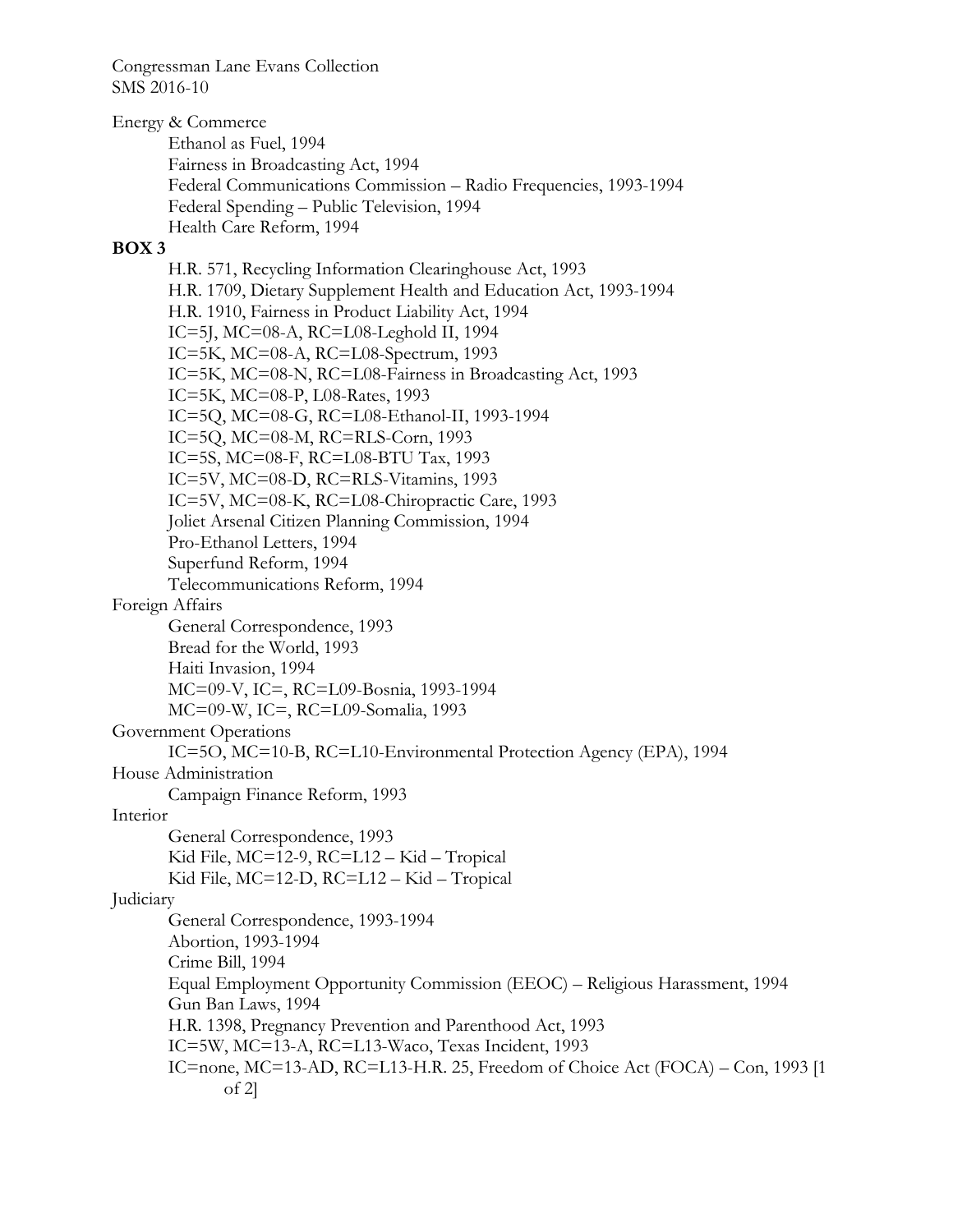Congressman Lane Evans Collection
SMS 2016-10

Energy & Commerce
- Ethanol as Fuel, 1994
- Fairness in Broadcasting Act, 1994
- Federal Communications Commission – Radio Frequencies, 1993-1994
- Federal Spending – Public Television, 1994
- Health Care Reform, 1994

**BOX 3**

- H.R. 571, Recycling Information Clearinghouse Act, 1993
- H.R. 1709, Dietary Supplement Health and Education Act, 1993-1994
- H.R. 1910, Fairness in Product Liability Act, 1994
- IC=5J, MC=08-A, RC=L08-Leghold II, 1994
- IC=5K, MC=08-A, RC=L08-Spectrum, 1993
- IC=5K, MC=08-N, RC=L08-Fairness in Broadcasting Act, 1993
- IC=5K, MC=08-P, L08-Rates, 1993
- IC=5Q, MC=08-G, RC=L08-Ethanol-II, 1993-1994
- IC=5Q, MC=08-M, RC=RLS-Corn, 1993
- IC=5S, MC=08-F, RC=L08-BTU Tax, 1993
- IC=5V, MC=08-D, RC=RLS-Vitamins, 1993
- IC=5V, MC=08-K, RC=L08-Chiropractic Care, 1993
- Joliet Arsenal Citizen Planning Commission, 1994
- Pro-Ethanol Letters, 1994
- Superfund Reform, 1994
- Telecommunications Reform, 1994

Foreign Affairs
- General Correspondence, 1993
- Bread for the World, 1993
- Haiti Invasion, 1994
- MC=09-V, IC=, RC=L09-Bosnia, 1993-1994
- MC=09-W, IC=, RC=L09-Somalia, 1993

Government Operations
- IC=5O, MC=10-B, RC=L10-Environmental Protection Agency (EPA), 1994

House Administration
- Campaign Finance Reform, 1993

Interior
- General Correspondence, 1993
- Kid File, MC=12-9, RC=L12 – Kid – Tropical
- Kid File, MC=12-D, RC=L12 – Kid – Tropical

Judiciary
- General Correspondence, 1993-1994
- Abortion, 1993-1994
- Crime Bill, 1994
- Equal Employment Opportunity Commission (EEOC) – Religious Harassment, 1994
- Gun Ban Laws, 1994
- H.R. 1398, Pregnancy Prevention and Parenthood Act, 1993
- IC=5W, MC=13-A, RC=L13-Waco, Texas Incident, 1993
- IC=none, MC=13-AD, RC=L13-H.R. 25, Freedom of Choice Act (FOCA) – Con, 1993 [1 of 2]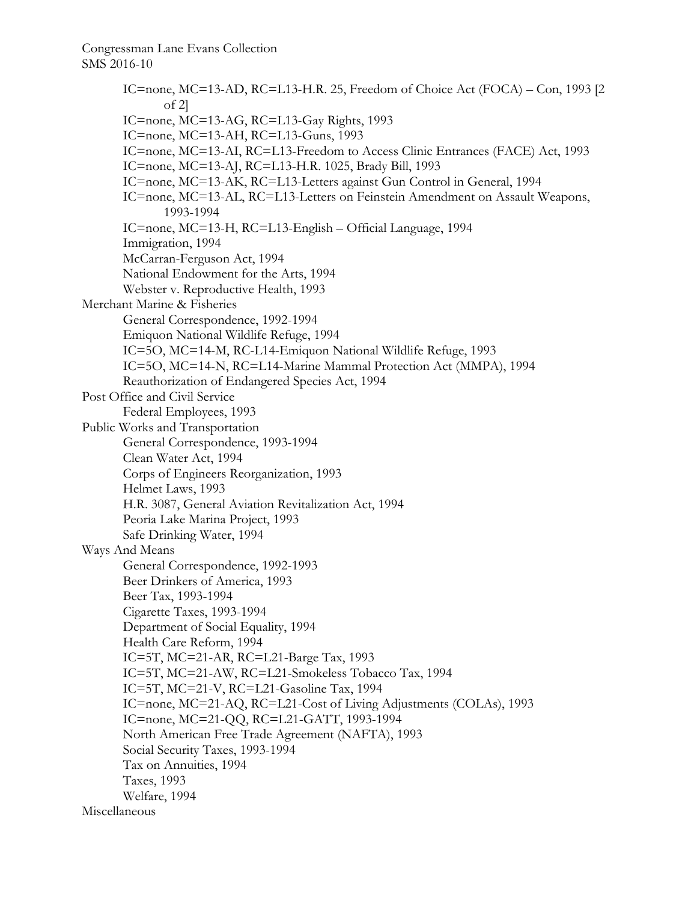- IC=none, MC=13-AD, RC=L13-H.R. 25, Freedom of Choice Act (FOCA) – Con, 1993 [2 of 2]
- IC=none, MC=13-AG, RC=L13-Gay Rights, 1993
- IC=none, MC=13-AH, RC=L13-Guns, 1993
- IC=none, MC=13-AI, RC=L13-Freedom to Access Clinic Entrances (FACE) Act, 1993
- IC=none, MC=13-AJ, RC=L13-H.R. 1025, Brady Bill, 1993
- IC=none, MC=13-AK, RC=L13-Letters against Gun Control in General, 1994
- IC=none, MC=13-AL, RC=L13-Letters on Feinstein Amendment on Assault Weapons, 1993-1994
- IC=none, MC=13-H, RC=L13-English – Official Language, 1994
- Immigration, 1994
- McCarran-Ferguson Act, 1994
- National Endowment for the Arts, 1994
- Webster v. Reproductive Health, 1993

Merchant Marine & Fisheries

- General Correspondence, 1992-1994
- Emiquon National Wildlife Refuge, 1994
- IC=5O, MC=14-M, RC-L14-Emiquon National Wildlife Refuge, 1993
- IC=5O, MC=14-N, RC=L14-Marine Mammal Protection Act (MMPA), 1994
- Reauthorization of Endangered Species Act, 1994

Post Office and Civil Service

- Federal Employees, 1993

Public Works and Transportation

- General Correspondence, 1993-1994
- Clean Water Act, 1994
- Corps of Engineers Reorganization, 1993
- Helmet Laws, 1993
- H.R. 3087, General Aviation Revitalization Act, 1994
- Peoria Lake Marina Project, 1993
- Safe Drinking Water, 1994

Ways And Means

- General Correspondence, 1992-1993
- Beer Drinkers of America, 1993
- Beer Tax, 1993-1994
- Cigarette Taxes, 1993-1994
- Department of Social Equality, 1994
- Health Care Reform, 1994
- IC=5T, MC=21-AR, RC=L21-Barge Tax, 1993
- IC=5T, MC=21-AW, RC=L21-Smokeless Tobacco Tax, 1994
- IC=5T, MC=21-V, RC=L21-Gasoline Tax, 1994
- IC=none, MC=21-AQ, RC=L21-Cost of Living Adjustments (COLAs), 1993
- IC=none, MC=21-QQ, RC=L21-GATT, 1993-1994
- North American Free Trade Agreement (NAFTA), 1993
- Social Security Taxes, 1993-1994
- Tax on Annuities, 1994
- Taxes, 1993
- Welfare, 1994

Miscellaneous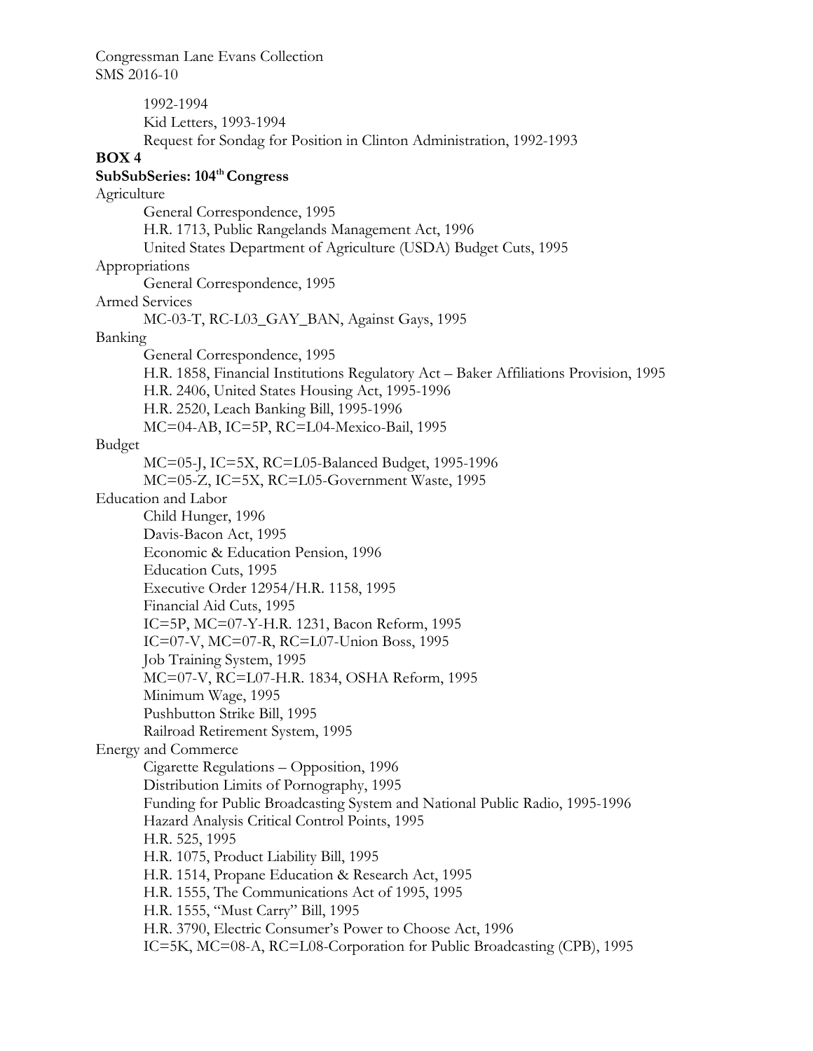1992-1994
Kid Letters, 1993-1994
Request for Sondag for Position in Clinton Administration, 1992-1993

**BOX 4**

**SubSubSeries: 104th Congress**

Agriculture
- General Correspondence, 1995
- H.R. 1713, Public Rangelands Management Act, 1996
- United States Department of Agriculture (USDA) Budget Cuts, 1995

Appropriations
- General Correspondence, 1995

Armed Services
- MC-03-T, RC-L03_GAY_BAN, Against Gays, 1995

Banking
- General Correspondence, 1995
- H.R. 1858, Financial Institutions Regulatory Act – Baker Affiliations Provision, 1995
- H.R. 2406, United States Housing Act, 1995-1996
- H.R. 2520, Leach Banking Bill, 1995-1996
- MC=04-AB, IC=5P, RC=L04-Mexico-Bail, 1995

Budget
- MC=05-J, IC=5X, RC=L05-Balanced Budget, 1995-1996
- MC=05-Z, IC=5X, RC=L05-Government Waste, 1995

Education and Labor
- Child Hunger, 1996
- Davis-Bacon Act, 1995
- Economic & Education Pension, 1996
- Education Cuts, 1995
- Executive Order 12954/H.R. 1158, 1995
- Financial Aid Cuts, 1995
- IC=5P, MC=07-Y-H.R. 1231, Bacon Reform, 1995
- IC=07-V, MC=07-R, RC=L07-Union Boss, 1995
- Job Training System, 1995
- MC=07-V, RC=L07-H.R. 1834, OSHA Reform, 1995
- Minimum Wage, 1995
- Pushbutton Strike Bill, 1995
- Railroad Retirement System, 1995

Energy and Commerce
- Cigarette Regulations – Opposition, 1996
- Distribution Limits of Pornography, 1995
- Funding for Public Broadcasting System and National Public Radio, 1995-1996
- Hazard Analysis Critical Control Points, 1995
- H.R. 525, 1995
- H.R. 1075, Product Liability Bill, 1995
- H.R. 1514, Propane Education & Research Act, 1995
- H.R. 1555, The Communications Act of 1995, 1995
- H.R. 1555, "Must Carry" Bill, 1995
- H.R. 3790, Electric Consumer's Power to Choose Act, 1996
- IC=5K, MC=08-A, RC=L08-Corporation for Public Broadcasting (CPB), 1995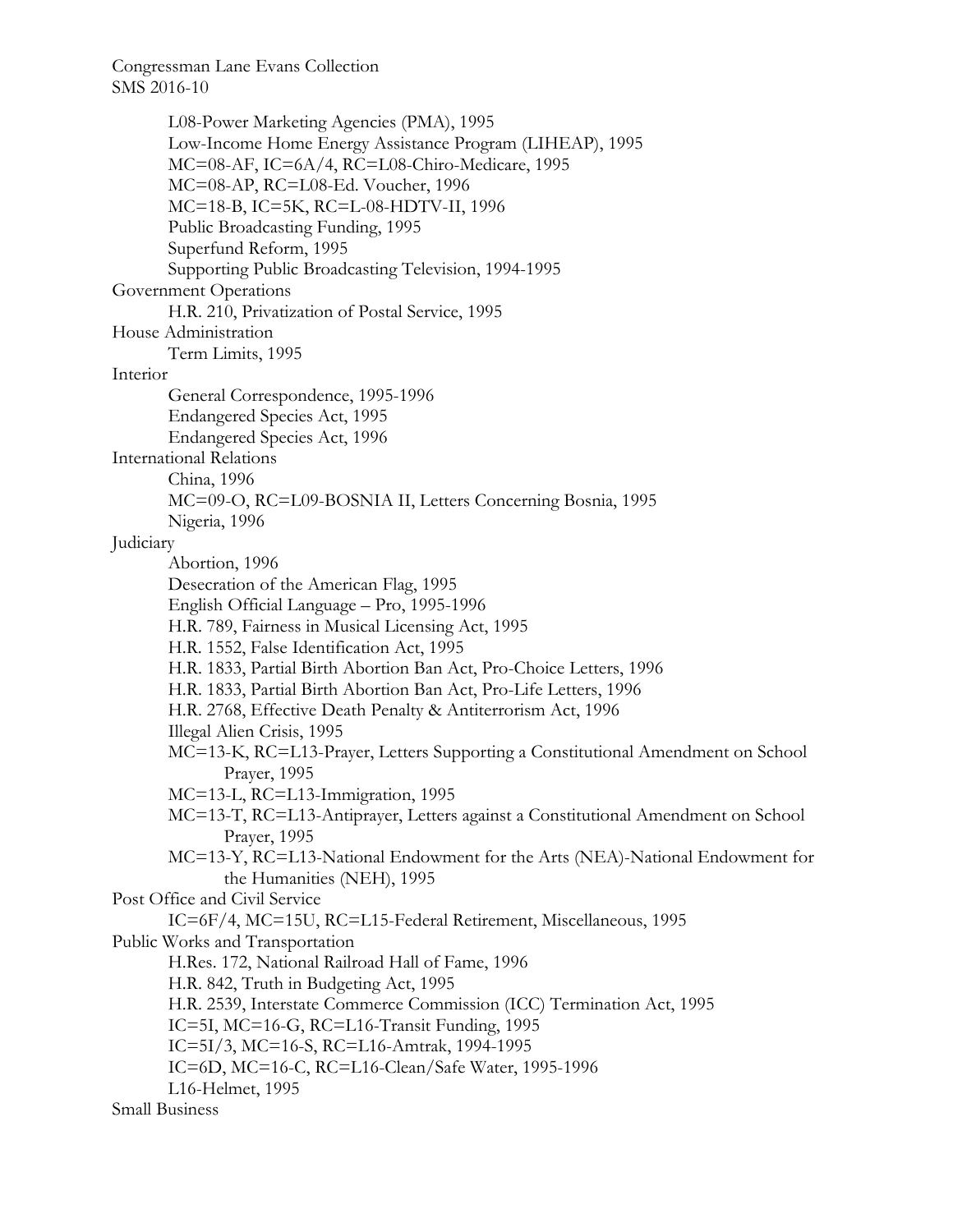L08-Power Marketing Agencies (PMA), 1995
Low-Income Home Energy Assistance Program (LIHEAP), 1995
MC=08-AF, IC=6A/4, RC=L08-Chiro-Medicare, 1995
MC=08-AP, RC=L08-Ed. Voucher, 1996
MC=18-B, IC=5K, RC=L-08-HDTV-II, 1996
Public Broadcasting Funding, 1995
Superfund Reform, 1995
Supporting Public Broadcasting Television, 1994-1995

Government Operations
H.R. 210, Privatization of Postal Service, 1995

House Administration
Term Limits, 1995

Interior
General Correspondence, 1995-1996
Endangered Species Act, 1995
Endangered Species Act, 1996

International Relations
China, 1996
MC=09-O, RC=L09-BOSNIA II, Letters Concerning Bosnia, 1995
Nigeria, 1996

Judiciary
Abortion, 1996
Desecration of the American Flag, 1995
English Official Language – Pro, 1995-1996
H.R. 789, Fairness in Musical Licensing Act, 1995
H.R. 1552, False Identification Act, 1995
H.R. 1833, Partial Birth Abortion Ban Act, Pro-Choice Letters, 1996
H.R. 1833, Partial Birth Abortion Ban Act, Pro-Life Letters, 1996
H.R. 2768, Effective Death Penalty & Antiterrorism Act, 1996
Illegal Alien Crisis, 1995
MC=13-K, RC=L13-Prayer, Letters Supporting a Constitutional Amendment on School Prayer, 1995
MC=13-L, RC=L13-Immigration, 1995
MC=13-T, RC=L13-Antiprayer, Letters against a Constitutional Amendment on School Prayer, 1995
MC=13-Y, RC=L13-National Endowment for the Arts (NEA)-National Endowment for the Humanities (NEH), 1995

Post Office and Civil Service
IC=6F/4, MC=15U, RC=L15-Federal Retirement, Miscellaneous, 1995

Public Works and Transportation
H.Res. 172, National Railroad Hall of Fame, 1996
H.R. 842, Truth in Budgeting Act, 1995
H.R. 2539, Interstate Commerce Commission (ICC) Termination Act, 1995
IC=5I, MC=16-G, RC=L16-Transit Funding, 1995
IC=5I/3, MC=16-S, RC=L16-Amtrak, 1994-1995
IC=6D, MC=16-C, RC=L16-Clean/Safe Water, 1995-1996
L16-Helmet, 1995

Small Business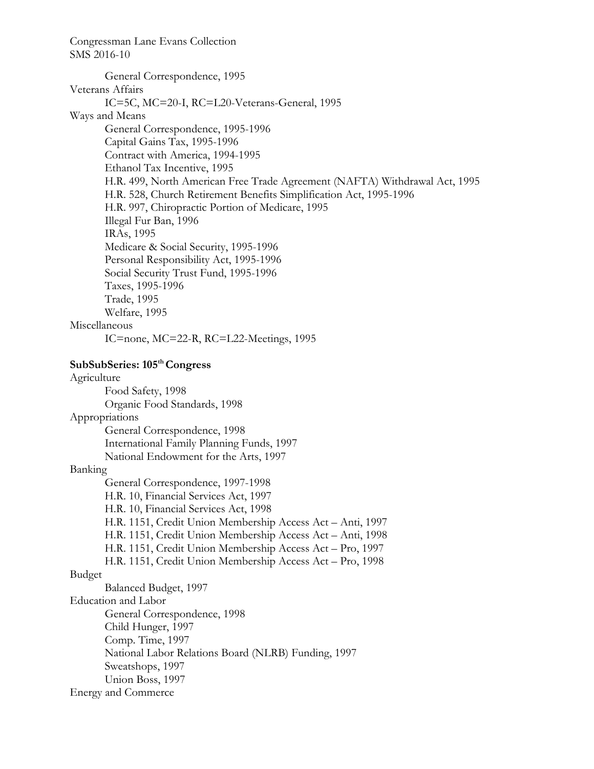General Correspondence, 1995

Veterans Affairs

- IC=5C, MC=20-I, RC=L20-Veterans-General, 1995

Ways and Means

- General Correspondence, 1995-1996
- Capital Gains Tax, 1995-1996
- Contract with America, 1994-1995
- Ethanol Tax Incentive, 1995
- H.R. 499, North American Free Trade Agreement (NAFTA) Withdrawal Act, 1995
- H.R. 528, Church Retirement Benefits Simplification Act, 1995-1996
- H.R. 997, Chiropractic Portion of Medicare, 1995
- Illegal Fur Ban, 1996
- IRAs, 1995
- Medicare & Social Security, 1995-1996
- Personal Responsibility Act, 1995-1996
- Social Security Trust Fund, 1995-1996
- Taxes, 1995-1996
- Trade, 1995
- Welfare, 1995

Miscellaneous

- IC=none, MC=22-R, RC=L22-Meetings, 1995

**SubSubSeries: 105th Congress**

Agriculture

- Food Safety, 1998
- Organic Food Standards, 1998

Appropriations

- General Correspondence, 1998
- International Family Planning Funds, 1997
- National Endowment for the Arts, 1997

Banking

- General Correspondence, 1997-1998
- H.R. 10, Financial Services Act, 1997
- H.R. 10, Financial Services Act, 1998
- H.R. 1151, Credit Union Membership Access Act – Anti, 1997
- H.R. 1151, Credit Union Membership Access Act – Anti, 1998
- H.R. 1151, Credit Union Membership Access Act – Pro, 1997
- H.R. 1151, Credit Union Membership Access Act – Pro, 1998

Budget

- Balanced Budget, 1997

Education and Labor

- General Correspondence, 1998
- Child Hunger, 1997
- Comp. Time, 1997
- National Labor Relations Board (NLRB) Funding, 1997
- Sweatshops, 1997
- Union Boss, 1997

Energy and Commerce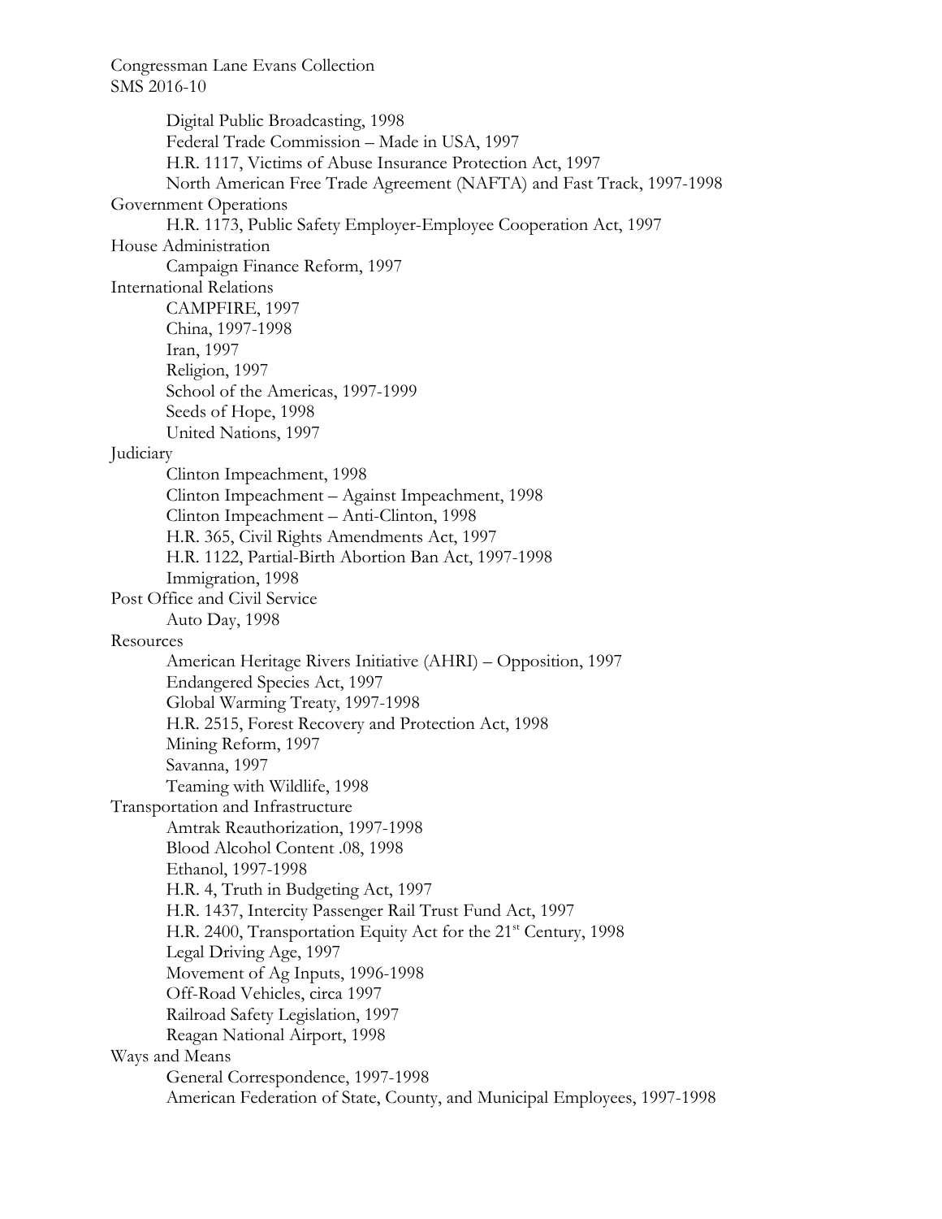Digital Public Broadcasting, 1998
Federal Trade Commission – Made in USA, 1997
H.R. 1117, Victims of Abuse Insurance Protection Act, 1997
North American Free Trade Agreement (NAFTA) and Fast Track, 1997-1998

Government Operations
- H.R. 1173, Public Safety Employer-Employee Cooperation Act, 1997

House Administration
- Campaign Finance Reform, 1997

International Relations
- CAMPFIRE, 1997
- China, 1997-1998
- Iran, 1997
- Religion, 1997
- School of the Americas, 1997-1999
- Seeds of Hope, 1998
- United Nations, 1997

Judiciary
- Clinton Impeachment, 1998
- Clinton Impeachment – Against Impeachment, 1998
- Clinton Impeachment – Anti-Clinton, 1998
- H.R. 365, Civil Rights Amendments Act, 1997
- H.R. 1122, Partial-Birth Abortion Ban Act, 1997-1998
- Immigration, 1998

Post Office and Civil Service
- Auto Day, 1998

Resources
- American Heritage Rivers Initiative (AHRI) – Opposition, 1997
- Endangered Species Act, 1997
- Global Warming Treaty, 1997-1998
- H.R. 2515, Forest Recovery and Protection Act, 1998
- Mining Reform, 1997
- Savanna, 1997
- Teaming with Wildlife, 1998

Transportation and Infrastructure
- Amtrak Reauthorization, 1997-1998
- Blood Alcohol Content .08, 1998
- Ethanol, 1997-1998
- H.R. 4, Truth in Budgeting Act, 1997
- H.R. 1437, Intercity Passenger Rail Trust Fund Act, 1997
- H.R. 2400, Transportation Equity Act for the 21st Century, 1998
- Legal Driving Age, 1997
- Movement of Ag Inputs, 1996-1998
- Off-Road Vehicles, circa 1997
- Railroad Safety Legislation, 1997
- Reagan National Airport, 1998

Ways and Means
- General Correspondence, 1997-1998
- American Federation of State, County, and Municipal Employees, 1997-1998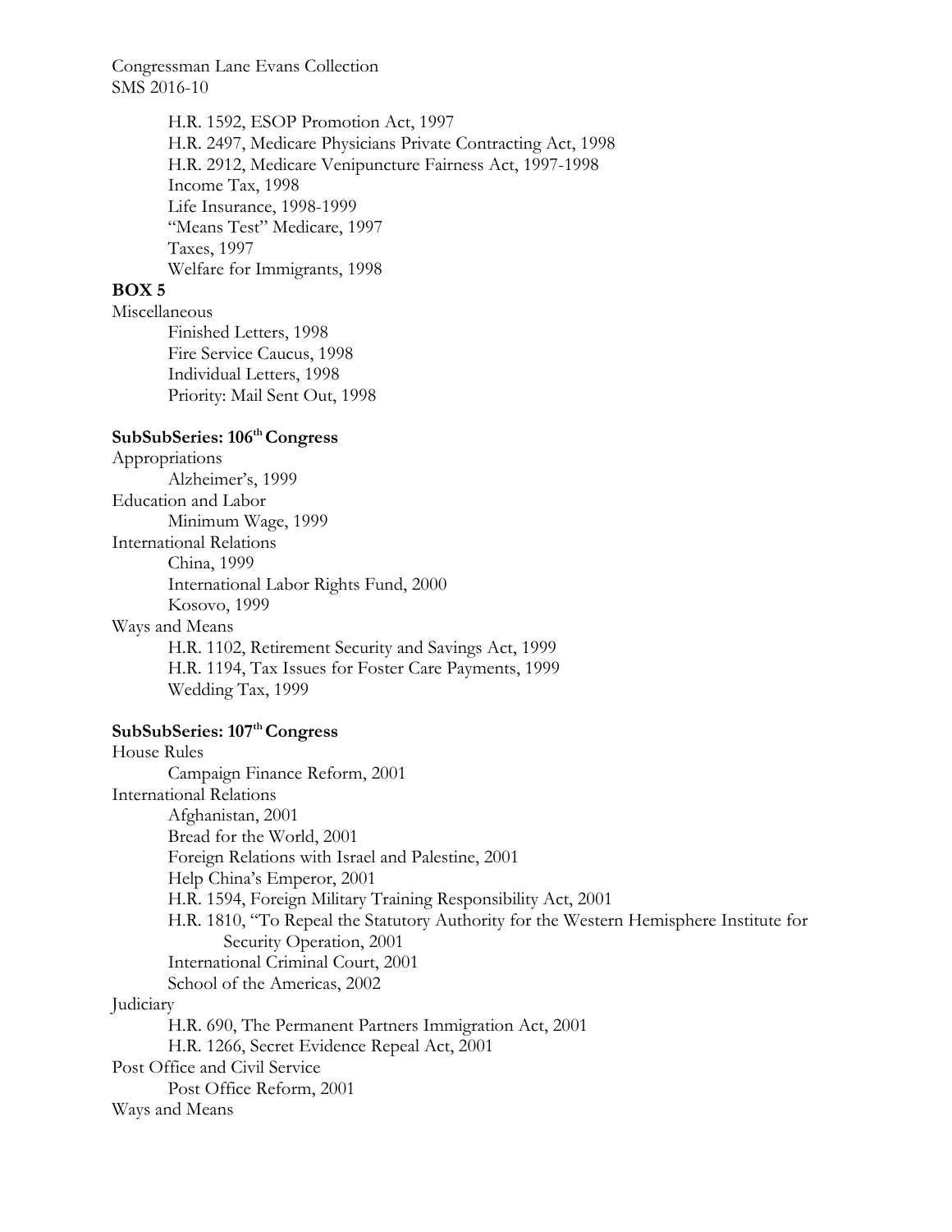H.R. 1592, ESOP Promotion Act, 1997
H.R. 2497, Medicare Physicians Private Contracting Act, 1998
H.R. 2912, Medicare Venipuncture Fairness Act, 1997-1998
Income Tax, 1998
Life Insurance, 1998-1999
"Means Test" Medicare, 1997
Taxes, 1997
Welfare for Immigrants, 1998

**BOX 5**

Miscellaneous
- Finished Letters, 1998
- Fire Service Caucus, 1998
- Individual Letters, 1998
- Priority: Mail Sent Out, 1998

**SubSubSeries: 106th Congress**

Appropriations
- Alzheimer's, 1999

Education and Labor
- Minimum Wage, 1999

International Relations
- China, 1999
- International Labor Rights Fund, 2000
- Kosovo, 1999

Ways and Means
- H.R. 1102, Retirement Security and Savings Act, 1999
- H.R. 1194, Tax Issues for Foster Care Payments, 1999
- Wedding Tax, 1999

**SubSubSeries: 107th Congress**

House Rules
- Campaign Finance Reform, 2001

International Relations
- Afghanistan, 2001
- Bread for the World, 2001
- Foreign Relations with Israel and Palestine, 2001
- Help China's Emperor, 2001
- H.R. 1594, Foreign Military Training Responsibility Act, 2001
- H.R. 1810, "To Repeal the Statutory Authority for the Western Hemisphere Institute for Security Operation, 2001
- International Criminal Court, 2001
- School of the Americas, 2002

Judiciary
- H.R. 690, The Permanent Partners Immigration Act, 2001
- H.R. 1266, Secret Evidence Repeal Act, 2001

Post Office and Civil Service
- Post Office Reform, 2001

Ways and Means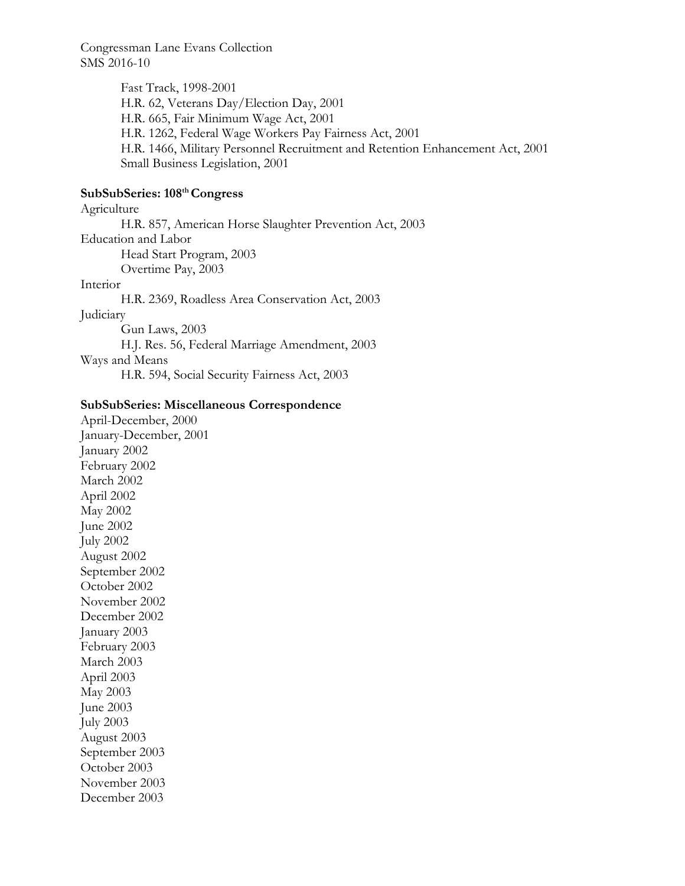Fast Track, 1998-2001
H.R. 62, Veterans Day/Election Day, 2001
H.R. 665, Fair Minimum Wage Act, 2001
H.R. 1262, Federal Wage Workers Pay Fairness Act, 2001
H.R. 1466, Military Personnel Recruitment and Retention Enhancement Act, 2001
Small Business Legislation, 2001

**SubSubSeries: 108th Congress**

Agriculture
H.R. 857, American Horse Slaughter Prevention Act, 2003
Education and Labor
Head Start Program, 2003
Overtime Pay, 2003
Interior
H.R. 2369, Roadless Area Conservation Act, 2003
Judiciary
Gun Laws, 2003
H.J. Res. 56, Federal Marriage Amendment, 2003
Ways and Means
H.R. 594, Social Security Fairness Act, 2003

**SubSubSeries: Miscellaneous Correspondence**

April-December, 2000
January-December, 2001
January 2002
February 2002
March 2002
April 2002
May 2002
June 2002
July 2002
August 2002
September 2002
October 2002
November 2002
December 2002
January 2003
February 2003
March 2003
April 2003
May 2003
June 2003
July 2003
August 2003
September 2003
October 2003
November 2003
December 2003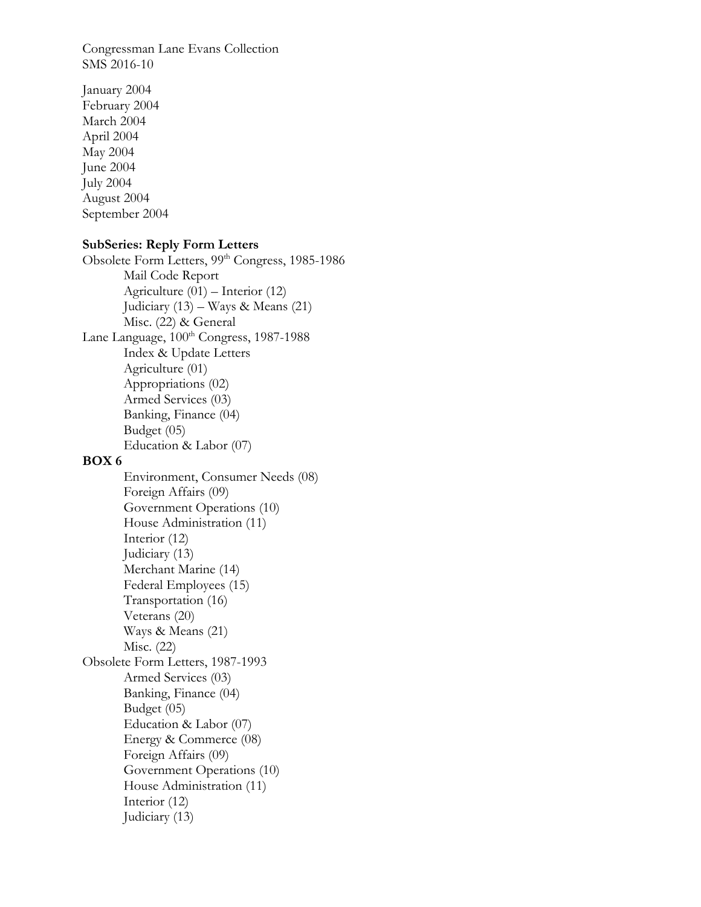Congressman Lane Evans Collection
SMS 2016-10

January 2004
February 2004
March 2004
April 2004
May 2004
June 2004
July 2004
August 2004
September 2004

**SubSeries: Reply Form Letters**

Obsolete Form Letters, 99th Congress, 1985-1986
- Mail Code Report
- Agriculture (01) – Interior (12)
- Judiciary (13) – Ways & Means (21)
- Misc. (22) & General

Lane Language, 100th Congress, 1987-1988
- Index & Update Letters
- Agriculture (01)
- Appropriations (02)
- Armed Services (03)
- Banking, Finance (04)
- Budget (05)
- Education & Labor (07)

**BOX 6**
- Environment, Consumer Needs (08)
- Foreign Affairs (09)
- Government Operations (10)
- House Administration (11)
- Interior (12)
- Judiciary (13)
- Merchant Marine (14)
- Federal Employees (15)
- Transportation (16)
- Veterans (20)
- Ways & Means (21)
- Misc. (22)

Obsolete Form Letters, 1987-1993
- Armed Services (03)
- Banking, Finance (04)
- Budget (05)
- Education & Labor (07)
- Energy & Commerce (08)
- Foreign Affairs (09)
- Government Operations (10)
- House Administration (11)
- Interior (12)
- Judiciary (13)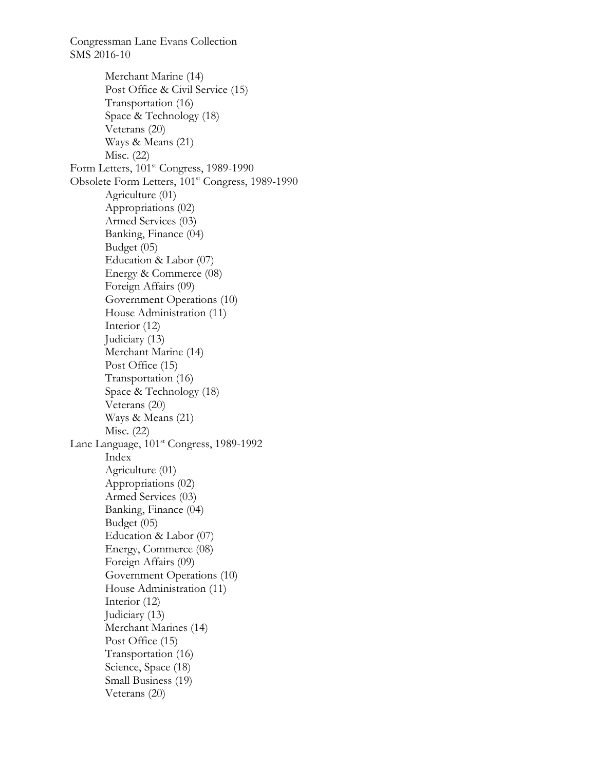Merchant Marine (14)
Post Office & Civil Service (15)
Transportation (16)
Space & Technology (18)
Veterans (20)
Ways & Means (21)
Misc. (22)

Form Letters, 101st Congress, 1989-1990

Obsolete Form Letters, 101st Congress, 1989-1990

- Agriculture (01)
- Appropriations (02)
- Armed Services (03)
- Banking, Finance (04)
- Budget (05)
- Education & Labor (07)
- Energy & Commerce (08)
- Foreign Affairs (09)
- Government Operations (10)
- House Administration (11)
- Interior (12)
- Judiciary (13)
- Merchant Marine (14)
- Post Office (15)
- Transportation (16)
- Space & Technology (18)
- Veterans (20)
- Ways & Means (21)
- Misc. (22)

Lane Language, 101st Congress, 1989-1992

- Index
- Agriculture (01)
- Appropriations (02)
- Armed Services (03)
- Banking, Finance (04)
- Budget (05)
- Education & Labor (07)
- Energy, Commerce (08)
- Foreign Affairs (09)
- Government Operations (10)
- House Administration (11)
- Interior (12)
- Judiciary (13)
- Merchant Marines (14)
- Post Office (15)
- Transportation (16)
- Science, Space (18)
- Small Business (19)
- Veterans (20)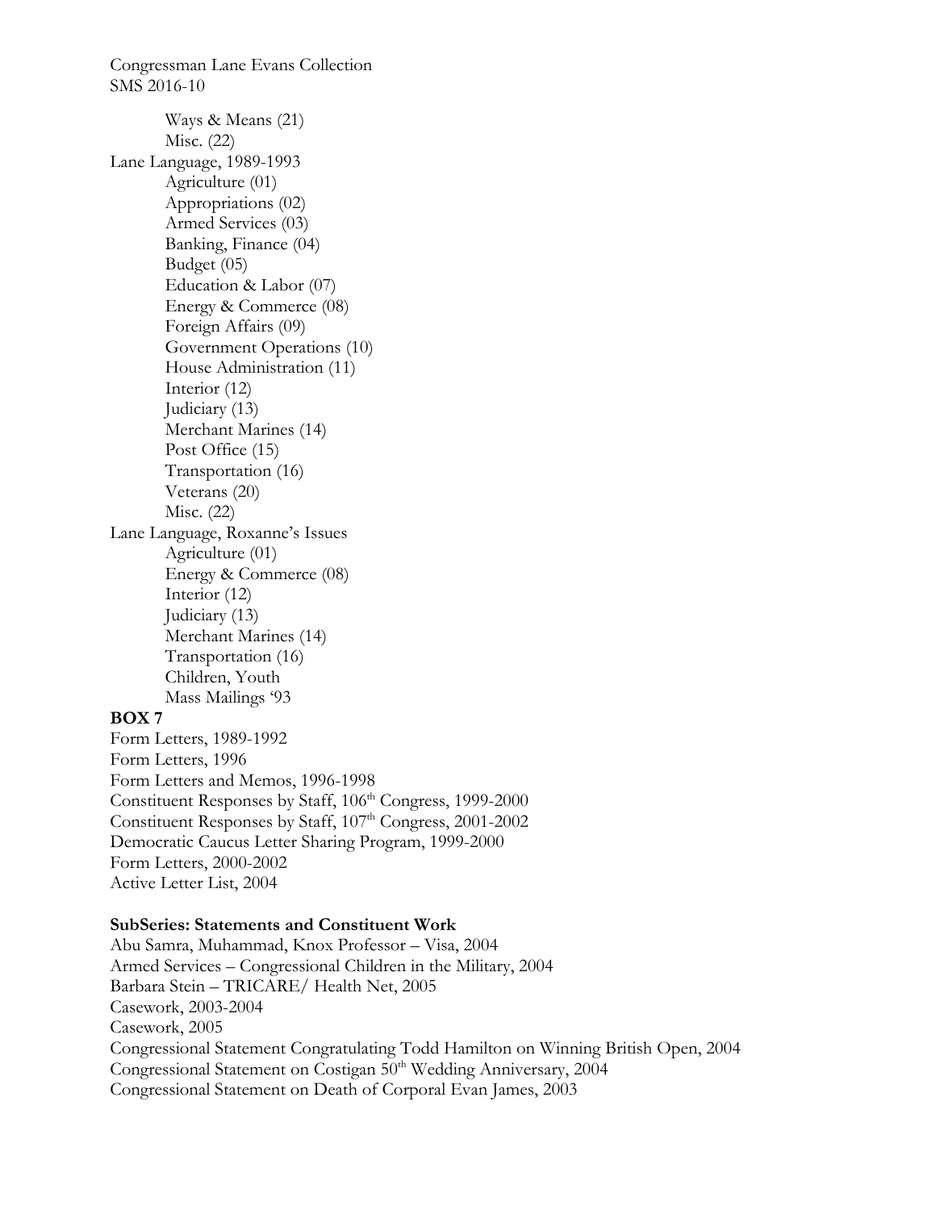Ways & Means (21)
Misc. (22)

Lane Language, 1989-1993

- Agriculture (01)
- Appropriations (02)
- Armed Services (03)
- Banking, Finance (04)
- Budget (05)
- Education & Labor (07)
- Energy & Commerce (08)
- Foreign Affairs (09)
- Government Operations (10)
- House Administration (11)
- Interior (12)
- Judiciary (13)
- Merchant Marines (14)
- Post Office (15)
- Transportation (16)
- Veterans (20)
- Misc. (22)

Lane Language, Roxanne's Issues

- Agriculture (01)
- Energy & Commerce (08)
- Interior (12)
- Judiciary (13)
- Merchant Marines (14)
- Transportation (16)
- Children, Youth
- Mass Mailings '93

**BOX 7**

Form Letters, 1989-1992
Form Letters, 1996
Form Letters and Memos, 1996-1998
Constituent Responses by Staff, 106th Congress, 1999-2000
Constituent Responses by Staff, 107th Congress, 2001-2002
Democratic Caucus Letter Sharing Program, 1999-2000
Form Letters, 2000-2002
Active Letter List, 2004

**SubSeries: Statements and Constituent Work**

Abu Samra, Muhammad, Knox Professor – Visa, 2004
Armed Services – Congressional Children in the Military, 2004
Barbara Stein – TRICARE/ Health Net, 2005
Casework, 2003-2004
Casework, 2005
Congressional Statement Congratulating Todd Hamilton on Winning British Open, 2004
Congressional Statement on Costigan 50th Wedding Anniversary, 2004
Congressional Statement on Death of Corporal Evan James, 2003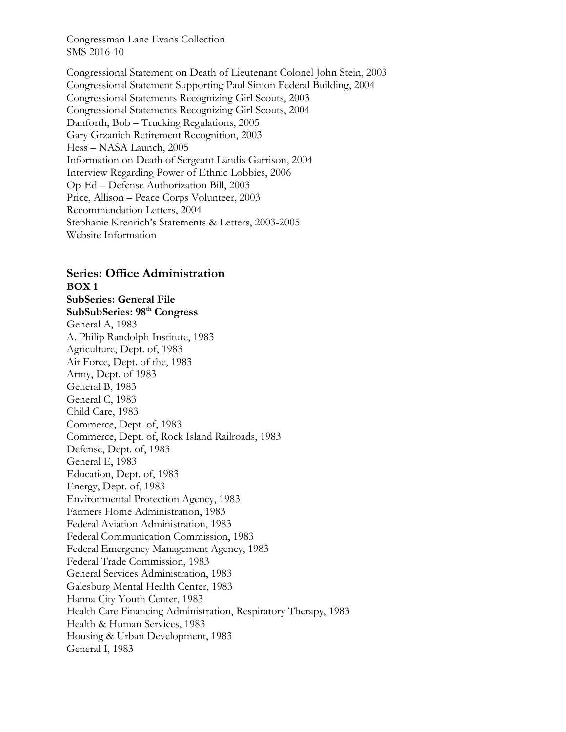Congressional Statement on Death of Lieutenant Colonel John Stein, 2003
Congressional Statement Supporting Paul Simon Federal Building, 2004
Congressional Statements Recognizing Girl Scouts, 2003
Congressional Statements Recognizing Girl Scouts, 2004
Danforth, Bob – Trucking Regulations, 2005
Gary Grzanich Retirement Recognition, 2003
Hess – NASA Launch, 2005
Information on Death of Sergeant Landis Garrison, 2004
Interview Regarding Power of Ethnic Lobbies, 2006
Op-Ed – Defense Authorization Bill, 2003
Price, Allison – Peace Corps Volunteer, 2003
Recommendation Letters, 2004
Stephanie Krenrich's Statements & Letters, 2003-2005
Website Information

## Series: Office Administration

**BOX 1**

**SubSeries: General File**

**SubSubSeries: 98th Congress**

General A, 1983
A. Philip Randolph Institute, 1983
Agriculture, Dept. of, 1983
Air Force, Dept. of the, 1983
Army, Dept. of 1983
General B, 1983
General C, 1983
Child Care, 1983
Commerce, Dept. of, 1983
Commerce, Dept. of, Rock Island Railroads, 1983
Defense, Dept. of, 1983
General E, 1983
Education, Dept. of, 1983
Energy, Dept. of, 1983
Environmental Protection Agency, 1983
Farmers Home Administration, 1983
Federal Aviation Administration, 1983
Federal Communication Commission, 1983
Federal Emergency Management Agency, 1983
Federal Trade Commission, 1983
General Services Administration, 1983
Galesburg Mental Health Center, 1983
Hanna City Youth Center, 1983
Health Care Financing Administration, Respiratory Therapy, 1983
Health & Human Services, 1983
Housing & Urban Development, 1983
General I, 1983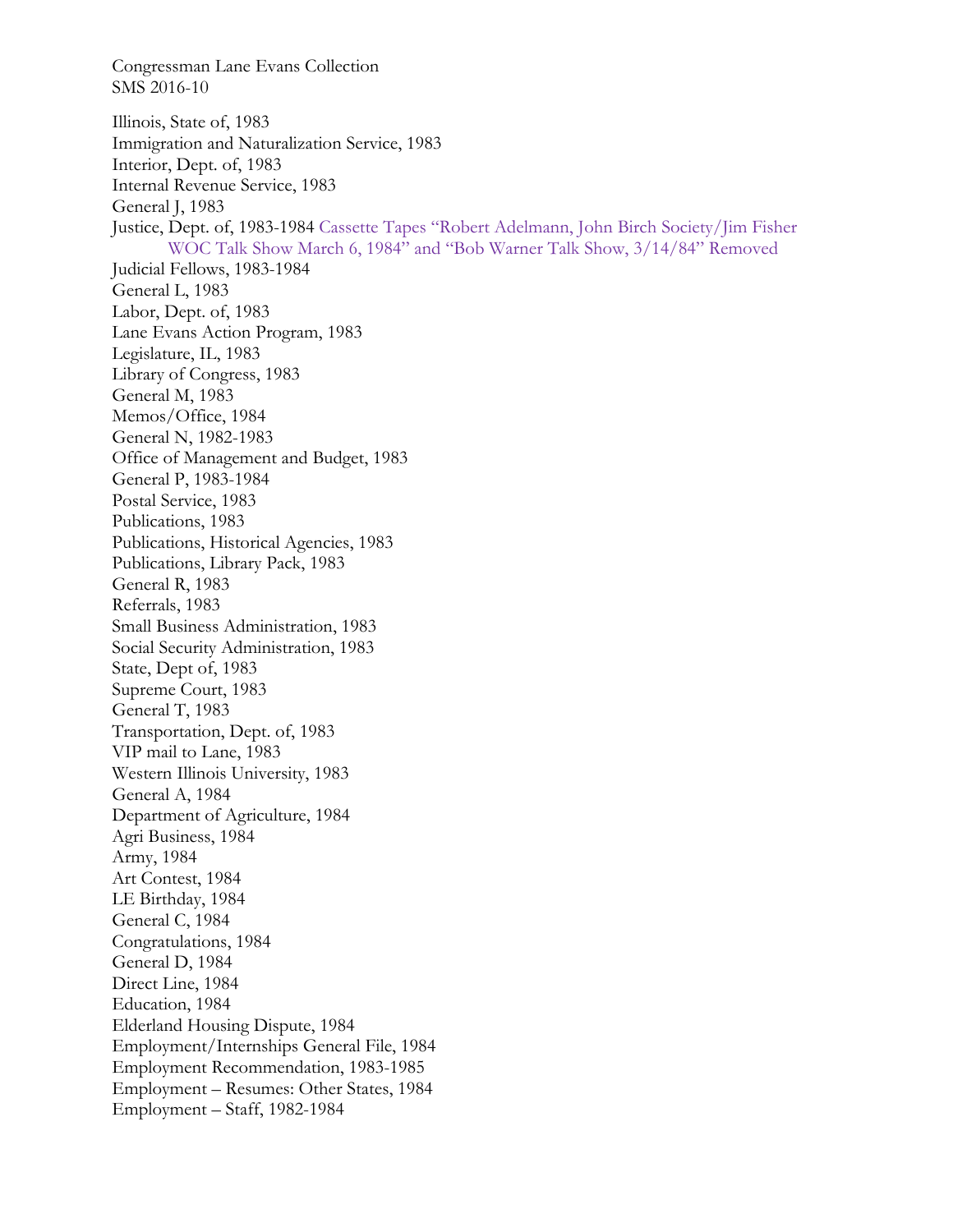Congressman Lane Evans Collection
SMS 2016-10

Illinois, State of, 1983
Immigration and Naturalization Service, 1983
Interior, Dept. of, 1983
Internal Revenue Service, 1983
General J, 1983
Justice, Dept. of, 1983-1984 Cassette Tapes "Robert Adelmann, John Birch Society/Jim Fisher WOC Talk Show March 6, 1984" and "Bob Warner Talk Show, 3/14/84" Removed
Judicial Fellows, 1983-1984
General L, 1983
Labor, Dept. of, 1983
Lane Evans Action Program, 1983
Legislature, IL, 1983
Library of Congress, 1983
General M, 1983
Memos/Office, 1984
General N, 1982-1983
Office of Management and Budget, 1983
General P, 1983-1984
Postal Service, 1983
Publications, 1983
Publications, Historical Agencies, 1983
Publications, Library Pack, 1983
General R, 1983
Referrals, 1983
Small Business Administration, 1983
Social Security Administration, 1983
State, Dept of, 1983
Supreme Court, 1983
General T, 1983
Transportation, Dept. of, 1983
VIP mail to Lane, 1983
Western Illinois University, 1983
General A, 1984
Department of Agriculture, 1984
Agri Business, 1984
Army, 1984
Art Contest, 1984
LE Birthday, 1984
General C, 1984
Congratulations, 1984
General D, 1984
Direct Line, 1984
Education, 1984
Elderland Housing Dispute, 1984
Employment/Internships General File, 1984
Employment Recommendation, 1983-1985
Employment – Resumes: Other States, 1984
Employment – Staff, 1982-1984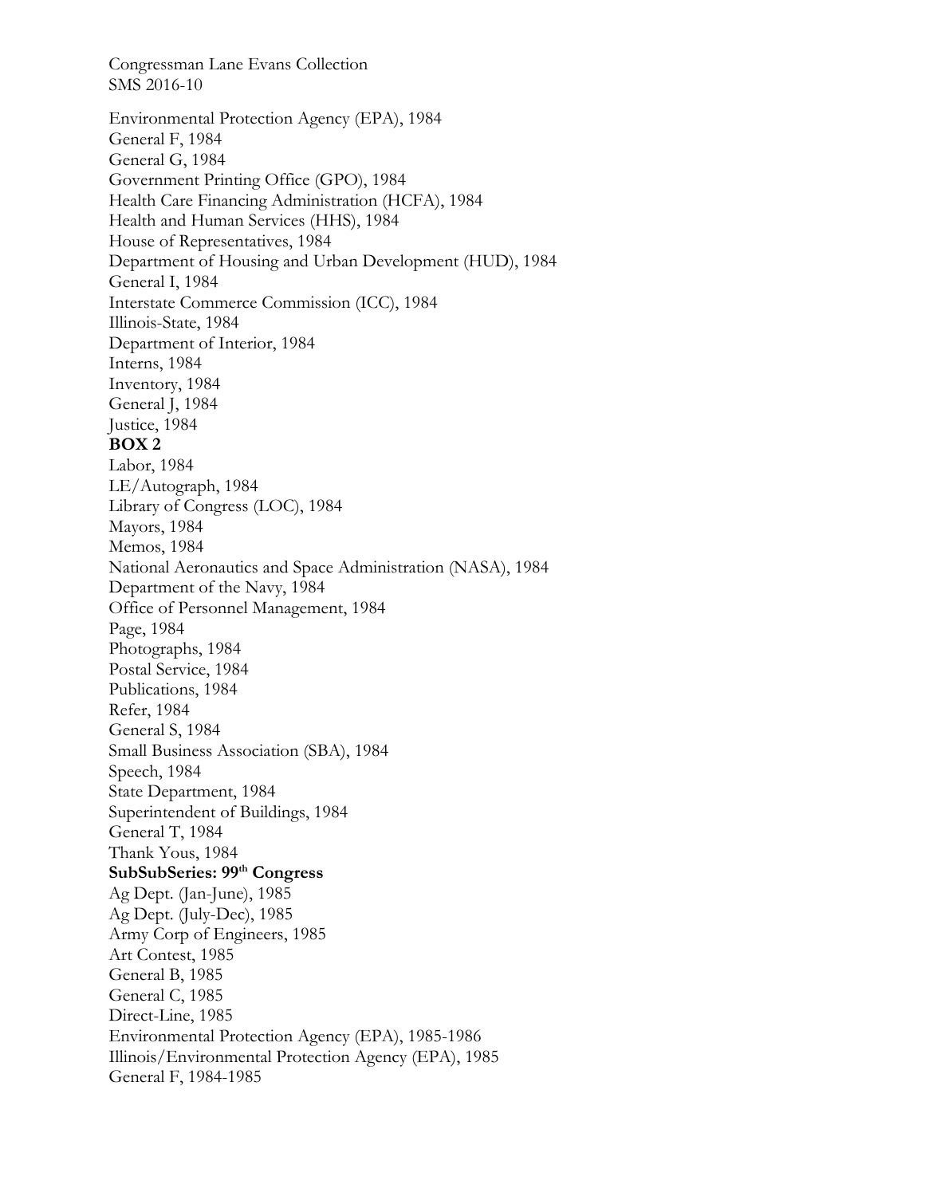Environmental Protection Agency (EPA), 1984
General F, 1984
General G, 1984
Government Printing Office (GPO), 1984
Health Care Financing Administration (HCFA), 1984
Health and Human Services (HHS), 1984
House of Representatives, 1984
Department of Housing and Urban Development (HUD), 1984
General I, 1984
Interstate Commerce Commission (ICC), 1984
Illinois-State, 1984
Department of Interior, 1984
Interns, 1984
Inventory, 1984
General J, 1984
Justice, 1984

**BOX 2**

Labor, 1984
LE/Autograph, 1984
Library of Congress (LOC), 1984
Mayors, 1984
Memos, 1984
National Aeronautics and Space Administration (NASA), 1984
Department of the Navy, 1984
Office of Personnel Management, 1984
Page, 1984
Photographs, 1984
Postal Service, 1984
Publications, 1984
Refer, 1984
General S, 1984
Small Business Association (SBA), 1984
Speech, 1984
State Department, 1984
Superintendent of Buildings, 1984
General T, 1984
Thank Yous, 1984

**SubSubSeries: 99th Congress**

Ag Dept. (Jan-June), 1985
Ag Dept. (July-Dec), 1985
Army Corp of Engineers, 1985
Art Contest, 1985
General B, 1985
General C, 1985
Direct-Line, 1985
Environmental Protection Agency (EPA), 1985-1986
Illinois/Environmental Protection Agency (EPA), 1985
General F, 1984-1985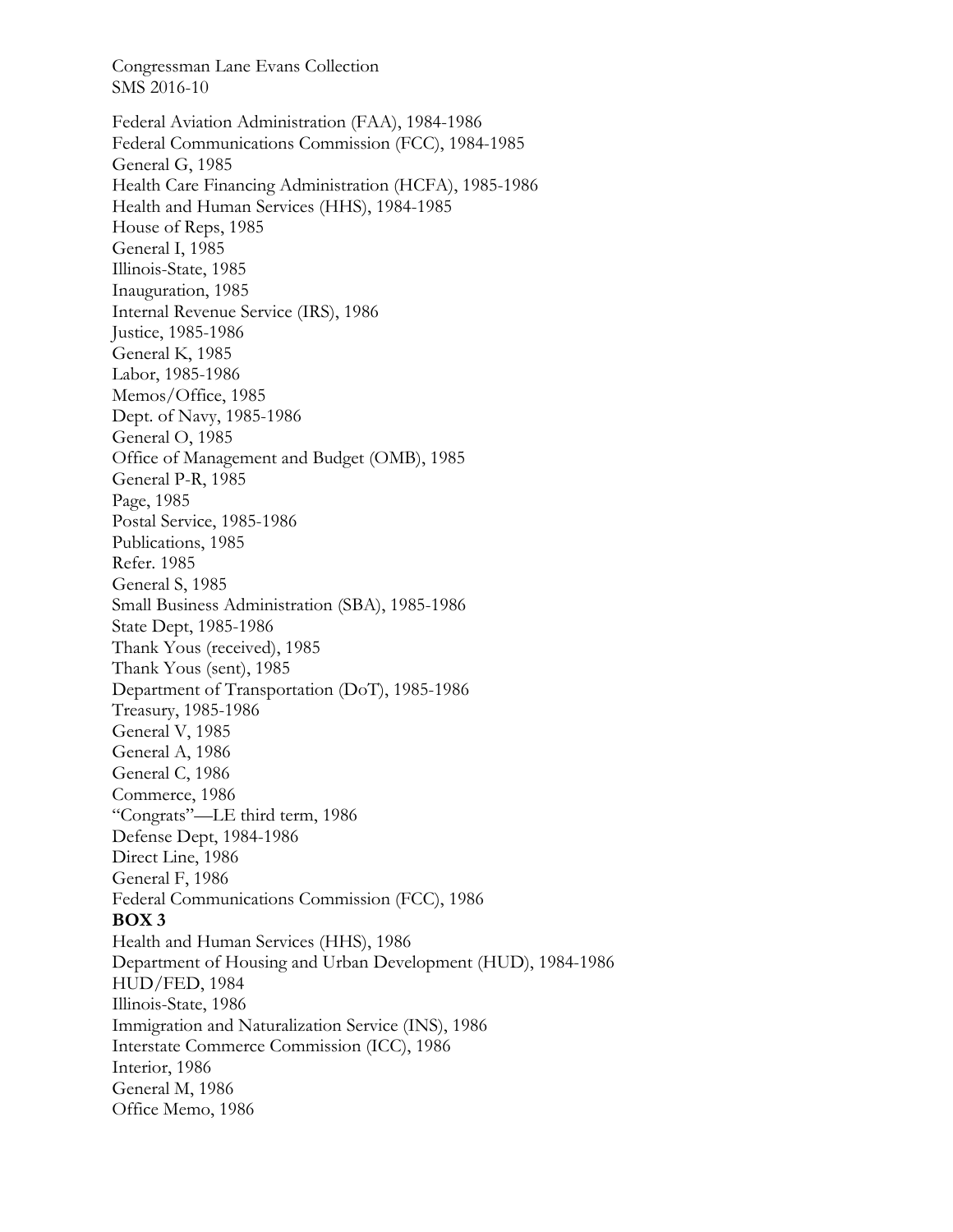Federal Aviation Administration (FAA), 1984-1986
Federal Communications Commission (FCC), 1984-1985
General G, 1985
Health Care Financing Administration (HCFA), 1985-1986
Health and Human Services (HHS), 1984-1985
House of Reps, 1985
General I, 1985
Illinois-State, 1985
Inauguration, 1985
Internal Revenue Service (IRS), 1986
Justice, 1985-1986
General K, 1985
Labor, 1985-1986
Memos/Office, 1985
Dept. of Navy, 1985-1986
General O, 1985
Office of Management and Budget (OMB), 1985
General P-R, 1985
Page, 1985
Postal Service, 1985-1986
Publications, 1985
Refer. 1985
General S, 1985
Small Business Administration (SBA), 1985-1986
State Dept, 1985-1986
Thank Yous (received), 1985
Thank Yous (sent), 1985
Department of Transportation (DoT), 1985-1986
Treasury, 1985-1986
General V, 1985
General A, 1986
General C, 1986
Commerce, 1986
"Congrats"—LE third term, 1986
Defense Dept, 1984-1986
Direct Line, 1986
General F, 1986
Federal Communications Commission (FCC), 1986

**BOX 3**

Health and Human Services (HHS), 1986
Department of Housing and Urban Development (HUD), 1984-1986
HUD/FED, 1984
Illinois-State, 1986
Immigration and Naturalization Service (INS), 1986
Interstate Commerce Commission (ICC), 1986
Interior, 1986
General M, 1986
Office Memo, 1986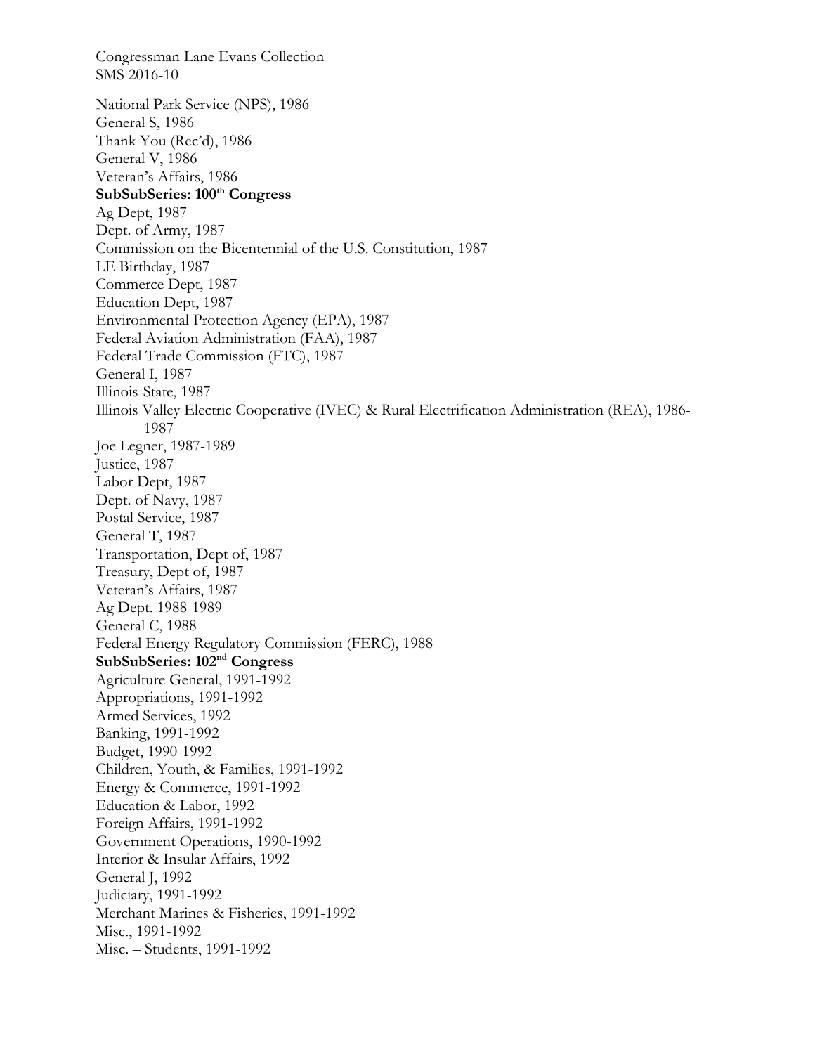Congressman Lane Evans Collection
SMS 2016-10

National Park Service (NPS), 1986
General S, 1986
Thank You (Rec'd), 1986
General V, 1986
Veteran's Affairs, 1986

**SubSubSeries: 100th Congress**

Ag Dept, 1987
Dept. of Army, 1987
Commission on the Bicentennial of the U.S. Constitution, 1987
LE Birthday, 1987
Commerce Dept, 1987
Education Dept, 1987
Environmental Protection Agency (EPA), 1987
Federal Aviation Administration (FAA), 1987
Federal Trade Commission (FTC), 1987
General I, 1987
Illinois-State, 1987
Illinois Valley Electric Cooperative (IVEC) & Rural Electrification Administration (REA), 1986-1987
Joe Legner, 1987-1989
Justice, 1987
Labor Dept, 1987
Dept. of Navy, 1987
Postal Service, 1987
General T, 1987
Transportation, Dept of, 1987
Treasury, Dept of, 1987
Veteran's Affairs, 1987
Ag Dept. 1988-1989
General C, 1988
Federal Energy Regulatory Commission (FERC), 1988

**SubSubSeries: 102nd Congress**

Agriculture General, 1991-1992
Appropriations, 1991-1992
Armed Services, 1992
Banking, 1991-1992
Budget, 1990-1992
Children, Youth, & Families, 1991-1992
Energy & Commerce, 1991-1992
Education & Labor, 1992
Foreign Affairs, 1991-1992
Government Operations, 1990-1992
Interior & Insular Affairs, 1992
General J, 1992
Judiciary, 1991-1992
Merchant Marines & Fisheries, 1991-1992
Misc., 1991-1992
Misc. – Students, 1991-1992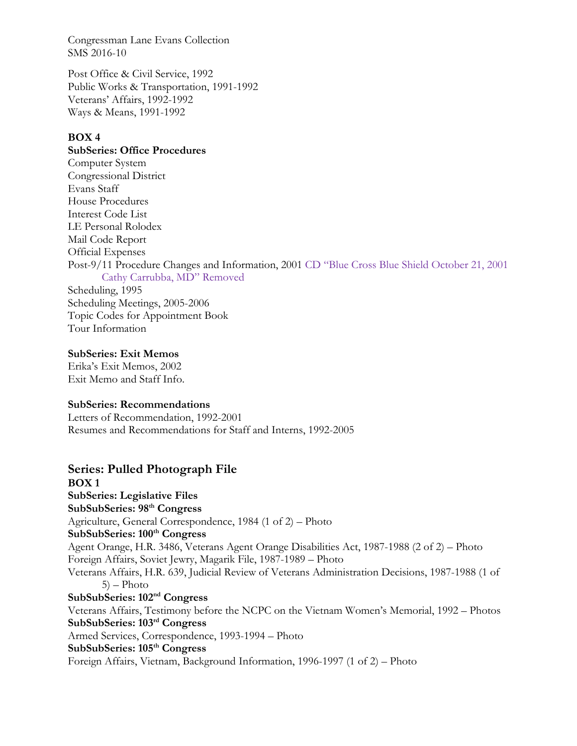Congressman Lane Evans Collection
SMS 2016-10

Post Office & Civil Service, 1992
Public Works & Transportation, 1991-1992
Veterans' Affairs, 1992-1992
Ways & Means, 1991-1992

**BOX 4**

**SubSeries: Office Procedures**

Computer System
Congressional District
Evans Staff
House Procedures
Interest Code List
LE Personal Rolodex
Mail Code Report
Official Expenses
Post-9/11 Procedure Changes and Information, 2001 CD "Blue Cross Blue Shield October 21, 2001 Cathy Carrubba, MD" Removed
Scheduling, 1995
Scheduling Meetings, 2005-2006
Topic Codes for Appointment Book
Tour Information

**SubSeries: Exit Memos**

Erika's Exit Memos, 2002
Exit Memo and Staff Info.

**SubSeries: Recommendations**

Letters of Recommendation, 1992-2001
Resumes and Recommendations for Staff and Interns, 1992-2005

## Series: Pulled Photograph File

**BOX 1**

**SubSeries: Legislative Files**

**SubSubSeries: 98th Congress**

Agriculture, General Correspondence, 1984 (1 of 2) – Photo

**SubSubSeries: 100th Congress**

Agent Orange, H.R. 3486, Veterans Agent Orange Disabilities Act, 1987-1988 (2 of 2) – Photo
Foreign Affairs, Soviet Jewry, Magarik File, 1987-1989 – Photo
Veterans Affairs, H.R. 639, Judicial Review of Veterans Administration Decisions, 1987-1988 (1 of 5) – Photo

**SubSubSeries: 102nd Congress**

Veterans Affairs, Testimony before the NCPC on the Vietnam Women's Memorial, 1992 – Photos

**SubSubSeries: 103rd Congress**

Armed Services, Correspondence, 1993-1994 – Photo

**SubSubSeries: 105th Congress**

Foreign Affairs, Vietnam, Background Information, 1996-1997 (1 of 2) – Photo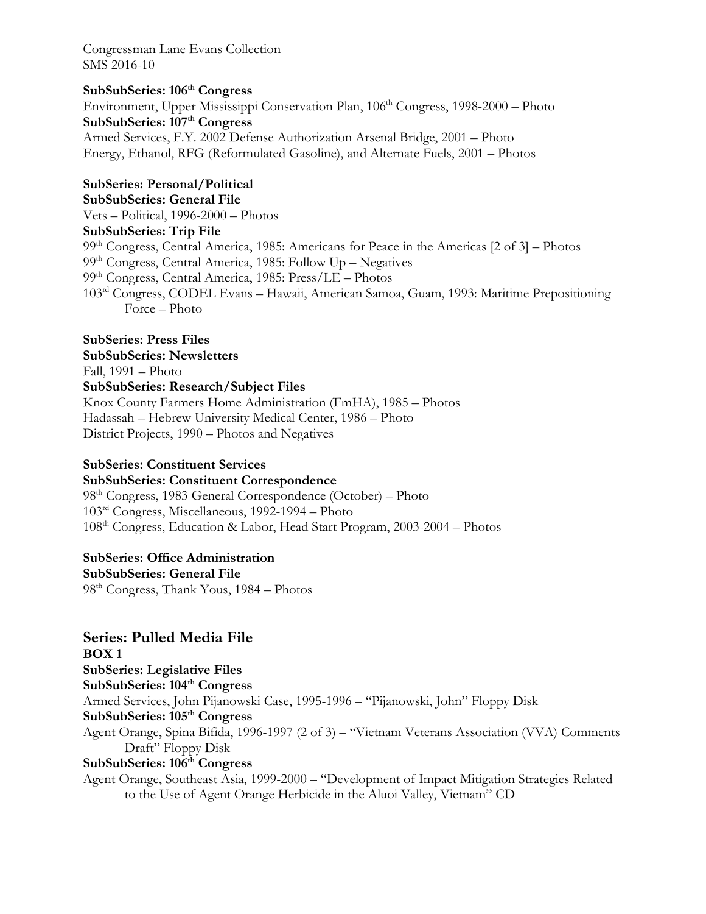Congressman Lane Evans Collection
SMS 2016-10

**SubSubSeries: 106th Congress**
Environment, Upper Mississippi Conservation Plan, 106th Congress, 1998-2000 – Photo
**SubSubSeries: 107th Congress**
Armed Services, F.Y. 2002 Defense Authorization Arsenal Bridge, 2001 – Photo
Energy, Ethanol, RFG (Reformulated Gasoline), and Alternate Fuels, 2001 – Photos

**SubSeries: Personal/Political**
**SubSubSeries: General File**
Vets – Political, 1996-2000 – Photos
**SubSubSeries: Trip File**
99th Congress, Central America, 1985: Americans for Peace in the Americas [2 of 3] – Photos
99th Congress, Central America, 1985: Follow Up – Negatives
99th Congress, Central America, 1985: Press/LE – Photos
103rd Congress, CODEL Evans – Hawaii, American Samoa, Guam, 1993: Maritime Prepositioning Force – Photo

**SubSeries: Press Files**
**SubSubSeries: Newsletters**
Fall, 1991 – Photo
**SubSubSeries: Research/Subject Files**
Knox County Farmers Home Administration (FmHA), 1985 – Photos
Hadassah – Hebrew University Medical Center, 1986 – Photo
District Projects, 1990 – Photos and Negatives

**SubSeries: Constituent Services**
**SubSubSeries: Constituent Correspondence**
98th Congress, 1983 General Correspondence (October) – Photo
103rd Congress, Miscellaneous, 1992-1994 – Photo
108th Congress, Education & Labor, Head Start Program, 2003-2004 – Photos

**SubSeries: Office Administration**
**SubSubSeries: General File**
98th Congress, Thank Yous, 1984 – Photos

## Series: Pulled Media File

**BOX 1**
**SubSeries: Legislative Files**
**SubSubSeries: 104th Congress**
Armed Services, John Pijanowski Case, 1995-1996 – "Pijanowski, John" Floppy Disk
**SubSubSeries: 105th Congress**
Agent Orange, Spina Bifida, 1996-1997 (2 of 3) – "Vietnam Veterans Association (VVA) Comments Draft" Floppy Disk
**SubSubSeries: 106th Congress**
Agent Orange, Southeast Asia, 1999-2000 – "Development of Impact Mitigation Strategies Related to the Use of Agent Orange Herbicide in the Aluoi Valley, Vietnam" CD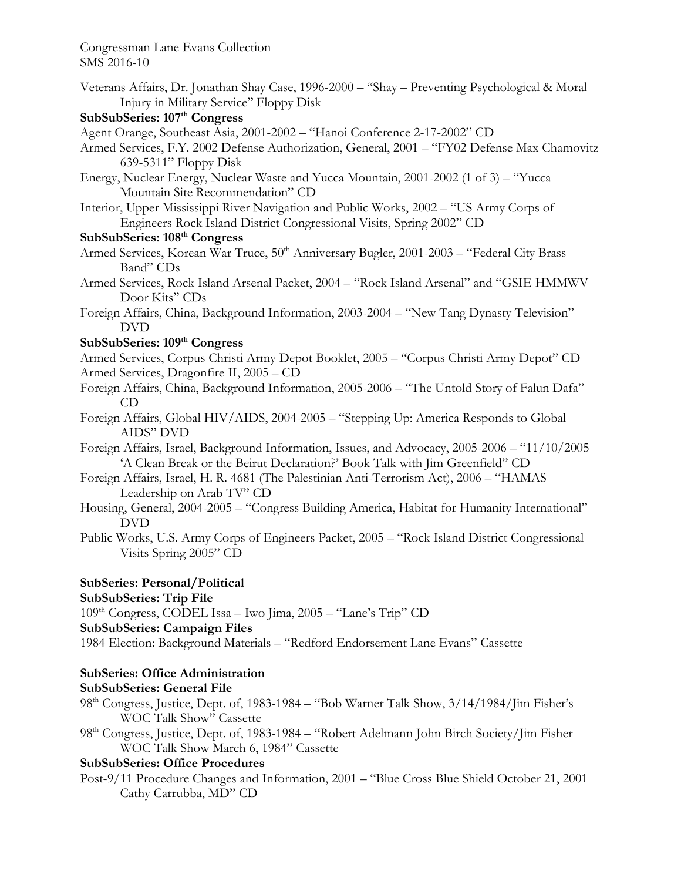Veterans Affairs, Dr. Jonathan Shay Case, 1996-2000 – "Shay – Preventing Psychological & Moral Injury in Military Service" Floppy Disk

**SubSubSeries: 107th Congress**

Agent Orange, Southeast Asia, 2001-2002 – "Hanoi Conference 2-17-2002" CD

Armed Services, F.Y. 2002 Defense Authorization, General, 2001 – "FY02 Defense Max Chamovitz 639-5311" Floppy Disk

Energy, Nuclear Energy, Nuclear Waste and Yucca Mountain, 2001-2002 (1 of 3) – "Yucca Mountain Site Recommendation" CD

Interior, Upper Mississippi River Navigation and Public Works, 2002 – "US Army Corps of Engineers Rock Island District Congressional Visits, Spring 2002" CD

**SubSubSeries: 108th Congress**

Armed Services, Korean War Truce, 50th Anniversary Bugler, 2001-2003 – "Federal City Brass Band" CDs

Armed Services, Rock Island Arsenal Packet, 2004 – "Rock Island Arsenal" and "GSIE HMMWV Door Kits" CDs

Foreign Affairs, China, Background Information, 2003-2004 – "New Tang Dynasty Television" DVD

**SubSubSeries: 109th Congress**

Armed Services, Corpus Christi Army Depot Booklet, 2005 – "Corpus Christi Army Depot" CD

Armed Services, Dragonfire II, 2005 – CD

Foreign Affairs, China, Background Information, 2005-2006 – "The Untold Story of Falun Dafa" CD

Foreign Affairs, Global HIV/AIDS, 2004-2005 – "Stepping Up: America Responds to Global AIDS" DVD

Foreign Affairs, Israel, Background Information, Issues, and Advocacy, 2005-2006 – "11/10/2005 'A Clean Break or the Beirut Declaration?' Book Talk with Jim Greenfield" CD

Foreign Affairs, Israel, H. R. 4681 (The Palestinian Anti-Terrorism Act), 2006 – "HAMAS Leadership on Arab TV" CD

Housing, General, 2004-2005 – "Congress Building America, Habitat for Humanity International" DVD

Public Works, U.S. Army Corps of Engineers Packet, 2005 – "Rock Island District Congressional Visits Spring 2005" CD

**SubSeries: Personal/Political**

**SubSubSeries: Trip File**

109th Congress, CODEL Issa – Iwo Jima, 2005 – "Lane's Trip" CD

**SubSubSeries: Campaign Files**

1984 Election: Background Materials – "Redford Endorsement Lane Evans" Cassette

**SubSeries: Office Administration**

**SubSubSeries: General File**

98th Congress, Justice, Dept. of, 1983-1984 – "Bob Warner Talk Show, 3/14/1984/Jim Fisher's WOC Talk Show" Cassette

98th Congress, Justice, Dept. of, 1983-1984 – "Robert Adelmann John Birch Society/Jim Fisher WOC Talk Show March 6, 1984" Cassette

**SubSubSeries: Office Procedures**

Post-9/11 Procedure Changes and Information, 2001 – "Blue Cross Blue Shield October 21, 2001 Cathy Carrubba, MD" CD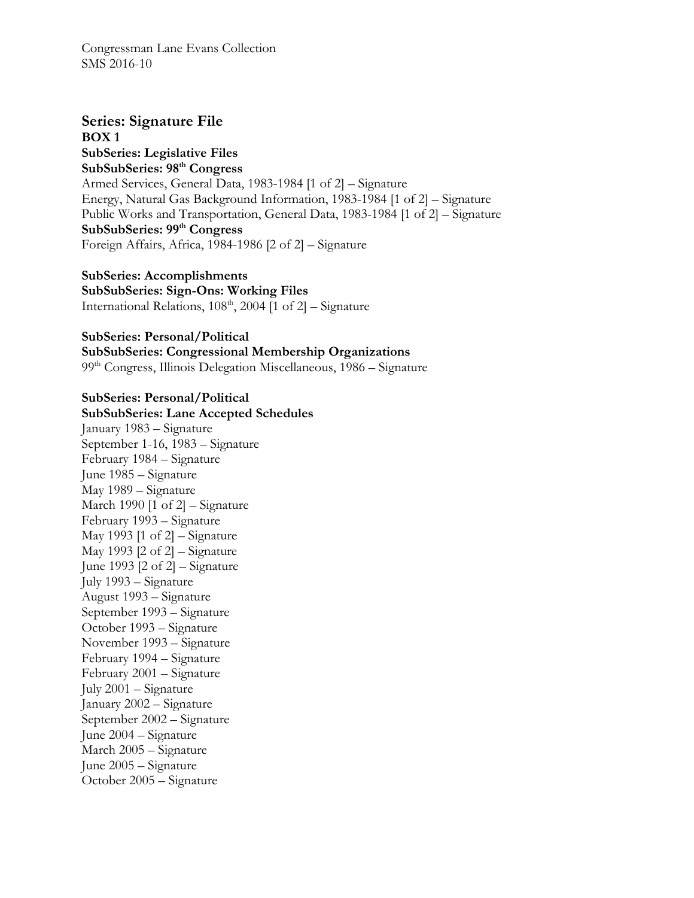Congressman Lane Evans Collection
SMS 2016-10

## Series: Signature File

**BOX 1**

**SubSeries: Legislative Files**

**SubSubSeries: 98th Congress**

Armed Services, General Data, 1983-1984 [1 of 2] – Signature
Energy, Natural Gas Background Information, 1983-1984 [1 of 2] – Signature
Public Works and Transportation, General Data, 1983-1984 [1 of 2] – Signature

**SubSubSeries: 99th Congress**

Foreign Affairs, Africa, 1984-1986 [2 of 2] – Signature

**SubSeries: Accomplishments**

**SubSubSeries: Sign-Ons: Working Files**

International Relations, 108th, 2004 [1 of 2] – Signature

**SubSeries: Personal/Political**

**SubSubSeries: Congressional Membership Organizations**

99th Congress, Illinois Delegation Miscellaneous, 1986 – Signature

**SubSeries: Personal/Political**

**SubSubSeries: Lane Accepted Schedules**

January 1983 – Signature
September 1-16, 1983 – Signature
February 1984 – Signature
June 1985 – Signature
May 1989 – Signature
March 1990 [1 of 2] – Signature
February 1993 – Signature
May 1993 [1 of 2] – Signature
May 1993 [2 of 2] – Signature
June 1993 [2 of 2] – Signature
July 1993 – Signature
August 1993 – Signature
September 1993 – Signature
October 1993 – Signature
November 1993 – Signature
February 1994 – Signature
February 2001 – Signature
July 2001 – Signature
January 2002 – Signature
September 2002 – Signature
June 2004 – Signature
March 2005 – Signature
June 2005 – Signature
October 2005 – Signature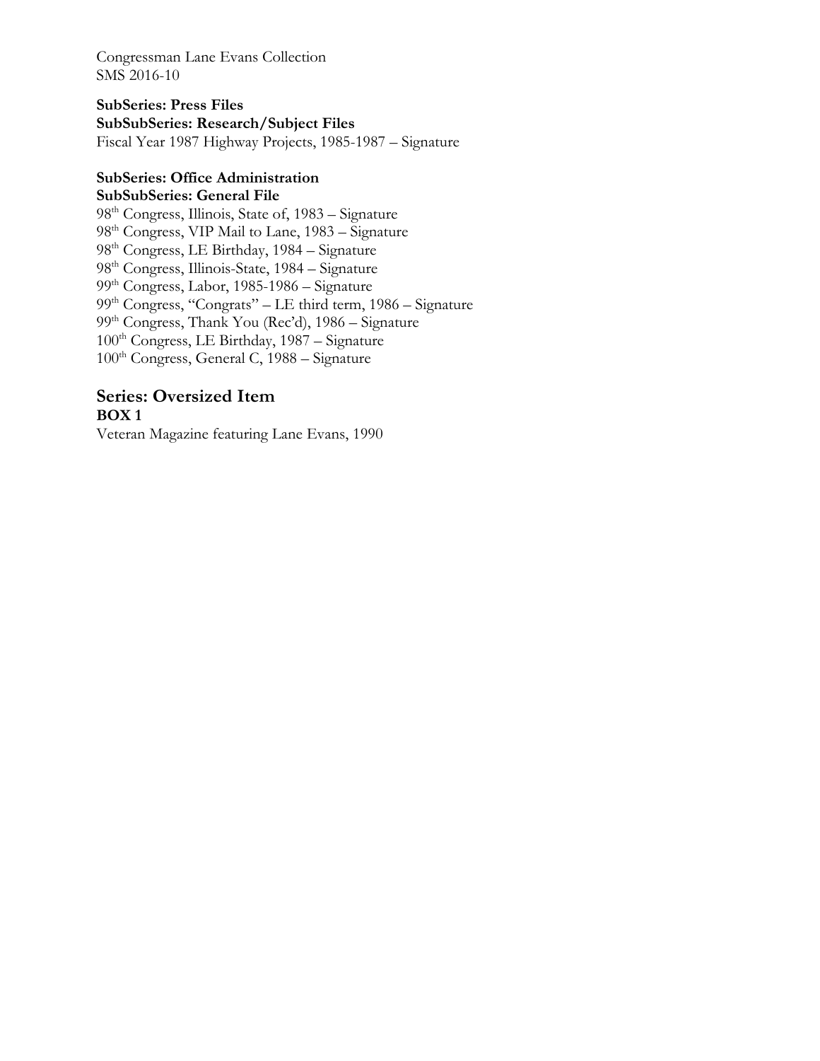Congressman Lane Evans Collection
SMS 2016-10

**SubSeries: Press Files**
**SubSubSeries: Research/Subject Files**
Fiscal Year 1987 Highway Projects, 1985-1987 – Signature

**SubSeries: Office Administration**
**SubSubSeries: General File**
98th Congress, Illinois, State of, 1983 – Signature
98th Congress, VIP Mail to Lane, 1983 – Signature
98th Congress, LE Birthday, 1984 – Signature
98th Congress, Illinois-State, 1984 – Signature
99th Congress, Labor, 1985-1986 – Signature
99th Congress, "Congrats" – LE third term, 1986 – Signature
99th Congress, Thank You (Rec'd), 1986 – Signature
100th Congress, LE Birthday, 1987 – Signature
100th Congress, General C, 1988 – Signature

## Series: Oversized Item

**BOX 1**
Veteran Magazine featuring Lane Evans, 1990